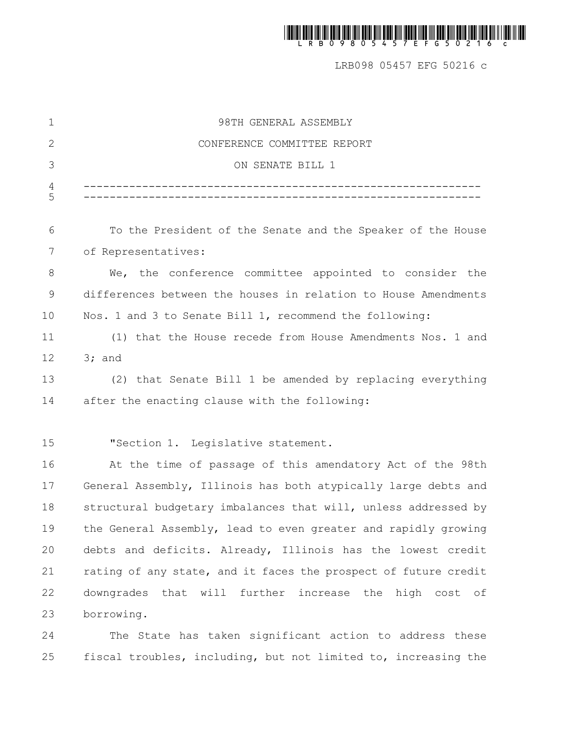98TH GENERAL ASSEMBLY

CONFERENCE COMMITTEE REPORT

ON SENATE BILL 1

---

To the President of the Senate and the Speaker of the House of Representatives:

We, the conference committee appointed to consider the differences between the houses in relation to House Amendments Nos. 1 and 3 to Senate Bill 1, recommend the following:

(1) that the House recede from House Amendments Nos. 1 and 3; and

(2) that Senate Bill 1 be amended by replacing everything after the enacting clause with the following:

"Section 1. Legislative statement.

At the time of passage of this amendatory Act of the 98th General Assembly, Illinois has both atypically large debts and structural budgetary imbalances that will, unless addressed by the General Assembly, lead to even greater and rapidly growing debts and deficits. Already, Illinois has the lowest credit rating of any state, and it faces the prospect of future credit downgrades that will further increase the high cost of borrowing.

The State has taken significant action to address these fiscal troubles, including, but not limited to, increasing the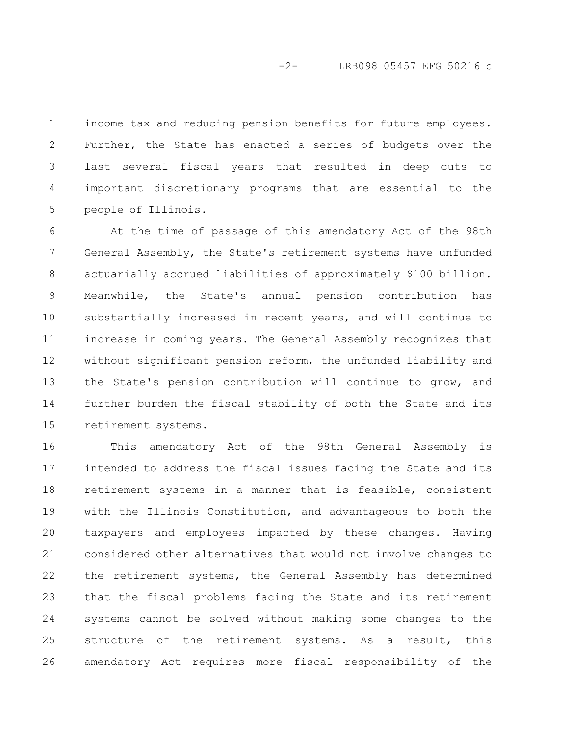income tax and reducing pension benefits for future employees. Further, the State has enacted a series of budgets over the last several fiscal years that resulted in deep cuts to important discretionary programs that are essential to the people of Illinois.

At the time of passage of this amendatory Act of the 98th General Assembly, the State's retirement systems have unfunded actuarially accrued liabilities of approximately $100 billion. Meanwhile, the State's annual pension contribution has substantially increased in recent years, and will continue to increase in coming years. The General Assembly recognizes that without significant pension reform, the unfunded liability and the State's pension contribution will continue to grow, and further burden the fiscal stability of both the State and its retirement systems.

This amendatory Act of the 98th General Assembly is intended to address the fiscal issues facing the State and its retirement systems in a manner that is feasible, consistent with the Illinois Constitution, and advantageous to both the taxpayers and employees impacted by these changes. Having considered other alternatives that would not involve changes to the retirement systems, the General Assembly has determined that the fiscal problems facing the State and its retirement systems cannot be solved without making some changes to the structure of the retirement systems. As a result, this amendatory Act requires more fiscal responsibility of the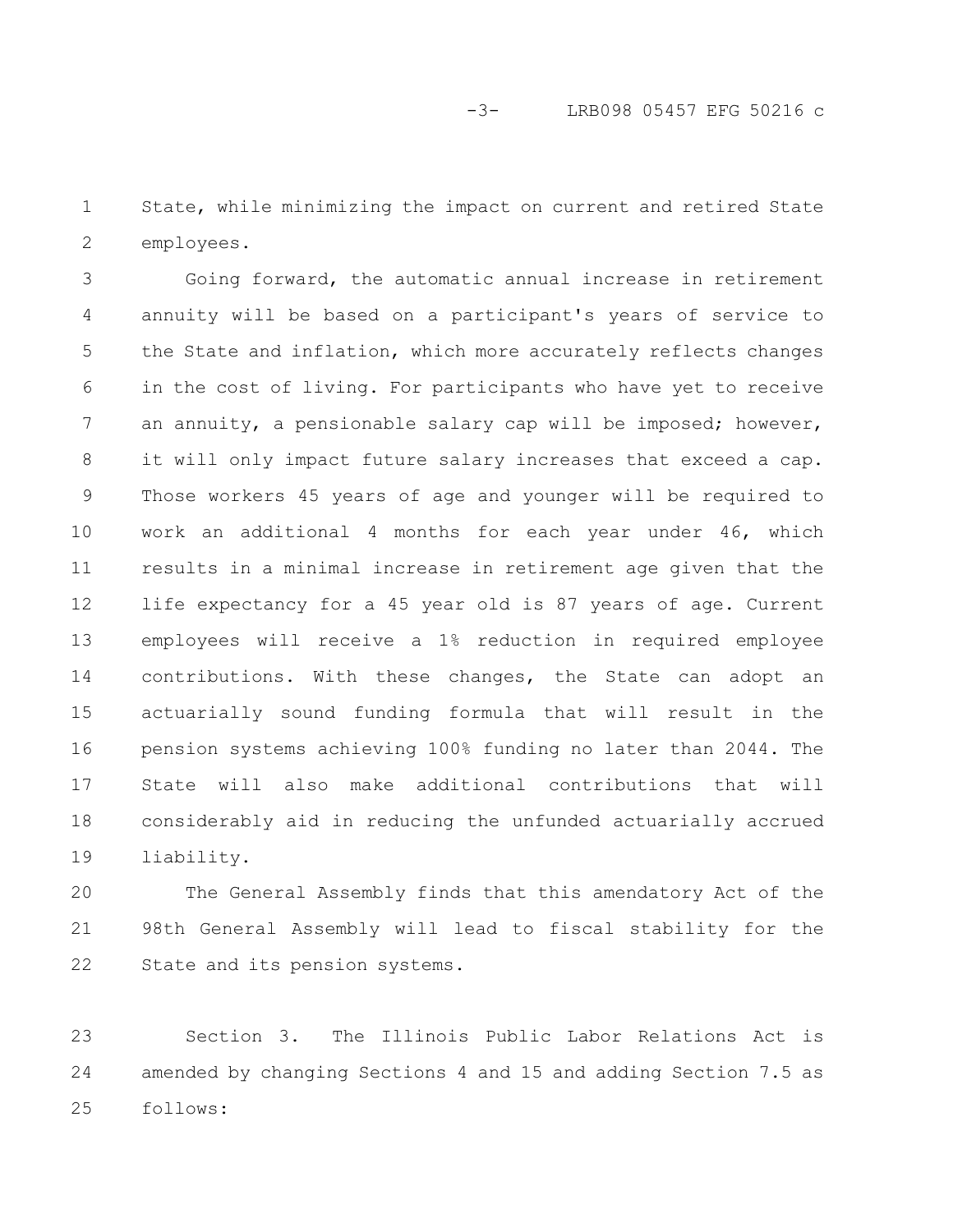State, while minimizing the impact on current and retired State employees.

Going forward, the automatic annual increase in retirement annuity will be based on a participant's years of service to the State and inflation, which more accurately reflects changes in the cost of living. For participants who have yet to receive an annuity, a pensionable salary cap will be imposed; however, it will only impact future salary increases that exceed a cap. Those workers 45 years of age and younger will be required to work an additional 4 months for each year under 46, which results in a minimal increase in retirement age given that the life expectancy for a 45 year old is 87 years of age. Current employees will receive a 1% reduction in required employee contributions. With these changes, the State can adopt an actuarially sound funding formula that will result in the pension systems achieving 100% funding no later than 2044. The State will also make additional contributions that will considerably aid in reducing the unfunded actuarially accrued liability.

The General Assembly finds that this amendatory Act of the 98th General Assembly will lead to fiscal stability for the State and its pension systems.

Section 3. The Illinois Public Labor Relations Act is amended by changing Sections 4 and 15 and adding Section 7.5 as follows: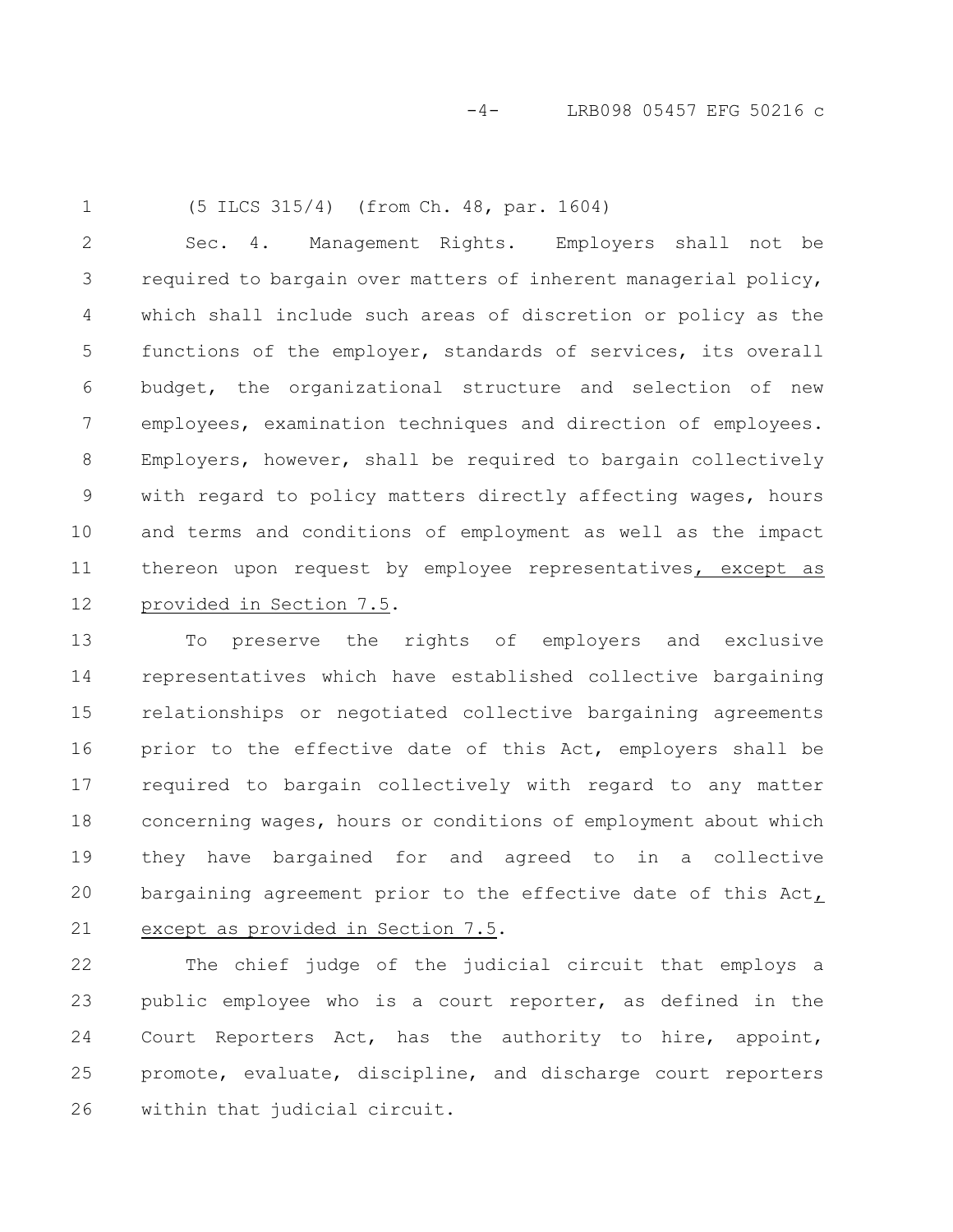(5 ILCS 315/4) (from Ch. 48, par. 1604)

Sec. 4. Management Rights. Employers shall not be required to bargain over matters of inherent managerial policy, which shall include such areas of discretion or policy as the functions of the employer, standards of services, its overall budget, the organizational structure and selection of new employees, examination techniques and direction of employees. Employers, however, shall be required to bargain collectively with regard to policy matters directly affecting wages, hours and terms and conditions of employment as well as the impact thereon upon request by employee representatives, except as provided in Section 7.5.

To preserve the rights of employers and exclusive representatives which have established collective bargaining relationships or negotiated collective bargaining agreements prior to the effective date of this Act, employers shall be required to bargain collectively with regard to any matter concerning wages, hours or conditions of employment about which they have bargained for and agreed to in a collective bargaining agreement prior to the effective date of this Act, except as provided in Section 7.5.

The chief judge of the judicial circuit that employs a public employee who is a court reporter, as defined in the Court Reporters Act, has the authority to hire, appoint, promote, evaluate, discipline, and discharge court reporters within that judicial circuit.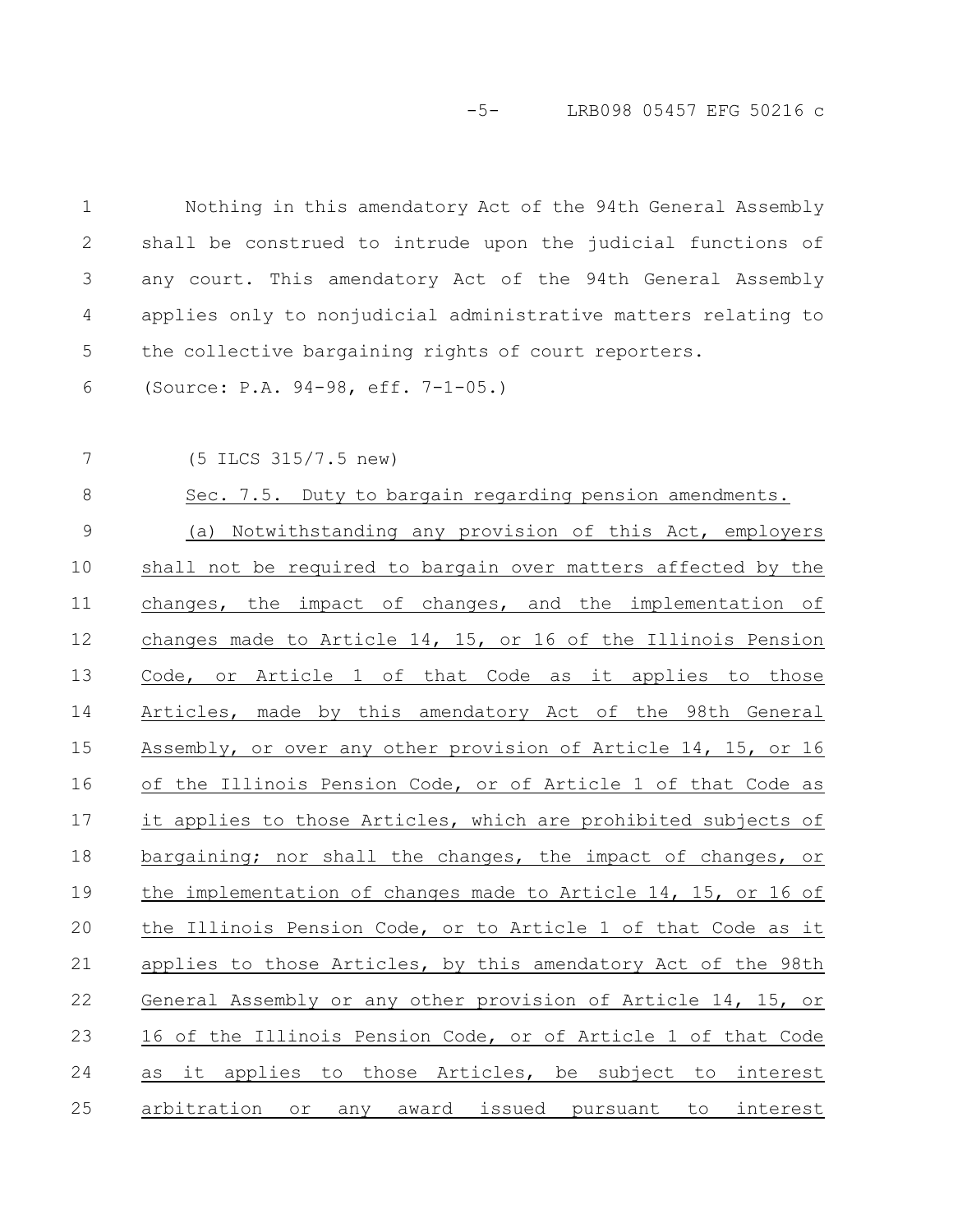Nothing in this amendatory Act of the 94th General Assembly shall be construed to intrude upon the judicial functions of any court. This amendatory Act of the 94th General Assembly applies only to nonjudicial administrative matters relating to the collective bargaining rights of court reporters.

(Source: P.A. 94-98, eff. 7-1-05.)

(5 ILCS 315/7.5 new)

Sec. 7.5. Duty to bargain regarding pension amendments.

(a) Notwithstanding any provision of this Act, employers shall not be required to bargain over matters affected by the changes, the impact of changes, and the implementation of changes made to Article 14, 15, or 16 of the Illinois Pension Code, or Article 1 of that Code as it applies to those Articles, made by this amendatory Act of the 98th General Assembly, or over any other provision of Article 14, 15, or 16 of the Illinois Pension Code, or of Article 1 of that Code as it applies to those Articles, which are prohibited subjects of bargaining; nor shall the changes, the impact of changes, or the implementation of changes made to Article 14, 15, or 16 of the Illinois Pension Code, or to Article 1 of that Code as it applies to those Articles, by this amendatory Act of the 98th General Assembly or any other provision of Article 14, 15, or 16 of the Illinois Pension Code, or of Article 1 of that Code as it applies to those Articles, be subject to interest arbitration or any award issued pursuant to interest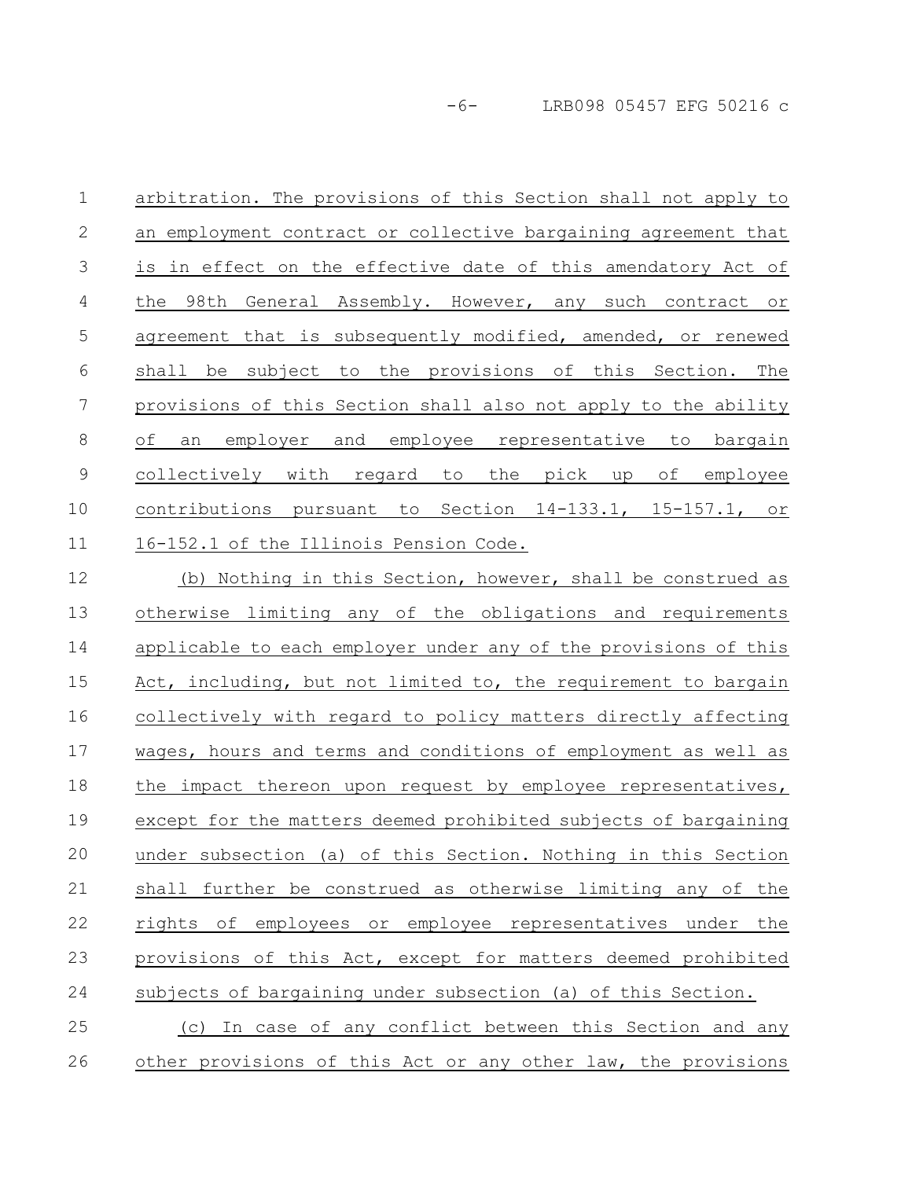arbitration. The provisions of this Section shall not apply to an employment contract or collective bargaining agreement that is in effect on the effective date of this amendatory Act of the 98th General Assembly. However, any such contract or agreement that is subsequently modified, amended, or renewed shall be subject to the provisions of this Section. The provisions of this Section shall also not apply to the ability of an employer and employee representative to bargain collectively with regard to the pick up of employee contributions pursuant to Section 14-133.1, 15-157.1, or 16-152.1 of the Illinois Pension Code.

(b) Nothing in this Section, however, shall be construed as otherwise limiting any of the obligations and requirements applicable to each employer under any of the provisions of this Act, including, but not limited to, the requirement to bargain collectively with regard to policy matters directly affecting wages, hours and terms and conditions of employment as well as the impact thereon upon request by employee representatives, except for the matters deemed prohibited subjects of bargaining under subsection (a) of this Section. Nothing in this Section shall further be construed as otherwise limiting any of the rights of employees or employee representatives under the provisions of this Act, except for matters deemed prohibited subjects of bargaining under subsection (a) of this Section.

(c) In case of any conflict between this Section and any other provisions of this Act or any other law, the provisions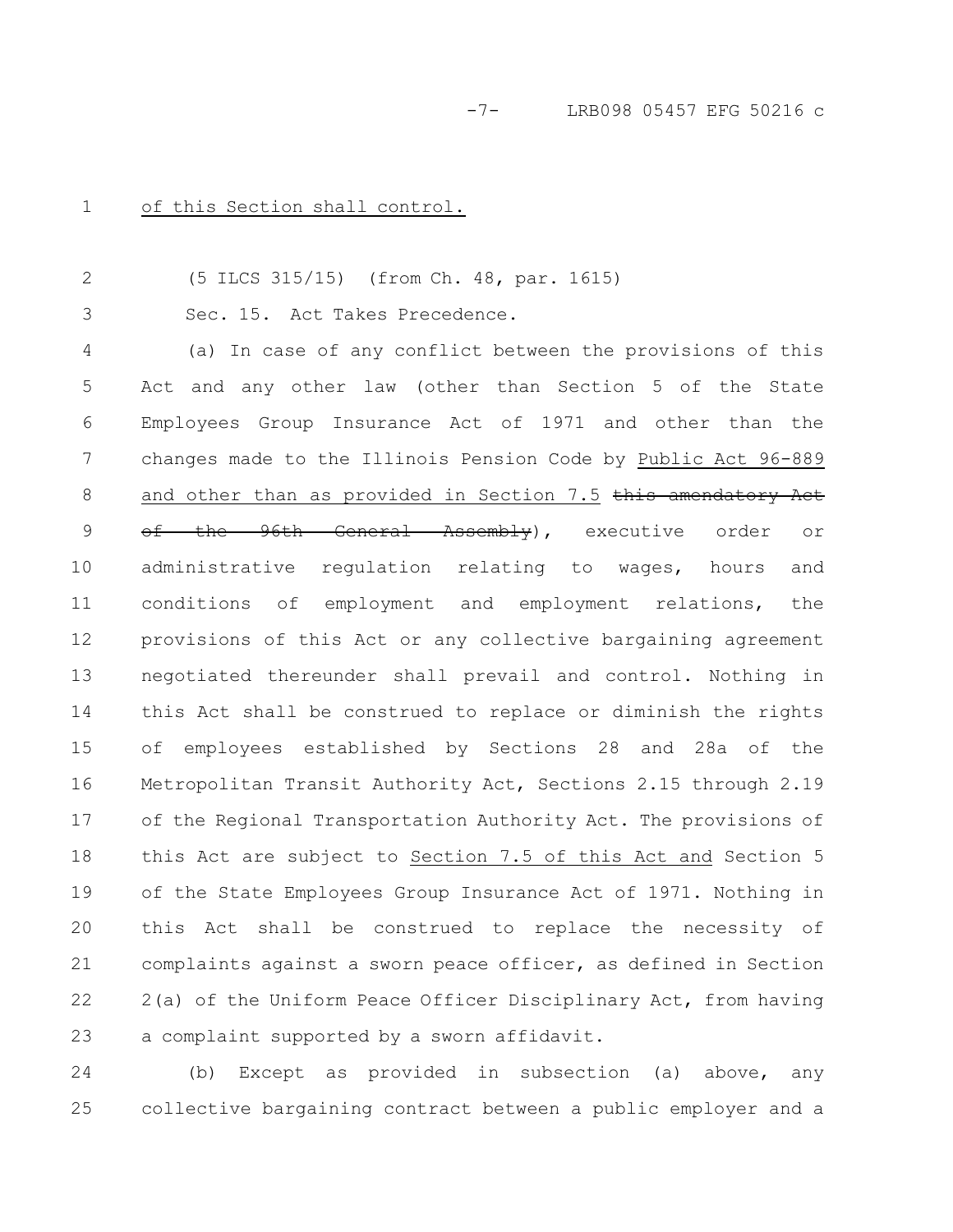of this Section shall control.

(5 ILCS 315/15) (from Ch. 48, par. 1615)

Sec. 15. Act Takes Precedence.

(a) In case of any conflict between the provisions of this Act and any other law (other than Section 5 of the State Employees Group Insurance Act of 1971 and other than the changes made to the Illinois Pension Code by Public Act 96-889 and other than as provided in Section 7.5 ~~this amendatory Act of the 96th General Assembly~~), executive order or administrative regulation relating to wages, hours and conditions of employment and employment relations, the provisions of this Act or any collective bargaining agreement negotiated thereunder shall prevail and control. Nothing in this Act shall be construed to replace or diminish the rights of employees established by Sections 28 and 28a of the Metropolitan Transit Authority Act, Sections 2.15 through 2.19 of the Regional Transportation Authority Act. The provisions of this Act are subject to Section 7.5 of this Act and Section 5 of the State Employees Group Insurance Act of 1971. Nothing in this Act shall be construed to replace the necessity of complaints against a sworn peace officer, as defined in Section 2(a) of the Uniform Peace Officer Disciplinary Act, from having a complaint supported by a sworn affidavit.

(b) Except as provided in subsection (a) above, any collective bargaining contract between a public employer and a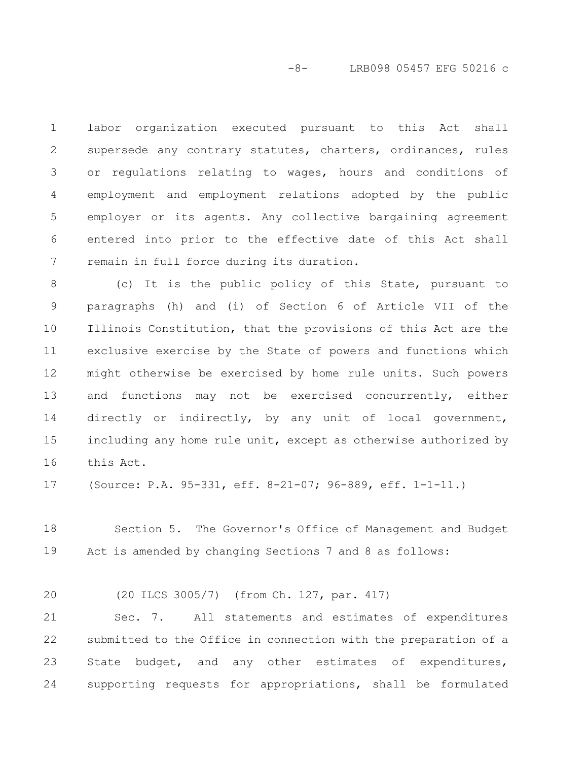labor organization executed pursuant to this Act shall supersede any contrary statutes, charters, ordinances, rules or regulations relating to wages, hours and conditions of employment and employment relations adopted by the public employer or its agents. Any collective bargaining agreement entered into prior to the effective date of this Act shall remain in full force during its duration.

(c) It is the public policy of this State, pursuant to paragraphs (h) and (i) of Section 6 of Article VII of the Illinois Constitution, that the provisions of this Act are the exclusive exercise by the State of powers and functions which might otherwise be exercised by home rule units. Such powers and functions may not be exercised concurrently, either directly or indirectly, by any unit of local government, including any home rule unit, except as otherwise authorized by this Act.

(Source: P.A. 95-331, eff. 8-21-07; 96-889, eff. 1-1-11.)

Section 5. The Governor's Office of Management and Budget Act is amended by changing Sections 7 and 8 as follows:

(20 ILCS 3005/7) (from Ch. 127, par. 417)

Sec. 7. All statements and estimates of expenditures submitted to the Office in connection with the preparation of a State budget, and any other estimates of expenditures, supporting requests for appropriations, shall be formulated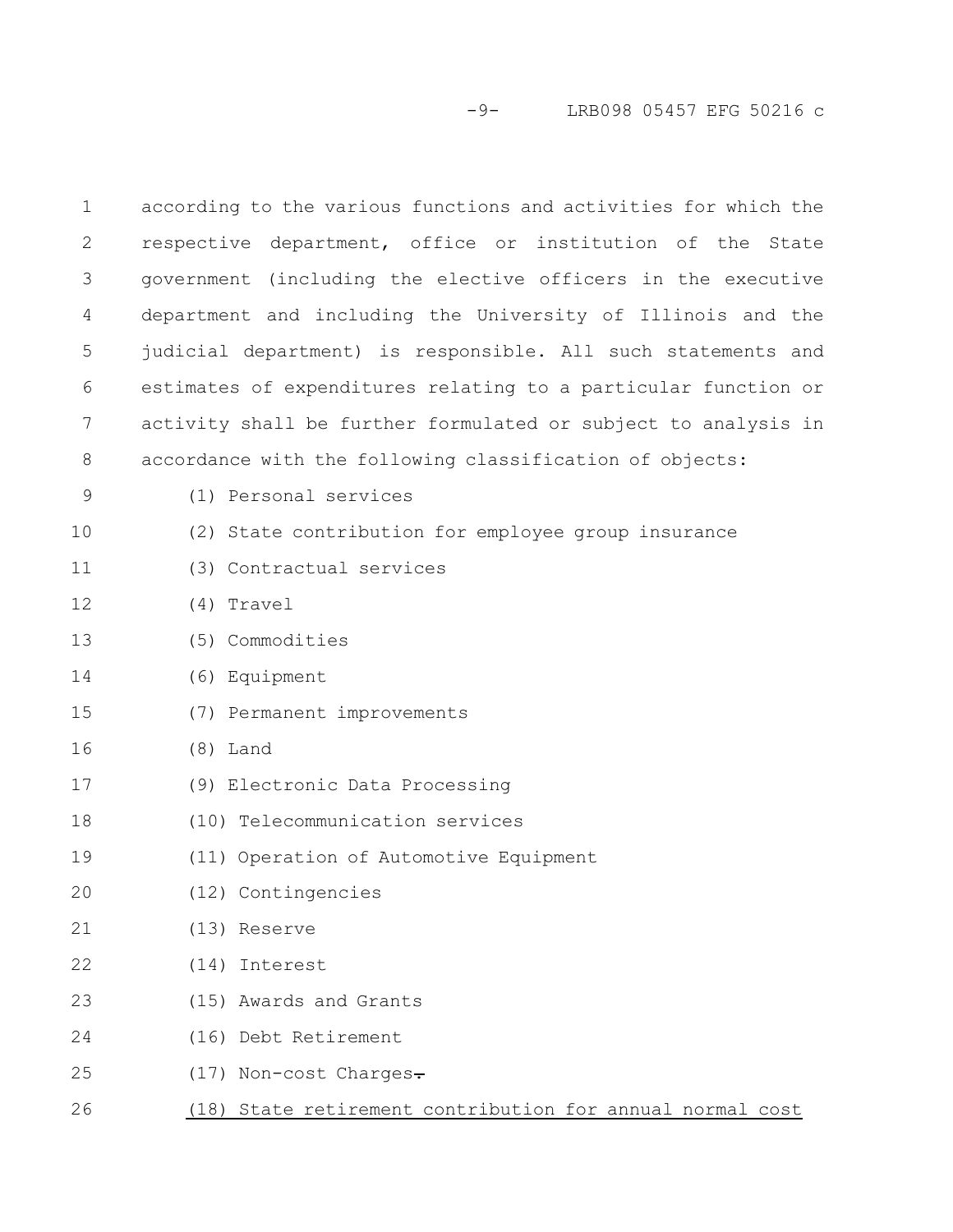according to the various functions and activities for which the respective department, office or institution of the State government (including the elective officers in the executive department and including the University of Illinois and the judicial department) is responsible. All such statements and estimates of expenditures relating to a particular function or activity shall be further formulated or subject to analysis in accordance with the following classification of objects:

(1) Personal services

(2) State contribution for employee group insurance

(3) Contractual services

(4) Travel

(5) Commodities

(6) Equipment

(7) Permanent improvements

(8) Land

(9) Electronic Data Processing

(10) Telecommunication services

(11) Operation of Automotive Equipment

(12) Contingencies

(13) Reserve

(14) Interest

(15) Awards and Grants

(16) Debt Retirement

(17) Non-cost Charges~~.~~

<u>(18) State retirement contribution for annual normal cost</u>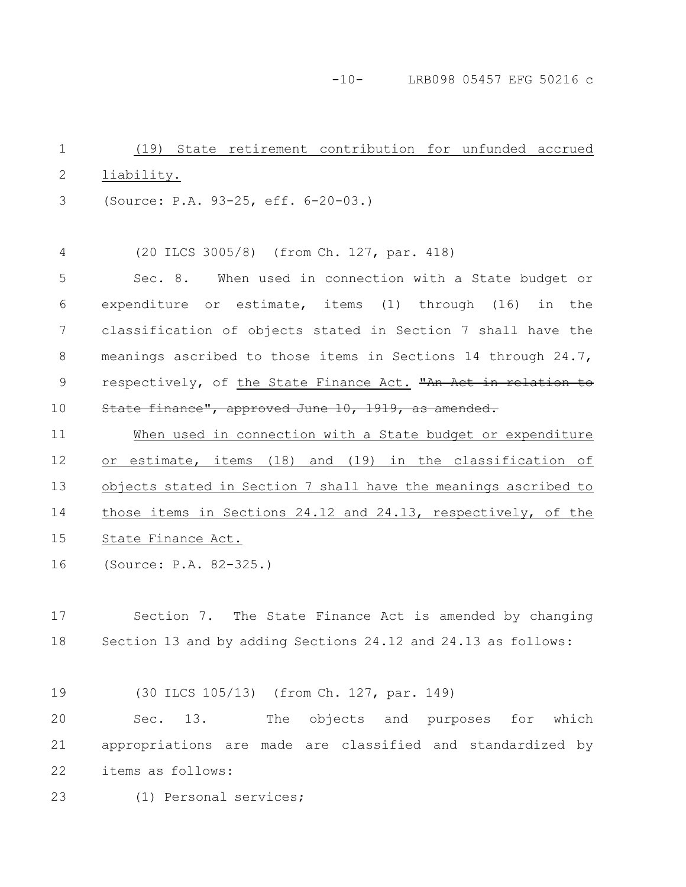(19) State retirement contribution for unfunded accrued liability.

(Source: P.A. 93-25, eff. 6-20-03.)

(20 ILCS 3005/8) (from Ch. 127, par. 418)

Sec. 8. When used in connection with a State budget or expenditure or estimate, items (1) through (16) in the classification of objects stated in Section 7 shall have the meanings ascribed to those items in Sections 14 through 24.7, respectively, of the State Finance Act. ~~"An Act in relation to State finance", approved June 10, 1919, as amended.~~

When used in connection with a State budget or expenditure or estimate, items (18) and (19) in the classification of objects stated in Section 7 shall have the meanings ascribed to those items in Sections 24.12 and 24.13, respectively, of the State Finance Act.

(Source: P.A. 82-325.)

Section 7. The State Finance Act is amended by changing Section 13 and by adding Sections 24.12 and 24.13 as follows:

(30 ILCS 105/13) (from Ch. 127, par. 149)

Sec. 13. The objects and purposes for which appropriations are made are classified and standardized by items as follows:

(1) Personal services;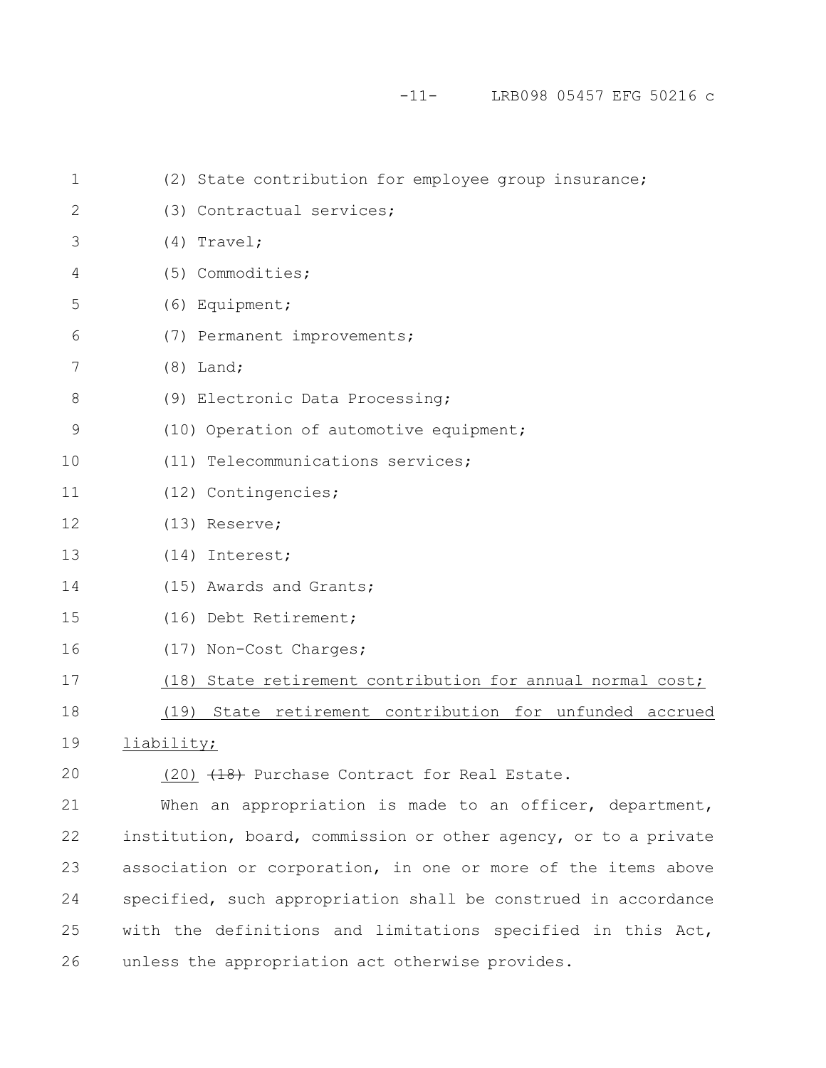(2) State contribution for employee group insurance;

(3) Contractual services;

(4) Travel;

(5) Commodities;

(6) Equipment;

(7) Permanent improvements;

(8) Land;

(9) Electronic Data Processing;

(10) Operation of automotive equipment;

(11) Telecommunications services;

(12) Contingencies;

(13) Reserve;

(14) Interest;

(15) Awards and Grants;

(16) Debt Retirement;

(17) Non-Cost Charges;

(18) State retirement contribution for annual normal cost;

(19) State retirement contribution for unfunded accrued liability;

(20) ~~(18)~~ Purchase Contract for Real Estate.

When an appropriation is made to an officer, department, institution, board, commission or other agency, or to a private association or corporation, in one or more of the items above specified, such appropriation shall be construed in accordance with the definitions and limitations specified in this Act, unless the appropriation act otherwise provides.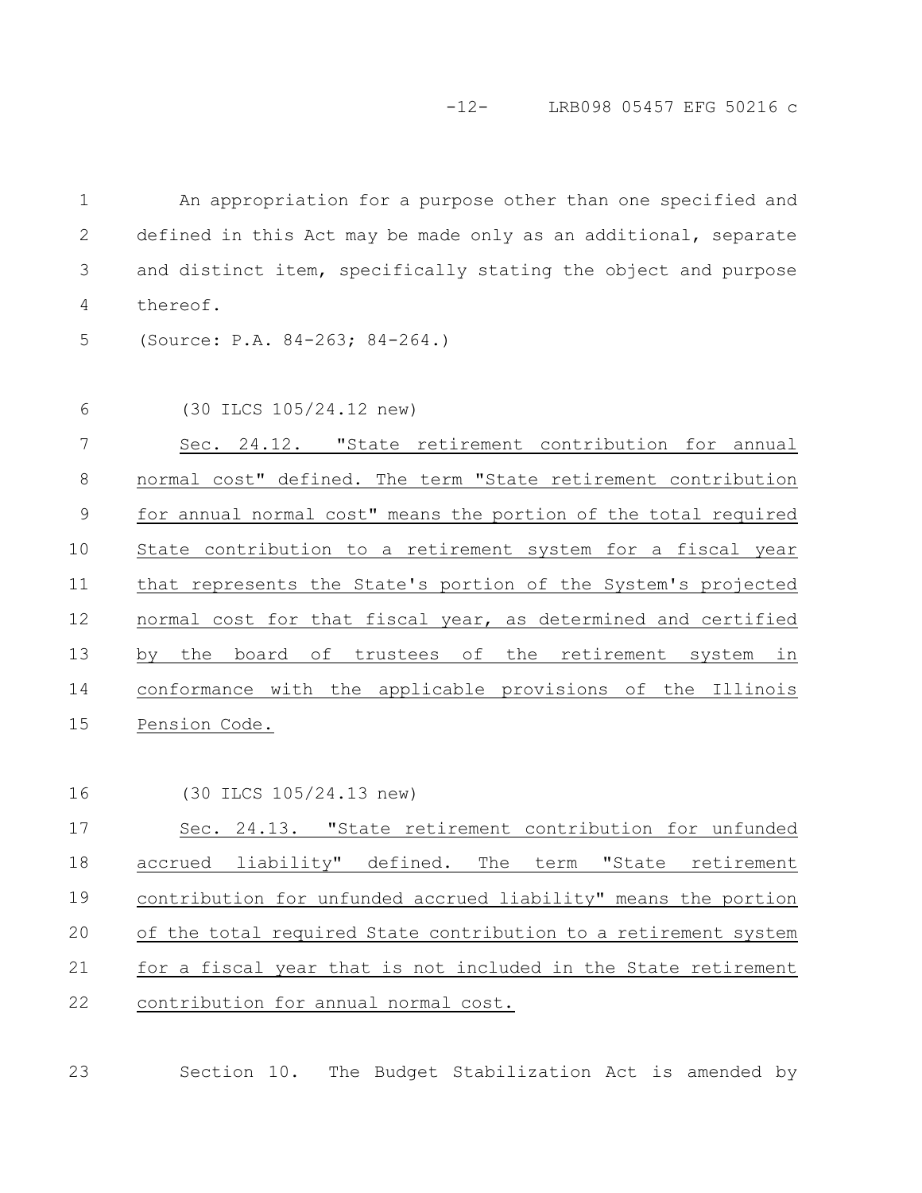An appropriation for a purpose other than one specified and defined in this Act may be made only as an additional, separate and distinct item, specifically stating the object and purpose thereof.

(Source: P.A. 84-263; 84-264.)

(30 ILCS 105/24.12 new)

Sec. 24.12. "State retirement contribution for annual normal cost" defined. The term "State retirement contribution for annual normal cost" means the portion of the total required State contribution to a retirement system for a fiscal year that represents the State's portion of the System's projected normal cost for that fiscal year, as determined and certified by the board of trustees of the retirement system in conformance with the applicable provisions of the Illinois Pension Code.

(30 ILCS 105/24.13 new)

Sec. 24.13. "State retirement contribution for unfunded accrued liability" defined. The term "State retirement contribution for unfunded accrued liability" means the portion of the total required State contribution to a retirement system for a fiscal year that is not included in the State retirement contribution for annual normal cost.

Section 10. The Budget Stabilization Act is amended by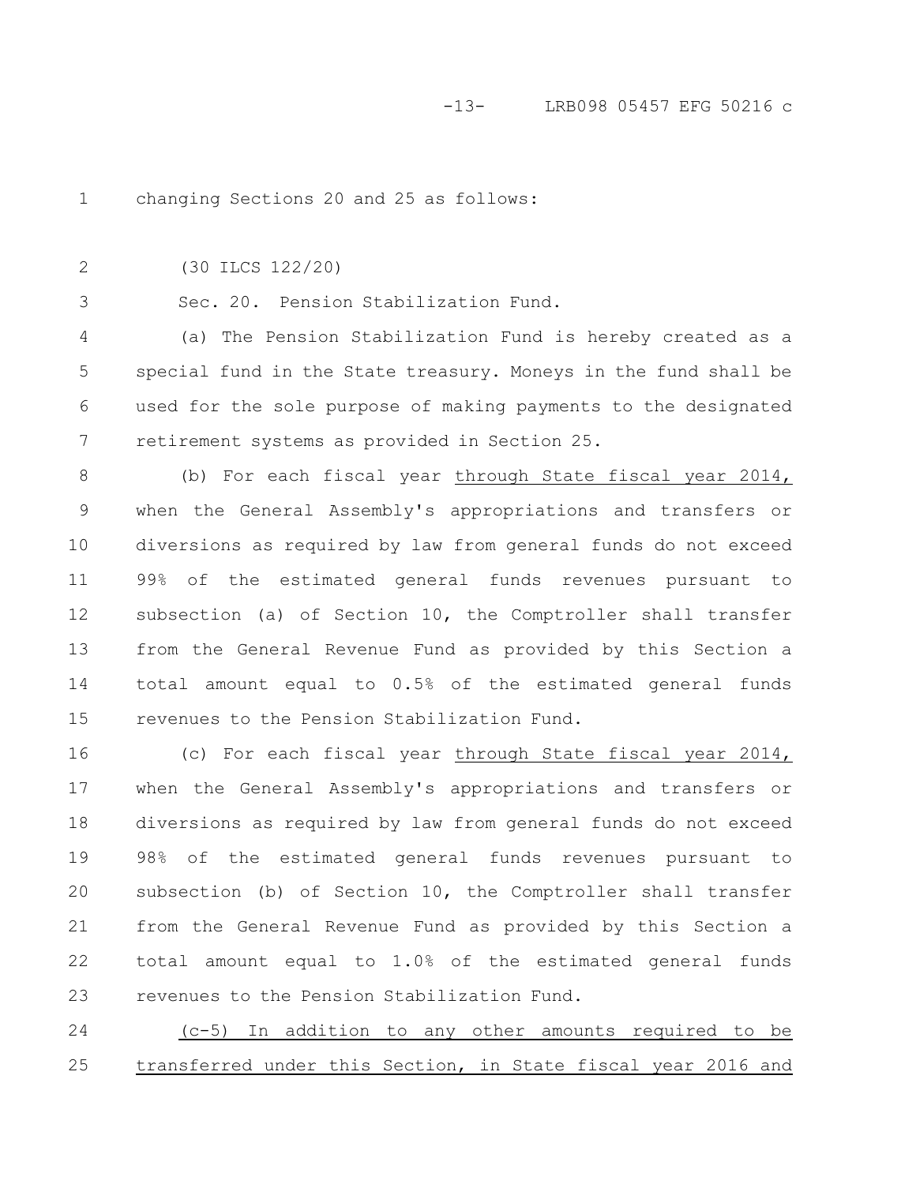changing Sections 20 and 25 as follows:

(30 ILCS 122/20)

Sec. 20. Pension Stabilization Fund.

(a) The Pension Stabilization Fund is hereby created as a special fund in the State treasury. Moneys in the fund shall be used for the sole purpose of making payments to the designated retirement systems as provided in Section 25.

(b) For each fiscal year through State fiscal year 2014, when the General Assembly's appropriations and transfers or diversions as required by law from general funds do not exceed 99% of the estimated general funds revenues pursuant to subsection (a) of Section 10, the Comptroller shall transfer from the General Revenue Fund as provided by this Section a total amount equal to 0.5% of the estimated general funds revenues to the Pension Stabilization Fund.

(c) For each fiscal year through State fiscal year 2014, when the General Assembly's appropriations and transfers or diversions as required by law from general funds do not exceed 98% of the estimated general funds revenues pursuant to subsection (b) of Section 10, the Comptroller shall transfer from the General Revenue Fund as provided by this Section a total amount equal to 1.0% of the estimated general funds revenues to the Pension Stabilization Fund.

(c-5) In addition to any other amounts required to be transferred under this Section, in State fiscal year 2016 and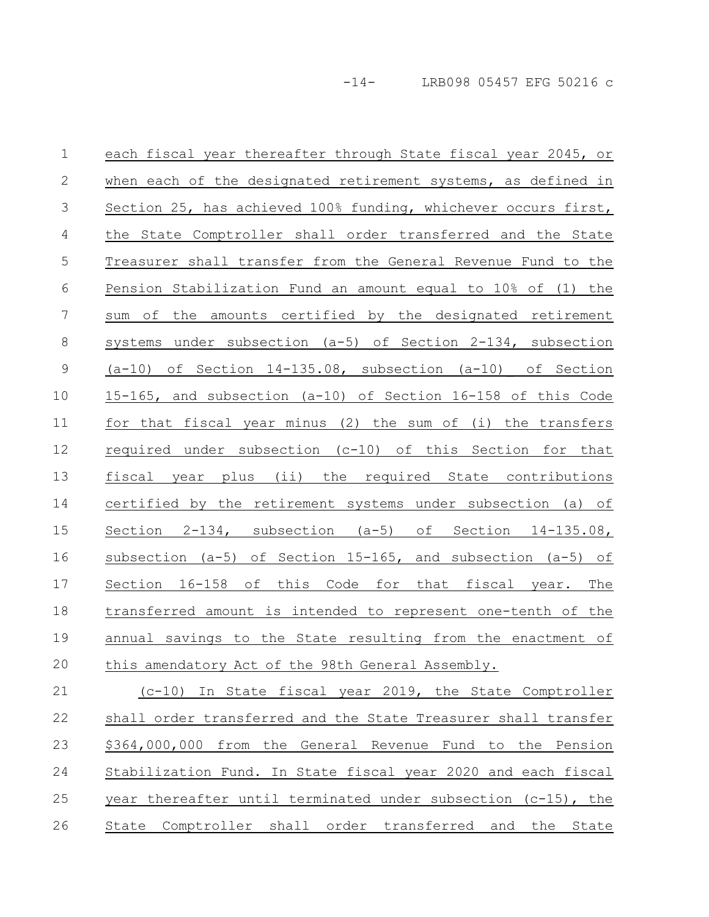each fiscal year thereafter through State fiscal year 2045, or when each of the designated retirement systems, as defined in Section 25, has achieved 100% funding, whichever occurs first, the State Comptroller shall order transferred and the State Treasurer shall transfer from the General Revenue Fund to the Pension Stabilization Fund an amount equal to 10% of (1) the sum of the amounts certified by the designated retirement systems under subsection (a-5) of Section 2-134, subsection (a-10) of Section 14-135.08, subsection (a-10) of Section 15-165, and subsection (a-10) of Section 16-158 of this Code for that fiscal year minus (2) the sum of (i) the transfers required under subsection (c-10) of this Section for that fiscal year plus (ii) the required State contributions certified by the retirement systems under subsection (a) of Section 2-134, subsection (a-5) of Section 14-135.08, subsection (a-5) of Section 15-165, and subsection (a-5) of Section 16-158 of this Code for that fiscal year. The transferred amount is intended to represent one-tenth of the annual savings to the State resulting from the enactment of this amendatory Act of the 98th General Assembly.

(c-10) In State fiscal year 2019, the State Comptroller shall order transferred and the State Treasurer shall transfer $364,000,000 from the General Revenue Fund to the Pension Stabilization Fund. In State fiscal year 2020 and each fiscal year thereafter until terminated under subsection (c-15), the State Comptroller shall order transferred and the State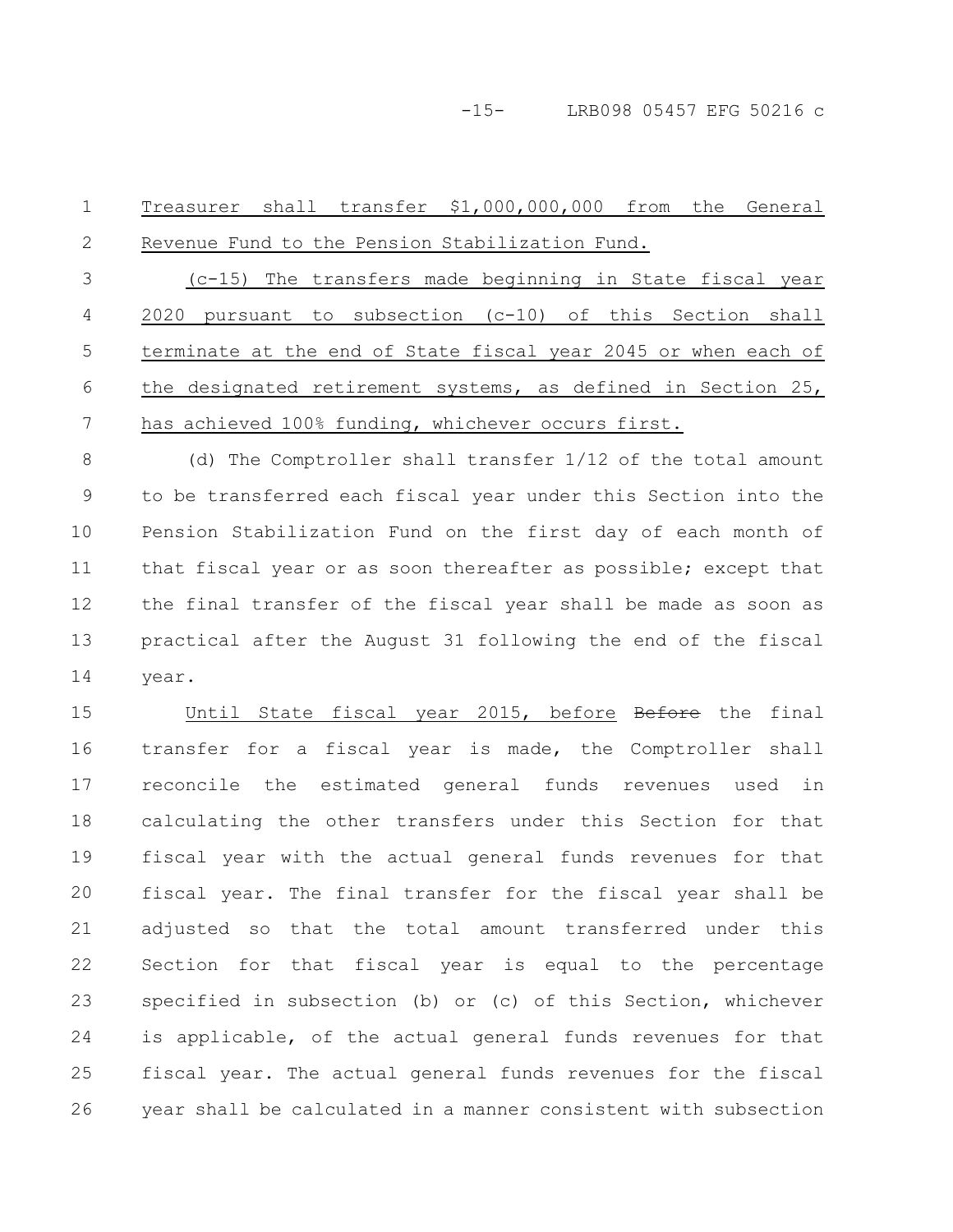Treasurer shall transfer $1,000,000,000 from the General Revenue Fund to the Pension Stabilization Fund.

(c-15) The transfers made beginning in State fiscal year 2020 pursuant to subsection (c-10) of this Section shall terminate at the end of State fiscal year 2045 or when each of the designated retirement systems, as defined in Section 25, has achieved 100% funding, whichever occurs first.

(d) The Comptroller shall transfer 1/12 of the total amount to be transferred each fiscal year under this Section into the Pension Stabilization Fund on the first day of each month of that fiscal year or as soon thereafter as possible; except that the final transfer of the fiscal year shall be made as soon as practical after the August 31 following the end of the fiscal year.

Until State fiscal year 2015, before ~~Before~~ the final transfer for a fiscal year is made, the Comptroller shall reconcile the estimated general funds revenues used in calculating the other transfers under this Section for that fiscal year with the actual general funds revenues for that fiscal year. The final transfer for the fiscal year shall be adjusted so that the total amount transferred under this Section for that fiscal year is equal to the percentage specified in subsection (b) or (c) of this Section, whichever is applicable, of the actual general funds revenues for that fiscal year. The actual general funds revenues for the fiscal year shall be calculated in a manner consistent with subsection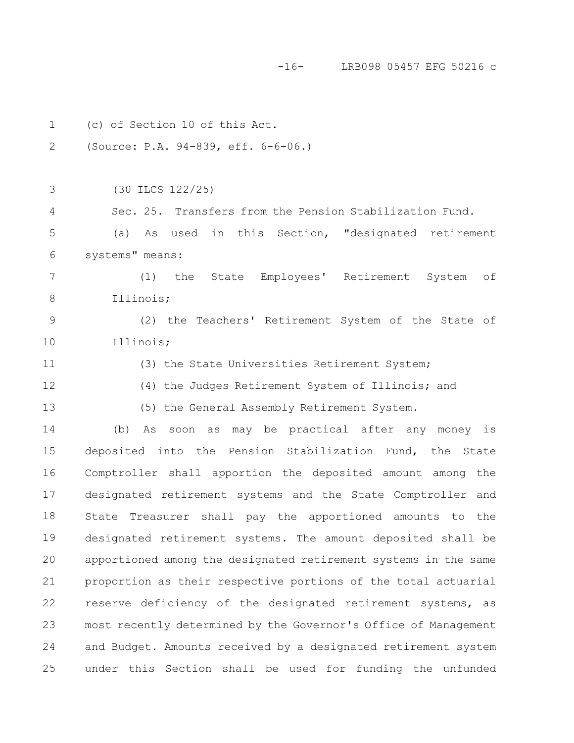(c) of Section 10 of this Act.

(Source: P.A. 94-839, eff. 6-6-06.)

(30 ILCS 122/25)

Sec. 25. Transfers from the Pension Stabilization Fund.

(a) As used in this Section, "designated retirement systems" means:

(1) the State Employees' Retirement System of Illinois;

(2) the Teachers' Retirement System of the State of Illinois;

(3) the State Universities Retirement System;

(4) the Judges Retirement System of Illinois; and

(5) the General Assembly Retirement System.

(b) As soon as may be practical after any money is deposited into the Pension Stabilization Fund, the State Comptroller shall apportion the deposited amount among the designated retirement systems and the State Comptroller and State Treasurer shall pay the apportioned amounts to the designated retirement systems. The amount deposited shall be apportioned among the designated retirement systems in the same proportion as their respective portions of the total actuarial reserve deficiency of the designated retirement systems, as most recently determined by the Governor's Office of Management and Budget. Amounts received by a designated retirement system under this Section shall be used for funding the unfunded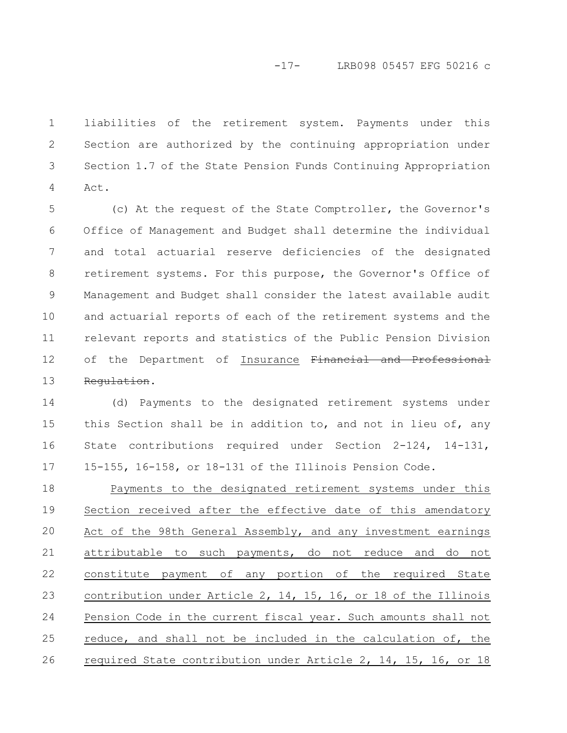liabilities of the retirement system. Payments under this Section are authorized by the continuing appropriation under Section 1.7 of the State Pension Funds Continuing Appropriation Act.

(c) At the request of the State Comptroller, the Governor's Office of Management and Budget shall determine the individual and total actuarial reserve deficiencies of the designated retirement systems. For this purpose, the Governor's Office of Management and Budget shall consider the latest available audit and actuarial reports of each of the retirement systems and the relevant reports and statistics of the Public Pension Division of the Department of <u>Insurance</u> ~~Financial and Professional Regulation~~.

(d) Payments to the designated retirement systems under this Section shall be in addition to, and not in lieu of, any State contributions required under Section 2-124, 14-131, 15-155, 16-158, or 18-131 of the Illinois Pension Code.

<u>Payments to the designated retirement systems under this Section received after the effective date of this amendatory Act of the 98th General Assembly, and any investment earnings attributable to such payments, do not reduce and do not constitute payment of any portion of the required State contribution under Article 2, 14, 15, 16, or 18 of the Illinois Pension Code in the current fiscal year. Such amounts shall not reduce, and shall not be included in the calculation of, the required State contribution under Article 2, 14, 15, 16, or 18</u>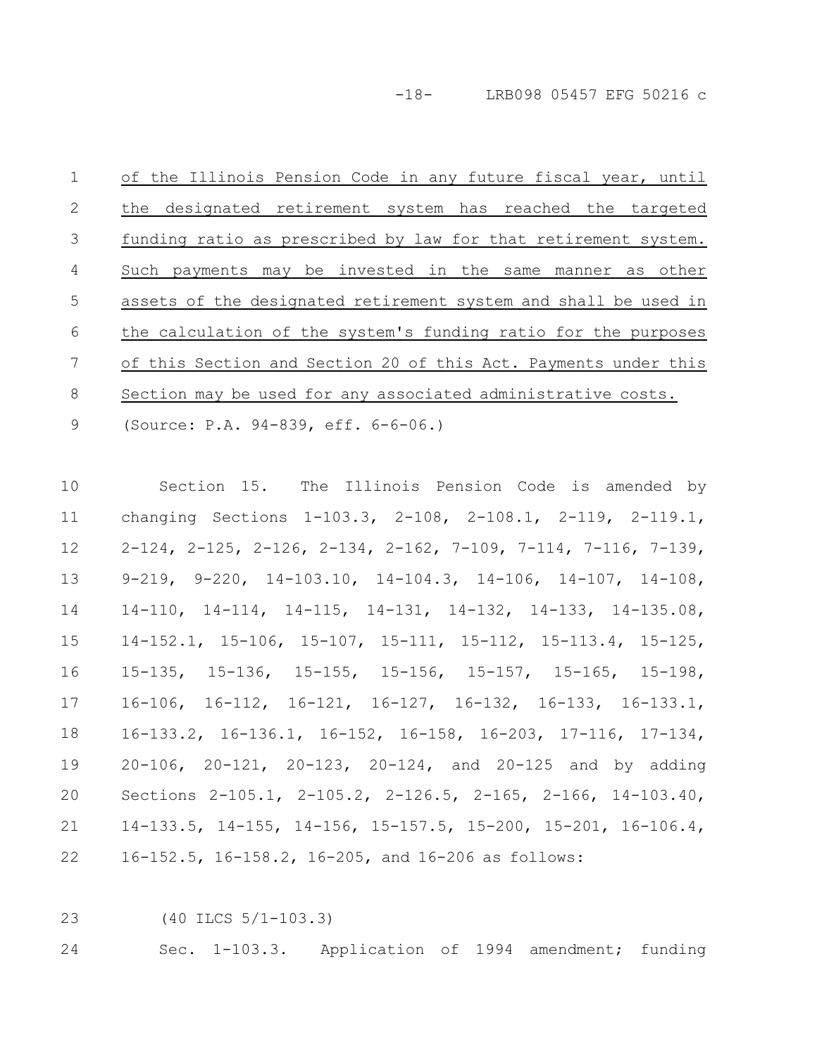of the Illinois Pension Code in any future fiscal year, until the designated retirement system has reached the targeted funding ratio as prescribed by law for that retirement system. Such payments may be invested in the same manner as other assets of the designated retirement system and shall be used in the calculation of the system's funding ratio for the purposes of this Section and Section 20 of this Act. Payments under this Section may be used for any associated administrative costs.

(Source: P.A. 94-839, eff. 6-6-06.)

Section 15. The Illinois Pension Code is amended by changing Sections 1-103.3, 2-108, 2-108.1, 2-119, 2-119.1, 2-124, 2-125, 2-126, 2-134, 2-162, 7-109, 7-114, 7-116, 7-139, 9-219, 9-220, 14-103.10, 14-104.3, 14-106, 14-107, 14-108, 14-110, 14-114, 14-115, 14-131, 14-132, 14-133, 14-135.08, 14-152.1, 15-106, 15-107, 15-111, 15-112, 15-113.4, 15-125, 15-135, 15-136, 15-155, 15-156, 15-157, 15-165, 15-198, 16-106, 16-112, 16-121, 16-127, 16-132, 16-133, 16-133.1, 16-133.2, 16-136.1, 16-152, 16-158, 16-203, 17-116, 17-134, 20-106, 20-121, 20-123, 20-124, and 20-125 and by adding Sections 2-105.1, 2-105.2, 2-126.5, 2-165, 2-166, 14-103.40, 14-133.5, 14-155, 14-156, 15-157.5, 15-200, 15-201, 16-106.4, 16-152.5, 16-158.2, 16-205, and 16-206 as follows:

(40 ILCS 5/1-103.3)

Sec. 1-103.3. Application of 1994 amendment; funding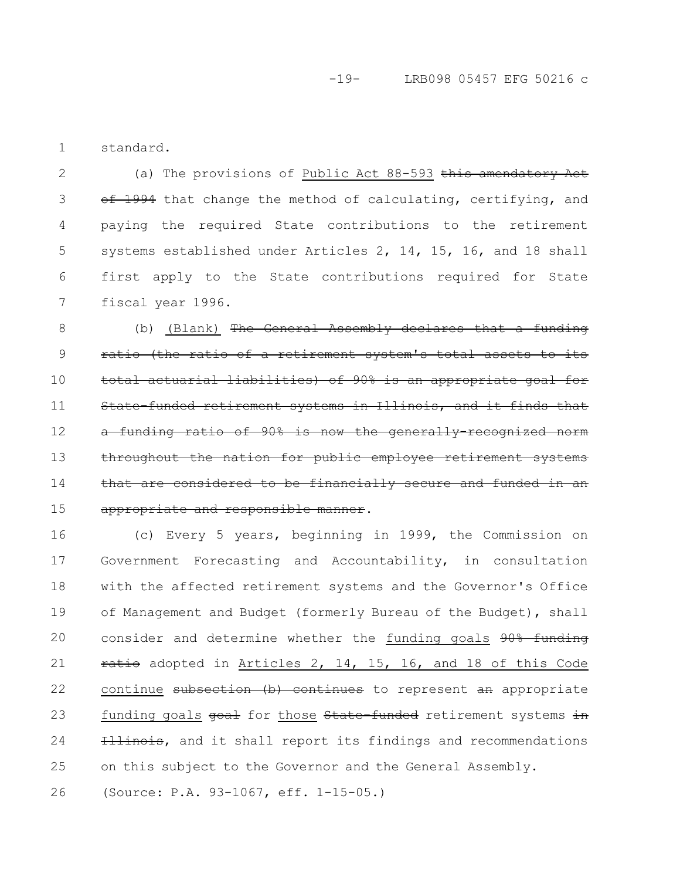standard.

(a) The provisions of Public Act 88-593 ~~this amendatory Act of 1994~~ that change the method of calculating, certifying, and paying the required State contributions to the retirement systems established under Articles 2, 14, 15, 16, and 18 shall first apply to the State contributions required for State fiscal year 1996.

(b) (Blank) ~~The General Assembly declares that a funding ratio (the ratio of a retirement system's total assets to its total actuarial liabilities) of 90% is an appropriate goal for State-funded retirement systems in Illinois, and it finds that a funding ratio of 90% is now the generally-recognized norm throughout the nation for public employee retirement systems that are considered to be financially secure and funded in an appropriate and responsible manner~~.

(c) Every 5 years, beginning in 1999, the Commission on Government Forecasting and Accountability, in consultation with the affected retirement systems and the Governor's Office of Management and Budget (formerly Bureau of the Budget), shall consider and determine whether the funding goals ~~90% funding ratio~~ adopted in Articles 2, 14, 15, 16, and 18 of this Code continue ~~subsection (b) continues~~ to represent ~~an~~ appropriate funding goals ~~goal~~ for those ~~State-funded~~ retirement systems ~~in Illinois~~, and it shall report its findings and recommendations on this subject to the Governor and the General Assembly.

(Source: P.A. 93-1067, eff. 1-15-05.)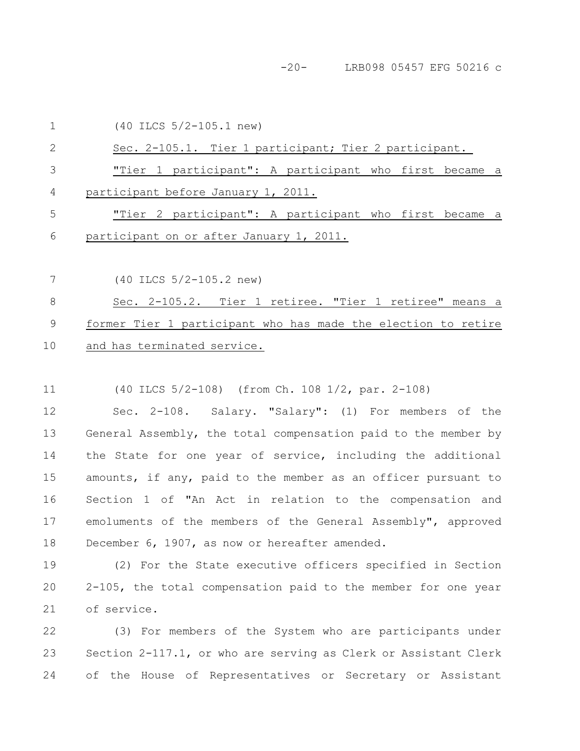(40 ILCS 5/2-105.1 new)

Sec. 2-105.1. Tier 1 participant; Tier 2 participant.

"Tier 1 participant": A participant who first became a participant before January 1, 2011.

"Tier 2 participant": A participant who first became a participant on or after January 1, 2011.

(40 ILCS 5/2-105.2 new)

Sec. 2-105.2. Tier 1 retiree. "Tier 1 retiree" means a former Tier 1 participant who has made the election to retire and has terminated service.

(40 ILCS 5/2-108) (from Ch. 108 1/2, par. 2-108)

Sec. 2-108. Salary. "Salary": (1) For members of the General Assembly, the total compensation paid to the member by the State for one year of service, including the additional amounts, if any, paid to the member as an officer pursuant to Section 1 of "An Act in relation to the compensation and emoluments of the members of the General Assembly", approved December 6, 1907, as now or hereafter amended.

(2) For the State executive officers specified in Section 2-105, the total compensation paid to the member for one year of service.

(3) For members of the System who are participants under Section 2-117.1, or who are serving as Clerk or Assistant Clerk of the House of Representatives or Secretary or Assistant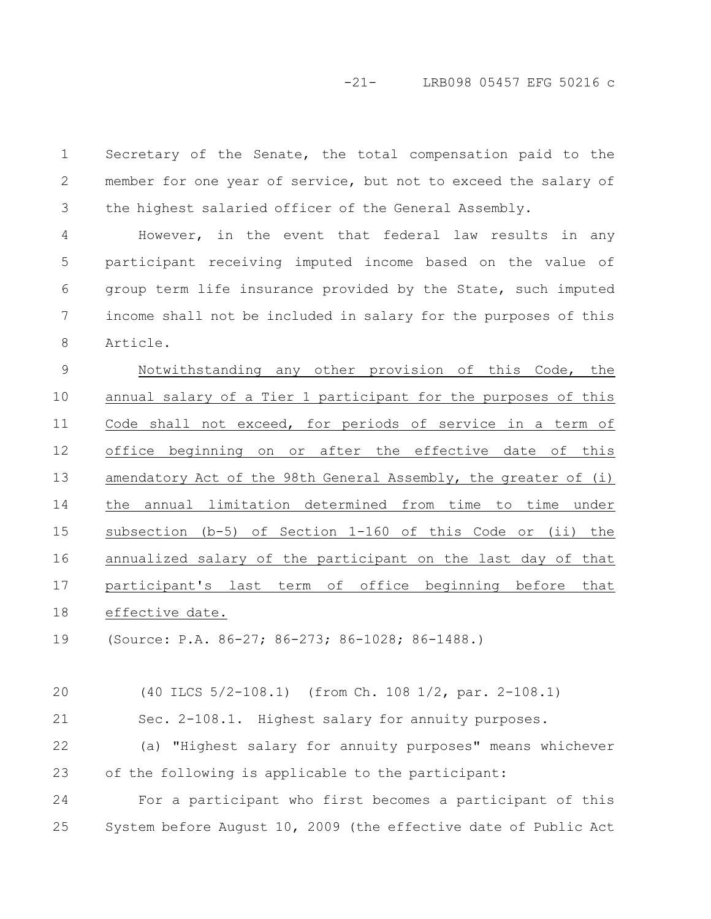Secretary of the Senate, the total compensation paid to the member for one year of service, but not to exceed the salary of the highest salaried officer of the General Assembly.

However, in the event that federal law results in any participant receiving imputed income based on the value of group term life insurance provided by the State, such imputed income shall not be included in salary for the purposes of this Article.

Notwithstanding any other provision of this Code, the annual salary of a Tier 1 participant for the purposes of this Code shall not exceed, for periods of service in a term of office beginning on or after the effective date of this amendatory Act of the 98th General Assembly, the greater of (i) the annual limitation determined from time to time under subsection (b-5) of Section 1-160 of this Code or (ii) the annualized salary of the participant on the last day of that participant's last term of office beginning before that effective date.

(Source: P.A. 86-27; 86-273; 86-1028; 86-1488.)

(40 ILCS 5/2-108.1) (from Ch. 108 1/2, par. 2-108.1)

Sec. 2-108.1. Highest salary for annuity purposes.

(a) "Highest salary for annuity purposes" means whichever of the following is applicable to the participant:

For a participant who first becomes a participant of this System before August 10, 2009 (the effective date of Public Act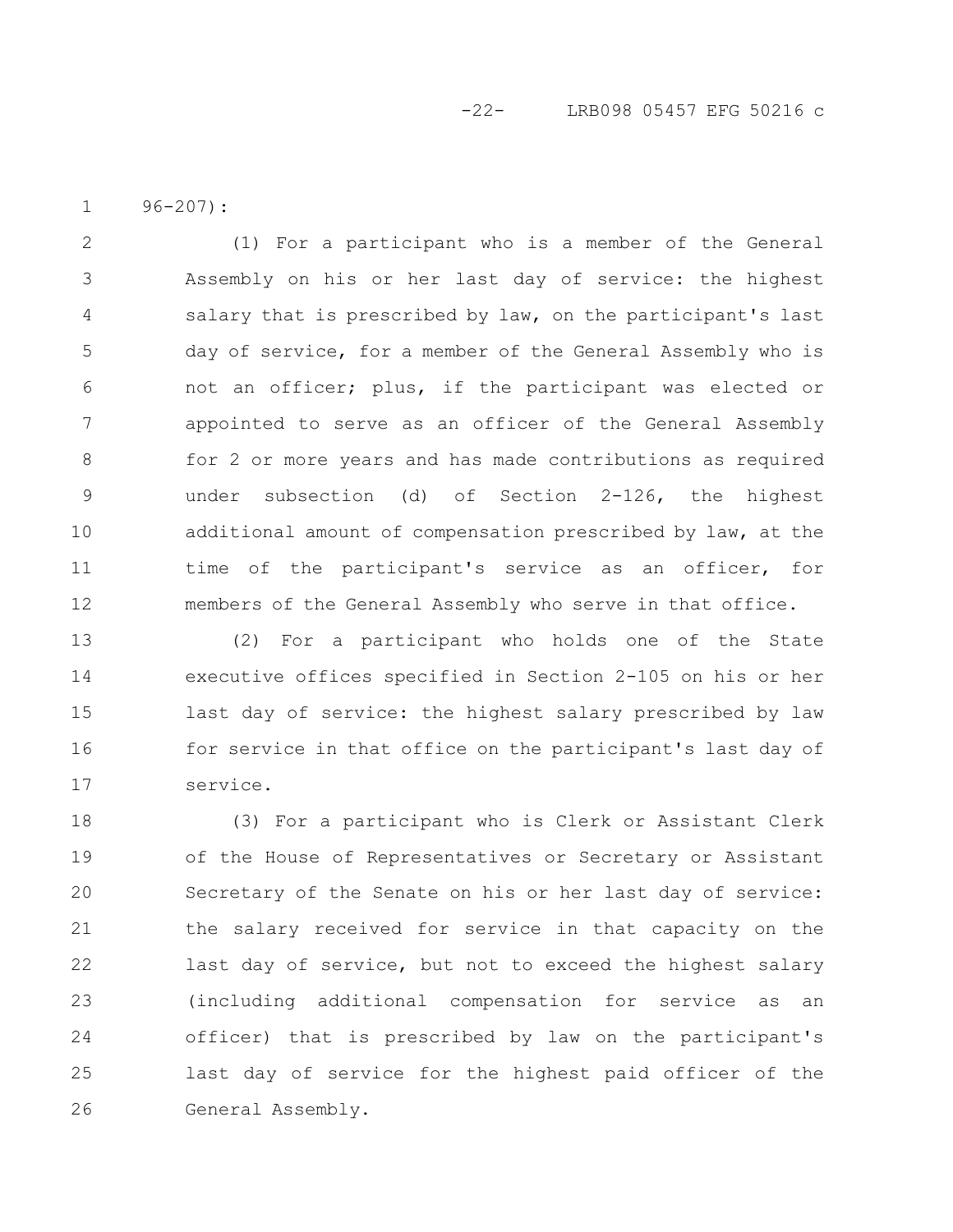96-207):

(1) For a participant who is a member of the General Assembly on his or her last day of service: the highest salary that is prescribed by law, on the participant's last day of service, for a member of the General Assembly who is not an officer; plus, if the participant was elected or appointed to serve as an officer of the General Assembly for 2 or more years and has made contributions as required under subsection (d) of Section 2-126, the highest additional amount of compensation prescribed by law, at the time of the participant's service as an officer, for members of the General Assembly who serve in that office.

(2) For a participant who holds one of the State executive offices specified in Section 2-105 on his or her last day of service: the highest salary prescribed by law for service in that office on the participant's last day of service.

(3) For a participant who is Clerk or Assistant Clerk of the House of Representatives or Secretary or Assistant Secretary of the Senate on his or her last day of service: the salary received for service in that capacity on the last day of service, but not to exceed the highest salary (including additional compensation for service as an officer) that is prescribed by law on the participant's last day of service for the highest paid officer of the General Assembly.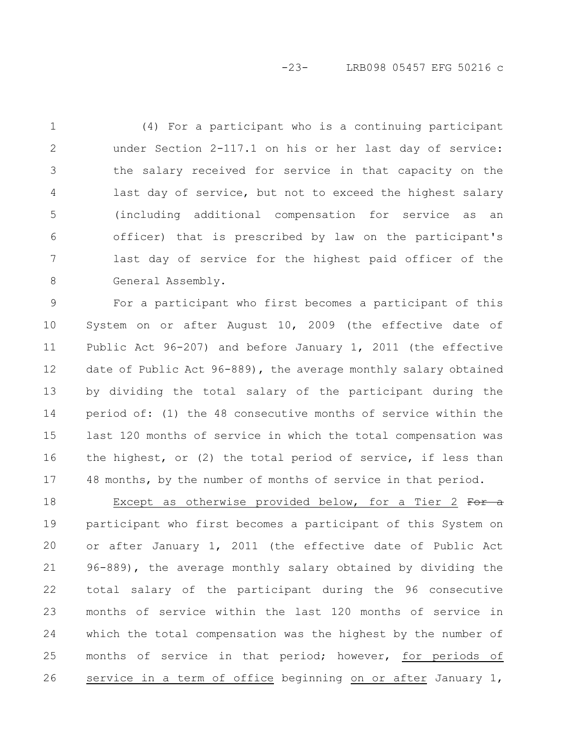(4) For a participant who is a continuing participant under Section 2-117.1 on his or her last day of service: the salary received for service in that capacity on the last day of service, but not to exceed the highest salary (including additional compensation for service as an officer) that is prescribed by law on the participant's last day of service for the highest paid officer of the General Assembly.

For a participant who first becomes a participant of this System on or after August 10, 2009 (the effective date of Public Act 96-207) and before January 1, 2011 (the effective date of Public Act 96-889), the average monthly salary obtained by dividing the total salary of the participant during the period of: (1) the 48 consecutive months of service within the last 120 months of service in which the total compensation was the highest, or (2) the total period of service, if less than 48 months, by the number of months of service in that period.

Except as otherwise provided below, for a Tier 2 ~~For a~~ participant who first becomes a participant of this System on or after January 1, 2011 (the effective date of Public Act 96-889), the average monthly salary obtained by dividing the total salary of the participant during the 96 consecutive months of service within the last 120 months of service in which the total compensation was the highest by the number of months of service in that period; however, for periods of service in a term of office beginning on or after January 1,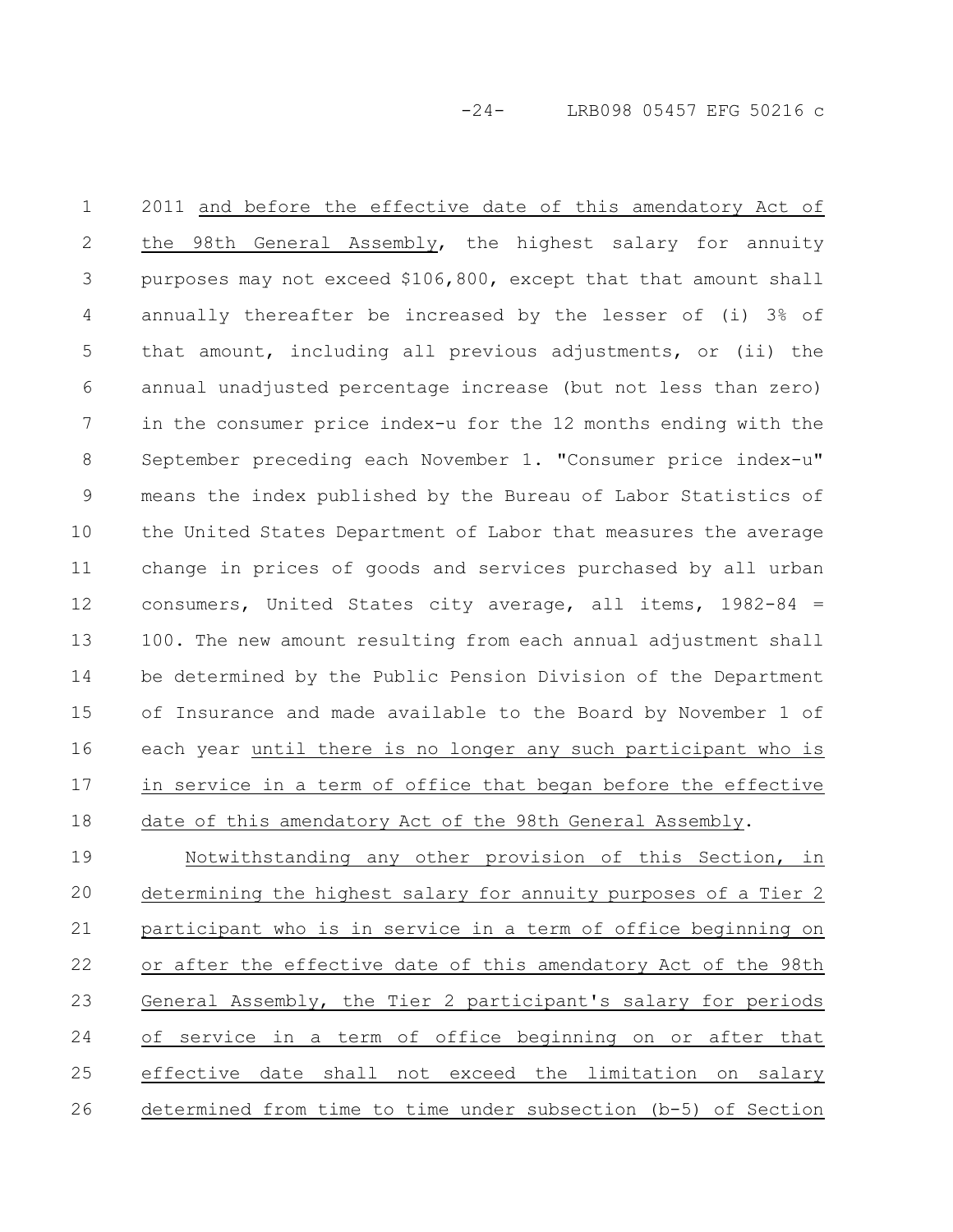2011 and before the effective date of this amendatory Act of the 98th General Assembly, the highest salary for annuity purposes may not exceed $106,800, except that that amount shall annually thereafter be increased by the lesser of (i) 3% of that amount, including all previous adjustments, or (ii) the annual unadjusted percentage increase (but not less than zero) in the consumer price index-u for the 12 months ending with the September preceding each November 1. "Consumer price index-u" means the index published by the Bureau of Labor Statistics of the United States Department of Labor that measures the average change in prices of goods and services purchased by all urban consumers, United States city average, all items, 1982-84 = 100. The new amount resulting from each annual adjustment shall be determined by the Public Pension Division of the Department of Insurance and made available to the Board by November 1 of each year until there is no longer any such participant who is in service in a term of office that began before the effective date of this amendatory Act of the 98th General Assembly.

Notwithstanding any other provision of this Section, in determining the highest salary for annuity purposes of a Tier 2 participant who is in service in a term of office beginning on or after the effective date of this amendatory Act of the 98th General Assembly, the Tier 2 participant's salary for periods of service in a term of office beginning on or after that effective date shall not exceed the limitation on salary determined from time to time under subsection (b-5) of Section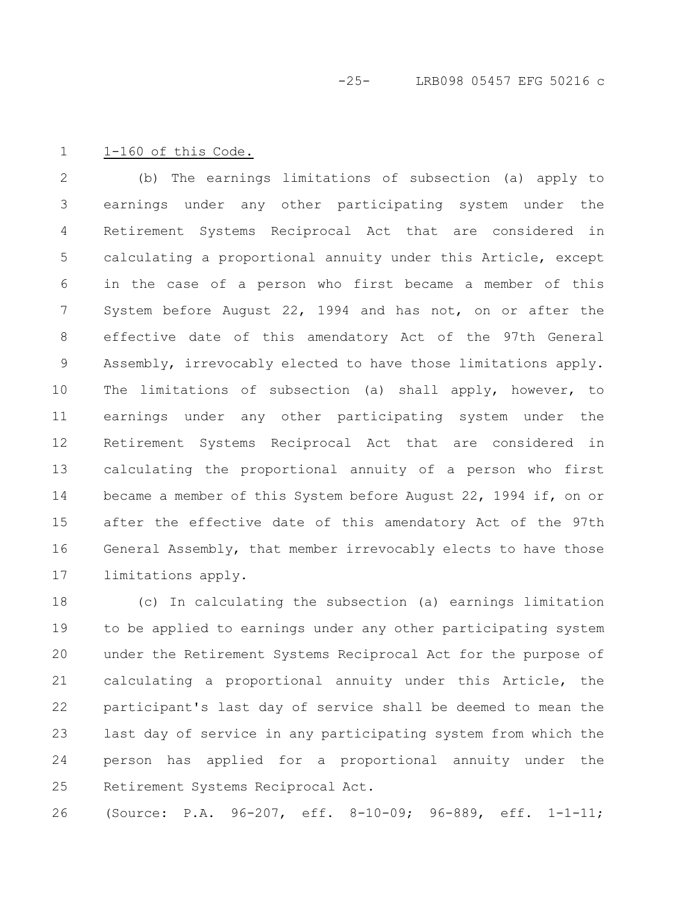1-160 of this Code.

(b) The earnings limitations of subsection (a) apply to earnings under any other participating system under the Retirement Systems Reciprocal Act that are considered in calculating a proportional annuity under this Article, except in the case of a person who first became a member of this System before August 22, 1994 and has not, on or after the effective date of this amendatory Act of the 97th General Assembly, irrevocably elected to have those limitations apply. The limitations of subsection (a) shall apply, however, to earnings under any other participating system under the Retirement Systems Reciprocal Act that are considered in calculating the proportional annuity of a person who first became a member of this System before August 22, 1994 if, on or after the effective date of this amendatory Act of the 97th General Assembly, that member irrevocably elects to have those limitations apply.

(c) In calculating the subsection (a) earnings limitation to be applied to earnings under any other participating system under the Retirement Systems Reciprocal Act for the purpose of calculating a proportional annuity under this Article, the participant's last day of service shall be deemed to mean the last day of service in any participating system from which the person has applied for a proportional annuity under the Retirement Systems Reciprocal Act.

(Source: P.A. 96-207, eff. 8-10-09; 96-889, eff. 1-1-11;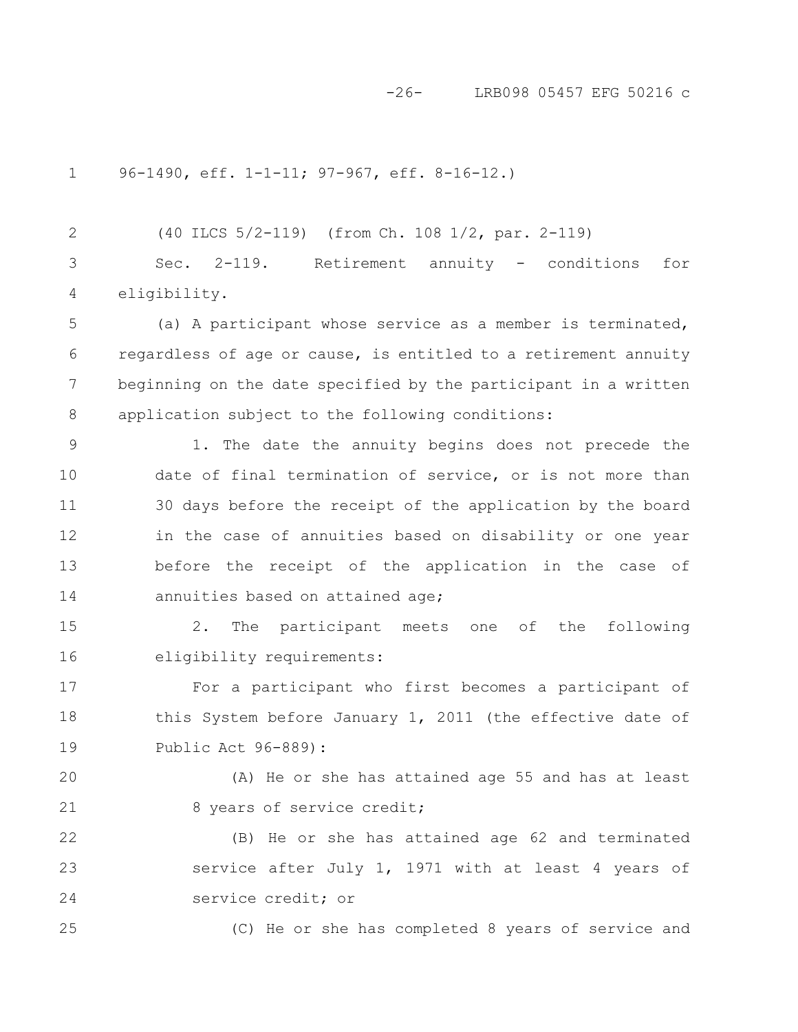96-1490, eff. 1-1-11; 97-967, eff. 8-16-12.)

(40 ILCS 5/2-119) (from Ch. 108 1/2, par. 2-119)

Sec. 2-119. Retirement annuity - conditions for eligibility.

(a) A participant whose service as a member is terminated, regardless of age or cause, is entitled to a retirement annuity beginning on the date specified by the participant in a written application subject to the following conditions:

1. The date the annuity begins does not precede the date of final termination of service, or is not more than 30 days before the receipt of the application by the board in the case of annuities based on disability or one year before the receipt of the application in the case of annuities based on attained age;

2. The participant meets one of the following eligibility requirements:

For a participant who first becomes a participant of this System before January 1, 2011 (the effective date of Public Act 96-889):

(A) He or she has attained age 55 and has at least 8 years of service credit;

(B) He or she has attained age 62 and terminated service after July 1, 1971 with at least 4 years of service credit; or

(C) He or she has completed 8 years of service and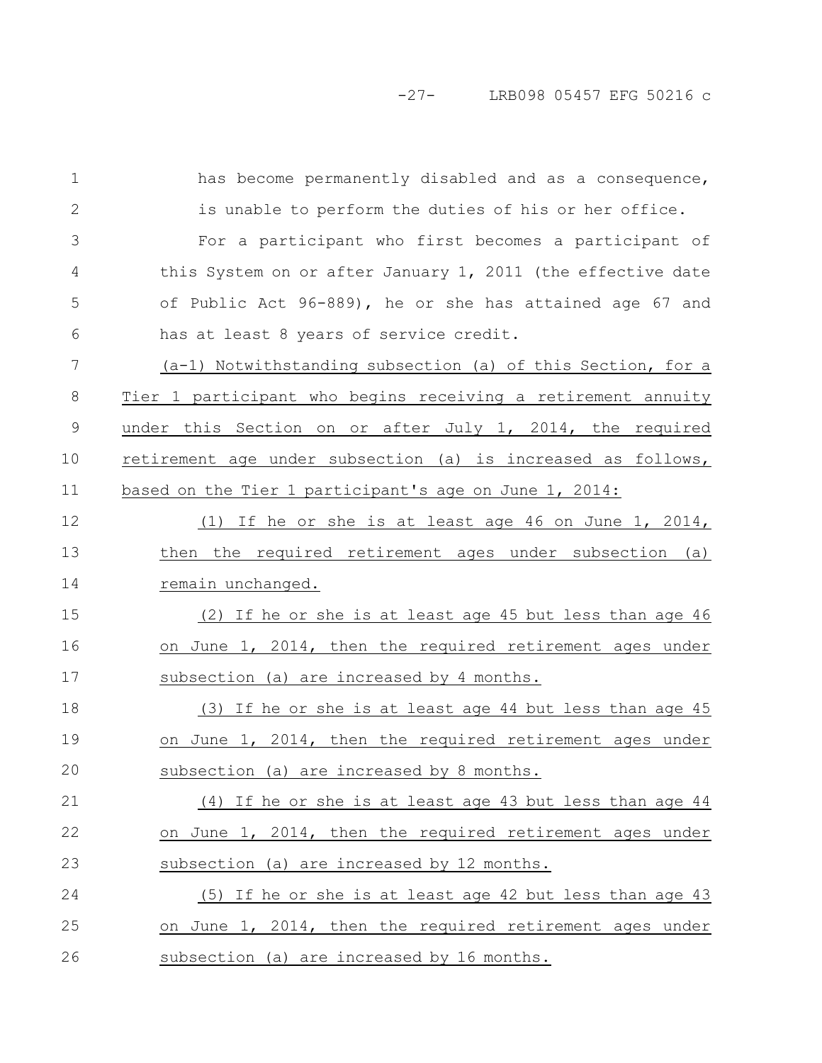has become permanently disabled and as a consequence, is unable to perform the duties of his or her office.

For a participant who first becomes a participant of this System on or after January 1, 2011 (the effective date of Public Act 96-889), he or she has attained age 67 and has at least 8 years of service credit.

(a-1) Notwithstanding subsection (a) of this Section, for a Tier 1 participant who begins receiving a retirement annuity under this Section on or after July 1, 2014, the required retirement age under subsection (a) is increased as follows, based on the Tier 1 participant's age on June 1, 2014:

(1) If he or she is at least age 46 on June 1, 2014, then the required retirement ages under subsection (a) remain unchanged.

(2) If he or she is at least age 45 but less than age 46 on June 1, 2014, then the required retirement ages under subsection (a) are increased by 4 months.

(3) If he or she is at least age 44 but less than age 45 on June 1, 2014, then the required retirement ages under subsection (a) are increased by 8 months.

(4) If he or she is at least age 43 but less than age 44 on June 1, 2014, then the required retirement ages under subsection (a) are increased by 12 months.

(5) If he or she is at least age 42 but less than age 43 on June 1, 2014, then the required retirement ages under subsection (a) are increased by 16 months.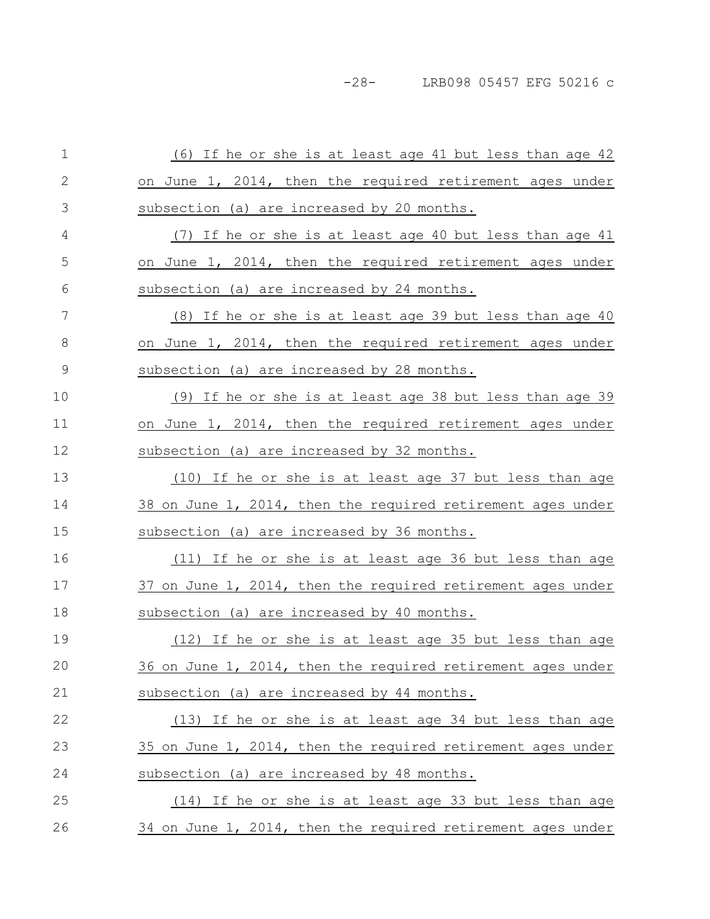(6) If he or she is at least age 41 but less than age 42 on June 1, 2014, then the required retirement ages under subsection (a) are increased by 20 months.

(7) If he or she is at least age 40 but less than age 41 on June 1, 2014, then the required retirement ages under subsection (a) are increased by 24 months.

(8) If he or she is at least age 39 but less than age 40 on June 1, 2014, then the required retirement ages under subsection (a) are increased by 28 months.

(9) If he or she is at least age 38 but less than age 39 on June 1, 2014, then the required retirement ages under subsection (a) are increased by 32 months.

(10) If he or she is at least age 37 but less than age 38 on June 1, 2014, then the required retirement ages under subsection (a) are increased by 36 months.

(11) If he or she is at least age 36 but less than age 37 on June 1, 2014, then the required retirement ages under subsection (a) are increased by 40 months.

(12) If he or she is at least age 35 but less than age 36 on June 1, 2014, then the required retirement ages under subsection (a) are increased by 44 months.

(13) If he or she is at least age 34 but less than age 35 on June 1, 2014, then the required retirement ages under subsection (a) are increased by 48 months.

(14) If he or she is at least age 33 but less than age 34 on June 1, 2014, then the required retirement ages under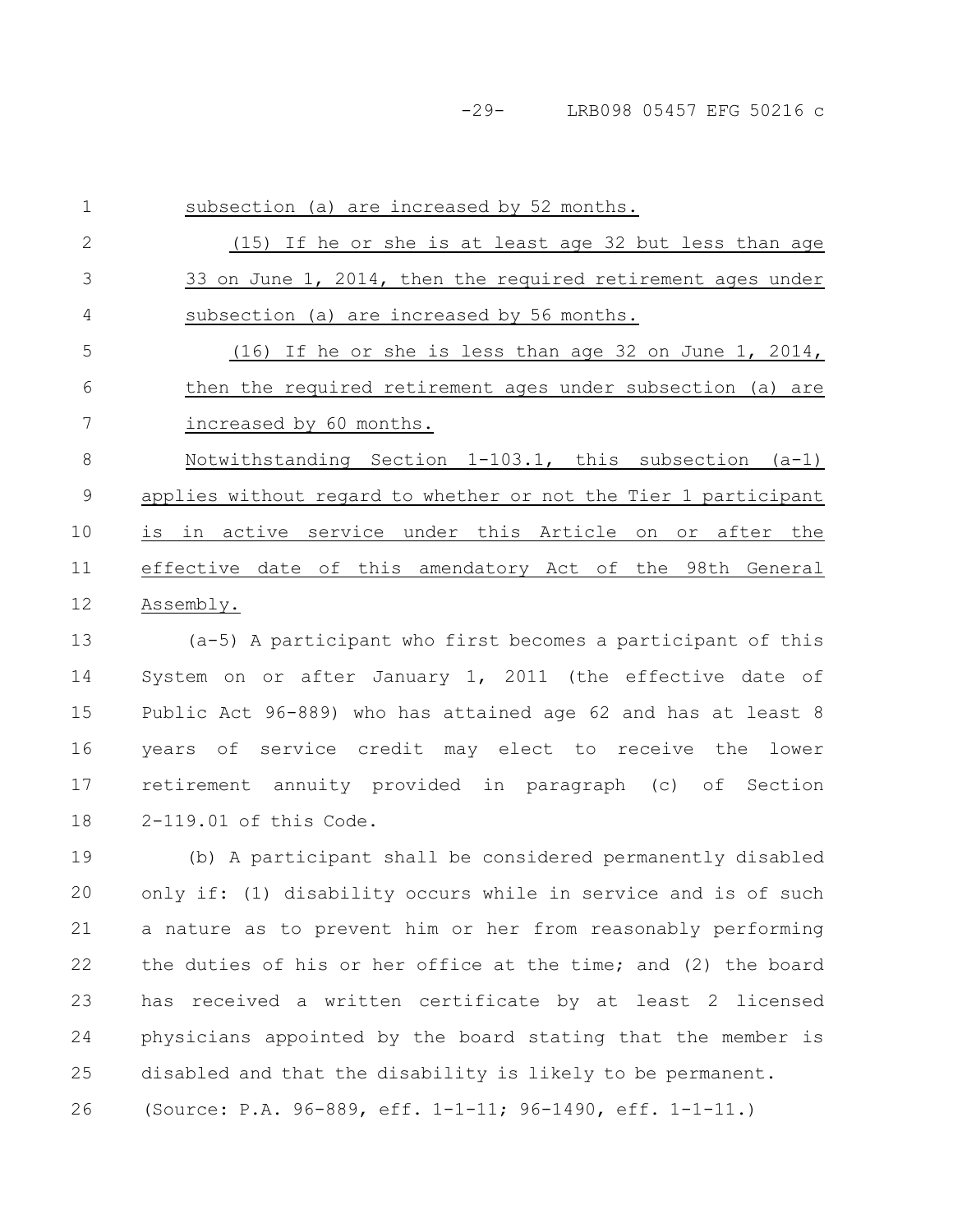subsection (a) are increased by 52 months.

(15) If he or she is at least age 32 but less than age 33 on June 1, 2014, then the required retirement ages under subsection (a) are increased by 56 months.

(16) If he or she is less than age 32 on June 1, 2014, then the required retirement ages under subsection (a) are increased by 60 months.

Notwithstanding Section 1-103.1, this subsection (a-1) applies without regard to whether or not the Tier 1 participant is in active service under this Article on or after the effective date of this amendatory Act of the 98th General Assembly.

(a-5) A participant who first becomes a participant of this System on or after January 1, 2011 (the effective date of Public Act 96-889) who has attained age 62 and has at least 8 years of service credit may elect to receive the lower retirement annuity provided in paragraph (c) of Section 2-119.01 of this Code.

(b) A participant shall be considered permanently disabled only if: (1) disability occurs while in service and is of such a nature as to prevent him or her from reasonably performing the duties of his or her office at the time; and (2) the board has received a written certificate by at least 2 licensed physicians appointed by the board stating that the member is disabled and that the disability is likely to be permanent.

(Source: P.A. 96-889, eff. 1-1-11; 96-1490, eff. 1-1-11.)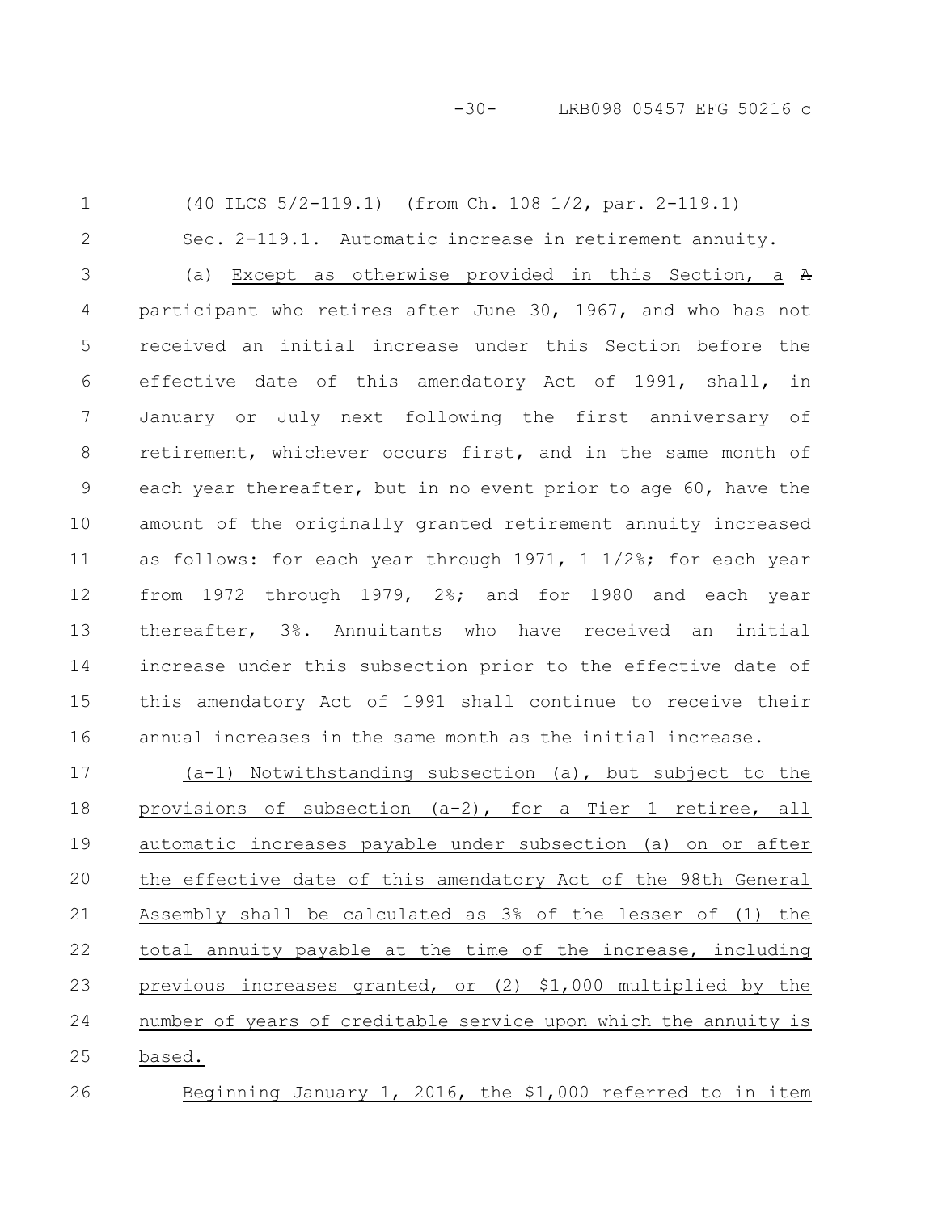(40 ILCS 5/2-119.1) (from Ch. 108 1/2, par. 2-119.1)

Sec. 2-119.1. Automatic increase in retirement annuity.

(a) Except as otherwise provided in this Section, a ~~A~~ participant who retires after June 30, 1967, and who has not received an initial increase under this Section before the effective date of this amendatory Act of 1991, shall, in January or July next following the first anniversary of retirement, whichever occurs first, and in the same month of each year thereafter, but in no event prior to age 60, have the amount of the originally granted retirement annuity increased as follows: for each year through 1971, 1 1/2%; for each year from 1972 through 1979, 2%; and for 1980 and each year thereafter, 3%. Annuitants who have received an initial increase under this subsection prior to the effective date of this amendatory Act of 1991 shall continue to receive their annual increases in the same month as the initial increase.

(a-1) Notwithstanding subsection (a), but subject to the provisions of subsection (a-2), for a Tier 1 retiree, all automatic increases payable under subsection (a) on or after the effective date of this amendatory Act of the 98th General Assembly shall be calculated as 3% of the lesser of (1) the total annuity payable at the time of the increase, including previous increases granted, or (2) $1,000 multiplied by the number of years of creditable service upon which the annuity is based.

Beginning January 1, 2016, the $1,000 referred to in item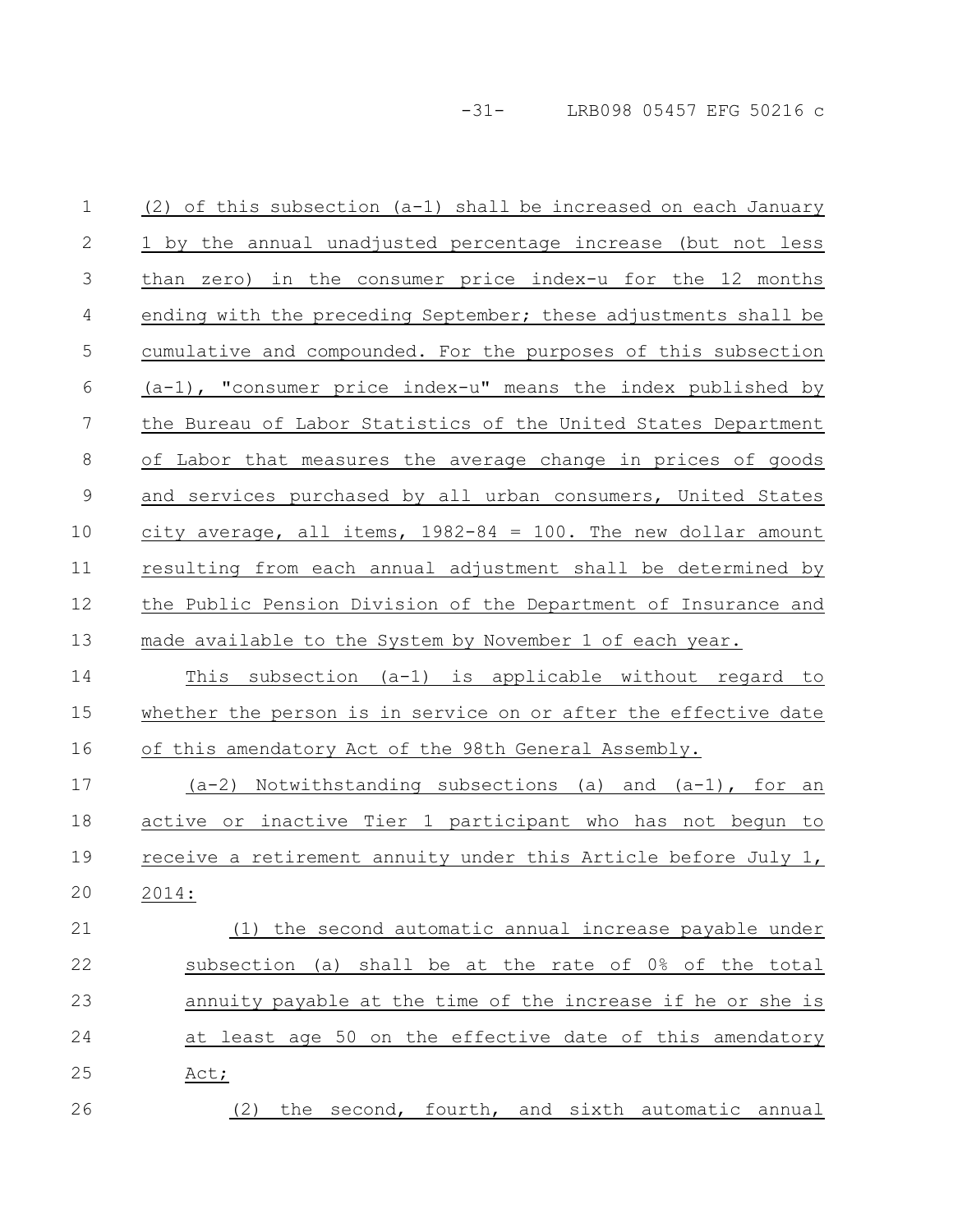(2) of this subsection (a-1) shall be increased on each January 1 by the annual unadjusted percentage increase (but not less than zero) in the consumer price index-u for the 12 months ending with the preceding September; these adjustments shall be cumulative and compounded. For the purposes of this subsection (a-1), "consumer price index-u" means the index published by the Bureau of Labor Statistics of the United States Department of Labor that measures the average change in prices of goods and services purchased by all urban consumers, United States city average, all items, 1982-84 = 100. The new dollar amount resulting from each annual adjustment shall be determined by the Public Pension Division of the Department of Insurance and made available to the System by November 1 of each year.

This subsection (a-1) is applicable without regard to whether the person is in service on or after the effective date of this amendatory Act of the 98th General Assembly.

(a-2) Notwithstanding subsections (a) and (a-1), for an active or inactive Tier 1 participant who has not begun to receive a retirement annuity under this Article before July 1, 2014:

(1) the second automatic annual increase payable under subsection (a) shall be at the rate of 0% of the total annuity payable at the time of the increase if he or she is at least age 50 on the effective date of this amendatory Act;

(2) the second, fourth, and sixth automatic annual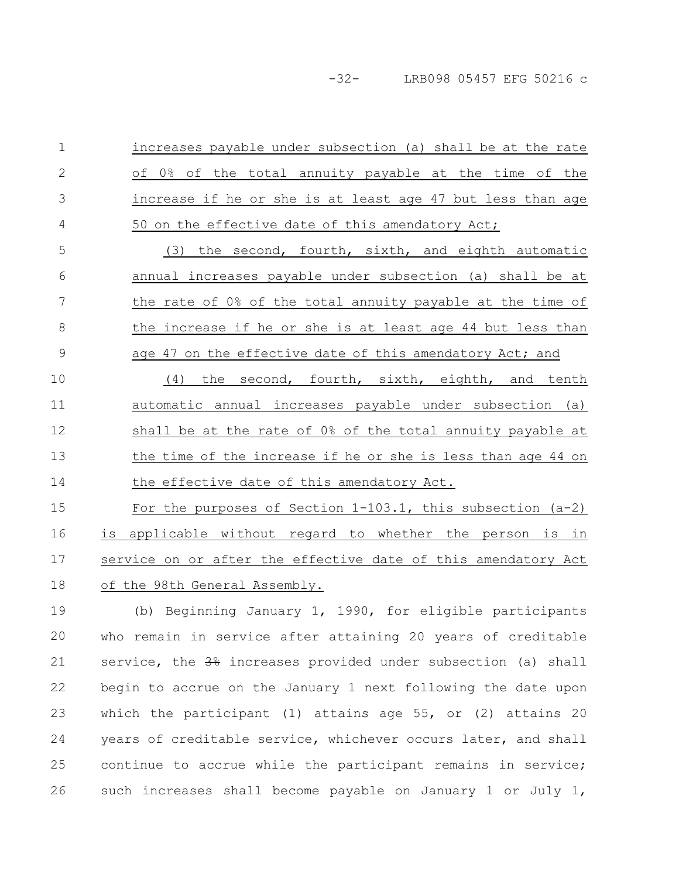increases payable under subsection (a) shall be at the rate of 0% of the total annuity payable at the time of the increase if he or she is at least age 47 but less than age 50 on the effective date of this amendatory Act;

(3) the second, fourth, sixth, and eighth automatic annual increases payable under subsection (a) shall be at the rate of 0% of the total annuity payable at the time of the increase if he or she is at least age 44 but less than age 47 on the effective date of this amendatory Act; and

(4) the second, fourth, sixth, eighth, and tenth automatic annual increases payable under subsection (a) shall be at the rate of 0% of the total annuity payable at the time of the increase if he or she is less than age 44 on the effective date of this amendatory Act.

For the purposes of Section 1-103.1, this subsection (a-2) is applicable without regard to whether the person is in service on or after the effective date of this amendatory Act of the 98th General Assembly.

(b) Beginning January 1, 1990, for eligible participants who remain in service after attaining 20 years of creditable service, the ~~3%~~ increases provided under subsection (a) shall begin to accrue on the January 1 next following the date upon which the participant (1) attains age 55, or (2) attains 20 years of creditable service, whichever occurs later, and shall continue to accrue while the participant remains in service; such increases shall become payable on January 1 or July 1,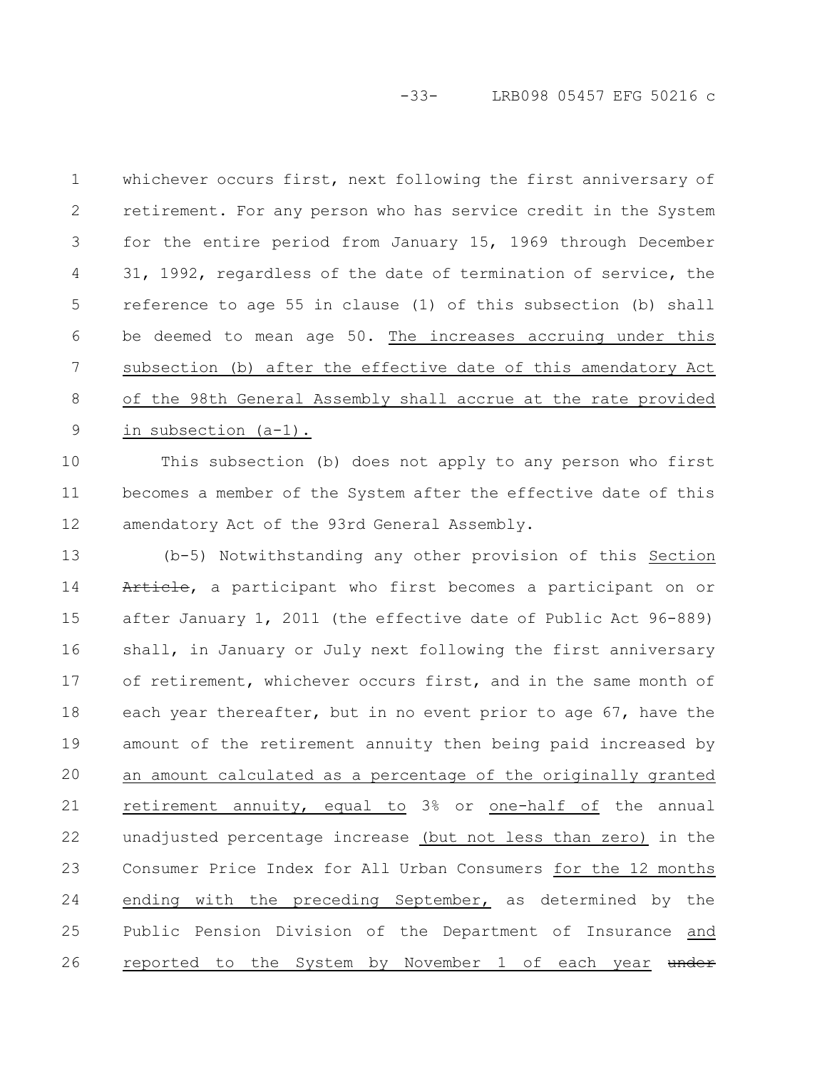whichever occurs first, next following the first anniversary of retirement. For any person who has service credit in the System for the entire period from January 15, 1969 through December 31, 1992, regardless of the date of termination of service, the reference to age 55 in clause (1) of this subsection (b) shall be deemed to mean age 50. The increases accruing under this subsection (b) after the effective date of this amendatory Act of the 98th General Assembly shall accrue at the rate provided in subsection (a-1).

This subsection (b) does not apply to any person who first becomes a member of the System after the effective date of this amendatory Act of the 93rd General Assembly.

(b-5) Notwithstanding any other provision of this Section ~~Article~~, a participant who first becomes a participant on or after January 1, 2011 (the effective date of Public Act 96-889) shall, in January or July next following the first anniversary of retirement, whichever occurs first, and in the same month of each year thereafter, but in no event prior to age 67, have the amount of the retirement annuity then being paid increased by an amount calculated as a percentage of the originally granted retirement annuity, equal to 3% or one-half of the annual unadjusted percentage increase (but not less than zero) in the Consumer Price Index for All Urban Consumers for the 12 months ending with the preceding September, as determined by the Public Pension Division of the Department of Insurance and reported to the System by November 1 of each year ~~under~~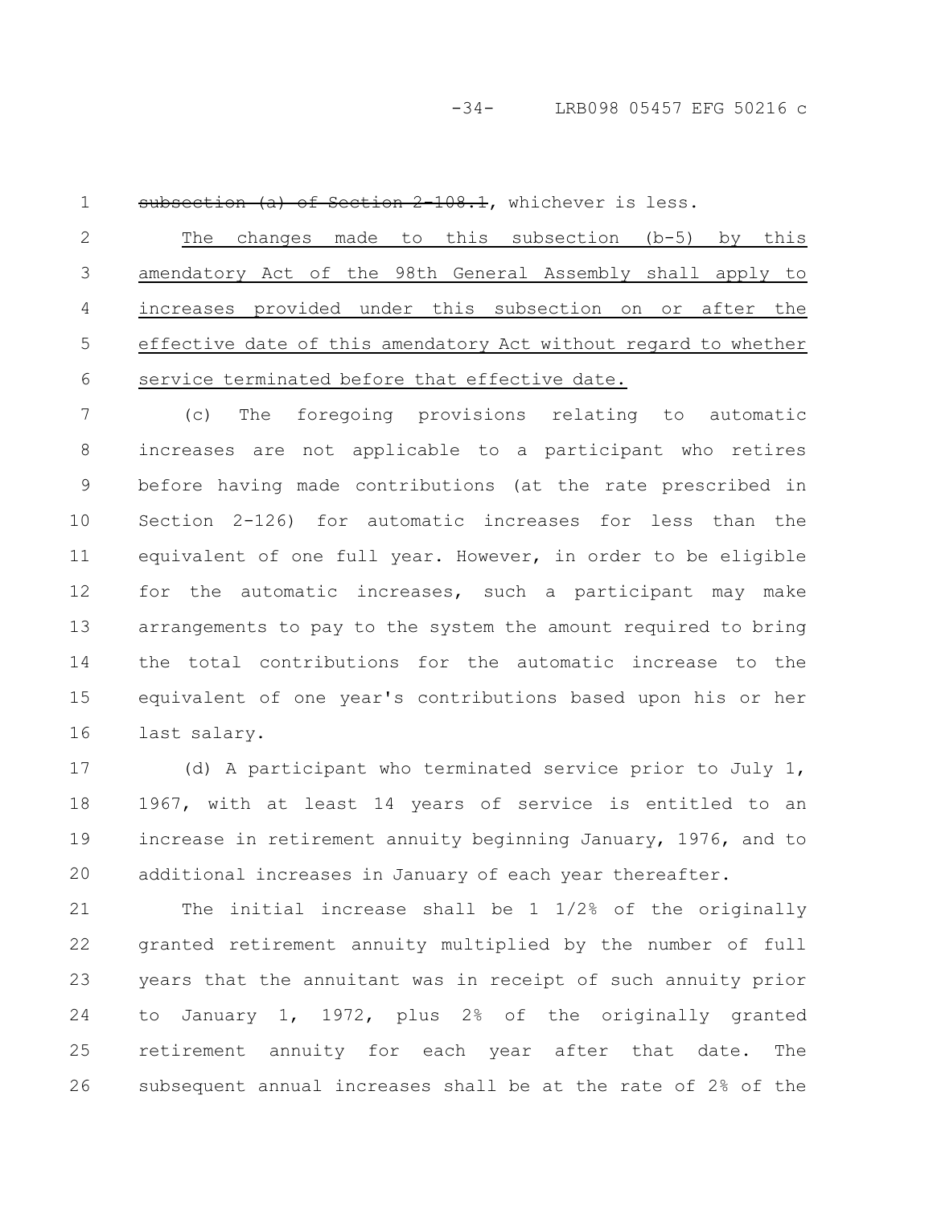~~subsection (a) of Section 2-108.1~~, whichever is less.

The changes made to this subsection (b-5) by this amendatory Act of the 98th General Assembly shall apply to increases provided under this subsection on or after the effective date of this amendatory Act without regard to whether service terminated before that effective date.

(c) The foregoing provisions relating to automatic increases are not applicable to a participant who retires before having made contributions (at the rate prescribed in Section 2-126) for automatic increases for less than the equivalent of one full year. However, in order to be eligible for the automatic increases, such a participant may make arrangements to pay to the system the amount required to bring the total contributions for the automatic increase to the equivalent of one year's contributions based upon his or her last salary.

(d) A participant who terminated service prior to July 1, 1967, with at least 14 years of service is entitled to an increase in retirement annuity beginning January, 1976, and to additional increases in January of each year thereafter.

The initial increase shall be 1 1/2% of the originally granted retirement annuity multiplied by the number of full years that the annuitant was in receipt of such annuity prior to January 1, 1972, plus 2% of the originally granted retirement annuity for each year after that date. The subsequent annual increases shall be at the rate of 2% of the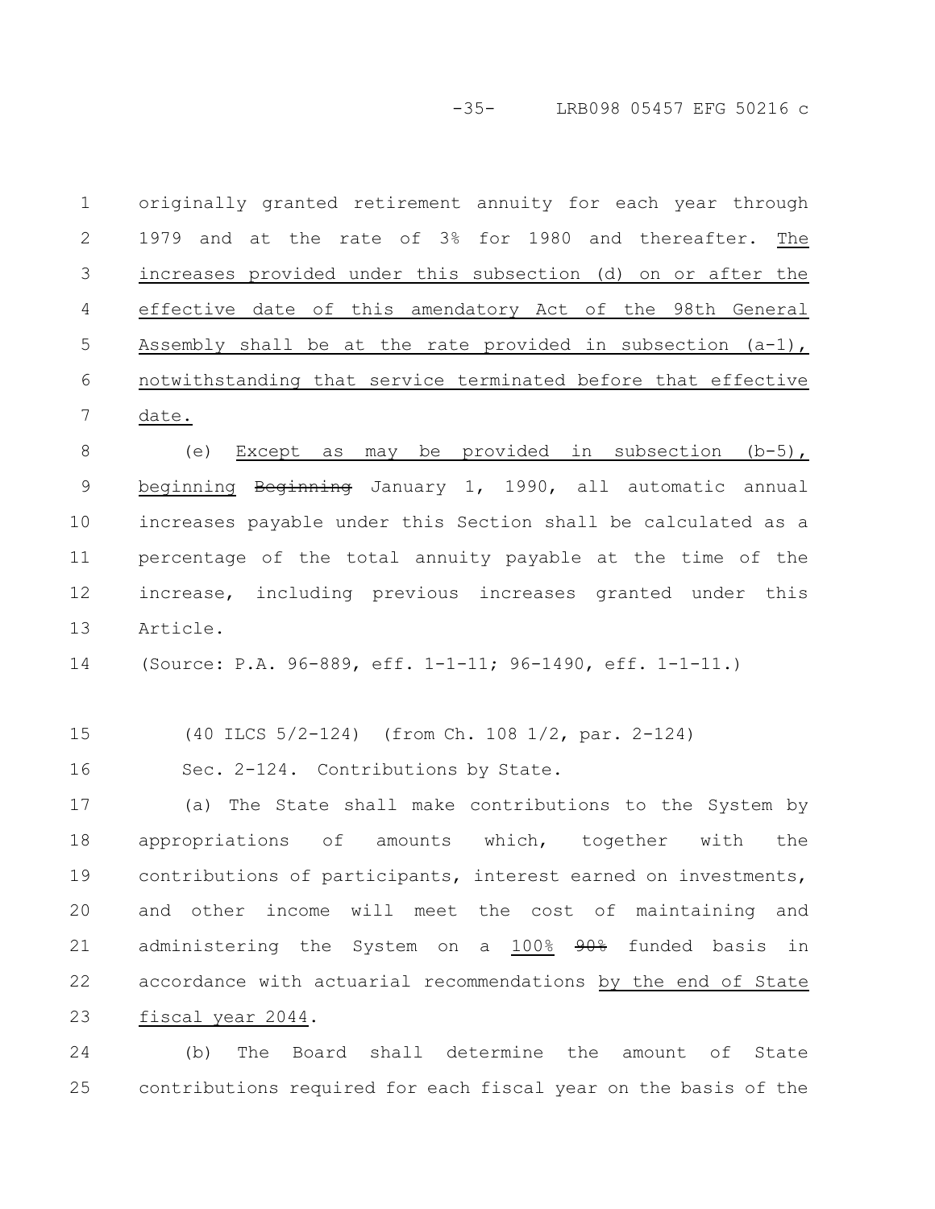originally granted retirement annuity for each year through 1979 and at the rate of 3% for 1980 and thereafter. The increases provided under this subsection (d) on or after the effective date of this amendatory Act of the 98th General Assembly shall be at the rate provided in subsection (a-1), notwithstanding that service terminated before that effective date.

(e) Except as may be provided in subsection (b-5), beginning ~~Beginning~~ January 1, 1990, all automatic annual increases payable under this Section shall be calculated as a percentage of the total annuity payable at the time of the increase, including previous increases granted under this Article.

(Source: P.A. 96-889, eff. 1-1-11; 96-1490, eff. 1-1-11.)

(40 ILCS 5/2-124) (from Ch. 108 1/2, par. 2-124)

Sec. 2-124. Contributions by State.

(a) The State shall make contributions to the System by appropriations of amounts which, together with the contributions of participants, interest earned on investments, and other income will meet the cost of maintaining and administering the System on a 100% ~~90%~~ funded basis in accordance with actuarial recommendations by the end of State fiscal year 2044.

(b) The Board shall determine the amount of State contributions required for each fiscal year on the basis of the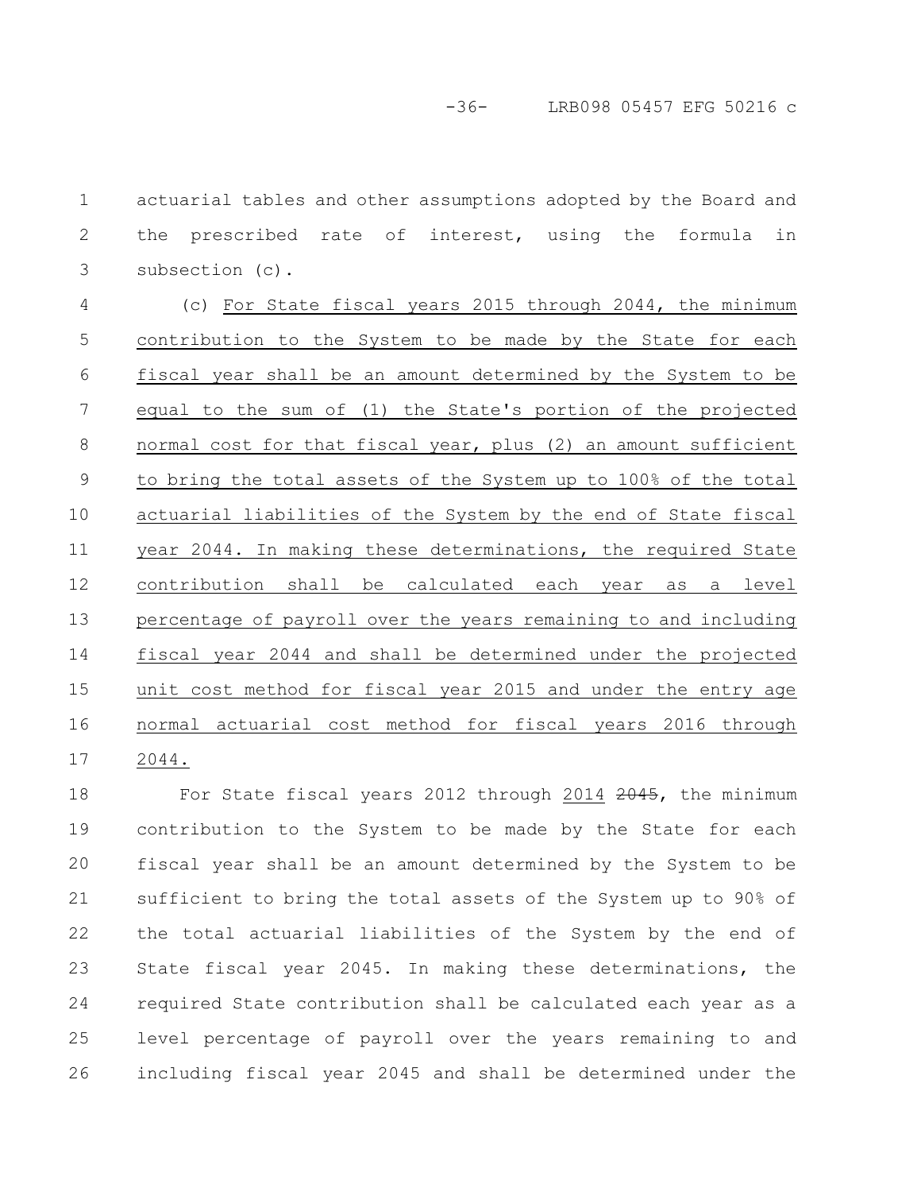actuarial tables and other assumptions adopted by the Board and the prescribed rate of interest, using the formula in subsection (c).

(c) For State fiscal years 2015 through 2044, the minimum contribution to the System to be made by the State for each fiscal year shall be an amount determined by the System to be equal to the sum of (1) the State's portion of the projected normal cost for that fiscal year, plus (2) an amount sufficient to bring the total assets of the System up to 100% of the total actuarial liabilities of the System by the end of State fiscal year 2044. In making these determinations, the required State contribution shall be calculated each year as a level percentage of payroll over the years remaining to and including fiscal year 2044 and shall be determined under the projected unit cost method for fiscal year 2015 and under the entry age normal actuarial cost method for fiscal years 2016 through 2044.

For State fiscal years 2012 through 2014 ~~2045~~, the minimum contribution to the System to be made by the State for each fiscal year shall be an amount determined by the System to be sufficient to bring the total assets of the System up to 90% of the total actuarial liabilities of the System by the end of State fiscal year 2045. In making these determinations, the required State contribution shall be calculated each year as a level percentage of payroll over the years remaining to and including fiscal year 2045 and shall be determined under the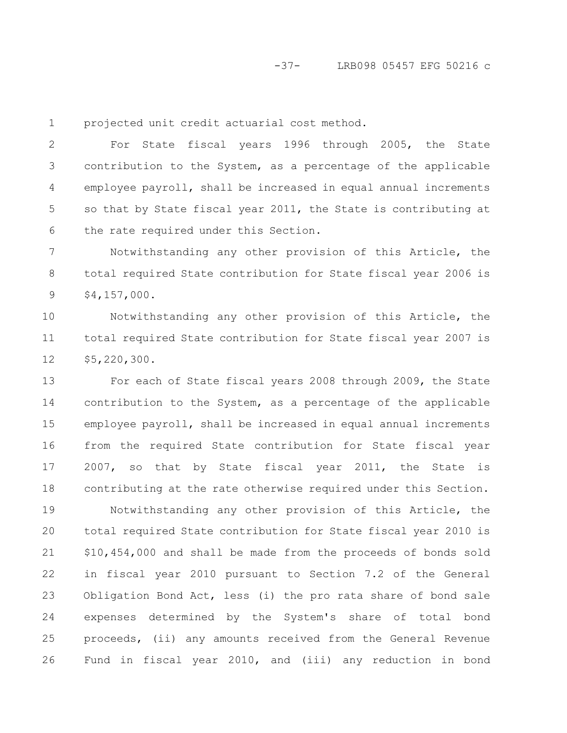projected unit credit actuarial cost method.

For State fiscal years 1996 through 2005, the State contribution to the System, as a percentage of the applicable employee payroll, shall be increased in equal annual increments so that by State fiscal year 2011, the State is contributing at the rate required under this Section.

Notwithstanding any other provision of this Article, the total required State contribution for State fiscal year 2006 is $4,157,000.

Notwithstanding any other provision of this Article, the total required State contribution for State fiscal year 2007 is $5,220,300.

For each of State fiscal years 2008 through 2009, the State contribution to the System, as a percentage of the applicable employee payroll, shall be increased in equal annual increments from the required State contribution for State fiscal year 2007, so that by State fiscal year 2011, the State is contributing at the rate otherwise required under this Section.

Notwithstanding any other provision of this Article, the total required State contribution for State fiscal year 2010 is $10,454,000 and shall be made from the proceeds of bonds sold in fiscal year 2010 pursuant to Section 7.2 of the General Obligation Bond Act, less (i) the pro rata share of bond sale expenses determined by the System's share of total bond proceeds, (ii) any amounts received from the General Revenue Fund in fiscal year 2010, and (iii) any reduction in bond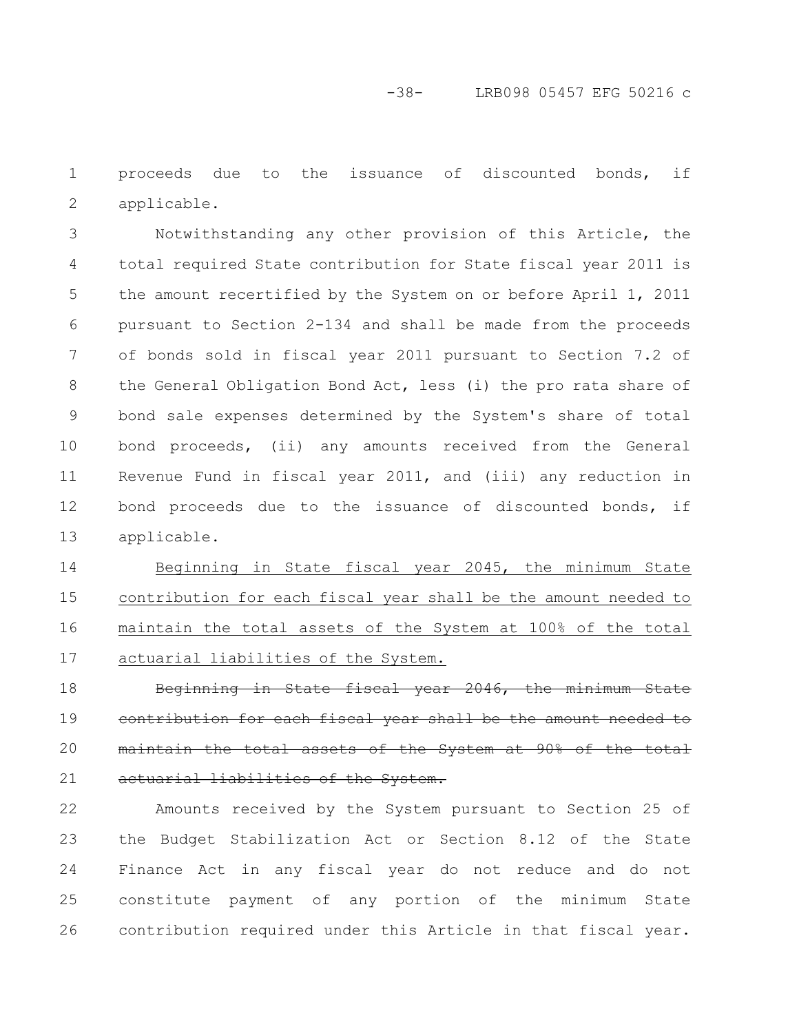proceeds due to the issuance of discounted bonds, if applicable.

Notwithstanding any other provision of this Article, the total required State contribution for State fiscal year 2011 is the amount recertified by the System on or before April 1, 2011 pursuant to Section 2-134 and shall be made from the proceeds of bonds sold in fiscal year 2011 pursuant to Section 7.2 of the General Obligation Bond Act, less (i) the pro rata share of bond sale expenses determined by the System's share of total bond proceeds, (ii) any amounts received from the General Revenue Fund in fiscal year 2011, and (iii) any reduction in bond proceeds due to the issuance of discounted bonds, if applicable.

<u>Beginning in State fiscal year 2045, the minimum State contribution for each fiscal year shall be the amount needed to maintain the total assets of the System at 100% of the total actuarial liabilities of the System.</u>

~~Beginning in State fiscal year 2046, the minimum State contribution for each fiscal year shall be the amount needed to maintain the total assets of the System at 90% of the total actuarial liabilities of the System.~~

Amounts received by the System pursuant to Section 25 of the Budget Stabilization Act or Section 8.12 of the State Finance Act in any fiscal year do not reduce and do not constitute payment of any portion of the minimum State contribution required under this Article in that fiscal year.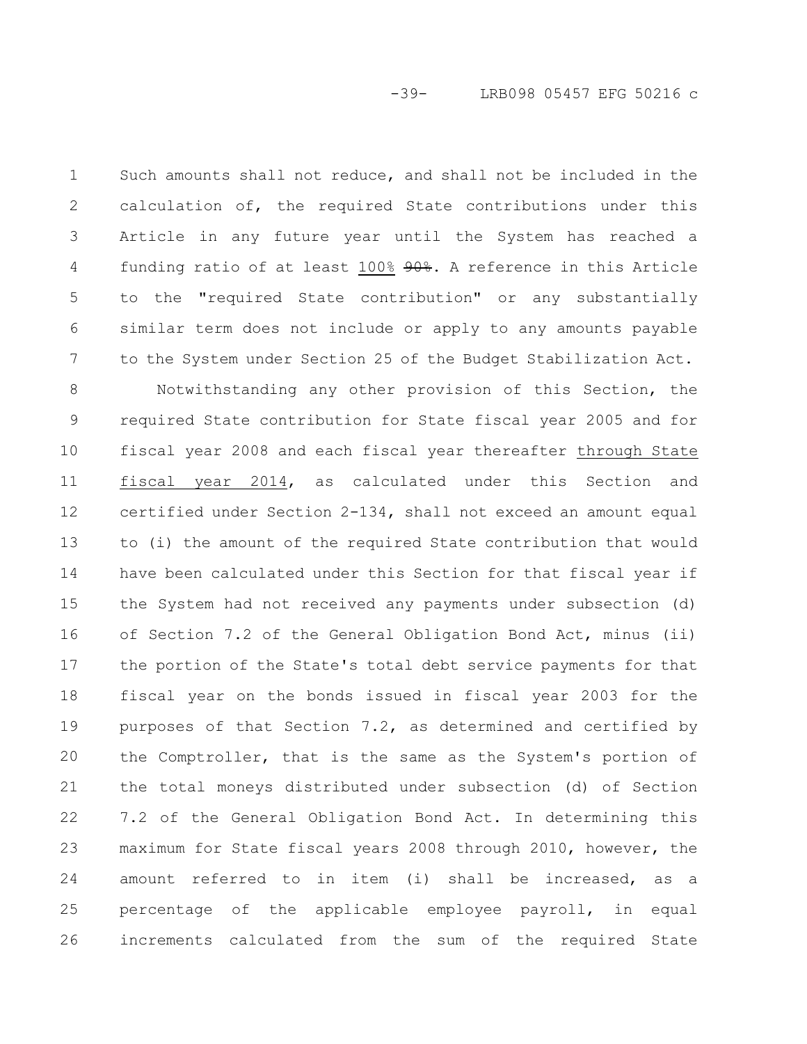Such amounts shall not reduce, and shall not be included in the calculation of, the required State contributions under this Article in any future year until the System has reached a funding ratio of at least 100% ~~90%~~. A reference in this Article to the "required State contribution" or any substantially similar term does not include or apply to any amounts payable to the System under Section 25 of the Budget Stabilization Act.

Notwithstanding any other provision of this Section, the required State contribution for State fiscal year 2005 and for fiscal year 2008 and each fiscal year thereafter through State fiscal year 2014, as calculated under this Section and certified under Section 2-134, shall not exceed an amount equal to (i) the amount of the required State contribution that would have been calculated under this Section for that fiscal year if the System had not received any payments under subsection (d) of Section 7.2 of the General Obligation Bond Act, minus (ii) the portion of the State's total debt service payments for that fiscal year on the bonds issued in fiscal year 2003 for the purposes of that Section 7.2, as determined and certified by the Comptroller, that is the same as the System's portion of the total moneys distributed under subsection (d) of Section 7.2 of the General Obligation Bond Act. In determining this maximum for State fiscal years 2008 through 2010, however, the amount referred to in item (i) shall be increased, as a percentage of the applicable employee payroll, in equal increments calculated from the sum of the required State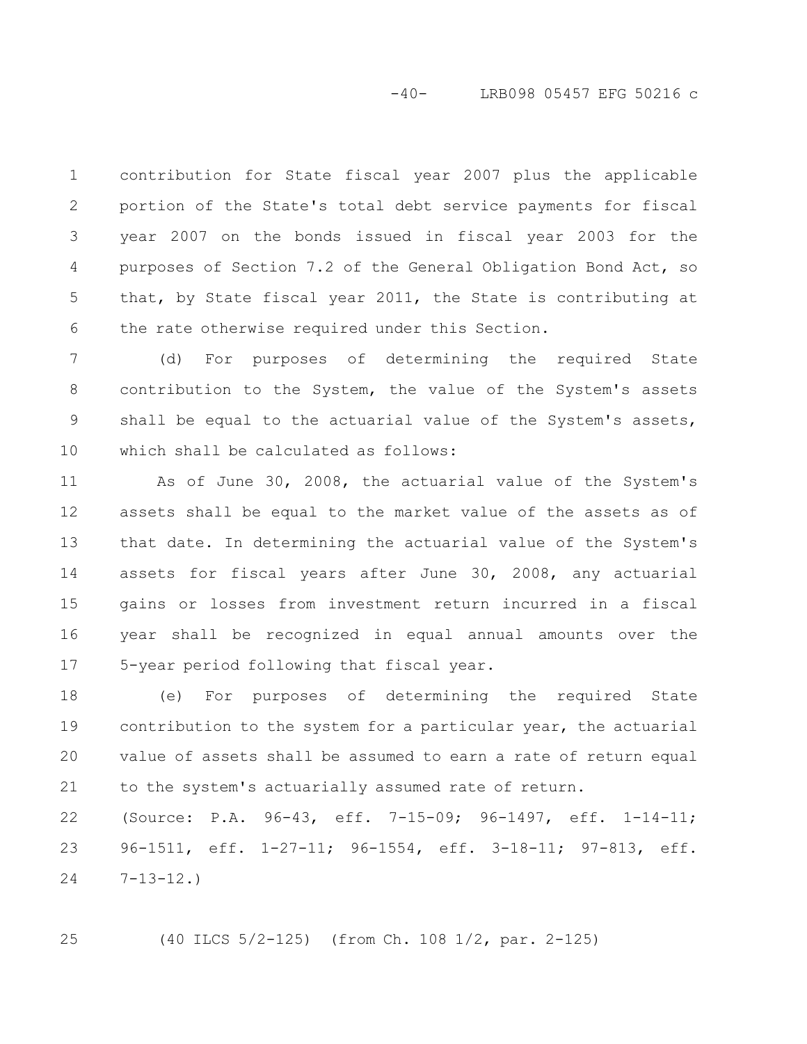contribution for State fiscal year 2007 plus the applicable portion of the State's total debt service payments for fiscal year 2007 on the bonds issued in fiscal year 2003 for the purposes of Section 7.2 of the General Obligation Bond Act, so that, by State fiscal year 2011, the State is contributing at the rate otherwise required under this Section.

(d) For purposes of determining the required State contribution to the System, the value of the System's assets shall be equal to the actuarial value of the System's assets, which shall be calculated as follows:

As of June 30, 2008, the actuarial value of the System's assets shall be equal to the market value of the assets as of that date. In determining the actuarial value of the System's assets for fiscal years after June 30, 2008, any actuarial gains or losses from investment return incurred in a fiscal year shall be recognized in equal annual amounts over the 5-year period following that fiscal year.

(e) For purposes of determining the required State contribution to the system for a particular year, the actuarial value of assets shall be assumed to earn a rate of return equal to the system's actuarially assumed rate of return.

(Source: P.A. 96-43, eff. 7-15-09; 96-1497, eff. 1-14-11; 96-1511, eff. 1-27-11; 96-1554, eff. 3-18-11; 97-813, eff. 7-13-12.)

(40 ILCS 5/2-125) (from Ch. 108 1/2, par. 2-125)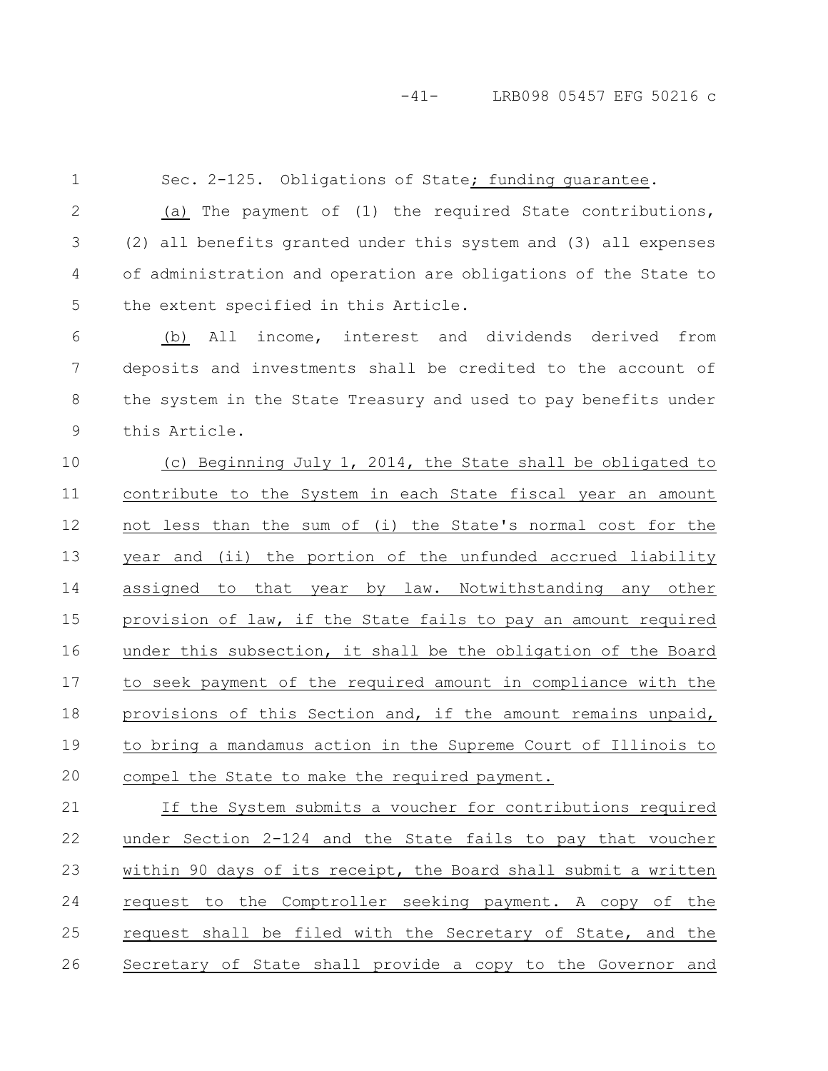Sec. 2-125. Obligations of State; funding guarantee.

(a) The payment of (1) the required State contributions, (2) all benefits granted under this system and (3) all expenses of administration and operation are obligations of the State to the extent specified in this Article.

(b) All income, interest and dividends derived from deposits and investments shall be credited to the account of the system in the State Treasury and used to pay benefits under this Article.

(c) Beginning July 1, 2014, the State shall be obligated to contribute to the System in each State fiscal year an amount not less than the sum of (i) the State's normal cost for the year and (ii) the portion of the unfunded accrued liability assigned to that year by law. Notwithstanding any other provision of law, if the State fails to pay an amount required under this subsection, it shall be the obligation of the Board to seek payment of the required amount in compliance with the provisions of this Section and, if the amount remains unpaid, to bring a mandamus action in the Supreme Court of Illinois to compel the State to make the required payment.

If the System submits a voucher for contributions required under Section 2-124 and the State fails to pay that voucher within 90 days of its receipt, the Board shall submit a written request to the Comptroller seeking payment. A copy of the request shall be filed with the Secretary of State, and the Secretary of State shall provide a copy to the Governor and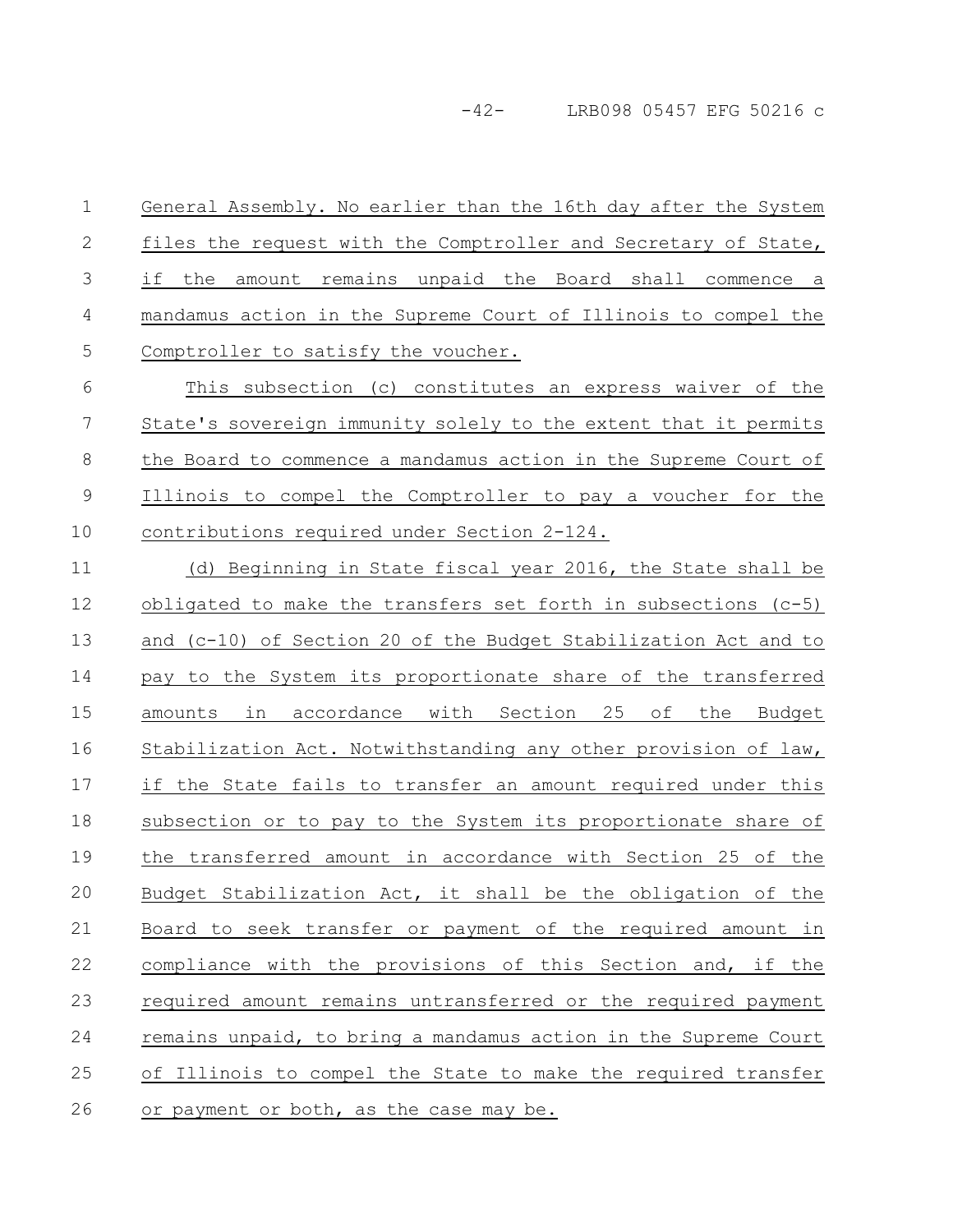General Assembly. No earlier than the 16th day after the System files the request with the Comptroller and Secretary of State, if the amount remains unpaid the Board shall commence a mandamus action in the Supreme Court of Illinois to compel the Comptroller to satisfy the voucher.

This subsection (c) constitutes an express waiver of the State's sovereign immunity solely to the extent that it permits the Board to commence a mandamus action in the Supreme Court of Illinois to compel the Comptroller to pay a voucher for the contributions required under Section 2-124.

(d) Beginning in State fiscal year 2016, the State shall be obligated to make the transfers set forth in subsections (c-5) and (c-10) of Section 20 of the Budget Stabilization Act and to pay to the System its proportionate share of the transferred amounts in accordance with Section 25 of the Budget Stabilization Act. Notwithstanding any other provision of law, if the State fails to transfer an amount required under this subsection or to pay to the System its proportionate share of the transferred amount in accordance with Section 25 of the Budget Stabilization Act, it shall be the obligation of the Board to seek transfer or payment of the required amount in compliance with the provisions of this Section and, if the required amount remains untransferred or the required payment remains unpaid, to bring a mandamus action in the Supreme Court of Illinois to compel the State to make the required transfer or payment or both, as the case may be.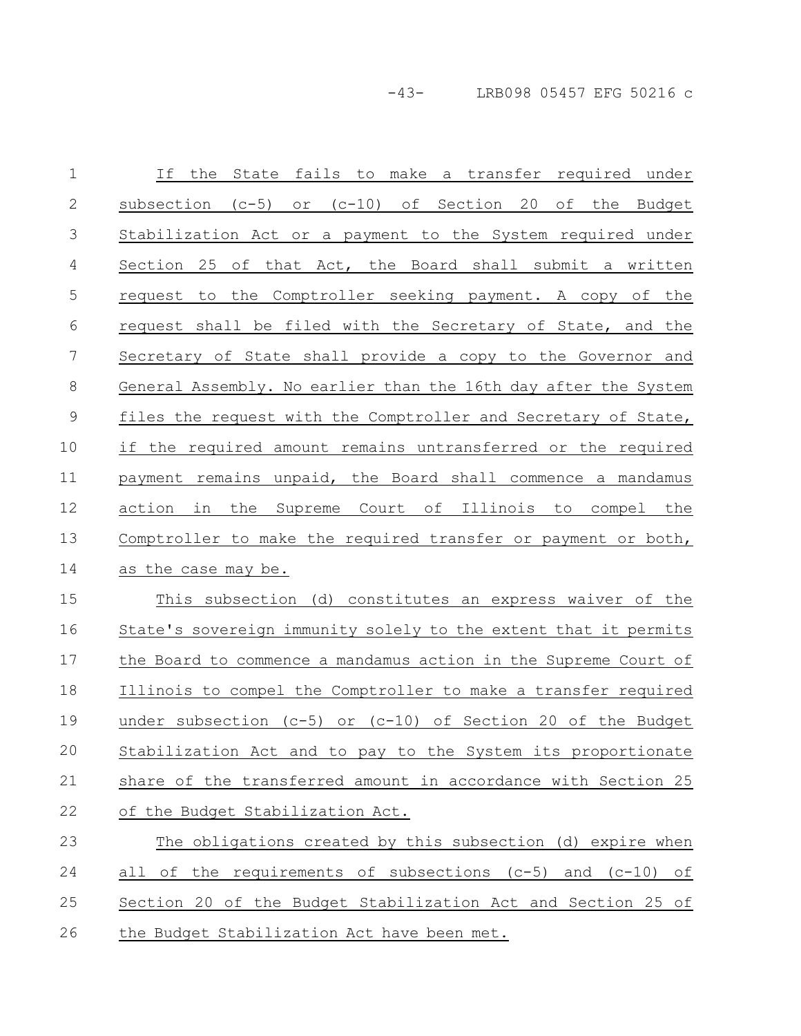If the State fails to make a transfer required under subsection (c-5) or (c-10) of Section 20 of the Budget Stabilization Act or a payment to the System required under Section 25 of that Act, the Board shall submit a written request to the Comptroller seeking payment. A copy of the request shall be filed with the Secretary of State, and the Secretary of State shall provide a copy to the Governor and General Assembly. No earlier than the 16th day after the System files the request with the Comptroller and Secretary of State, if the required amount remains untransferred or the required payment remains unpaid, the Board shall commence a mandamus action in the Supreme Court of Illinois to compel the Comptroller to make the required transfer or payment or both, as the case may be.

This subsection (d) constitutes an express waiver of the State's sovereign immunity solely to the extent that it permits the Board to commence a mandamus action in the Supreme Court of Illinois to compel the Comptroller to make a transfer required under subsection (c-5) or (c-10) of Section 20 of the Budget Stabilization Act and to pay to the System its proportionate share of the transferred amount in accordance with Section 25 of the Budget Stabilization Act.

The obligations created by this subsection (d) expire when all of the requirements of subsections (c-5) and (c-10) of Section 20 of the Budget Stabilization Act and Section 25 of the Budget Stabilization Act have been met.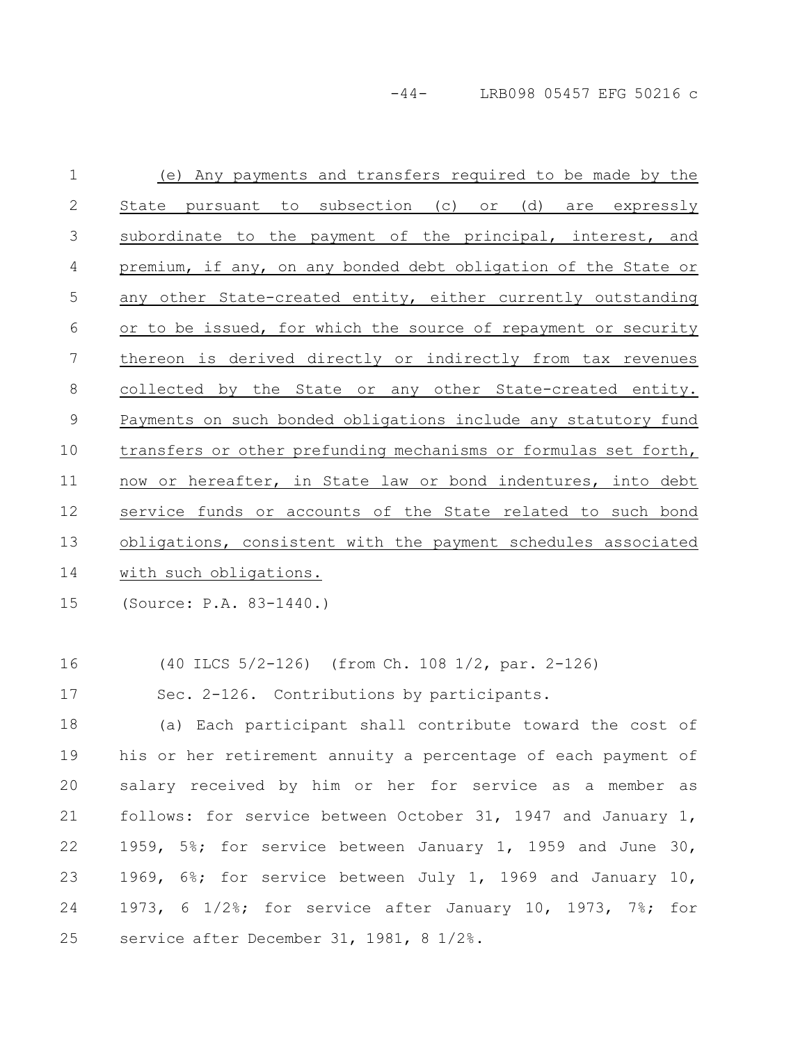(e) Any payments and transfers required to be made by the State pursuant to subsection (c) or (d) are expressly subordinate to the payment of the principal, interest, and premium, if any, on any bonded debt obligation of the State or any other State-created entity, either currently outstanding or to be issued, for which the source of repayment or security thereon is derived directly or indirectly from tax revenues collected by the State or any other State-created entity. Payments on such bonded obligations include any statutory fund transfers or other prefunding mechanisms or formulas set forth, now or hereafter, in State law or bond indentures, into debt service funds or accounts of the State related to such bond obligations, consistent with the payment schedules associated with such obligations.

(Source: P.A. 83-1440.)

(40 ILCS 5/2-126) (from Ch. 108 1/2, par. 2-126)

Sec. 2-126. Contributions by participants.

(a) Each participant shall contribute toward the cost of his or her retirement annuity a percentage of each payment of salary received by him or her for service as a member as follows: for service between October 31, 1947 and January 1, 1959, 5%; for service between January 1, 1959 and June 30, 1969, 6%; for service between July 1, 1969 and January 10, 1973, 6 1/2%; for service after January 10, 1973, 7%; for service after December 31, 1981, 8 1/2%.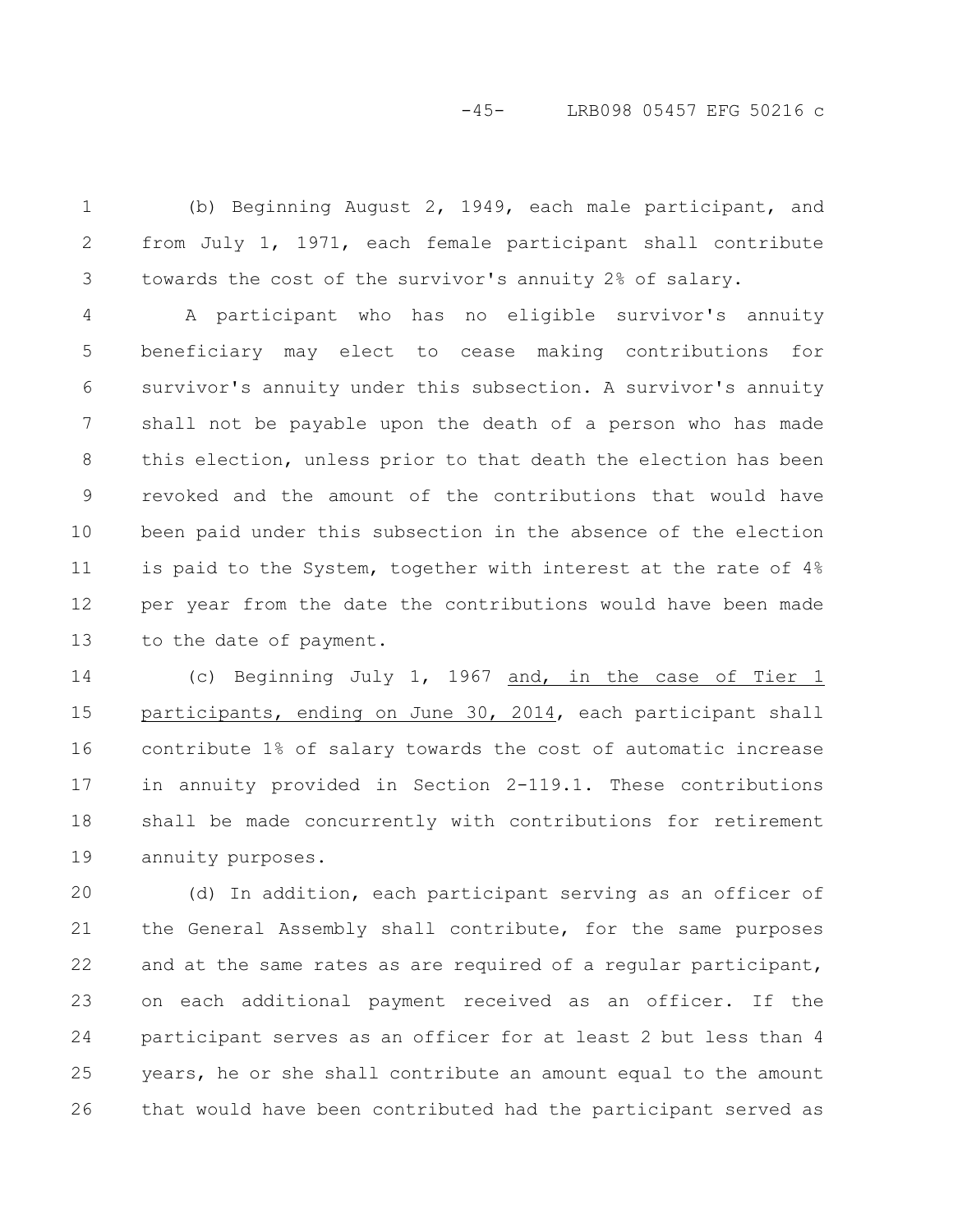(b) Beginning August 2, 1949, each male participant, and from July 1, 1971, each female participant shall contribute towards the cost of the survivor's annuity 2% of salary.

A participant who has no eligible survivor's annuity beneficiary may elect to cease making contributions for survivor's annuity under this subsection. A survivor's annuity shall not be payable upon the death of a person who has made this election, unless prior to that death the election has been revoked and the amount of the contributions that would have been paid under this subsection in the absence of the election is paid to the System, together with interest at the rate of 4% per year from the date the contributions would have been made to the date of payment.

(c) Beginning July 1, 1967 and, in the case of Tier 1 participants, ending on June 30, 2014, each participant shall contribute 1% of salary towards the cost of automatic increase in annuity provided in Section 2-119.1. These contributions shall be made concurrently with contributions for retirement annuity purposes.

(d) In addition, each participant serving as an officer of the General Assembly shall contribute, for the same purposes and at the same rates as are required of a regular participant, on each additional payment received as an officer. If the participant serves as an officer for at least 2 but less than 4 years, he or she shall contribute an amount equal to the amount that would have been contributed had the participant served as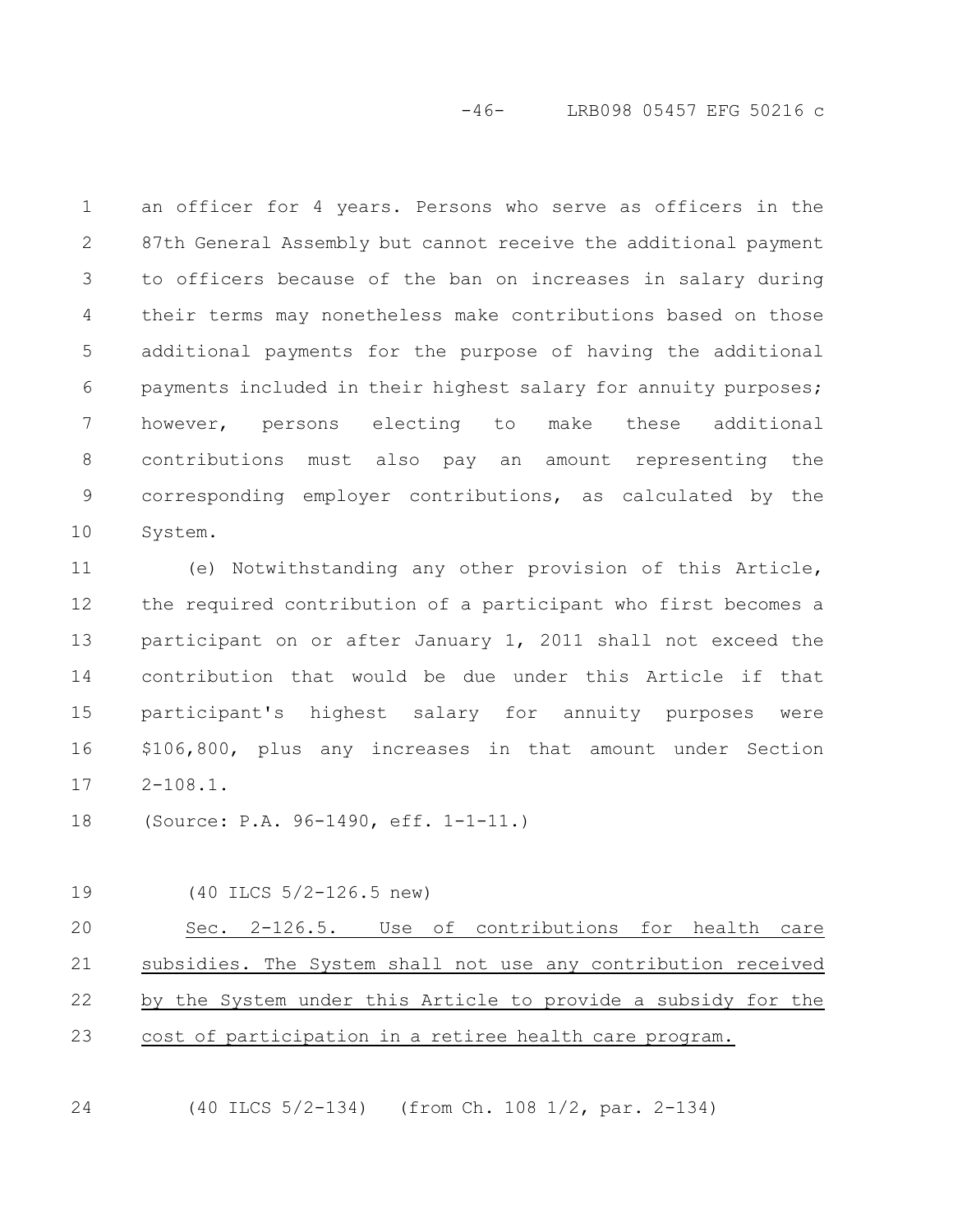an officer for 4 years. Persons who serve as officers in the 87th General Assembly but cannot receive the additional payment to officers because of the ban on increases in salary during their terms may nonetheless make contributions based on those additional payments for the purpose of having the additional payments included in their highest salary for annuity purposes; however, persons electing to make these additional contributions must also pay an amount representing the corresponding employer contributions, as calculated by the System.

(e) Notwithstanding any other provision of this Article, the required contribution of a participant who first becomes a participant on or after January 1, 2011 shall not exceed the contribution that would be due under this Article if that participant's highest salary for annuity purposes were $106,800, plus any increases in that amount under Section 2-108.1.

(Source: P.A. 96-1490, eff. 1-1-11.)

(40 ILCS 5/2-126.5 new)

Sec. 2-126.5. Use of contributions for health care subsidies. The System shall not use any contribution received by the System under this Article to provide a subsidy for the cost of participation in a retiree health care program.

(40 ILCS 5/2-134) (from Ch. 108 1/2, par. 2-134)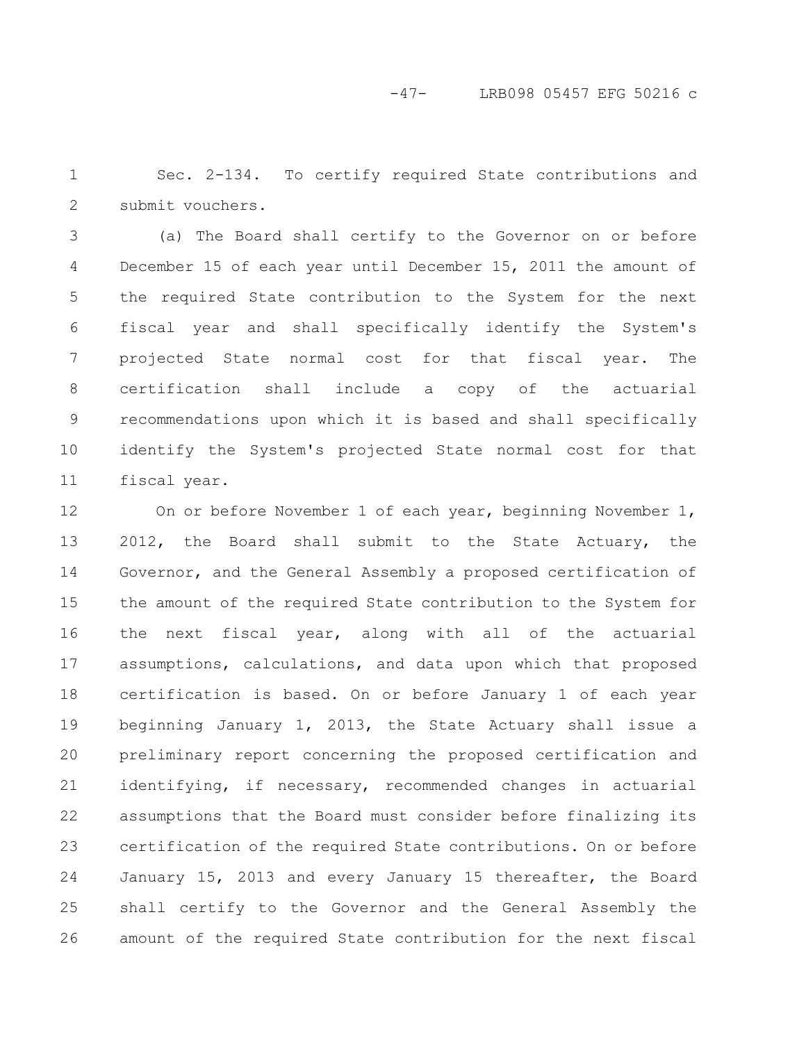Sec. 2-134. To certify required State contributions and submit vouchers.

(a) The Board shall certify to the Governor on or before December 15 of each year until December 15, 2011 the amount of the required State contribution to the System for the next fiscal year and shall specifically identify the System's projected State normal cost for that fiscal year. The certification shall include a copy of the actuarial recommendations upon which it is based and shall specifically identify the System's projected State normal cost for that fiscal year.

On or before November 1 of each year, beginning November 1, 2012, the Board shall submit to the State Actuary, the Governor, and the General Assembly a proposed certification of the amount of the required State contribution to the System for the next fiscal year, along with all of the actuarial assumptions, calculations, and data upon which that proposed certification is based. On or before January 1 of each year beginning January 1, 2013, the State Actuary shall issue a preliminary report concerning the proposed certification and identifying, if necessary, recommended changes in actuarial assumptions that the Board must consider before finalizing its certification of the required State contributions. On or before January 15, 2013 and every January 15 thereafter, the Board shall certify to the Governor and the General Assembly the amount of the required State contribution for the next fiscal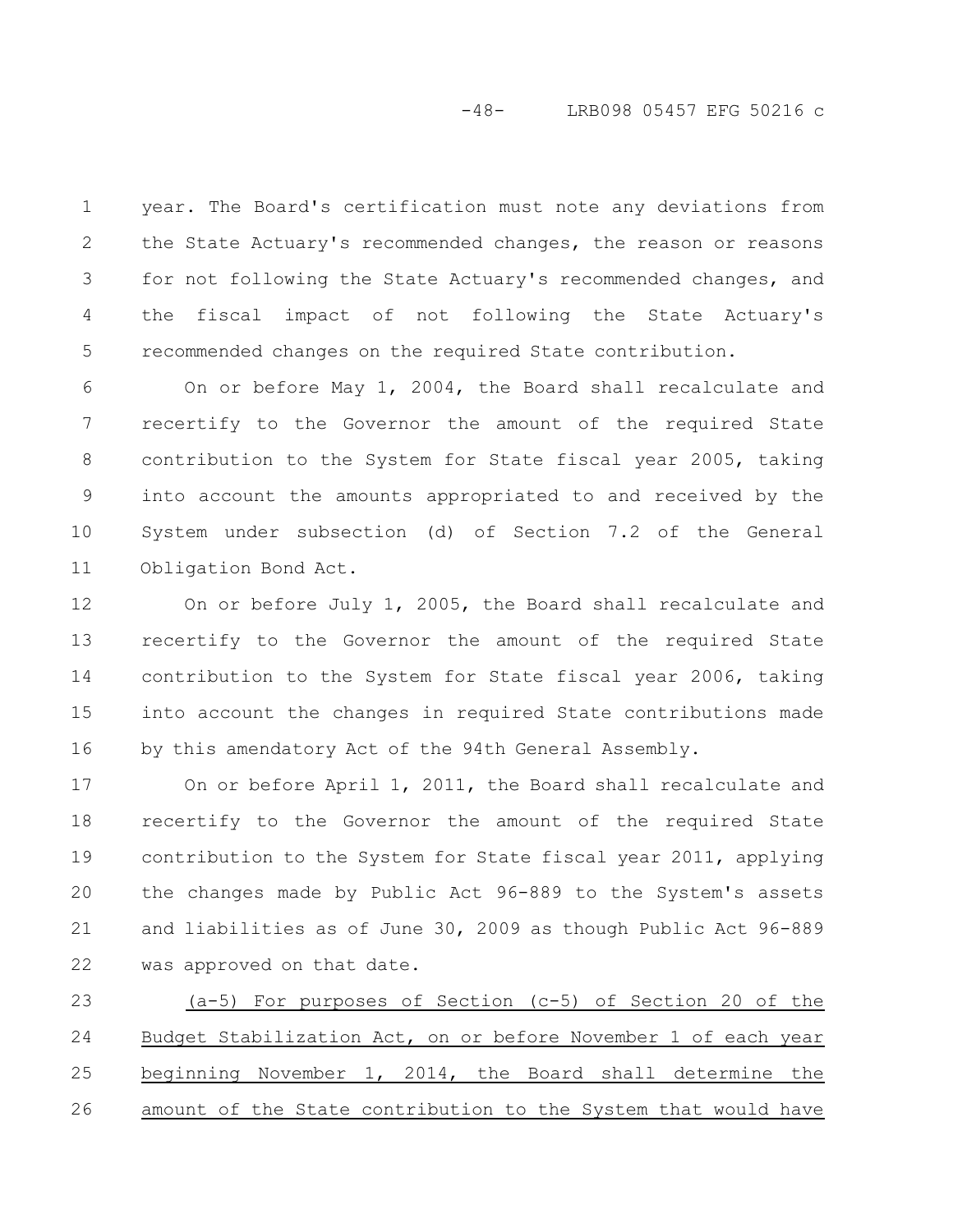year. The Board's certification must note any deviations from the State Actuary's recommended changes, the reason or reasons for not following the State Actuary's recommended changes, and the fiscal impact of not following the State Actuary's recommended changes on the required State contribution.

On or before May 1, 2004, the Board shall recalculate and recertify to the Governor the amount of the required State contribution to the System for State fiscal year 2005, taking into account the amounts appropriated to and received by the System under subsection (d) of Section 7.2 of the General Obligation Bond Act.

On or before July 1, 2005, the Board shall recalculate and recertify to the Governor the amount of the required State contribution to the System for State fiscal year 2006, taking into account the changes in required State contributions made by this amendatory Act of the 94th General Assembly.

On or before April 1, 2011, the Board shall recalculate and recertify to the Governor the amount of the required State contribution to the System for State fiscal year 2011, applying the changes made by Public Act 96-889 to the System's assets and liabilities as of June 30, 2009 as though Public Act 96-889 was approved on that date.

<u>(a-5) For purposes of Section (c-5) of Section 20 of the Budget Stabilization Act, on or before November 1 of each year beginning November 1, 2014, the Board shall determine the amount of the State contribution to the System that would have</u>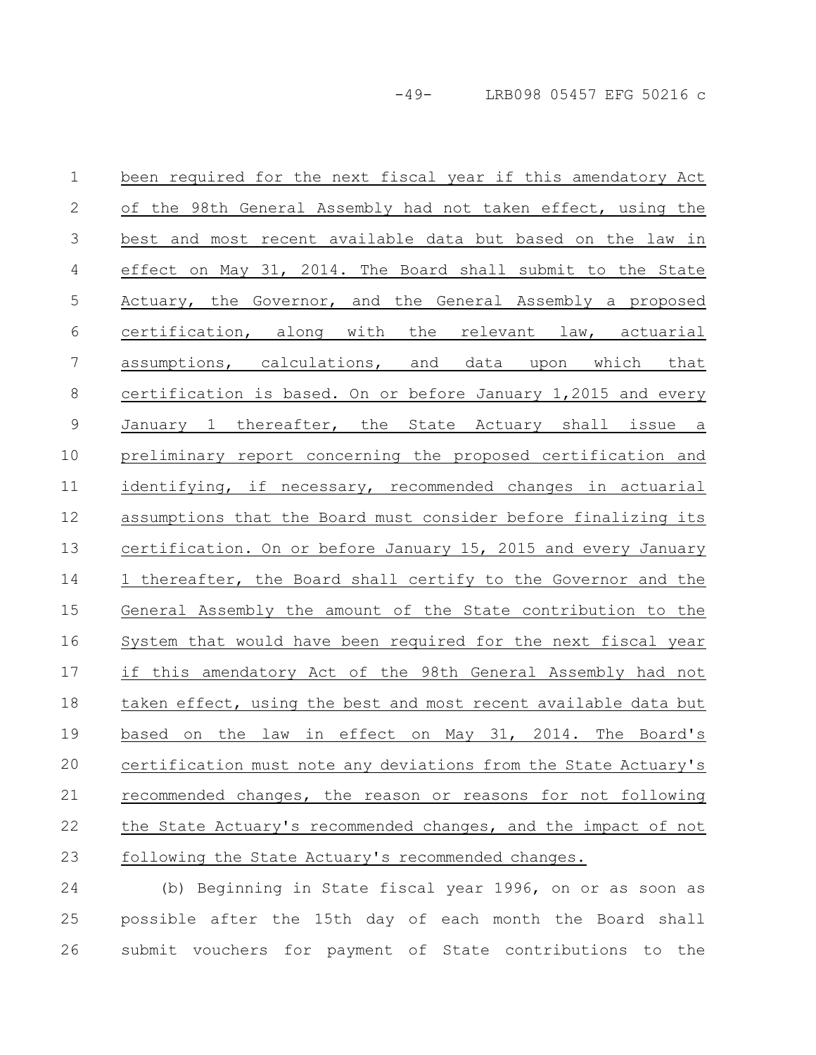been required for the next fiscal year if this amendatory Act of the 98th General Assembly had not taken effect, using the best and most recent available data but based on the law in effect on May 31, 2014. The Board shall submit to the State Actuary, the Governor, and the General Assembly a proposed certification, along with the relevant law, actuarial assumptions, calculations, and data upon which that certification is based. On or before January 1,2015 and every January 1 thereafter, the State Actuary shall issue a preliminary report concerning the proposed certification and identifying, if necessary, recommended changes in actuarial assumptions that the Board must consider before finalizing its certification. On or before January 15, 2015 and every January 1 thereafter, the Board shall certify to the Governor and the General Assembly the amount of the State contribution to the System that would have been required for the next fiscal year if this amendatory Act of the 98th General Assembly had not taken effect, using the best and most recent available data but based on the law in effect on May 31, 2014. The Board's certification must note any deviations from the State Actuary's recommended changes, the reason or reasons for not following the State Actuary's recommended changes, and the impact of not following the State Actuary's recommended changes.

(b) Beginning in State fiscal year 1996, on or as soon as possible after the 15th day of each month the Board shall submit vouchers for payment of State contributions to the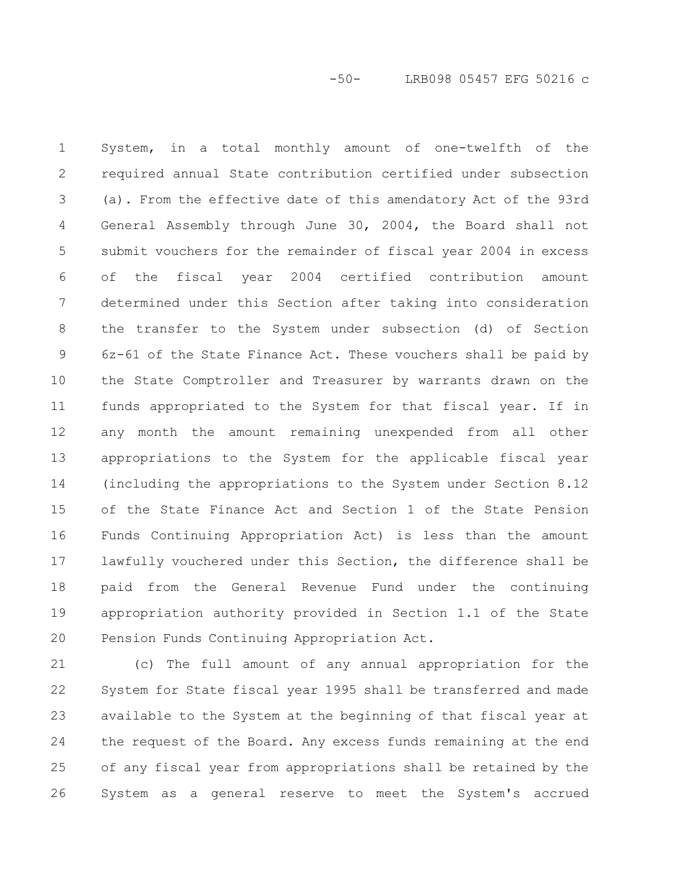System, in a total monthly amount of one-twelfth of the required annual State contribution certified under subsection (a). From the effective date of this amendatory Act of the 93rd General Assembly through June 30, 2004, the Board shall not submit vouchers for the remainder of fiscal year 2004 in excess of the fiscal year 2004 certified contribution amount determined under this Section after taking into consideration the transfer to the System under subsection (d) of Section 6z-61 of the State Finance Act. These vouchers shall be paid by the State Comptroller and Treasurer by warrants drawn on the funds appropriated to the System for that fiscal year. If in any month the amount remaining unexpended from all other appropriations to the System for the applicable fiscal year (including the appropriations to the System under Section 8.12 of the State Finance Act and Section 1 of the State Pension Funds Continuing Appropriation Act) is less than the amount lawfully vouchered under this Section, the difference shall be paid from the General Revenue Fund under the continuing appropriation authority provided in Section 1.1 of the State Pension Funds Continuing Appropriation Act.

(c) The full amount of any annual appropriation for the System for State fiscal year 1995 shall be transferred and made available to the System at the beginning of that fiscal year at the request of the Board. Any excess funds remaining at the end of any fiscal year from appropriations shall be retained by the System as a general reserve to meet the System's accrued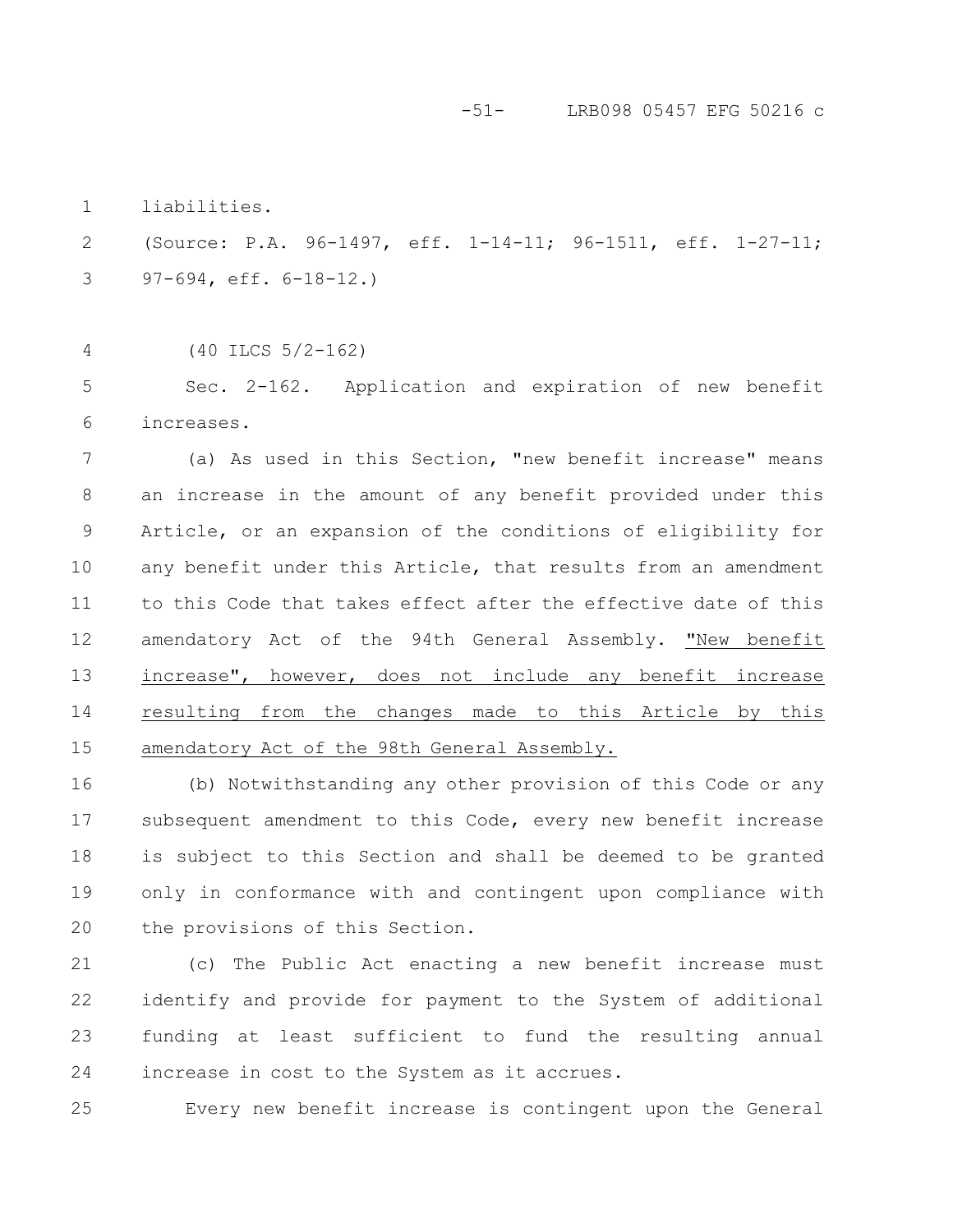liabilities.

(Source: P.A. 96-1497, eff. 1-14-11; 96-1511, eff. 1-27-11; 97-694, eff. 6-18-12.)

(40 ILCS 5/2-162)

Sec. 2-162. Application and expiration of new benefit increases.

(a) As used in this Section, "new benefit increase" means an increase in the amount of any benefit provided under this Article, or an expansion of the conditions of eligibility for any benefit under this Article, that results from an amendment to this Code that takes effect after the effective date of this amendatory Act of the 94th General Assembly. "New benefit increase", however, does not include any benefit increase resulting from the changes made to this Article by this amendatory Act of the 98th General Assembly.

(b) Notwithstanding any other provision of this Code or any subsequent amendment to this Code, every new benefit increase is subject to this Section and shall be deemed to be granted only in conformance with and contingent upon compliance with the provisions of this Section.

(c) The Public Act enacting a new benefit increase must identify and provide for payment to the System of additional funding at least sufficient to fund the resulting annual increase in cost to the System as it accrues.

Every new benefit increase is contingent upon the General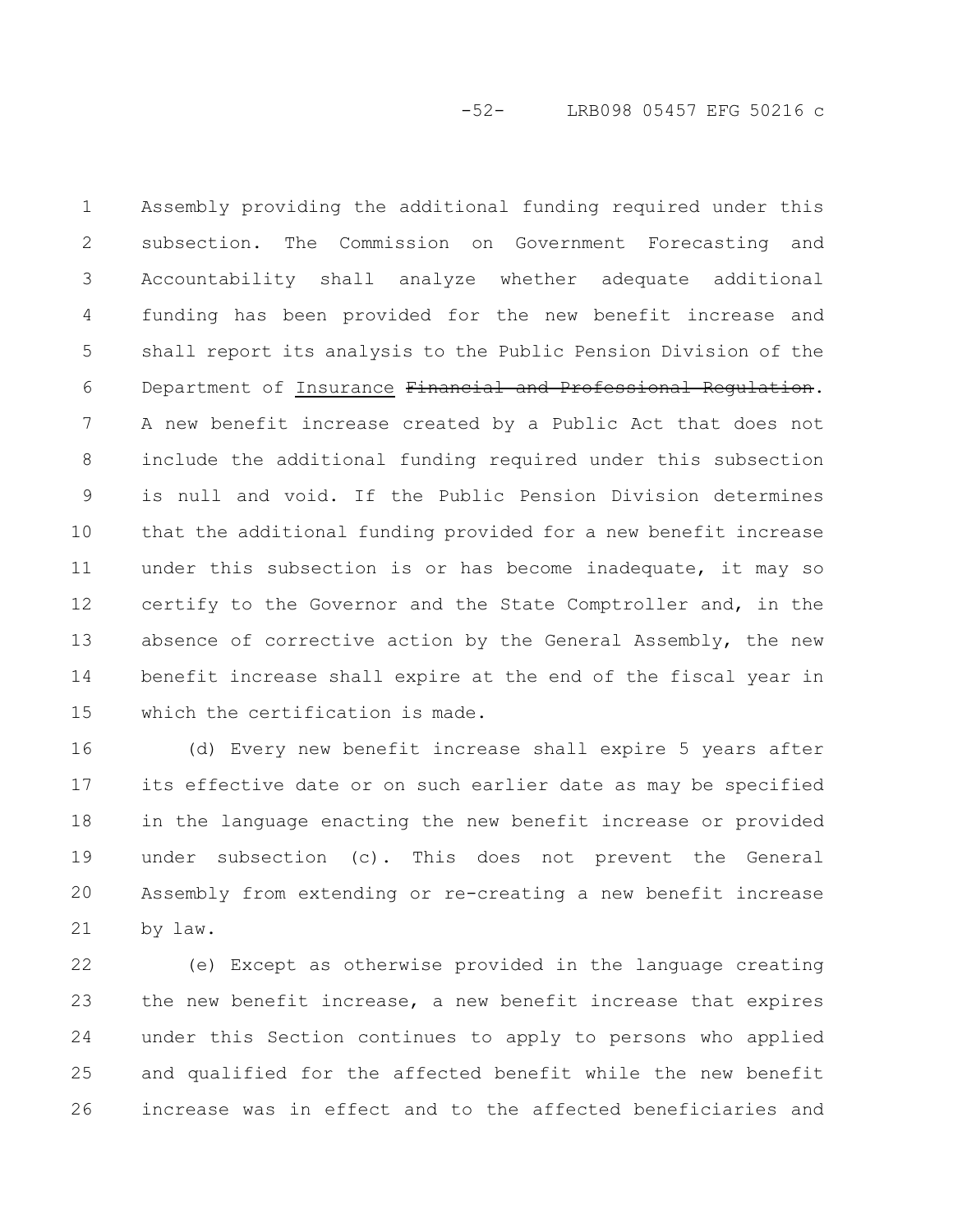Assembly providing the additional funding required under this subsection. The Commission on Government Forecasting and Accountability shall analyze whether adequate additional funding has been provided for the new benefit increase and shall report its analysis to the Public Pension Division of the Department of <u>Insurance</u> ~~Financial and Professional Regulation~~. A new benefit increase created by a Public Act that does not include the additional funding required under this subsection is null and void. If the Public Pension Division determines that the additional funding provided for a new benefit increase under this subsection is or has become inadequate, it may so certify to the Governor and the State Comptroller and, in the absence of corrective action by the General Assembly, the new benefit increase shall expire at the end of the fiscal year in which the certification is made.

(d) Every new benefit increase shall expire 5 years after its effective date or on such earlier date as may be specified in the language enacting the new benefit increase or provided under subsection (c). This does not prevent the General Assembly from extending or re-creating a new benefit increase by law.

(e) Except as otherwise provided in the language creating the new benefit increase, a new benefit increase that expires under this Section continues to apply to persons who applied and qualified for the affected benefit while the new benefit increase was in effect and to the affected beneficiaries and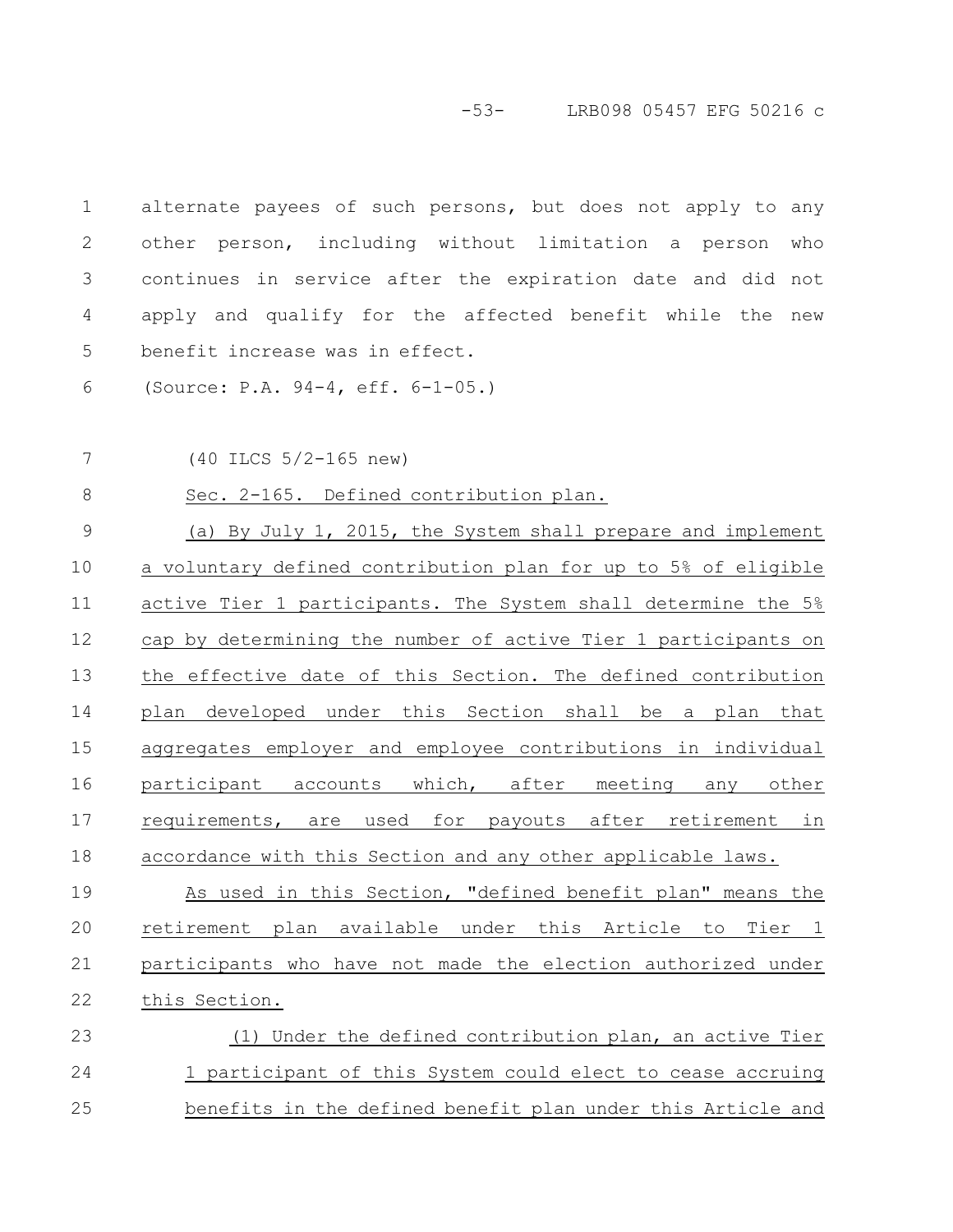alternate payees of such persons, but does not apply to any other person, including without limitation a person who continues in service after the expiration date and did not apply and qualify for the affected benefit while the new benefit increase was in effect.

(Source: P.A. 94-4, eff. 6-1-05.)

(40 ILCS 5/2-165 new)

Sec. 2-165. Defined contribution plan.

(a) By July 1, 2015, the System shall prepare and implement a voluntary defined contribution plan for up to 5% of eligible active Tier 1 participants. The System shall determine the 5% cap by determining the number of active Tier 1 participants on the effective date of this Section. The defined contribution plan developed under this Section shall be a plan that aggregates employer and employee contributions in individual participant accounts which, after meeting any other requirements, are used for payouts after retirement in accordance with this Section and any other applicable laws.

As used in this Section, "defined benefit plan" means the retirement plan available under this Article to Tier 1 participants who have not made the election authorized under this Section.

(1) Under the defined contribution plan, an active Tier 1 participant of this System could elect to cease accruing benefits in the defined benefit plan under this Article and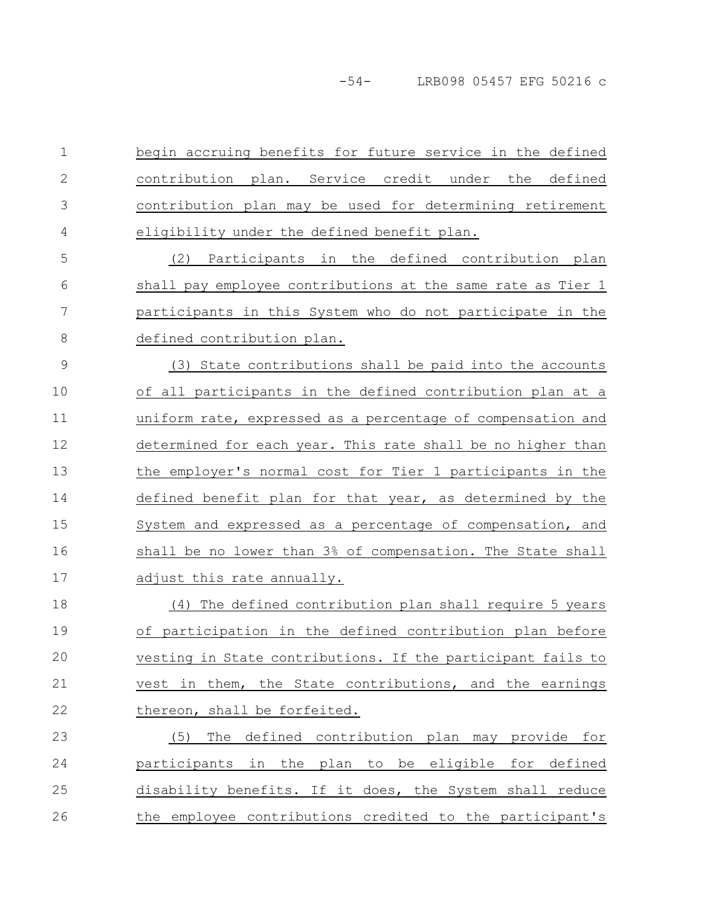begin accruing benefits for future service in the defined contribution plan. Service credit under the defined contribution plan may be used for determining retirement eligibility under the defined benefit plan.

(2) Participants in the defined contribution plan shall pay employee contributions at the same rate as Tier 1 participants in this System who do not participate in the defined contribution plan.

(3) State contributions shall be paid into the accounts of all participants in the defined contribution plan at a uniform rate, expressed as a percentage of compensation and determined for each year. This rate shall be no higher than the employer's normal cost for Tier 1 participants in the defined benefit plan for that year, as determined by the System and expressed as a percentage of compensation, and shall be no lower than 3% of compensation. The State shall adjust this rate annually.

(4) The defined contribution plan shall require 5 years of participation in the defined contribution plan before vesting in State contributions. If the participant fails to vest in them, the State contributions, and the earnings thereon, shall be forfeited.

(5) The defined contribution plan may provide for participants in the plan to be eligible for defined disability benefits. If it does, the System shall reduce the employee contributions credited to the participant's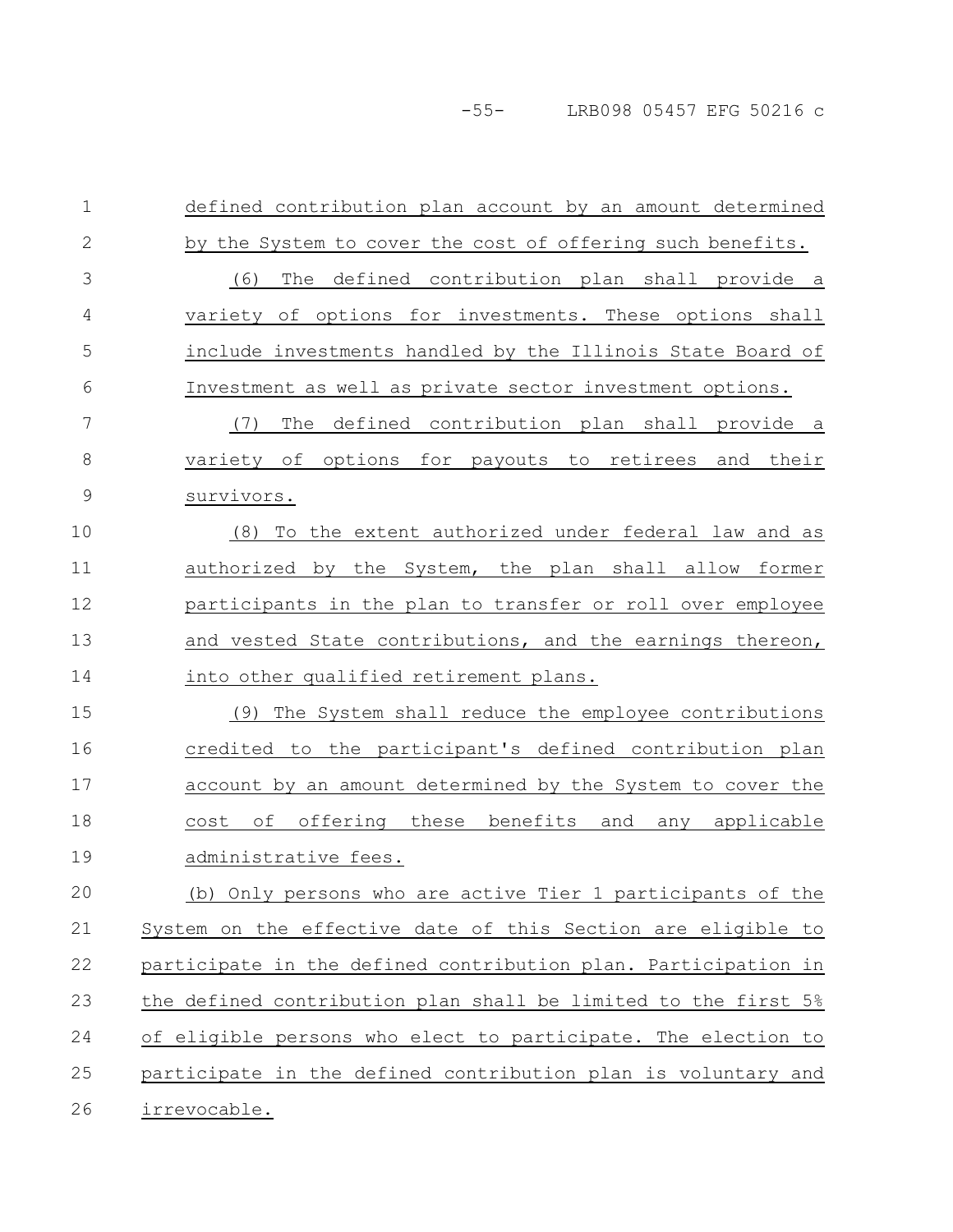defined contribution plan account by an amount determined by the System to cover the cost of offering such benefits.

(6) The defined contribution plan shall provide a variety of options for investments. These options shall include investments handled by the Illinois State Board of Investment as well as private sector investment options.

(7) The defined contribution plan shall provide a variety of options for payouts to retirees and their survivors.

(8) To the extent authorized under federal law and as authorized by the System, the plan shall allow former participants in the plan to transfer or roll over employee and vested State contributions, and the earnings thereon, into other qualified retirement plans.

(9) The System shall reduce the employee contributions credited to the participant's defined contribution plan account by an amount determined by the System to cover the cost of offering these benefits and any applicable administrative fees.

(b) Only persons who are active Tier 1 participants of the System on the effective date of this Section are eligible to participate in the defined contribution plan. Participation in the defined contribution plan shall be limited to the first 5% of eligible persons who elect to participate. The election to participate in the defined contribution plan is voluntary and irrevocable.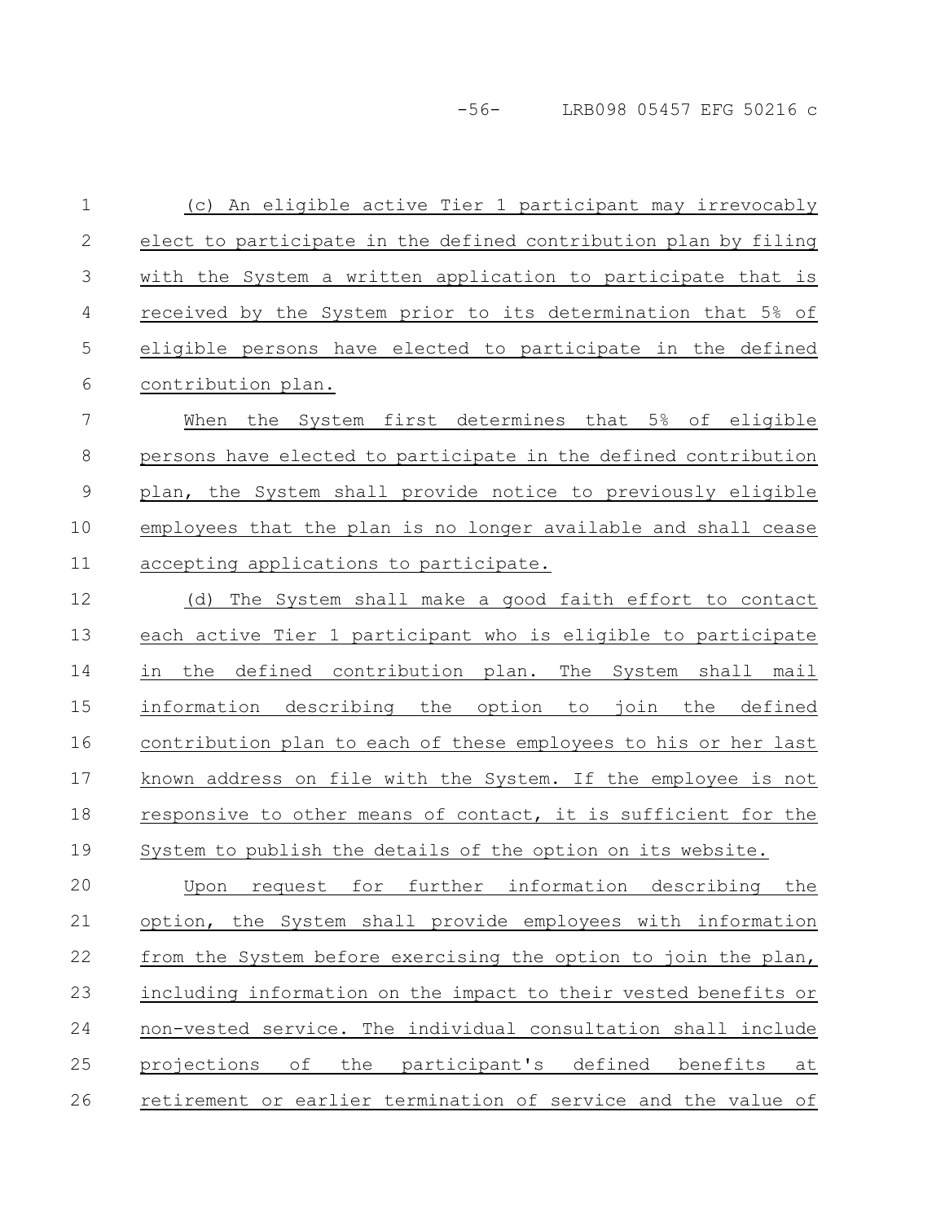(c) An eligible active Tier 1 participant may irrevocably elect to participate in the defined contribution plan by filing with the System a written application to participate that is received by the System prior to its determination that 5% of eligible persons have elected to participate in the defined contribution plan.

When the System first determines that 5% of eligible persons have elected to participate in the defined contribution plan, the System shall provide notice to previously eligible employees that the plan is no longer available and shall cease accepting applications to participate.

(d) The System shall make a good faith effort to contact each active Tier 1 participant who is eligible to participate in the defined contribution plan. The System shall mail information describing the option to join the defined contribution plan to each of these employees to his or her last known address on file with the System. If the employee is not responsive to other means of contact, it is sufficient for the System to publish the details of the option on its website.

Upon request for further information describing the option, the System shall provide employees with information from the System before exercising the option to join the plan, including information on the impact to their vested benefits or non-vested service. The individual consultation shall include projections of the participant's defined benefits at retirement or earlier termination of service and the value of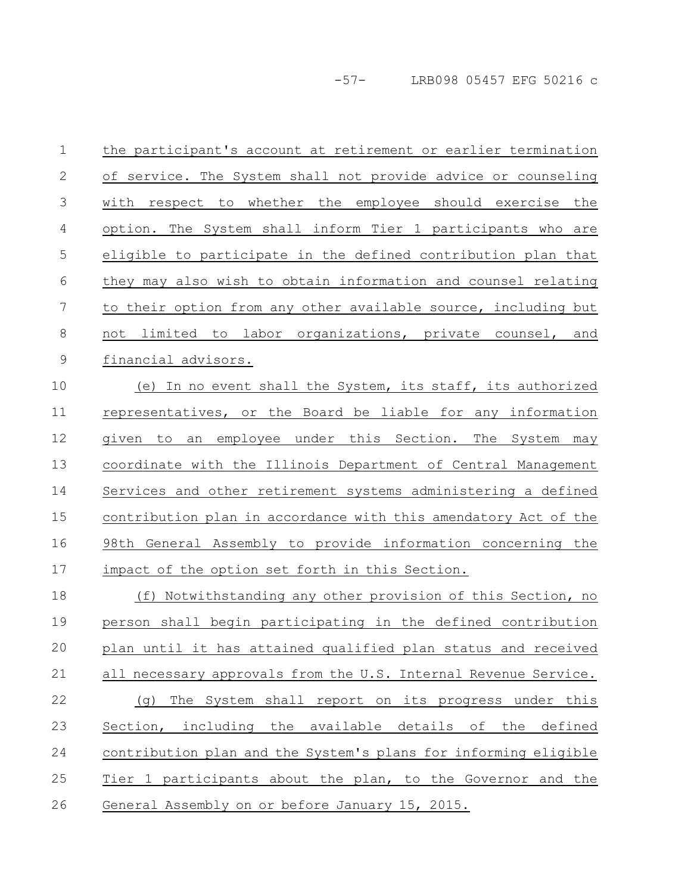the participant's account at retirement or earlier termination of service. The System shall not provide advice or counseling with respect to whether the employee should exercise the option. The System shall inform Tier 1 participants who are eligible to participate in the defined contribution plan that they may also wish to obtain information and counsel relating to their option from any other available source, including but not limited to labor organizations, private counsel, and financial advisors.

(e) In no event shall the System, its staff, its authorized representatives, or the Board be liable for any information given to an employee under this Section. The System may coordinate with the Illinois Department of Central Management Services and other retirement systems administering a defined contribution plan in accordance with this amendatory Act of the 98th General Assembly to provide information concerning the impact of the option set forth in this Section.

(f) Notwithstanding any other provision of this Section, no person shall begin participating in the defined contribution plan until it has attained qualified plan status and received all necessary approvals from the U.S. Internal Revenue Service.

(g) The System shall report on its progress under this Section, including the available details of the defined contribution plan and the System's plans for informing eligible Tier 1 participants about the plan, to the Governor and the General Assembly on or before January 15, 2015.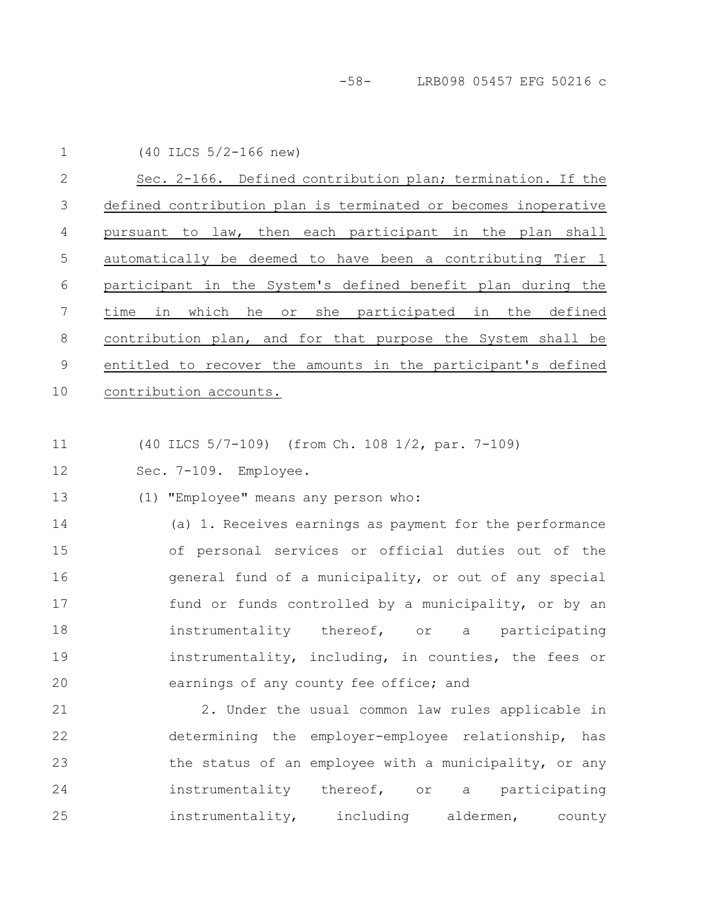(40 ILCS 5/2-166 new)

Sec. 2-166. Defined contribution plan; termination. If the defined contribution plan is terminated or becomes inoperative pursuant to law, then each participant in the plan shall automatically be deemed to have been a contributing Tier 1 participant in the System's defined benefit plan during the time in which he or she participated in the defined contribution plan, and for that purpose the System shall be entitled to recover the amounts in the participant's defined contribution accounts.

(40 ILCS 5/7-109) (from Ch. 108 1/2, par. 7-109)

Sec. 7-109. Employee.

(1) "Employee" means any person who:

(a) 1. Receives earnings as payment for the performance of personal services or official duties out of the general fund of a municipality, or out of any special fund or funds controlled by a municipality, or by an instrumentality thereof, or a participating instrumentality, including, in counties, the fees or earnings of any county fee office; and

2. Under the usual common law rules applicable in determining the employer-employee relationship, has the status of an employee with a municipality, or any instrumentality thereof, or a participating instrumentality, including aldermen, county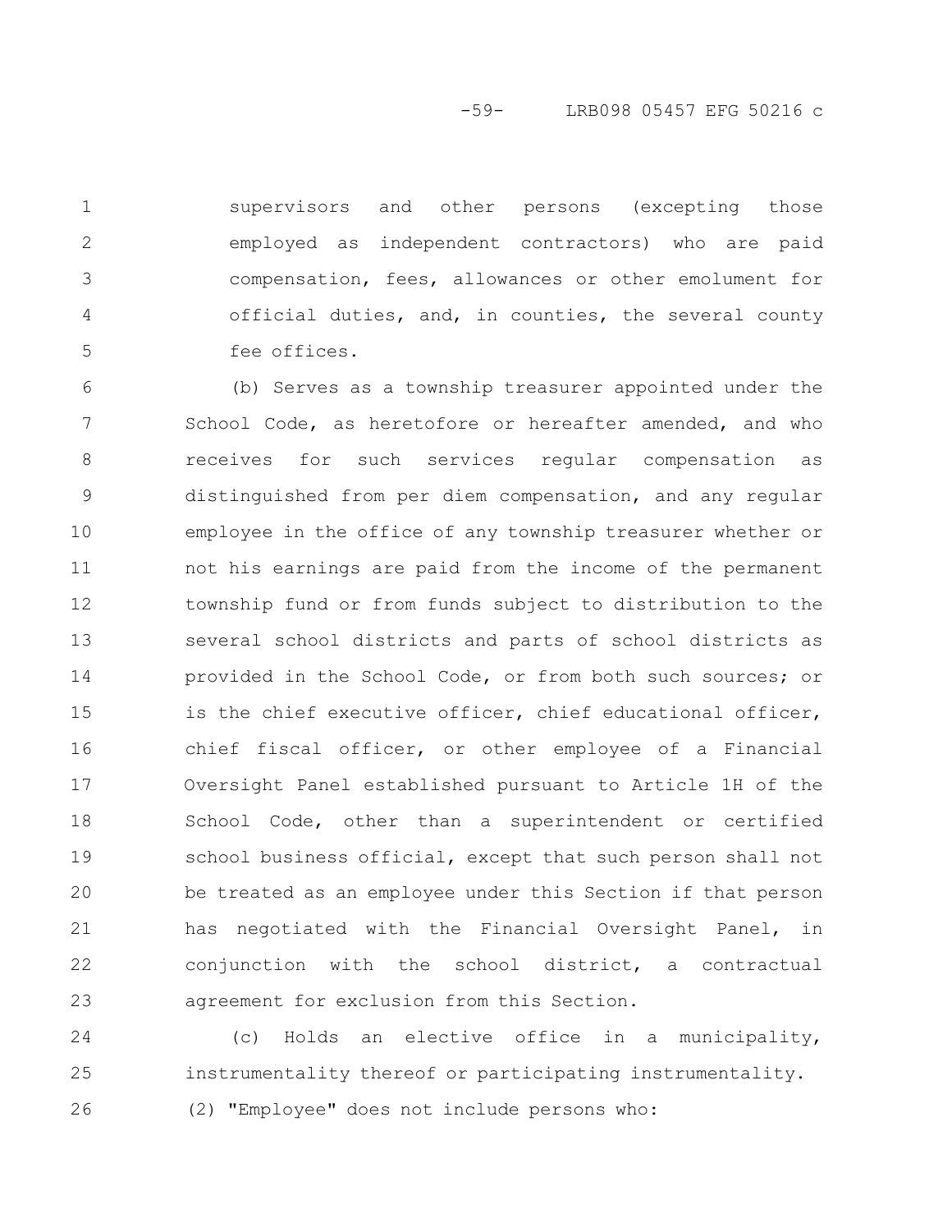supervisors and other persons (excepting those employed as independent contractors) who are paid compensation, fees, allowances or other emolument for official duties, and, in counties, the several county fee offices.

(b) Serves as a township treasurer appointed under the School Code, as heretofore or hereafter amended, and who receives for such services regular compensation as distinguished from per diem compensation, and any regular employee in the office of any township treasurer whether or not his earnings are paid from the income of the permanent township fund or from funds subject to distribution to the several school districts and parts of school districts as provided in the School Code, or from both such sources; or is the chief executive officer, chief educational officer, chief fiscal officer, or other employee of a Financial Oversight Panel established pursuant to Article 1H of the School Code, other than a superintendent or certified school business official, except that such person shall not be treated as an employee under this Section if that person has negotiated with the Financial Oversight Panel, in conjunction with the school district, a contractual agreement for exclusion from this Section.

(c) Holds an elective office in a municipality, instrumentality thereof or participating instrumentality.

(2) "Employee" does not include persons who: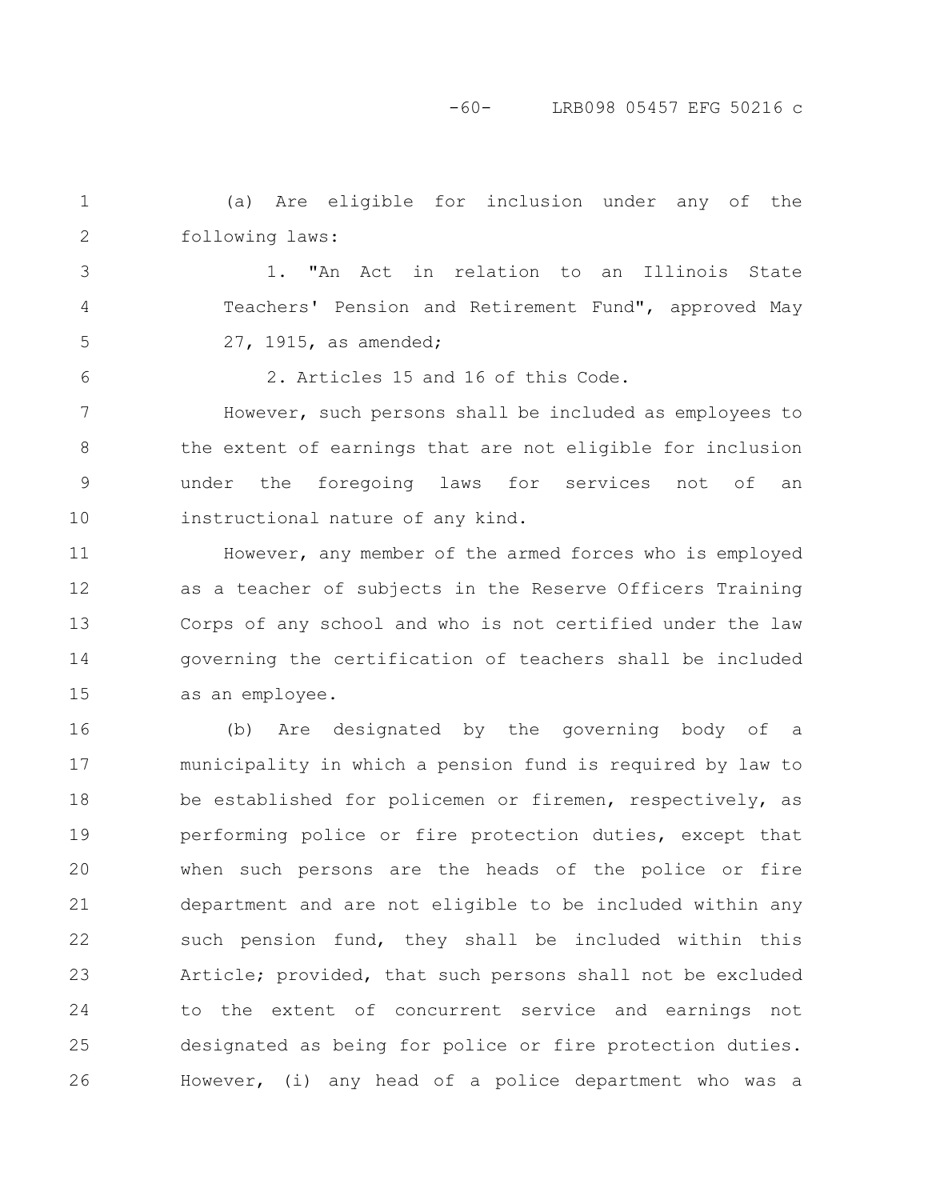(a) Are eligible for inclusion under any of the following laws:

1. "An Act in relation to an Illinois State Teachers' Pension and Retirement Fund", approved May 27, 1915, as amended;

2. Articles 15 and 16 of this Code.

However, such persons shall be included as employees to the extent of earnings that are not eligible for inclusion under the foregoing laws for services not of an instructional nature of any kind.

However, any member of the armed forces who is employed as a teacher of subjects in the Reserve Officers Training Corps of any school and who is not certified under the law governing the certification of teachers shall be included as an employee.

(b) Are designated by the governing body of a municipality in which a pension fund is required by law to be established for policemen or firemen, respectively, as performing police or fire protection duties, except that when such persons are the heads of the police or fire department and are not eligible to be included within any such pension fund, they shall be included within this Article; provided, that such persons shall not be excluded to the extent of concurrent service and earnings not designated as being for police or fire protection duties. However, (i) any head of a police department who was a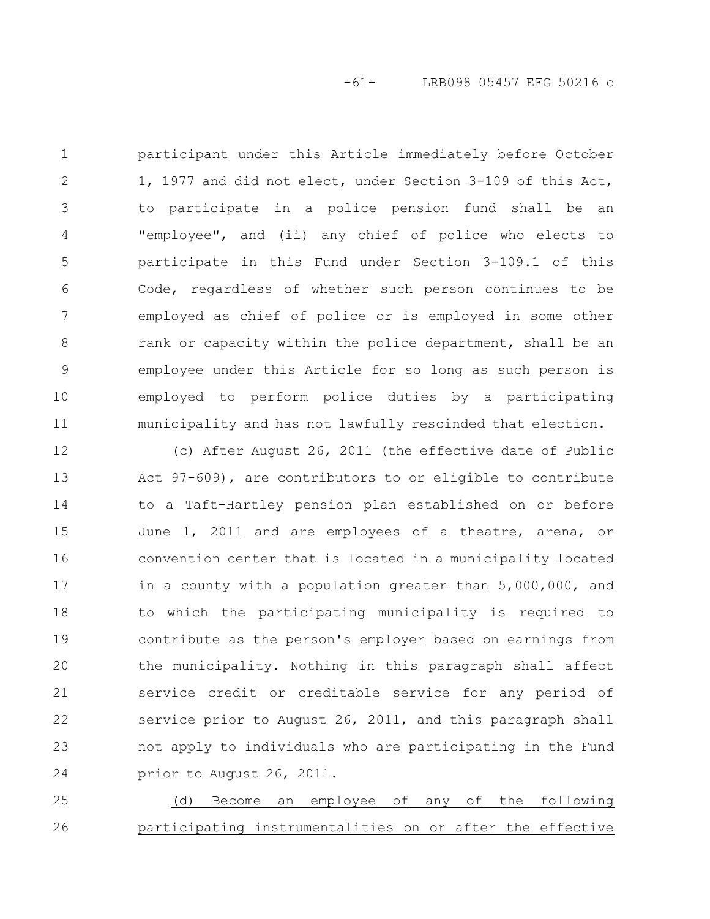participant under this Article immediately before October 1, 1977 and did not elect, under Section 3-109 of this Act, to participate in a police pension fund shall be an "employee", and (ii) any chief of police who elects to participate in this Fund under Section 3-109.1 of this Code, regardless of whether such person continues to be employed as chief of police or is employed in some other rank or capacity within the police department, shall be an employee under this Article for so long as such person is employed to perform police duties by a participating municipality and has not lawfully rescinded that election.

(c) After August 26, 2011 (the effective date of Public Act 97-609), are contributors to or eligible to contribute to a Taft-Hartley pension plan established on or before June 1, 2011 and are employees of a theatre, arena, or convention center that is located in a municipality located in a county with a population greater than 5,000,000, and to which the participating municipality is required to contribute as the person's employer based on earnings from the municipality. Nothing in this paragraph shall affect service credit or creditable service for any period of service prior to August 26, 2011, and this paragraph shall not apply to individuals who are participating in the Fund prior to August 26, 2011.

<u>(d) Become an employee of any of the following participating instrumentalities on or after the effective</u>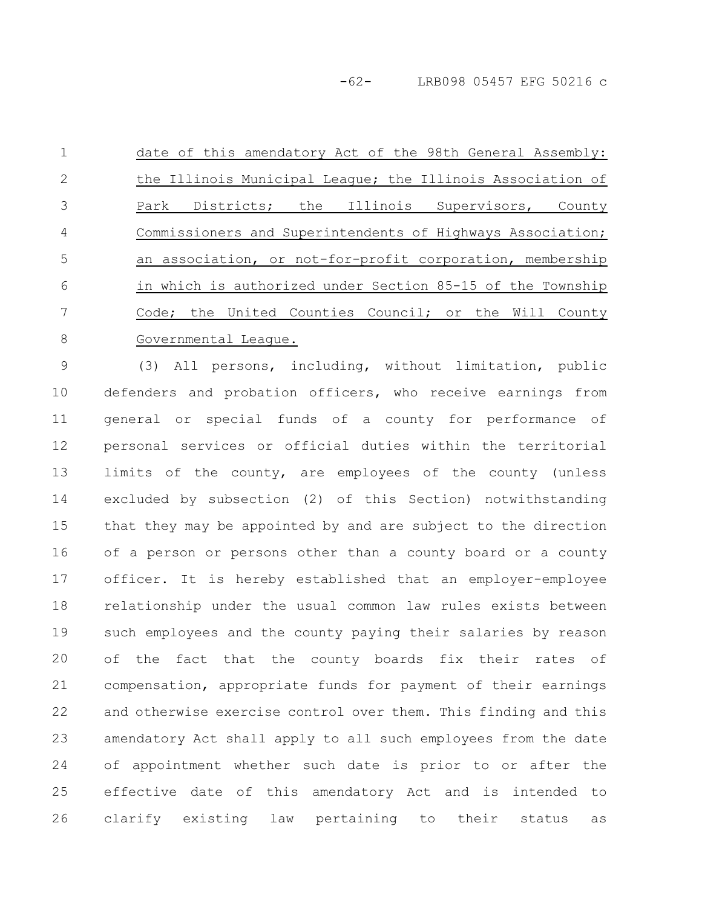date of this amendatory Act of the 98th General Assembly: the Illinois Municipal League; the Illinois Association of Park Districts; the Illinois Supervisors, County Commissioners and Superintendents of Highways Association; an association, or not-for-profit corporation, membership in which is authorized under Section 85-15 of the Township Code; the United Counties Council; or the Will County Governmental League.

(3) All persons, including, without limitation, public defenders and probation officers, who receive earnings from general or special funds of a county for performance of personal services or official duties within the territorial limits of the county, are employees of the county (unless excluded by subsection (2) of this Section) notwithstanding that they may be appointed by and are subject to the direction of a person or persons other than a county board or a county officer. It is hereby established that an employer-employee relationship under the usual common law rules exists between such employees and the county paying their salaries by reason of the fact that the county boards fix their rates of compensation, appropriate funds for payment of their earnings and otherwise exercise control over them. This finding and this amendatory Act shall apply to all such employees from the date of appointment whether such date is prior to or after the effective date of this amendatory Act and is intended to clarify existing law pertaining to their status as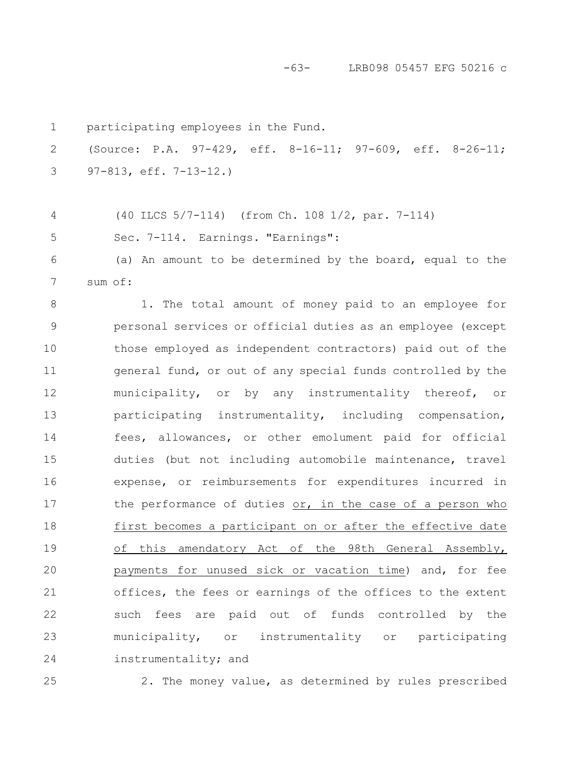participating employees in the Fund.

(Source: P.A. 97-429, eff. 8-16-11; 97-609, eff. 8-26-11; 97-813, eff. 7-13-12.)

(40 ILCS 5/7-114) (from Ch. 108 1/2, par. 7-114)

Sec. 7-114. Earnings. "Earnings":

(a) An amount to be determined by the board, equal to the sum of:

1. The total amount of money paid to an employee for personal services or official duties as an employee (except those employed as independent contractors) paid out of the general fund, or out of any special funds controlled by the municipality, or by any instrumentality thereof, or participating instrumentality, including compensation, fees, allowances, or other emolument paid for official duties (but not including automobile maintenance, travel expense, or reimbursements for expenditures incurred in the performance of duties <u>or, in the case of a person who first becomes a participant on or after the effective date of this amendatory Act of the 98th General Assembly, payments for unused sick or vacation time</u>) and, for fee offices, the fees or earnings of the offices to the extent such fees are paid out of funds controlled by the municipality, or instrumentality or participating instrumentality; and

2. The money value, as determined by rules prescribed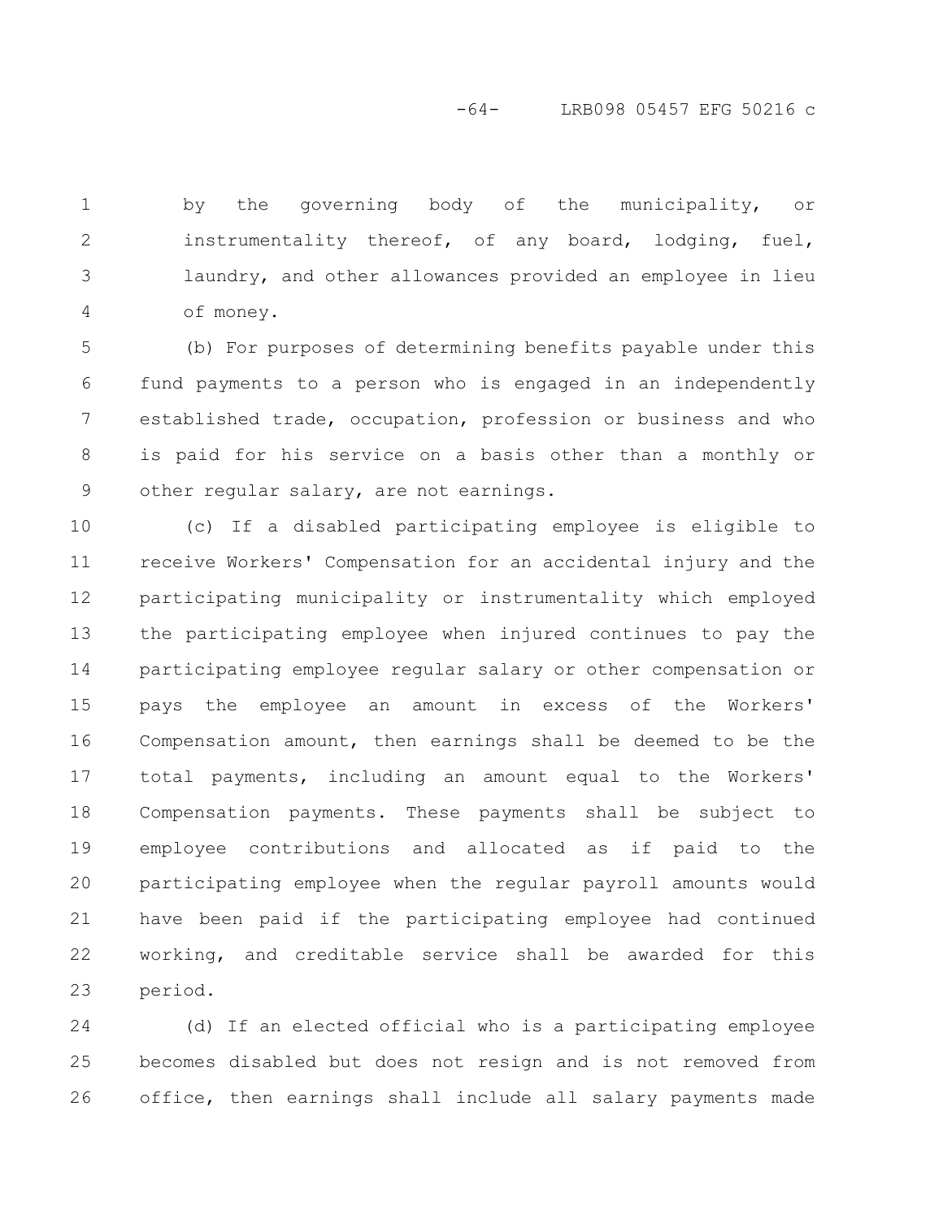by the governing body of the municipality, or instrumentality thereof, of any board, lodging, fuel, laundry, and other allowances provided an employee in lieu of money.

(b) For purposes of determining benefits payable under this fund payments to a person who is engaged in an independently established trade, occupation, profession or business and who is paid for his service on a basis other than a monthly or other regular salary, are not earnings.

(c) If a disabled participating employee is eligible to receive Workers' Compensation for an accidental injury and the participating municipality or instrumentality which employed the participating employee when injured continues to pay the participating employee regular salary or other compensation or pays the employee an amount in excess of the Workers' Compensation amount, then earnings shall be deemed to be the total payments, including an amount equal to the Workers' Compensation payments. These payments shall be subject to employee contributions and allocated as if paid to the participating employee when the regular payroll amounts would have been paid if the participating employee had continued working, and creditable service shall be awarded for this period.

(d) If an elected official who is a participating employee becomes disabled but does not resign and is not removed from office, then earnings shall include all salary payments made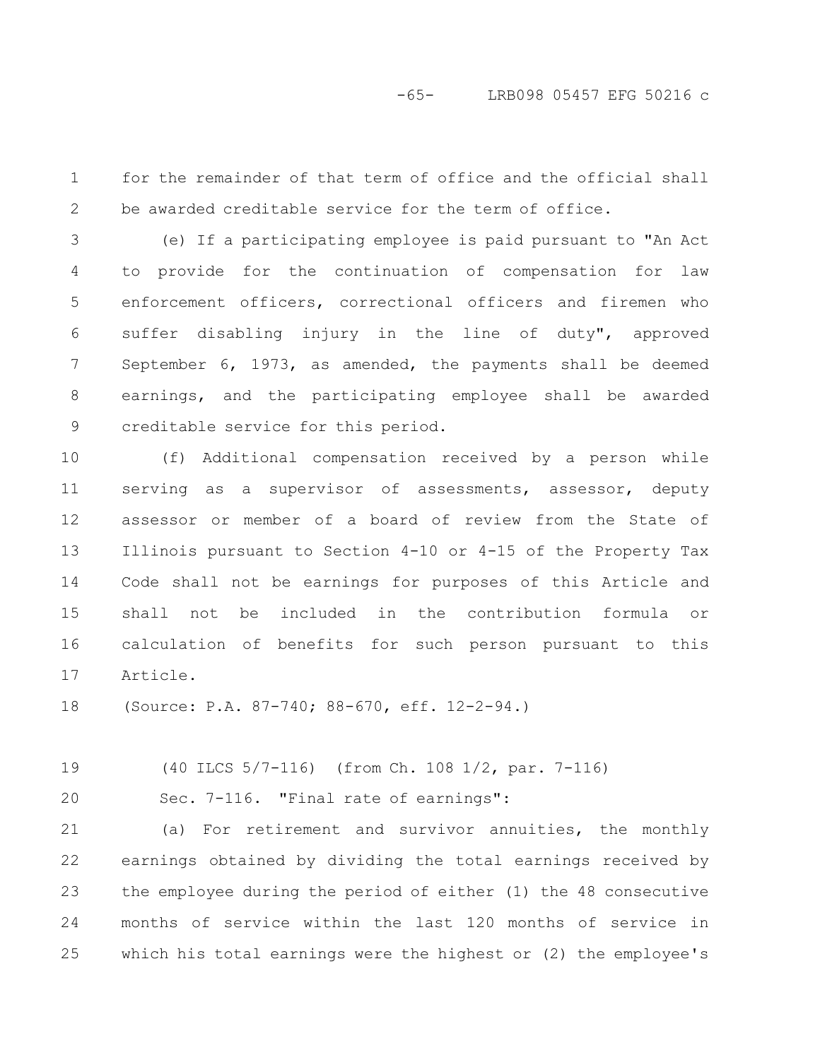for the remainder of that term of office and the official shall be awarded creditable service for the term of office.

(e) If a participating employee is paid pursuant to "An Act to provide for the continuation of compensation for law enforcement officers, correctional officers and firemen who suffer disabling injury in the line of duty", approved September 6, 1973, as amended, the payments shall be deemed earnings, and the participating employee shall be awarded creditable service for this period.

(f) Additional compensation received by a person while serving as a supervisor of assessments, assessor, deputy assessor or member of a board of review from the State of Illinois pursuant to Section 4-10 or 4-15 of the Property Tax Code shall not be earnings for purposes of this Article and shall not be included in the contribution formula or calculation of benefits for such person pursuant to this Article.

(Source: P.A. 87-740; 88-670, eff. 12-2-94.)

(40 ILCS 5/7-116) (from Ch. 108 1/2, par. 7-116)

Sec. 7-116. "Final rate of earnings":

(a) For retirement and survivor annuities, the monthly earnings obtained by dividing the total earnings received by the employee during the period of either (1) the 48 consecutive months of service within the last 120 months of service in which his total earnings were the highest or (2) the employee's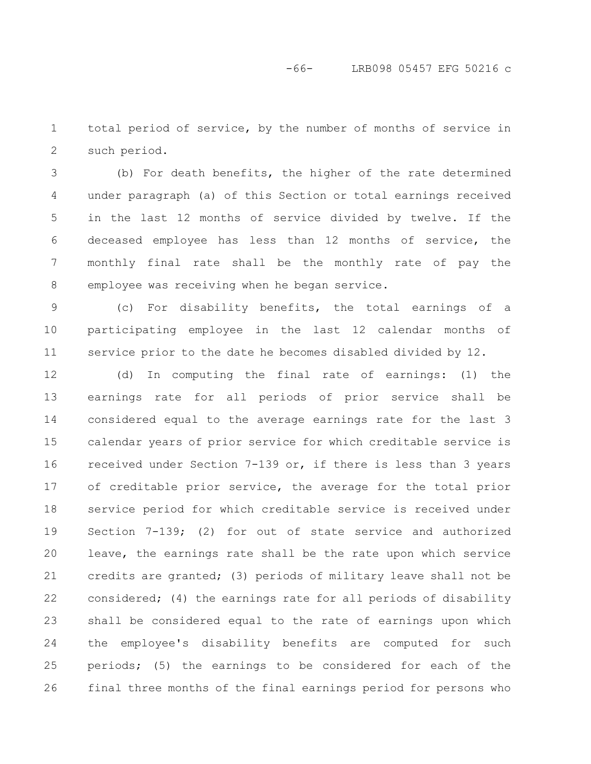total period of service, by the number of months of service in such period.

(b) For death benefits, the higher of the rate determined under paragraph (a) of this Section or total earnings received in the last 12 months of service divided by twelve. If the deceased employee has less than 12 months of service, the monthly final rate shall be the monthly rate of pay the employee was receiving when he began service.

(c) For disability benefits, the total earnings of a participating employee in the last 12 calendar months of service prior to the date he becomes disabled divided by 12.

(d) In computing the final rate of earnings: (1) the earnings rate for all periods of prior service shall be considered equal to the average earnings rate for the last 3 calendar years of prior service for which creditable service is received under Section 7-139 or, if there is less than 3 years of creditable prior service, the average for the total prior service period for which creditable service is received under Section 7-139; (2) for out of state service and authorized leave, the earnings rate shall be the rate upon which service credits are granted; (3) periods of military leave shall not be considered; (4) the earnings rate for all periods of disability shall be considered equal to the rate of earnings upon which the employee's disability benefits are computed for such periods; (5) the earnings to be considered for each of the final three months of the final earnings period for persons who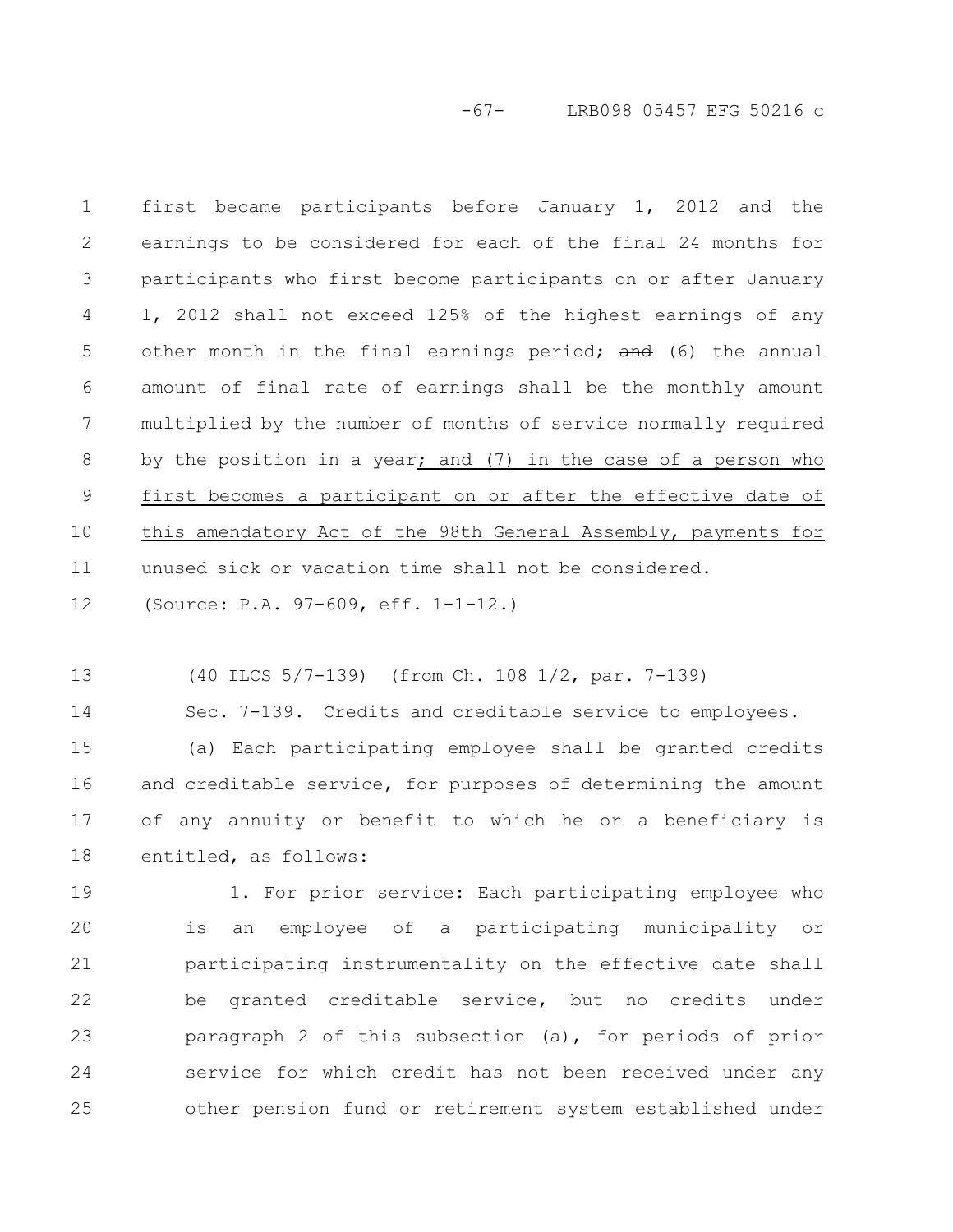first became participants before January 1, 2012 and the earnings to be considered for each of the final 24 months for participants who first become participants on or after January 1, 2012 shall not exceed 125% of the highest earnings of any other month in the final earnings period; ~~and~~ (6) the annual amount of final rate of earnings shall be the monthly amount multiplied by the number of months of service normally required by the position in a year<u>; and (7) in the case of a person who first becomes a participant on or after the effective date of this amendatory Act of the 98th General Assembly, payments for unused sick or vacation time shall not be considered</u>.

(Source: P.A. 97-609, eff. 1-1-12.)

(40 ILCS 5/7-139) (from Ch. 108 1/2, par. 7-139)

Sec. 7-139. Credits and creditable service to employees.

(a) Each participating employee shall be granted credits and creditable service, for purposes of determining the amount of any annuity or benefit to which he or a beneficiary is entitled, as follows:

1. For prior service: Each participating employee who is an employee of a participating municipality or participating instrumentality on the effective date shall be granted creditable service, but no credits under paragraph 2 of this subsection (a), for periods of prior service for which credit has not been received under any other pension fund or retirement system established under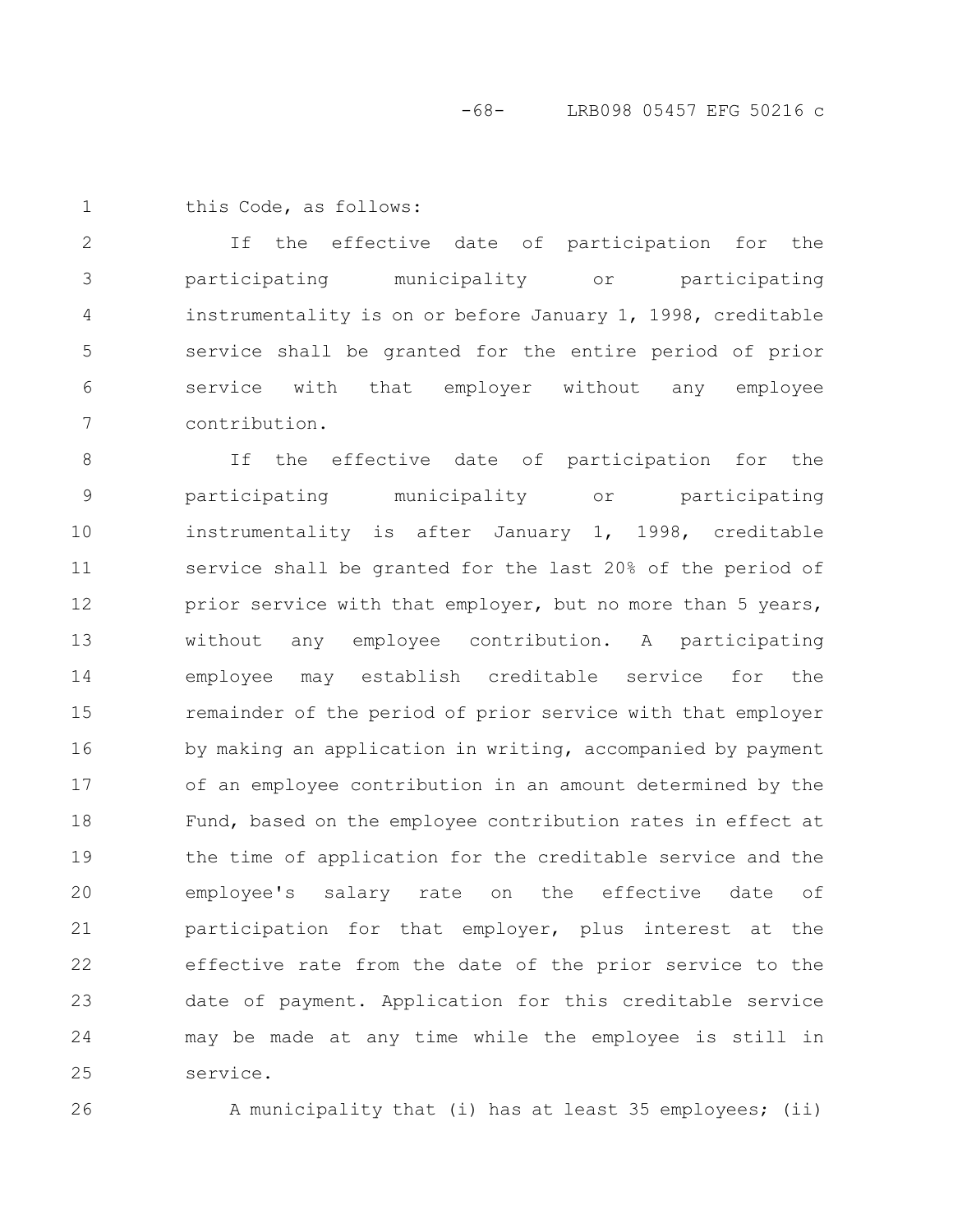this Code, as follows:

If the effective date of participation for the participating municipality or participating instrumentality is on or before January 1, 1998, creditable service shall be granted for the entire period of prior service with that employer without any employee contribution.

If the effective date of participation for the participating municipality or participating instrumentality is after January 1, 1998, creditable service shall be granted for the last 20% of the period of prior service with that employer, but no more than 5 years, without any employee contribution. A participating employee may establish creditable service for the remainder of the period of prior service with that employer by making an application in writing, accompanied by payment of an employee contribution in an amount determined by the Fund, based on the employee contribution rates in effect at the time of application for the creditable service and the employee's salary rate on the effective date of participation for that employer, plus interest at the effective rate from the date of the prior service to the date of payment. Application for this creditable service may be made at any time while the employee is still in service.

A municipality that (i) has at least 35 employees; (ii)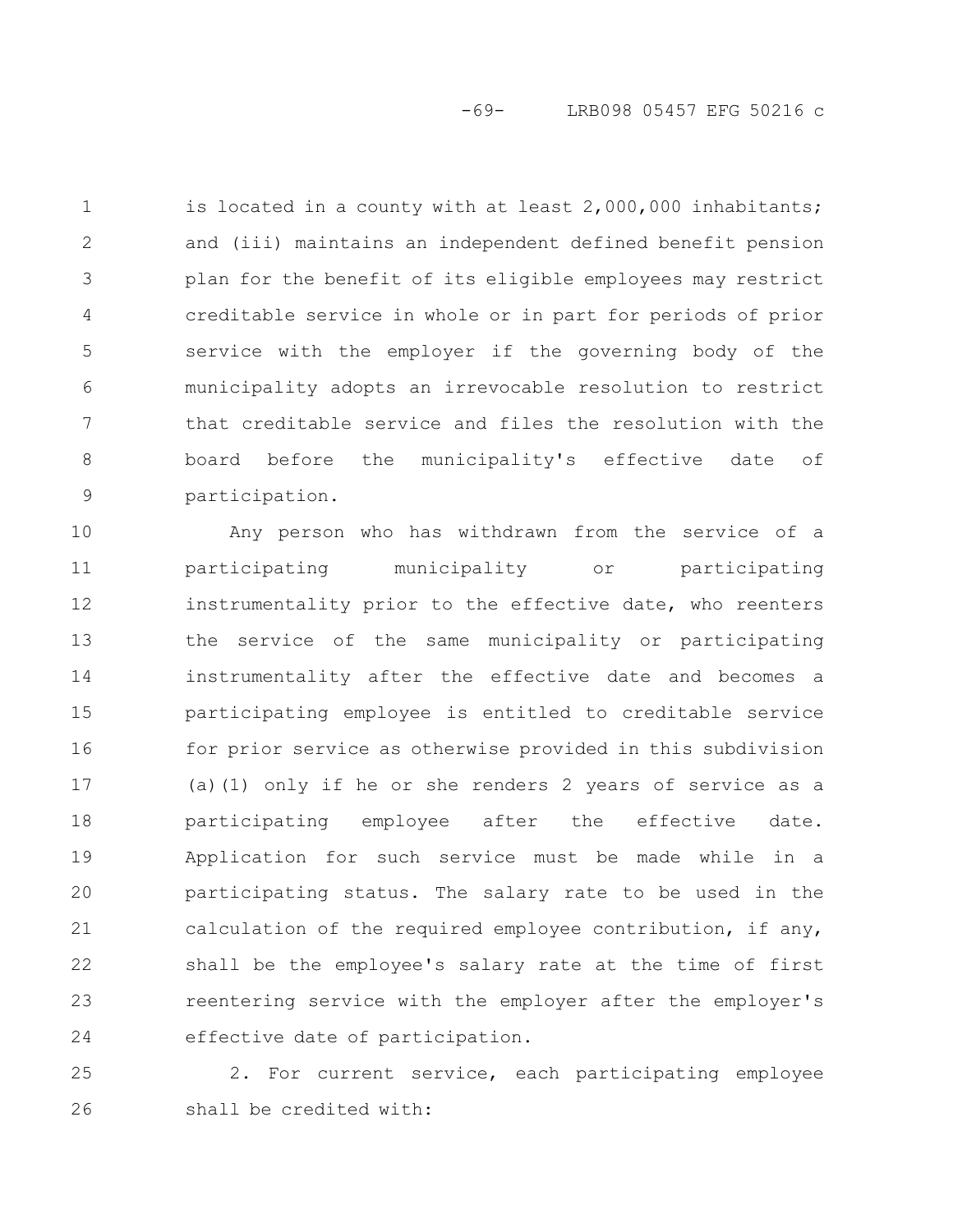is located in a county with at least 2,000,000 inhabitants; and (iii) maintains an independent defined benefit pension plan for the benefit of its eligible employees may restrict creditable service in whole or in part for periods of prior service with the employer if the governing body of the municipality adopts an irrevocable resolution to restrict that creditable service and files the resolution with the board before the municipality's effective date of participation.

Any person who has withdrawn from the service of a participating municipality or participating instrumentality prior to the effective date, who reenters the service of the same municipality or participating instrumentality after the effective date and becomes a participating employee is entitled to creditable service for prior service as otherwise provided in this subdivision (a)(1) only if he or she renders 2 years of service as a participating employee after the effective date. Application for such service must be made while in a participating status. The salary rate to be used in the calculation of the required employee contribution, if any, shall be the employee's salary rate at the time of first reentering service with the employer after the employer's effective date of participation.

2. For current service, each participating employee shall be credited with: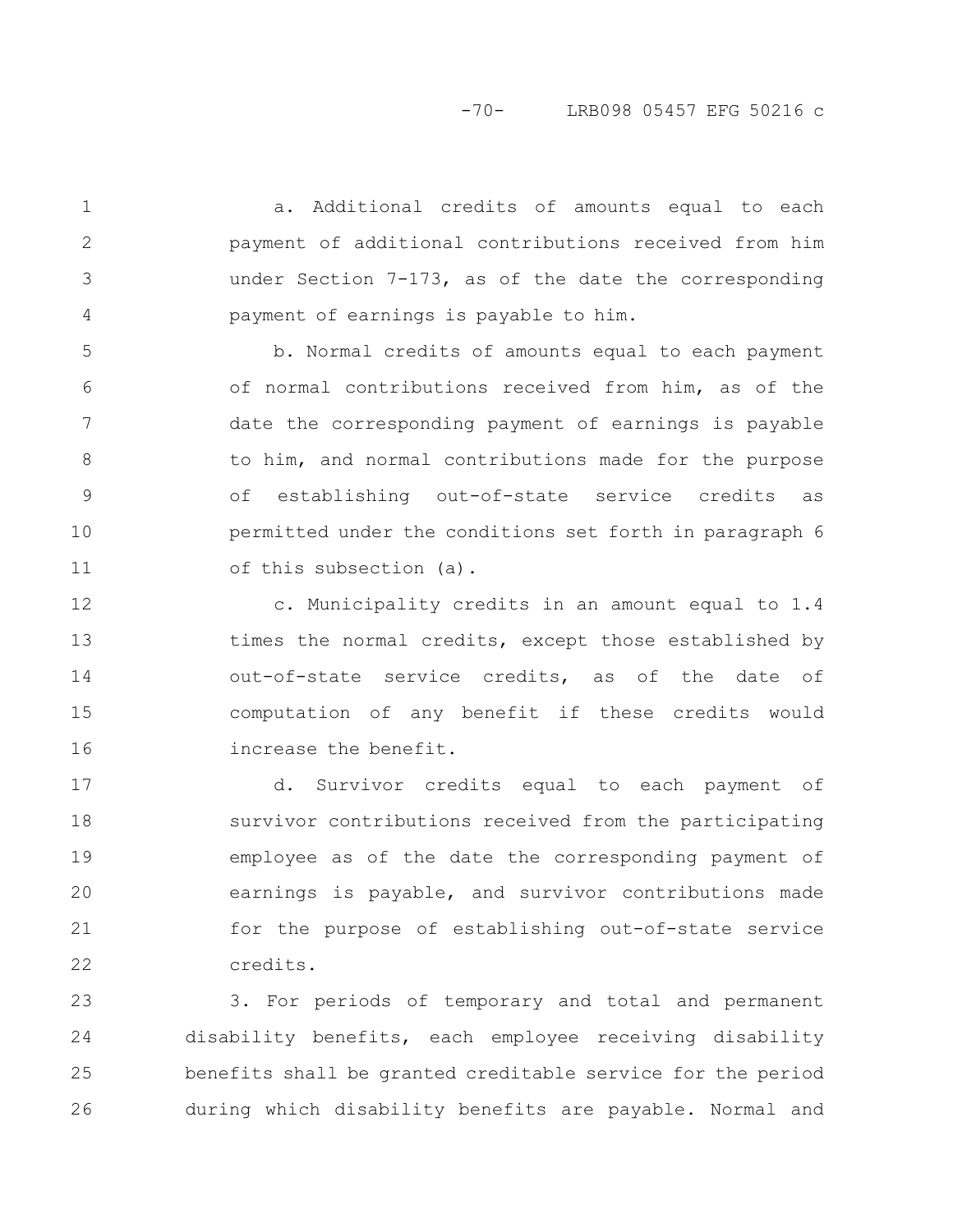a. Additional credits of amounts equal to each payment of additional contributions received from him under Section 7-173, as of the date the corresponding payment of earnings is payable to him.

b. Normal credits of amounts equal to each payment of normal contributions received from him, as of the date the corresponding payment of earnings is payable to him, and normal contributions made for the purpose of establishing out-of-state service credits as permitted under the conditions set forth in paragraph 6 of this subsection (a).

c. Municipality credits in an amount equal to 1.4 times the normal credits, except those established by out-of-state service credits, as of the date of computation of any benefit if these credits would increase the benefit.

d. Survivor credits equal to each payment of survivor contributions received from the participating employee as of the date the corresponding payment of earnings is payable, and survivor contributions made for the purpose of establishing out-of-state service credits.

3. For periods of temporary and total and permanent disability benefits, each employee receiving disability benefits shall be granted creditable service for the period during which disability benefits are payable. Normal and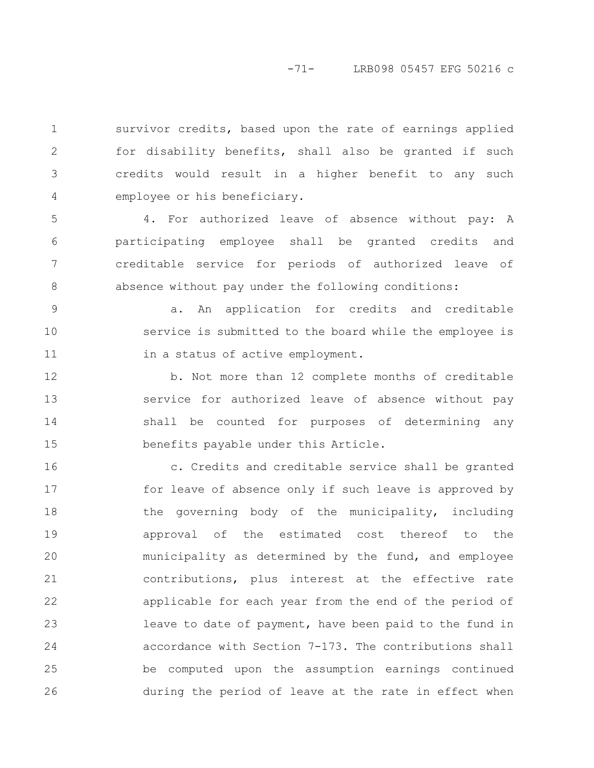survivor credits, based upon the rate of earnings applied for disability benefits, shall also be granted if such credits would result in a higher benefit to any such employee or his beneficiary.

4. For authorized leave of absence without pay: A participating employee shall be granted credits and creditable service for periods of authorized leave of absence without pay under the following conditions:

a. An application for credits and creditable service is submitted to the board while the employee is in a status of active employment.

b. Not more than 12 complete months of creditable service for authorized leave of absence without pay shall be counted for purposes of determining any benefits payable under this Article.

c. Credits and creditable service shall be granted for leave of absence only if such leave is approved by the governing body of the municipality, including approval of the estimated cost thereof to the municipality as determined by the fund, and employee contributions, plus interest at the effective rate applicable for each year from the end of the period of leave to date of payment, have been paid to the fund in accordance with Section 7-173. The contributions shall be computed upon the assumption earnings continued during the period of leave at the rate in effect when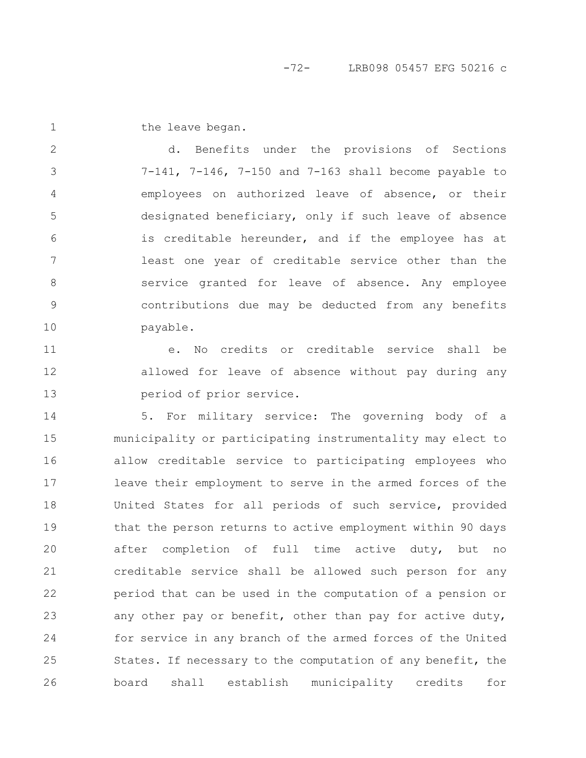the leave began.

d. Benefits under the provisions of Sections 7-141, 7-146, 7-150 and 7-163 shall become payable to employees on authorized leave of absence, or their designated beneficiary, only if such leave of absence is creditable hereunder, and if the employee has at least one year of creditable service other than the service granted for leave of absence. Any employee contributions due may be deducted from any benefits payable.

e. No credits or creditable service shall be allowed for leave of absence without pay during any period of prior service.

5. For military service: The governing body of a municipality or participating instrumentality may elect to allow creditable service to participating employees who leave their employment to serve in the armed forces of the United States for all periods of such service, provided that the person returns to active employment within 90 days after completion of full time active duty, but no creditable service shall be allowed such person for any period that can be used in the computation of a pension or any other pay or benefit, other than pay for active duty, for service in any branch of the armed forces of the United States. If necessary to the computation of any benefit, the board shall establish municipality credits for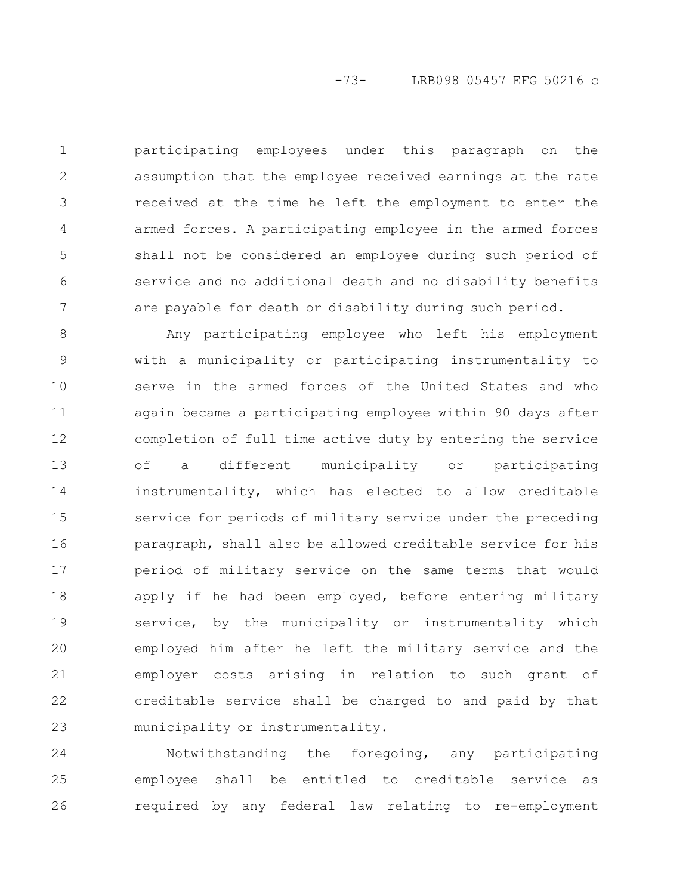participating employees under this paragraph on the assumption that the employee received earnings at the rate received at the time he left the employment to enter the armed forces. A participating employee in the armed forces shall not be considered an employee during such period of service and no additional death and no disability benefits are payable for death or disability during such period.

Any participating employee who left his employment with a municipality or participating instrumentality to serve in the armed forces of the United States and who again became a participating employee within 90 days after completion of full time active duty by entering the service of a different municipality or participating instrumentality, which has elected to allow creditable service for periods of military service under the preceding paragraph, shall also be allowed creditable service for his period of military service on the same terms that would apply if he had been employed, before entering military service, by the municipality or instrumentality which employed him after he left the military service and the employer costs arising in relation to such grant of creditable service shall be charged to and paid by that municipality or instrumentality.

Notwithstanding the foregoing, any participating employee shall be entitled to creditable service as required by any federal law relating to re-employment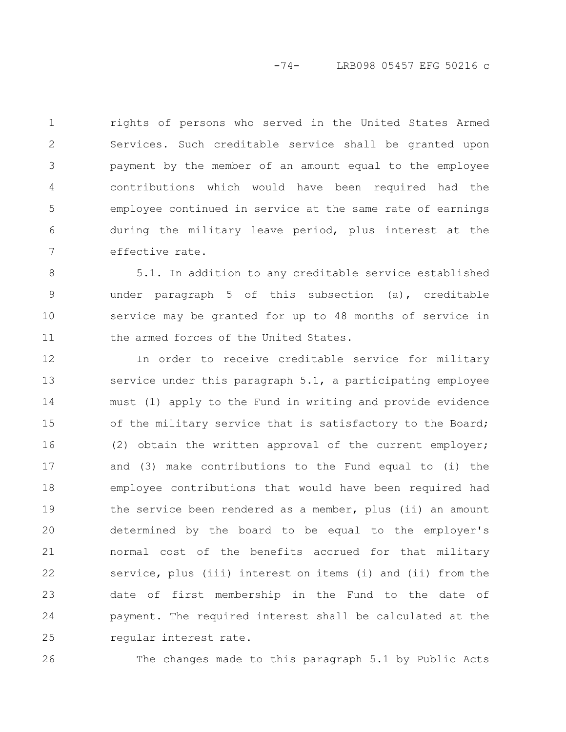rights of persons who served in the United States Armed Services. Such creditable service shall be granted upon payment by the member of an amount equal to the employee contributions which would have been required had the employee continued in service at the same rate of earnings during the military leave period, plus interest at the effective rate.

5.1. In addition to any creditable service established under paragraph 5 of this subsection (a), creditable service may be granted for up to 48 months of service in the armed forces of the United States.

In order to receive creditable service for military service under this paragraph 5.1, a participating employee must (1) apply to the Fund in writing and provide evidence of the military service that is satisfactory to the Board; (2) obtain the written approval of the current employer; and (3) make contributions to the Fund equal to (i) the employee contributions that would have been required had the service been rendered as a member, plus (ii) an amount determined by the board to be equal to the employer's normal cost of the benefits accrued for that military service, plus (iii) interest on items (i) and (ii) from the date of first membership in the Fund to the date of payment. The required interest shall be calculated at the regular interest rate.

The changes made to this paragraph 5.1 by Public Acts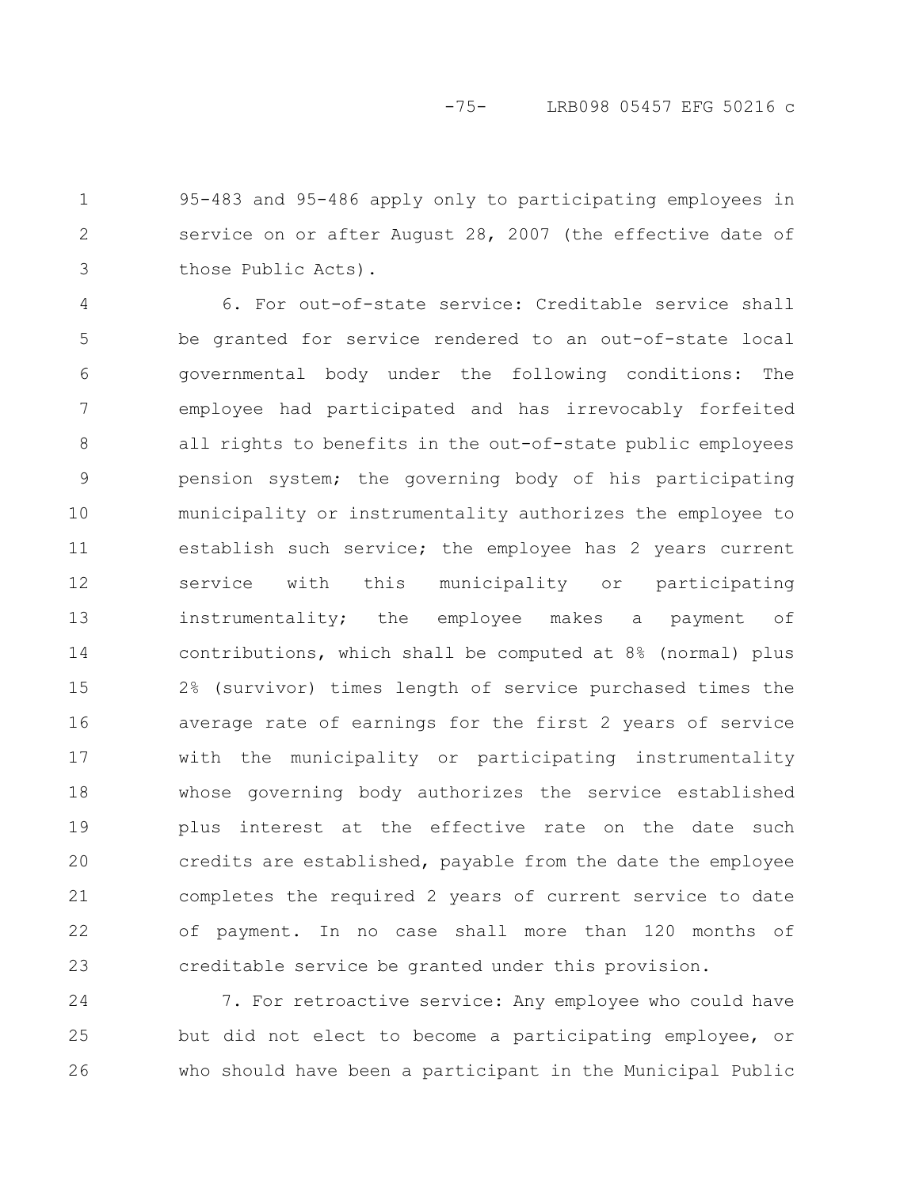95-483 and 95-486 apply only to participating employees in service on or after August 28, 2007 (the effective date of those Public Acts).

6. For out-of-state service: Creditable service shall be granted for service rendered to an out-of-state local governmental body under the following conditions: The employee had participated and has irrevocably forfeited all rights to benefits in the out-of-state public employees pension system; the governing body of his participating municipality or instrumentality authorizes the employee to establish such service; the employee has 2 years current service with this municipality or participating instrumentality; the employee makes a payment of contributions, which shall be computed at 8% (normal) plus 2% (survivor) times length of service purchased times the average rate of earnings for the first 2 years of service with the municipality or participating instrumentality whose governing body authorizes the service established plus interest at the effective rate on the date such credits are established, payable from the date the employee completes the required 2 years of current service to date of payment. In no case shall more than 120 months of creditable service be granted under this provision.

7. For retroactive service: Any employee who could have but did not elect to become a participating employee, or who should have been a participant in the Municipal Public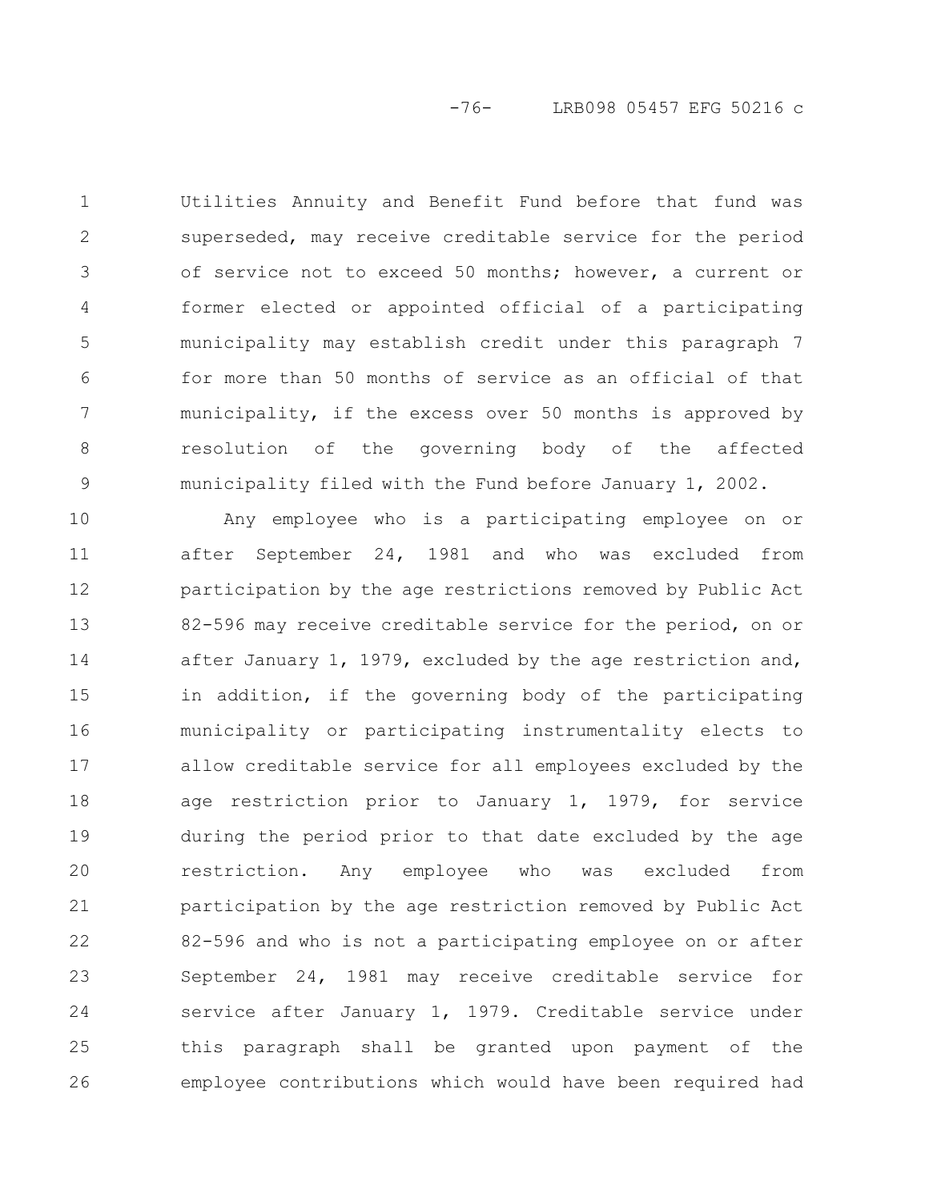Utilities Annuity and Benefit Fund before that fund was superseded, may receive creditable service for the period of service not to exceed 50 months; however, a current or former elected or appointed official of a participating municipality may establish credit under this paragraph 7 for more than 50 months of service as an official of that municipality, if the excess over 50 months is approved by resolution of the governing body of the affected municipality filed with the Fund before January 1, 2002.

Any employee who is a participating employee on or after September 24, 1981 and who was excluded from participation by the age restrictions removed by Public Act 82-596 may receive creditable service for the period, on or after January 1, 1979, excluded by the age restriction and, in addition, if the governing body of the participating municipality or participating instrumentality elects to allow creditable service for all employees excluded by the age restriction prior to January 1, 1979, for service during the period prior to that date excluded by the age restriction. Any employee who was excluded from participation by the age restriction removed by Public Act 82-596 and who is not a participating employee on or after September 24, 1981 may receive creditable service for service after January 1, 1979. Creditable service under this paragraph shall be granted upon payment of the employee contributions which would have been required had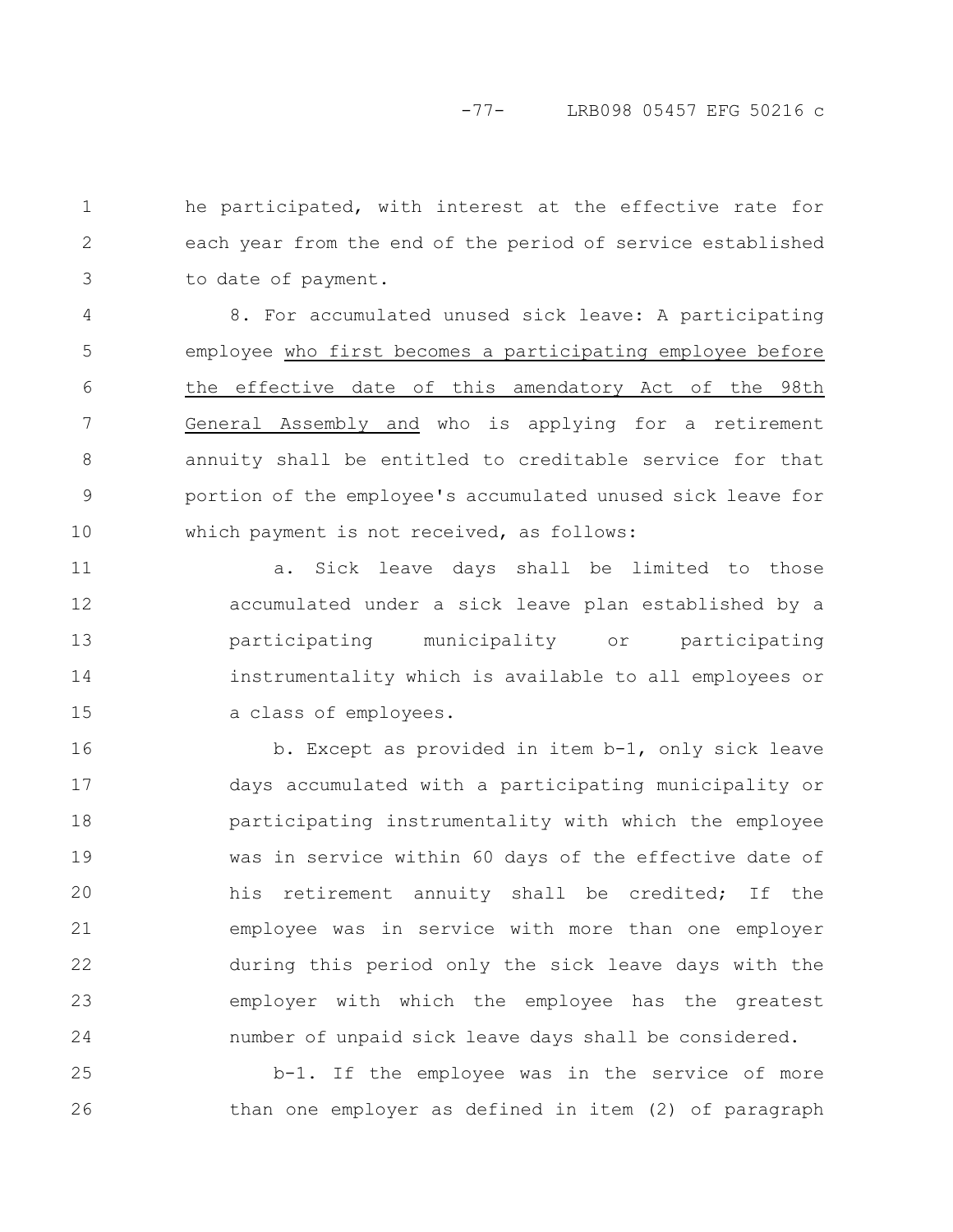he participated, with interest at the effective rate for each year from the end of the period of service established to date of payment.

8. For accumulated unused sick leave: A participating employee <u>who first becomes a participating employee before the effective date of this amendatory Act of the 98th General Assembly and</u> who is applying for a retirement annuity shall be entitled to creditable service for that portion of the employee's accumulated unused sick leave for which payment is not received, as follows:

a. Sick leave days shall be limited to those accumulated under a sick leave plan established by a participating municipality or participating instrumentality which is available to all employees or a class of employees.

b. Except as provided in item b-1, only sick leave days accumulated with a participating municipality or participating instrumentality with which the employee was in service within 60 days of the effective date of his retirement annuity shall be credited; If the employee was in service with more than one employer during this period only the sick leave days with the employer with which the employee has the greatest number of unpaid sick leave days shall be considered.

b-1. If the employee was in the service of more than one employer as defined in item (2) of paragraph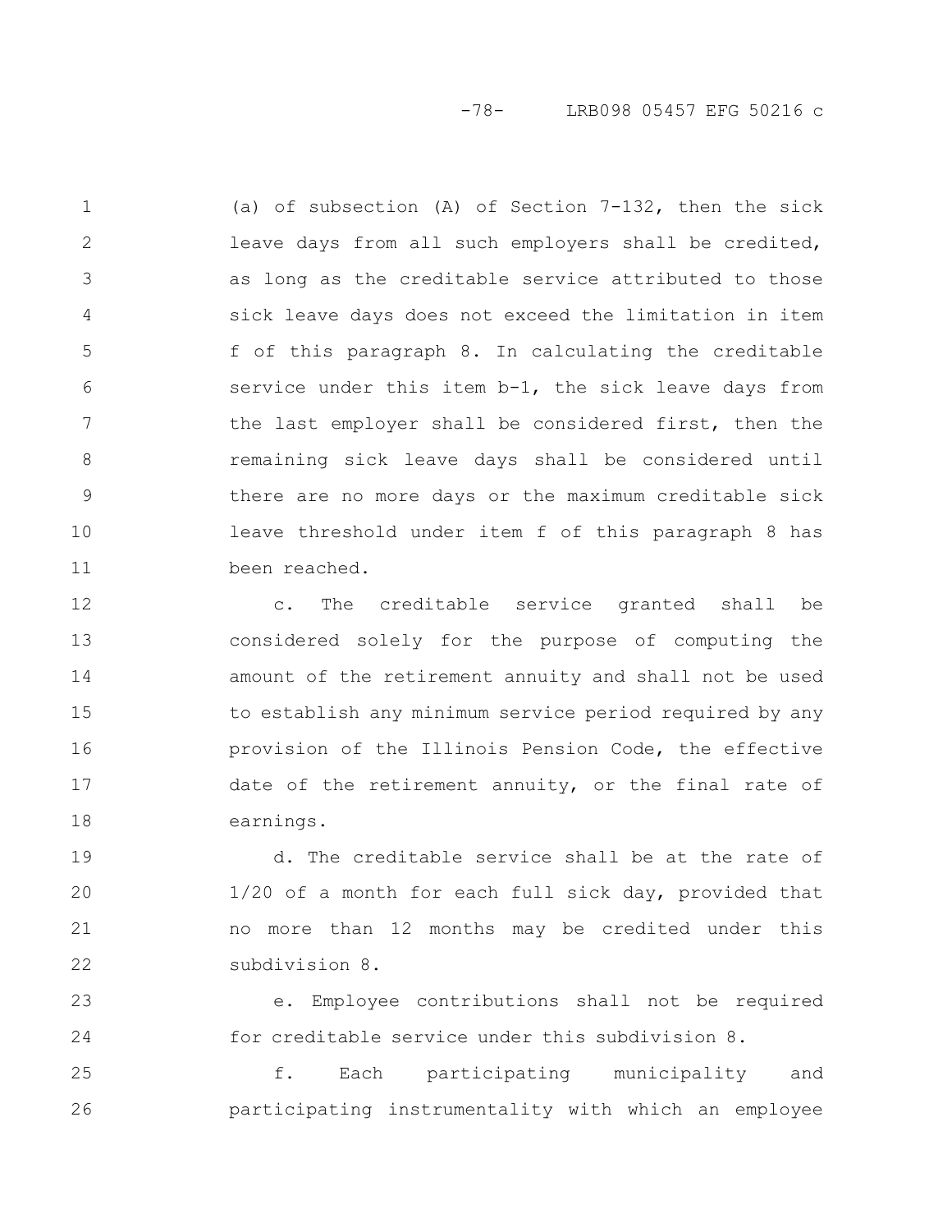(a) of subsection (A) of Section 7-132, then the sick leave days from all such employers shall be credited, as long as the creditable service attributed to those sick leave days does not exceed the limitation in item f of this paragraph 8. In calculating the creditable service under this item b-1, the sick leave days from the last employer shall be considered first, then the remaining sick leave days shall be considered until there are no more days or the maximum creditable sick leave threshold under item f of this paragraph 8 has been reached.

c. The creditable service granted shall be considered solely for the purpose of computing the amount of the retirement annuity and shall not be used to establish any minimum service period required by any provision of the Illinois Pension Code, the effective date of the retirement annuity, or the final rate of earnings.

d. The creditable service shall be at the rate of 1/20 of a month for each full sick day, provided that no more than 12 months may be credited under this subdivision 8.

e. Employee contributions shall not be required for creditable service under this subdivision 8.

f. Each participating municipality and participating instrumentality with which an employee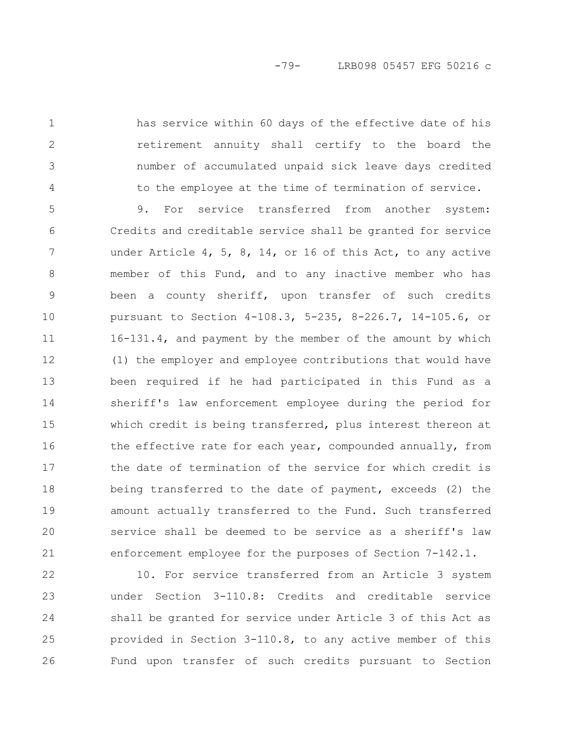has service within 60 days of the effective date of his retirement annuity shall certify to the board the number of accumulated unpaid sick leave days credited to the employee at the time of termination of service.

9. For service transferred from another system: Credits and creditable service shall be granted for service under Article 4, 5, 8, 14, or 16 of this Act, to any active member of this Fund, and to any inactive member who has been a county sheriff, upon transfer of such credits pursuant to Section 4-108.3, 5-235, 8-226.7, 14-105.6, or 16-131.4, and payment by the member of the amount by which (1) the employer and employee contributions that would have been required if he had participated in this Fund as a sheriff's law enforcement employee during the period for which credit is being transferred, plus interest thereon at the effective rate for each year, compounded annually, from the date of termination of the service for which credit is being transferred to the date of payment, exceeds (2) the amount actually transferred to the Fund. Such transferred service shall be deemed to be service as a sheriff's law enforcement employee for the purposes of Section 7-142.1.

10. For service transferred from an Article 3 system under Section 3-110.8: Credits and creditable service shall be granted for service under Article 3 of this Act as provided in Section 3-110.8, to any active member of this Fund upon transfer of such credits pursuant to Section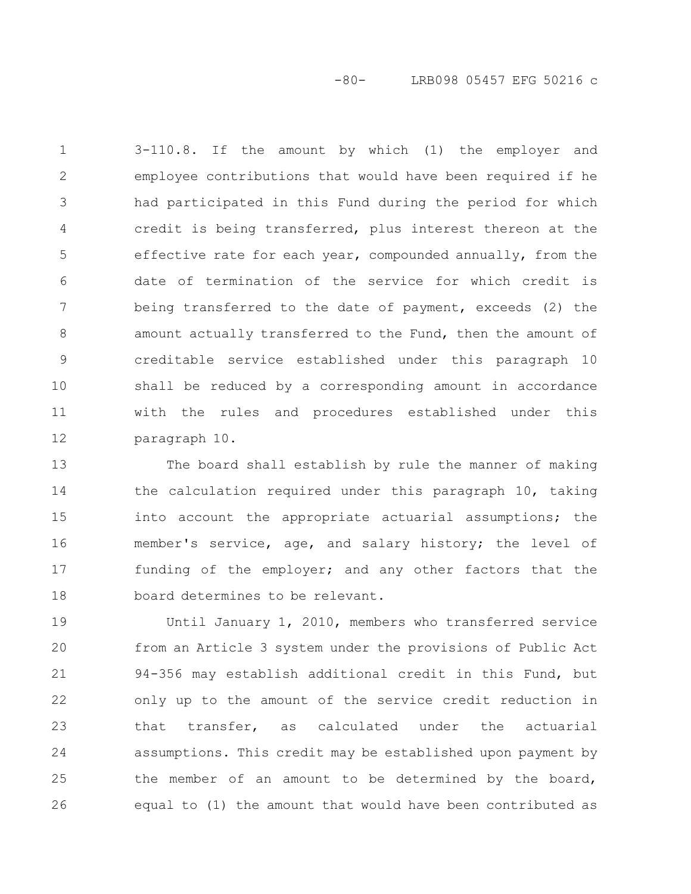3-110.8. If the amount by which (1) the employer and employee contributions that would have been required if he had participated in this Fund during the period for which credit is being transferred, plus interest thereon at the effective rate for each year, compounded annually, from the date of termination of the service for which credit is being transferred to the date of payment, exceeds (2) the amount actually transferred to the Fund, then the amount of creditable service established under this paragraph 10 shall be reduced by a corresponding amount in accordance with the rules and procedures established under this paragraph 10.

The board shall establish by rule the manner of making the calculation required under this paragraph 10, taking into account the appropriate actuarial assumptions; the member's service, age, and salary history; the level of funding of the employer; and any other factors that the board determines to be relevant.

Until January 1, 2010, members who transferred service from an Article 3 system under the provisions of Public Act 94-356 may establish additional credit in this Fund, but only up to the amount of the service credit reduction in that transfer, as calculated under the actuarial assumptions. This credit may be established upon payment by the member of an amount to be determined by the board, equal to (1) the amount that would have been contributed as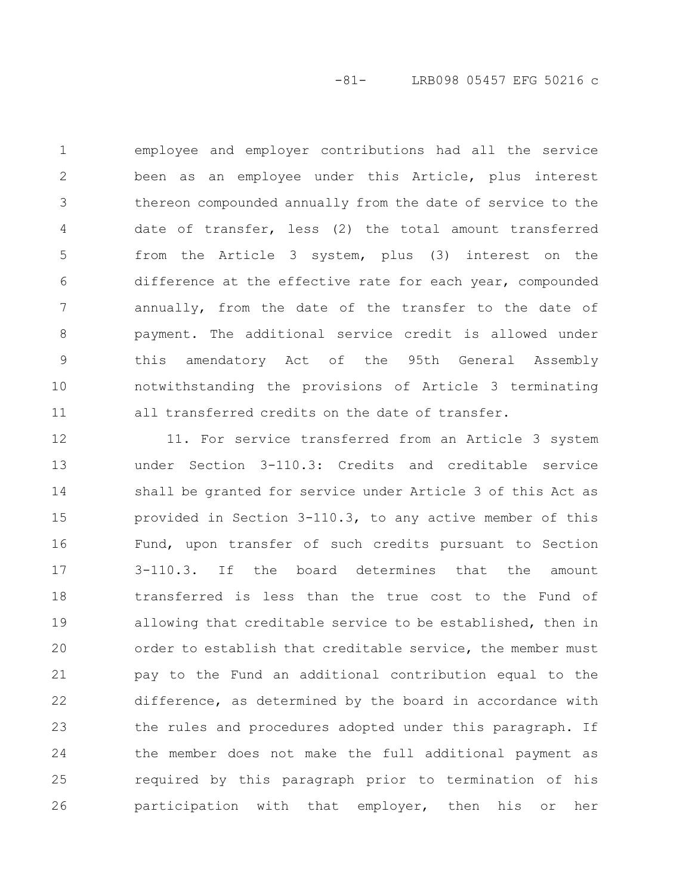employee and employer contributions had all the service been as an employee under this Article, plus interest thereon compounded annually from the date of service to the date of transfer, less (2) the total amount transferred from the Article 3 system, plus (3) interest on the difference at the effective rate for each year, compounded annually, from the date of the transfer to the date of payment. The additional service credit is allowed under this amendatory Act of the 95th General Assembly notwithstanding the provisions of Article 3 terminating all transferred credits on the date of transfer.

11. For service transferred from an Article 3 system under Section 3-110.3: Credits and creditable service shall be granted for service under Article 3 of this Act as provided in Section 3-110.3, to any active member of this Fund, upon transfer of such credits pursuant to Section 3-110.3. If the board determines that the amount transferred is less than the true cost to the Fund of allowing that creditable service to be established, then in order to establish that creditable service, the member must pay to the Fund an additional contribution equal to the difference, as determined by the board in accordance with the rules and procedures adopted under this paragraph. If the member does not make the full additional payment as required by this paragraph prior to termination of his participation with that employer, then his or her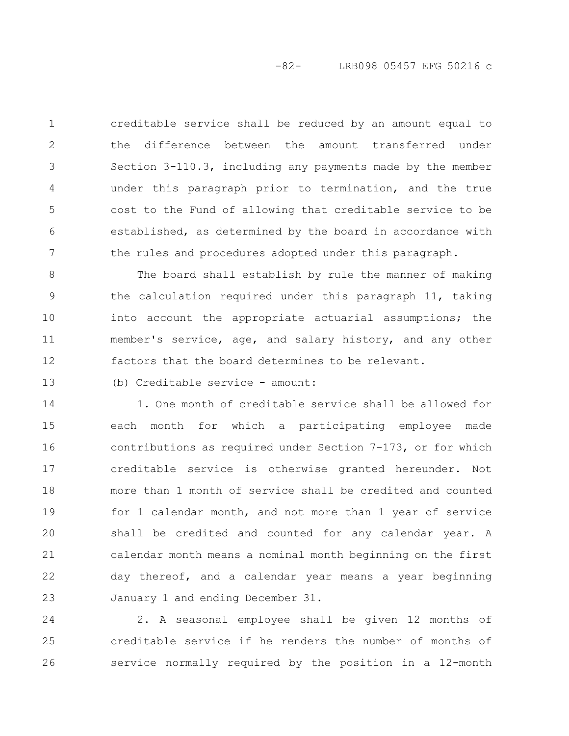creditable service shall be reduced by an amount equal to the difference between the amount transferred under Section 3-110.3, including any payments made by the member under this paragraph prior to termination, and the true cost to the Fund of allowing that creditable service to be established, as determined by the board in accordance with the rules and procedures adopted under this paragraph.

The board shall establish by rule the manner of making the calculation required under this paragraph 11, taking into account the appropriate actuarial assumptions; the member's service, age, and salary history, and any other factors that the board determines to be relevant.

(b) Creditable service - amount:

1. One month of creditable service shall be allowed for each month for which a participating employee made contributions as required under Section 7-173, or for which creditable service is otherwise granted hereunder. Not more than 1 month of service shall be credited and counted for 1 calendar month, and not more than 1 year of service shall be credited and counted for any calendar year. A calendar month means a nominal month beginning on the first day thereof, and a calendar year means a year beginning January 1 and ending December 31.

2. A seasonal employee shall be given 12 months of creditable service if he renders the number of months of service normally required by the position in a 12-month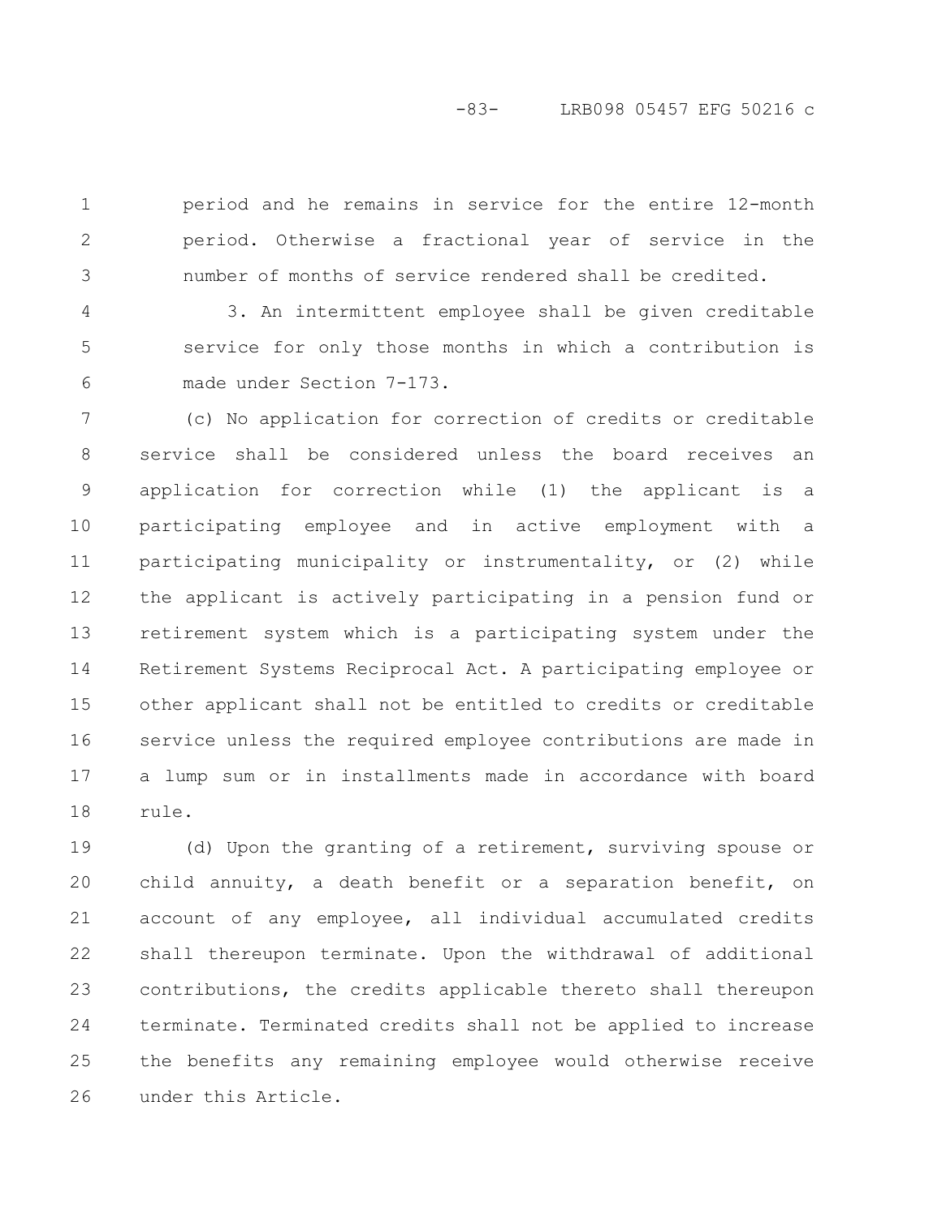period and he remains in service for the entire 12-month period. Otherwise a fractional year of service in the number of months of service rendered shall be credited.

3. An intermittent employee shall be given creditable service for only those months in which a contribution is made under Section 7-173.

(c) No application for correction of credits or creditable service shall be considered unless the board receives an application for correction while (1) the applicant is a participating employee and in active employment with a participating municipality or instrumentality, or (2) while the applicant is actively participating in a pension fund or retirement system which is a participating system under the Retirement Systems Reciprocal Act. A participating employee or other applicant shall not be entitled to credits or creditable service unless the required employee contributions are made in a lump sum or in installments made in accordance with board rule.

(d) Upon the granting of a retirement, surviving spouse or child annuity, a death benefit or a separation benefit, on account of any employee, all individual accumulated credits shall thereupon terminate. Upon the withdrawal of additional contributions, the credits applicable thereto shall thereupon terminate. Terminated credits shall not be applied to increase the benefits any remaining employee would otherwise receive under this Article.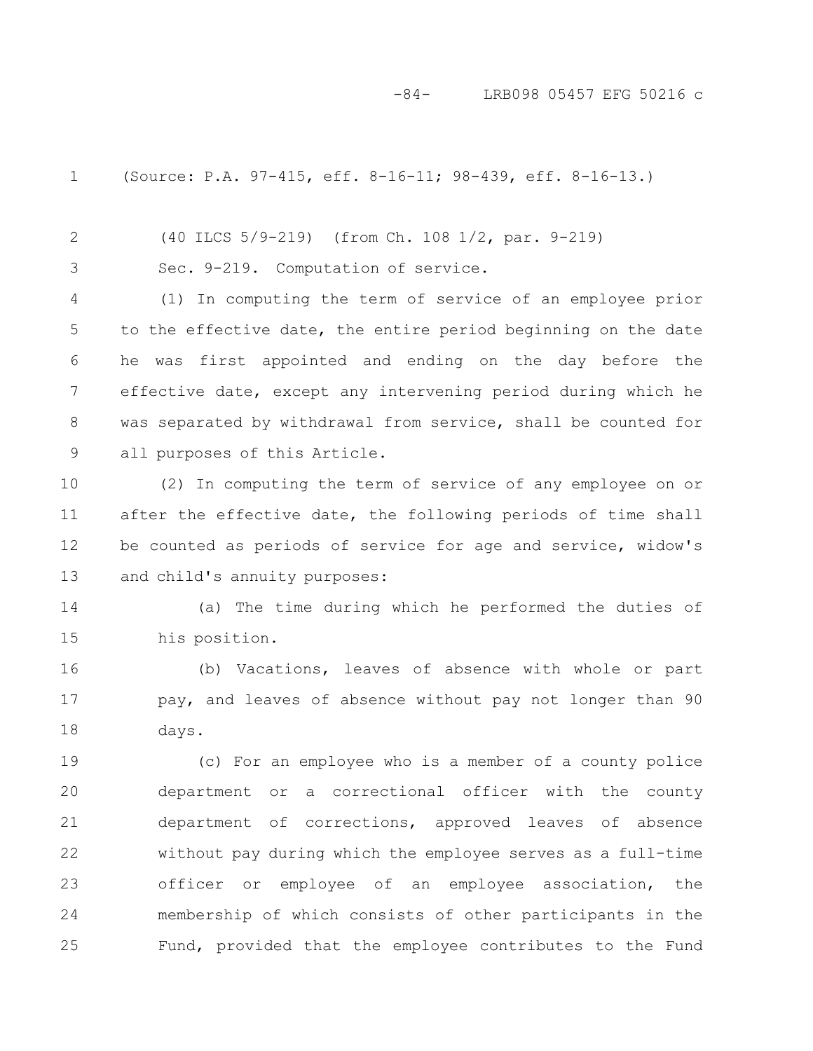(Source: P.A. 97-415, eff. 8-16-11; 98-439, eff. 8-16-13.)

(40 ILCS 5/9-219) (from Ch. 108 1/2, par. 9-219)

Sec. 9-219. Computation of service.

(1) In computing the term of service of an employee prior to the effective date, the entire period beginning on the date he was first appointed and ending on the day before the effective date, except any intervening period during which he was separated by withdrawal from service, shall be counted for all purposes of this Article.

(2) In computing the term of service of any employee on or after the effective date, the following periods of time shall be counted as periods of service for age and service, widow's and child's annuity purposes:

(a) The time during which he performed the duties of his position.

(b) Vacations, leaves of absence with whole or part pay, and leaves of absence without pay not longer than 90 days.

(c) For an employee who is a member of a county police department or a correctional officer with the county department of corrections, approved leaves of absence without pay during which the employee serves as a full-time officer or employee of an employee association, the membership of which consists of other participants in the Fund, provided that the employee contributes to the Fund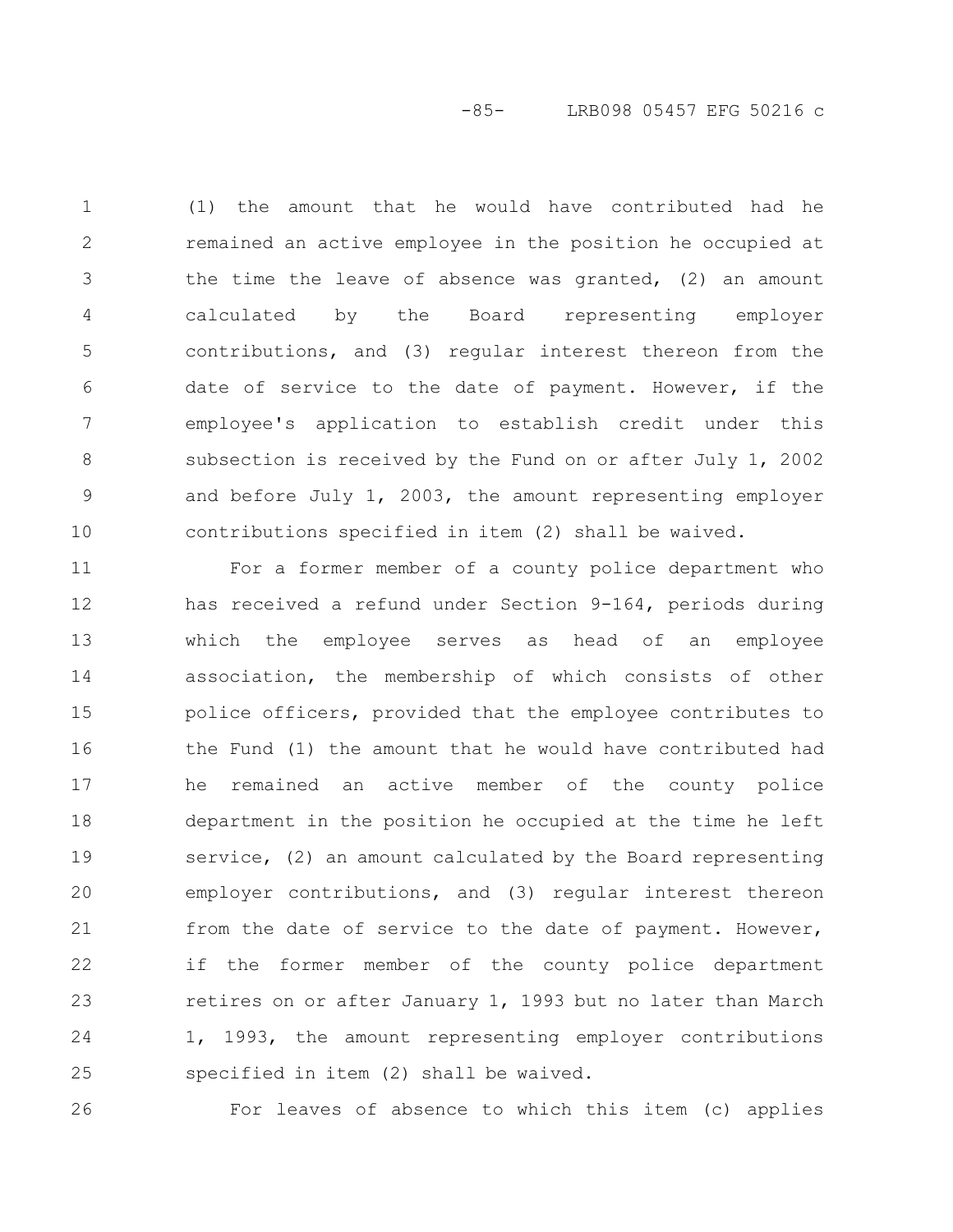(1) the amount that he would have contributed had he remained an active employee in the position he occupied at the time the leave of absence was granted, (2) an amount calculated by the Board representing employer contributions, and (3) regular interest thereon from the date of service to the date of payment. However, if the employee's application to establish credit under this subsection is received by the Fund on or after July 1, 2002 and before July 1, 2003, the amount representing employer contributions specified in item (2) shall be waived.

For a former member of a county police department who has received a refund under Section 9-164, periods during which the employee serves as head of an employee association, the membership of which consists of other police officers, provided that the employee contributes to the Fund (1) the amount that he would have contributed had he remained an active member of the county police department in the position he occupied at the time he left service, (2) an amount calculated by the Board representing employer contributions, and (3) regular interest thereon from the date of service to the date of payment. However, if the former member of the county police department retires on or after January 1, 1993 but no later than March 1, 1993, the amount representing employer contributions specified in item (2) shall be waived.

For leaves of absence to which this item (c) applies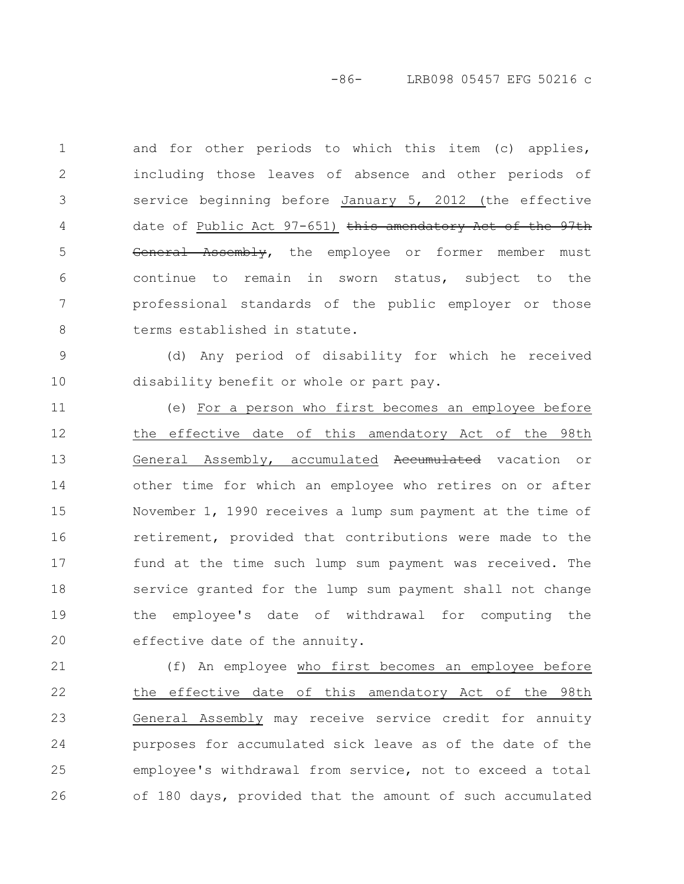and for other periods to which this item (c) applies, including those leaves of absence and other periods of service beginning before January 5, 2012 (the effective date of Public Act 97-651) ~~this amendatory Act of the 97th General Assembly~~, the employee or former member must continue to remain in sworn status, subject to the professional standards of the public employer or those terms established in statute.

(d) Any period of disability for which he received disability benefit or whole or part pay.

(e) For a person who first becomes an employee before the effective date of this amendatory Act of the 98th General Assembly, accumulated ~~Accumulated~~ vacation or other time for which an employee who retires on or after November 1, 1990 receives a lump sum payment at the time of retirement, provided that contributions were made to the fund at the time such lump sum payment was received. The service granted for the lump sum payment shall not change the employee's date of withdrawal for computing the effective date of the annuity.

(f) An employee who first becomes an employee before the effective date of this amendatory Act of the 98th General Assembly may receive service credit for annuity purposes for accumulated sick leave as of the date of the employee's withdrawal from service, not to exceed a total of 180 days, provided that the amount of such accumulated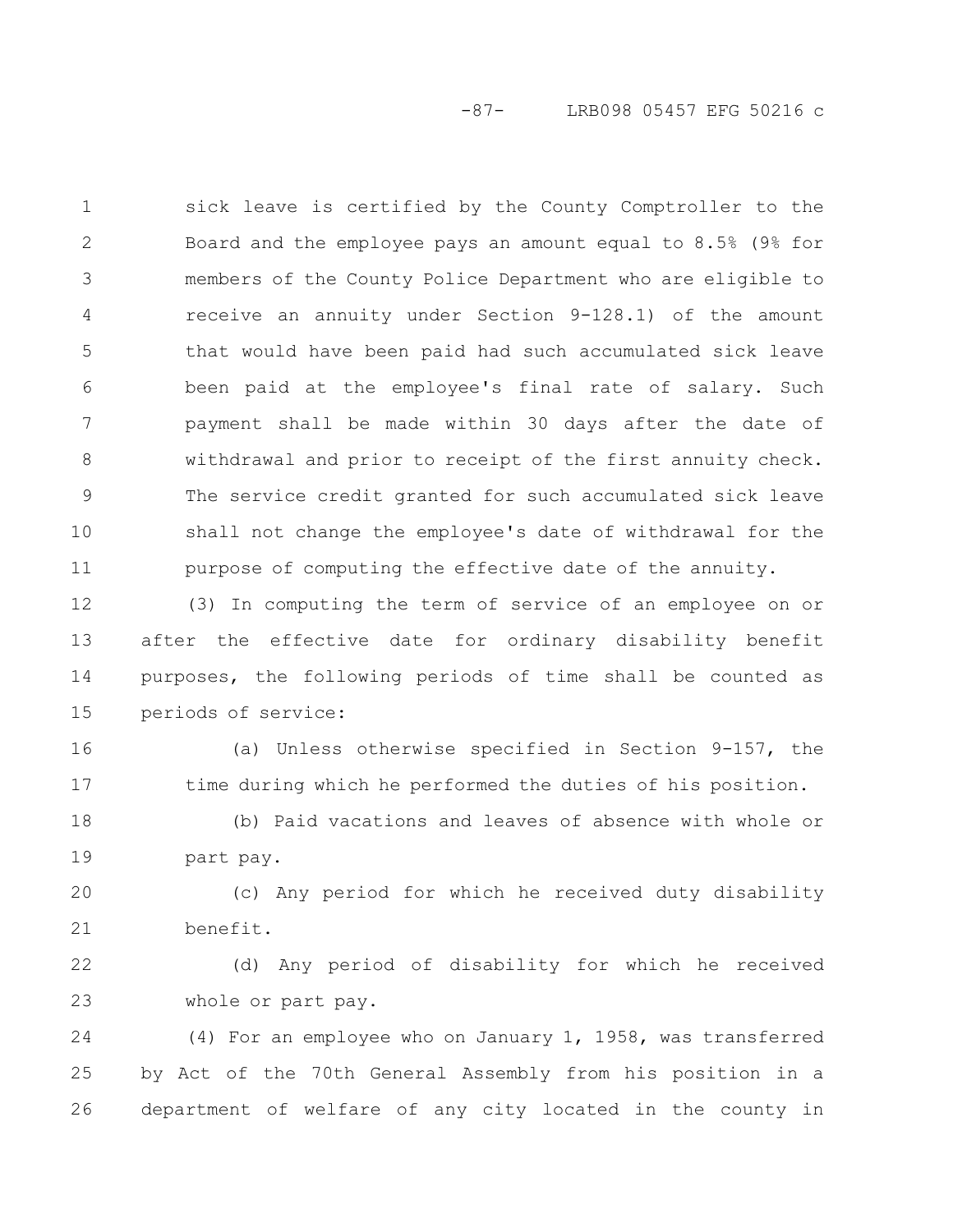sick leave is certified by the County Comptroller to the Board and the employee pays an amount equal to 8.5% (9% for members of the County Police Department who are eligible to receive an annuity under Section 9-128.1) of the amount that would have been paid had such accumulated sick leave been paid at the employee's final rate of salary. Such payment shall be made within 30 days after the date of withdrawal and prior to receipt of the first annuity check. The service credit granted for such accumulated sick leave shall not change the employee's date of withdrawal for the purpose of computing the effective date of the annuity.

(3) In computing the term of service of an employee on or after the effective date for ordinary disability benefit purposes, the following periods of time shall be counted as periods of service:

(a) Unless otherwise specified in Section 9-157, the time during which he performed the duties of his position.

(b) Paid vacations and leaves of absence with whole or part pay.

(c) Any period for which he received duty disability benefit.

(d) Any period of disability for which he received whole or part pay.

(4) For an employee who on January 1, 1958, was transferred by Act of the 70th General Assembly from his position in a department of welfare of any city located in the county in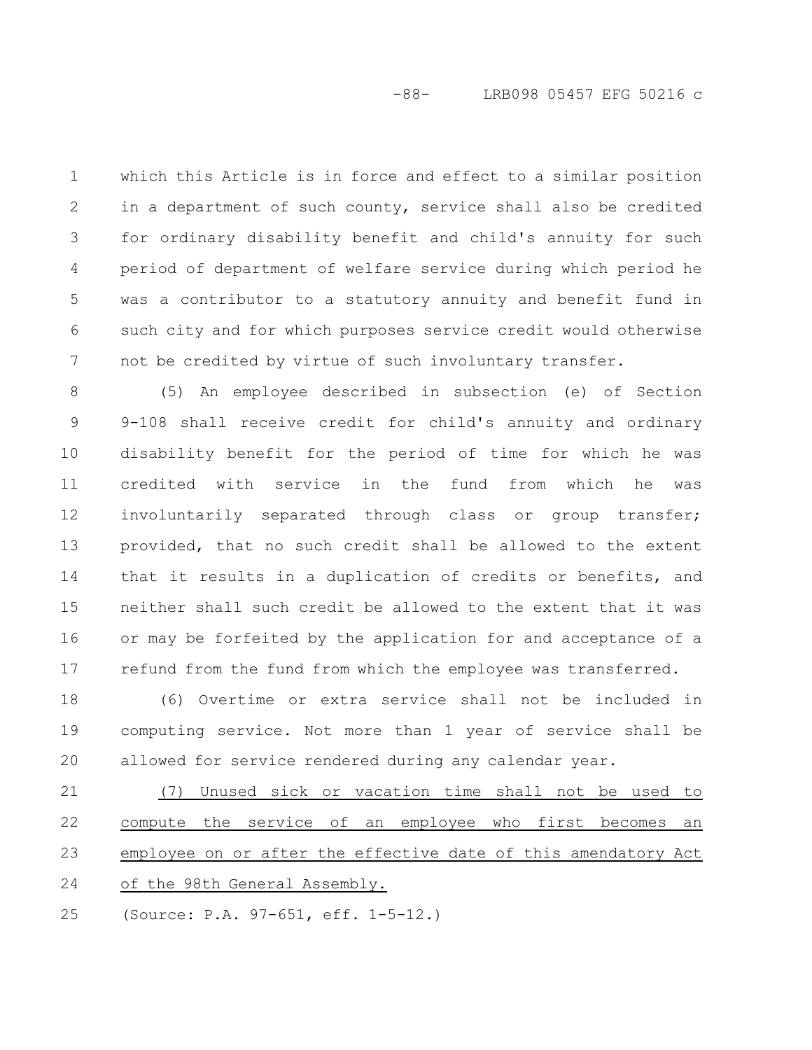which this Article is in force and effect to a similar position in a department of such county, service shall also be credited for ordinary disability benefit and child's annuity for such period of department of welfare service during which period he was a contributor to a statutory annuity and benefit fund in such city and for which purposes service credit would otherwise not be credited by virtue of such involuntary transfer.

(5) An employee described in subsection (e) of Section 9-108 shall receive credit for child's annuity and ordinary disability benefit for the period of time for which he was credited with service in the fund from which he was involuntarily separated through class or group transfer; provided, that no such credit shall be allowed to the extent that it results in a duplication of credits or benefits, and neither shall such credit be allowed to the extent that it was or may be forfeited by the application for and acceptance of a refund from the fund from which the employee was transferred.

(6) Overtime or extra service shall not be included in computing service. Not more than 1 year of service shall be allowed for service rendered during any calendar year.

<u>(7) Unused sick or vacation time shall not be used to compute the service of an employee who first becomes an employee on or after the effective date of this amendatory Act of the 98th General Assembly.</u>

(Source: P.A. 97-651, eff. 1-5-12.)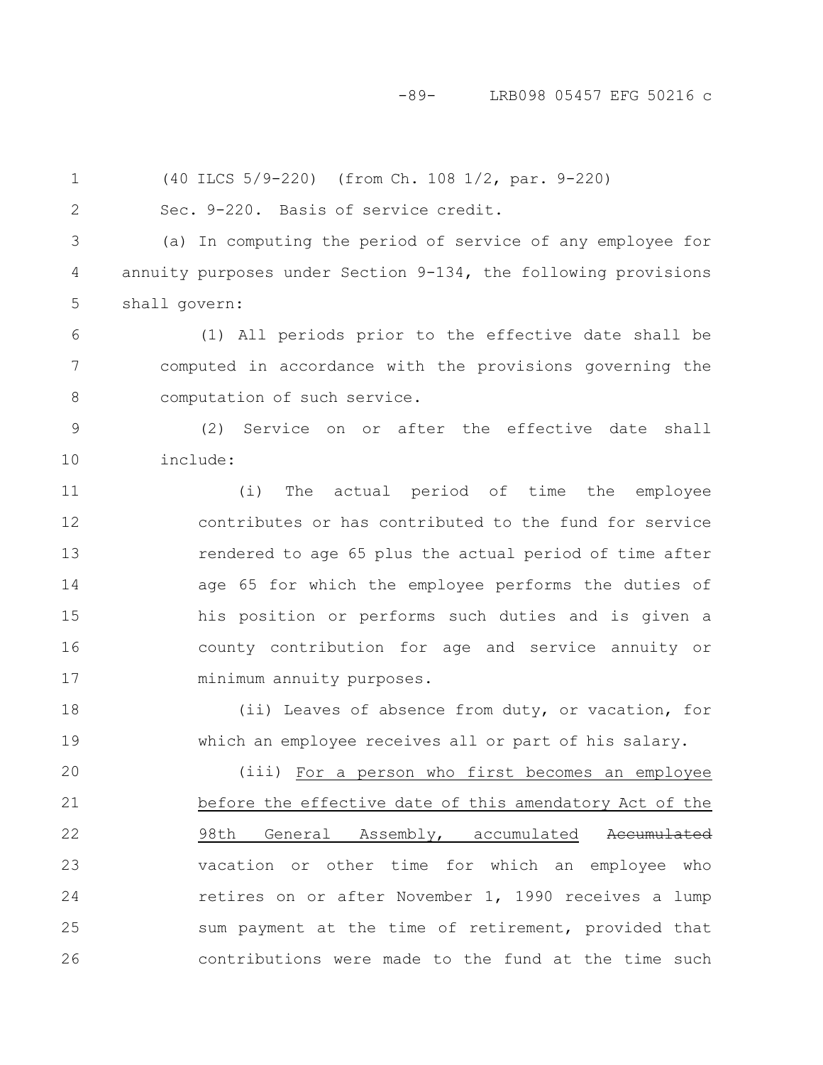(40 ILCS 5/9-220) (from Ch. 108 1/2, par. 9-220)

Sec. 9-220. Basis of service credit.

(a) In computing the period of service of any employee for annuity purposes under Section 9-134, the following provisions shall govern:

(1) All periods prior to the effective date shall be computed in accordance with the provisions governing the computation of such service.

(2) Service on or after the effective date shall include:

(i) The actual period of time the employee contributes or has contributed to the fund for service rendered to age 65 plus the actual period of time after age 65 for which the employee performs the duties of his position or performs such duties and is given a county contribution for age and service annuity or minimum annuity purposes.

(ii) Leaves of absence from duty, or vacation, for which an employee receives all or part of his salary.

(iii) For a person who first becomes an employee before the effective date of this amendatory Act of the 98th General Assembly, accumulated ~~Accumulated~~ vacation or other time for which an employee who retires on or after November 1, 1990 receives a lump sum payment at the time of retirement, provided that contributions were made to the fund at the time such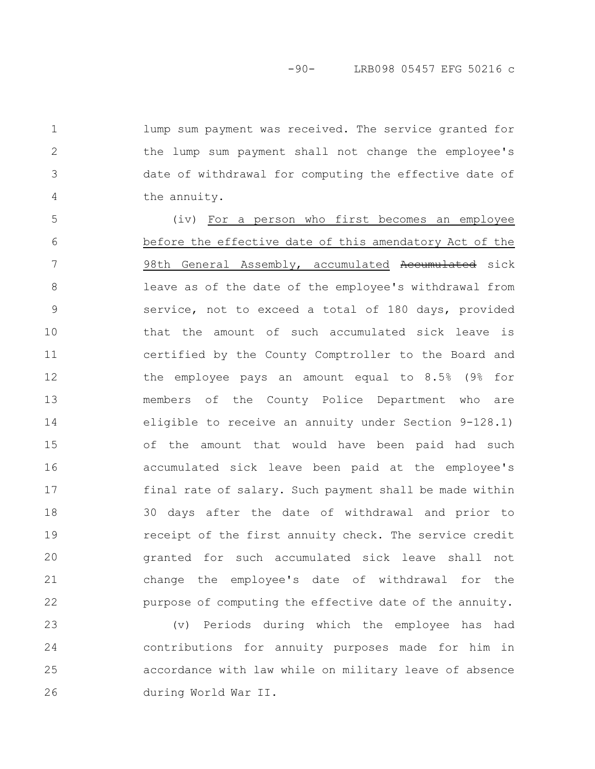lump sum payment was received. The service granted for the lump sum payment shall not change the employee's date of withdrawal for computing the effective date of the annuity.

(iv) For a person who first becomes an employee before the effective date of this amendatory Act of the 98th General Assembly, accumulated ~~Accumulated~~ sick leave as of the date of the employee's withdrawal from service, not to exceed a total of 180 days, provided that the amount of such accumulated sick leave is certified by the County Comptroller to the Board and the employee pays an amount equal to 8.5% (9% for members of the County Police Department who are eligible to receive an annuity under Section 9-128.1) of the amount that would have been paid had such accumulated sick leave been paid at the employee's final rate of salary. Such payment shall be made within 30 days after the date of withdrawal and prior to receipt of the first annuity check. The service credit granted for such accumulated sick leave shall not change the employee's date of withdrawal for the purpose of computing the effective date of the annuity.

(v) Periods during which the employee has had contributions for annuity purposes made for him in accordance with law while on military leave of absence during World War II.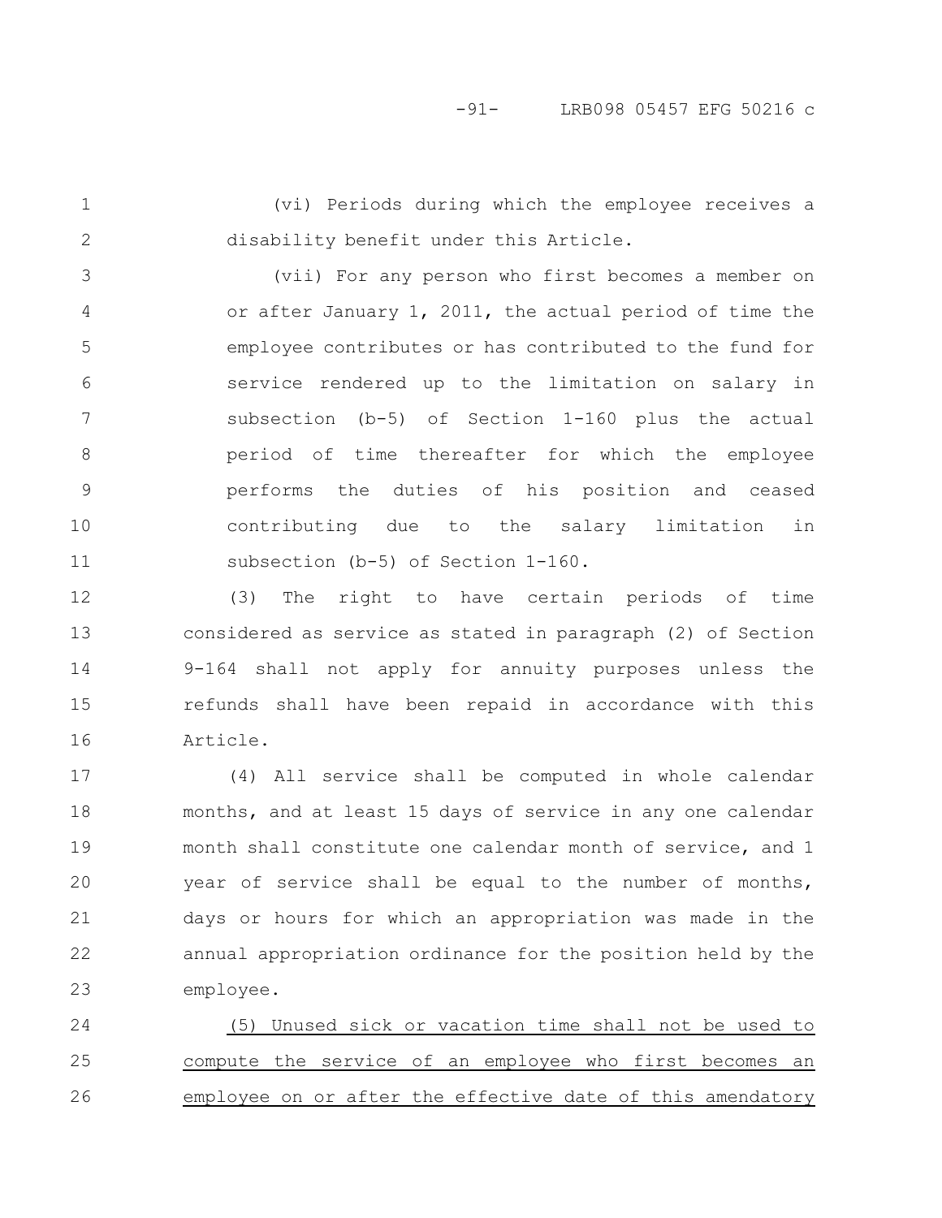(vi) Periods during which the employee receives a disability benefit under this Article.

(vii) For any person who first becomes a member on or after January 1, 2011, the actual period of time the employee contributes or has contributed to the fund for service rendered up to the limitation on salary in subsection (b-5) of Section 1-160 plus the actual period of time thereafter for which the employee performs the duties of his position and ceased contributing due to the salary limitation in subsection (b-5) of Section 1-160.

(3) The right to have certain periods of time considered as service as stated in paragraph (2) of Section 9-164 shall not apply for annuity purposes unless the refunds shall have been repaid in accordance with this Article.

(4) All service shall be computed in whole calendar months, and at least 15 days of service in any one calendar month shall constitute one calendar month of service, and 1 year of service shall be equal to the number of months, days or hours for which an appropriation was made in the annual appropriation ordinance for the position held by the employee.

<u>(5) Unused sick or vacation time shall not be used to compute the service of an employee who first becomes an employee on or after the effective date of this amendatory</u>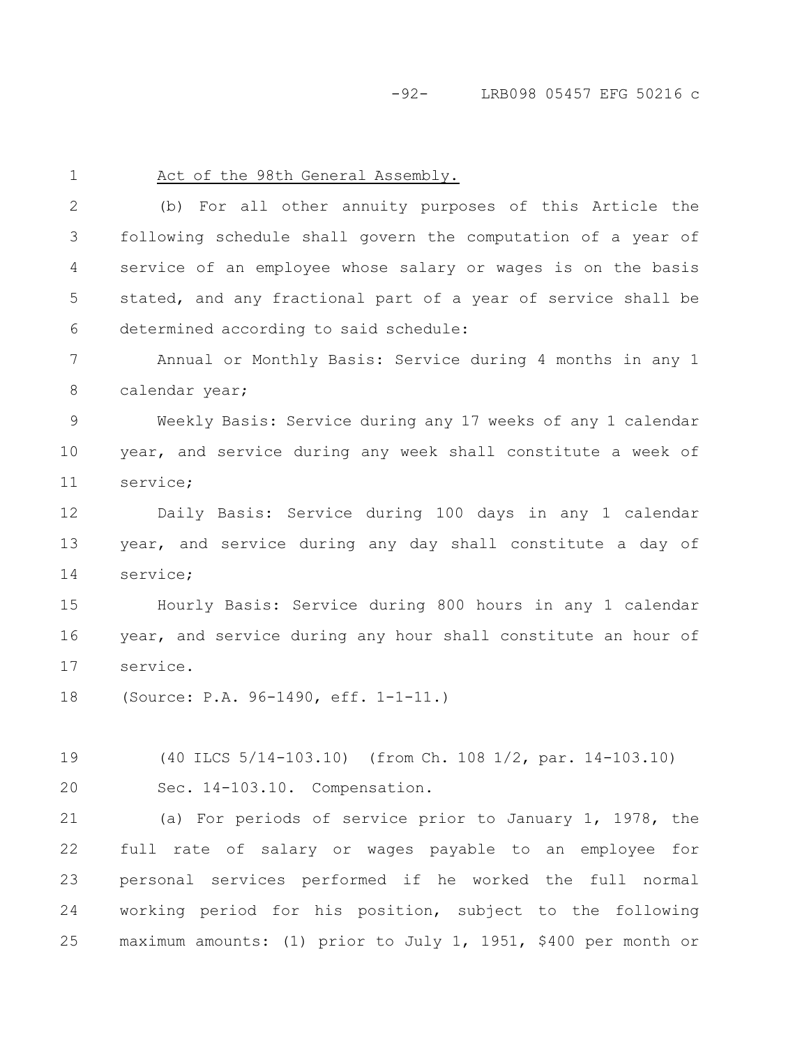Act of the 98th General Assembly.

(b) For all other annuity purposes of this Article the following schedule shall govern the computation of a year of service of an employee whose salary or wages is on the basis stated, and any fractional part of a year of service shall be determined according to said schedule:

Annual or Monthly Basis: Service during 4 months in any 1 calendar year;

Weekly Basis: Service during any 17 weeks of any 1 calendar year, and service during any week shall constitute a week of service;

Daily Basis: Service during 100 days in any 1 calendar year, and service during any day shall constitute a day of service;

Hourly Basis: Service during 800 hours in any 1 calendar year, and service during any hour shall constitute an hour of service.

(Source: P.A. 96-1490, eff. 1-1-11.)

(40 ILCS 5/14-103.10) (from Ch. 108 1/2, par. 14-103.10)

Sec. 14-103.10. Compensation.

(a) For periods of service prior to January 1, 1978, the full rate of salary or wages payable to an employee for personal services performed if he worked the full normal working period for his position, subject to the following maximum amounts: (1) prior to July 1, 1951, $400 per month or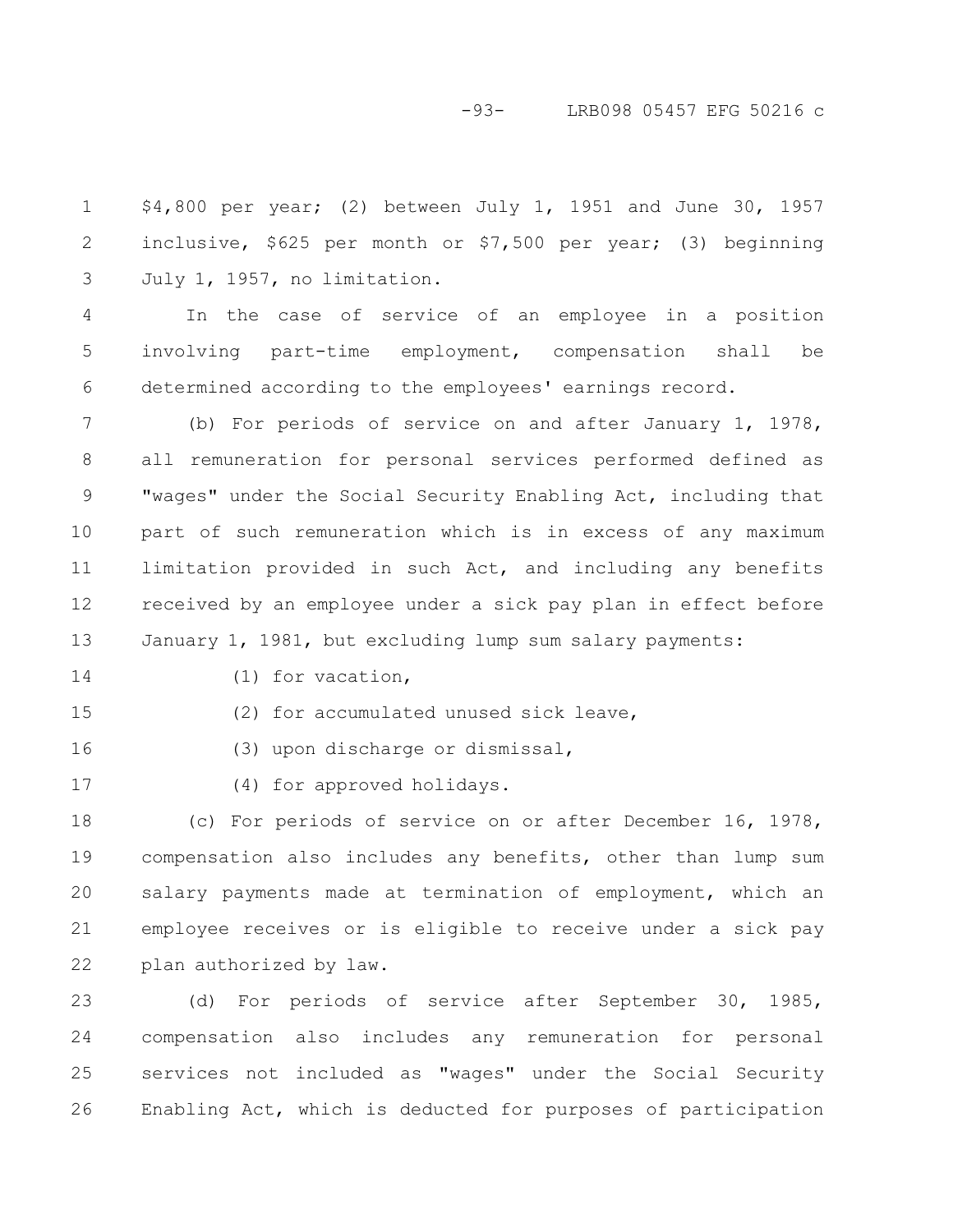$4,800 per year; (2) between July 1, 1951 and June 30, 1957 inclusive, $625 per month or $7,500 per year; (3) beginning July 1, 1957, no limitation.

In the case of service of an employee in a position involving part-time employment, compensation shall be determined according to the employees' earnings record.

(b) For periods of service on and after January 1, 1978, all remuneration for personal services performed defined as "wages" under the Social Security Enabling Act, including that part of such remuneration which is in excess of any maximum limitation provided in such Act, and including any benefits received by an employee under a sick pay plan in effect before January 1, 1981, but excluding lump sum salary payments:

(1) for vacation,

(2) for accumulated unused sick leave,

(3) upon discharge or dismissal,

(4) for approved holidays.

(c) For periods of service on or after December 16, 1978, compensation also includes any benefits, other than lump sum salary payments made at termination of employment, which an employee receives or is eligible to receive under a sick pay plan authorized by law.

(d) For periods of service after September 30, 1985, compensation also includes any remuneration for personal services not included as "wages" under the Social Security Enabling Act, which is deducted for purposes of participation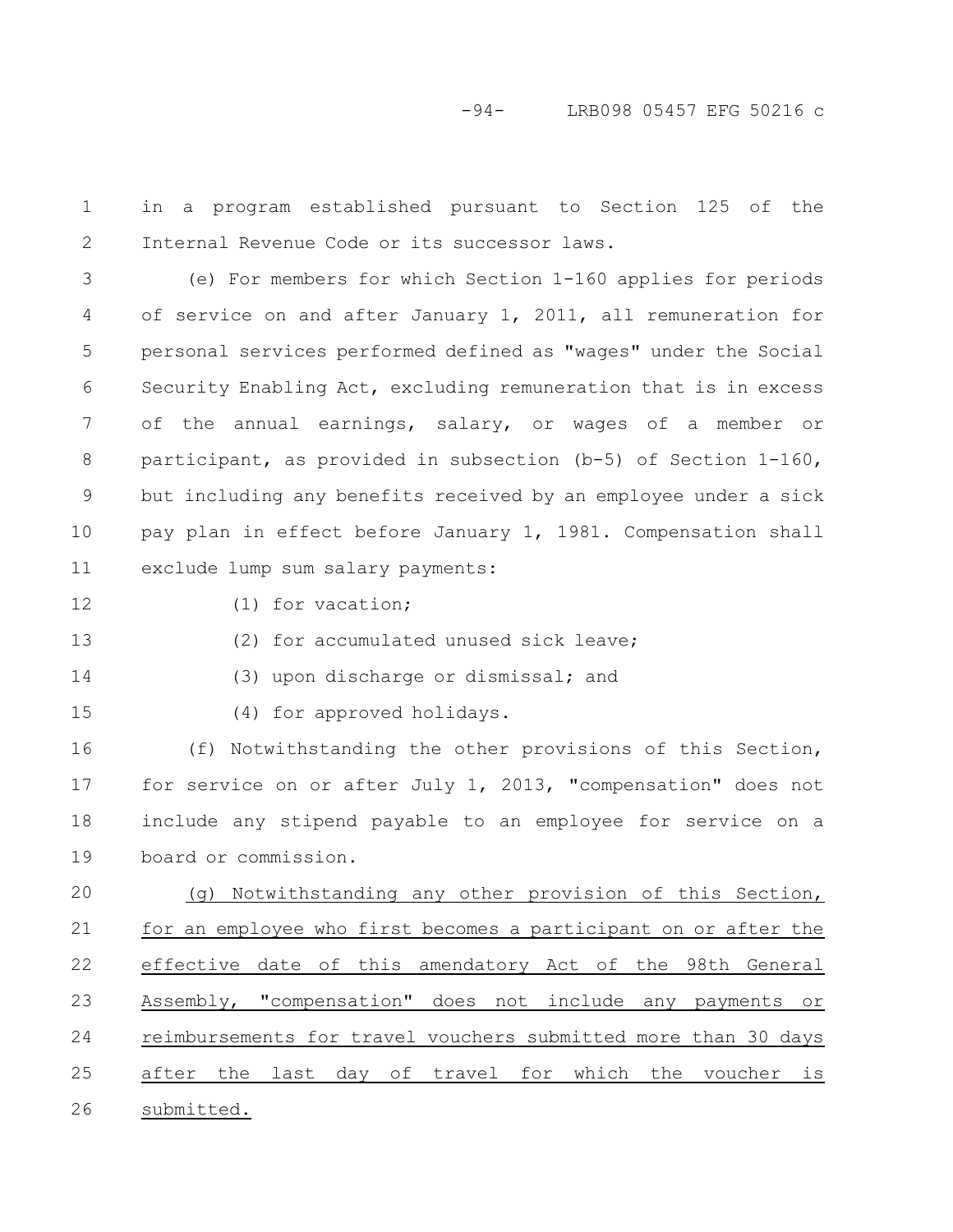in a program established pursuant to Section 125 of the Internal Revenue Code or its successor laws.

(e) For members for which Section 1-160 applies for periods of service on and after January 1, 2011, all remuneration for personal services performed defined as "wages" under the Social Security Enabling Act, excluding remuneration that is in excess of the annual earnings, salary, or wages of a member or participant, as provided in subsection (b-5) of Section 1-160, but including any benefits received by an employee under a sick pay plan in effect before January 1, 1981. Compensation shall exclude lump sum salary payments:

(1) for vacation;

(2) for accumulated unused sick leave;

(3) upon discharge or dismissal; and

(4) for approved holidays.

(f) Notwithstanding the other provisions of this Section, for service on or after July 1, 2013, "compensation" does not include any stipend payable to an employee for service on a board or commission.

<u>(g) Notwithstanding any other provision of this Section, for an employee who first becomes a participant on or after the effective date of this amendatory Act of the 98th General Assembly, "compensation" does not include any payments or reimbursements for travel vouchers submitted more than 30 days after the last day of travel for which the voucher is submitted.</u>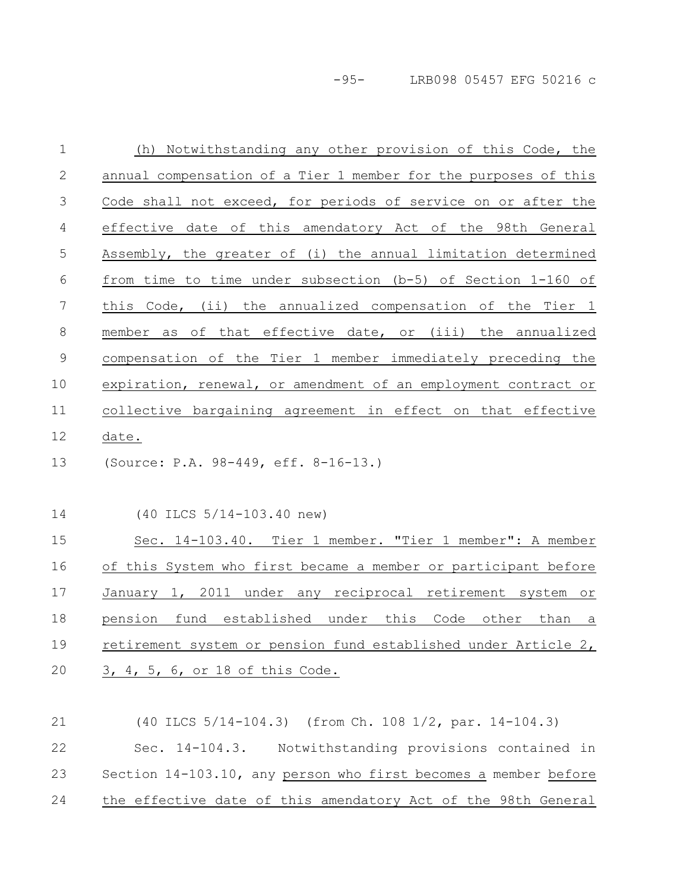(h) Notwithstanding any other provision of this Code, the annual compensation of a Tier 1 member for the purposes of this Code shall not exceed, for periods of service on or after the effective date of this amendatory Act of the 98th General Assembly, the greater of (i) the annual limitation determined from time to time under subsection (b-5) of Section 1-160 of this Code, (ii) the annualized compensation of the Tier 1 member as of that effective date, or (iii) the annualized compensation of the Tier 1 member immediately preceding the expiration, renewal, or amendment of an employment contract or collective bargaining agreement in effect on that effective date.

(Source: P.A. 98-449, eff. 8-16-13.)

(40 ILCS 5/14-103.40 new)

Sec. 14-103.40. Tier 1 member. "Tier 1 member": A member of this System who first became a member or participant before January 1, 2011 under any reciprocal retirement system or pension fund established under this Code other than a retirement system or pension fund established under Article 2, 3, 4, 5, 6, or 18 of this Code.

(40 ILCS 5/14-104.3) (from Ch. 108 1/2, par. 14-104.3)

Sec. 14-104.3. Notwithstanding provisions contained in Section 14-103.10, any person who first becomes a member before the effective date of this amendatory Act of the 98th General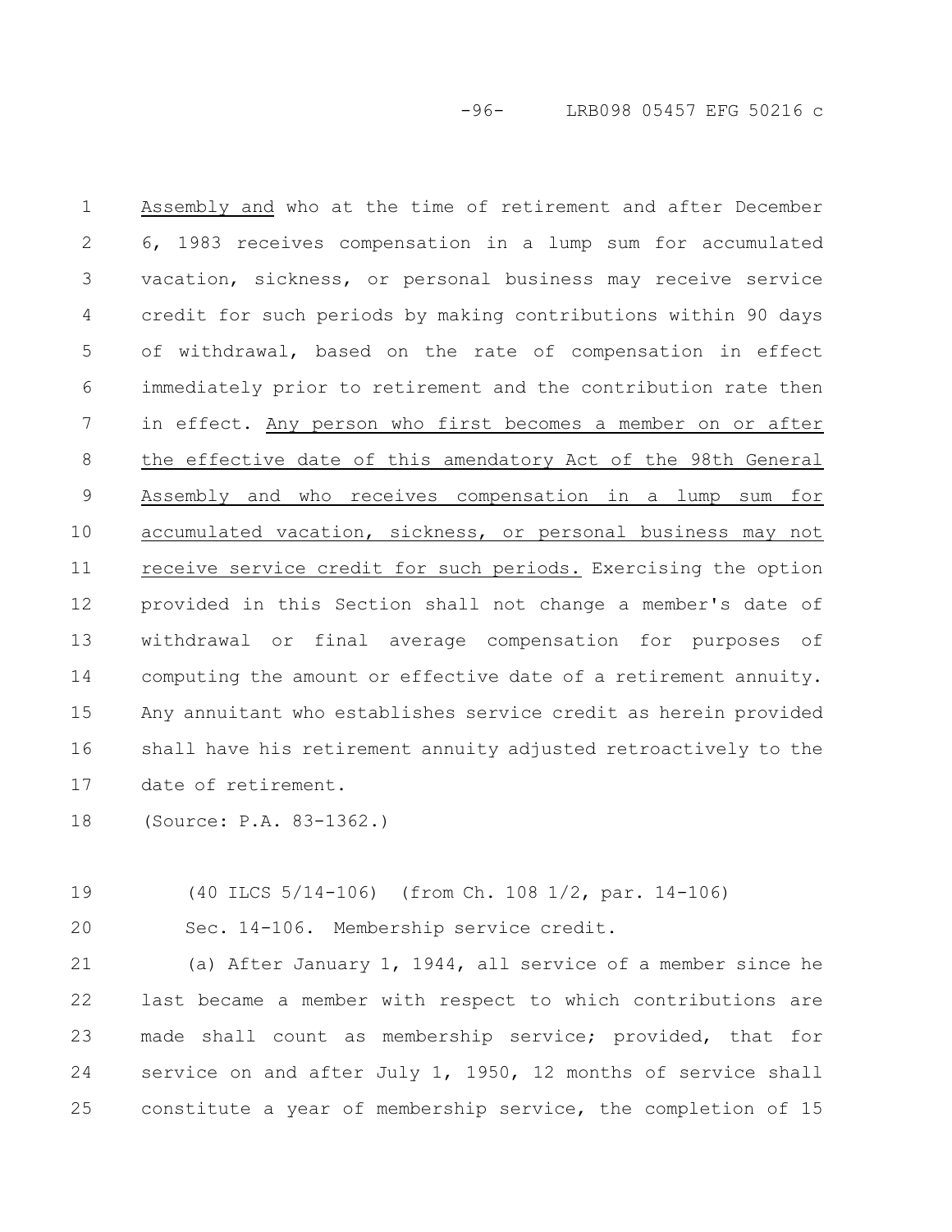Assembly and who at the time of retirement and after December 6, 1983 receives compensation in a lump sum for accumulated vacation, sickness, or personal business may receive service credit for such periods by making contributions within 90 days of withdrawal, based on the rate of compensation in effect immediately prior to retirement and the contribution rate then in effect. Any person who first becomes a member on or after the effective date of this amendatory Act of the 98th General Assembly and who receives compensation in a lump sum for accumulated vacation, sickness, or personal business may not receive service credit for such periods. Exercising the option provided in this Section shall not change a member's date of withdrawal or final average compensation for purposes of computing the amount or effective date of a retirement annuity. Any annuitant who establishes service credit as herein provided shall have his retirement annuity adjusted retroactively to the date of retirement.

(Source: P.A. 83-1362.)

(40 ILCS 5/14-106) (from Ch. 108 1/2, par. 14-106)

Sec. 14-106. Membership service credit.

(a) After January 1, 1944, all service of a member since he last became a member with respect to which contributions are made shall count as membership service; provided, that for service on and after July 1, 1950, 12 months of service shall constitute a year of membership service, the completion of 15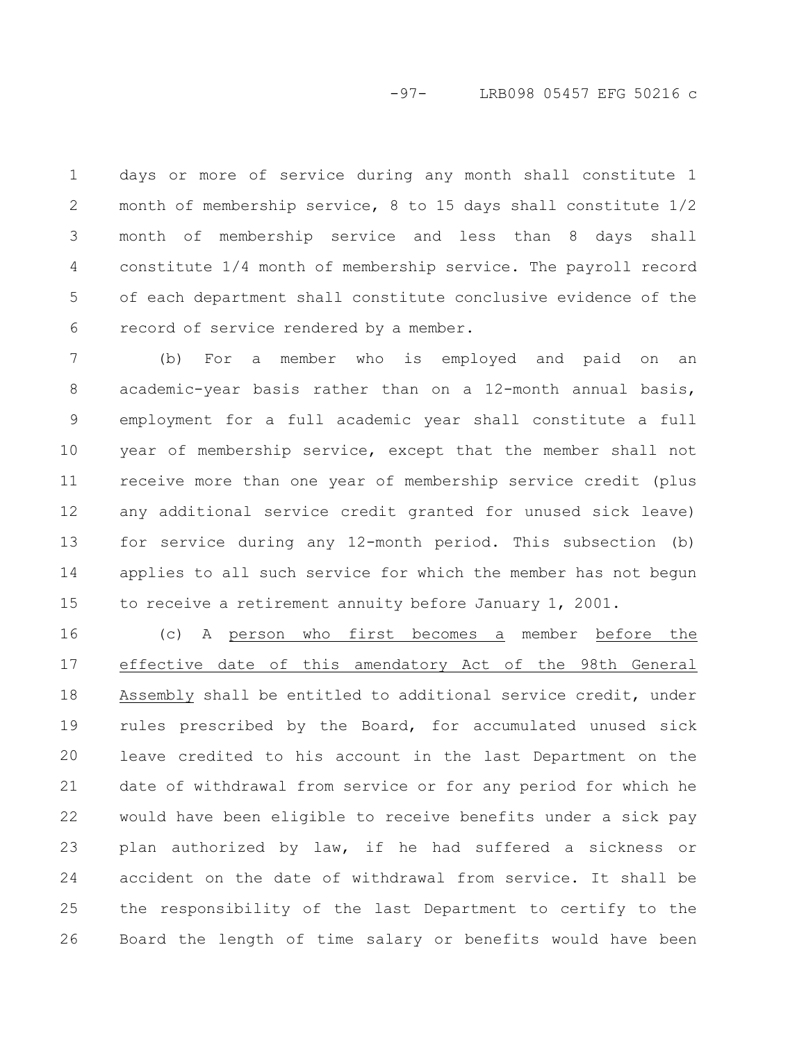days or more of service during any month shall constitute 1 month of membership service, 8 to 15 days shall constitute 1/2 month of membership service and less than 8 days shall constitute 1/4 month of membership service. The payroll record of each department shall constitute conclusive evidence of the record of service rendered by a member.

(b) For a member who is employed and paid on an academic-year basis rather than on a 12-month annual basis, employment for a full academic year shall constitute a full year of membership service, except that the member shall not receive more than one year of membership service credit (plus any additional service credit granted for unused sick leave) for service during any 12-month period. This subsection (b) applies to all such service for which the member has not begun to receive a retirement annuity before January 1, 2001.

(c) A person who first becomes a member before the effective date of this amendatory Act of the 98th General Assembly shall be entitled to additional service credit, under rules prescribed by the Board, for accumulated unused sick leave credited to his account in the last Department on the date of withdrawal from service or for any period for which he would have been eligible to receive benefits under a sick pay plan authorized by law, if he had suffered a sickness or accident on the date of withdrawal from service. It shall be the responsibility of the last Department to certify to the Board the length of time salary or benefits would have been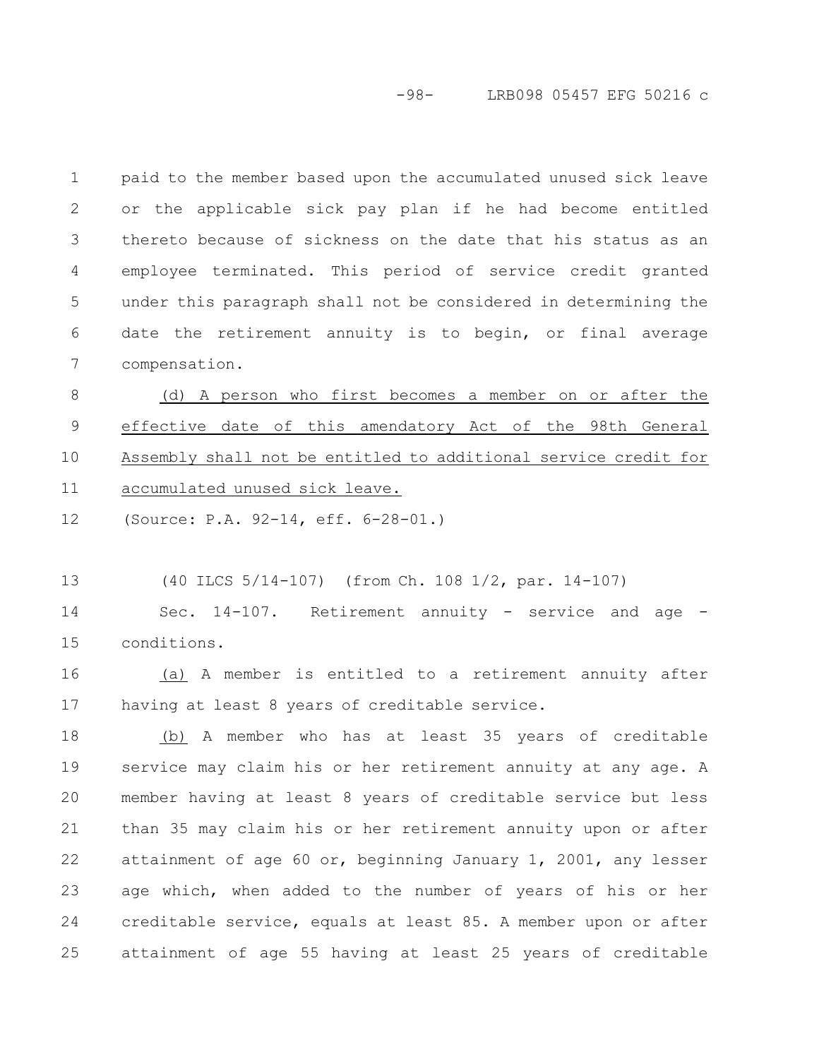paid to the member based upon the accumulated unused sick leave or the applicable sick pay plan if he had become entitled thereto because of sickness on the date that his status as an employee terminated. This period of service credit granted under this paragraph shall not be considered in determining the date the retirement annuity is to begin, or final average compensation.

(d) A person who first becomes a member on or after the effective date of this amendatory Act of the 98th General Assembly shall not be entitled to additional service credit for accumulated unused sick leave.

(Source: P.A. 92-14, eff. 6-28-01.)

(40 ILCS 5/14-107) (from Ch. 108 1/2, par. 14-107)

Sec. 14-107. Retirement annuity - service and age - conditions.

(a) A member is entitled to a retirement annuity after having at least 8 years of creditable service.

(b) A member who has at least 35 years of creditable service may claim his or her retirement annuity at any age. A member having at least 8 years of creditable service but less than 35 may claim his or her retirement annuity upon or after attainment of age 60 or, beginning January 1, 2001, any lesser age which, when added to the number of years of his or her creditable service, equals at least 85. A member upon or after attainment of age 55 having at least 25 years of creditable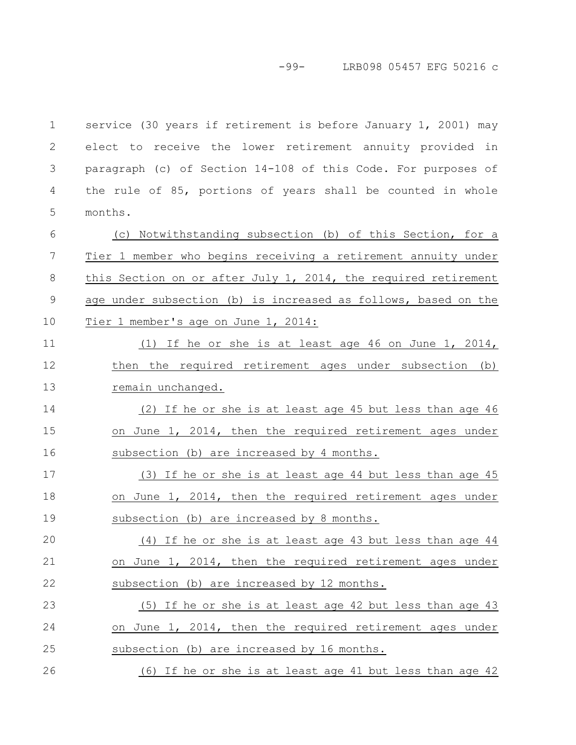service (30 years if retirement is before January 1, 2001) may elect to receive the lower retirement annuity provided in paragraph (c) of Section 14-108 of this Code. For purposes of the rule of 85, portions of years shall be counted in whole months.

(c) Notwithstanding subsection (b) of this Section, for a Tier 1 member who begins receiving a retirement annuity under this Section on or after July 1, 2014, the required retirement age under subsection (b) is increased as follows, based on the Tier 1 member's age on June 1, 2014:

(1) If he or she is at least age 46 on June 1, 2014, then the required retirement ages under subsection (b) remain unchanged.

(2) If he or she is at least age 45 but less than age 46 on June 1, 2014, then the required retirement ages under subsection (b) are increased by 4 months.

(3) If he or she is at least age 44 but less than age 45 on June 1, 2014, then the required retirement ages under subsection (b) are increased by 8 months.

(4) If he or she is at least age 43 but less than age 44 on June 1, 2014, then the required retirement ages under subsection (b) are increased by 12 months.

(5) If he or she is at least age 42 but less than age 43 on June 1, 2014, then the required retirement ages under subsection (b) are increased by 16 months.

(6) If he or she is at least age 41 but less than age 42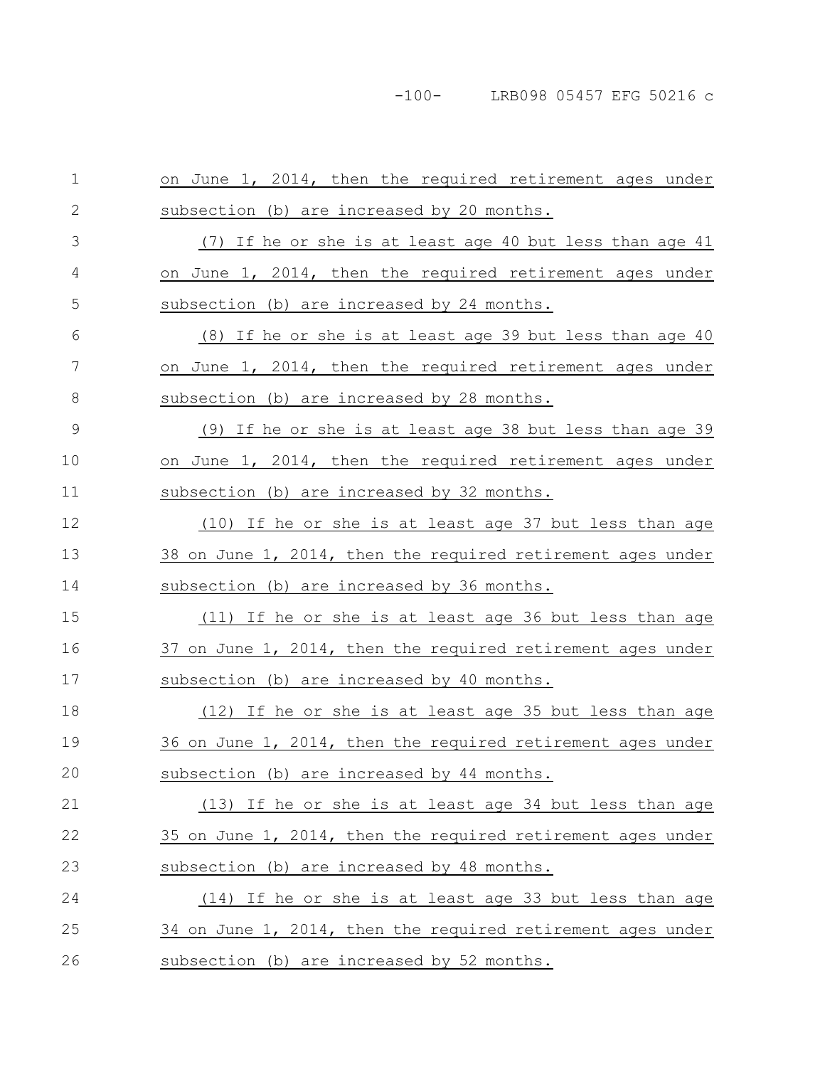on June 1, 2014, then the required retirement ages under subsection (b) are increased by 20 months.

(7) If he or she is at least age 40 but less than age 41 on June 1, 2014, then the required retirement ages under subsection (b) are increased by 24 months.

(8) If he or she is at least age 39 but less than age 40 on June 1, 2014, then the required retirement ages under subsection (b) are increased by 28 months.

(9) If he or she is at least age 38 but less than age 39 on June 1, 2014, then the required retirement ages under subsection (b) are increased by 32 months.

(10) If he or she is at least age 37 but less than age 38 on June 1, 2014, then the required retirement ages under subsection (b) are increased by 36 months.

(11) If he or she is at least age 36 but less than age 37 on June 1, 2014, then the required retirement ages under subsection (b) are increased by 40 months.

(12) If he or she is at least age 35 but less than age 36 on June 1, 2014, then the required retirement ages under subsection (b) are increased by 44 months.

(13) If he or she is at least age 34 but less than age 35 on June 1, 2014, then the required retirement ages under subsection (b) are increased by 48 months.

(14) If he or she is at least age 33 but less than age 34 on June 1, 2014, then the required retirement ages under subsection (b) are increased by 52 months.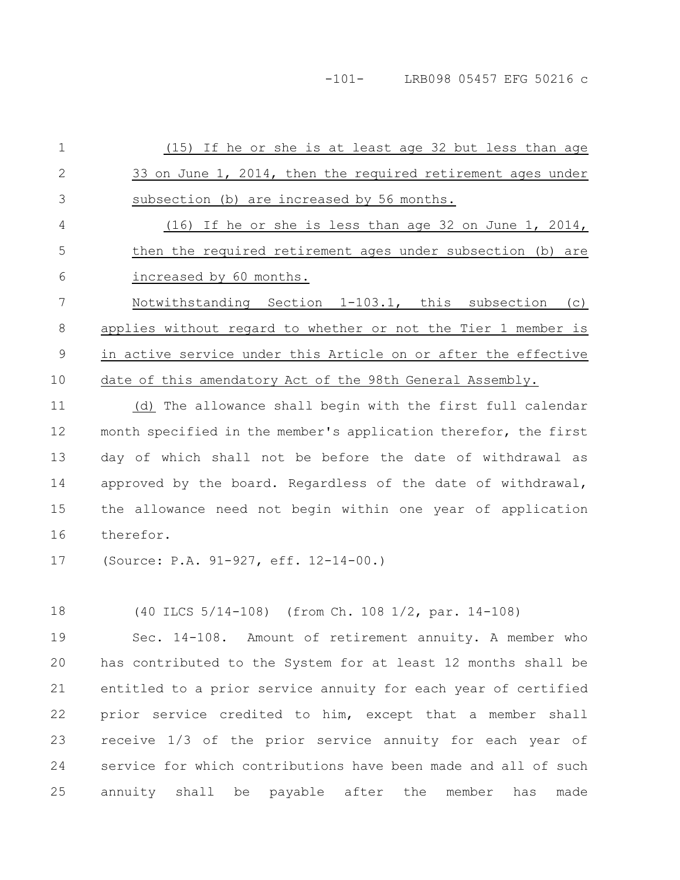(15) If he or she is at least age 32 but less than age 33 on June 1, 2014, then the required retirement ages under subsection (b) are increased by 56 months.

(16) If he or she is less than age 32 on June 1, 2014, then the required retirement ages under subsection (b) are increased by 60 months.

Notwithstanding Section 1-103.1, this subsection (c) applies without regard to whether or not the Tier 1 member is in active service under this Article on or after the effective date of this amendatory Act of the 98th General Assembly.

(d) The allowance shall begin with the first full calendar month specified in the member's application therefor, the first day of which shall not be before the date of withdrawal as approved by the board. Regardless of the date of withdrawal, the allowance need not begin within one year of application therefor.

(Source: P.A. 91-927, eff. 12-14-00.)

(40 ILCS 5/14-108) (from Ch. 108 1/2, par. 14-108)

Sec. 14-108. Amount of retirement annuity. A member who has contributed to the System for at least 12 months shall be entitled to a prior service annuity for each year of certified prior service credited to him, except that a member shall receive 1/3 of the prior service annuity for each year of service for which contributions have been made and all of such annuity shall be payable after the member has made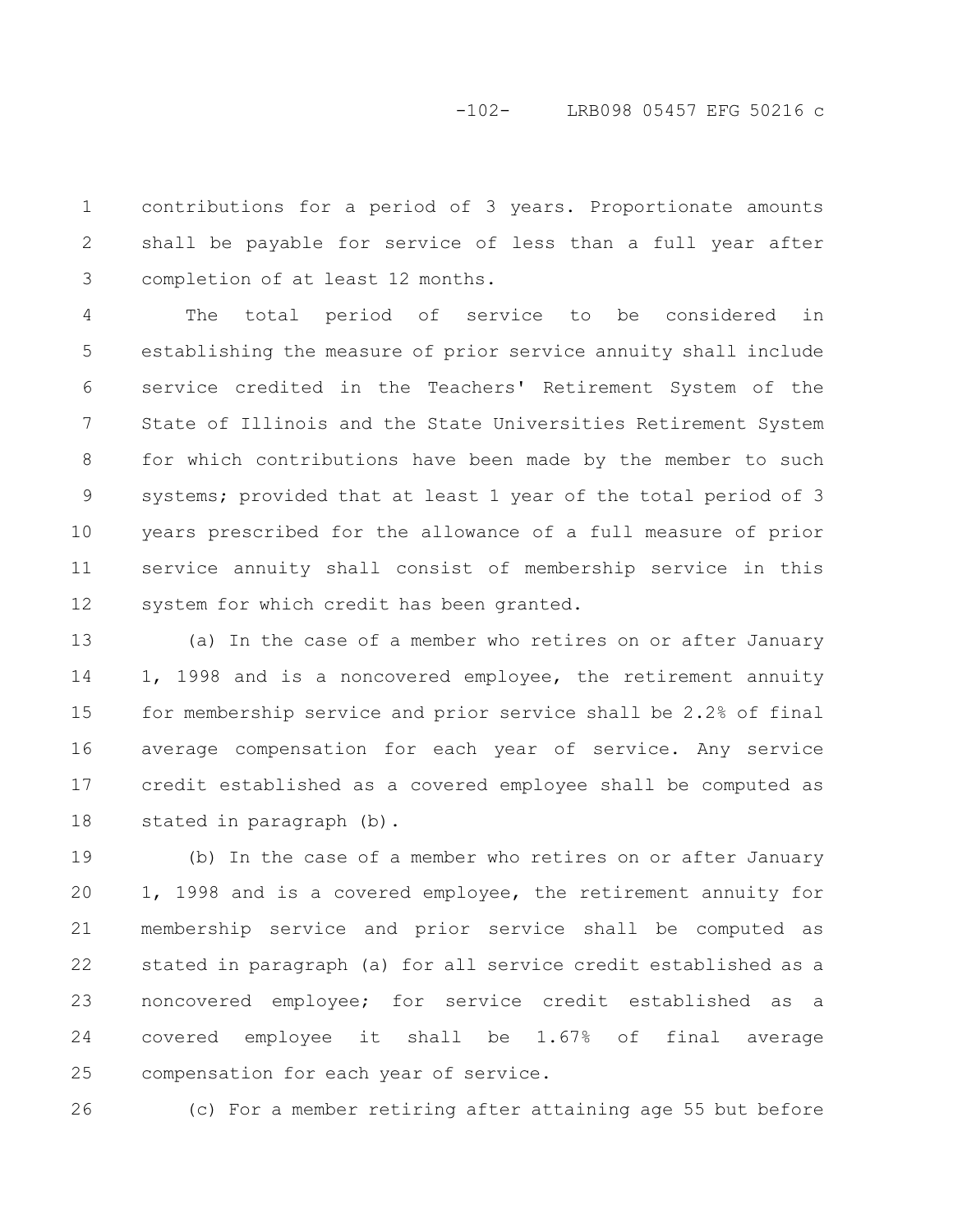contributions for a period of 3 years. Proportionate amounts shall be payable for service of less than a full year after completion of at least 12 months.

The total period of service to be considered in establishing the measure of prior service annuity shall include service credited in the Teachers' Retirement System of the State of Illinois and the State Universities Retirement System for which contributions have been made by the member to such systems; provided that at least 1 year of the total period of 3 years prescribed for the allowance of a full measure of prior service annuity shall consist of membership service in this system for which credit has been granted.

(a) In the case of a member who retires on or after January 1, 1998 and is a noncovered employee, the retirement annuity for membership service and prior service shall be 2.2% of final average compensation for each year of service. Any service credit established as a covered employee shall be computed as stated in paragraph (b).

(b) In the case of a member who retires on or after January 1, 1998 and is a covered employee, the retirement annuity for membership service and prior service shall be computed as stated in paragraph (a) for all service credit established as a noncovered employee; for service credit established as a covered employee it shall be 1.67% of final average compensation for each year of service.

(c) For a member retiring after attaining age 55 but before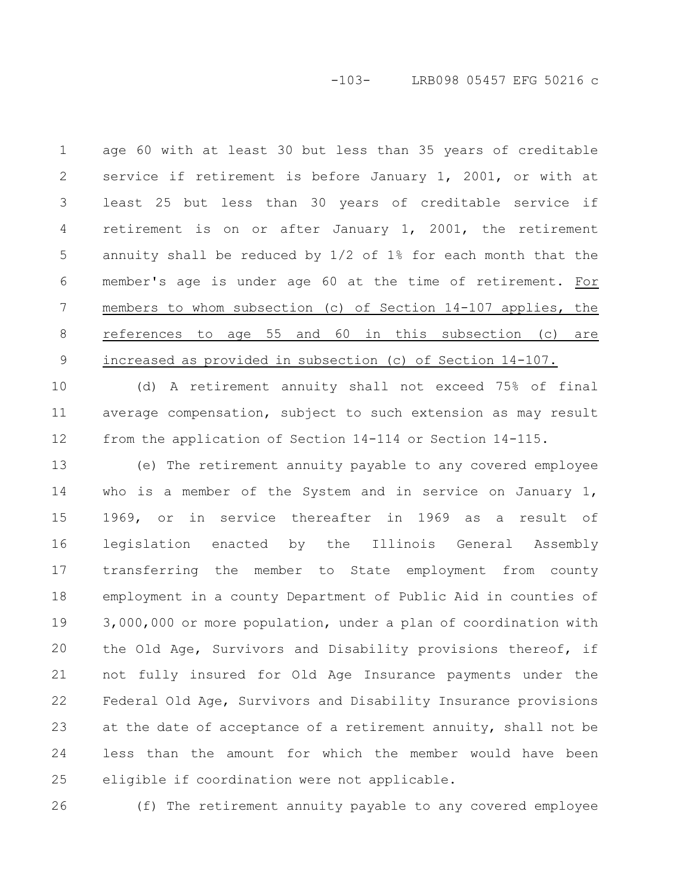age 60 with at least 30 but less than 35 years of creditable service if retirement is before January 1, 2001, or with at least 25 but less than 30 years of creditable service if retirement is on or after January 1, 2001, the retirement annuity shall be reduced by 1/2 of 1% for each month that the member's age is under age 60 at the time of retirement. For members to whom subsection (c) of Section 14-107 applies, the references to age 55 and 60 in this subsection (c) are increased as provided in subsection (c) of Section 14-107.

(d) A retirement annuity shall not exceed 75% of final average compensation, subject to such extension as may result from the application of Section 14-114 or Section 14-115.

(e) The retirement annuity payable to any covered employee who is a member of the System and in service on January 1, 1969, or in service thereafter in 1969 as a result of legislation enacted by the Illinois General Assembly transferring the member to State employment from county employment in a county Department of Public Aid in counties of 3,000,000 or more population, under a plan of coordination with the Old Age, Survivors and Disability provisions thereof, if not fully insured for Old Age Insurance payments under the Federal Old Age, Survivors and Disability Insurance provisions at the date of acceptance of a retirement annuity, shall not be less than the amount for which the member would have been eligible if coordination were not applicable.

(f) The retirement annuity payable to any covered employee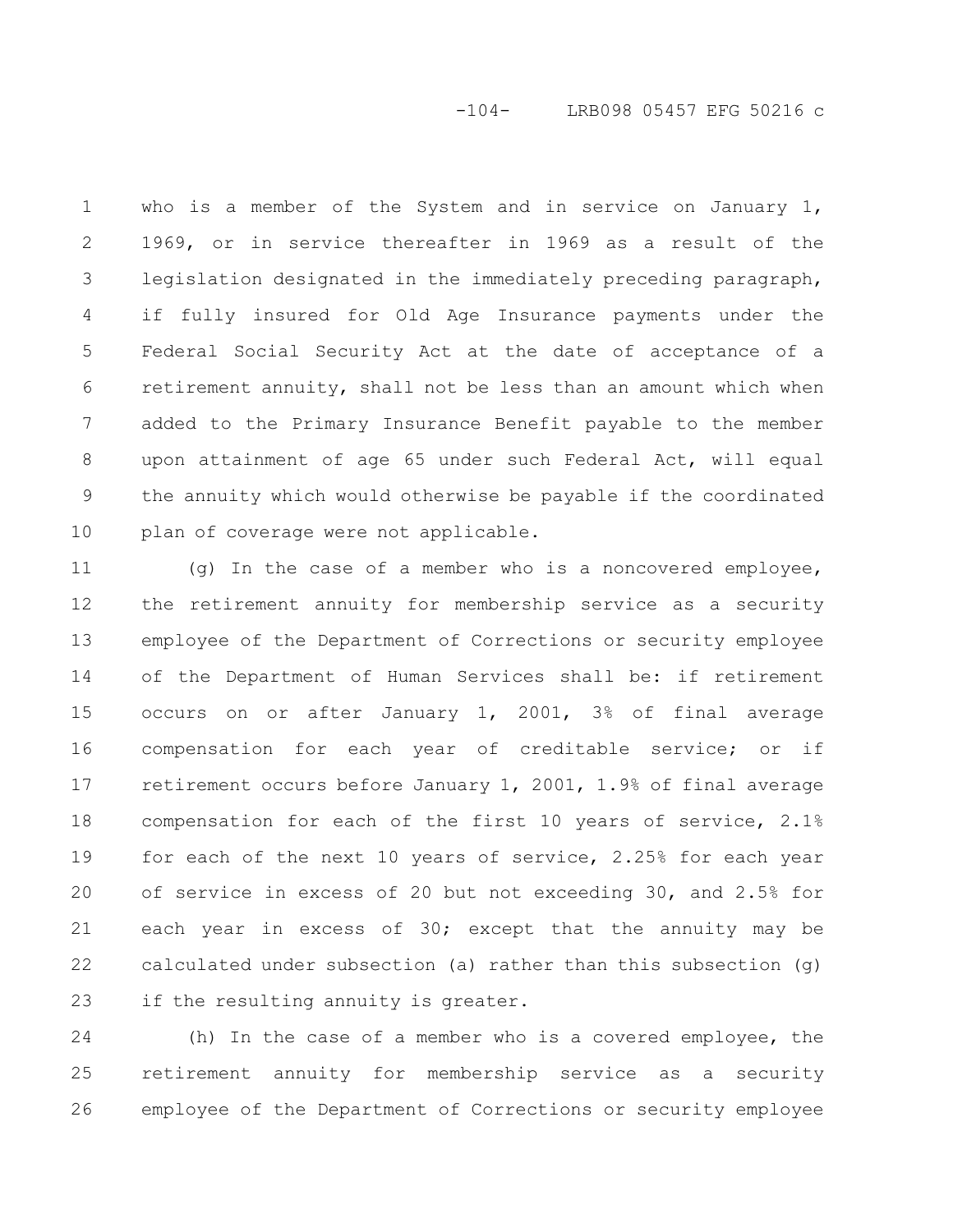who is a member of the System and in service on January 1, 1969, or in service thereafter in 1969 as a result of the legislation designated in the immediately preceding paragraph, if fully insured for Old Age Insurance payments under the Federal Social Security Act at the date of acceptance of a retirement annuity, shall not be less than an amount which when added to the Primary Insurance Benefit payable to the member upon attainment of age 65 under such Federal Act, will equal the annuity which would otherwise be payable if the coordinated plan of coverage were not applicable.

(g) In the case of a member who is a noncovered employee, the retirement annuity for membership service as a security employee of the Department of Corrections or security employee of the Department of Human Services shall be: if retirement occurs on or after January 1, 2001, 3% of final average compensation for each year of creditable service; or if retirement occurs before January 1, 2001, 1.9% of final average compensation for each of the first 10 years of service, 2.1% for each of the next 10 years of service, 2.25% for each year of service in excess of 20 but not exceeding 30, and 2.5% for each year in excess of 30; except that the annuity may be calculated under subsection (a) rather than this subsection (g) if the resulting annuity is greater.

(h) In the case of a member who is a covered employee, the retirement annuity for membership service as a security employee of the Department of Corrections or security employee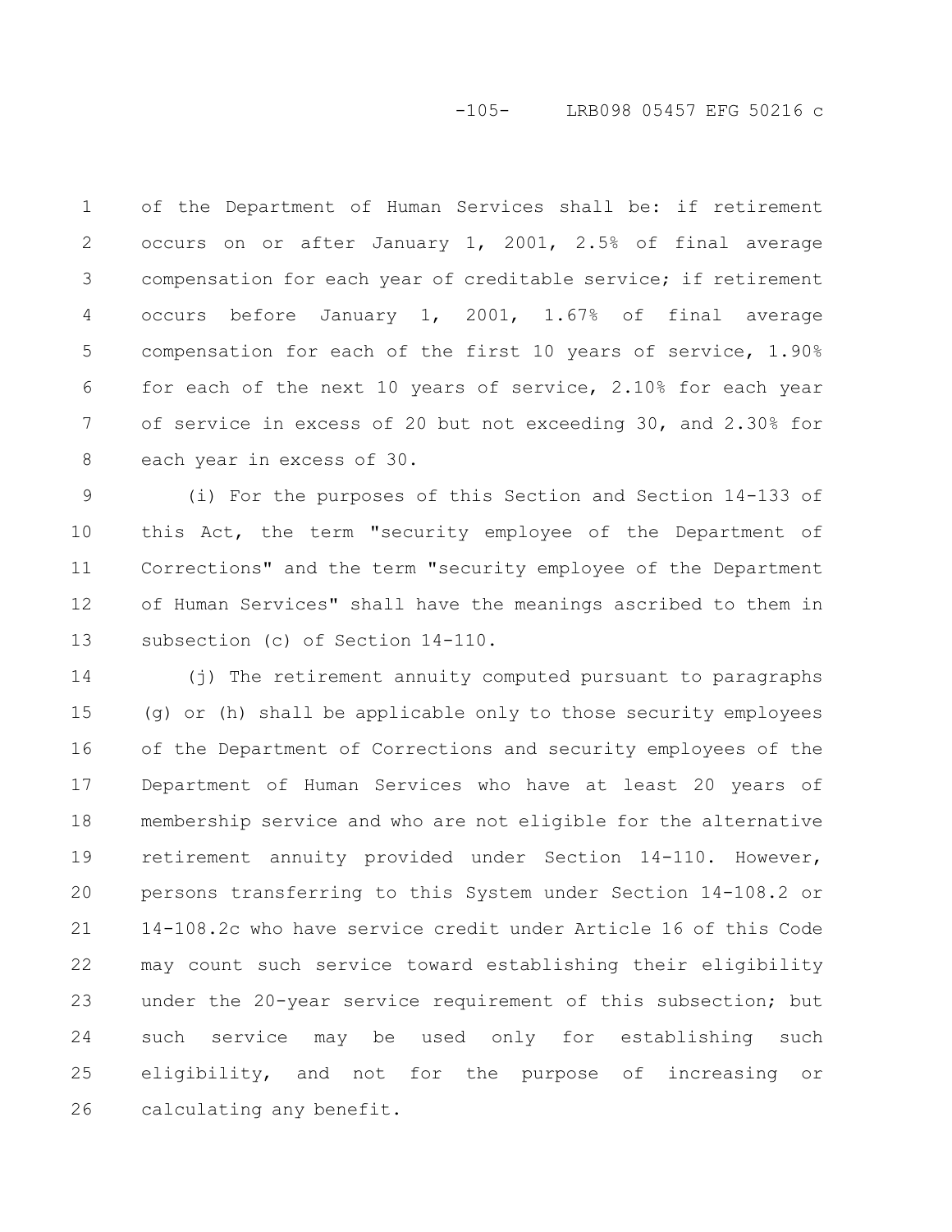of the Department of Human Services shall be: if retirement occurs on or after January 1, 2001, 2.5% of final average compensation for each year of creditable service; if retirement occurs before January 1, 2001, 1.67% of final average compensation for each of the first 10 years of service, 1.90% for each of the next 10 years of service, 2.10% for each year of service in excess of 20 but not exceeding 30, and 2.30% for each year in excess of 30.

(i) For the purposes of this Section and Section 14-133 of this Act, the term "security employee of the Department of Corrections" and the term "security employee of the Department of Human Services" shall have the meanings ascribed to them in subsection (c) of Section 14-110.

(j) The retirement annuity computed pursuant to paragraphs (g) or (h) shall be applicable only to those security employees of the Department of Corrections and security employees of the Department of Human Services who have at least 20 years of membership service and who are not eligible for the alternative retirement annuity provided under Section 14-110. However, persons transferring to this System under Section 14-108.2 or 14-108.2c who have service credit under Article 16 of this Code may count such service toward establishing their eligibility under the 20-year service requirement of this subsection; but such service may be used only for establishing such eligibility, and not for the purpose of increasing or calculating any benefit.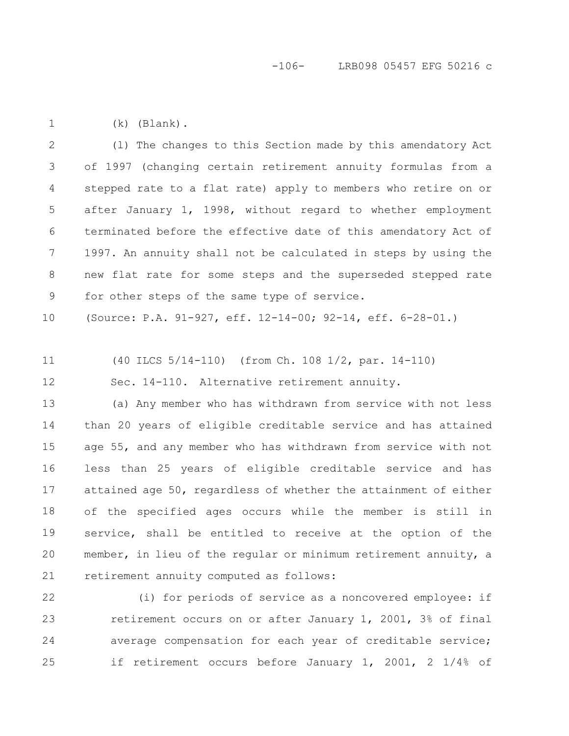(k) (Blank).

(l) The changes to this Section made by this amendatory Act of 1997 (changing certain retirement annuity formulas from a stepped rate to a flat rate) apply to members who retire on or after January 1, 1998, without regard to whether employment terminated before the effective date of this amendatory Act of 1997. An annuity shall not be calculated in steps by using the new flat rate for some steps and the superseded stepped rate for other steps of the same type of service.

(Source: P.A. 91-927, eff. 12-14-00; 92-14, eff. 6-28-01.)

(40 ILCS 5/14-110) (from Ch. 108 1/2, par. 14-110)

Sec. 14-110. Alternative retirement annuity.

(a) Any member who has withdrawn from service with not less than 20 years of eligible creditable service and has attained age 55, and any member who has withdrawn from service with not less than 25 years of eligible creditable service and has attained age 50, regardless of whether the attainment of either of the specified ages occurs while the member is still in service, shall be entitled to receive at the option of the member, in lieu of the regular or minimum retirement annuity, a retirement annuity computed as follows:

(i) for periods of service as a noncovered employee: if retirement occurs on or after January 1, 2001, 3% of final average compensation for each year of creditable service; if retirement occurs before January 1, 2001, 2 1/4% of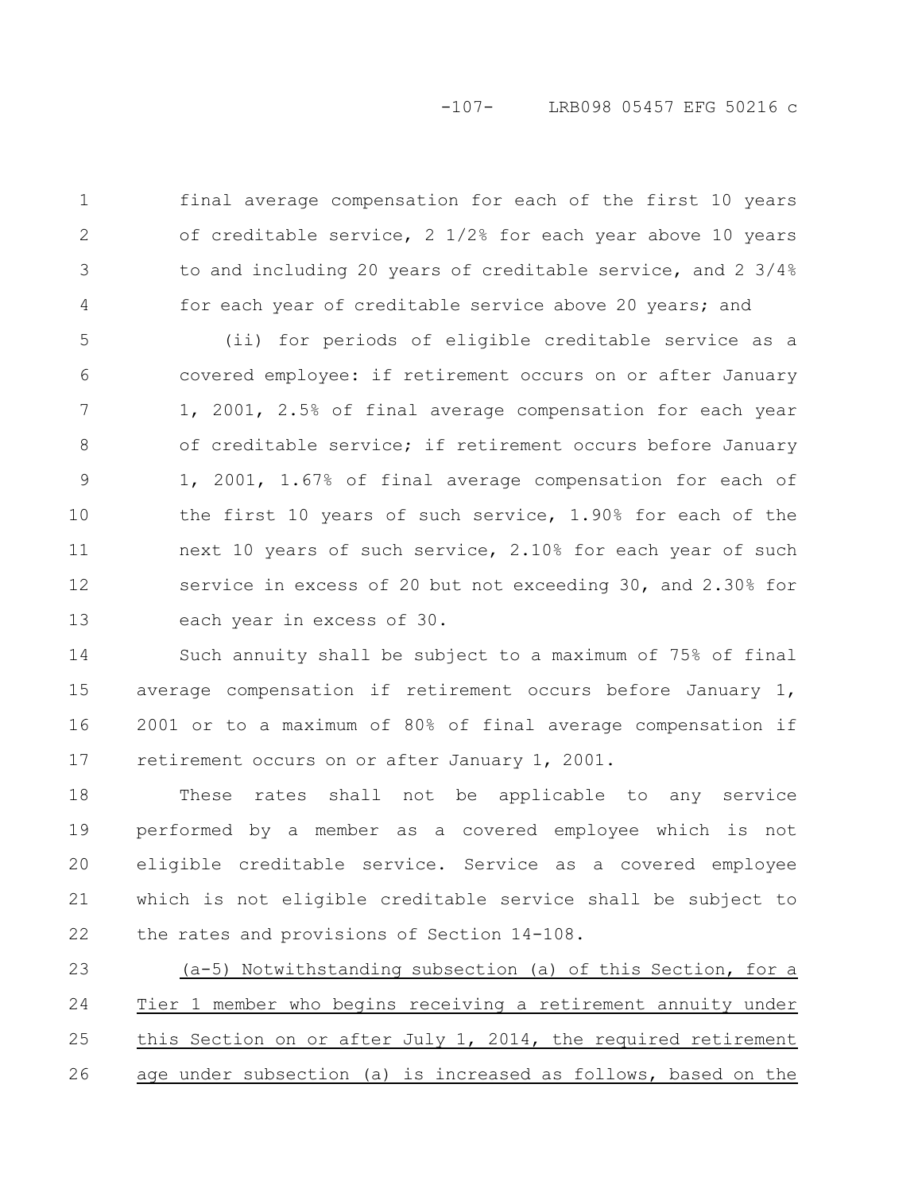final average compensation for each of the first 10 years of creditable service, 2 1/2% for each year above 10 years to and including 20 years of creditable service, and 2 3/4% for each year of creditable service above 20 years; and

(ii) for periods of eligible creditable service as a covered employee: if retirement occurs on or after January 1, 2001, 2.5% of final average compensation for each year of creditable service; if retirement occurs before January 1, 2001, 1.67% of final average compensation for each of the first 10 years of such service, 1.90% for each of the next 10 years of such service, 2.10% for each year of such service in excess of 20 but not exceeding 30, and 2.30% for each year in excess of 30.

Such annuity shall be subject to a maximum of 75% of final average compensation if retirement occurs before January 1, 2001 or to a maximum of 80% of final average compensation if retirement occurs on or after January 1, 2001.

These rates shall not be applicable to any service performed by a member as a covered employee which is not eligible creditable service. Service as a covered employee which is not eligible creditable service shall be subject to the rates and provisions of Section 14-108.

(a-5) Notwithstanding subsection (a) of this Section, for a Tier 1 member who begins receiving a retirement annuity under this Section on or after July 1, 2014, the required retirement age under subsection (a) is increased as follows, based on the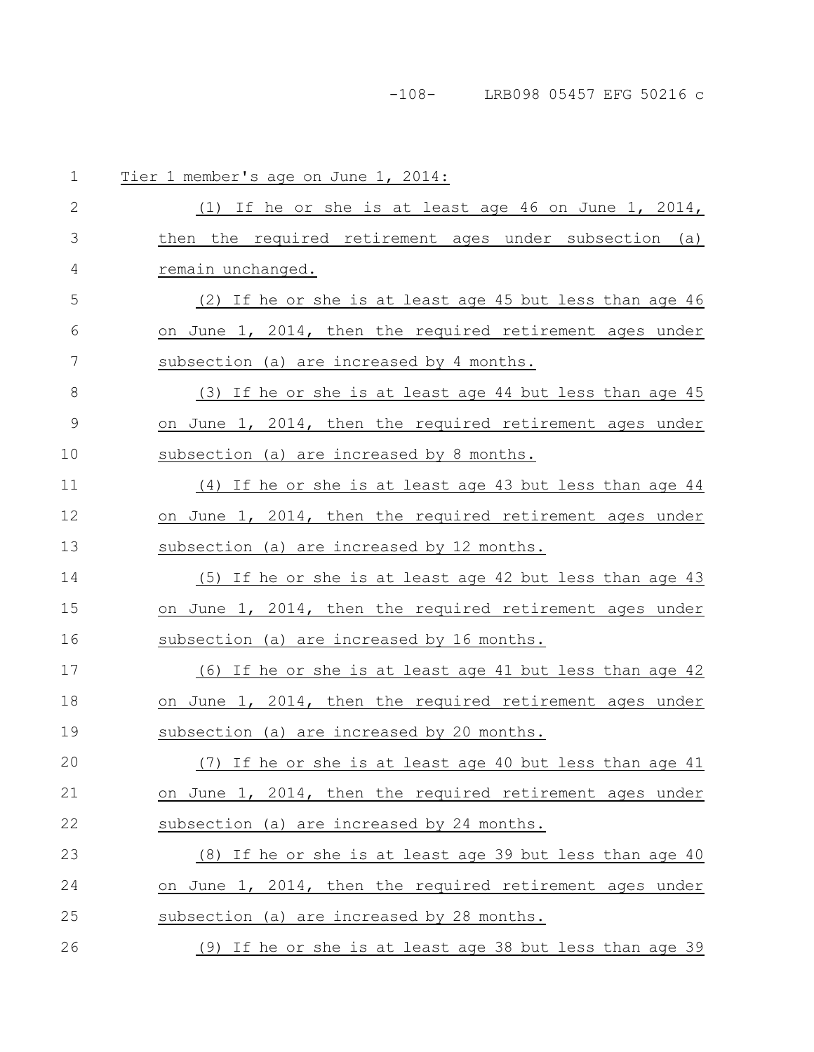Tier 1 member's age on June 1, 2014:

(1) If he or she is at least age 46 on June 1, 2014, then the required retirement ages under subsection (a) remain unchanged.

(2) If he or she is at least age 45 but less than age 46 on June 1, 2014, then the required retirement ages under subsection (a) are increased by 4 months.

(3) If he or she is at least age 44 but less than age 45 on June 1, 2014, then the required retirement ages under subsection (a) are increased by 8 months.

(4) If he or she is at least age 43 but less than age 44 on June 1, 2014, then the required retirement ages under subsection (a) are increased by 12 months.

(5) If he or she is at least age 42 but less than age 43 on June 1, 2014, then the required retirement ages under subsection (a) are increased by 16 months.

(6) If he or she is at least age 41 but less than age 42 on June 1, 2014, then the required retirement ages under subsection (a) are increased by 20 months.

(7) If he or she is at least age 40 but less than age 41 on June 1, 2014, then the required retirement ages under subsection (a) are increased by 24 months.

(8) If he or she is at least age 39 but less than age 40 on June 1, 2014, then the required retirement ages under subsection (a) are increased by 28 months.

(9) If he or she is at least age 38 but less than age 39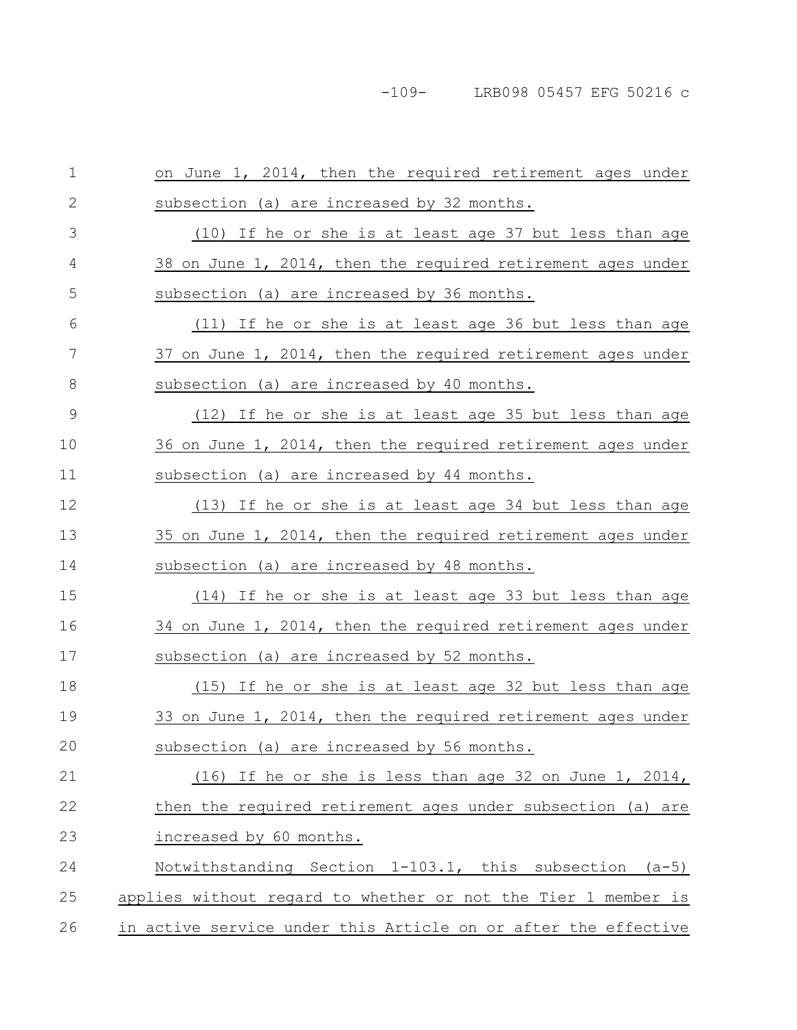on June 1, 2014, then the required retirement ages under subsection (a) are increased by 32 months.

(10) If he or she is at least age 37 but less than age 38 on June 1, 2014, then the required retirement ages under subsection (a) are increased by 36 months.

(11) If he or she is at least age 36 but less than age 37 on June 1, 2014, then the required retirement ages under subsection (a) are increased by 40 months.

(12) If he or she is at least age 35 but less than age 36 on June 1, 2014, then the required retirement ages under subsection (a) are increased by 44 months.

(13) If he or she is at least age 34 but less than age 35 on June 1, 2014, then the required retirement ages under subsection (a) are increased by 48 months.

(14) If he or she is at least age 33 but less than age 34 on June 1, 2014, then the required retirement ages under subsection (a) are increased by 52 months.

(15) If he or she is at least age 32 but less than age 33 on June 1, 2014, then the required retirement ages under subsection (a) are increased by 56 months.

(16) If he or she is less than age 32 on June 1, 2014, then the required retirement ages under subsection (a) are increased by 60 months.

Notwithstanding Section 1-103.1, this subsection (a-5) applies without regard to whether or not the Tier 1 member is in active service under this Article on or after the effective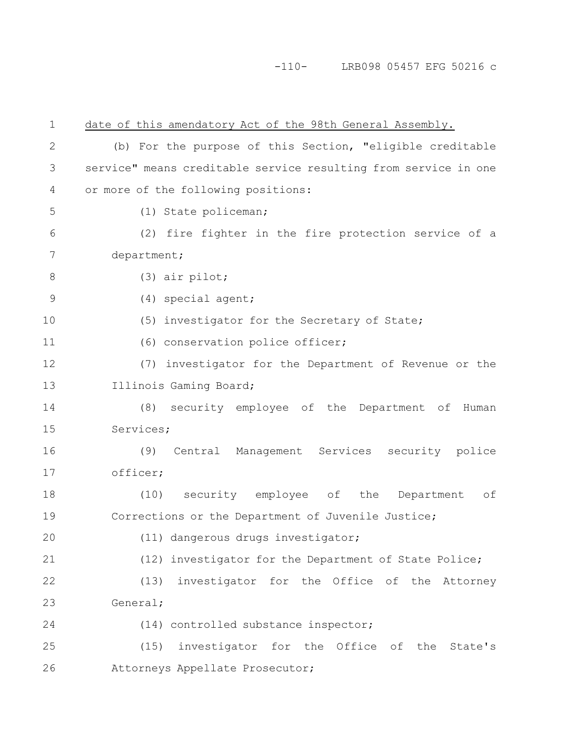date of this amendatory Act of the 98th General Assembly.

(b) For the purpose of this Section, "eligible creditable service" means creditable service resulting from service in one or more of the following positions:

(1) State policeman;

(2) fire fighter in the fire protection service of a department;

(3) air pilot;

(4) special agent;

(5) investigator for the Secretary of State;

(6) conservation police officer;

(7) investigator for the Department of Revenue or the Illinois Gaming Board;

(8) security employee of the Department of Human Services;

(9) Central Management Services security police officer;

(10) security employee of the Department of Corrections or the Department of Juvenile Justice;

(11) dangerous drugs investigator;

(12) investigator for the Department of State Police;

(13) investigator for the Office of the Attorney General;

(14) controlled substance inspector;

(15) investigator for the Office of the State's Attorneys Appellate Prosecutor;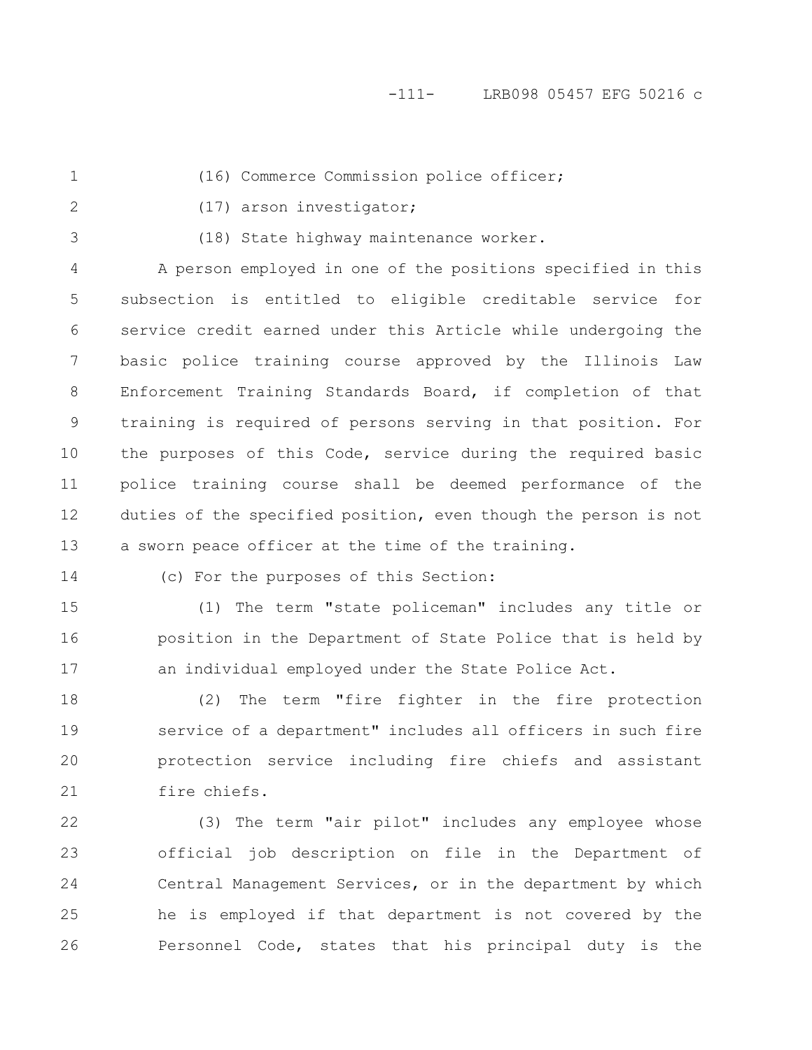(16) Commerce Commission police officer;

(17) arson investigator;

(18) State highway maintenance worker.

A person employed in one of the positions specified in this subsection is entitled to eligible creditable service for service credit earned under this Article while undergoing the basic police training course approved by the Illinois Law Enforcement Training Standards Board, if completion of that training is required of persons serving in that position. For the purposes of this Code, service during the required basic police training course shall be deemed performance of the duties of the specified position, even though the person is not a sworn peace officer at the time of the training.

(c) For the purposes of this Section:

(1) The term "state policeman" includes any title or position in the Department of State Police that is held by an individual employed under the State Police Act.

(2) The term "fire fighter in the fire protection service of a department" includes all officers in such fire protection service including fire chiefs and assistant fire chiefs.

(3) The term "air pilot" includes any employee whose official job description on file in the Department of Central Management Services, or in the department by which he is employed if that department is not covered by the Personnel Code, states that his principal duty is the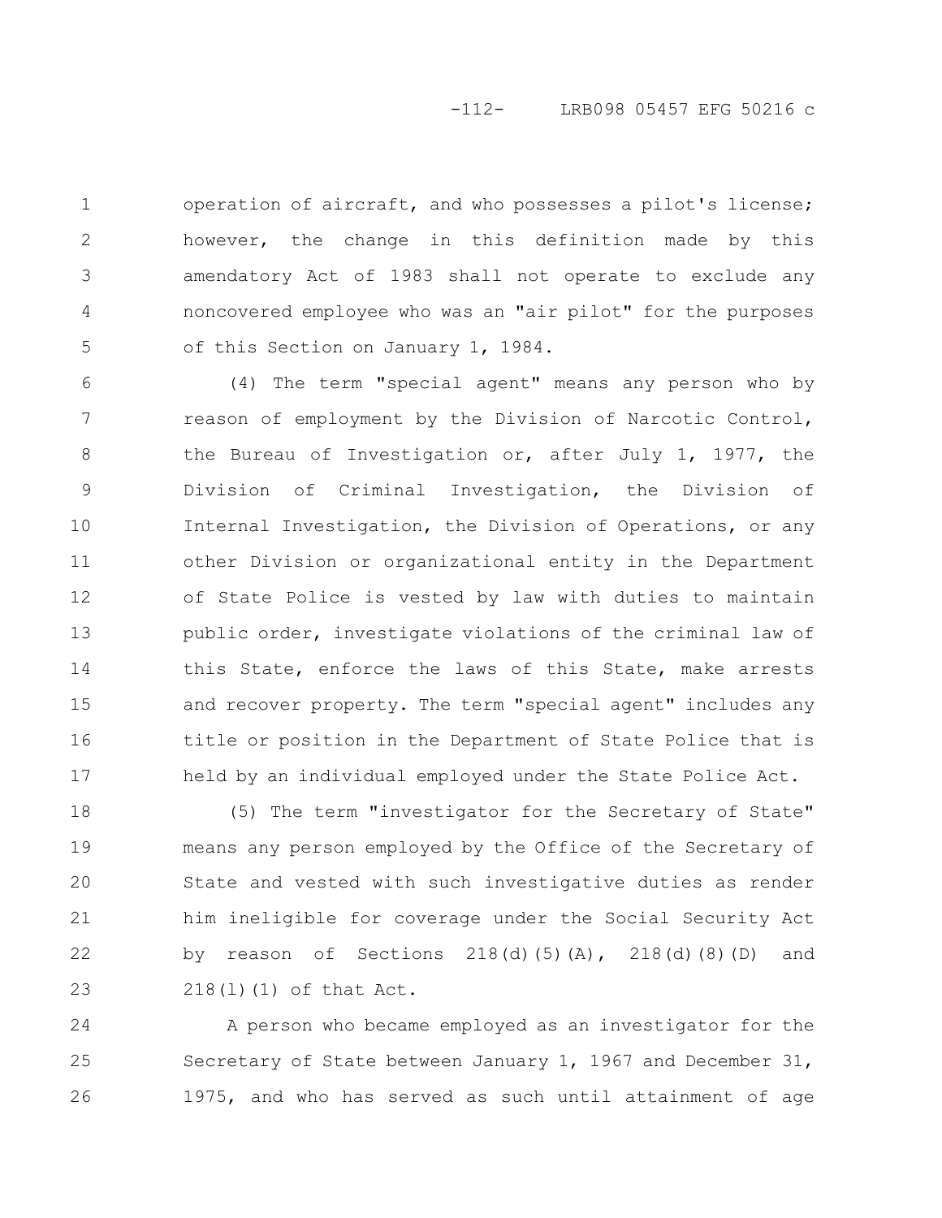operation of aircraft, and who possesses a pilot's license; however, the change in this definition made by this amendatory Act of 1983 shall not operate to exclude any noncovered employee who was an "air pilot" for the purposes of this Section on January 1, 1984.

(4) The term "special agent" means any person who by reason of employment by the Division of Narcotic Control, the Bureau of Investigation or, after July 1, 1977, the Division of Criminal Investigation, the Division of Internal Investigation, the Division of Operations, or any other Division or organizational entity in the Department of State Police is vested by law with duties to maintain public order, investigate violations of the criminal law of this State, enforce the laws of this State, make arrests and recover property. The term "special agent" includes any title or position in the Department of State Police that is held by an individual employed under the State Police Act.

(5) The term "investigator for the Secretary of State" means any person employed by the Office of the Secretary of State and vested with such investigative duties as render him ineligible for coverage under the Social Security Act by reason of Sections 218(d)(5)(A), 218(d)(8)(D) and 218(l)(1) of that Act.

A person who became employed as an investigator for the Secretary of State between January 1, 1967 and December 31, 1975, and who has served as such until attainment of age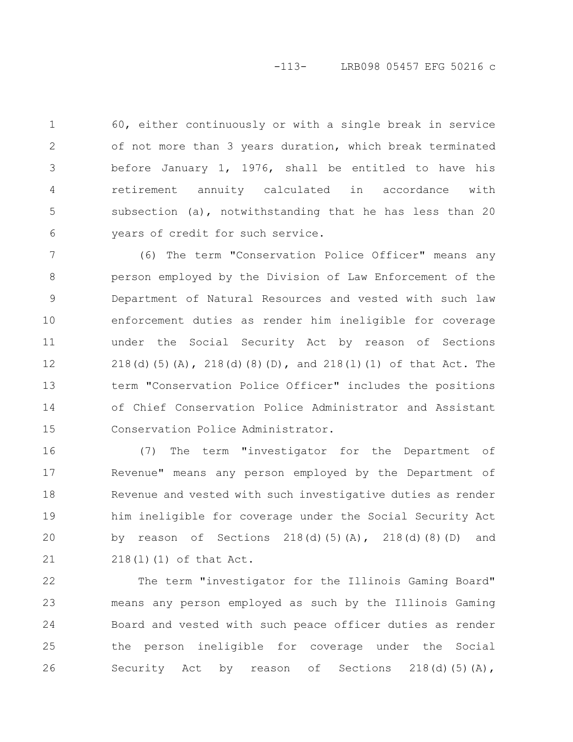60, either continuously or with a single break in service of not more than 3 years duration, which break terminated before January 1, 1976, shall be entitled to have his retirement annuity calculated in accordance with subsection (a), notwithstanding that he has less than 20 years of credit for such service.

(6) The term "Conservation Police Officer" means any person employed by the Division of Law Enforcement of the Department of Natural Resources and vested with such law enforcement duties as render him ineligible for coverage under the Social Security Act by reason of Sections 218(d)(5)(A), 218(d)(8)(D), and 218(l)(1) of that Act. The term "Conservation Police Officer" includes the positions of Chief Conservation Police Administrator and Assistant Conservation Police Administrator.

(7) The term "investigator for the Department of Revenue" means any person employed by the Department of Revenue and vested with such investigative duties as render him ineligible for coverage under the Social Security Act by reason of Sections 218(d)(5)(A), 218(d)(8)(D) and 218(l)(1) of that Act.

The term "investigator for the Illinois Gaming Board" means any person employed as such by the Illinois Gaming Board and vested with such peace officer duties as render the person ineligible for coverage under the Social Security Act by reason of Sections 218(d)(5)(A),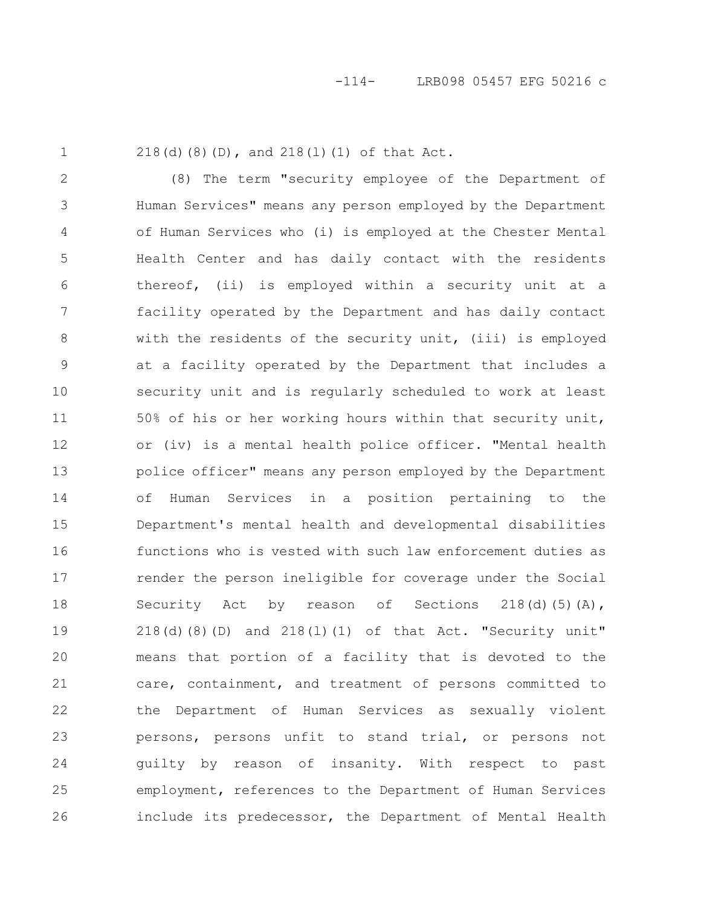218(d)(8)(D), and 218(l)(1) of that Act.

(8) The term "security employee of the Department of Human Services" means any person employed by the Department of Human Services who (i) is employed at the Chester Mental Health Center and has daily contact with the residents thereof, (ii) is employed within a security unit at a facility operated by the Department and has daily contact with the residents of the security unit, (iii) is employed at a facility operated by the Department that includes a security unit and is regularly scheduled to work at least 50% of his or her working hours within that security unit, or (iv) is a mental health police officer. "Mental health police officer" means any person employed by the Department of Human Services in a position pertaining to the Department's mental health and developmental disabilities functions who is vested with such law enforcement duties as render the person ineligible for coverage under the Social Security Act by reason of Sections 218(d)(5)(A), 218(d)(8)(D) and 218(l)(1) of that Act. "Security unit" means that portion of a facility that is devoted to the care, containment, and treatment of persons committed to the Department of Human Services as sexually violent persons, persons unfit to stand trial, or persons not guilty by reason of insanity. With respect to past employment, references to the Department of Human Services include its predecessor, the Department of Mental Health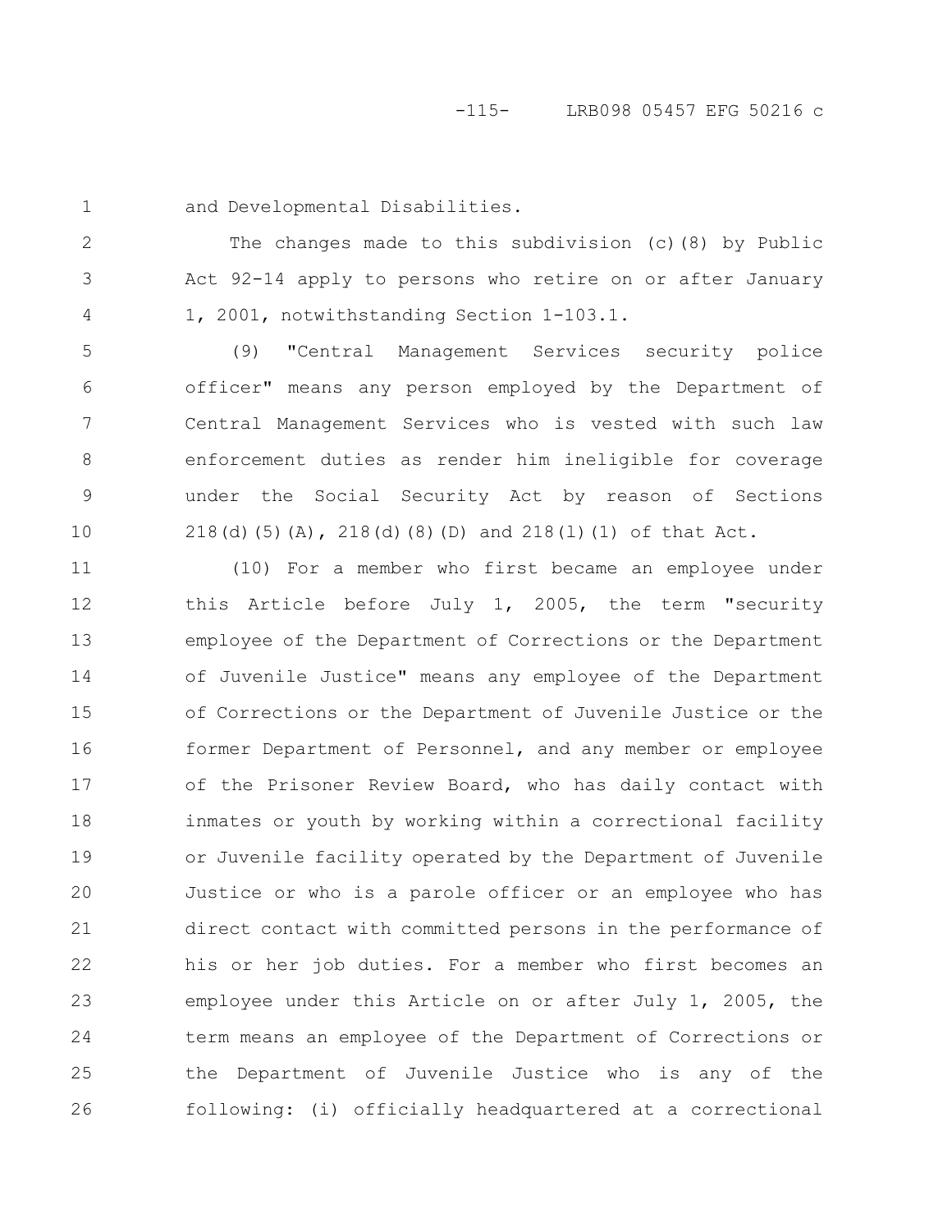and Developmental Disabilities.

The changes made to this subdivision (c)(8) by Public Act 92-14 apply to persons who retire on or after January 1, 2001, notwithstanding Section 1-103.1.

(9) "Central Management Services security police officer" means any person employed by the Department of Central Management Services who is vested with such law enforcement duties as render him ineligible for coverage under the Social Security Act by reason of Sections 218(d)(5)(A), 218(d)(8)(D) and 218(l)(1) of that Act.

(10) For a member who first became an employee under this Article before July 1, 2005, the term "security employee of the Department of Corrections or the Department of Juvenile Justice" means any employee of the Department of Corrections or the Department of Juvenile Justice or the former Department of Personnel, and any member or employee of the Prisoner Review Board, who has daily contact with inmates or youth by working within a correctional facility or Juvenile facility operated by the Department of Juvenile Justice or who is a parole officer or an employee who has direct contact with committed persons in the performance of his or her job duties. For a member who first becomes an employee under this Article on or after July 1, 2005, the term means an employee of the Department of Corrections or the Department of Juvenile Justice who is any of the following: (i) officially headquartered at a correctional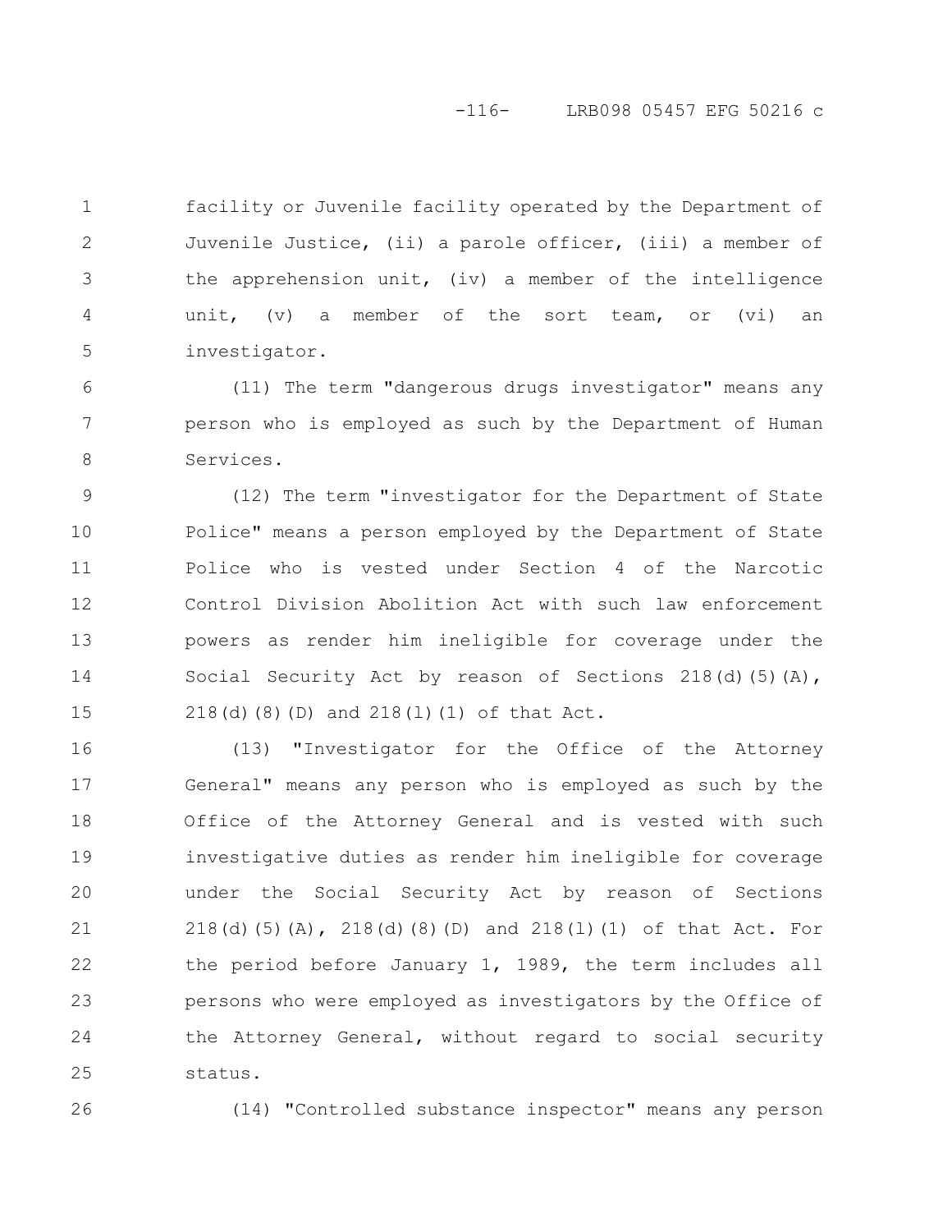facility or Juvenile facility operated by the Department of Juvenile Justice, (ii) a parole officer, (iii) a member of the apprehension unit, (iv) a member of the intelligence unit, (v) a member of the sort team, or (vi) an investigator.

(11) The term "dangerous drugs investigator" means any person who is employed as such by the Department of Human Services.

(12) The term "investigator for the Department of State Police" means a person employed by the Department of State Police who is vested under Section 4 of the Narcotic Control Division Abolition Act with such law enforcement powers as render him ineligible for coverage under the Social Security Act by reason of Sections 218(d)(5)(A), 218(d)(8)(D) and 218(l)(1) of that Act.

(13) "Investigator for the Office of the Attorney General" means any person who is employed as such by the Office of the Attorney General and is vested with such investigative duties as render him ineligible for coverage under the Social Security Act by reason of Sections 218(d)(5)(A), 218(d)(8)(D) and 218(l)(1) of that Act. For the period before January 1, 1989, the term includes all persons who were employed as investigators by the Office of the Attorney General, without regard to social security status.

(14) "Controlled substance inspector" means any person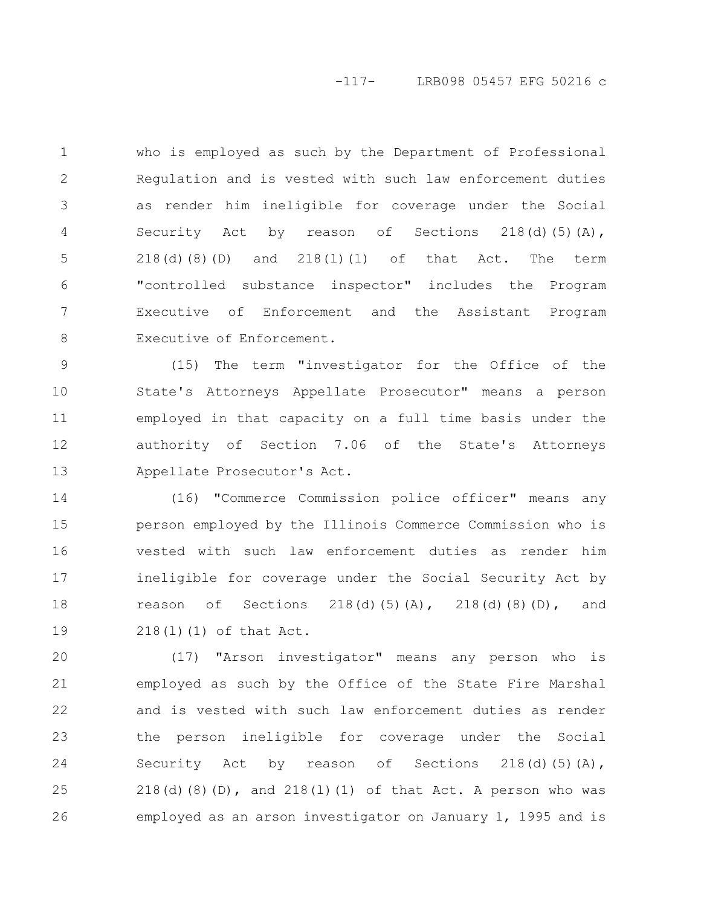who is employed as such by the Department of Professional Regulation and is vested with such law enforcement duties as render him ineligible for coverage under the Social Security Act by reason of Sections 218(d)(5)(A), 218(d)(8)(D) and 218(l)(1) of that Act. The term "controlled substance inspector" includes the Program Executive of Enforcement and the Assistant Program Executive of Enforcement.

(15) The term "investigator for the Office of the State's Attorneys Appellate Prosecutor" means a person employed in that capacity on a full time basis under the authority of Section 7.06 of the State's Attorneys Appellate Prosecutor's Act.

(16) "Commerce Commission police officer" means any person employed by the Illinois Commerce Commission who is vested with such law enforcement duties as render him ineligible for coverage under the Social Security Act by reason of Sections 218(d)(5)(A), 218(d)(8)(D), and 218(l)(1) of that Act.

(17) "Arson investigator" means any person who is employed as such by the Office of the State Fire Marshal and is vested with such law enforcement duties as render the person ineligible for coverage under the Social Security Act by reason of Sections 218(d)(5)(A), 218(d)(8)(D), and 218(l)(1) of that Act. A person who was employed as an arson investigator on January 1, 1995 and is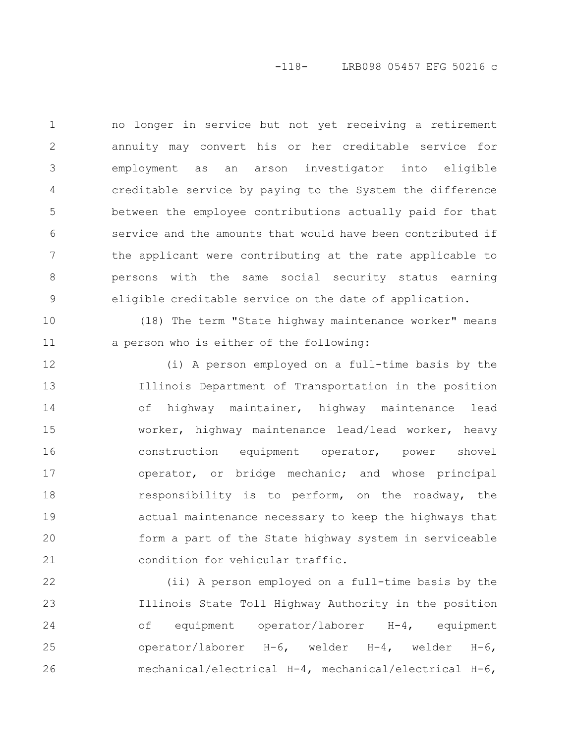no longer in service but not yet receiving a retirement annuity may convert his or her creditable service for employment as an arson investigator into eligible creditable service by paying to the System the difference between the employee contributions actually paid for that service and the amounts that would have been contributed if the applicant were contributing at the rate applicable to persons with the same social security status earning eligible creditable service on the date of application.

(18) The term "State highway maintenance worker" means a person who is either of the following:

(i) A person employed on a full-time basis by the Illinois Department of Transportation in the position of highway maintainer, highway maintenance lead worker, highway maintenance lead/lead worker, heavy construction equipment operator, power shovel operator, or bridge mechanic; and whose principal responsibility is to perform, on the roadway, the actual maintenance necessary to keep the highways that form a part of the State highway system in serviceable condition for vehicular traffic.

(ii) A person employed on a full-time basis by the Illinois State Toll Highway Authority in the position of equipment operator/laborer H-4, equipment operator/laborer H-6, welder H-4, welder H-6, mechanical/electrical H-4, mechanical/electrical H-6,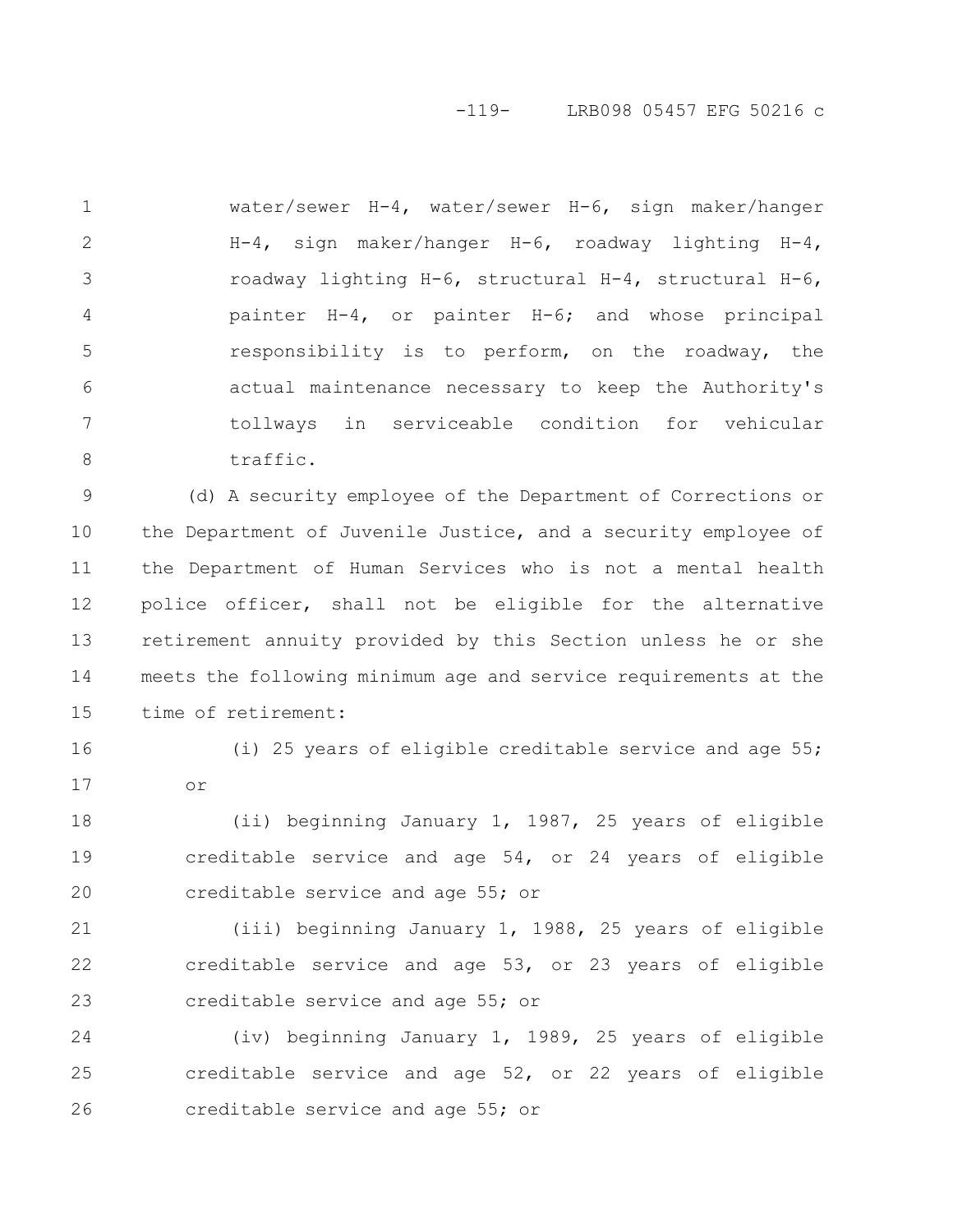water/sewer H-4, water/sewer H-6, sign maker/hanger H-4, sign maker/hanger H-6, roadway lighting H-4, roadway lighting H-6, structural H-4, structural H-6, painter H-4, or painter H-6; and whose principal responsibility is to perform, on the roadway, the actual maintenance necessary to keep the Authority's tollways in serviceable condition for vehicular traffic.

(d) A security employee of the Department of Corrections or the Department of Juvenile Justice, and a security employee of the Department of Human Services who is not a mental health police officer, shall not be eligible for the alternative retirement annuity provided by this Section unless he or she meets the following minimum age and service requirements at the time of retirement:

(i) 25 years of eligible creditable service and age 55; or

(ii) beginning January 1, 1987, 25 years of eligible creditable service and age 54, or 24 years of eligible creditable service and age 55; or

(iii) beginning January 1, 1988, 25 years of eligible creditable service and age 53, or 23 years of eligible creditable service and age 55; or

(iv) beginning January 1, 1989, 25 years of eligible creditable service and age 52, or 22 years of eligible creditable service and age 55; or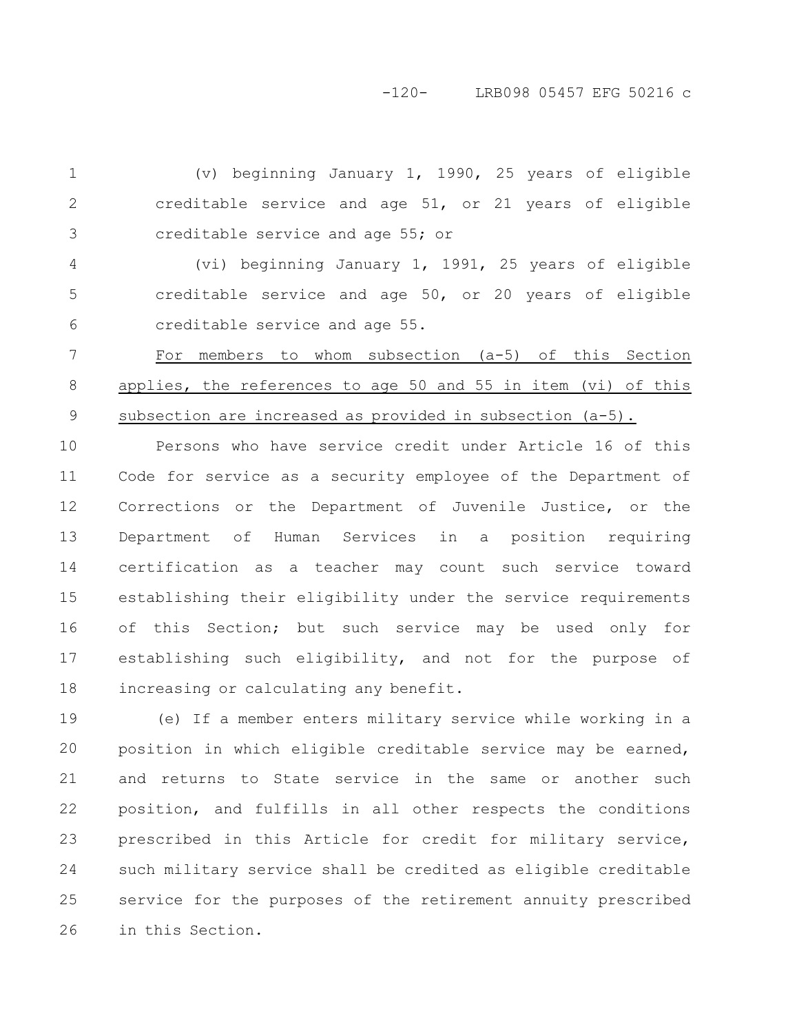(v) beginning January 1, 1990, 25 years of eligible creditable service and age 51, or 21 years of eligible creditable service and age 55; or

(vi) beginning January 1, 1991, 25 years of eligible creditable service and age 50, or 20 years of eligible creditable service and age 55.

For members to whom subsection (a-5) of this Section applies, the references to age 50 and 55 in item (vi) of this subsection are increased as provided in subsection (a-5).

Persons who have service credit under Article 16 of this Code for service as a security employee of the Department of Corrections or the Department of Juvenile Justice, or the Department of Human Services in a position requiring certification as a teacher may count such service toward establishing their eligibility under the service requirements of this Section; but such service may be used only for establishing such eligibility, and not for the purpose of increasing or calculating any benefit.

(e) If a member enters military service while working in a position in which eligible creditable service may be earned, and returns to State service in the same or another such position, and fulfills in all other respects the conditions prescribed in this Article for credit for military service, such military service shall be credited as eligible creditable service for the purposes of the retirement annuity prescribed in this Section.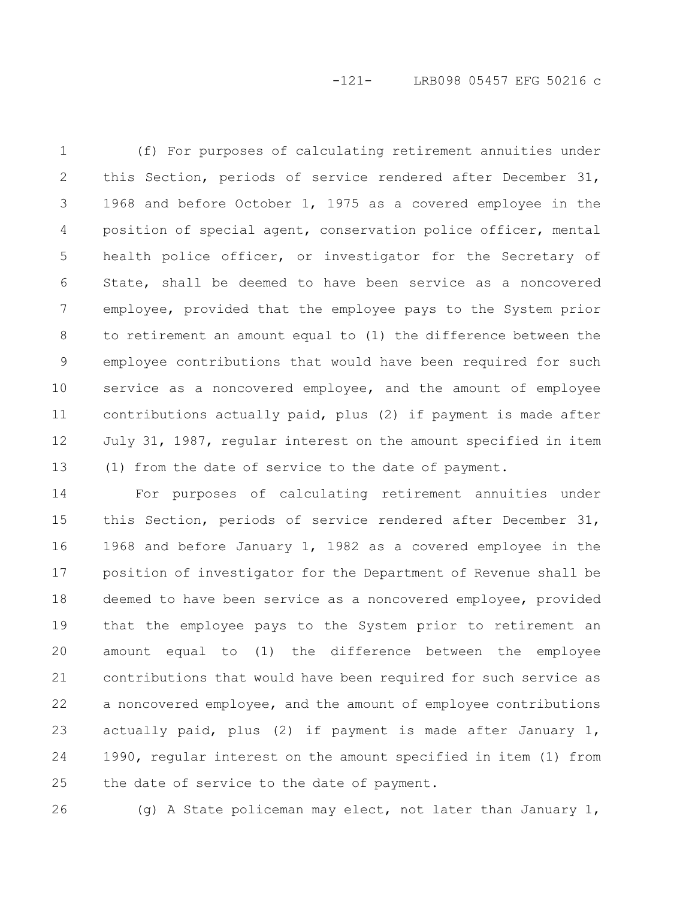(f) For purposes of calculating retirement annuities under this Section, periods of service rendered after December 31, 1968 and before October 1, 1975 as a covered employee in the position of special agent, conservation police officer, mental health police officer, or investigator for the Secretary of State, shall be deemed to have been service as a noncovered employee, provided that the employee pays to the System prior to retirement an amount equal to (1) the difference between the employee contributions that would have been required for such service as a noncovered employee, and the amount of employee contributions actually paid, plus (2) if payment is made after July 31, 1987, regular interest on the amount specified in item (1) from the date of service to the date of payment.

For purposes of calculating retirement annuities under this Section, periods of service rendered after December 31, 1968 and before January 1, 1982 as a covered employee in the position of investigator for the Department of Revenue shall be deemed to have been service as a noncovered employee, provided that the employee pays to the System prior to retirement an amount equal to (1) the difference between the employee contributions that would have been required for such service as a noncovered employee, and the amount of employee contributions actually paid, plus (2) if payment is made after January 1, 1990, regular interest on the amount specified in item (1) from the date of service to the date of payment.

(g) A State policeman may elect, not later than January 1,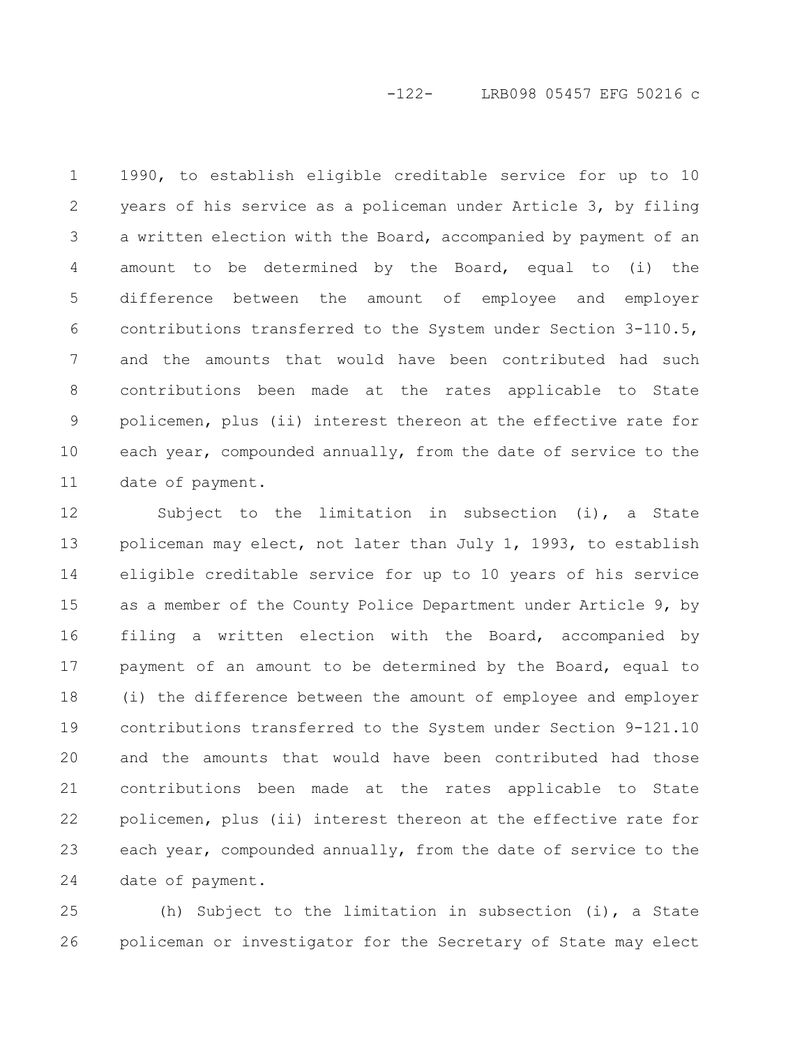1990, to establish eligible creditable service for up to 10 years of his service as a policeman under Article 3, by filing a written election with the Board, accompanied by payment of an amount to be determined by the Board, equal to (i) the difference between the amount of employee and employer contributions transferred to the System under Section 3-110.5, and the amounts that would have been contributed had such contributions been made at the rates applicable to State policemen, plus (ii) interest thereon at the effective rate for each year, compounded annually, from the date of service to the date of payment.

Subject to the limitation in subsection (i), a State policeman may elect, not later than July 1, 1993, to establish eligible creditable service for up to 10 years of his service as a member of the County Police Department under Article 9, by filing a written election with the Board, accompanied by payment of an amount to be determined by the Board, equal to (i) the difference between the amount of employee and employer contributions transferred to the System under Section 9-121.10 and the amounts that would have been contributed had those contributions been made at the rates applicable to State policemen, plus (ii) interest thereon at the effective rate for each year, compounded annually, from the date of service to the date of payment.

(h) Subject to the limitation in subsection (i), a State policeman or investigator for the Secretary of State may elect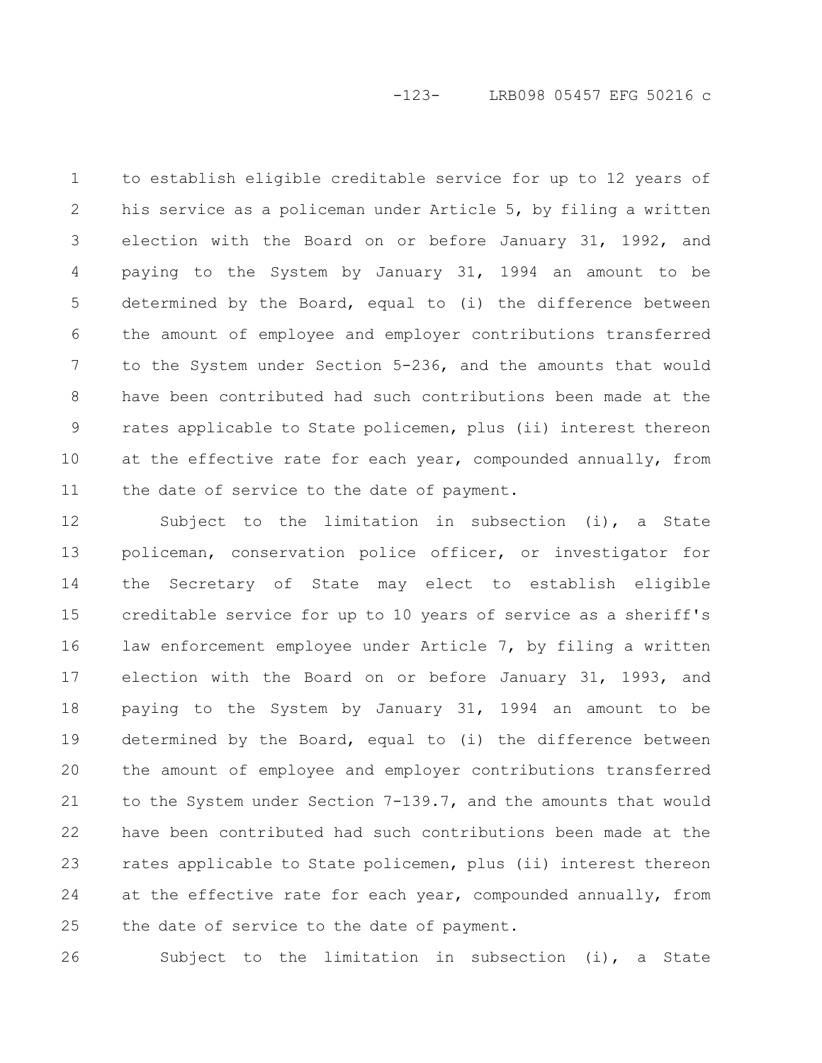to establish eligible creditable service for up to 12 years of his service as a policeman under Article 5, by filing a written election with the Board on or before January 31, 1992, and paying to the System by January 31, 1994 an amount to be determined by the Board, equal to (i) the difference between the amount of employee and employer contributions transferred to the System under Section 5-236, and the amounts that would have been contributed had such contributions been made at the rates applicable to State policemen, plus (ii) interest thereon at the effective rate for each year, compounded annually, from the date of service to the date of payment.

Subject to the limitation in subsection (i), a State policeman, conservation police officer, or investigator for the Secretary of State may elect to establish eligible creditable service for up to 10 years of service as a sheriff's law enforcement employee under Article 7, by filing a written election with the Board on or before January 31, 1993, and paying to the System by January 31, 1994 an amount to be determined by the Board, equal to (i) the difference between the amount of employee and employer contributions transferred to the System under Section 7-139.7, and the amounts that would have been contributed had such contributions been made at the rates applicable to State policemen, plus (ii) interest thereon at the effective rate for each year, compounded annually, from the date of service to the date of payment.

Subject to the limitation in subsection (i), a State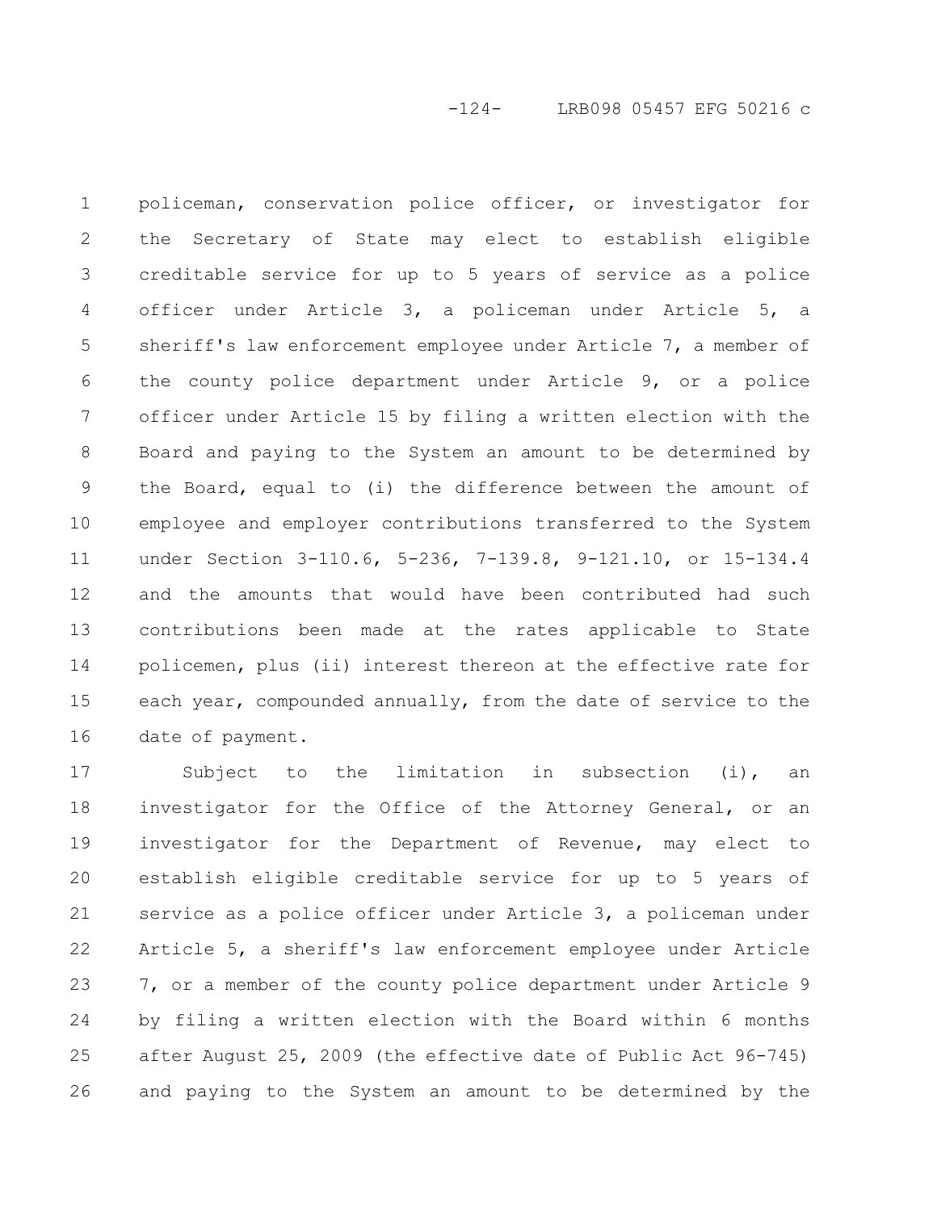policeman, conservation police officer, or investigator for the Secretary of State may elect to establish eligible creditable service for up to 5 years of service as a police officer under Article 3, a policeman under Article 5, a sheriff's law enforcement employee under Article 7, a member of the county police department under Article 9, or a police officer under Article 15 by filing a written election with the Board and paying to the System an amount to be determined by the Board, equal to (i) the difference between the amount of employee and employer contributions transferred to the System under Section 3-110.6, 5-236, 7-139.8, 9-121.10, or 15-134.4 and the amounts that would have been contributed had such contributions been made at the rates applicable to State policemen, plus (ii) interest thereon at the effective rate for each year, compounded annually, from the date of service to the date of payment.

Subject to the limitation in subsection (i), an investigator for the Office of the Attorney General, or an investigator for the Department of Revenue, may elect to establish eligible creditable service for up to 5 years of service as a police officer under Article 3, a policeman under Article 5, a sheriff's law enforcement employee under Article 7, or a member of the county police department under Article 9 by filing a written election with the Board within 6 months after August 25, 2009 (the effective date of Public Act 96-745) and paying to the System an amount to be determined by the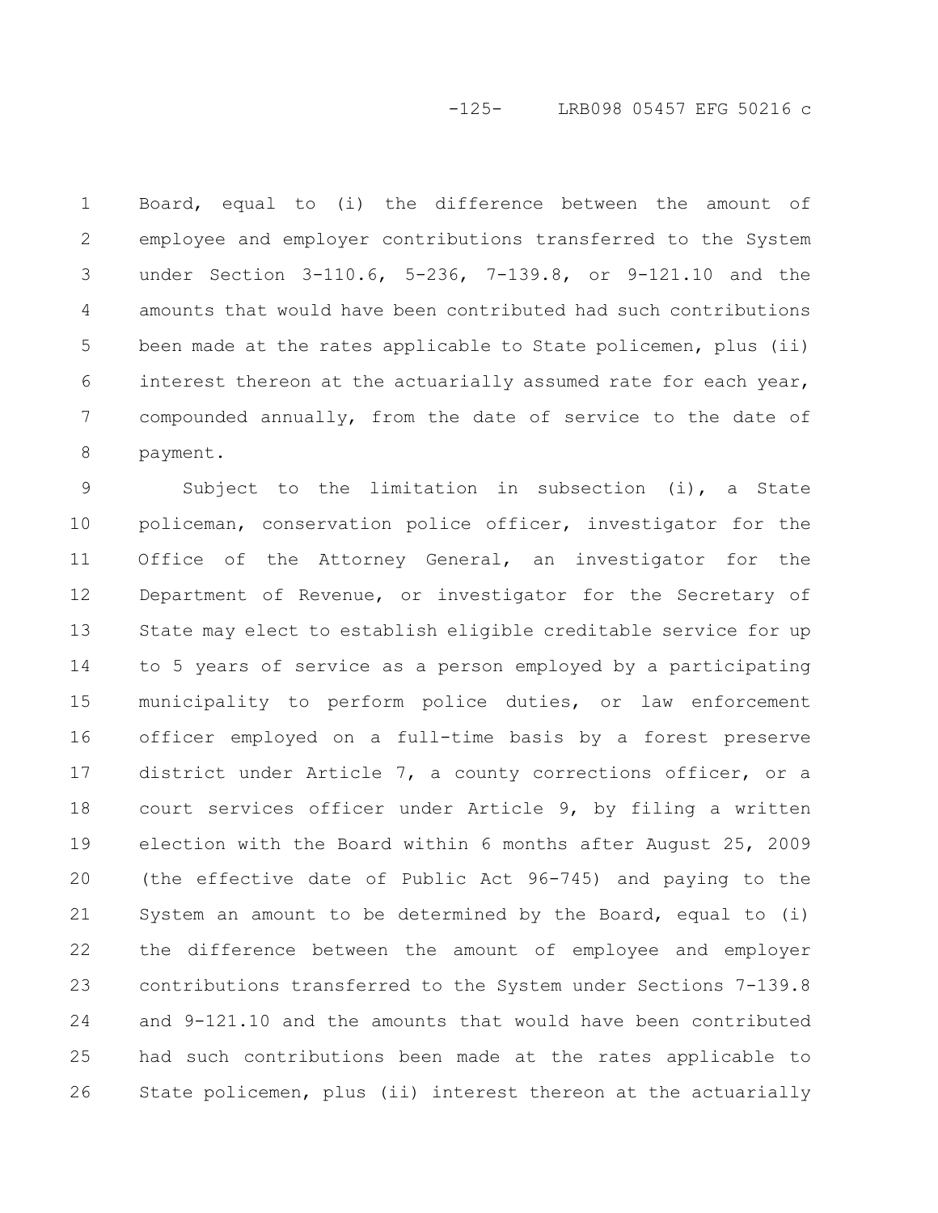Board, equal to (i) the difference between the amount of employee and employer contributions transferred to the System under Section 3-110.6, 5-236, 7-139.8, or 9-121.10 and the amounts that would have been contributed had such contributions been made at the rates applicable to State policemen, plus (ii) interest thereon at the actuarially assumed rate for each year, compounded annually, from the date of service to the date of payment.

Subject to the limitation in subsection (i), a State policeman, conservation police officer, investigator for the Office of the Attorney General, an investigator for the Department of Revenue, or investigator for the Secretary of State may elect to establish eligible creditable service for up to 5 years of service as a person employed by a participating municipality to perform police duties, or law enforcement officer employed on a full-time basis by a forest preserve district under Article 7, a county corrections officer, or a court services officer under Article 9, by filing a written election with the Board within 6 months after August 25, 2009 (the effective date of Public Act 96-745) and paying to the System an amount to be determined by the Board, equal to (i) the difference between the amount of employee and employer contributions transferred to the System under Sections 7-139.8 and 9-121.10 and the amounts that would have been contributed had such contributions been made at the rates applicable to State policemen, plus (ii) interest thereon at the actuarially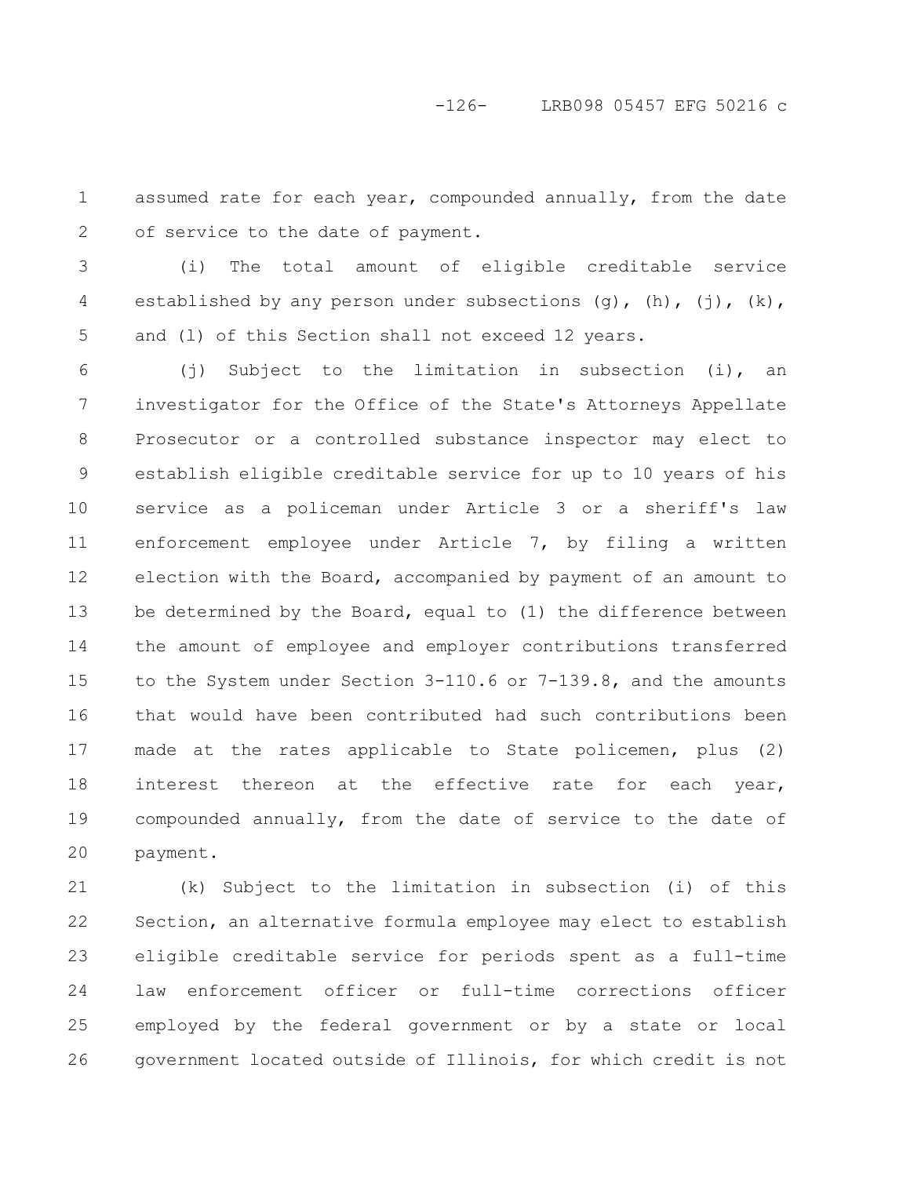assumed rate for each year, compounded annually, from the date of service to the date of payment.

(i) The total amount of eligible creditable service established by any person under subsections (g), (h), (j), (k), and (l) of this Section shall not exceed 12 years.

(j) Subject to the limitation in subsection (i), an investigator for the Office of the State's Attorneys Appellate Prosecutor or a controlled substance inspector may elect to establish eligible creditable service for up to 10 years of his service as a policeman under Article 3 or a sheriff's law enforcement employee under Article 7, by filing a written election with the Board, accompanied by payment of an amount to be determined by the Board, equal to (1) the difference between the amount of employee and employer contributions transferred to the System under Section 3-110.6 or 7-139.8, and the amounts that would have been contributed had such contributions been made at the rates applicable to State policemen, plus (2) interest thereon at the effective rate for each year, compounded annually, from the date of service to the date of payment.

(k) Subject to the limitation in subsection (i) of this Section, an alternative formula employee may elect to establish eligible creditable service for periods spent as a full-time law enforcement officer or full-time corrections officer employed by the federal government or by a state or local government located outside of Illinois, for which credit is not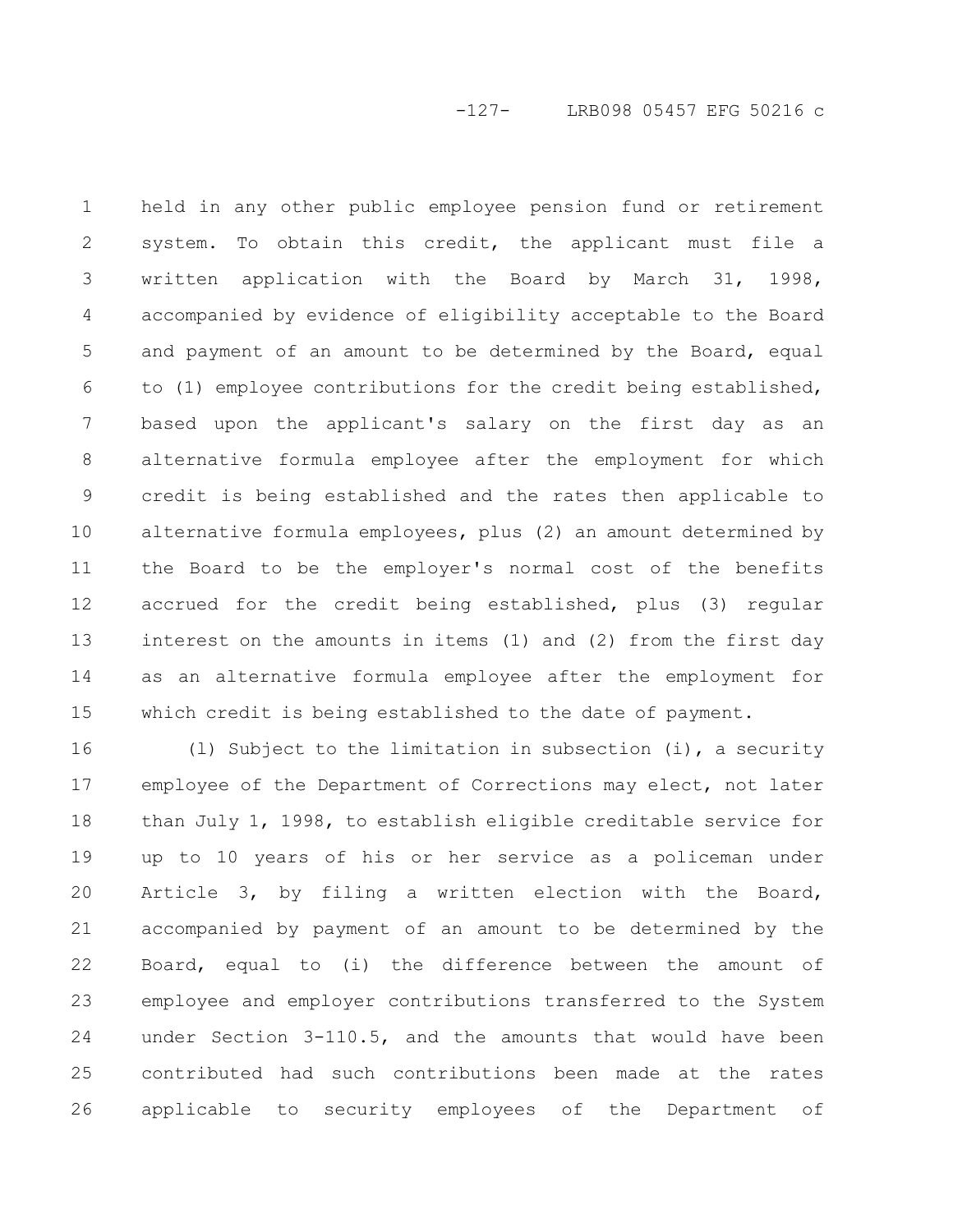held in any other public employee pension fund or retirement system. To obtain this credit, the applicant must file a written application with the Board by March 31, 1998, accompanied by evidence of eligibility acceptable to the Board and payment of an amount to be determined by the Board, equal to (1) employee contributions for the credit being established, based upon the applicant's salary on the first day as an alternative formula employee after the employment for which credit is being established and the rates then applicable to alternative formula employees, plus (2) an amount determined by the Board to be the employer's normal cost of the benefits accrued for the credit being established, plus (3) regular interest on the amounts in items (1) and (2) from the first day as an alternative formula employee after the employment for which credit is being established to the date of payment.

(l) Subject to the limitation in subsection (i), a security employee of the Department of Corrections may elect, not later than July 1, 1998, to establish eligible creditable service for up to 10 years of his or her service as a policeman under Article 3, by filing a written election with the Board, accompanied by payment of an amount to be determined by the Board, equal to (i) the difference between the amount of employee and employer contributions transferred to the System under Section 3-110.5, and the amounts that would have been contributed had such contributions been made at the rates applicable to security employees of the Department of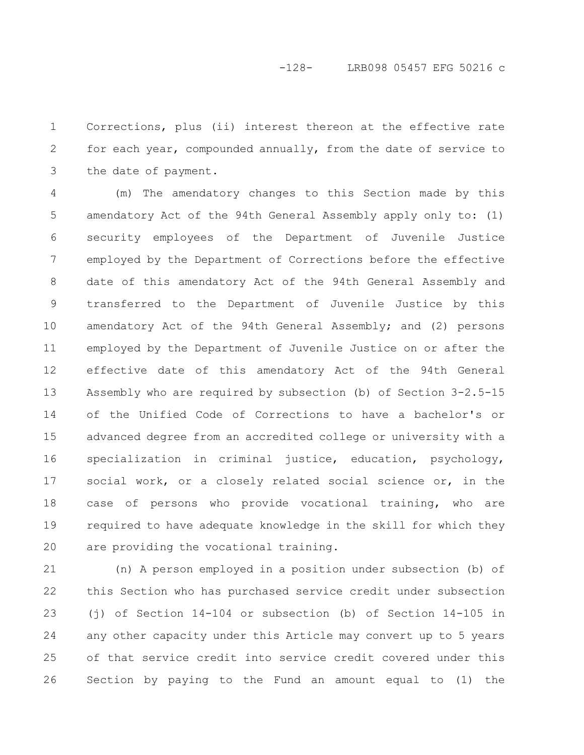Corrections, plus (ii) interest thereon at the effective rate for each year, compounded annually, from the date of service to the date of payment.

(m) The amendatory changes to this Section made by this amendatory Act of the 94th General Assembly apply only to: (1) security employees of the Department of Juvenile Justice employed by the Department of Corrections before the effective date of this amendatory Act of the 94th General Assembly and transferred to the Department of Juvenile Justice by this amendatory Act of the 94th General Assembly; and (2) persons employed by the Department of Juvenile Justice on or after the effective date of this amendatory Act of the 94th General Assembly who are required by subsection (b) of Section 3-2.5-15 of the Unified Code of Corrections to have a bachelor's or advanced degree from an accredited college or university with a specialization in criminal justice, education, psychology, social work, or a closely related social science or, in the case of persons who provide vocational training, who are required to have adequate knowledge in the skill for which they are providing the vocational training.

(n) A person employed in a position under subsection (b) of this Section who has purchased service credit under subsection (j) of Section 14-104 or subsection (b) of Section 14-105 in any other capacity under this Article may convert up to 5 years of that service credit into service credit covered under this Section by paying to the Fund an amount equal to (1) the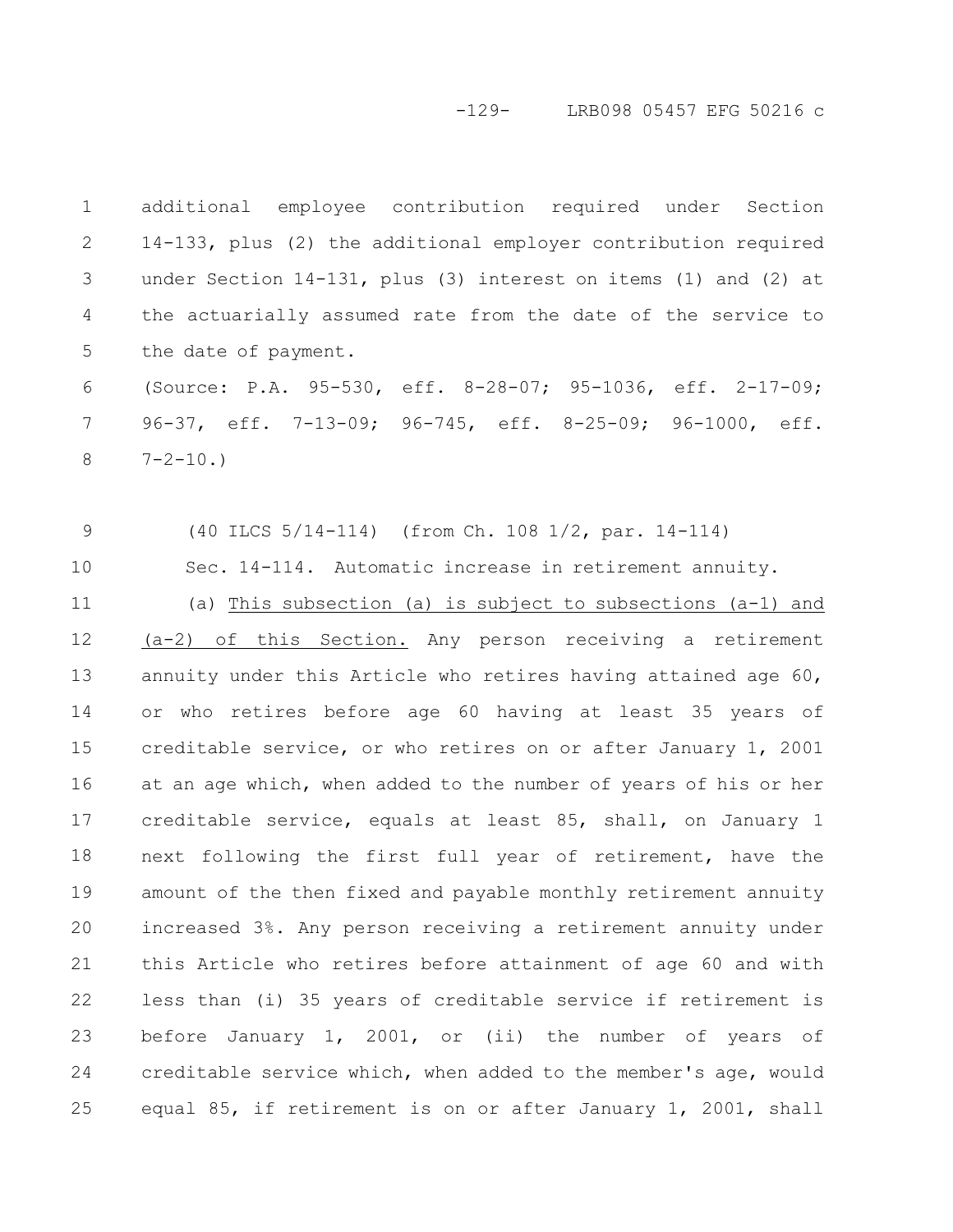additional employee contribution required under Section 14-133, plus (2) the additional employer contribution required under Section 14-131, plus (3) interest on items (1) and (2) at the actuarially assumed rate from the date of the service to the date of payment.

(Source: P.A. 95-530, eff. 8-28-07; 95-1036, eff. 2-17-09; 96-37, eff. 7-13-09; 96-745, eff. 8-25-09; 96-1000, eff. 7-2-10.)

(40 ILCS 5/14-114) (from Ch. 108 1/2, par. 14-114)

Sec. 14-114. Automatic increase in retirement annuity.

(a) This subsection (a) is subject to subsections (a-1) and (a-2) of this Section. Any person receiving a retirement annuity under this Article who retires having attained age 60, or who retires before age 60 having at least 35 years of creditable service, or who retires on or after January 1, 2001 at an age which, when added to the number of years of his or her creditable service, equals at least 85, shall, on January 1 next following the first full year of retirement, have the amount of the then fixed and payable monthly retirement annuity increased 3%. Any person receiving a retirement annuity under this Article who retires before attainment of age 60 and with less than (i) 35 years of creditable service if retirement is before January 1, 2001, or (ii) the number of years of creditable service which, when added to the member's age, would equal 85, if retirement is on or after January 1, 2001, shall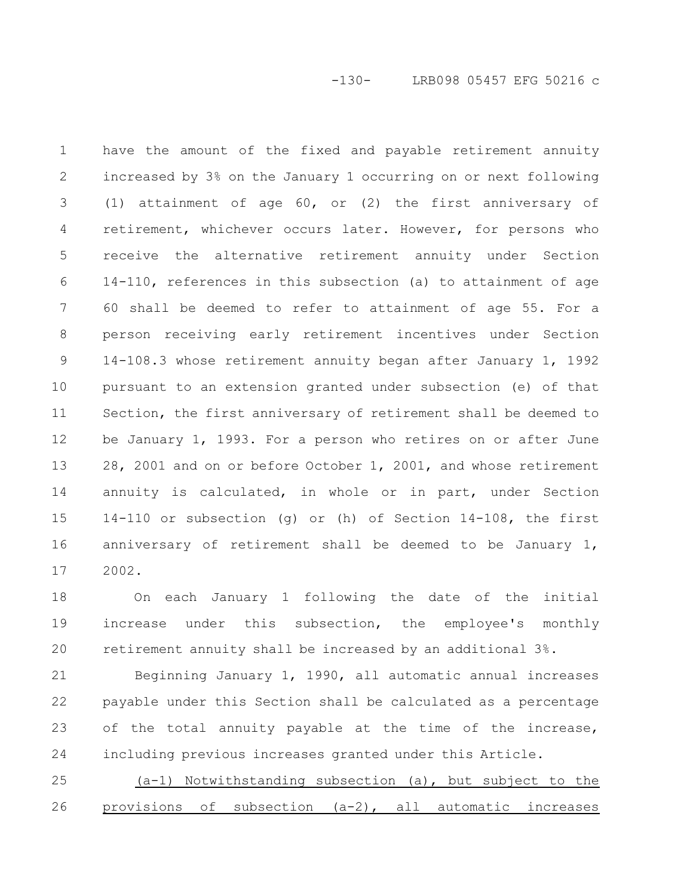have the amount of the fixed and payable retirement annuity increased by 3% on the January 1 occurring on or next following (1) attainment of age 60, or (2) the first anniversary of retirement, whichever occurs later. However, for persons who receive the alternative retirement annuity under Section 14-110, references in this subsection (a) to attainment of age 60 shall be deemed to refer to attainment of age 55. For a person receiving early retirement incentives under Section 14-108.3 whose retirement annuity began after January 1, 1992 pursuant to an extension granted under subsection (e) of that Section, the first anniversary of retirement shall be deemed to be January 1, 1993. For a person who retires on or after June 28, 2001 and on or before October 1, 2001, and whose retirement annuity is calculated, in whole or in part, under Section 14-110 or subsection (g) or (h) of Section 14-108, the first anniversary of retirement shall be deemed to be January 1, 2002.

On each January 1 following the date of the initial increase under this subsection, the employee's monthly retirement annuity shall be increased by an additional 3%.

Beginning January 1, 1990, all automatic annual increases payable under this Section shall be calculated as a percentage of the total annuity payable at the time of the increase, including previous increases granted under this Article.

<u>(a-1) Notwithstanding subsection (a), but subject to the provisions of subsection (a-2), all automatic increases</u>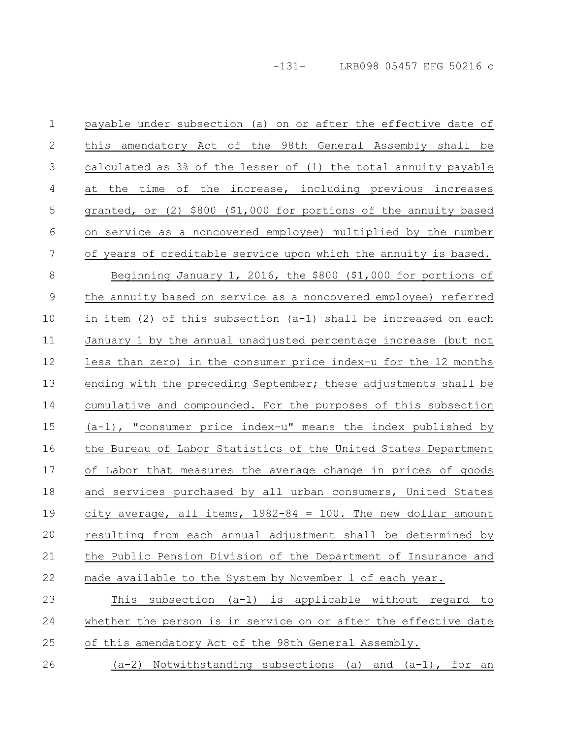payable under subsection (a) on or after the effective date of this amendatory Act of the 98th General Assembly shall be calculated as 3% of the lesser of (1) the total annuity payable at the time of the increase, including previous increases granted, or (2) $800 ($1,000 for portions of the annuity based on service as a noncovered employee) multiplied by the number of years of creditable service upon which the annuity is based.

Beginning January 1, 2016, the $800 ($1,000 for portions of the annuity based on service as a noncovered employee) referred in item (2) of this subsection (a-1) shall be increased on each January 1 by the annual unadjusted percentage increase (but not less than zero) in the consumer price index-u for the 12 months ending with the preceding September; these adjustments shall be cumulative and compounded. For the purposes of this subsection (a-1), "consumer price index-u" means the index published by the Bureau of Labor Statistics of the United States Department of Labor that measures the average change in prices of goods and services purchased by all urban consumers, United States city average, all items, 1982-84 = 100. The new dollar amount resulting from each annual adjustment shall be determined by the Public Pension Division of the Department of Insurance and made available to the System by November 1 of each year.

This subsection (a-1) is applicable without regard to whether the person is in service on or after the effective date of this amendatory Act of the 98th General Assembly.

(a-2) Notwithstanding subsections (a) and (a-1), for an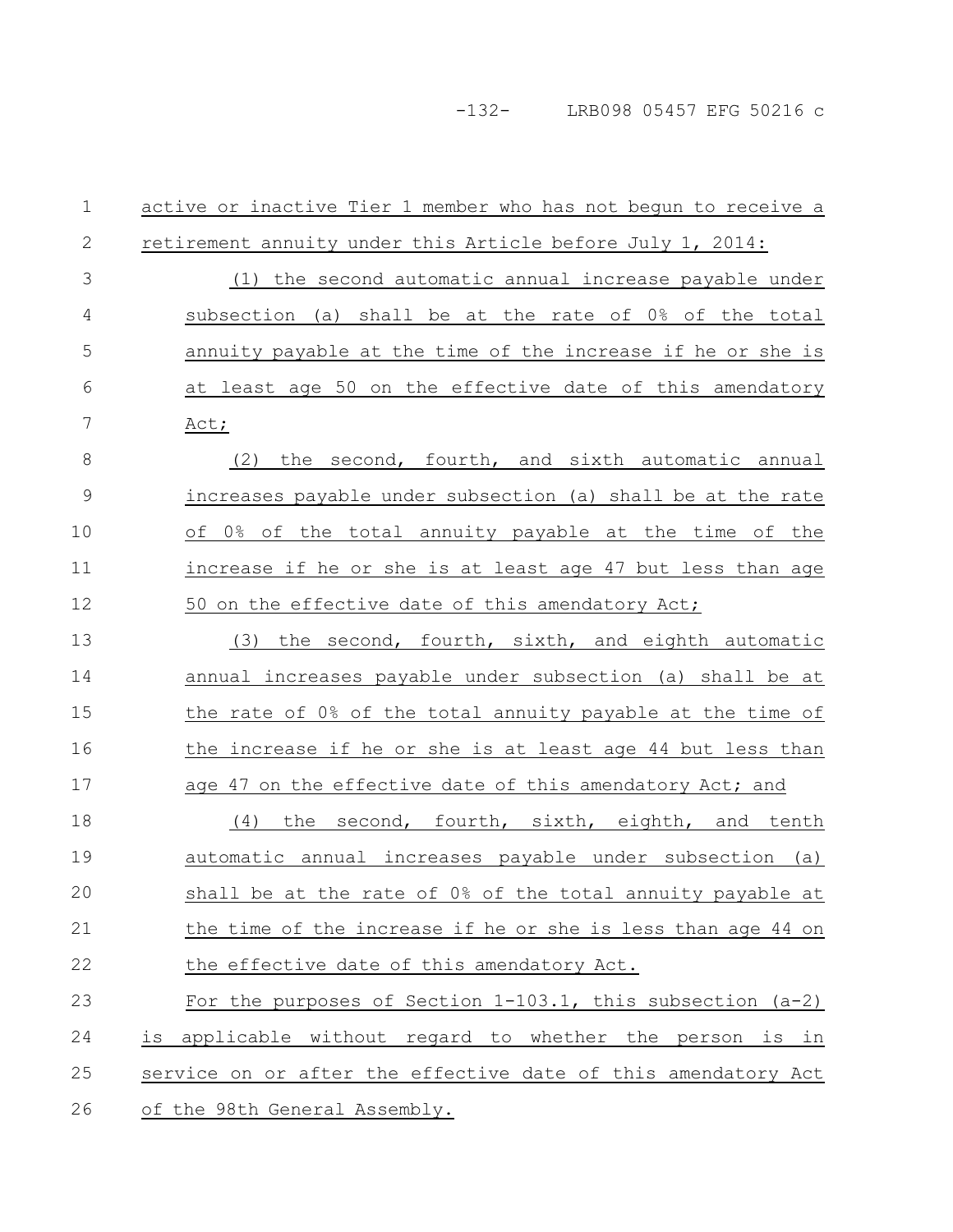active or inactive Tier 1 member who has not begun to receive a retirement annuity under this Article before July 1, 2014:

(1) the second automatic annual increase payable under subsection (a) shall be at the rate of 0% of the total annuity payable at the time of the increase if he or she is at least age 50 on the effective date of this amendatory Act;

(2) the second, fourth, and sixth automatic annual increases payable under subsection (a) shall be at the rate of 0% of the total annuity payable at the time of the increase if he or she is at least age 47 but less than age 50 on the effective date of this amendatory Act;

(3) the second, fourth, sixth, and eighth automatic annual increases payable under subsection (a) shall be at the rate of 0% of the total annuity payable at the time of the increase if he or she is at least age 44 but less than age 47 on the effective date of this amendatory Act; and

(4) the second, fourth, sixth, eighth, and tenth automatic annual increases payable under subsection (a) shall be at the rate of 0% of the total annuity payable at the time of the increase if he or she is less than age 44 on the effective date of this amendatory Act.

For the purposes of Section 1-103.1, this subsection (a-2) is applicable without regard to whether the person is in service on or after the effective date of this amendatory Act of the 98th General Assembly.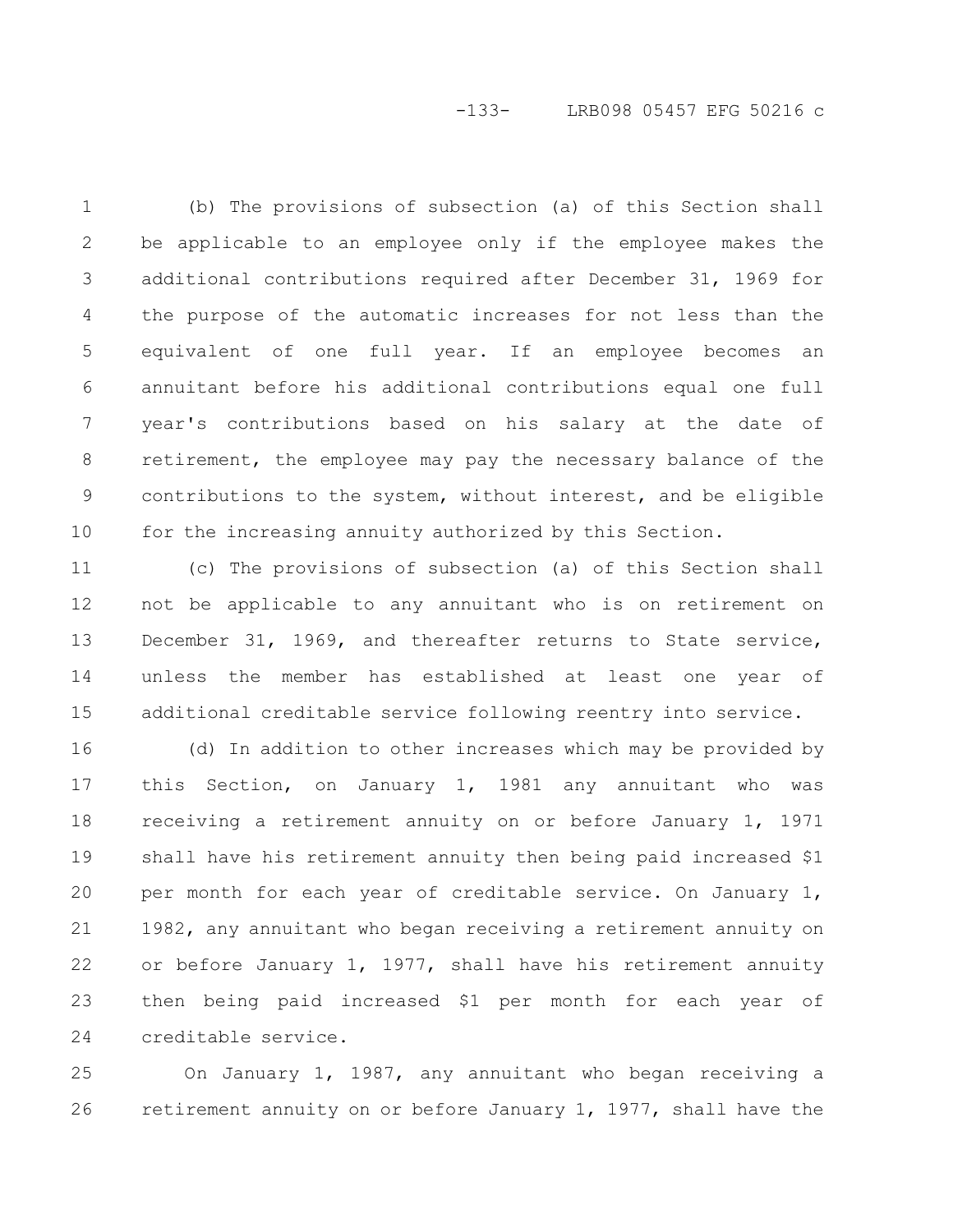(b) The provisions of subsection (a) of this Section shall be applicable to an employee only if the employee makes the additional contributions required after December 31, 1969 for the purpose of the automatic increases for not less than the equivalent of one full year. If an employee becomes an annuitant before his additional contributions equal one full year's contributions based on his salary at the date of retirement, the employee may pay the necessary balance of the contributions to the system, without interest, and be eligible for the increasing annuity authorized by this Section.

(c) The provisions of subsection (a) of this Section shall not be applicable to any annuitant who is on retirement on December 31, 1969, and thereafter returns to State service, unless the member has established at least one year of additional creditable service following reentry into service.

(d) In addition to other increases which may be provided by this Section, on January 1, 1981 any annuitant who was receiving a retirement annuity on or before January 1, 1971 shall have his retirement annuity then being paid increased $1 per month for each year of creditable service. On January 1, 1982, any annuitant who began receiving a retirement annuity on or before January 1, 1977, shall have his retirement annuity then being paid increased $1 per month for each year of creditable service.

On January 1, 1987, any annuitant who began receiving a retirement annuity on or before January 1, 1977, shall have the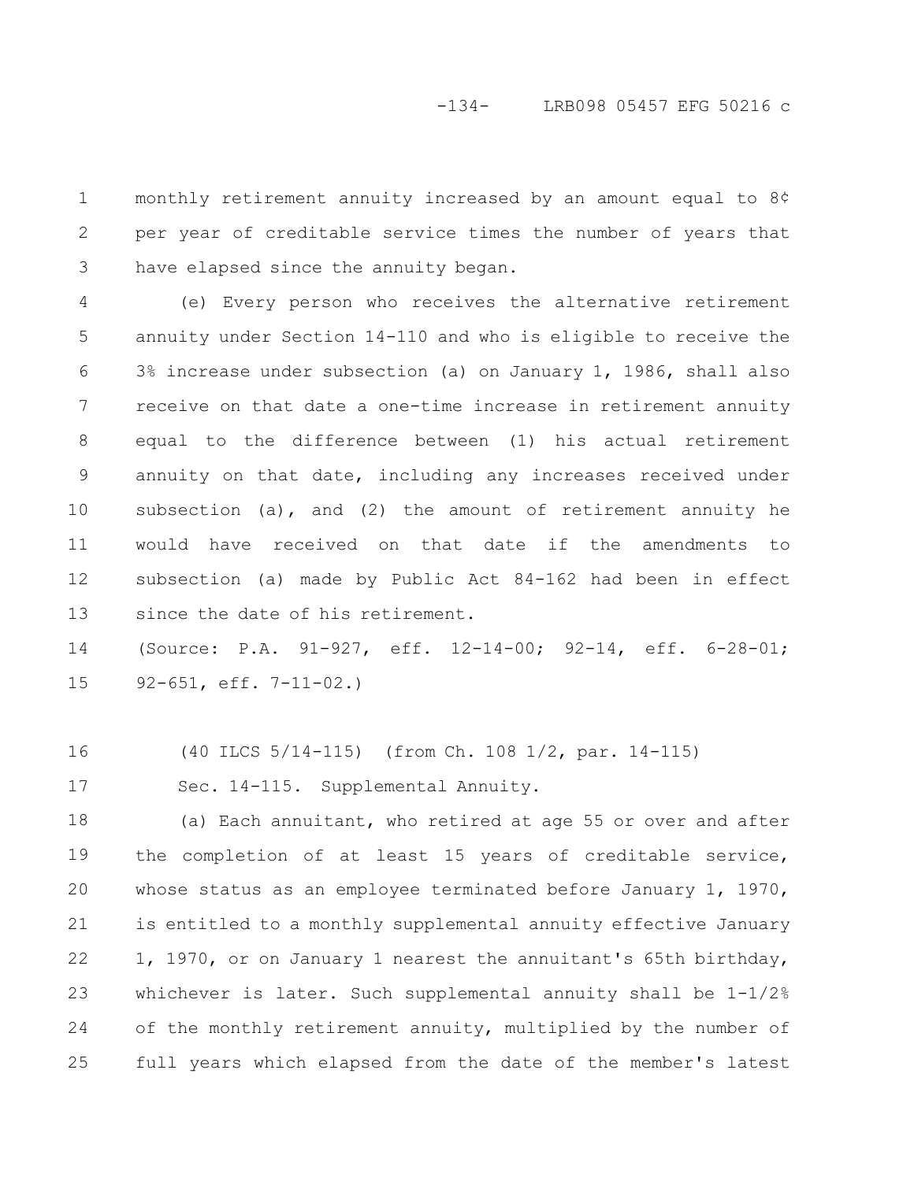monthly retirement annuity increased by an amount equal to 8¢ per year of creditable service times the number of years that have elapsed since the annuity began.

(e) Every person who receives the alternative retirement annuity under Section 14-110 and who is eligible to receive the 3% increase under subsection (a) on January 1, 1986, shall also receive on that date a one-time increase in retirement annuity equal to the difference between (1) his actual retirement annuity on that date, including any increases received under subsection (a), and (2) the amount of retirement annuity he would have received on that date if the amendments to subsection (a) made by Public Act 84-162 had been in effect since the date of his retirement.

(Source: P.A. 91-927, eff. 12-14-00; 92-14, eff. 6-28-01; 92-651, eff. 7-11-02.)

(40 ILCS 5/14-115) (from Ch. 108 1/2, par. 14-115)

Sec. 14-115. Supplemental Annuity.

(a) Each annuitant, who retired at age 55 or over and after the completion of at least 15 years of creditable service, whose status as an employee terminated before January 1, 1970, is entitled to a monthly supplemental annuity effective January 1, 1970, or on January 1 nearest the annuitant's 65th birthday, whichever is later. Such supplemental annuity shall be 1-1/2% of the monthly retirement annuity, multiplied by the number of full years which elapsed from the date of the member's latest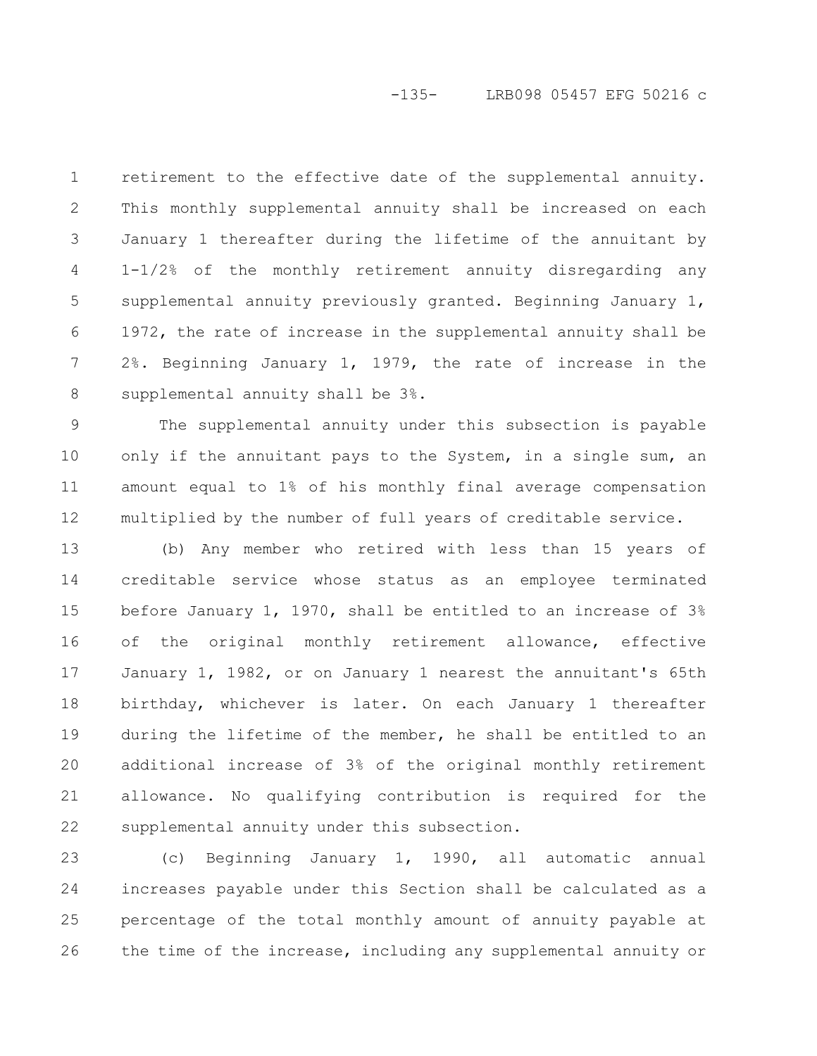retirement to the effective date of the supplemental annuity. This monthly supplemental annuity shall be increased on each January 1 thereafter during the lifetime of the annuitant by 1-1/2% of the monthly retirement annuity disregarding any supplemental annuity previously granted. Beginning January 1, 1972, the rate of increase in the supplemental annuity shall be 2%. Beginning January 1, 1979, the rate of increase in the supplemental annuity shall be 3%.

The supplemental annuity under this subsection is payable only if the annuitant pays to the System, in a single sum, an amount equal to 1% of his monthly final average compensation multiplied by the number of full years of creditable service.

(b) Any member who retired with less than 15 years of creditable service whose status as an employee terminated before January 1, 1970, shall be entitled to an increase of 3% of the original monthly retirement allowance, effective January 1, 1982, or on January 1 nearest the annuitant's 65th birthday, whichever is later. On each January 1 thereafter during the lifetime of the member, he shall be entitled to an additional increase of 3% of the original monthly retirement allowance. No qualifying contribution is required for the supplemental annuity under this subsection.

(c) Beginning January 1, 1990, all automatic annual increases payable under this Section shall be calculated as a percentage of the total monthly amount of annuity payable at the time of the increase, including any supplemental annuity or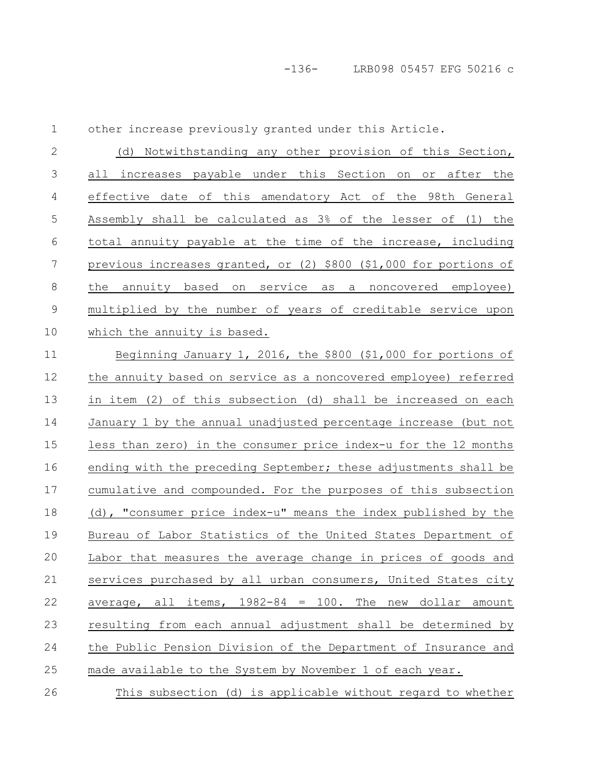other increase previously granted under this Article.

(d) Notwithstanding any other provision of this Section, all increases payable under this Section on or after the effective date of this amendatory Act of the 98th General Assembly shall be calculated as 3% of the lesser of (1) the total annuity payable at the time of the increase, including previous increases granted, or (2) $800 ($1,000 for portions of the annuity based on service as a noncovered employee) multiplied by the number of years of creditable service upon which the annuity is based.

Beginning January 1, 2016, the $800 ($1,000 for portions of the annuity based on service as a noncovered employee) referred in item (2) of this subsection (d) shall be increased on each January 1 by the annual unadjusted percentage increase (but not less than zero) in the consumer price index-u for the 12 months ending with the preceding September; these adjustments shall be cumulative and compounded. For the purposes of this subsection (d), "consumer price index-u" means the index published by the Bureau of Labor Statistics of the United States Department of Labor that measures the average change in prices of goods and services purchased by all urban consumers, United States city average, all items, 1982-84 = 100. The new dollar amount resulting from each annual adjustment shall be determined by the Public Pension Division of the Department of Insurance and made available to the System by November 1 of each year.

This subsection (d) is applicable without regard to whether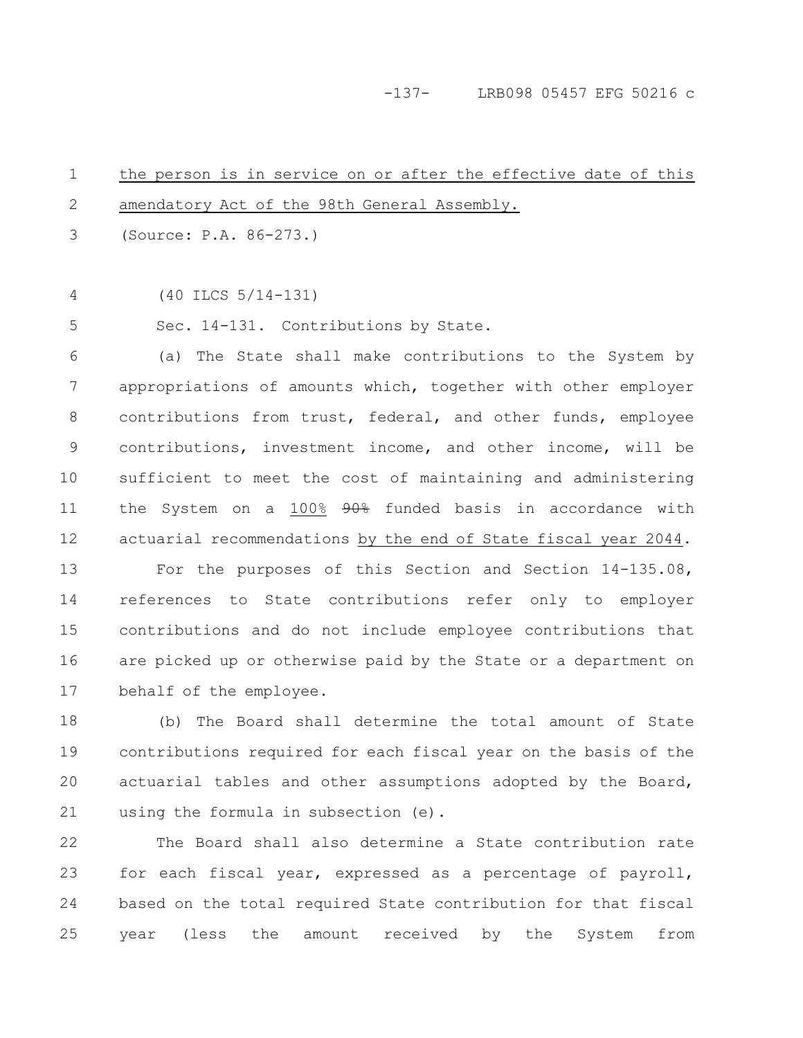<u>the person is in service on or after the effective date of this amendatory Act of the 98th General Assembly.</u>

(Source: P.A. 86-273.)

(40 ILCS 5/14-131)

Sec. 14-131. Contributions by State.

(a) The State shall make contributions to the System by appropriations of amounts which, together with other employer contributions from trust, federal, and other funds, employee contributions, investment income, and other income, will be sufficient to meet the cost of maintaining and administering the System on a <u>100%</u> ~~90%~~ funded basis in accordance with actuarial recommendations <u>by the end of State fiscal year 2044</u>.

For the purposes of this Section and Section 14-135.08, references to State contributions refer only to employer contributions and do not include employee contributions that are picked up or otherwise paid by the State or a department on behalf of the employee.

(b) The Board shall determine the total amount of State contributions required for each fiscal year on the basis of the actuarial tables and other assumptions adopted by the Board, using the formula in subsection (e).

The Board shall also determine a State contribution rate for each fiscal year, expressed as a percentage of payroll, based on the total required State contribution for that fiscal year (less the amount received by the System from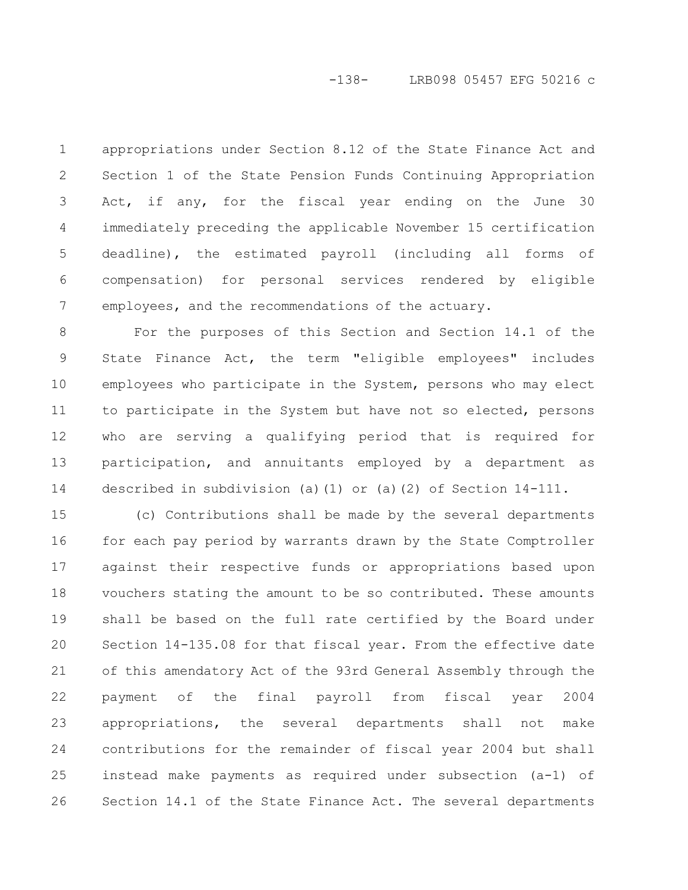appropriations under Section 8.12 of the State Finance Act and Section 1 of the State Pension Funds Continuing Appropriation Act, if any, for the fiscal year ending on the June 30 immediately preceding the applicable November 15 certification deadline), the estimated payroll (including all forms of compensation) for personal services rendered by eligible employees, and the recommendations of the actuary.

For the purposes of this Section and Section 14.1 of the State Finance Act, the term "eligible employees" includes employees who participate in the System, persons who may elect to participate in the System but have not so elected, persons who are serving a qualifying period that is required for participation, and annuitants employed by a department as described in subdivision (a)(1) or (a)(2) of Section 14-111.

(c) Contributions shall be made by the several departments for each pay period by warrants drawn by the State Comptroller against their respective funds or appropriations based upon vouchers stating the amount to be so contributed. These amounts shall be based on the full rate certified by the Board under Section 14-135.08 for that fiscal year. From the effective date of this amendatory Act of the 93rd General Assembly through the payment of the final payroll from fiscal year 2004 appropriations, the several departments shall not make contributions for the remainder of fiscal year 2004 but shall instead make payments as required under subsection (a-1) of Section 14.1 of the State Finance Act. The several departments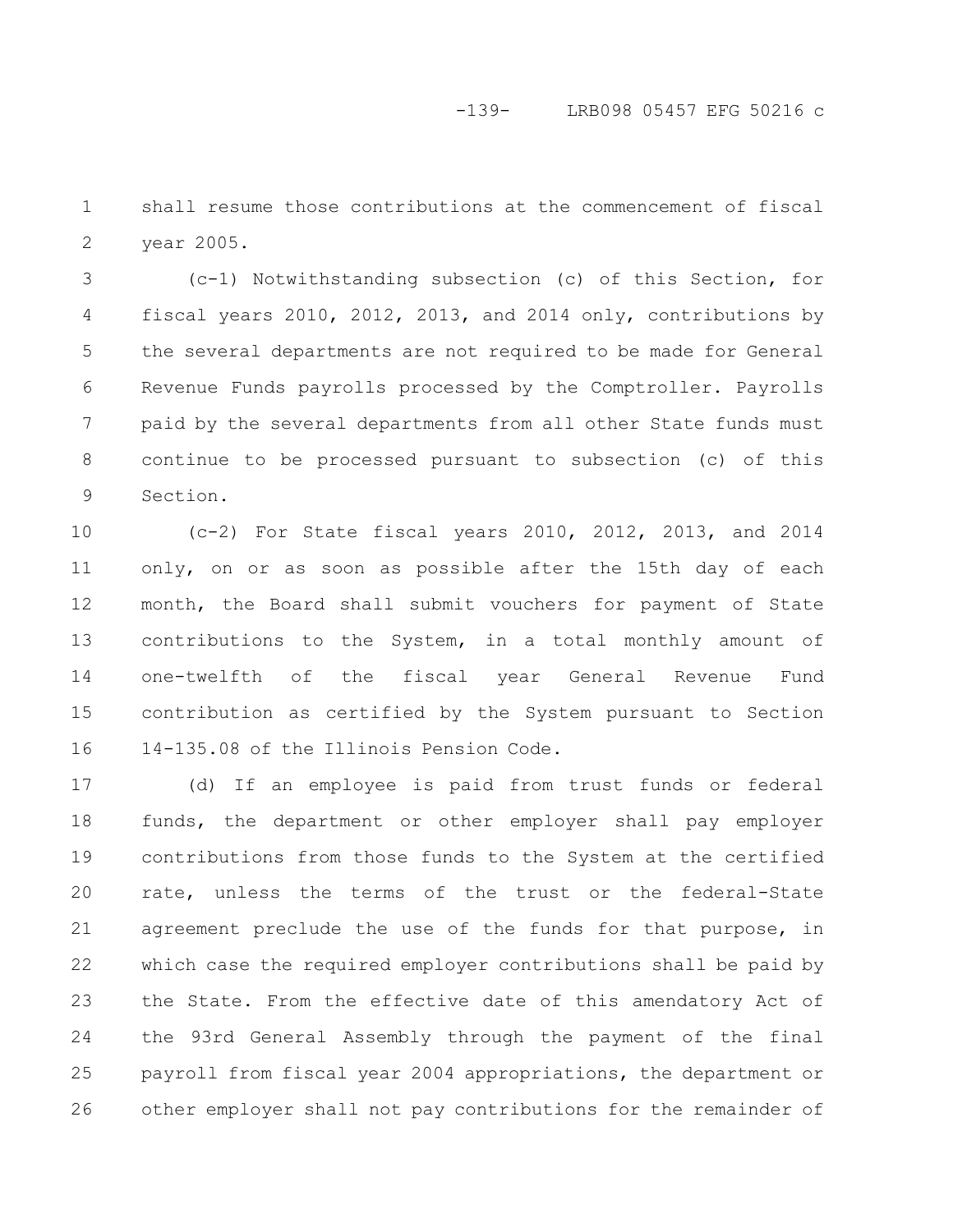shall resume those contributions at the commencement of fiscal year 2005.

(c-1) Notwithstanding subsection (c) of this Section, for fiscal years 2010, 2012, 2013, and 2014 only, contributions by the several departments are not required to be made for General Revenue Funds payrolls processed by the Comptroller. Payrolls paid by the several departments from all other State funds must continue to be processed pursuant to subsection (c) of this Section.

(c-2) For State fiscal years 2010, 2012, 2013, and 2014 only, on or as soon as possible after the 15th day of each month, the Board shall submit vouchers for payment of State contributions to the System, in a total monthly amount of one-twelfth of the fiscal year General Revenue Fund contribution as certified by the System pursuant to Section 14-135.08 of the Illinois Pension Code.

(d) If an employee is paid from trust funds or federal funds, the department or other employer shall pay employer contributions from those funds to the System at the certified rate, unless the terms of the trust or the federal-State agreement preclude the use of the funds for that purpose, in which case the required employer contributions shall be paid by the State. From the effective date of this amendatory Act of the 93rd General Assembly through the payment of the final payroll from fiscal year 2004 appropriations, the department or other employer shall not pay contributions for the remainder of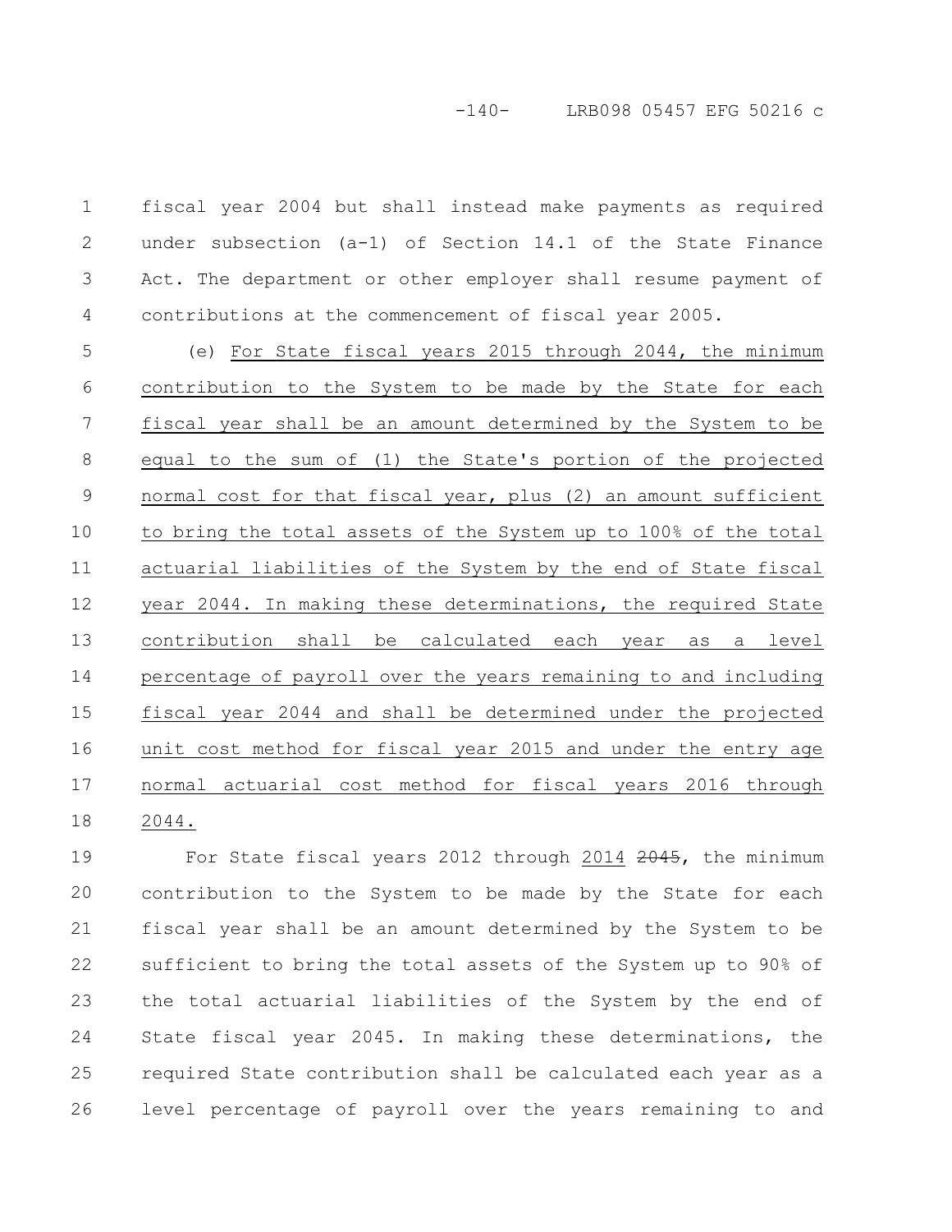fiscal year 2004 but shall instead make payments as required under subsection (a-1) of Section 14.1 of the State Finance Act. The department or other employer shall resume payment of contributions at the commencement of fiscal year 2005.

(e) For State fiscal years 2015 through 2044, the minimum contribution to the System to be made by the State for each fiscal year shall be an amount determined by the System to be equal to the sum of (1) the State's portion of the projected normal cost for that fiscal year, plus (2) an amount sufficient to bring the total assets of the System up to 100% of the total actuarial liabilities of the System by the end of State fiscal year 2044. In making these determinations, the required State contribution shall be calculated each year as a level percentage of payroll over the years remaining to and including fiscal year 2044 and shall be determined under the projected unit cost method for fiscal year 2015 and under the entry age normal actuarial cost method for fiscal years 2016 through 2044.

For State fiscal years 2012 through 2014 ~~2045~~, the minimum contribution to the System to be made by the State for each fiscal year shall be an amount determined by the System to be sufficient to bring the total assets of the System up to 90% of the total actuarial liabilities of the System by the end of State fiscal year 2045. In making these determinations, the required State contribution shall be calculated each year as a level percentage of payroll over the years remaining to and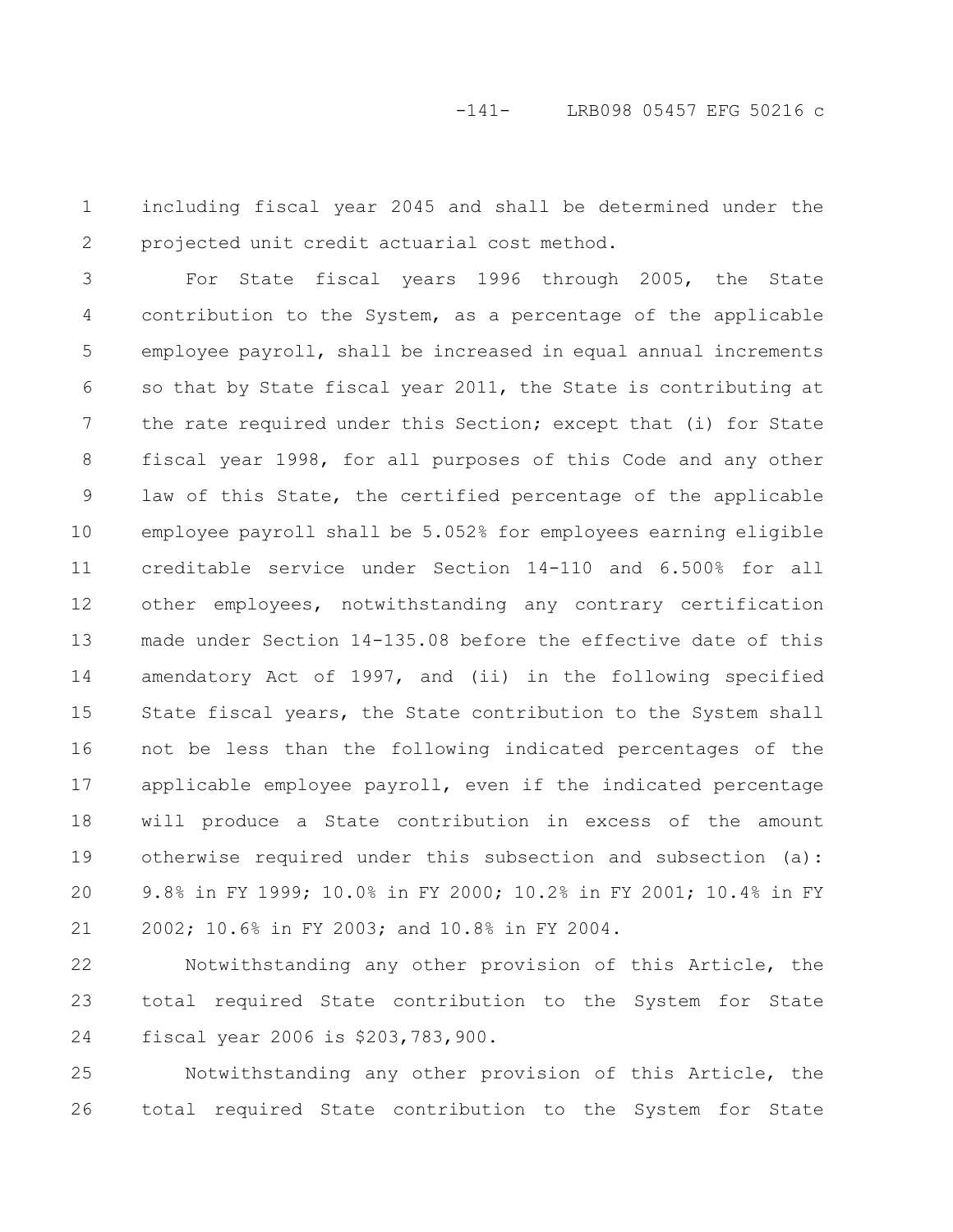including fiscal year 2045 and shall be determined under the projected unit credit actuarial cost method.

For State fiscal years 1996 through 2005, the State contribution to the System, as a percentage of the applicable employee payroll, shall be increased in equal annual increments so that by State fiscal year 2011, the State is contributing at the rate required under this Section; except that (i) for State fiscal year 1998, for all purposes of this Code and any other law of this State, the certified percentage of the applicable employee payroll shall be 5.052% for employees earning eligible creditable service under Section 14-110 and 6.500% for all other employees, notwithstanding any contrary certification made under Section 14-135.08 before the effective date of this amendatory Act of 1997, and (ii) in the following specified State fiscal years, the State contribution to the System shall not be less than the following indicated percentages of the applicable employee payroll, even if the indicated percentage will produce a State contribution in excess of the amount otherwise required under this subsection and subsection (a): 9.8% in FY 1999; 10.0% in FY 2000; 10.2% in FY 2001; 10.4% in FY 2002; 10.6% in FY 2003; and 10.8% in FY 2004.

Notwithstanding any other provision of this Article, the total required State contribution to the System for State fiscal year 2006 is $203,783,900.

Notwithstanding any other provision of this Article, the total required State contribution to the System for State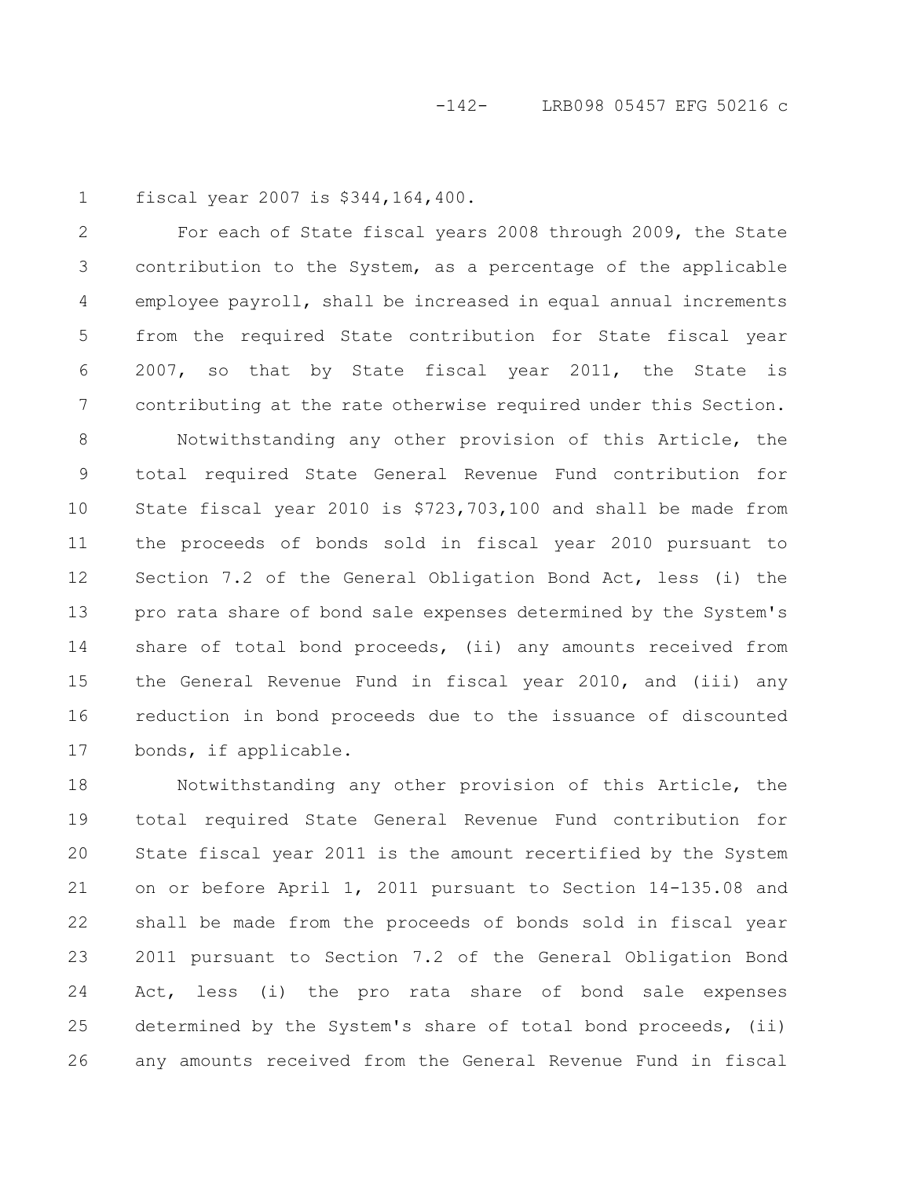fiscal year 2007 is $344,164,400.

For each of State fiscal years 2008 through 2009, the State contribution to the System, as a percentage of the applicable employee payroll, shall be increased in equal annual increments from the required State contribution for State fiscal year 2007, so that by State fiscal year 2011, the State is contributing at the rate otherwise required under this Section.

Notwithstanding any other provision of this Article, the total required State General Revenue Fund contribution for State fiscal year 2010 is $723,703,100 and shall be made from the proceeds of bonds sold in fiscal year 2010 pursuant to Section 7.2 of the General Obligation Bond Act, less (i) the pro rata share of bond sale expenses determined by the System's share of total bond proceeds, (ii) any amounts received from the General Revenue Fund in fiscal year 2010, and (iii) any reduction in bond proceeds due to the issuance of discounted bonds, if applicable.

Notwithstanding any other provision of this Article, the total required State General Revenue Fund contribution for State fiscal year 2011 is the amount recertified by the System on or before April 1, 2011 pursuant to Section 14-135.08 and shall be made from the proceeds of bonds sold in fiscal year 2011 pursuant to Section 7.2 of the General Obligation Bond Act, less (i) the pro rata share of bond sale expenses determined by the System's share of total bond proceeds, (ii) any amounts received from the General Revenue Fund in fiscal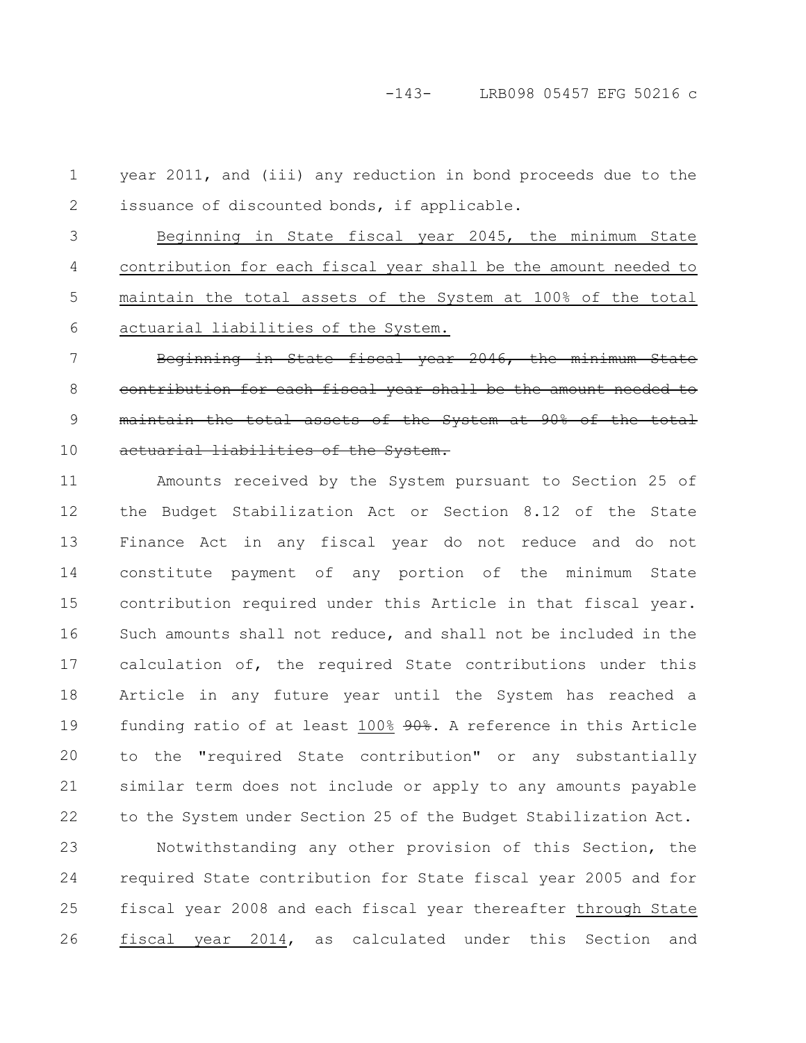year 2011, and (iii) any reduction in bond proceeds due to the issuance of discounted bonds, if applicable.

<u>Beginning in State fiscal year 2045, the minimum State contribution for each fiscal year shall be the amount needed to maintain the total assets of the System at 100% of the total actuarial liabilities of the System.</u>

~~Beginning in State fiscal year 2046, the minimum State contribution for each fiscal year shall be the amount needed to maintain the total assets of the System at 90% of the total actuarial liabilities of the System.~~

Amounts received by the System pursuant to Section 25 of the Budget Stabilization Act or Section 8.12 of the State Finance Act in any fiscal year do not reduce and do not constitute payment of any portion of the minimum State contribution required under this Article in that fiscal year. Such amounts shall not reduce, and shall not be included in the calculation of, the required State contributions under this Article in any future year until the System has reached a funding ratio of at least <u>100%</u> ~~90%~~. A reference in this Article to the "required State contribution" or any substantially similar term does not include or apply to any amounts payable to the System under Section 25 of the Budget Stabilization Act.

Notwithstanding any other provision of this Section, the required State contribution for State fiscal year 2005 and for fiscal year 2008 and each fiscal year thereafter <u>through State fiscal year 2014</u>, as calculated under this Section and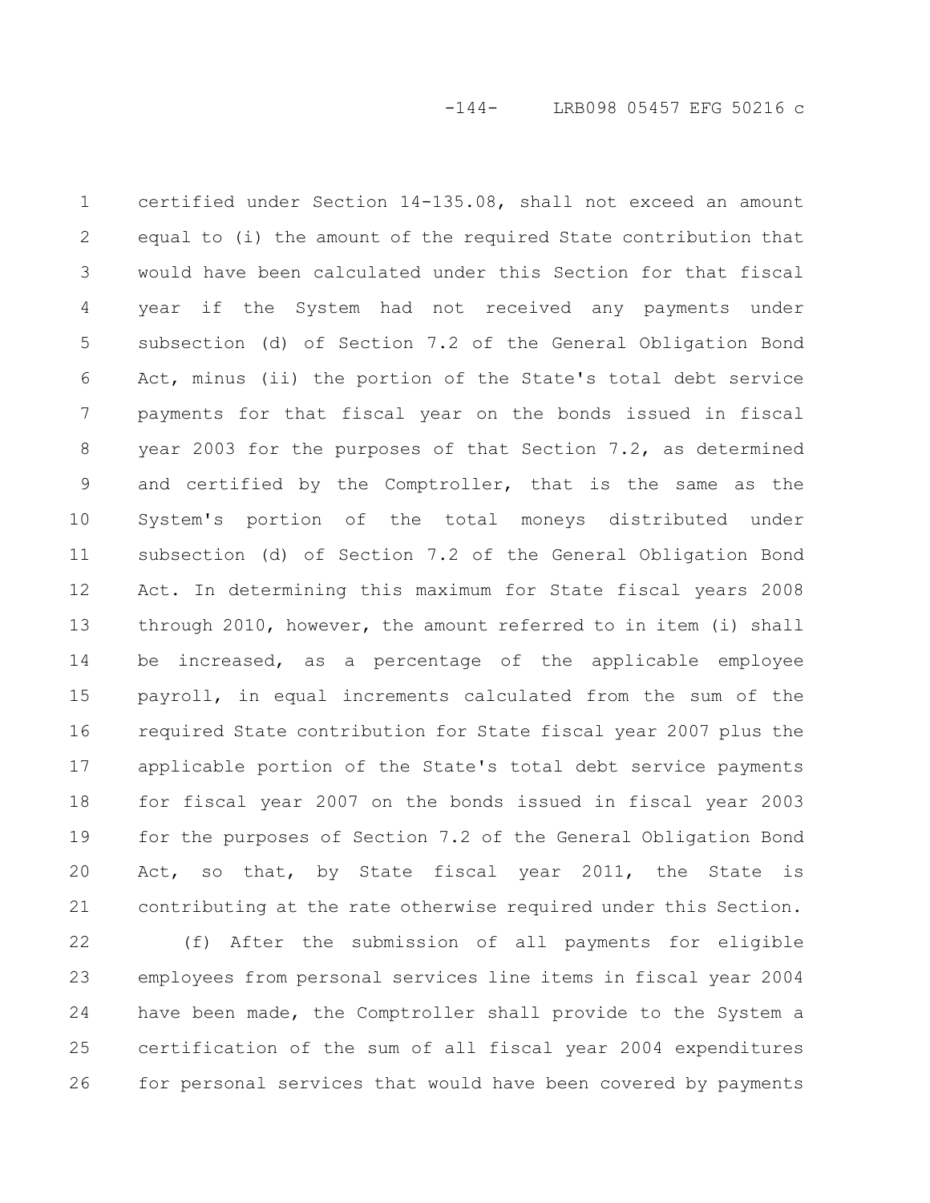certified under Section 14-135.08, shall not exceed an amount equal to (i) the amount of the required State contribution that would have been calculated under this Section for that fiscal year if the System had not received any payments under subsection (d) of Section 7.2 of the General Obligation Bond Act, minus (ii) the portion of the State's total debt service payments for that fiscal year on the bonds issued in fiscal year 2003 for the purposes of that Section 7.2, as determined and certified by the Comptroller, that is the same as the System's portion of the total moneys distributed under subsection (d) of Section 7.2 of the General Obligation Bond Act. In determining this maximum for State fiscal years 2008 through 2010, however, the amount referred to in item (i) shall be increased, as a percentage of the applicable employee payroll, in equal increments calculated from the sum of the required State contribution for State fiscal year 2007 plus the applicable portion of the State's total debt service payments for fiscal year 2007 on the bonds issued in fiscal year 2003 for the purposes of Section 7.2 of the General Obligation Bond Act, so that, by State fiscal year 2011, the State is contributing at the rate otherwise required under this Section.

(f) After the submission of all payments for eligible employees from personal services line items in fiscal year 2004 have been made, the Comptroller shall provide to the System a certification of the sum of all fiscal year 2004 expenditures for personal services that would have been covered by payments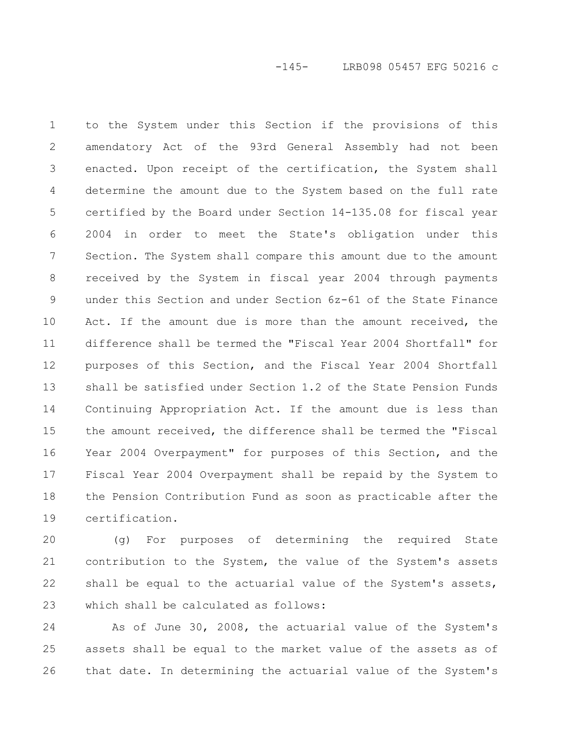to the System under this Section if the provisions of this amendatory Act of the 93rd General Assembly had not been enacted. Upon receipt of the certification, the System shall determine the amount due to the System based on the full rate certified by the Board under Section 14-135.08 for fiscal year 2004 in order to meet the State's obligation under this Section. The System shall compare this amount due to the amount received by the System in fiscal year 2004 through payments under this Section and under Section 6z-61 of the State Finance Act. If the amount due is more than the amount received, the difference shall be termed the "Fiscal Year 2004 Shortfall" for purposes of this Section, and the Fiscal Year 2004 Shortfall shall be satisfied under Section 1.2 of the State Pension Funds Continuing Appropriation Act. If the amount due is less than the amount received, the difference shall be termed the "Fiscal Year 2004 Overpayment" for purposes of this Section, and the Fiscal Year 2004 Overpayment shall be repaid by the System to the Pension Contribution Fund as soon as practicable after the certification.

(g) For purposes of determining the required State contribution to the System, the value of the System's assets shall be equal to the actuarial value of the System's assets, which shall be calculated as follows:

As of June 30, 2008, the actuarial value of the System's assets shall be equal to the market value of the assets as of that date. In determining the actuarial value of the System's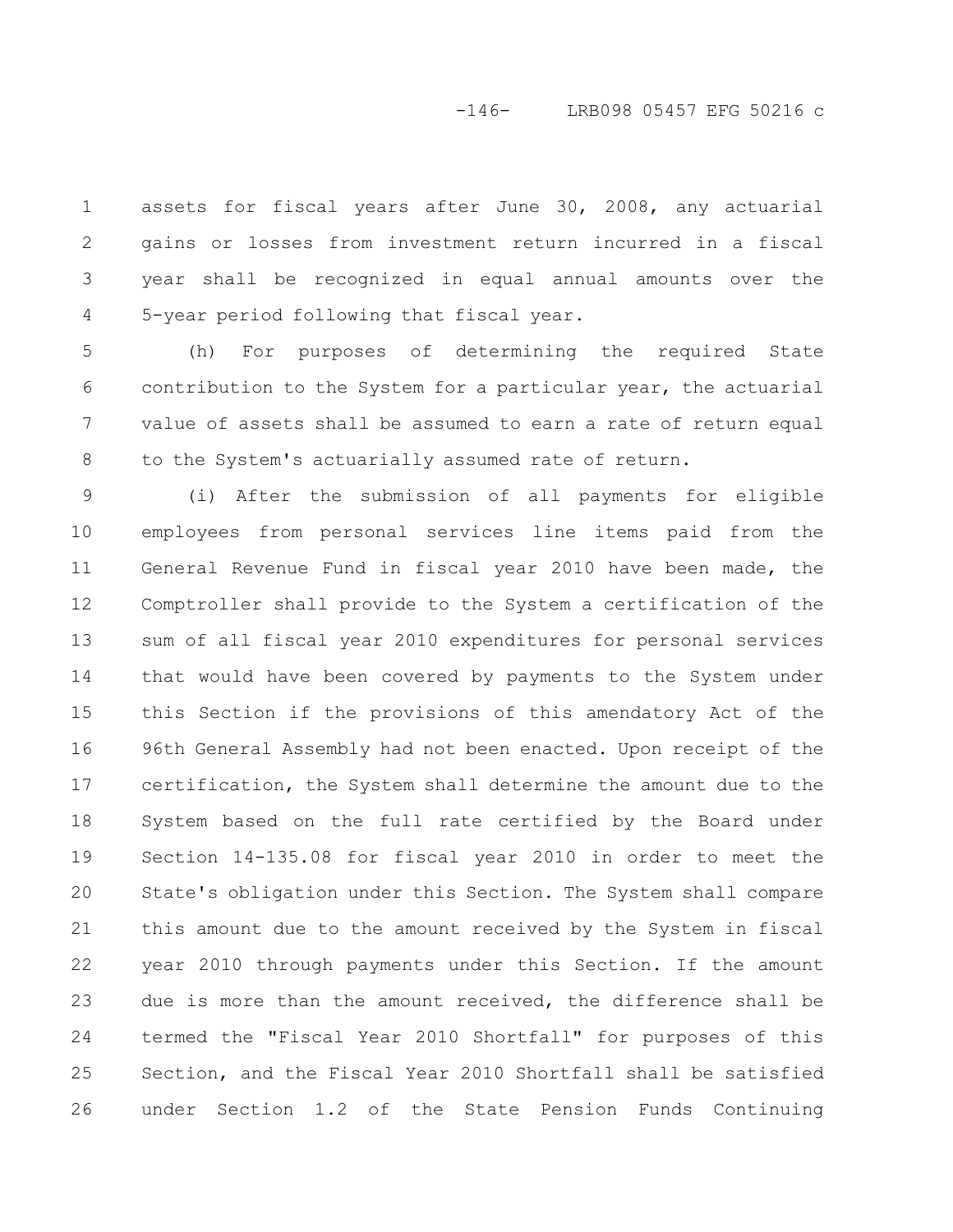assets for fiscal years after June 30, 2008, any actuarial gains or losses from investment return incurred in a fiscal year shall be recognized in equal annual amounts over the 5-year period following that fiscal year.

(h) For purposes of determining the required State contribution to the System for a particular year, the actuarial value of assets shall be assumed to earn a rate of return equal to the System's actuarially assumed rate of return.

(i) After the submission of all payments for eligible employees from personal services line items paid from the General Revenue Fund in fiscal year 2010 have been made, the Comptroller shall provide to the System a certification of the sum of all fiscal year 2010 expenditures for personal services that would have been covered by payments to the System under this Section if the provisions of this amendatory Act of the 96th General Assembly had not been enacted. Upon receipt of the certification, the System shall determine the amount due to the System based on the full rate certified by the Board under Section 14-135.08 for fiscal year 2010 in order to meet the State's obligation under this Section. The System shall compare this amount due to the amount received by the System in fiscal year 2010 through payments under this Section. If the amount due is more than the amount received, the difference shall be termed the "Fiscal Year 2010 Shortfall" for purposes of this Section, and the Fiscal Year 2010 Shortfall shall be satisfied under Section 1.2 of the State Pension Funds Continuing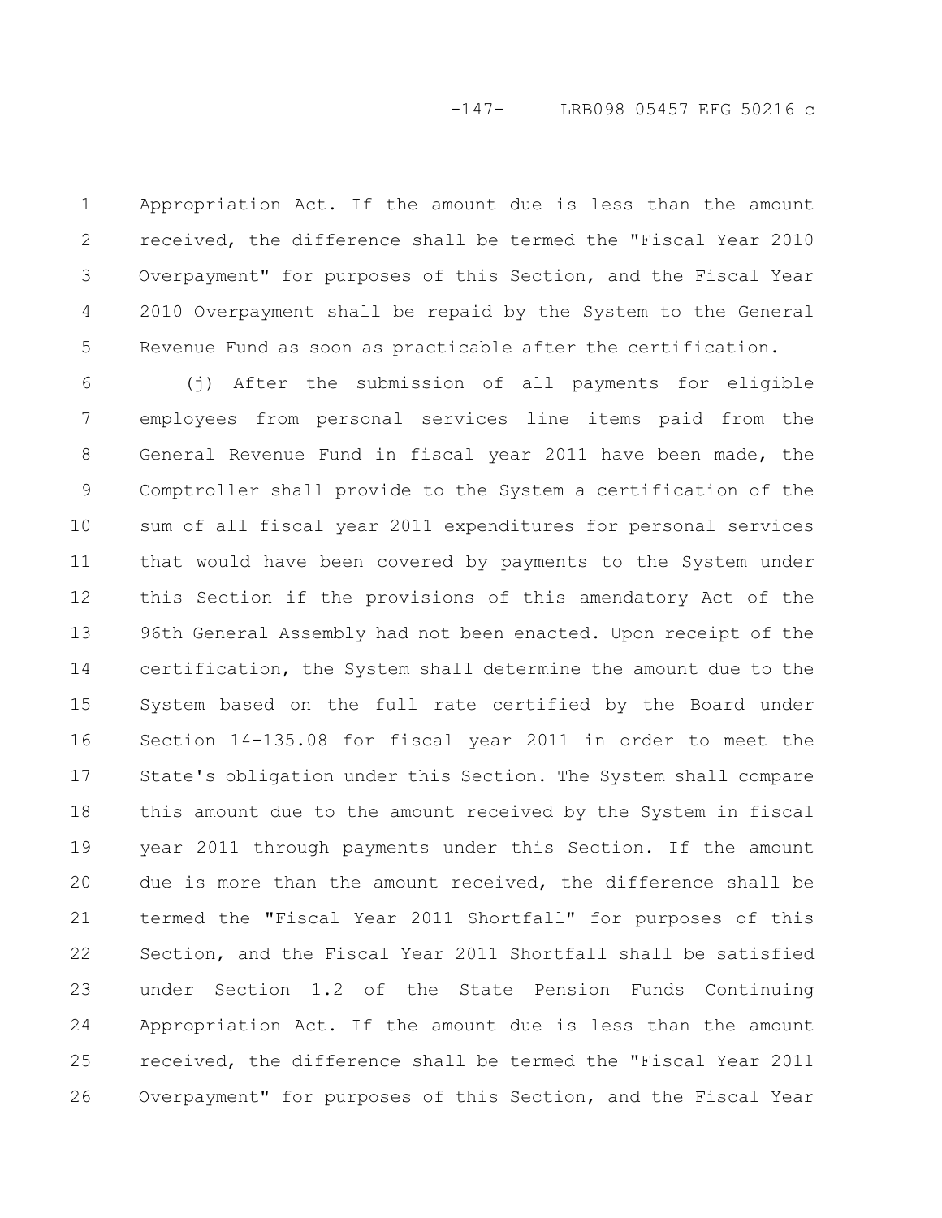Appropriation Act. If the amount due is less than the amount received, the difference shall be termed the "Fiscal Year 2010 Overpayment" for purposes of this Section, and the Fiscal Year 2010 Overpayment shall be repaid by the System to the General Revenue Fund as soon as practicable after the certification.

(j) After the submission of all payments for eligible employees from personal services line items paid from the General Revenue Fund in fiscal year 2011 have been made, the Comptroller shall provide to the System a certification of the sum of all fiscal year 2011 expenditures for personal services that would have been covered by payments to the System under this Section if the provisions of this amendatory Act of the 96th General Assembly had not been enacted. Upon receipt of the certification, the System shall determine the amount due to the System based on the full rate certified by the Board under Section 14-135.08 for fiscal year 2011 in order to meet the State's obligation under this Section. The System shall compare this amount due to the amount received by the System in fiscal year 2011 through payments under this Section. If the amount due is more than the amount received, the difference shall be termed the "Fiscal Year 2011 Shortfall" for purposes of this Section, and the Fiscal Year 2011 Shortfall shall be satisfied under Section 1.2 of the State Pension Funds Continuing Appropriation Act. If the amount due is less than the amount received, the difference shall be termed the "Fiscal Year 2011 Overpayment" for purposes of this Section, and the Fiscal Year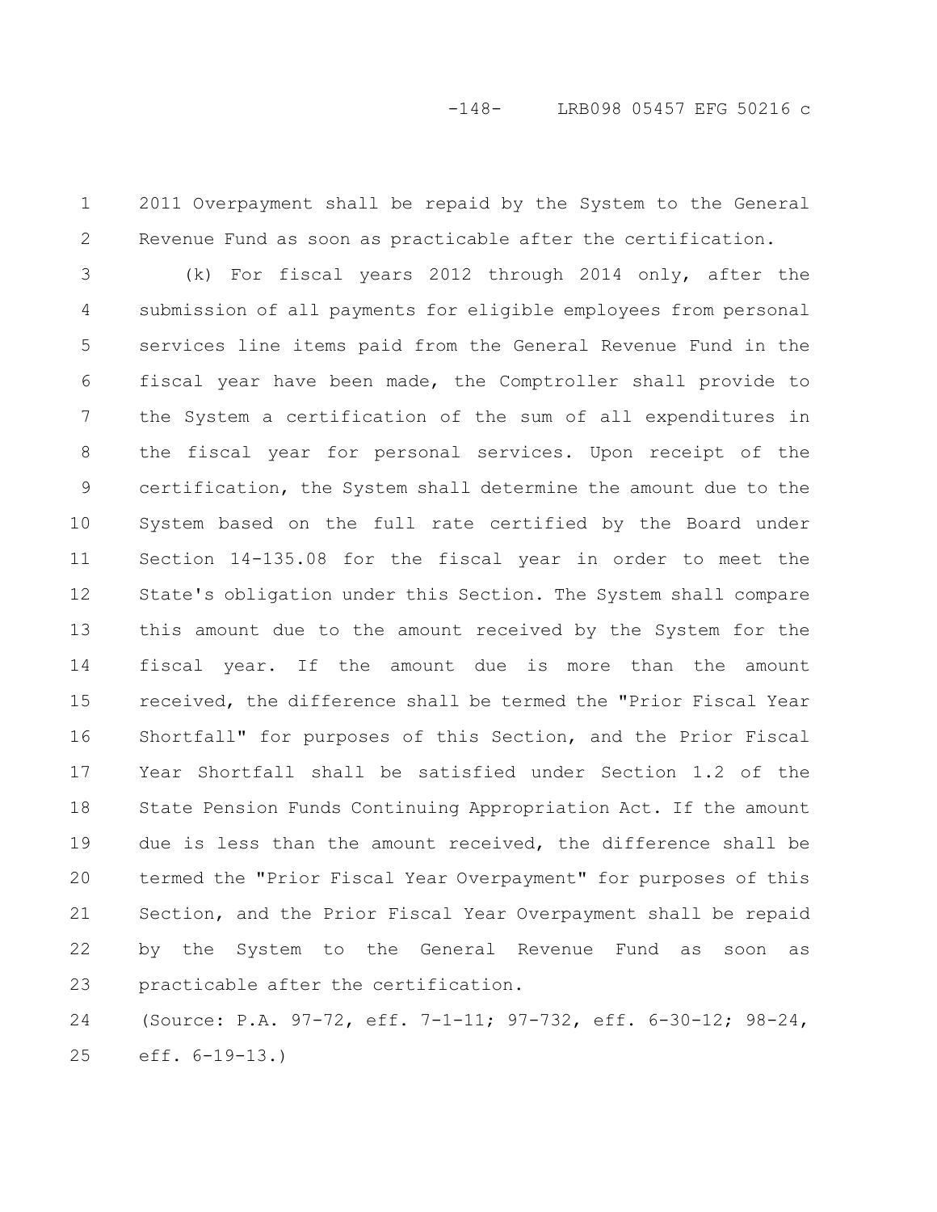2011 Overpayment shall be repaid by the System to the General Revenue Fund as soon as practicable after the certification.

(k) For fiscal years 2012 through 2014 only, after the submission of all payments for eligible employees from personal services line items paid from the General Revenue Fund in the fiscal year have been made, the Comptroller shall provide to the System a certification of the sum of all expenditures in the fiscal year for personal services. Upon receipt of the certification, the System shall determine the amount due to the System based on the full rate certified by the Board under Section 14-135.08 for the fiscal year in order to meet the State's obligation under this Section. The System shall compare this amount due to the amount received by the System for the fiscal year. If the amount due is more than the amount received, the difference shall be termed the "Prior Fiscal Year Shortfall" for purposes of this Section, and the Prior Fiscal Year Shortfall shall be satisfied under Section 1.2 of the State Pension Funds Continuing Appropriation Act. If the amount due is less than the amount received, the difference shall be termed the "Prior Fiscal Year Overpayment" for purposes of this Section, and the Prior Fiscal Year Overpayment shall be repaid by the System to the General Revenue Fund as soon as practicable after the certification.

(Source: P.A. 97-72, eff. 7-1-11; 97-732, eff. 6-30-12; 98-24, eff. 6-19-13.)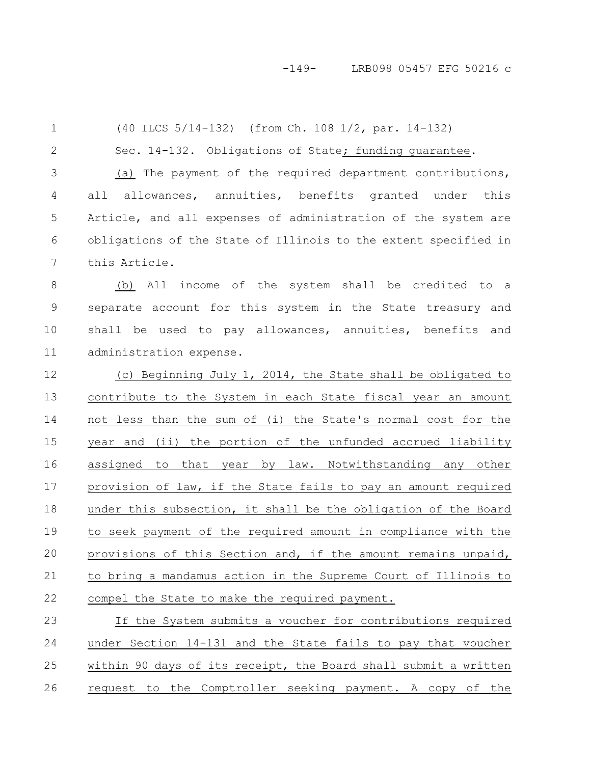(40 ILCS 5/14-132) (from Ch. 108 1/2, par. 14-132)

Sec. 14-132. Obligations of State; funding guarantee.

(a) The payment of the required department contributions, all allowances, annuities, benefits granted under this Article, and all expenses of administration of the system are obligations of the State of Illinois to the extent specified in this Article.

(b) All income of the system shall be credited to a separate account for this system in the State treasury and shall be used to pay allowances, annuities, benefits and administration expense.

(c) Beginning July 1, 2014, the State shall be obligated to contribute to the System in each State fiscal year an amount not less than the sum of (i) the State's normal cost for the year and (ii) the portion of the unfunded accrued liability assigned to that year by law. Notwithstanding any other provision of law, if the State fails to pay an amount required under this subsection, it shall be the obligation of the Board to seek payment of the required amount in compliance with the provisions of this Section and, if the amount remains unpaid, to bring a mandamus action in the Supreme Court of Illinois to compel the State to make the required payment.

If the System submits a voucher for contributions required under Section 14-131 and the State fails to pay that voucher within 90 days of its receipt, the Board shall submit a written request to the Comptroller seeking payment. A copy of the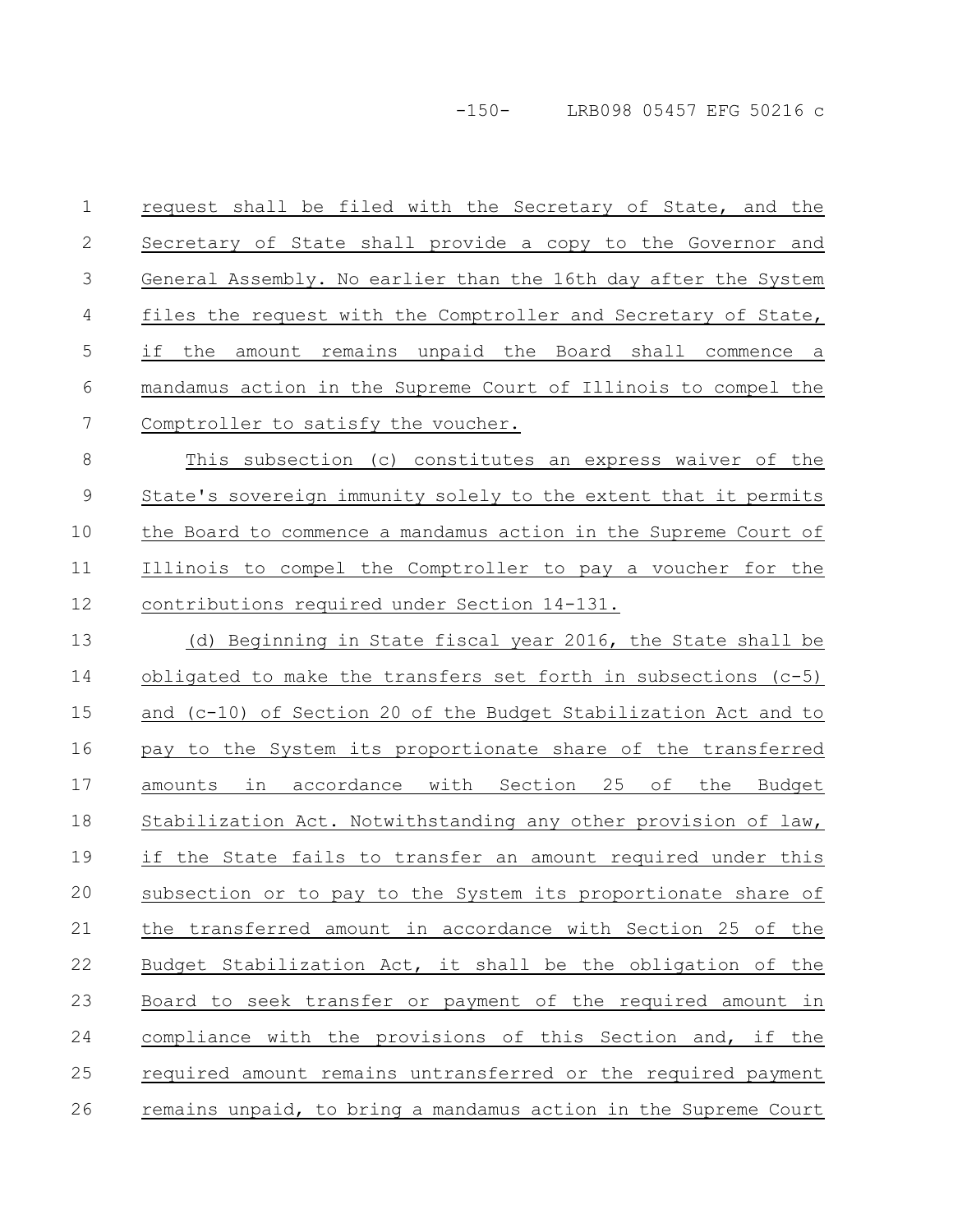request shall be filed with the Secretary of State, and the Secretary of State shall provide a copy to the Governor and General Assembly. No earlier than the 16th day after the System files the request with the Comptroller and Secretary of State, if the amount remains unpaid the Board shall commence a mandamus action in the Supreme Court of Illinois to compel the Comptroller to satisfy the voucher.

This subsection (c) constitutes an express waiver of the State's sovereign immunity solely to the extent that it permits the Board to commence a mandamus action in the Supreme Court of Illinois to compel the Comptroller to pay a voucher for the contributions required under Section 14-131.

(d) Beginning in State fiscal year 2016, the State shall be obligated to make the transfers set forth in subsections (c-5) and (c-10) of Section 20 of the Budget Stabilization Act and to pay to the System its proportionate share of the transferred amounts in accordance with Section 25 of the Budget Stabilization Act. Notwithstanding any other provision of law, if the State fails to transfer an amount required under this subsection or to pay to the System its proportionate share of the transferred amount in accordance with Section 25 of the Budget Stabilization Act, it shall be the obligation of the Board to seek transfer or payment of the required amount in compliance with the provisions of this Section and, if the required amount remains untransferred or the required payment remains unpaid, to bring a mandamus action in the Supreme Court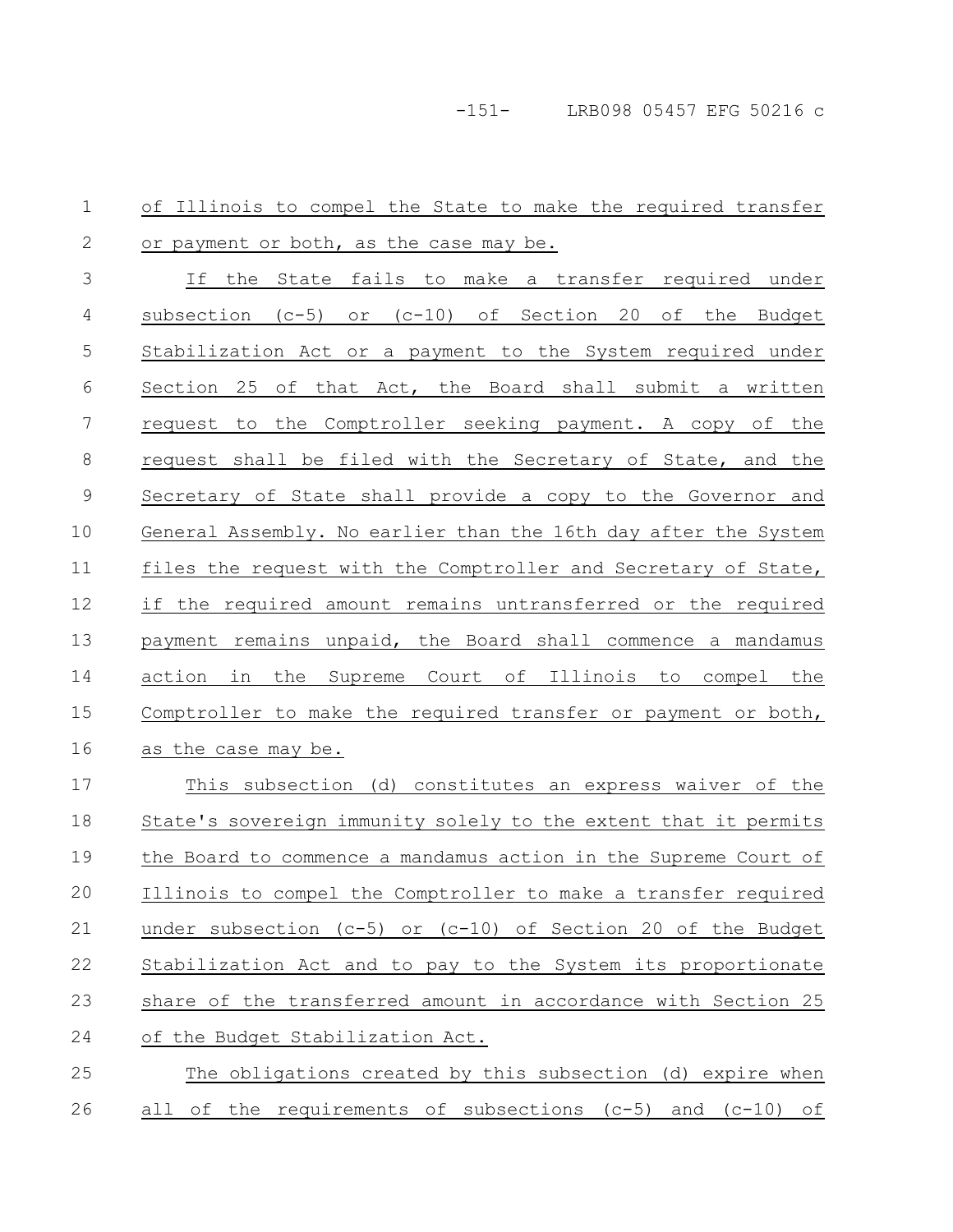of Illinois to compel the State to make the required transfer or payment or both, as the case may be.

If the State fails to make a transfer required under subsection (c-5) or (c-10) of Section 20 of the Budget Stabilization Act or a payment to the System required under Section 25 of that Act, the Board shall submit a written request to the Comptroller seeking payment. A copy of the request shall be filed with the Secretary of State, and the Secretary of State shall provide a copy to the Governor and General Assembly. No earlier than the 16th day after the System files the request with the Comptroller and Secretary of State, if the required amount remains untransferred or the required payment remains unpaid, the Board shall commence a mandamus action in the Supreme Court of Illinois to compel the Comptroller to make the required transfer or payment or both, as the case may be.

This subsection (d) constitutes an express waiver of the State's sovereign immunity solely to the extent that it permits the Board to commence a mandamus action in the Supreme Court of Illinois to compel the Comptroller to make a transfer required under subsection (c-5) or (c-10) of Section 20 of the Budget Stabilization Act and to pay to the System its proportionate share of the transferred amount in accordance with Section 25 of the Budget Stabilization Act.

The obligations created by this subsection (d) expire when all of the requirements of subsections (c-5) and (c-10) of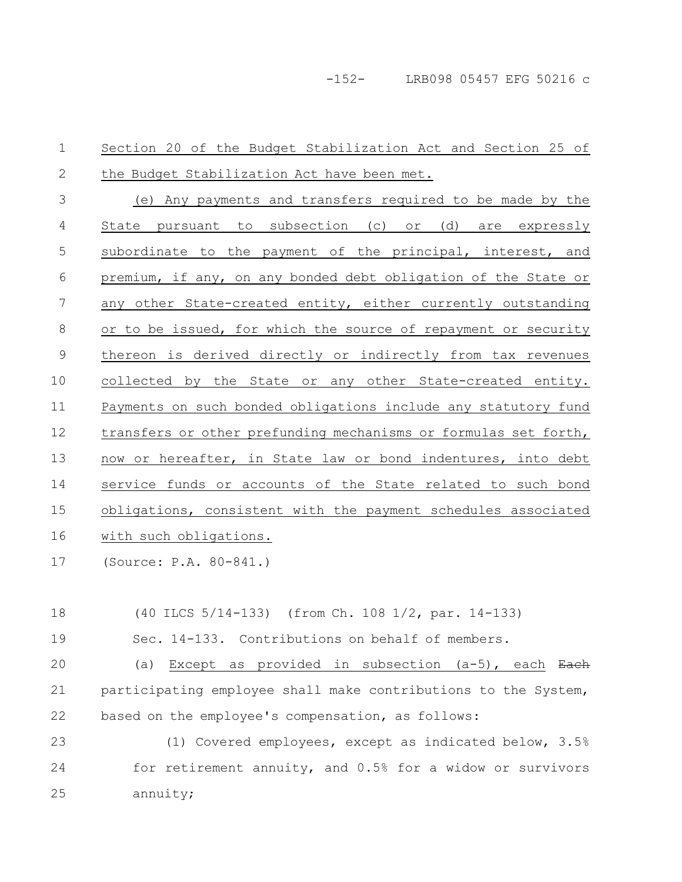Section 20 of the Budget Stabilization Act and Section 25 of the Budget Stabilization Act have been met.

(e) Any payments and transfers required to be made by the State pursuant to subsection (c) or (d) are expressly subordinate to the payment of the principal, interest, and premium, if any, on any bonded debt obligation of the State or any other State-created entity, either currently outstanding or to be issued, for which the source of repayment or security thereon is derived directly or indirectly from tax revenues collected by the State or any other State-created entity. Payments on such bonded obligations include any statutory fund transfers or other prefunding mechanisms or formulas set forth, now or hereafter, in State law or bond indentures, into debt service funds or accounts of the State related to such bond obligations, consistent with the payment schedules associated with such obligations.

(Source: P.A. 80-841.)

(40 ILCS 5/14-133) (from Ch. 108 1/2, par. 14-133)

Sec. 14-133. Contributions on behalf of members.

(a) Except as provided in subsection (a-5), each ~~Each~~ participating employee shall make contributions to the System, based on the employee's compensation, as follows:

(1) Covered employees, except as indicated below, 3.5% for retirement annuity, and 0.5% for a widow or survivors annuity;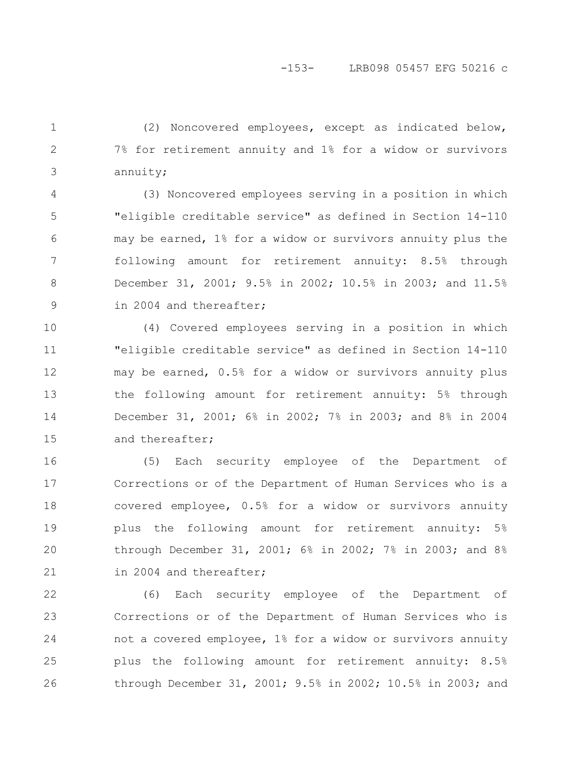(2) Noncovered employees, except as indicated below, 7% for retirement annuity and 1% for a widow or survivors annuity;

(3) Noncovered employees serving in a position in which "eligible creditable service" as defined in Section 14-110 may be earned, 1% for a widow or survivors annuity plus the following amount for retirement annuity: 8.5% through December 31, 2001; 9.5% in 2002; 10.5% in 2003; and 11.5% in 2004 and thereafter;

(4) Covered employees serving in a position in which "eligible creditable service" as defined in Section 14-110 may be earned, 0.5% for a widow or survivors annuity plus the following amount for retirement annuity: 5% through December 31, 2001; 6% in 2002; 7% in 2003; and 8% in 2004 and thereafter;

(5) Each security employee of the Department of Corrections or of the Department of Human Services who is a covered employee, 0.5% for a widow or survivors annuity plus the following amount for retirement annuity: 5% through December 31, 2001; 6% in 2002; 7% in 2003; and 8% in 2004 and thereafter;

(6) Each security employee of the Department of Corrections or of the Department of Human Services who is not a covered employee, 1% for a widow or survivors annuity plus the following amount for retirement annuity: 8.5% through December 31, 2001; 9.5% in 2002; 10.5% in 2003; and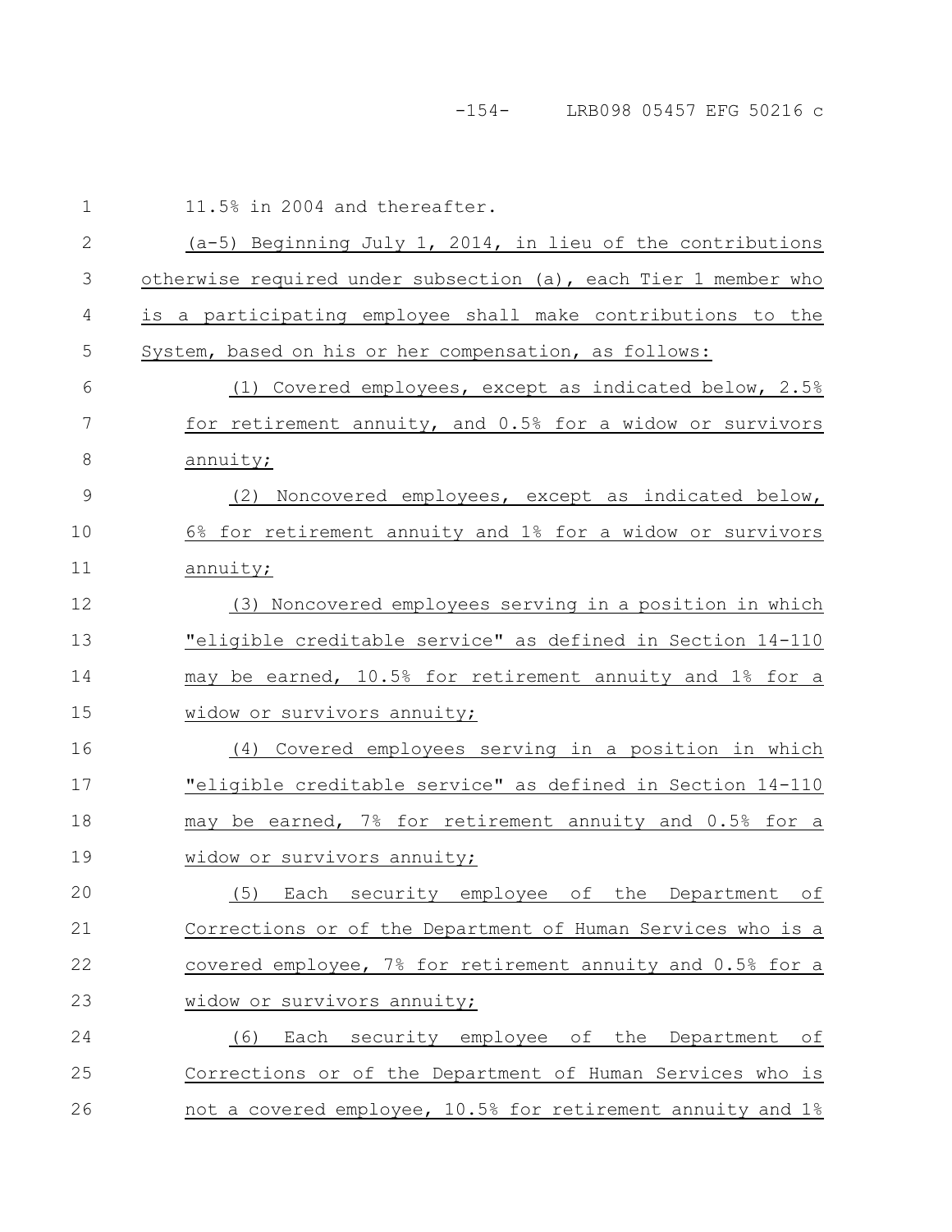11.5% in 2004 and thereafter.

(a-5) Beginning July 1, 2014, in lieu of the contributions otherwise required under subsection (a), each Tier 1 member who is a participating employee shall make contributions to the System, based on his or her compensation, as follows:

(1) Covered employees, except as indicated below, 2.5% for retirement annuity, and 0.5% for a widow or survivors annuity;

(2) Noncovered employees, except as indicated below, 6% for retirement annuity and 1% for a widow or survivors annuity;

(3) Noncovered employees serving in a position in which "eligible creditable service" as defined in Section 14-110 may be earned, 10.5% for retirement annuity and 1% for a widow or survivors annuity;

(4) Covered employees serving in a position in which "eligible creditable service" as defined in Section 14-110 may be earned, 7% for retirement annuity and 0.5% for a widow or survivors annuity;

(5) Each security employee of the Department of Corrections or of the Department of Human Services who is a covered employee, 7% for retirement annuity and 0.5% for a widow or survivors annuity;

(6) Each security employee of the Department of Corrections or of the Department of Human Services who is not a covered employee, 10.5% for retirement annuity and 1%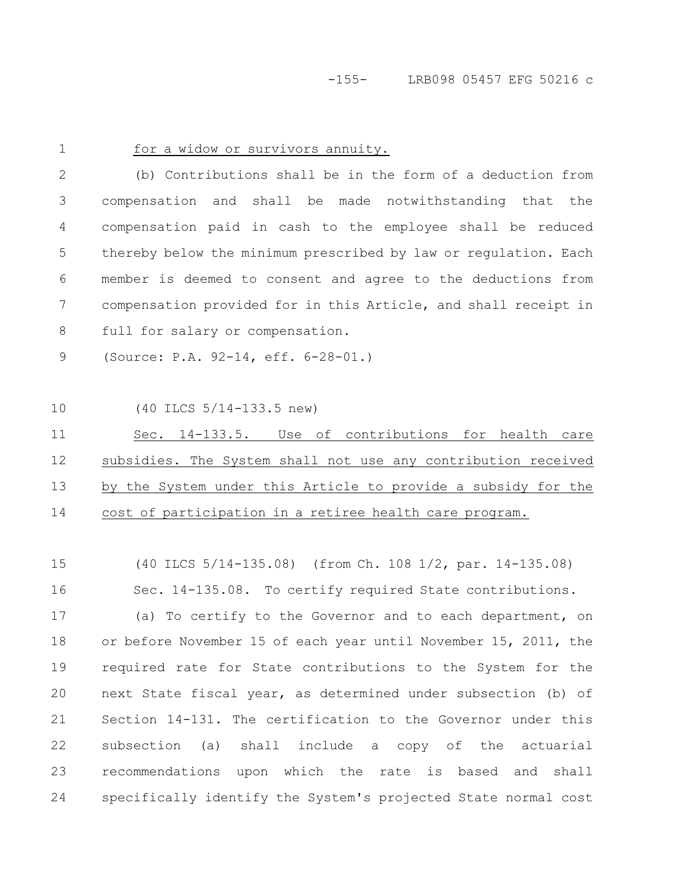for a widow or survivors annuity.

(b) Contributions shall be in the form of a deduction from compensation and shall be made notwithstanding that the compensation paid in cash to the employee shall be reduced thereby below the minimum prescribed by law or regulation. Each member is deemed to consent and agree to the deductions from compensation provided for in this Article, and shall receipt in full for salary or compensation.

(Source: P.A. 92-14, eff. 6-28-01.)

(40 ILCS 5/14-133.5 new)

Sec. 14-133.5. Use of contributions for health care subsidies. The System shall not use any contribution received by the System under this Article to provide a subsidy for the cost of participation in a retiree health care program.

(40 ILCS 5/14-135.08) (from Ch. 108 1/2, par. 14-135.08)

Sec. 14-135.08. To certify required State contributions.

(a) To certify to the Governor and to each department, on or before November 15 of each year until November 15, 2011, the required rate for State contributions to the System for the next State fiscal year, as determined under subsection (b) of Section 14-131. The certification to the Governor under this subsection (a) shall include a copy of the actuarial recommendations upon which the rate is based and shall specifically identify the System's projected State normal cost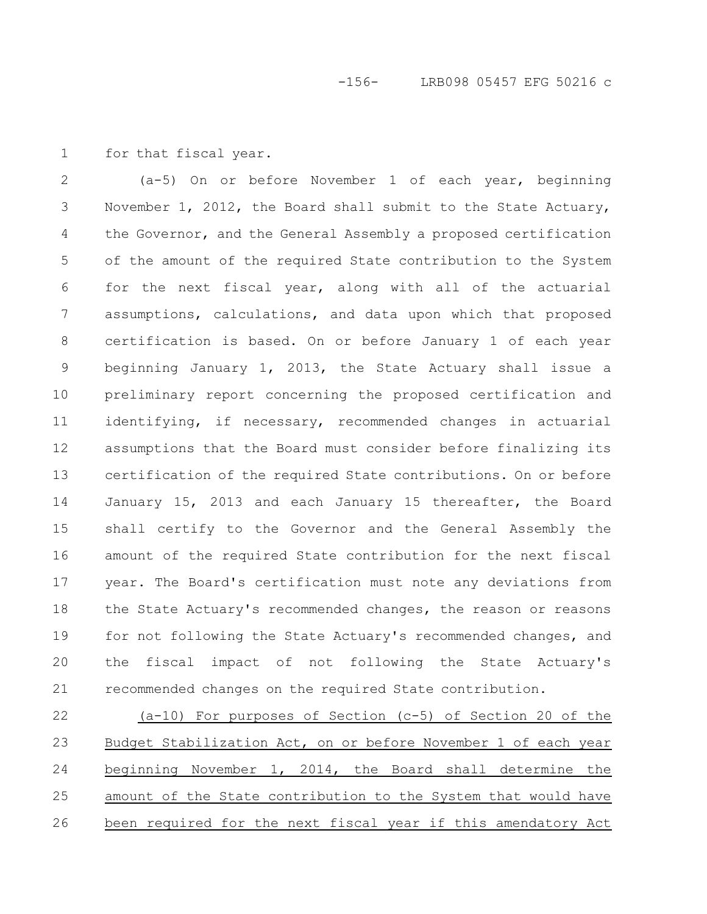for that fiscal year.

(a-5) On or before November 1 of each year, beginning November 1, 2012, the Board shall submit to the State Actuary, the Governor, and the General Assembly a proposed certification of the amount of the required State contribution to the System for the next fiscal year, along with all of the actuarial assumptions, calculations, and data upon which that proposed certification is based. On or before January 1 of each year beginning January 1, 2013, the State Actuary shall issue a preliminary report concerning the proposed certification and identifying, if necessary, recommended changes in actuarial assumptions that the Board must consider before finalizing its certification of the required State contributions. On or before January 15, 2013 and each January 15 thereafter, the Board shall certify to the Governor and the General Assembly the amount of the required State contribution for the next fiscal year. The Board's certification must note any deviations from the State Actuary's recommended changes, the reason or reasons for not following the State Actuary's recommended changes, and the fiscal impact of not following the State Actuary's recommended changes on the required State contribution.

<u>(a-10) For purposes of Section (c-5) of Section 20 of the Budget Stabilization Act, on or before November 1 of each year beginning November 1, 2014, the Board shall determine the amount of the State contribution to the System that would have been required for the next fiscal year if this amendatory Act</u>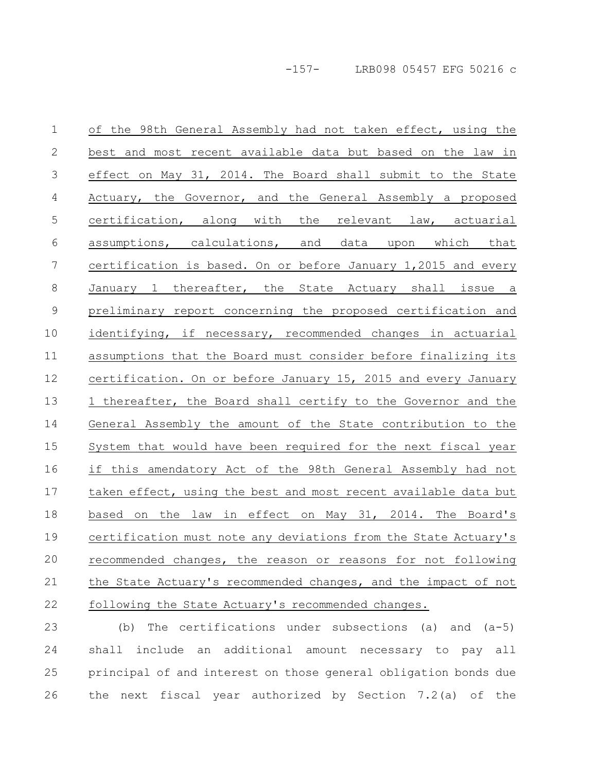of the 98th General Assembly had not taken effect, using the best and most recent available data but based on the law in effect on May 31, 2014. The Board shall submit to the State Actuary, the Governor, and the General Assembly a proposed certification, along with the relevant law, actuarial assumptions, calculations, and data upon which that certification is based. On or before January 1,2015 and every January 1 thereafter, the State Actuary shall issue a preliminary report concerning the proposed certification and identifying, if necessary, recommended changes in actuarial assumptions that the Board must consider before finalizing its certification. On or before January 15, 2015 and every January 1 thereafter, the Board shall certify to the Governor and the General Assembly the amount of the State contribution to the System that would have been required for the next fiscal year if this amendatory Act of the 98th General Assembly had not taken effect, using the best and most recent available data but based on the law in effect on May 31, 2014. The Board's certification must note any deviations from the State Actuary's recommended changes, the reason or reasons for not following the State Actuary's recommended changes, and the impact of not following the State Actuary's recommended changes.

(b) The certifications under subsections (a) and (a-5) shall include an additional amount necessary to pay all principal of and interest on those general obligation bonds due the next fiscal year authorized by Section 7.2(a) of the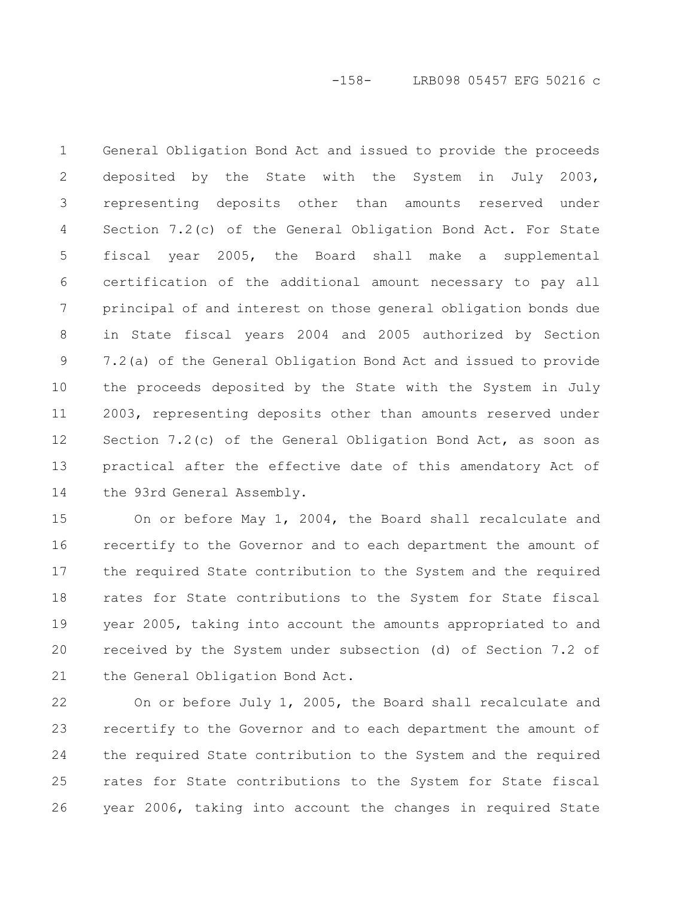General Obligation Bond Act and issued to provide the proceeds deposited by the State with the System in July 2003, representing deposits other than amounts reserved under Section 7.2(c) of the General Obligation Bond Act. For State fiscal year 2005, the Board shall make a supplemental certification of the additional amount necessary to pay all principal of and interest on those general obligation bonds due in State fiscal years 2004 and 2005 authorized by Section 7.2(a) of the General Obligation Bond Act and issued to provide the proceeds deposited by the State with the System in July 2003, representing deposits other than amounts reserved under Section 7.2(c) of the General Obligation Bond Act, as soon as practical after the effective date of this amendatory Act of the 93rd General Assembly.

On or before May 1, 2004, the Board shall recalculate and recertify to the Governor and to each department the amount of the required State contribution to the System and the required rates for State contributions to the System for State fiscal year 2005, taking into account the amounts appropriated to and received by the System under subsection (d) of Section 7.2 of the General Obligation Bond Act.

On or before July 1, 2005, the Board shall recalculate and recertify to the Governor and to each department the amount of the required State contribution to the System and the required rates for State contributions to the System for State fiscal year 2006, taking into account the changes in required State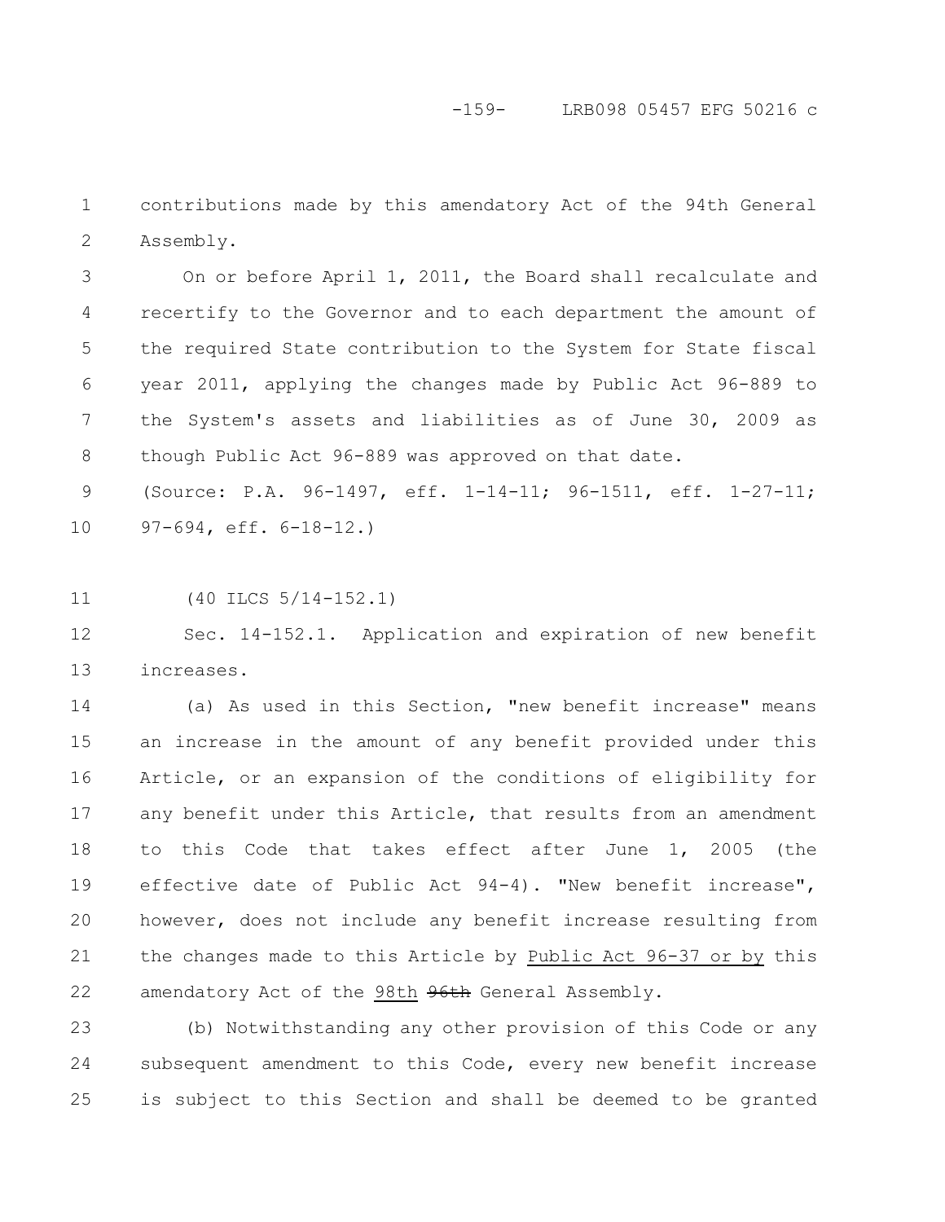contributions made by this amendatory Act of the 94th General Assembly.

On or before April 1, 2011, the Board shall recalculate and recertify to the Governor and to each department the amount of the required State contribution to the System for State fiscal year 2011, applying the changes made by Public Act 96-889 to the System's assets and liabilities as of June 30, 2009 as though Public Act 96-889 was approved on that date.

(Source: P.A. 96-1497, eff. 1-14-11; 96-1511, eff. 1-27-11; 97-694, eff. 6-18-12.)

(40 ILCS 5/14-152.1)

Sec. 14-152.1. Application and expiration of new benefit increases.

(a) As used in this Section, "new benefit increase" means an increase in the amount of any benefit provided under this Article, or an expansion of the conditions of eligibility for any benefit under this Article, that results from an amendment to this Code that takes effect after June 1, 2005 (the effective date of Public Act 94-4). "New benefit increase", however, does not include any benefit increase resulting from the changes made to this Article by Public Act 96-37 or by this amendatory Act of the 98th ~~96th~~ General Assembly.

(b) Notwithstanding any other provision of this Code or any subsequent amendment to this Code, every new benefit increase is subject to this Section and shall be deemed to be granted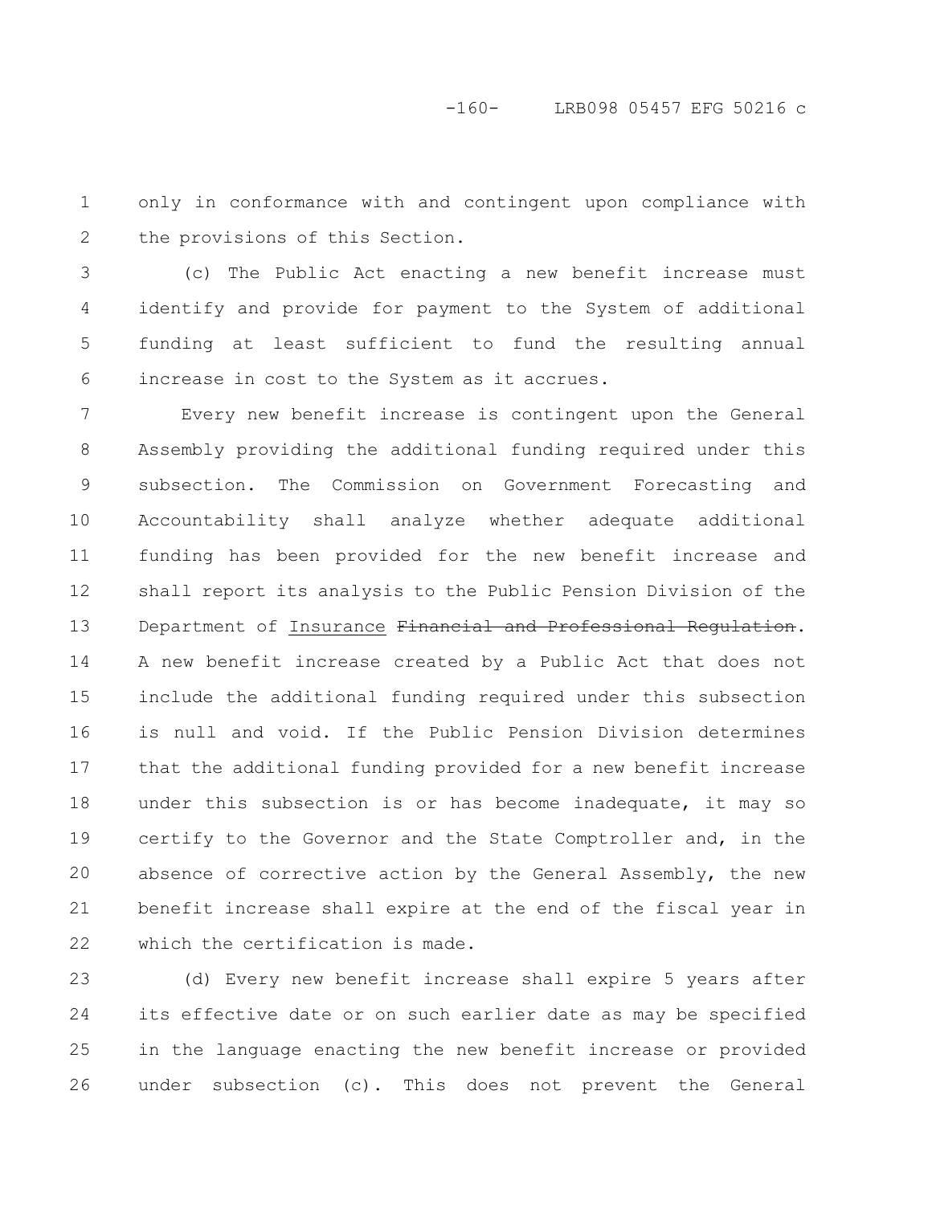only in conformance with and contingent upon compliance with the provisions of this Section.

(c) The Public Act enacting a new benefit increase must identify and provide for payment to the System of additional funding at least sufficient to fund the resulting annual increase in cost to the System as it accrues.

Every new benefit increase is contingent upon the General Assembly providing the additional funding required under this subsection. The Commission on Government Forecasting and Accountability shall analyze whether adequate additional funding has been provided for the new benefit increase and shall report its analysis to the Public Pension Division of the Department of Insurance ~~Financial and Professional Regulation~~. A new benefit increase created by a Public Act that does not include the additional funding required under this subsection is null and void. If the Public Pension Division determines that the additional funding provided for a new benefit increase under this subsection is or has become inadequate, it may so certify to the Governor and the State Comptroller and, in the absence of corrective action by the General Assembly, the new benefit increase shall expire at the end of the fiscal year in which the certification is made.

(d) Every new benefit increase shall expire 5 years after its effective date or on such earlier date as may be specified in the language enacting the new benefit increase or provided under subsection (c). This does not prevent the General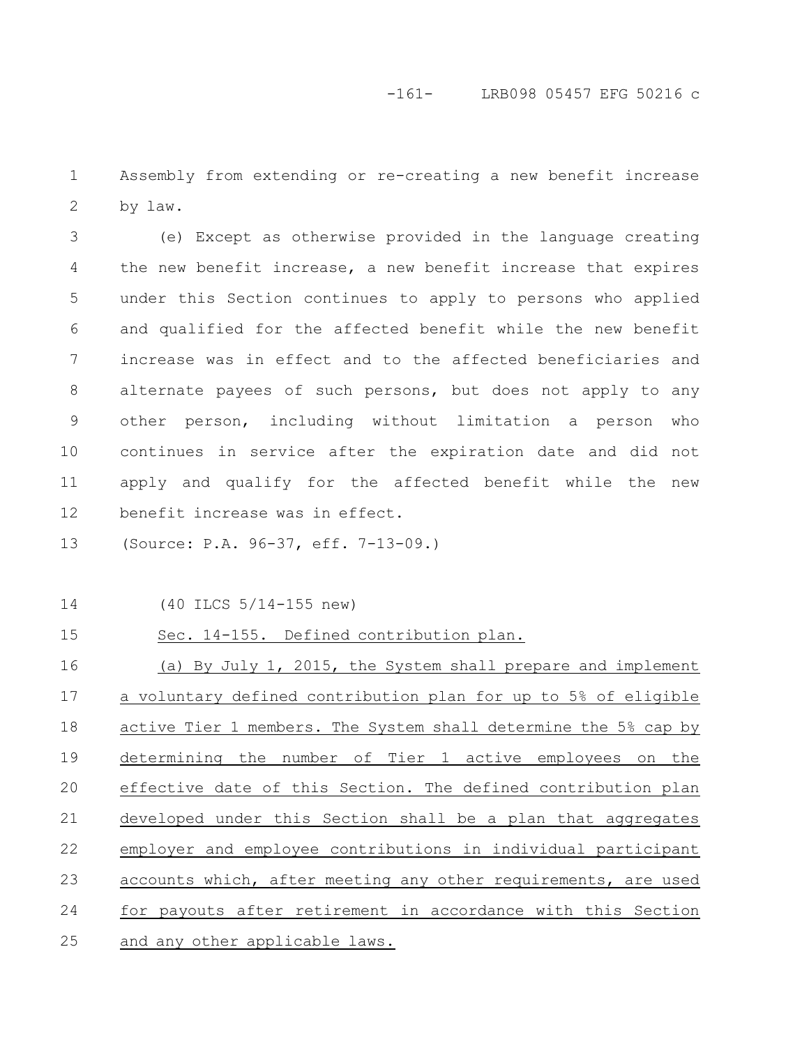Assembly from extending or re-creating a new benefit increase by law.

(e) Except as otherwise provided in the language creating the new benefit increase, a new benefit increase that expires under this Section continues to apply to persons who applied and qualified for the affected benefit while the new benefit increase was in effect and to the affected beneficiaries and alternate payees of such persons, but does not apply to any other person, including without limitation a person who continues in service after the expiration date and did not apply and qualify for the affected benefit while the new benefit increase was in effect.

(Source: P.A. 96-37, eff. 7-13-09.)

(40 ILCS 5/14-155 new)

Sec. 14-155. Defined contribution plan.

(a) By July 1, 2015, the System shall prepare and implement a voluntary defined contribution plan for up to 5% of eligible active Tier 1 members. The System shall determine the 5% cap by determining the number of Tier 1 active employees on the effective date of this Section. The defined contribution plan developed under this Section shall be a plan that aggregates employer and employee contributions in individual participant accounts which, after meeting any other requirements, are used for payouts after retirement in accordance with this Section and any other applicable laws.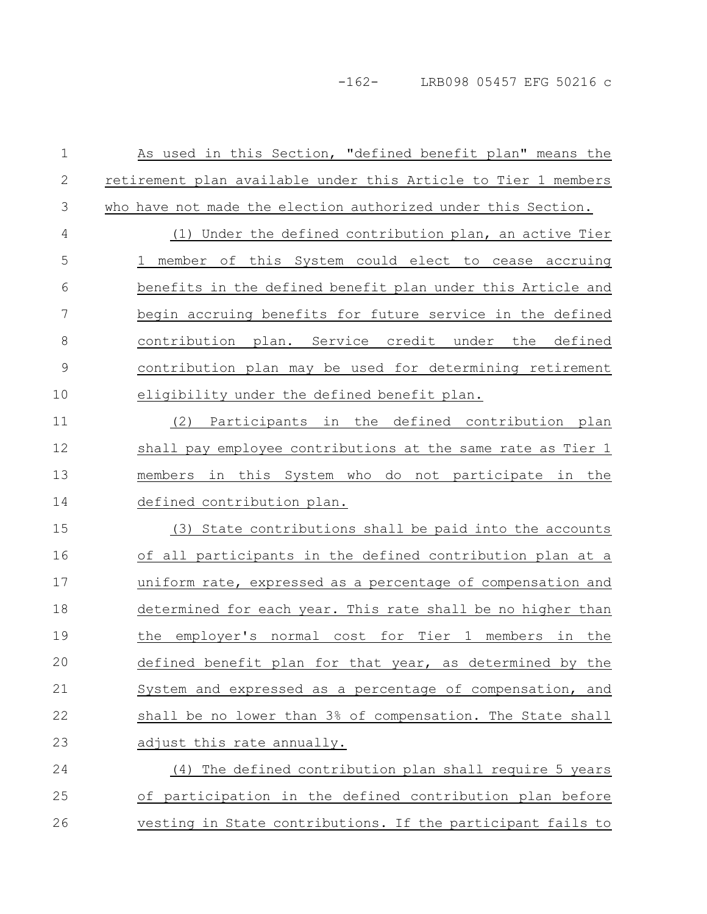As used in this Section, "defined benefit plan" means the retirement plan available under this Article to Tier 1 members who have not made the election authorized under this Section.

(1) Under the defined contribution plan, an active Tier 1 member of this System could elect to cease accruing benefits in the defined benefit plan under this Article and begin accruing benefits for future service in the defined contribution plan. Service credit under the defined contribution plan may be used for determining retirement eligibility under the defined benefit plan.

(2) Participants in the defined contribution plan shall pay employee contributions at the same rate as Tier 1 members in this System who do not participate in the defined contribution plan.

(3) State contributions shall be paid into the accounts of all participants in the defined contribution plan at a uniform rate, expressed as a percentage of compensation and determined for each year. This rate shall be no higher than the employer's normal cost for Tier 1 members in the defined benefit plan for that year, as determined by the System and expressed as a percentage of compensation, and shall be no lower than 3% of compensation. The State shall adjust this rate annually.

(4) The defined contribution plan shall require 5 years of participation in the defined contribution plan before vesting in State contributions. If the participant fails to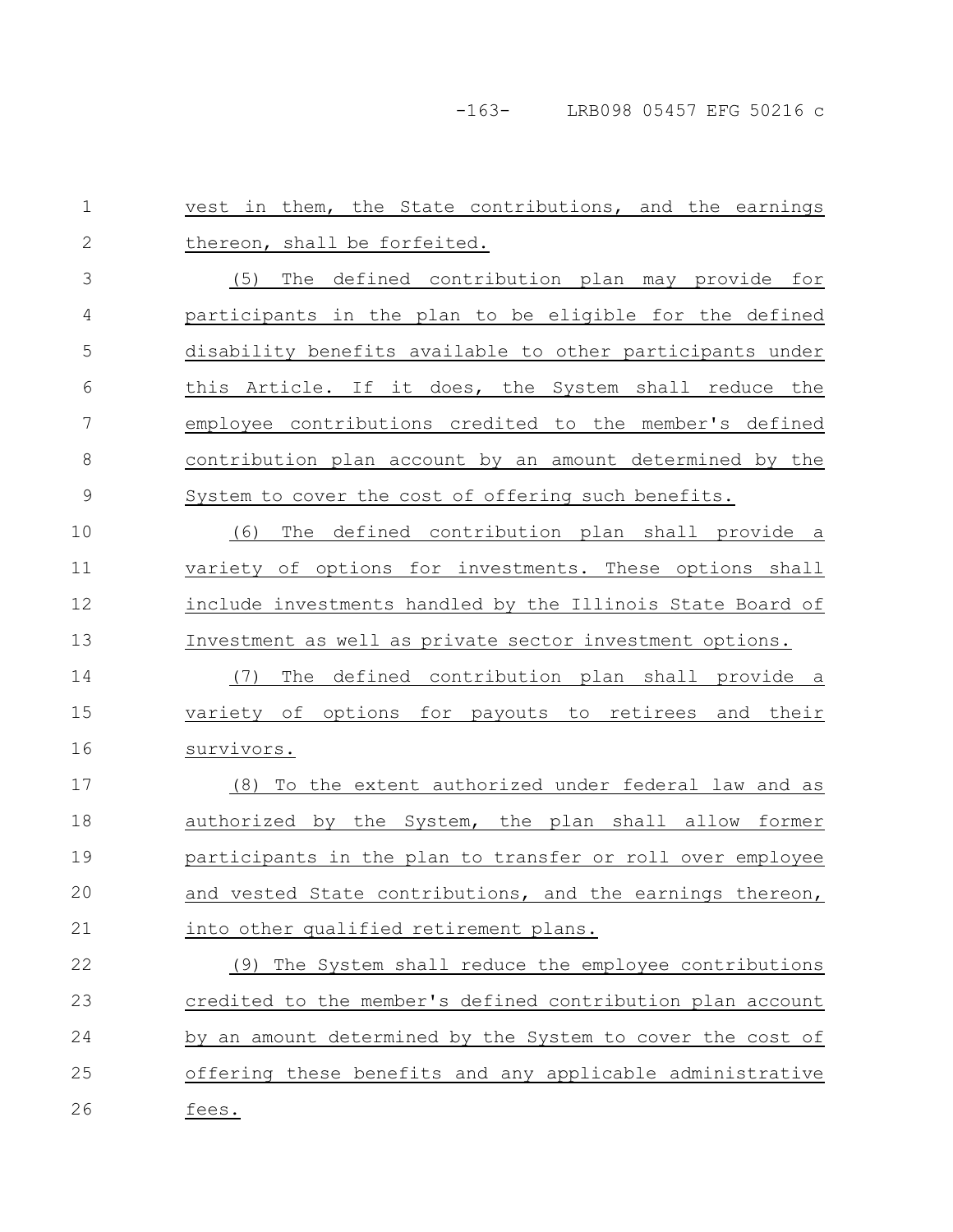vest in them, the State contributions, and the earnings thereon, shall be forfeited.

(5) The defined contribution plan may provide for participants in the plan to be eligible for the defined disability benefits available to other participants under this Article. If it does, the System shall reduce the employee contributions credited to the member's defined contribution plan account by an amount determined by the System to cover the cost of offering such benefits.

(6) The defined contribution plan shall provide a variety of options for investments. These options shall include investments handled by the Illinois State Board of Investment as well as private sector investment options.

(7) The defined contribution plan shall provide a variety of options for payouts to retirees and their survivors.

(8) To the extent authorized under federal law and as authorized by the System, the plan shall allow former participants in the plan to transfer or roll over employee and vested State contributions, and the earnings thereon, into other qualified retirement plans.

(9) The System shall reduce the employee contributions credited to the member's defined contribution plan account by an amount determined by the System to cover the cost of offering these benefits and any applicable administrative fees.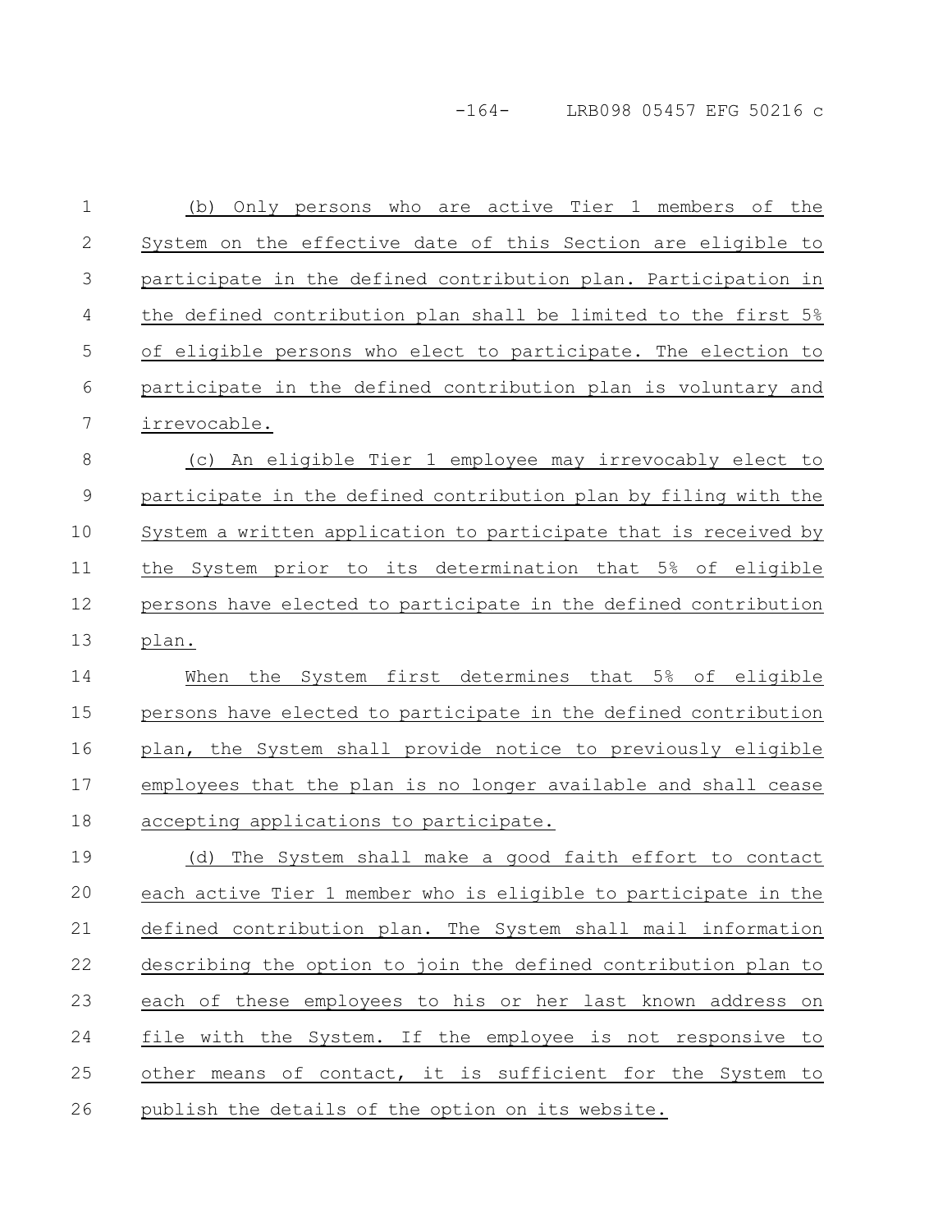(b) Only persons who are active Tier 1 members of the System on the effective date of this Section are eligible to participate in the defined contribution plan. Participation in the defined contribution plan shall be limited to the first 5% of eligible persons who elect to participate. The election to participate in the defined contribution plan is voluntary and irrevocable.

(c) An eligible Tier 1 employee may irrevocably elect to participate in the defined contribution plan by filing with the System a written application to participate that is received by the System prior to its determination that 5% of eligible persons have elected to participate in the defined contribution plan.

When the System first determines that 5% of eligible persons have elected to participate in the defined contribution plan, the System shall provide notice to previously eligible employees that the plan is no longer available and shall cease accepting applications to participate.

(d) The System shall make a good faith effort to contact each active Tier 1 member who is eligible to participate in the defined contribution plan. The System shall mail information describing the option to join the defined contribution plan to each of these employees to his or her last known address on file with the System. If the employee is not responsive to other means of contact, it is sufficient for the System to publish the details of the option on its website.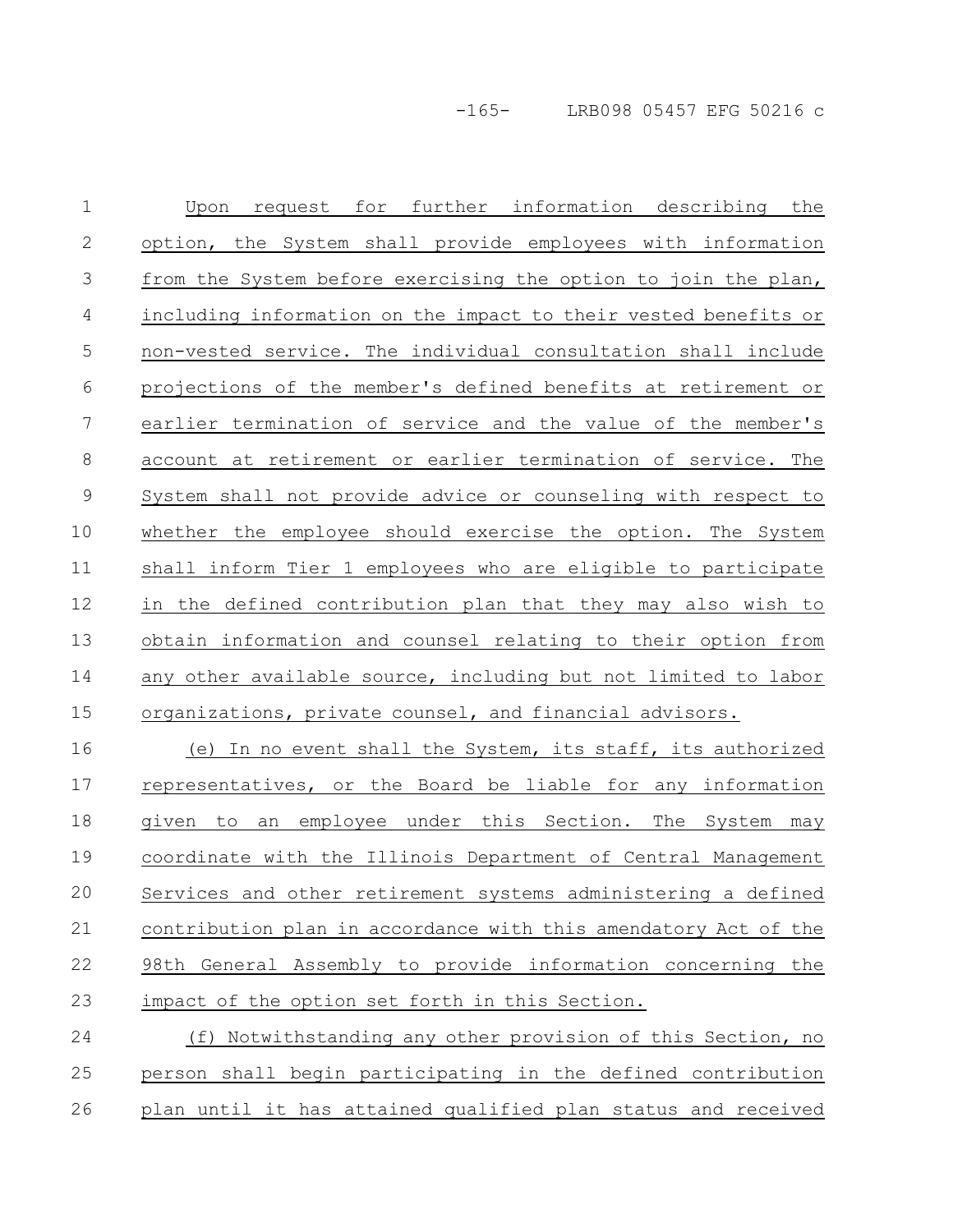Upon request for further information describing the option, the System shall provide employees with information from the System before exercising the option to join the plan, including information on the impact to their vested benefits or non-vested service. The individual consultation shall include projections of the member's defined benefits at retirement or earlier termination of service and the value of the member's account at retirement or earlier termination of service. The System shall not provide advice or counseling with respect to whether the employee should exercise the option. The System shall inform Tier 1 employees who are eligible to participate in the defined contribution plan that they may also wish to obtain information and counsel relating to their option from any other available source, including but not limited to labor organizations, private counsel, and financial advisors.

(e) In no event shall the System, its staff, its authorized representatives, or the Board be liable for any information given to an employee under this Section. The System may coordinate with the Illinois Department of Central Management Services and other retirement systems administering a defined contribution plan in accordance with this amendatory Act of the 98th General Assembly to provide information concerning the impact of the option set forth in this Section.

(f) Notwithstanding any other provision of this Section, no person shall begin participating in the defined contribution plan until it has attained qualified plan status and received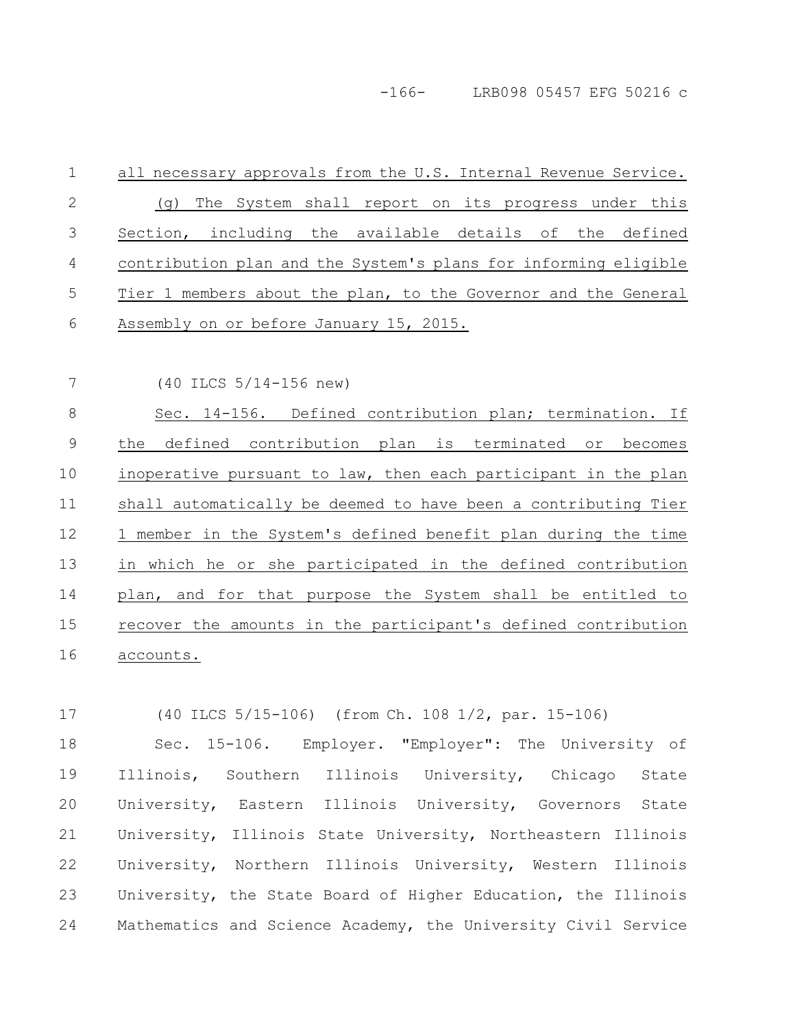all necessary approvals from the U.S. Internal Revenue Service.

(g) The System shall report on its progress under this Section, including the available details of the defined contribution plan and the System's plans for informing eligible Tier 1 members about the plan, to the Governor and the General Assembly on or before January 15, 2015.

(40 ILCS 5/14-156 new)

Sec. 14-156. Defined contribution plan; termination. If the defined contribution plan is terminated or becomes inoperative pursuant to law, then each participant in the plan shall automatically be deemed to have been a contributing Tier 1 member in the System's defined benefit plan during the time in which he or she participated in the defined contribution plan, and for that purpose the System shall be entitled to recover the amounts in the participant's defined contribution accounts.

(40 ILCS 5/15-106) (from Ch. 108 1/2, par. 15-106)

Sec. 15-106. Employer. "Employer": The University of Illinois, Southern Illinois University, Chicago State University, Eastern Illinois University, Governors State University, Illinois State University, Northeastern Illinois University, Northern Illinois University, Western Illinois University, the State Board of Higher Education, the Illinois Mathematics and Science Academy, the University Civil Service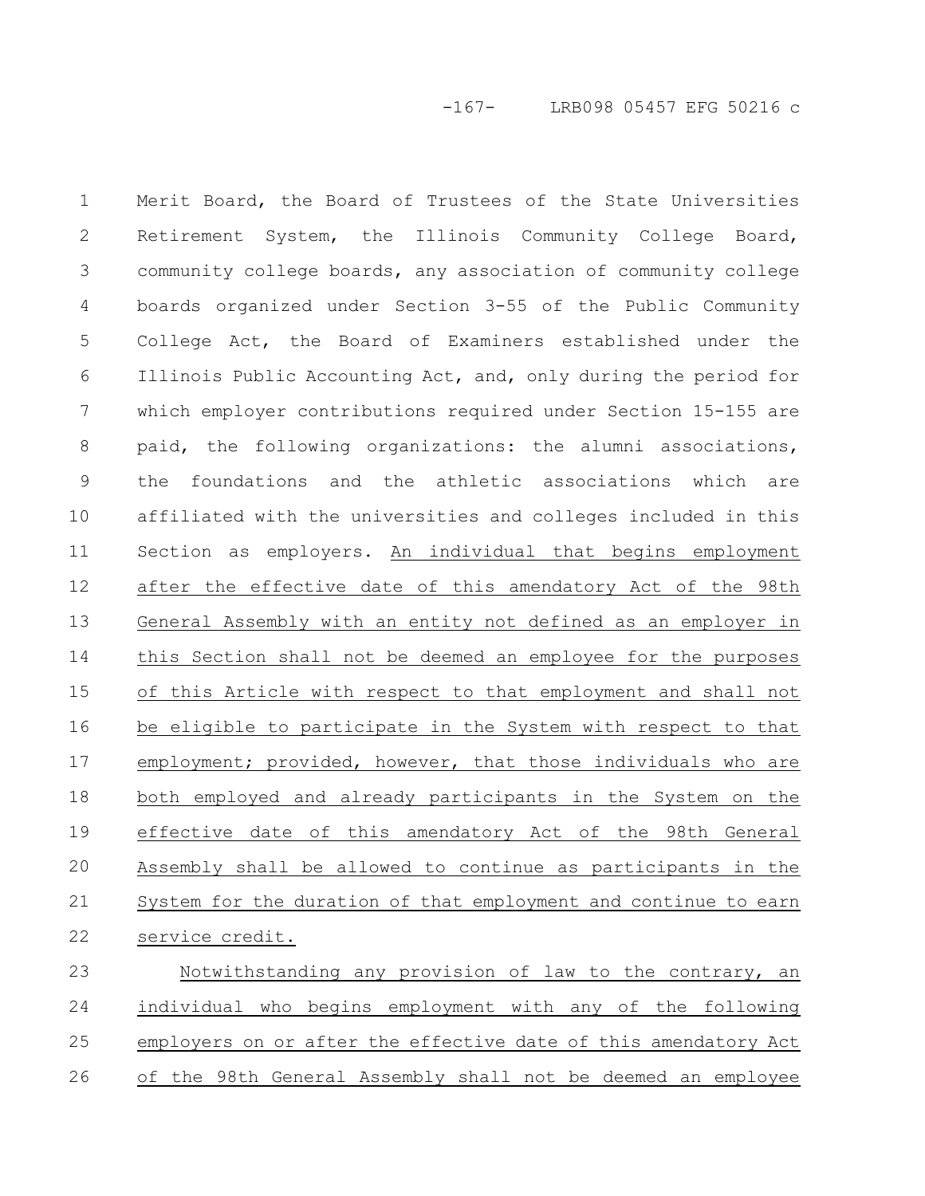Merit Board, the Board of Trustees of the State Universities Retirement System, the Illinois Community College Board, community college boards, any association of community college boards organized under Section 3-55 of the Public Community College Act, the Board of Examiners established under the Illinois Public Accounting Act, and, only during the period for which employer contributions required under Section 15-155 are paid, the following organizations: the alumni associations, the foundations and the athletic associations which are affiliated with the universities and colleges included in this Section as employers. An individual that begins employment after the effective date of this amendatory Act of the 98th General Assembly with an entity not defined as an employer in this Section shall not be deemed an employee for the purposes of this Article with respect to that employment and shall not be eligible to participate in the System with respect to that employment; provided, however, that those individuals who are both employed and already participants in the System on the effective date of this amendatory Act of the 98th General Assembly shall be allowed to continue as participants in the System for the duration of that employment and continue to earn service credit.

Notwithstanding any provision of law to the contrary, an individual who begins employment with any of the following employers on or after the effective date of this amendatory Act of the 98th General Assembly shall not be deemed an employee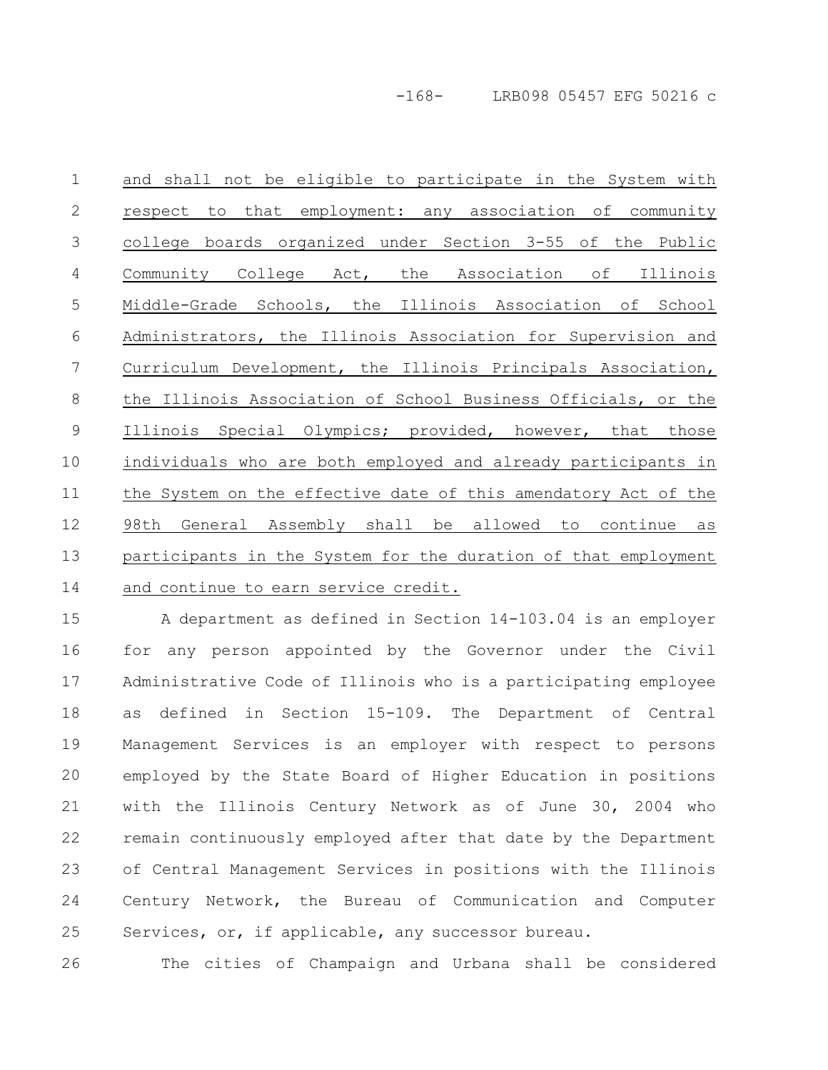and shall not be eligible to participate in the System with respect to that employment: any association of community college boards organized under Section 3-55 of the Public Community College Act, the Association of Illinois Middle-Grade Schools, the Illinois Association of School Administrators, the Illinois Association for Supervision and Curriculum Development, the Illinois Principals Association, the Illinois Association of School Business Officials, or the Illinois Special Olympics; provided, however, that those individuals who are both employed and already participants in the System on the effective date of this amendatory Act of the 98th General Assembly shall be allowed to continue as participants in the System for the duration of that employment and continue to earn service credit.

A department as defined in Section 14-103.04 is an employer for any person appointed by the Governor under the Civil Administrative Code of Illinois who is a participating employee as defined in Section 15-109. The Department of Central Management Services is an employer with respect to persons employed by the State Board of Higher Education in positions with the Illinois Century Network as of June 30, 2004 who remain continuously employed after that date by the Department of Central Management Services in positions with the Illinois Century Network, the Bureau of Communication and Computer Services, or, if applicable, any successor bureau.

The cities of Champaign and Urbana shall be considered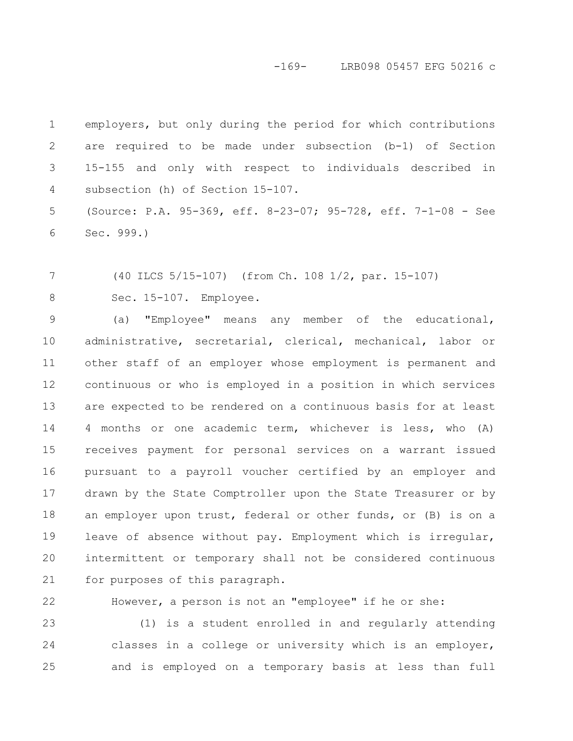employers, but only during the period for which contributions are required to be made under subsection (b-1) of Section 15-155 and only with respect to individuals described in subsection (h) of Section 15-107.

(Source: P.A. 95-369, eff. 8-23-07; 95-728, eff. 7-1-08 - See Sec. 999.)

(40 ILCS 5/15-107) (from Ch. 108 1/2, par. 15-107)

Sec. 15-107. Employee.

(a) "Employee" means any member of the educational, administrative, secretarial, clerical, mechanical, labor or other staff of an employer whose employment is permanent and continuous or who is employed in a position in which services are expected to be rendered on a continuous basis for at least 4 months or one academic term, whichever is less, who (A) receives payment for personal services on a warrant issued pursuant to a payroll voucher certified by an employer and drawn by the State Comptroller upon the State Treasurer or by an employer upon trust, federal or other funds, or (B) is on a leave of absence without pay. Employment which is irregular, intermittent or temporary shall not be considered continuous for purposes of this paragraph.

However, a person is not an "employee" if he or she:

(1) is a student enrolled in and regularly attending classes in a college or university which is an employer, and is employed on a temporary basis at less than full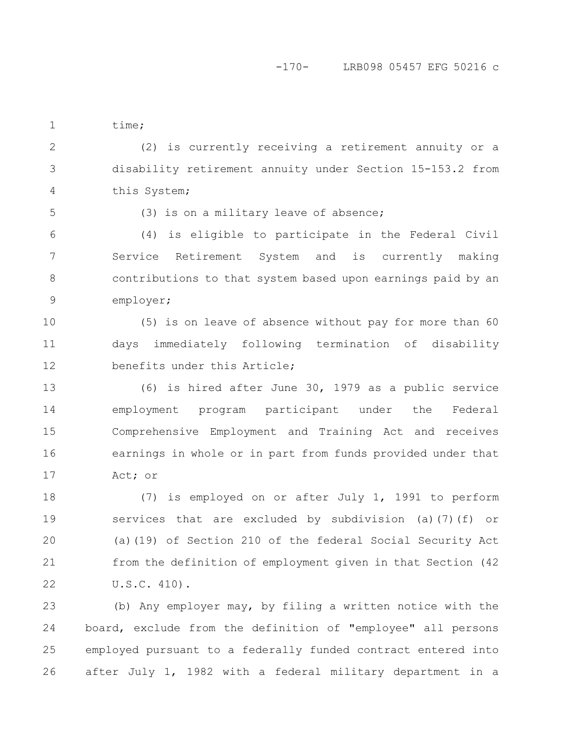time;

(2) is currently receiving a retirement annuity or a disability retirement annuity under Section 15-153.2 from this System;

(3) is on a military leave of absence;

(4) is eligible to participate in the Federal Civil Service Retirement System and is currently making contributions to that system based upon earnings paid by an employer;

(5) is on leave of absence without pay for more than 60 days immediately following termination of disability benefits under this Article;

(6) is hired after June 30, 1979 as a public service employment program participant under the Federal Comprehensive Employment and Training Act and receives earnings in whole or in part from funds provided under that Act; or

(7) is employed on or after July 1, 1991 to perform services that are excluded by subdivision (a)(7)(f) or (a)(19) of Section 210 of the federal Social Security Act from the definition of employment given in that Section (42 U.S.C. 410).

(b) Any employer may, by filing a written notice with the board, exclude from the definition of "employee" all persons employed pursuant to a federally funded contract entered into after July 1, 1982 with a federal military department in a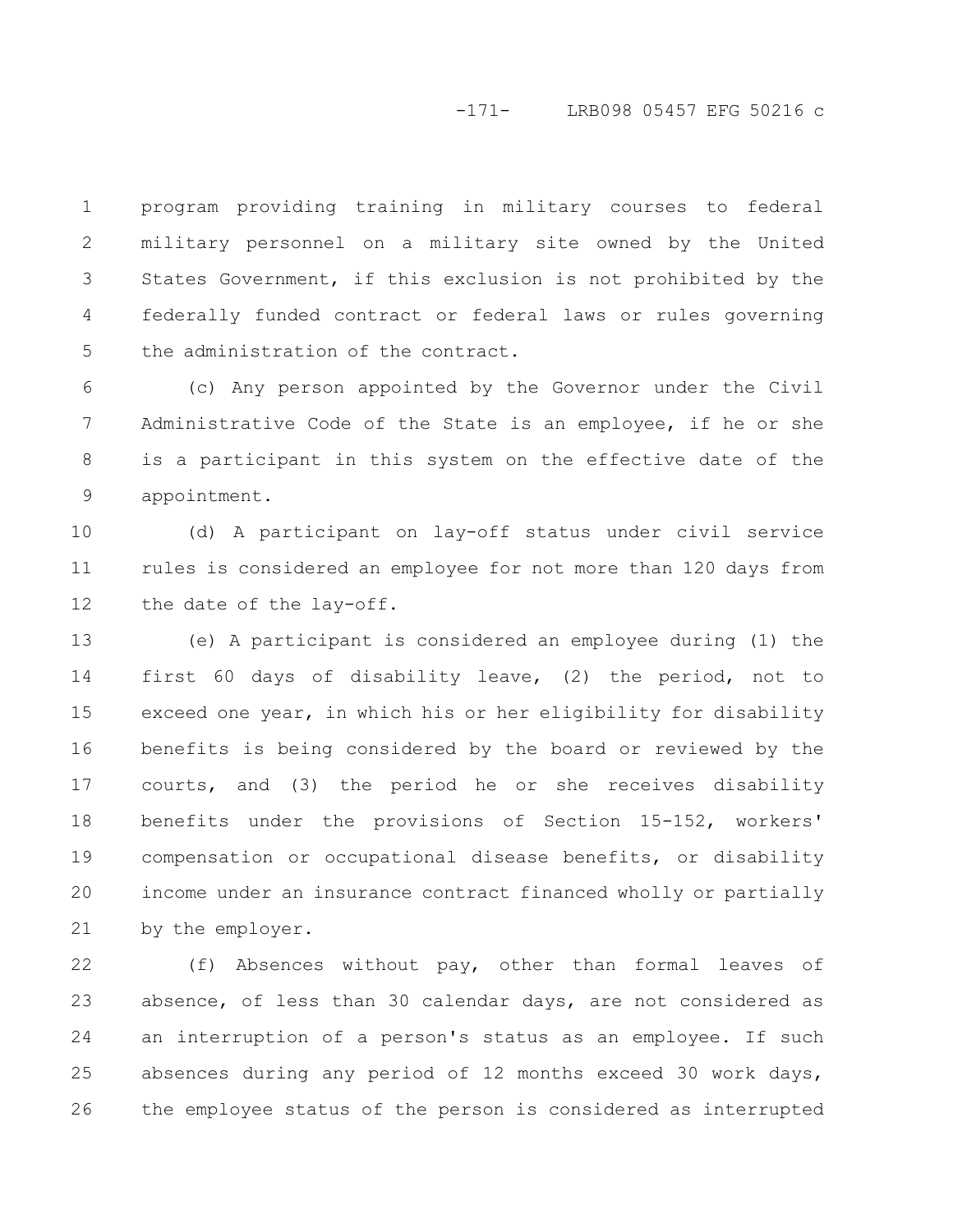program providing training in military courses to federal military personnel on a military site owned by the United States Government, if this exclusion is not prohibited by the federally funded contract or federal laws or rules governing the administration of the contract.

(c) Any person appointed by the Governor under the Civil Administrative Code of the State is an employee, if he or she is a participant in this system on the effective date of the appointment.

(d) A participant on lay-off status under civil service rules is considered an employee for not more than 120 days from the date of the lay-off.

(e) A participant is considered an employee during (1) the first 60 days of disability leave, (2) the period, not to exceed one year, in which his or her eligibility for disability benefits is being considered by the board or reviewed by the courts, and (3) the period he or she receives disability benefits under the provisions of Section 15-152, workers' compensation or occupational disease benefits, or disability income under an insurance contract financed wholly or partially by the employer.

(f) Absences without pay, other than formal leaves of absence, of less than 30 calendar days, are not considered as an interruption of a person's status as an employee. If such absences during any period of 12 months exceed 30 work days, the employee status of the person is considered as interrupted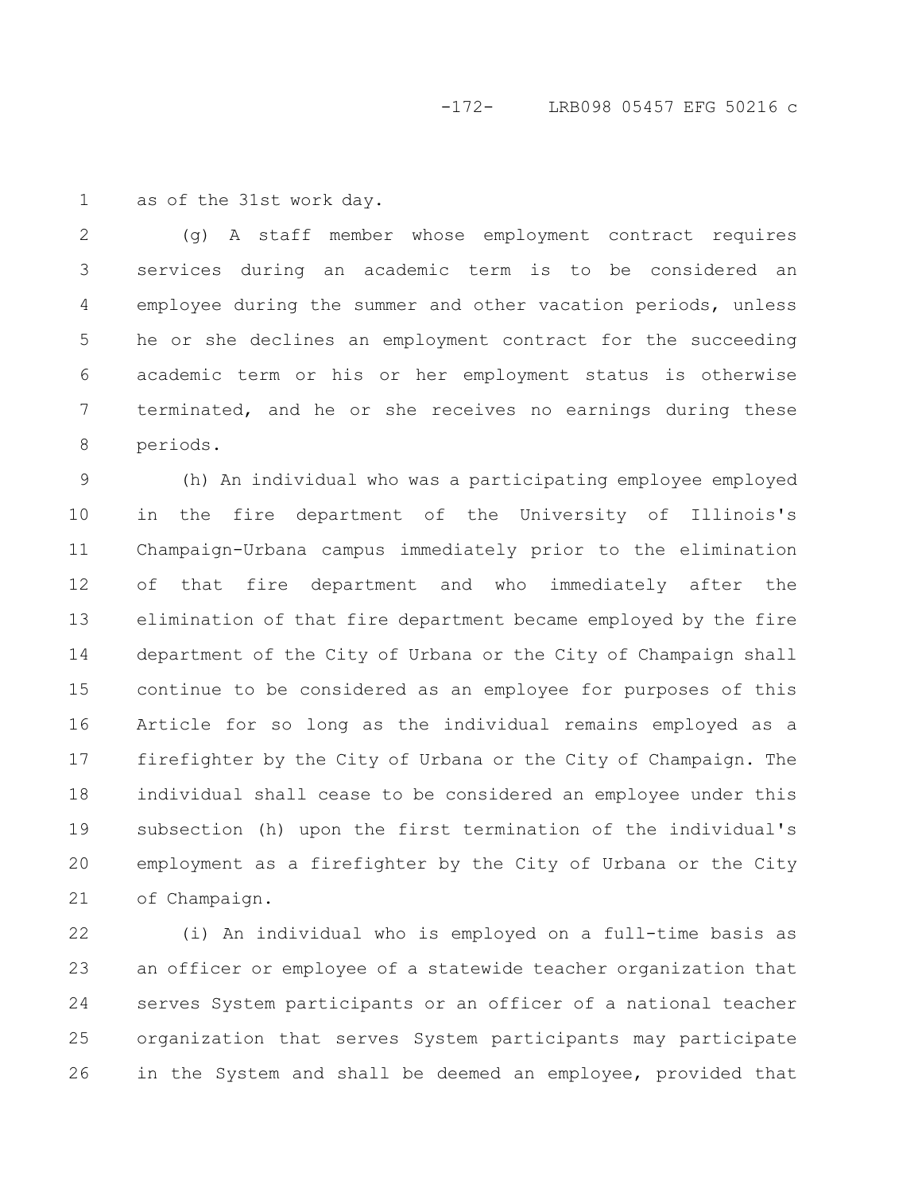as of the 31st work day.

(g) A staff member whose employment contract requires services during an academic term is to be considered an employee during the summer and other vacation periods, unless he or she declines an employment contract for the succeeding academic term or his or her employment status is otherwise terminated, and he or she receives no earnings during these periods.

(h) An individual who was a participating employee employed in the fire department of the University of Illinois's Champaign-Urbana campus immediately prior to the elimination of that fire department and who immediately after the elimination of that fire department became employed by the fire department of the City of Urbana or the City of Champaign shall continue to be considered as an employee for purposes of this Article for so long as the individual remains employed as a firefighter by the City of Urbana or the City of Champaign. The individual shall cease to be considered an employee under this subsection (h) upon the first termination of the individual's employment as a firefighter by the City of Urbana or the City of Champaign.

(i) An individual who is employed on a full-time basis as an officer or employee of a statewide teacher organization that serves System participants or an officer of a national teacher organization that serves System participants may participate in the System and shall be deemed an employee, provided that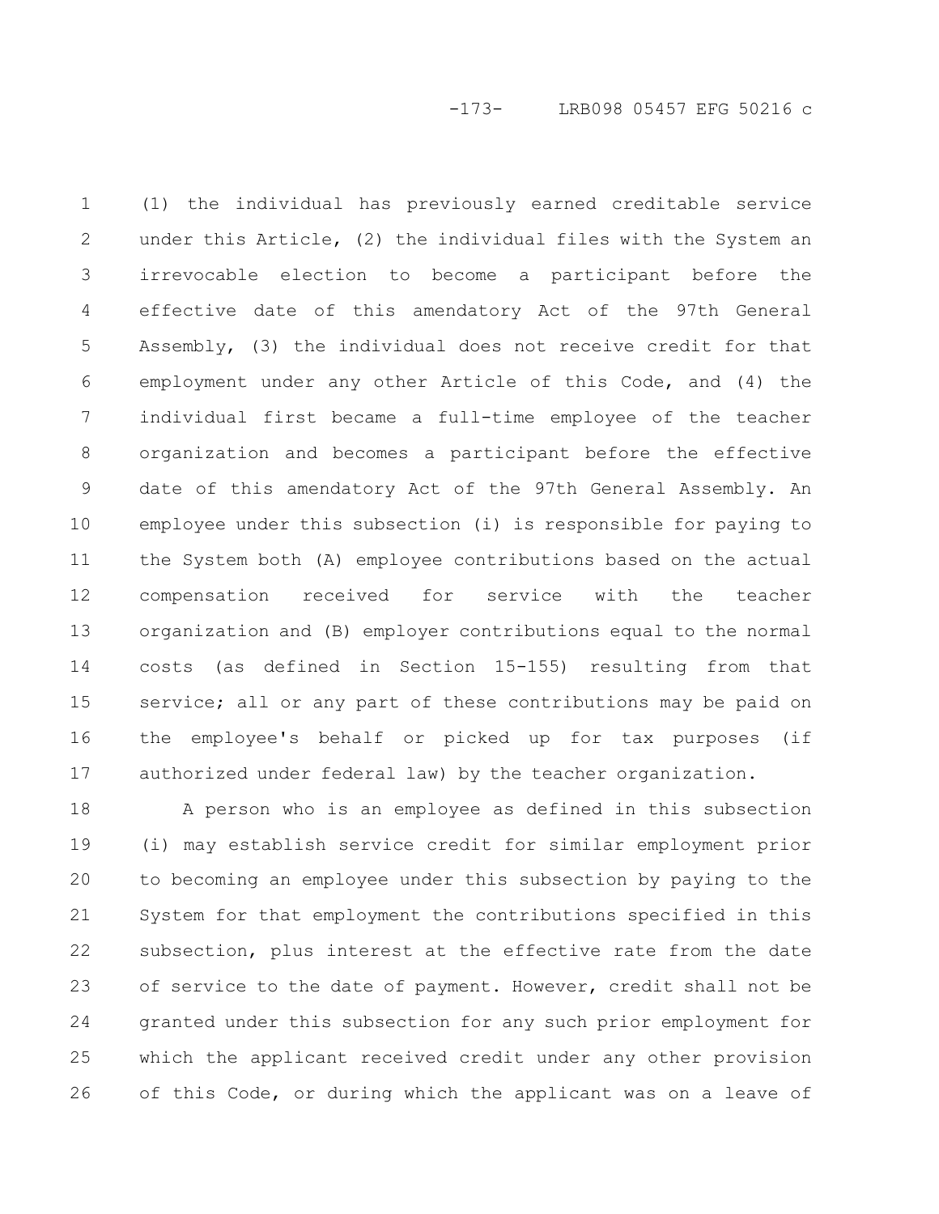(1) the individual has previously earned creditable service under this Article, (2) the individual files with the System an irrevocable election to become a participant before the effective date of this amendatory Act of the 97th General Assembly, (3) the individual does not receive credit for that employment under any other Article of this Code, and (4) the individual first became a full-time employee of the teacher organization and becomes a participant before the effective date of this amendatory Act of the 97th General Assembly. An employee under this subsection (i) is responsible for paying to the System both (A) employee contributions based on the actual compensation received for service with the teacher organization and (B) employer contributions equal to the normal costs (as defined in Section 15-155) resulting from that service; all or any part of these contributions may be paid on the employee's behalf or picked up for tax purposes (if authorized under federal law) by the teacher organization.

A person who is an employee as defined in this subsection (i) may establish service credit for similar employment prior to becoming an employee under this subsection by paying to the System for that employment the contributions specified in this subsection, plus interest at the effective rate from the date of service to the date of payment. However, credit shall not be granted under this subsection for any such prior employment for which the applicant received credit under any other provision of this Code, or during which the applicant was on a leave of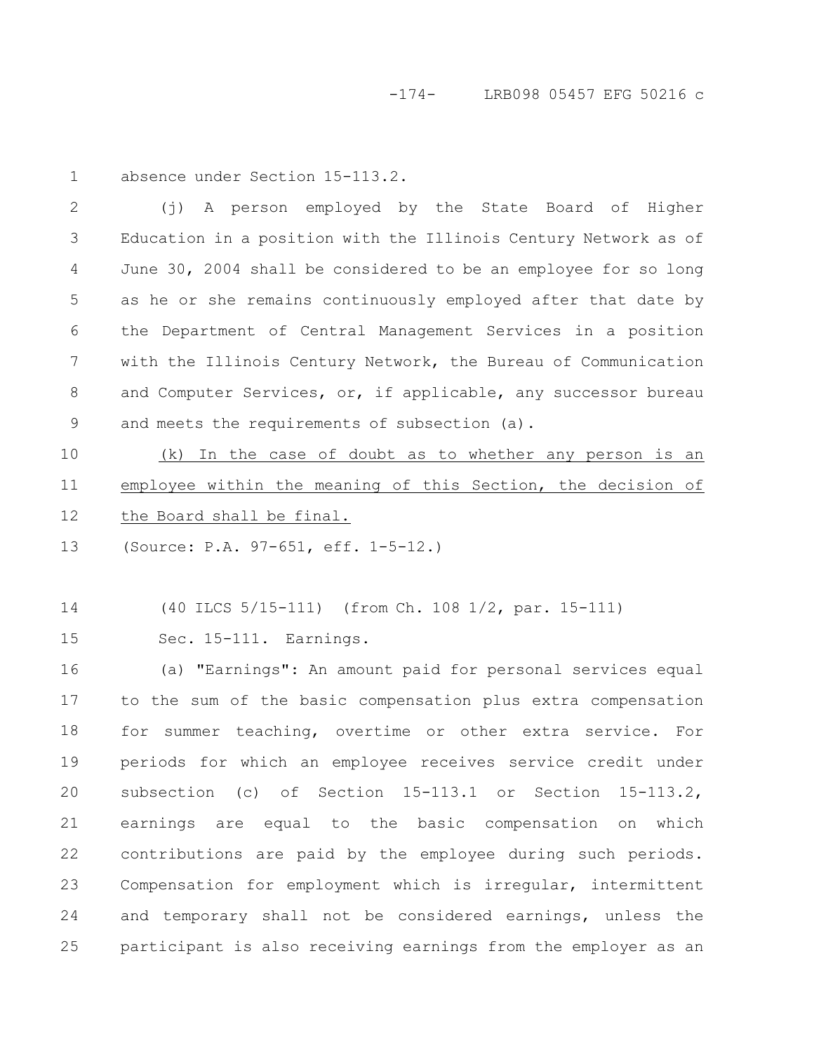absence under Section 15-113.2.

(j) A person employed by the State Board of Higher Education in a position with the Illinois Century Network as of June 30, 2004 shall be considered to be an employee for so long as he or she remains continuously employed after that date by the Department of Central Management Services in a position with the Illinois Century Network, the Bureau of Communication and Computer Services, or, if applicable, any successor bureau and meets the requirements of subsection (a).

<u>(k) In the case of doubt as to whether any person is an employee within the meaning of this Section, the decision of the Board shall be final.</u>

(Source: P.A. 97-651, eff. 1-5-12.)

(40 ILCS 5/15-111) (from Ch. 108 1/2, par. 15-111)

Sec. 15-111. Earnings.

(a) "Earnings": An amount paid for personal services equal to the sum of the basic compensation plus extra compensation for summer teaching, overtime or other extra service. For periods for which an employee receives service credit under subsection (c) of Section 15-113.1 or Section 15-113.2, earnings are equal to the basic compensation on which contributions are paid by the employee during such periods. Compensation for employment which is irregular, intermittent and temporary shall not be considered earnings, unless the participant is also receiving earnings from the employer as an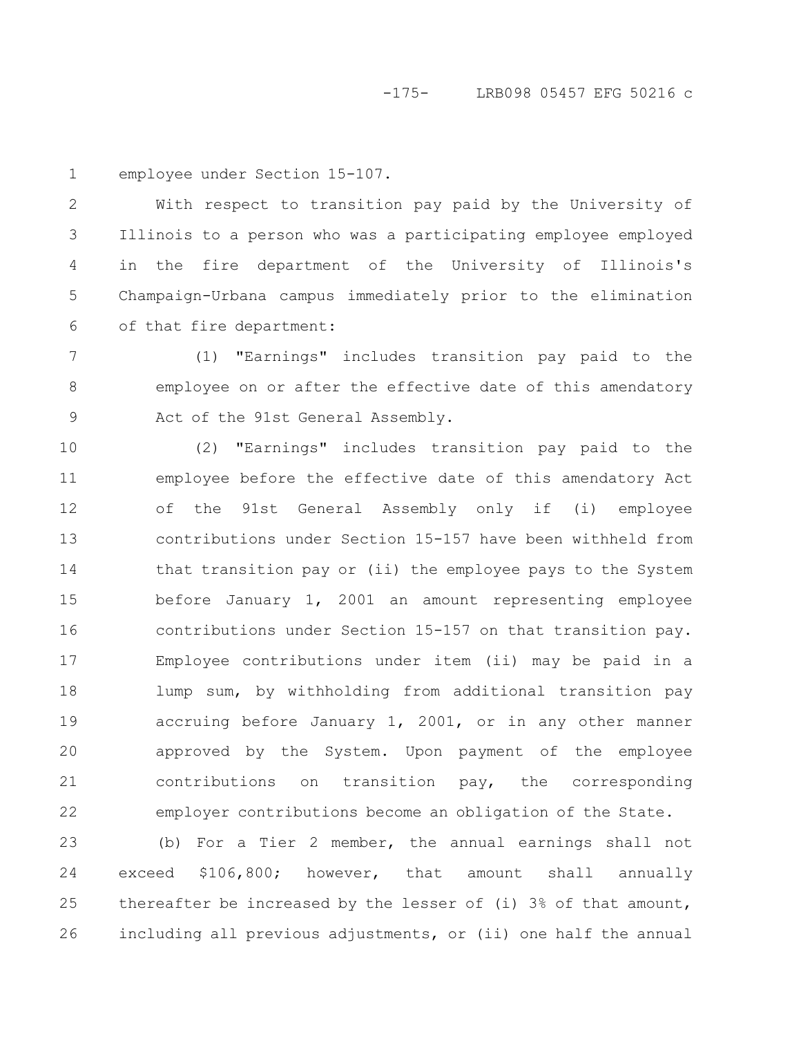employee under Section 15-107.

With respect to transition pay paid by the University of Illinois to a person who was a participating employee employed in the fire department of the University of Illinois's Champaign-Urbana campus immediately prior to the elimination of that fire department:

(1) "Earnings" includes transition pay paid to the employee on or after the effective date of this amendatory Act of the 91st General Assembly.

(2) "Earnings" includes transition pay paid to the employee before the effective date of this amendatory Act of the 91st General Assembly only if (i) employee contributions under Section 15-157 have been withheld from that transition pay or (ii) the employee pays to the System before January 1, 2001 an amount representing employee contributions under Section 15-157 on that transition pay. Employee contributions under item (ii) may be paid in a lump sum, by withholding from additional transition pay accruing before January 1, 2001, or in any other manner approved by the System. Upon payment of the employee contributions on transition pay, the corresponding employer contributions become an obligation of the State.

(b) For a Tier 2 member, the annual earnings shall not exceed $106,800; however, that amount shall annually thereafter be increased by the lesser of (i) 3% of that amount, including all previous adjustments, or (ii) one half the annual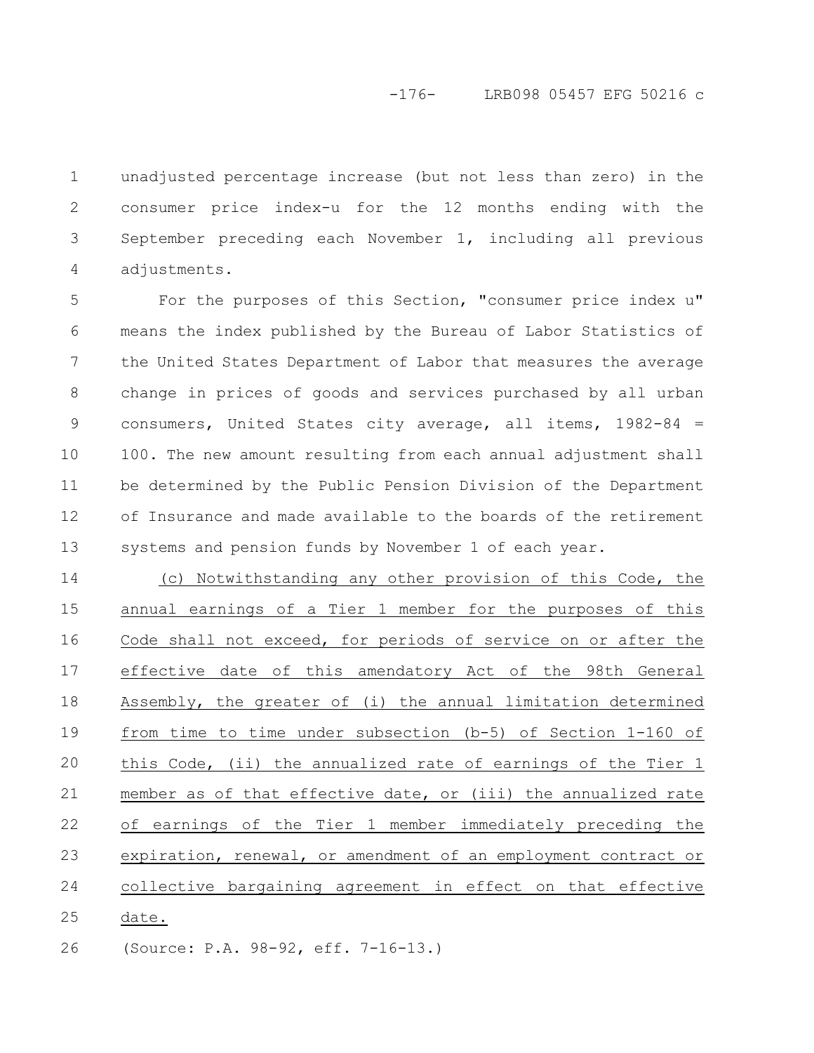unadjusted percentage increase (but not less than zero) in the consumer price index-u for the 12 months ending with the September preceding each November 1, including all previous adjustments.

For the purposes of this Section, "consumer price index u" means the index published by the Bureau of Labor Statistics of the United States Department of Labor that measures the average change in prices of goods and services purchased by all urban consumers, United States city average, all items, 1982-84 = 100. The new amount resulting from each annual adjustment shall be determined by the Public Pension Division of the Department of Insurance and made available to the boards of the retirement systems and pension funds by November 1 of each year.

(c) Notwithstanding any other provision of this Code, the annual earnings of a Tier 1 member for the purposes of this Code shall not exceed, for periods of service on or after the effective date of this amendatory Act of the 98th General Assembly, the greater of (i) the annual limitation determined from time to time under subsection (b-5) of Section 1-160 of this Code, (ii) the annualized rate of earnings of the Tier 1 member as of that effective date, or (iii) the annualized rate of earnings of the Tier 1 member immediately preceding the expiration, renewal, or amendment of an employment contract or collective bargaining agreement in effect on that effective date.

(Source: P.A. 98-92, eff. 7-16-13.)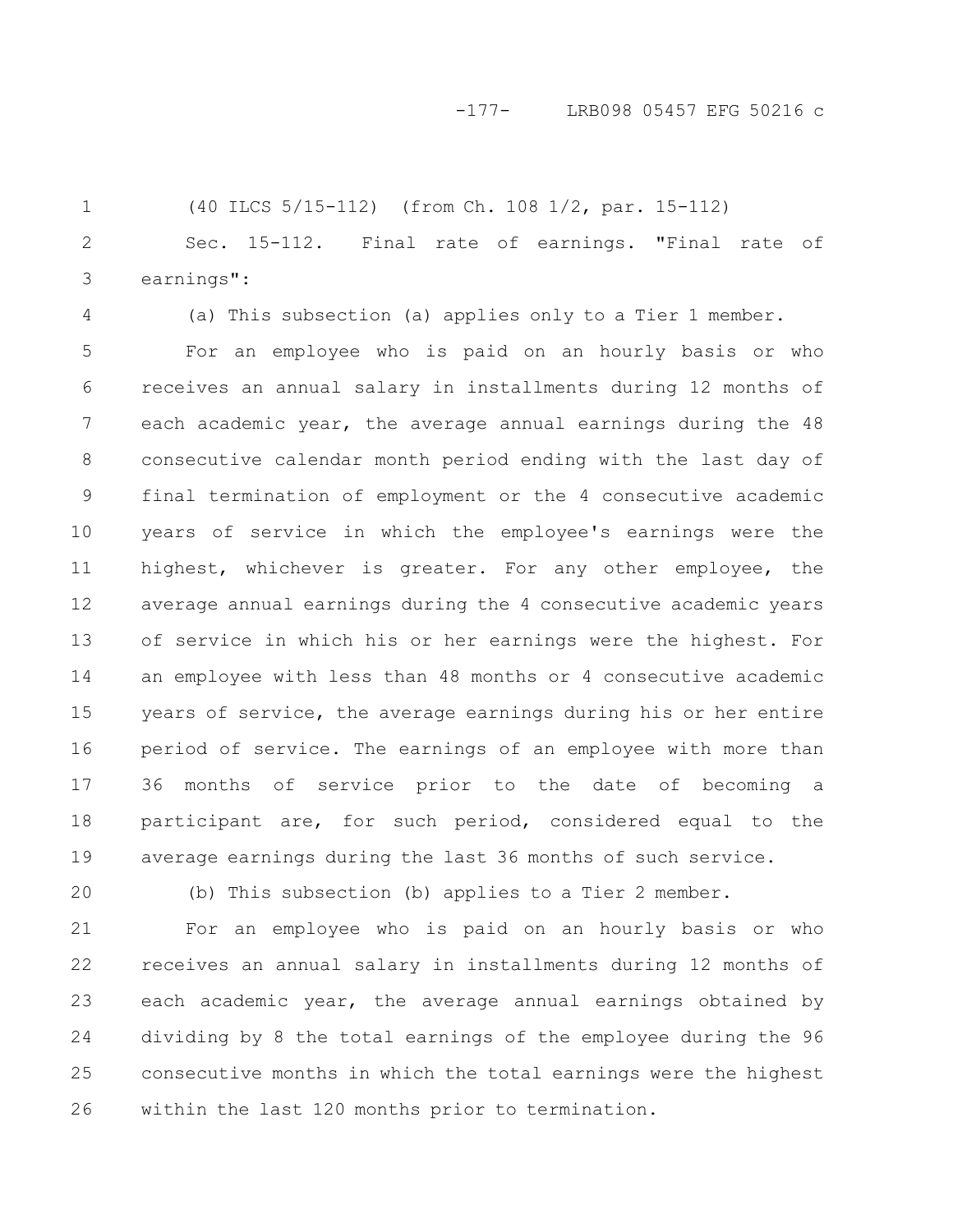(40 ILCS 5/15-112) (from Ch. 108 1/2, par. 15-112)

Sec. 15-112. Final rate of earnings. "Final rate of earnings":

(a) This subsection (a) applies only to a Tier 1 member.

For an employee who is paid on an hourly basis or who receives an annual salary in installments during 12 months of each academic year, the average annual earnings during the 48 consecutive calendar month period ending with the last day of final termination of employment or the 4 consecutive academic years of service in which the employee's earnings were the highest, whichever is greater. For any other employee, the average annual earnings during the 4 consecutive academic years of service in which his or her earnings were the highest. For an employee with less than 48 months or 4 consecutive academic years of service, the average earnings during his or her entire period of service. The earnings of an employee with more than 36 months of service prior to the date of becoming a participant are, for such period, considered equal to the average earnings during the last 36 months of such service.

(b) This subsection (b) applies to a Tier 2 member.

For an employee who is paid on an hourly basis or who receives an annual salary in installments during 12 months of each academic year, the average annual earnings obtained by dividing by 8 the total earnings of the employee during the 96 consecutive months in which the total earnings were the highest within the last 120 months prior to termination.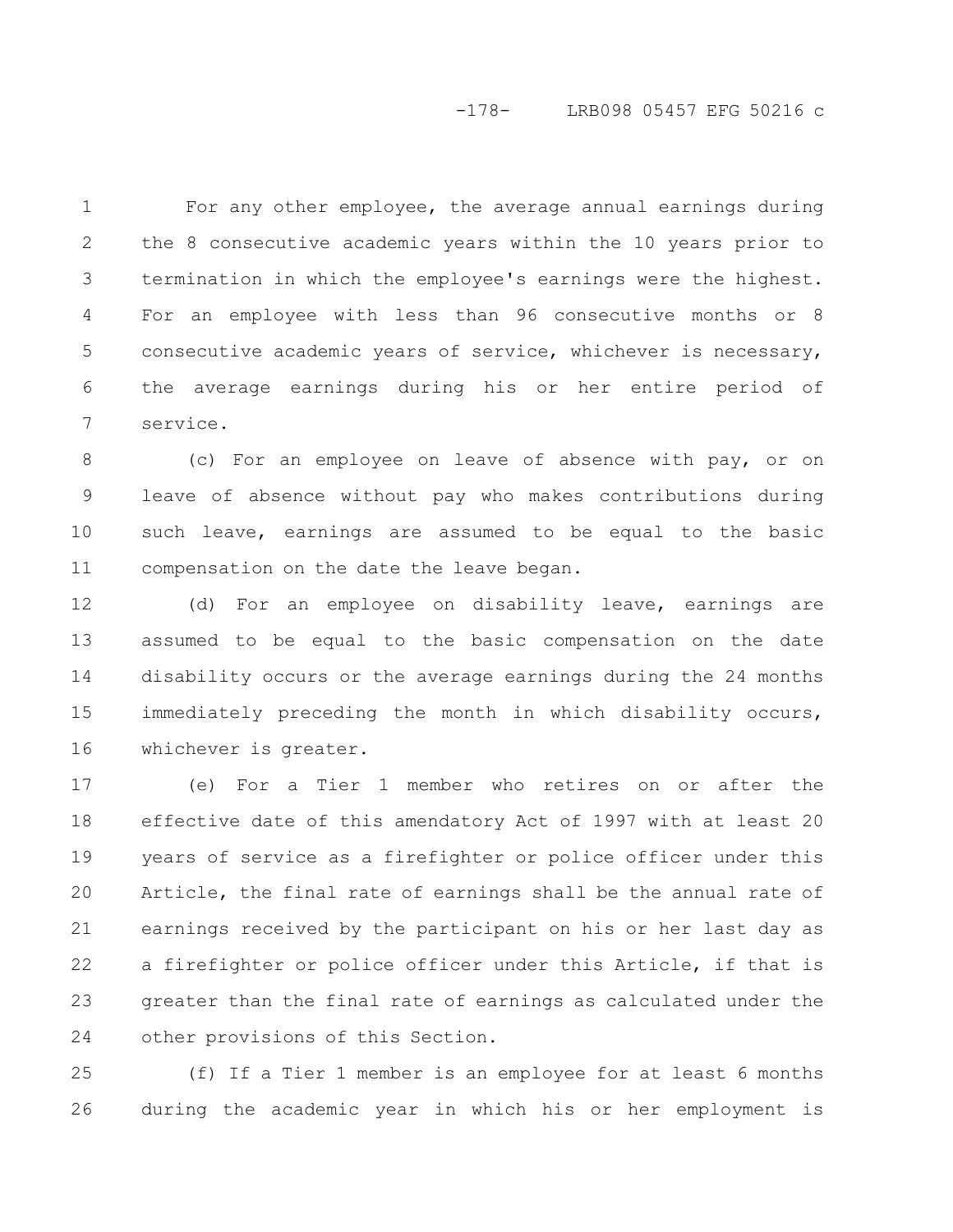For any other employee, the average annual earnings during the 8 consecutive academic years within the 10 years prior to termination in which the employee's earnings were the highest. For an employee with less than 96 consecutive months or 8 consecutive academic years of service, whichever is necessary, the average earnings during his or her entire period of service.

(c) For an employee on leave of absence with pay, or on leave of absence without pay who makes contributions during such leave, earnings are assumed to be equal to the basic compensation on the date the leave began.

(d) For an employee on disability leave, earnings are assumed to be equal to the basic compensation on the date disability occurs or the average earnings during the 24 months immediately preceding the month in which disability occurs, whichever is greater.

(e) For a Tier 1 member who retires on or after the effective date of this amendatory Act of 1997 with at least 20 years of service as a firefighter or police officer under this Article, the final rate of earnings shall be the annual rate of earnings received by the participant on his or her last day as a firefighter or police officer under this Article, if that is greater than the final rate of earnings as calculated under the other provisions of this Section.

(f) If a Tier 1 member is an employee for at least 6 months during the academic year in which his or her employment is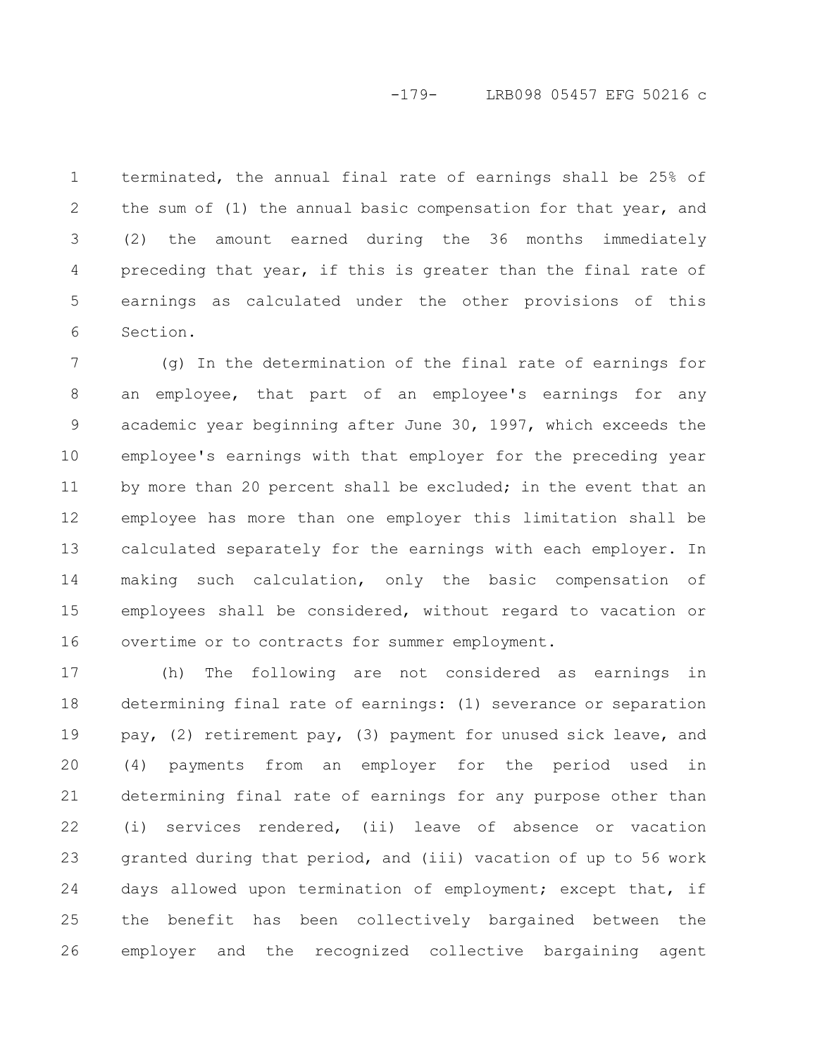terminated, the annual final rate of earnings shall be 25% of the sum of (1) the annual basic compensation for that year, and (2) the amount earned during the 36 months immediately preceding that year, if this is greater than the final rate of earnings as calculated under the other provisions of this Section.

(g) In the determination of the final rate of earnings for an employee, that part of an employee's earnings for any academic year beginning after June 30, 1997, which exceeds the employee's earnings with that employer for the preceding year by more than 20 percent shall be excluded; in the event that an employee has more than one employer this limitation shall be calculated separately for the earnings with each employer. In making such calculation, only the basic compensation of employees shall be considered, without regard to vacation or overtime or to contracts for summer employment.

(h) The following are not considered as earnings in determining final rate of earnings: (1) severance or separation pay, (2) retirement pay, (3) payment for unused sick leave, and (4) payments from an employer for the period used in determining final rate of earnings for any purpose other than (i) services rendered, (ii) leave of absence or vacation granted during that period, and (iii) vacation of up to 56 work days allowed upon termination of employment; except that, if the benefit has been collectively bargained between the employer and the recognized collective bargaining agent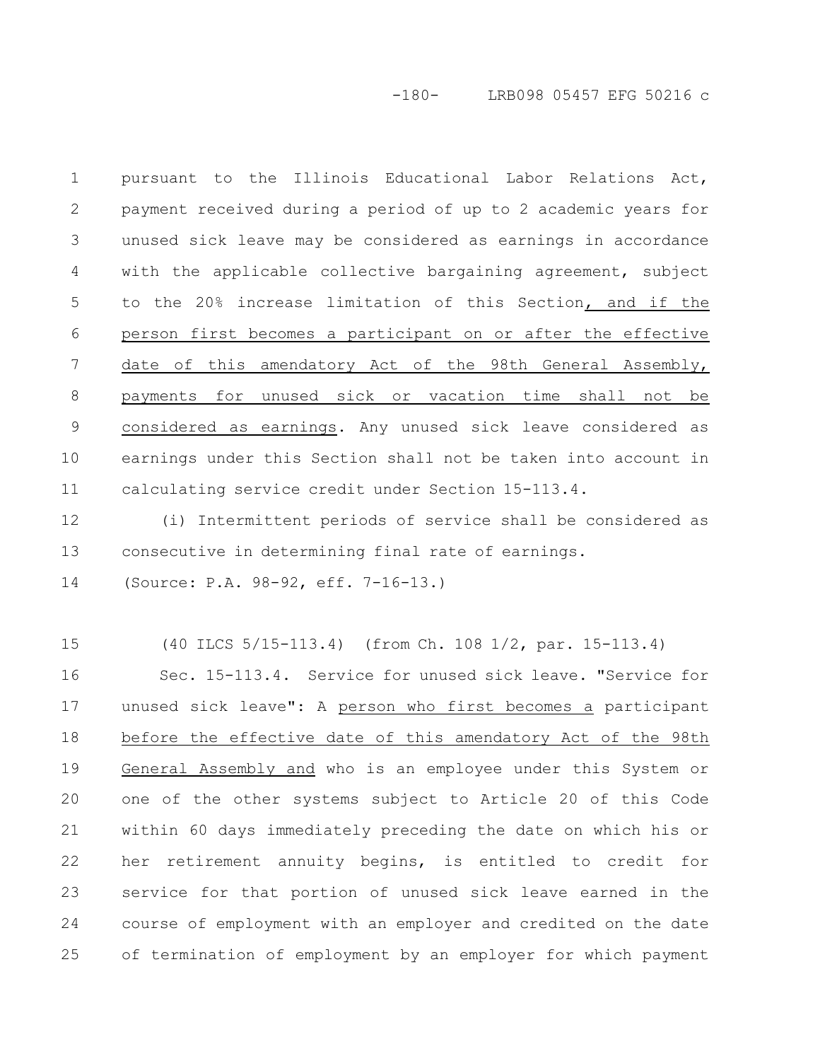pursuant to the Illinois Educational Labor Relations Act, payment received during a period of up to 2 academic years for unused sick leave may be considered as earnings in accordance with the applicable collective bargaining agreement, subject to the 20% increase limitation of this Section, and if the person first becomes a participant on or after the effective date of this amendatory Act of the 98th General Assembly, payments for unused sick or vacation time shall not be considered as earnings. Any unused sick leave considered as earnings under this Section shall not be taken into account in calculating service credit under Section 15-113.4.

(i) Intermittent periods of service shall be considered as consecutive in determining final rate of earnings.

(Source: P.A. 98-92, eff. 7-16-13.)

(40 ILCS 5/15-113.4) (from Ch. 108 1/2, par. 15-113.4)

Sec. 15-113.4. Service for unused sick leave. "Service for unused sick leave": A person who first becomes a participant before the effective date of this amendatory Act of the 98th General Assembly and who is an employee under this System or one of the other systems subject to Article 20 of this Code within 60 days immediately preceding the date on which his or her retirement annuity begins, is entitled to credit for service for that portion of unused sick leave earned in the course of employment with an employer and credited on the date of termination of employment by an employer for which payment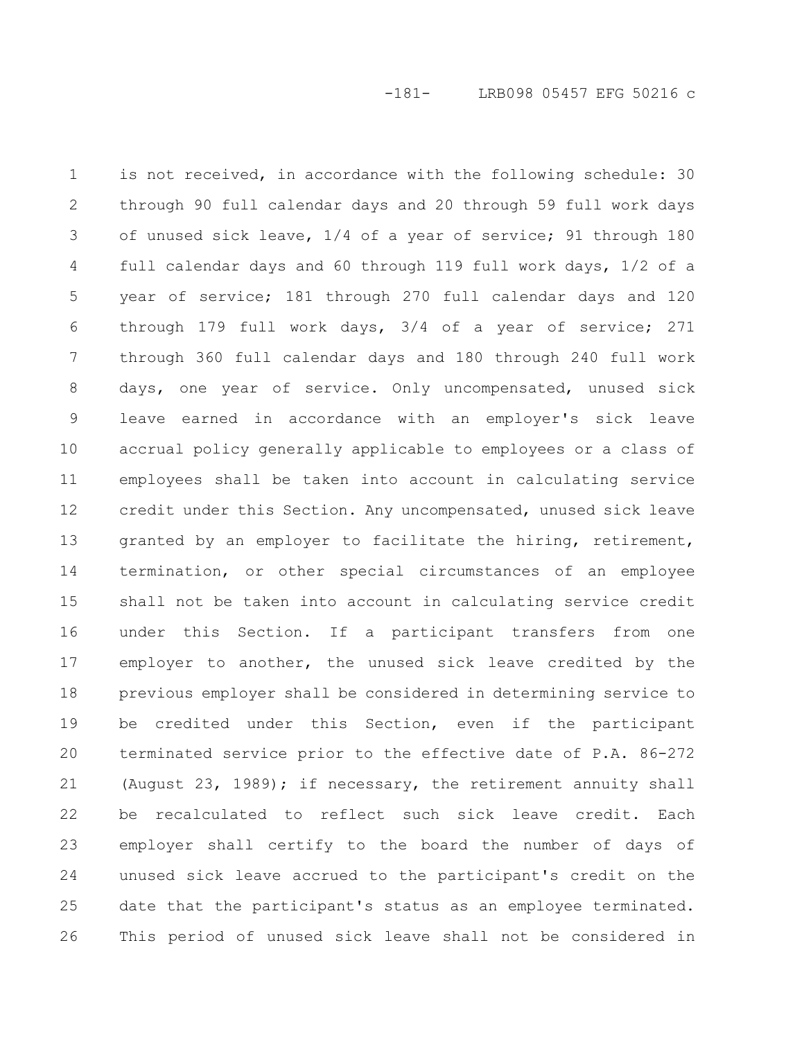is not received, in accordance with the following schedule: 30 through 90 full calendar days and 20 through 59 full work days of unused sick leave, 1/4 of a year of service; 91 through 180 full calendar days and 60 through 119 full work days, 1/2 of a year of service; 181 through 270 full calendar days and 120 through 179 full work days, 3/4 of a year of service; 271 through 360 full calendar days and 180 through 240 full work days, one year of service. Only uncompensated, unused sick leave earned in accordance with an employer's sick leave accrual policy generally applicable to employees or a class of employees shall be taken into account in calculating service credit under this Section. Any uncompensated, unused sick leave granted by an employer to facilitate the hiring, retirement, termination, or other special circumstances of an employee shall not be taken into account in calculating service credit under this Section. If a participant transfers from one employer to another, the unused sick leave credited by the previous employer shall be considered in determining service to be credited under this Section, even if the participant terminated service prior to the effective date of P.A. 86-272 (August 23, 1989); if necessary, the retirement annuity shall be recalculated to reflect such sick leave credit. Each employer shall certify to the board the number of days of unused sick leave accrued to the participant's credit on the date that the participant's status as an employee terminated. This period of unused sick leave shall not be considered in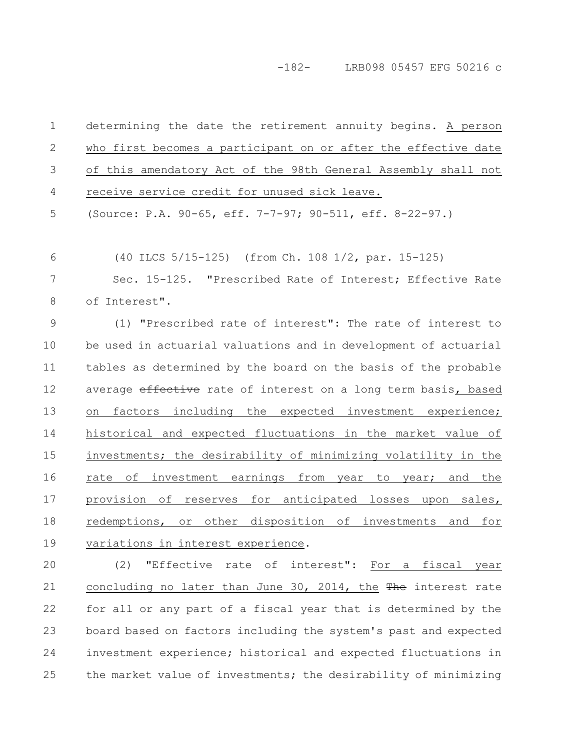determining the date the retirement annuity begins. A person who first becomes a participant on or after the effective date of this amendatory Act of the 98th General Assembly shall not receive service credit for unused sick leave.

(Source: P.A. 90-65, eff. 7-7-97; 90-511, eff. 8-22-97.)

(40 ILCS 5/15-125) (from Ch. 108 1/2, par. 15-125)

Sec. 15-125. "Prescribed Rate of Interest; Effective Rate of Interest".

(1) "Prescribed rate of interest": The rate of interest to be used in actuarial valuations and in development of actuarial tables as determined by the board on the basis of the probable average ~~effective~~ rate of interest on a long term basis, based on factors including the expected investment experience; historical and expected fluctuations in the market value of investments; the desirability of minimizing volatility in the rate of investment earnings from year to year; and the provision of reserves for anticipated losses upon sales, redemptions, or other disposition of investments and for variations in interest experience.

(2) "Effective rate of interest": For a fiscal year concluding no later than June 30, 2014, the ~~The~~ interest rate for all or any part of a fiscal year that is determined by the board based on factors including the system's past and expected investment experience; historical and expected fluctuations in the market value of investments; the desirability of minimizing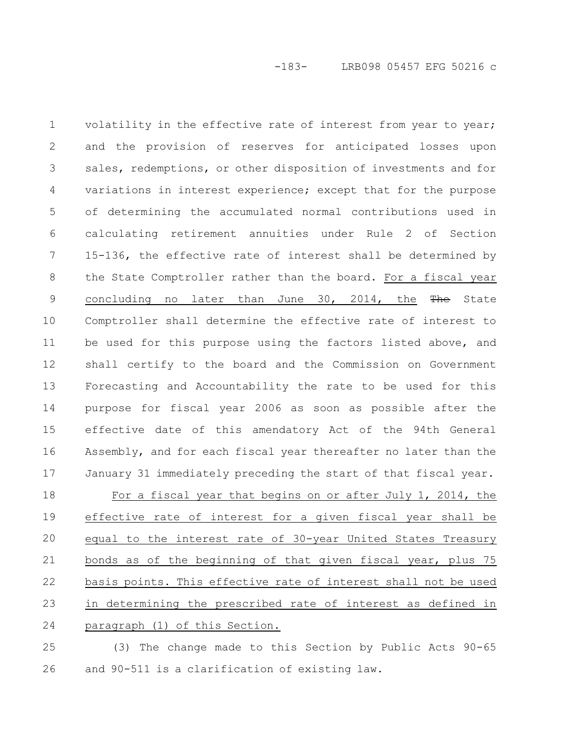volatility in the effective rate of interest from year to year; and the provision of reserves for anticipated losses upon sales, redemptions, or other disposition of investments and for variations in interest experience; except that for the purpose of determining the accumulated normal contributions used in calculating retirement annuities under Rule 2 of Section 15-136, the effective rate of interest shall be determined by the State Comptroller rather than the board. For a fiscal year concluding no later than June 30, 2014, the ~~The~~ State Comptroller shall determine the effective rate of interest to be used for this purpose using the factors listed above, and shall certify to the board and the Commission on Government Forecasting and Accountability the rate to be used for this purpose for fiscal year 2006 as soon as possible after the effective date of this amendatory Act of the 94th General Assembly, and for each fiscal year thereafter no later than the January 31 immediately preceding the start of that fiscal year.

For a fiscal year that begins on or after July 1, 2014, the effective rate of interest for a given fiscal year shall be equal to the interest rate of 30-year United States Treasury bonds as of the beginning of that given fiscal year, plus 75 basis points. This effective rate of interest shall not be used in determining the prescribed rate of interest as defined in paragraph (1) of this Section.

(3) The change made to this Section by Public Acts 90-65 and 90-511 is a clarification of existing law.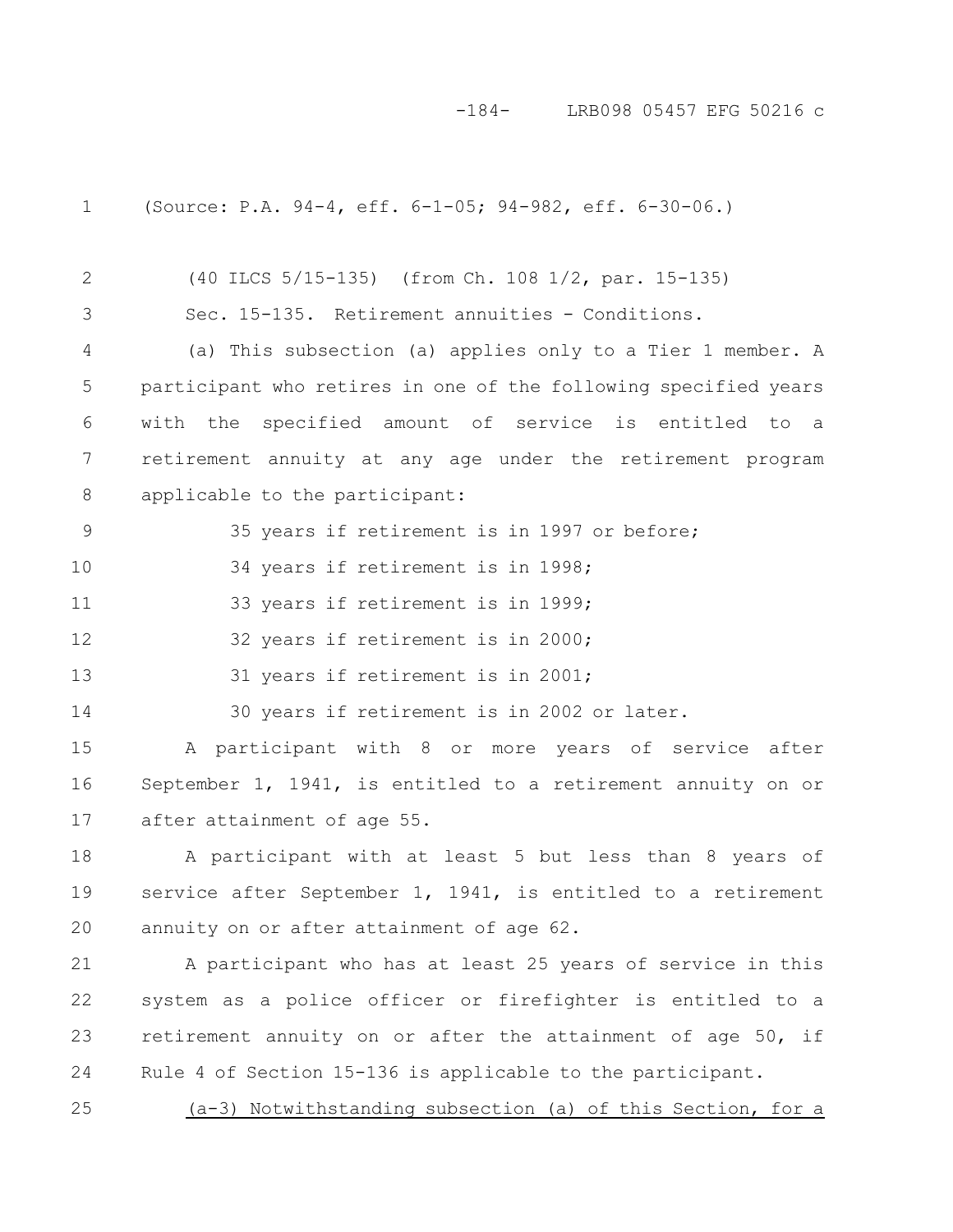(Source: P.A. 94-4, eff. 6-1-05; 94-982, eff. 6-30-06.)

(40 ILCS 5/15-135) (from Ch. 108 1/2, par. 15-135)

Sec. 15-135. Retirement annuities - Conditions.

(a) This subsection (a) applies only to a Tier 1 member. A participant who retires in one of the following specified years with the specified amount of service is entitled to a retirement annuity at any age under the retirement program applicable to the participant:

35 years if retirement is in 1997 or before;

34 years if retirement is in 1998;

33 years if retirement is in 1999;

32 years if retirement is in 2000;

31 years if retirement is in 2001;

30 years if retirement is in 2002 or later.

A participant with 8 or more years of service after September 1, 1941, is entitled to a retirement annuity on or after attainment of age 55.

A participant with at least 5 but less than 8 years of service after September 1, 1941, is entitled to a retirement annuity on or after attainment of age 62.

A participant who has at least 25 years of service in this system as a police officer or firefighter is entitled to a retirement annuity on or after the attainment of age 50, if Rule 4 of Section 15-136 is applicable to the participant.

<u>(a-3) Notwithstanding subsection (a) of this Section, for a</u>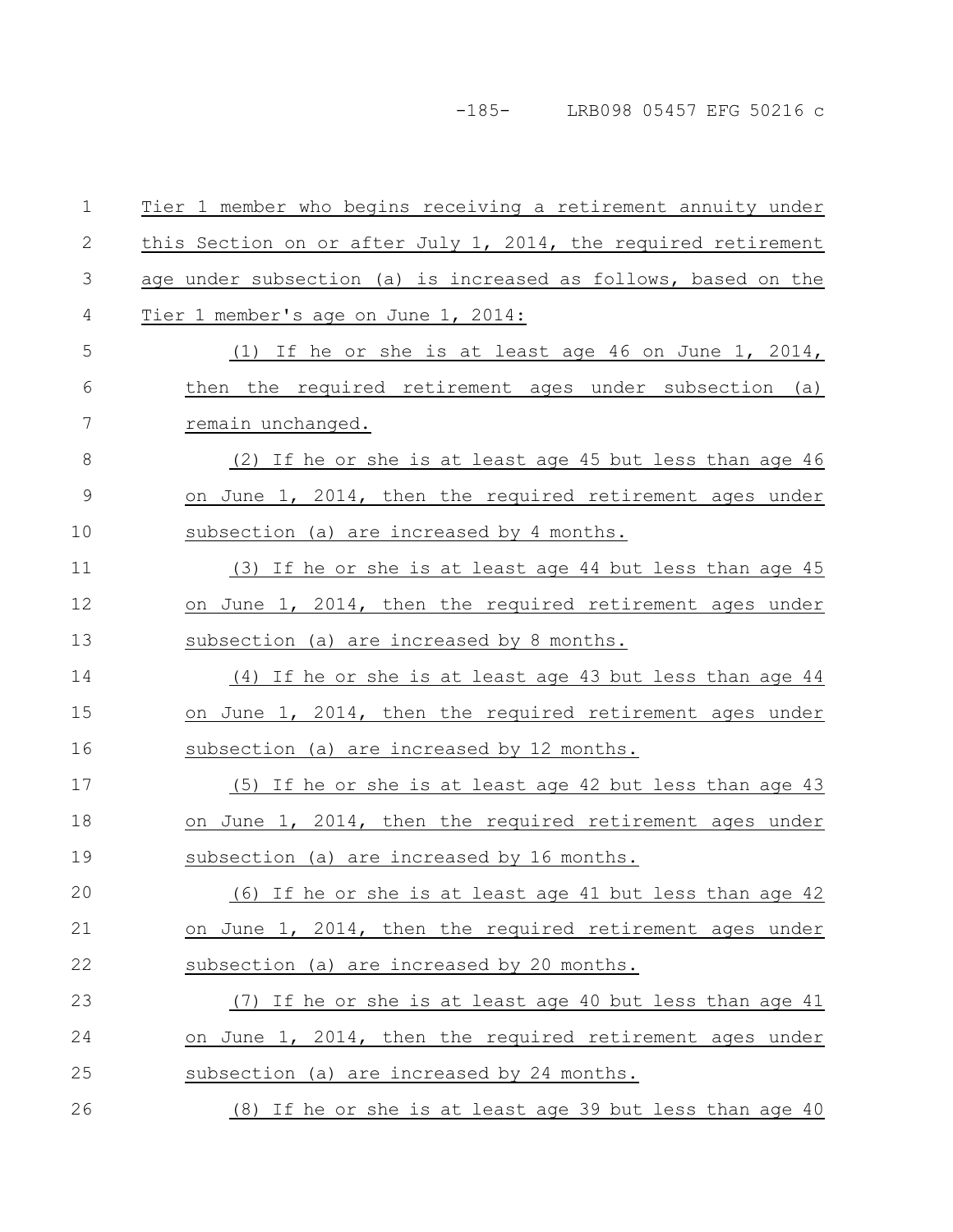Tier 1 member who begins receiving a retirement annuity under this Section on or after July 1, 2014, the required retirement age under subsection (a) is increased as follows, based on the Tier 1 member's age on June 1, 2014:

(1) If he or she is at least age 46 on June 1, 2014, then the required retirement ages under subsection (a) remain unchanged.

(2) If he or she is at least age 45 but less than age 46 on June 1, 2014, then the required retirement ages under subsection (a) are increased by 4 months.

(3) If he or she is at least age 44 but less than age 45 on June 1, 2014, then the required retirement ages under subsection (a) are increased by 8 months.

(4) If he or she is at least age 43 but less than age 44 on June 1, 2014, then the required retirement ages under subsection (a) are increased by 12 months.

(5) If he or she is at least age 42 but less than age 43 on June 1, 2014, then the required retirement ages under subsection (a) are increased by 16 months.

(6) If he or she is at least age 41 but less than age 42 on June 1, 2014, then the required retirement ages under subsection (a) are increased by 20 months.

(7) If he or she is at least age 40 but less than age 41 on June 1, 2014, then the required retirement ages under subsection (a) are increased by 24 months.

(8) If he or she is at least age 39 but less than age 40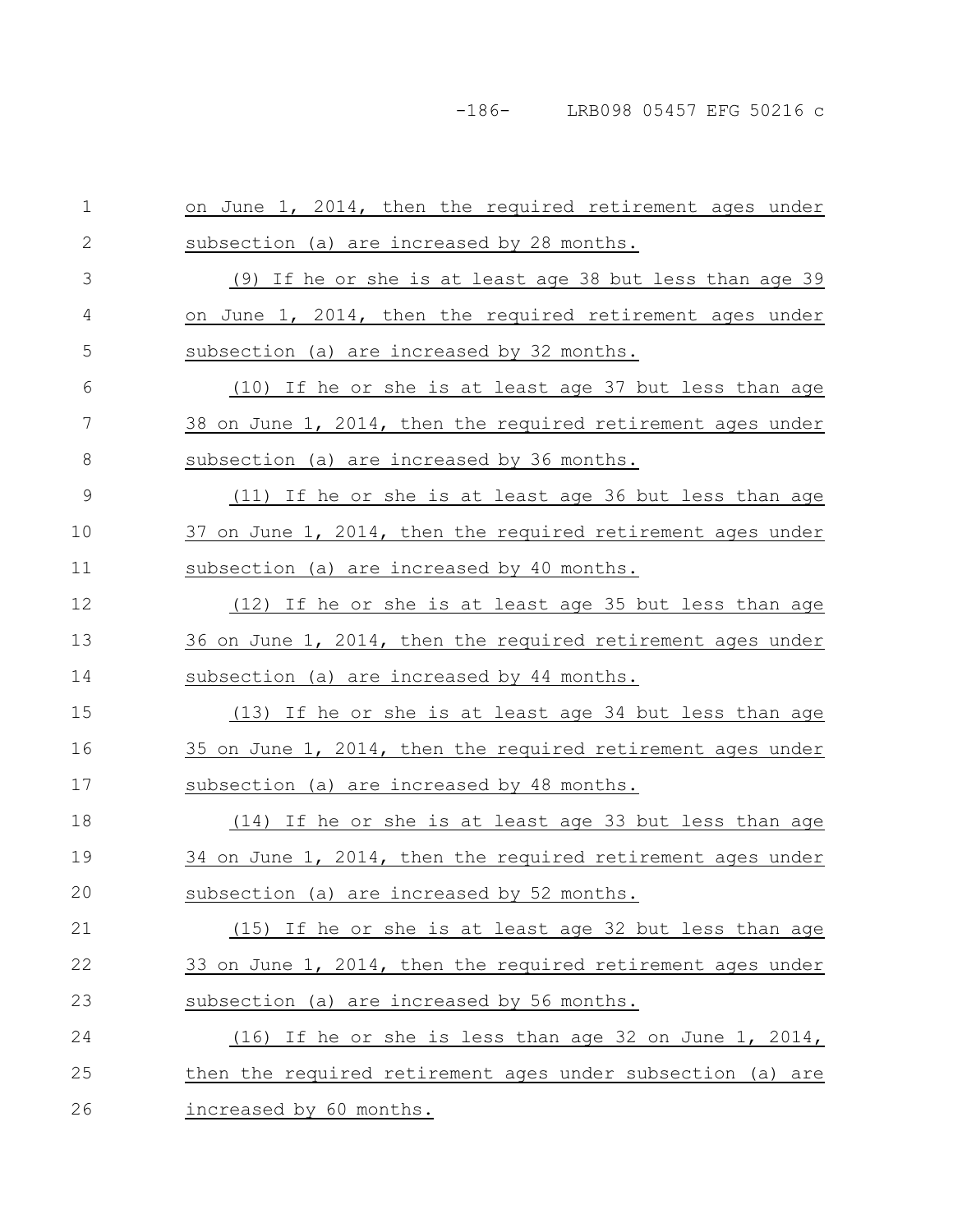on June 1, 2014, then the required retirement ages under subsection (a) are increased by 28 months.

(9) If he or she is at least age 38 but less than age 39 on June 1, 2014, then the required retirement ages under subsection (a) are increased by 32 months.

(10) If he or she is at least age 37 but less than age 38 on June 1, 2014, then the required retirement ages under subsection (a) are increased by 36 months.

(11) If he or she is at least age 36 but less than age 37 on June 1, 2014, then the required retirement ages under subsection (a) are increased by 40 months.

(12) If he or she is at least age 35 but less than age 36 on June 1, 2014, then the required retirement ages under subsection (a) are increased by 44 months.

(13) If he or she is at least age 34 but less than age 35 on June 1, 2014, then the required retirement ages under subsection (a) are increased by 48 months.

(14) If he or she is at least age 33 but less than age 34 on June 1, 2014, then the required retirement ages under subsection (a) are increased by 52 months.

(15) If he or she is at least age 32 but less than age 33 on June 1, 2014, then the required retirement ages under subsection (a) are increased by 56 months.

(16) If he or she is less than age 32 on June 1, 2014, then the required retirement ages under subsection (a) are increased by 60 months.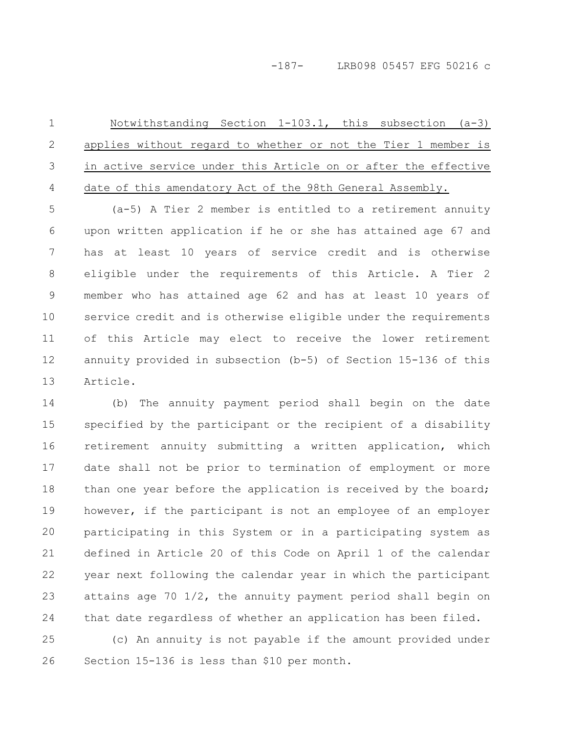Notwithstanding Section 1-103.1, this subsection (a-3) applies without regard to whether or not the Tier 1 member is in active service under this Article on or after the effective date of this amendatory Act of the 98th General Assembly.

(a-5) A Tier 2 member is entitled to a retirement annuity upon written application if he or she has attained age 67 and has at least 10 years of service credit and is otherwise eligible under the requirements of this Article. A Tier 2 member who has attained age 62 and has at least 10 years of service credit and is otherwise eligible under the requirements of this Article may elect to receive the lower retirement annuity provided in subsection (b-5) of Section 15-136 of this Article.

(b) The annuity payment period shall begin on the date specified by the participant or the recipient of a disability retirement annuity submitting a written application, which date shall not be prior to termination of employment or more than one year before the application is received by the board; however, if the participant is not an employee of an employer participating in this System or in a participating system as defined in Article 20 of this Code on April 1 of the calendar year next following the calendar year in which the participant attains age 70 1/2, the annuity payment period shall begin on that date regardless of whether an application has been filed.

(c) An annuity is not payable if the amount provided under Section 15-136 is less than $10 per month.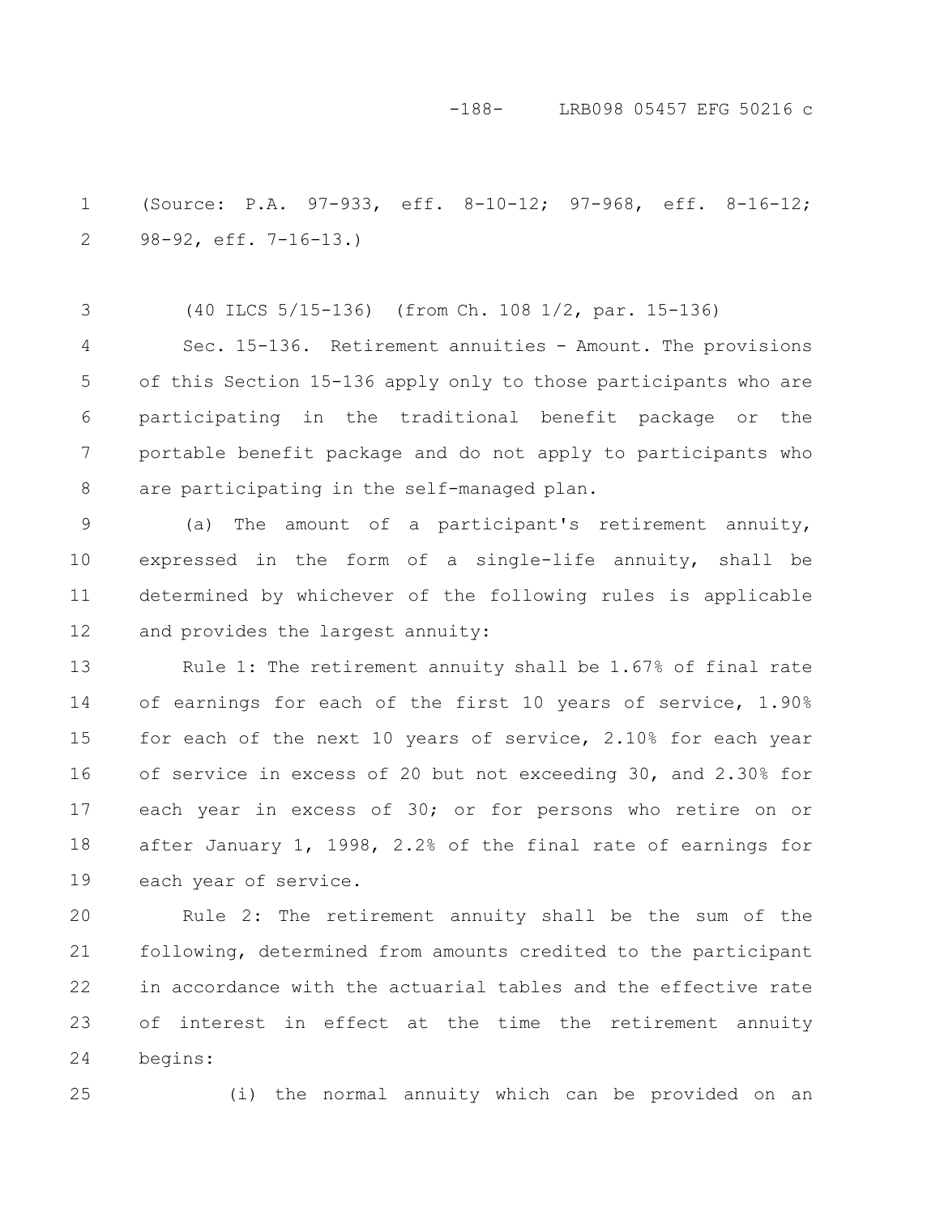(Source: P.A. 97-933, eff. 8-10-12; 97-968, eff. 8-16-12; 98-92, eff. 7-16-13.)

(40 ILCS 5/15-136) (from Ch. 108 1/2, par. 15-136)

Sec. 15-136. Retirement annuities - Amount. The provisions of this Section 15-136 apply only to those participants who are participating in the traditional benefit package or the portable benefit package and do not apply to participants who are participating in the self-managed plan.

(a) The amount of a participant's retirement annuity, expressed in the form of a single-life annuity, shall be determined by whichever of the following rules is applicable and provides the largest annuity:

Rule 1: The retirement annuity shall be 1.67% of final rate of earnings for each of the first 10 years of service, 1.90% for each of the next 10 years of service, 2.10% for each year of service in excess of 20 but not exceeding 30, and 2.30% for each year in excess of 30; or for persons who retire on or after January 1, 1998, 2.2% of the final rate of earnings for each year of service.

Rule 2: The retirement annuity shall be the sum of the following, determined from amounts credited to the participant in accordance with the actuarial tables and the effective rate of interest in effect at the time the retirement annuity begins:

(i) the normal annuity which can be provided on an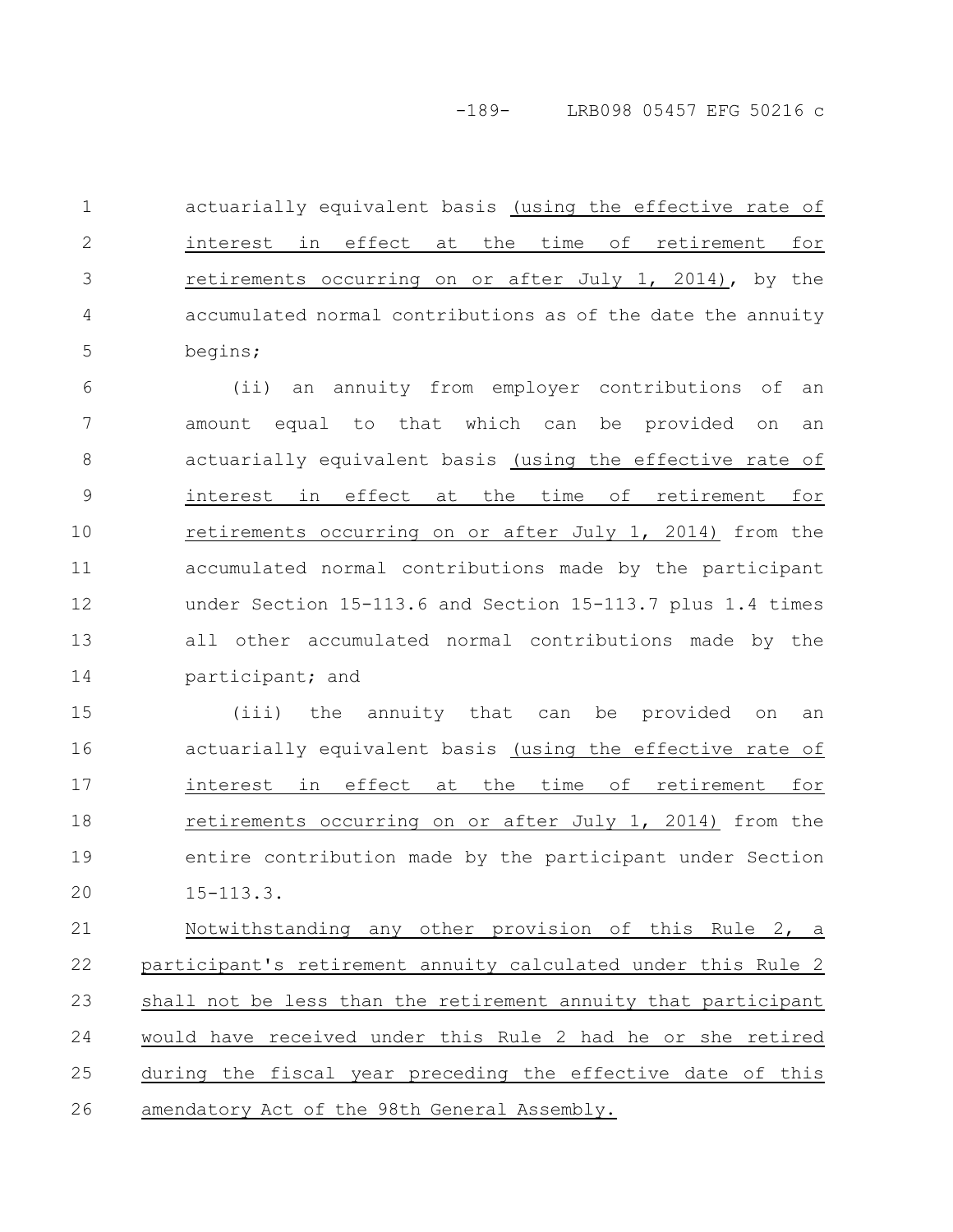actuarially equivalent basis (using the effective rate of interest in effect at the time of retirement for retirements occurring on or after July 1, 2014), by the accumulated normal contributions as of the date the annuity begins;

(ii) an annuity from employer contributions of an amount equal to that which can be provided on an actuarially equivalent basis (using the effective rate of interest in effect at the time of retirement for retirements occurring on or after July 1, 2014) from the accumulated normal contributions made by the participant under Section 15-113.6 and Section 15-113.7 plus 1.4 times all other accumulated normal contributions made by the participant; and

(iii) the annuity that can be provided on an actuarially equivalent basis (using the effective rate of interest in effect at the time of retirement for retirements occurring on or after July 1, 2014) from the entire contribution made by the participant under Section 15-113.3.

Notwithstanding any other provision of this Rule 2, a participant's retirement annuity calculated under this Rule 2 shall not be less than the retirement annuity that participant would have received under this Rule 2 had he or she retired during the fiscal year preceding the effective date of this amendatory Act of the 98th General Assembly.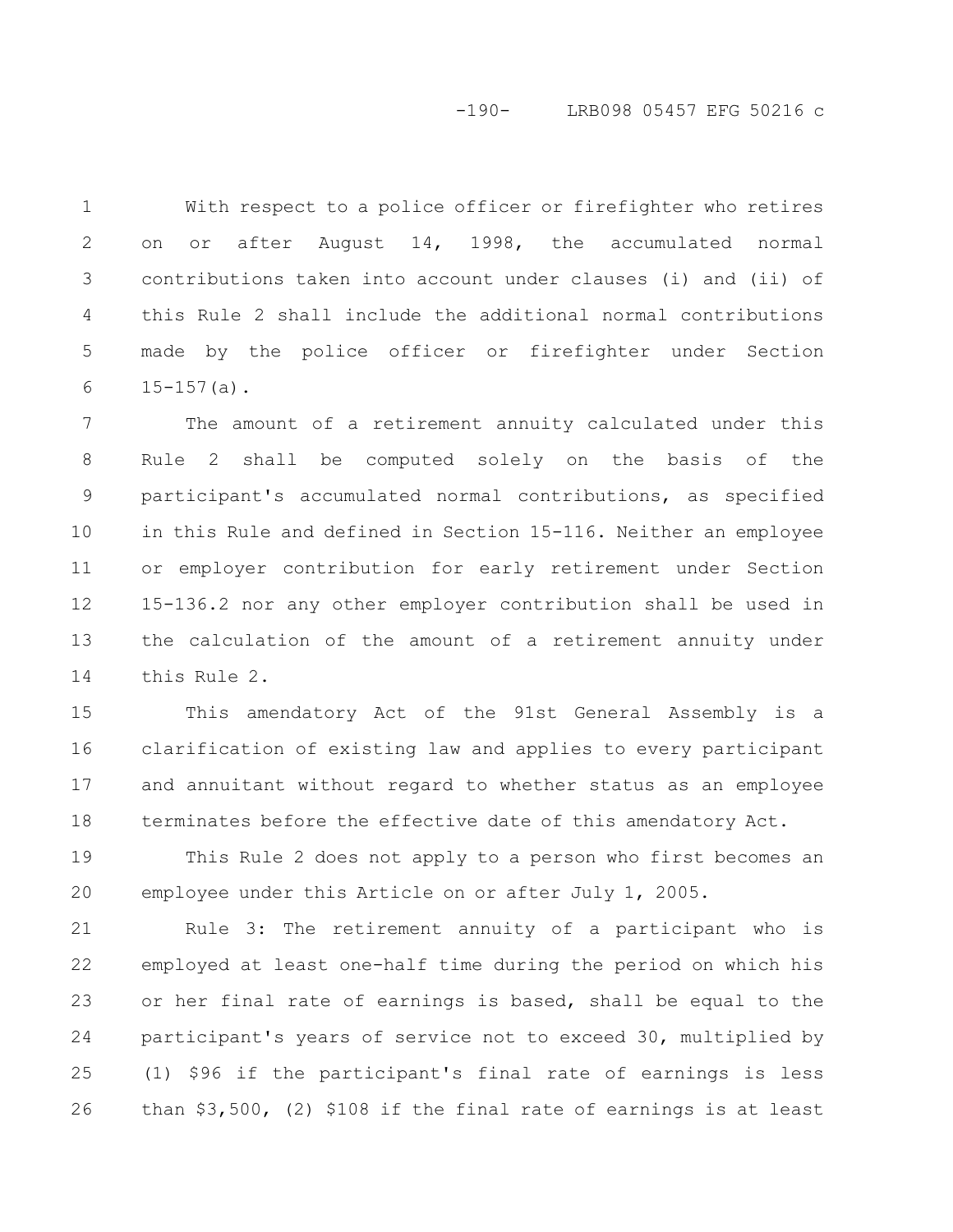With respect to a police officer or firefighter who retires on or after August 14, 1998, the accumulated normal contributions taken into account under clauses (i) and (ii) of this Rule 2 shall include the additional normal contributions made by the police officer or firefighter under Section 15-157(a).

The amount of a retirement annuity calculated under this Rule 2 shall be computed solely on the basis of the participant's accumulated normal contributions, as specified in this Rule and defined in Section 15-116. Neither an employee or employer contribution for early retirement under Section 15-136.2 nor any other employer contribution shall be used in the calculation of the amount of a retirement annuity under this Rule 2.

This amendatory Act of the 91st General Assembly is a clarification of existing law and applies to every participant and annuitant without regard to whether status as an employee terminates before the effective date of this amendatory Act.

This Rule 2 does not apply to a person who first becomes an employee under this Article on or after July 1, 2005.

Rule 3: The retirement annuity of a participant who is employed at least one-half time during the period on which his or her final rate of earnings is based, shall be equal to the participant's years of service not to exceed 30, multiplied by (1) $96 if the participant's final rate of earnings is less than $3,500, (2) $108 if the final rate of earnings is at least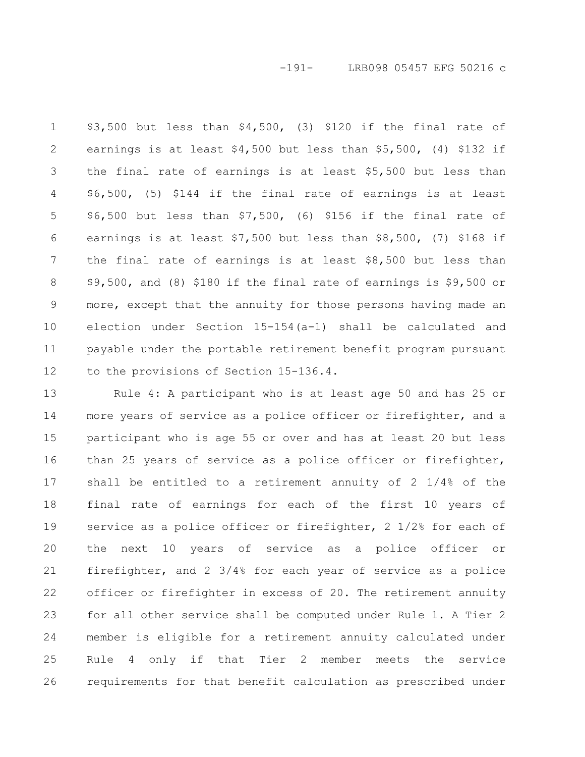$3,500 but less than $4,500, (3) $120 if the final rate of earnings is at least $4,500 but less than $5,500, (4) $132 if the final rate of earnings is at least $5,500 but less than $6,500, (5) $144 if the final rate of earnings is at least $6,500 but less than $7,500, (6) $156 if the final rate of earnings is at least $7,500 but less than $8,500, (7) $168 if the final rate of earnings is at least $8,500 but less than $9,500, and (8) $180 if the final rate of earnings is $9,500 or more, except that the annuity for those persons having made an election under Section 15-154(a-1) shall be calculated and payable under the portable retirement benefit program pursuant to the provisions of Section 15-136.4.

Rule 4: A participant who is at least age 50 and has 25 or more years of service as a police officer or firefighter, and a participant who is age 55 or over and has at least 20 but less than 25 years of service as a police officer or firefighter, shall be entitled to a retirement annuity of 2 1/4% of the final rate of earnings for each of the first 10 years of service as a police officer or firefighter, 2 1/2% for each of the next 10 years of service as a police officer or firefighter, and 2 3/4% for each year of service as a police officer or firefighter in excess of 20. The retirement annuity for all other service shall be computed under Rule 1. A Tier 2 member is eligible for a retirement annuity calculated under Rule 4 only if that Tier 2 member meets the service requirements for that benefit calculation as prescribed under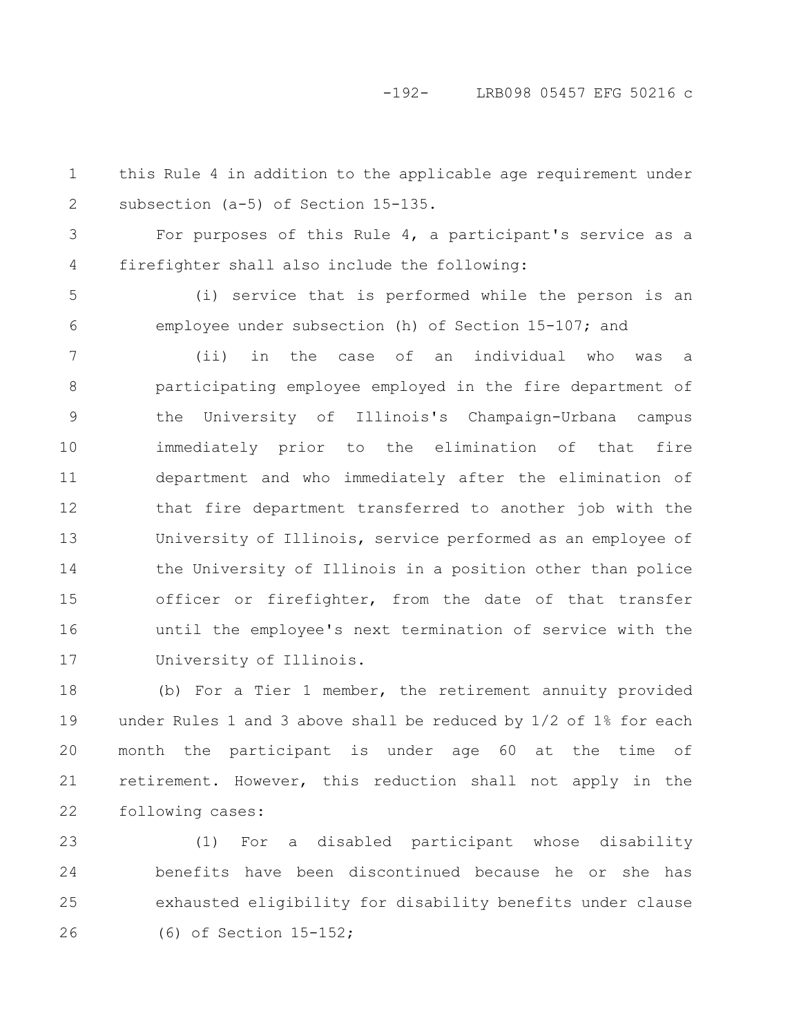this Rule 4 in addition to the applicable age requirement under subsection (a-5) of Section 15-135.

For purposes of this Rule 4, a participant's service as a firefighter shall also include the following:

(i) service that is performed while the person is an employee under subsection (h) of Section 15-107; and

(ii) in the case of an individual who was a participating employee employed in the fire department of the University of Illinois's Champaign-Urbana campus immediately prior to the elimination of that fire department and who immediately after the elimination of that fire department transferred to another job with the University of Illinois, service performed as an employee of the University of Illinois in a position other than police officer or firefighter, from the date of that transfer until the employee's next termination of service with the University of Illinois.

(b) For a Tier 1 member, the retirement annuity provided under Rules 1 and 3 above shall be reduced by 1/2 of 1% for each month the participant is under age 60 at the time of retirement. However, this reduction shall not apply in the following cases:

(1) For a disabled participant whose disability benefits have been discontinued because he or she has exhausted eligibility for disability benefits under clause (6) of Section 15-152;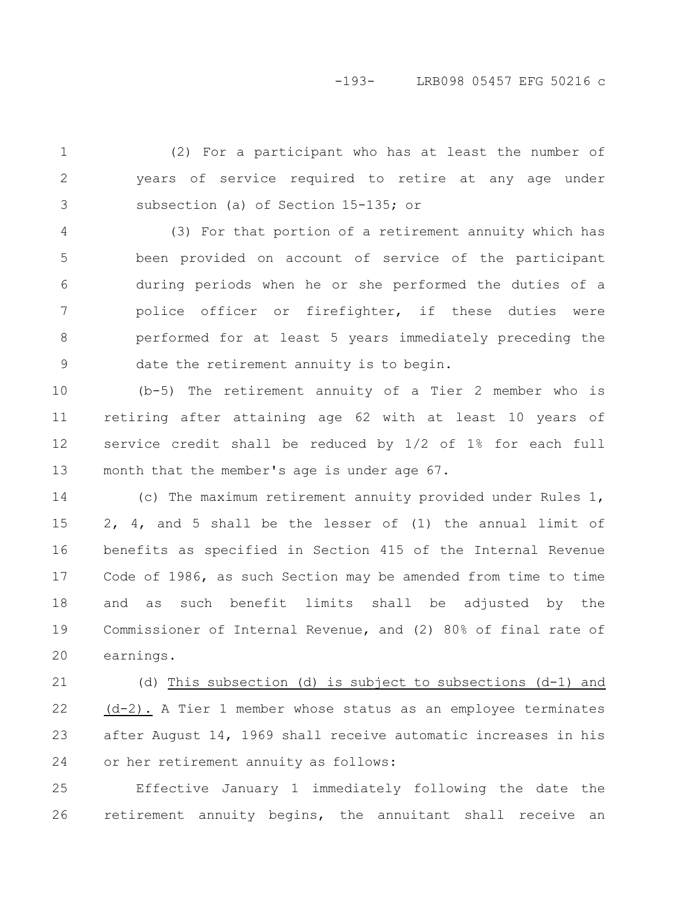(2) For a participant who has at least the number of years of service required to retire at any age under subsection (a) of Section 15-135; or

(3) For that portion of a retirement annuity which has been provided on account of service of the participant during periods when he or she performed the duties of a police officer or firefighter, if these duties were performed for at least 5 years immediately preceding the date the retirement annuity is to begin.

(b-5) The retirement annuity of a Tier 2 member who is retiring after attaining age 62 with at least 10 years of service credit shall be reduced by 1/2 of 1% for each full month that the member's age is under age 67.

(c) The maximum retirement annuity provided under Rules 1, 2, 4, and 5 shall be the lesser of (1) the annual limit of benefits as specified in Section 415 of the Internal Revenue Code of 1986, as such Section may be amended from time to time and as such benefit limits shall be adjusted by the Commissioner of Internal Revenue, and (2) 80% of final rate of earnings.

(d) <u>This subsection (d) is subject to subsections (d-1) and (d-2).</u> A Tier 1 member whose status as an employee terminates after August 14, 1969 shall receive automatic increases in his or her retirement annuity as follows:

Effective January 1 immediately following the date the retirement annuity begins, the annuitant shall receive an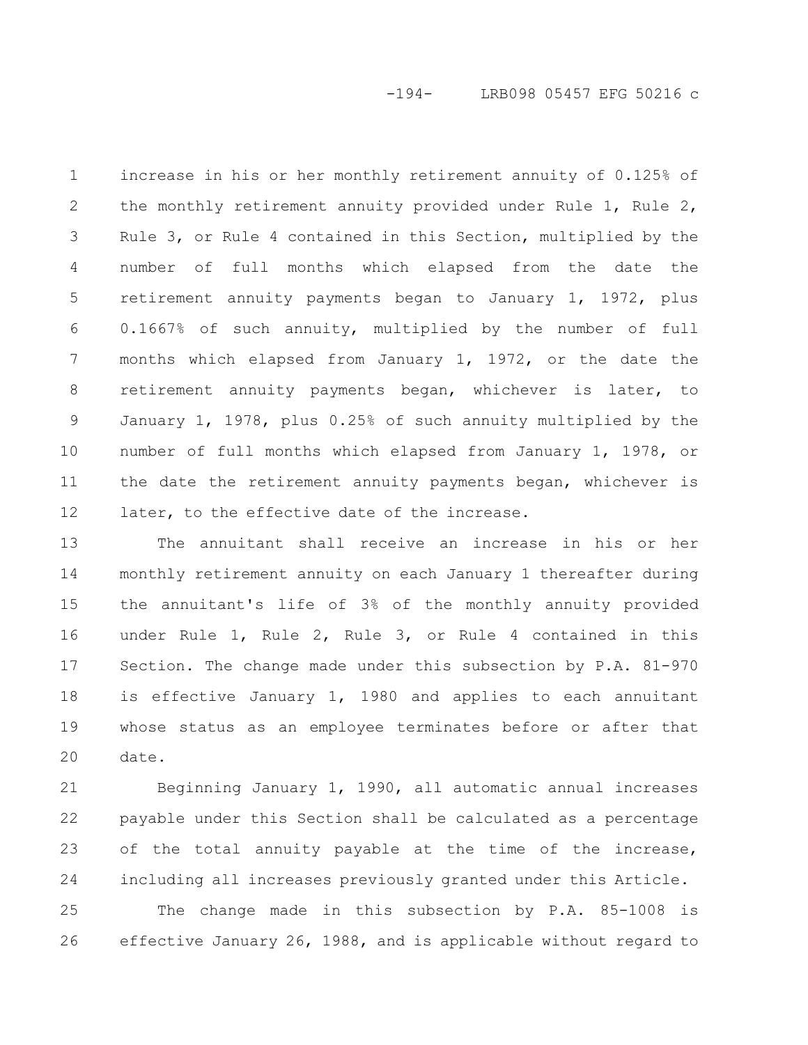increase in his or her monthly retirement annuity of 0.125% of the monthly retirement annuity provided under Rule 1, Rule 2, Rule 3, or Rule 4 contained in this Section, multiplied by the number of full months which elapsed from the date the retirement annuity payments began to January 1, 1972, plus 0.1667% of such annuity, multiplied by the number of full months which elapsed from January 1, 1972, or the date the retirement annuity payments began, whichever is later, to January 1, 1978, plus 0.25% of such annuity multiplied by the number of full months which elapsed from January 1, 1978, or the date the retirement annuity payments began, whichever is later, to the effective date of the increase.

The annuitant shall receive an increase in his or her monthly retirement annuity on each January 1 thereafter during the annuitant's life of 3% of the monthly annuity provided under Rule 1, Rule 2, Rule 3, or Rule 4 contained in this Section. The change made under this subsection by P.A. 81-970 is effective January 1, 1980 and applies to each annuitant whose status as an employee terminates before or after that date.

Beginning January 1, 1990, all automatic annual increases payable under this Section shall be calculated as a percentage of the total annuity payable at the time of the increase, including all increases previously granted under this Article.

The change made in this subsection by P.A. 85-1008 is effective January 26, 1988, and is applicable without regard to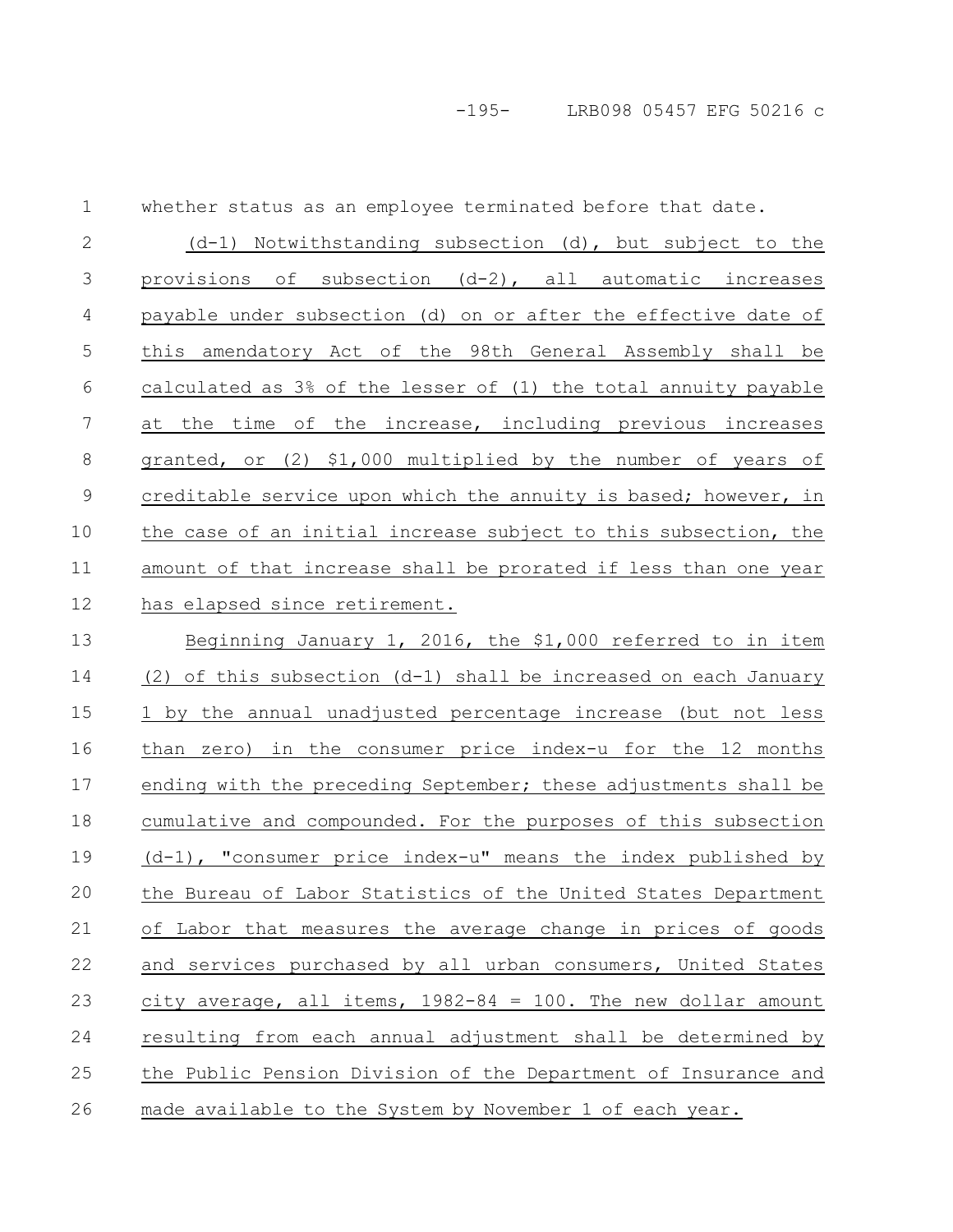whether status as an employee terminated before that date.

(d-1) Notwithstanding subsection (d), but subject to the provisions of subsection (d-2), all automatic increases payable under subsection (d) on or after the effective date of this amendatory Act of the 98th General Assembly shall be calculated as 3% of the lesser of (1) the total annuity payable at the time of the increase, including previous increases granted, or (2) $1,000 multiplied by the number of years of creditable service upon which the annuity is based; however, in the case of an initial increase subject to this subsection, the amount of that increase shall be prorated if less than one year has elapsed since retirement.

Beginning January 1, 2016, the $1,000 referred to in item (2) of this subsection (d-1) shall be increased on each January 1 by the annual unadjusted percentage increase (but not less than zero) in the consumer price index-u for the 12 months ending with the preceding September; these adjustments shall be cumulative and compounded. For the purposes of this subsection (d-1), "consumer price index-u" means the index published by the Bureau of Labor Statistics of the United States Department of Labor that measures the average change in prices of goods and services purchased by all urban consumers, United States city average, all items, 1982-84 = 100. The new dollar amount resulting from each annual adjustment shall be determined by the Public Pension Division of the Department of Insurance and made available to the System by November 1 of each year.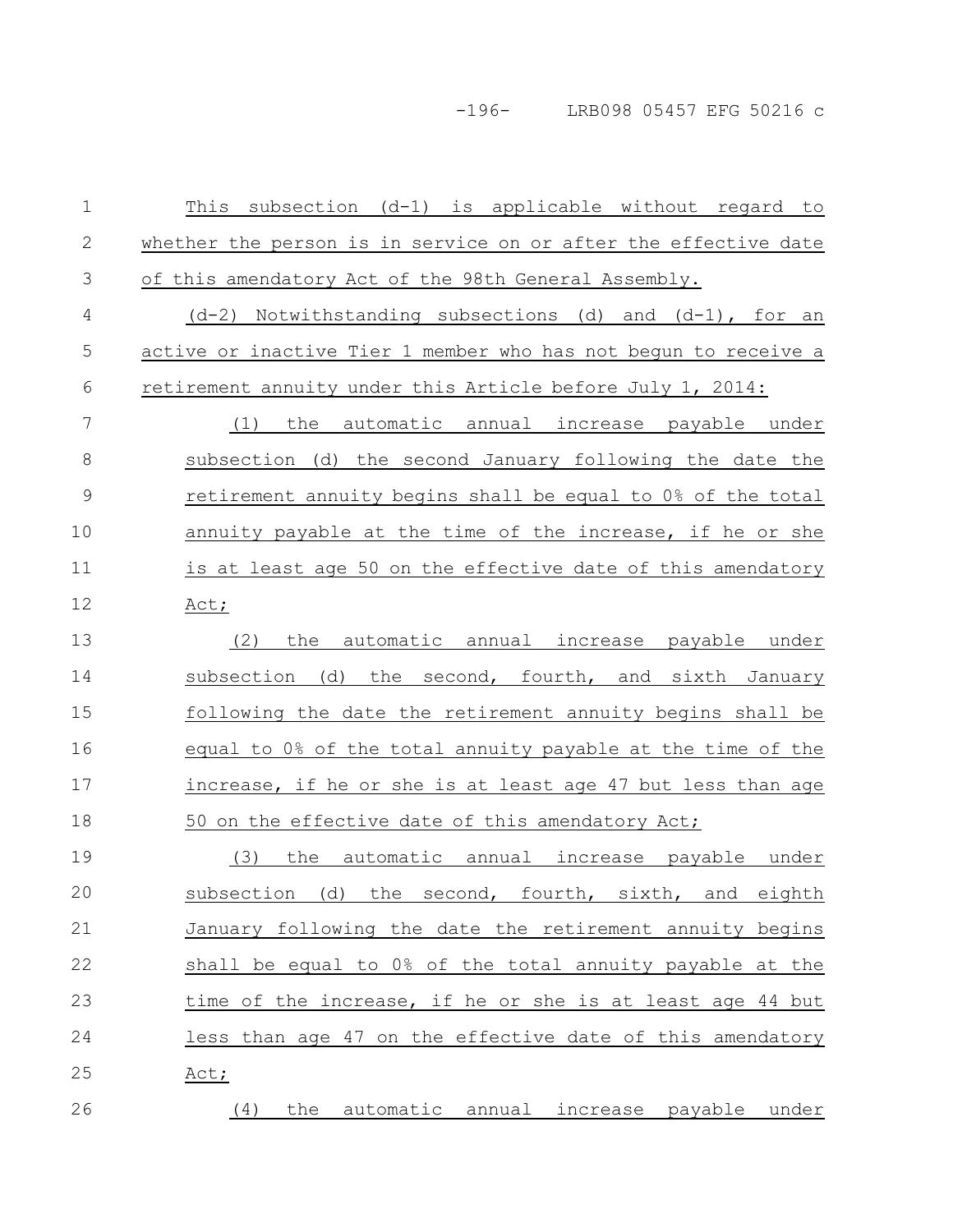This subsection (d-1) is applicable without regard to whether the person is in service on or after the effective date of this amendatory Act of the 98th General Assembly.

(d-2) Notwithstanding subsections (d) and (d-1), for an active or inactive Tier 1 member who has not begun to receive a retirement annuity under this Article before July 1, 2014:

(1) the automatic annual increase payable under subsection (d) the second January following the date the retirement annuity begins shall be equal to 0% of the total annuity payable at the time of the increase, if he or she is at least age 50 on the effective date of this amendatory Act;

(2) the automatic annual increase payable under subsection (d) the second, fourth, and sixth January following the date the retirement annuity begins shall be equal to 0% of the total annuity payable at the time of the increase, if he or she is at least age 47 but less than age 50 on the effective date of this amendatory Act;

(3) the automatic annual increase payable under subsection (d) the second, fourth, sixth, and eighth January following the date the retirement annuity begins shall be equal to 0% of the total annuity payable at the time of the increase, if he or she is at least age 44 but less than age 47 on the effective date of this amendatory Act;

(4) the automatic annual increase payable under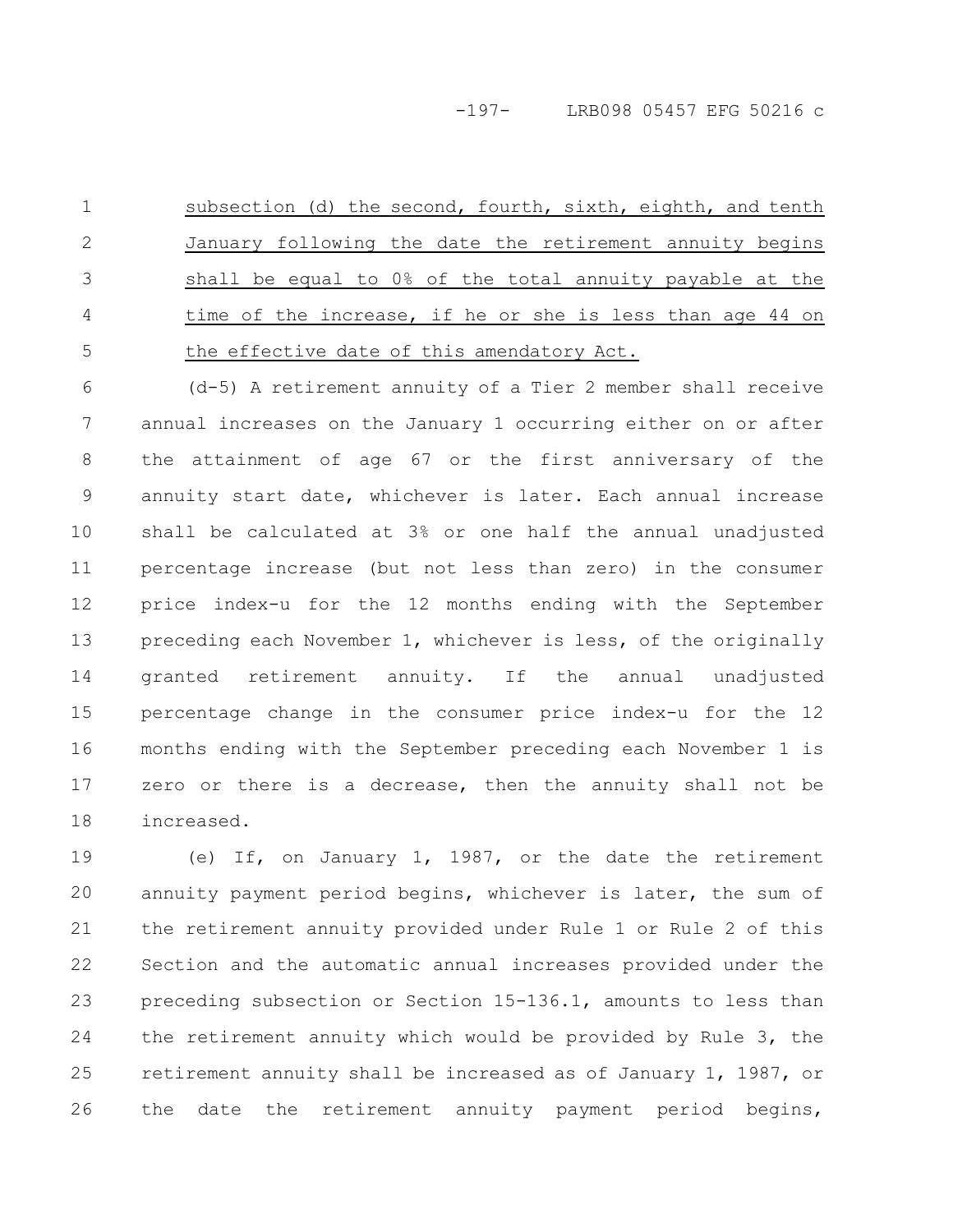subsection (d) the second, fourth, sixth, eighth, and tenth January following the date the retirement annuity begins shall be equal to 0% of the total annuity payable at the time of the increase, if he or she is less than age 44 on the effective date of this amendatory Act.

(d-5) A retirement annuity of a Tier 2 member shall receive annual increases on the January 1 occurring either on or after the attainment of age 67 or the first anniversary of the annuity start date, whichever is later. Each annual increase shall be calculated at 3% or one half the annual unadjusted percentage increase (but not less than zero) in the consumer price index-u for the 12 months ending with the September preceding each November 1, whichever is less, of the originally granted retirement annuity. If the annual unadjusted percentage change in the consumer price index-u for the 12 months ending with the September preceding each November 1 is zero or there is a decrease, then the annuity shall not be increased.

(e) If, on January 1, 1987, or the date the retirement annuity payment period begins, whichever is later, the sum of the retirement annuity provided under Rule 1 or Rule 2 of this Section and the automatic annual increases provided under the preceding subsection or Section 15-136.1, amounts to less than the retirement annuity which would be provided by Rule 3, the retirement annuity shall be increased as of January 1, 1987, or the date the retirement annuity payment period begins,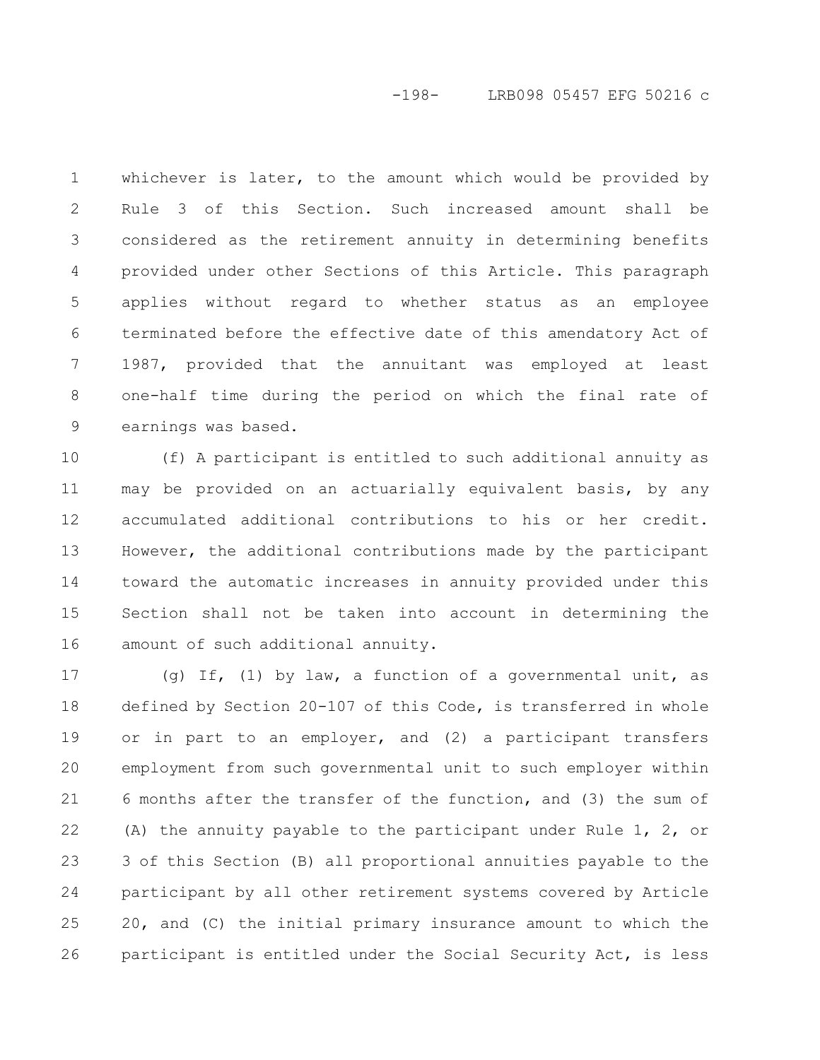whichever is later, to the amount which would be provided by Rule 3 of this Section. Such increased amount shall be considered as the retirement annuity in determining benefits provided under other Sections of this Article. This paragraph applies without regard to whether status as an employee terminated before the effective date of this amendatory Act of 1987, provided that the annuitant was employed at least one-half time during the period on which the final rate of earnings was based.

(f) A participant is entitled to such additional annuity as may be provided on an actuarially equivalent basis, by any accumulated additional contributions to his or her credit. However, the additional contributions made by the participant toward the automatic increases in annuity provided under this Section shall not be taken into account in determining the amount of such additional annuity.

(g) If, (1) by law, a function of a governmental unit, as defined by Section 20-107 of this Code, is transferred in whole or in part to an employer, and (2) a participant transfers employment from such governmental unit to such employer within 6 months after the transfer of the function, and (3) the sum of (A) the annuity payable to the participant under Rule 1, 2, or 3 of this Section (B) all proportional annuities payable to the participant by all other retirement systems covered by Article 20, and (C) the initial primary insurance amount to which the participant is entitled under the Social Security Act, is less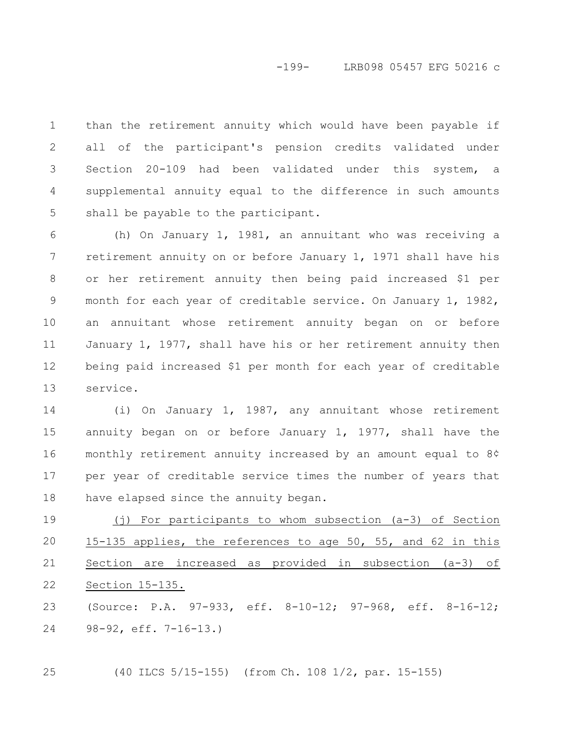than the retirement annuity which would have been payable if all of the participant's pension credits validated under Section 20-109 had been validated under this system, a supplemental annuity equal to the difference in such amounts shall be payable to the participant.

(h) On January 1, 1981, an annuitant who was receiving a retirement annuity on or before January 1, 1971 shall have his or her retirement annuity then being paid increased $1 per month for each year of creditable service. On January 1, 1982, an annuitant whose retirement annuity began on or before January 1, 1977, shall have his or her retirement annuity then being paid increased $1 per month for each year of creditable service.

(i) On January 1, 1987, any annuitant whose retirement annuity began on or before January 1, 1977, shall have the monthly retirement annuity increased by an amount equal to 8¢ per year of creditable service times the number of years that have elapsed since the annuity began.

(j) For participants to whom subsection (a-3) of Section 15-135 applies, the references to age 50, 55, and 62 in this Section are increased as provided in subsection (a-3) of Section 15-135.

(Source: P.A. 97-933, eff. 8-10-12; 97-968, eff. 8-16-12; 98-92, eff. 7-16-13.)

(40 ILCS 5/15-155) (from Ch. 108 1/2, par. 15-155)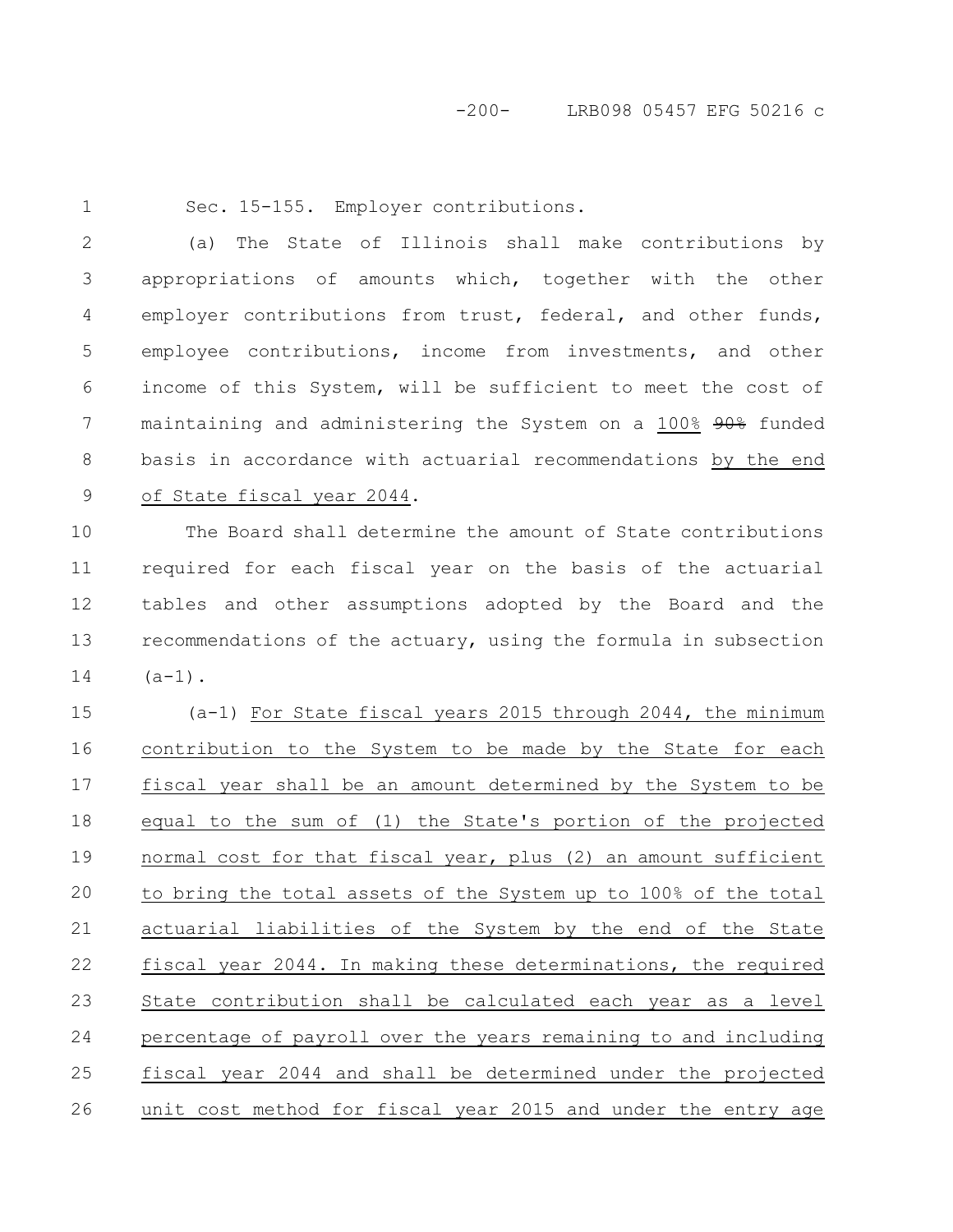Sec. 15-155. Employer contributions.

(a) The State of Illinois shall make contributions by appropriations of amounts which, together with the other employer contributions from trust, federal, and other funds, employee contributions, income from investments, and other income of this System, will be sufficient to meet the cost of maintaining and administering the System on a <u>100%</u> ~~90%~~ funded basis in accordance with actuarial recommendations <u>by the end of State fiscal year 2044</u>.

The Board shall determine the amount of State contributions required for each fiscal year on the basis of the actuarial tables and other assumptions adopted by the Board and the recommendations of the actuary, using the formula in subsection (a-1).

(a-1) <u>For State fiscal years 2015 through 2044, the minimum contribution to the System to be made by the State for each fiscal year shall be an amount determined by the System to be equal to the sum of (1) the State's portion of the projected normal cost for that fiscal year, plus (2) an amount sufficient to bring the total assets of the System up to 100% of the total actuarial liabilities of the System by the end of the State fiscal year 2044. In making these determinations, the required State contribution shall be calculated each year as a level percentage of payroll over the years remaining to and including fiscal year 2044 and shall be determined under the projected unit cost method for fiscal year 2015 and under the entry age</u>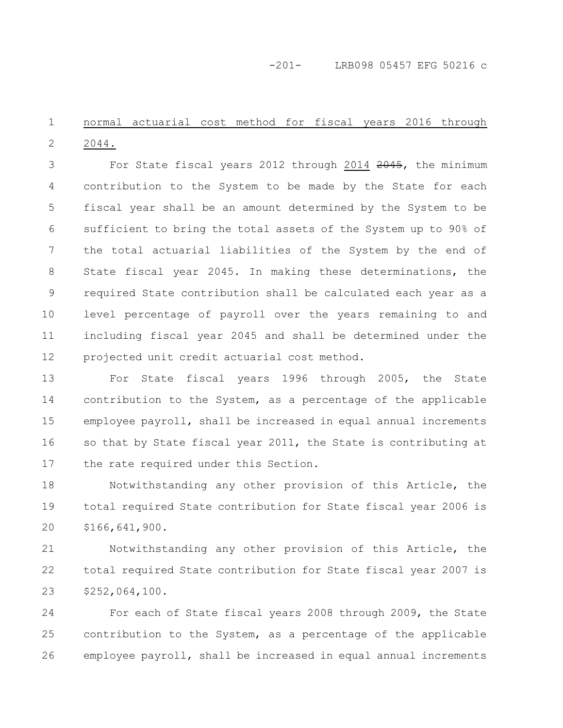normal actuarial cost method for fiscal years 2016 through 2044.

For State fiscal years 2012 through 2014 ~~2045~~, the minimum contribution to the System to be made by the State for each fiscal year shall be an amount determined by the System to be sufficient to bring the total assets of the System up to 90% of the total actuarial liabilities of the System by the end of State fiscal year 2045. In making these determinations, the required State contribution shall be calculated each year as a level percentage of payroll over the years remaining to and including fiscal year 2045 and shall be determined under the projected unit credit actuarial cost method.

For State fiscal years 1996 through 2005, the State contribution to the System, as a percentage of the applicable employee payroll, shall be increased in equal annual increments so that by State fiscal year 2011, the State is contributing at the rate required under this Section.

Notwithstanding any other provision of this Article, the total required State contribution for State fiscal year 2006 is $166,641,900.

Notwithstanding any other provision of this Article, the total required State contribution for State fiscal year 2007 is $252,064,100.

For each of State fiscal years 2008 through 2009, the State contribution to the System, as a percentage of the applicable employee payroll, shall be increased in equal annual increments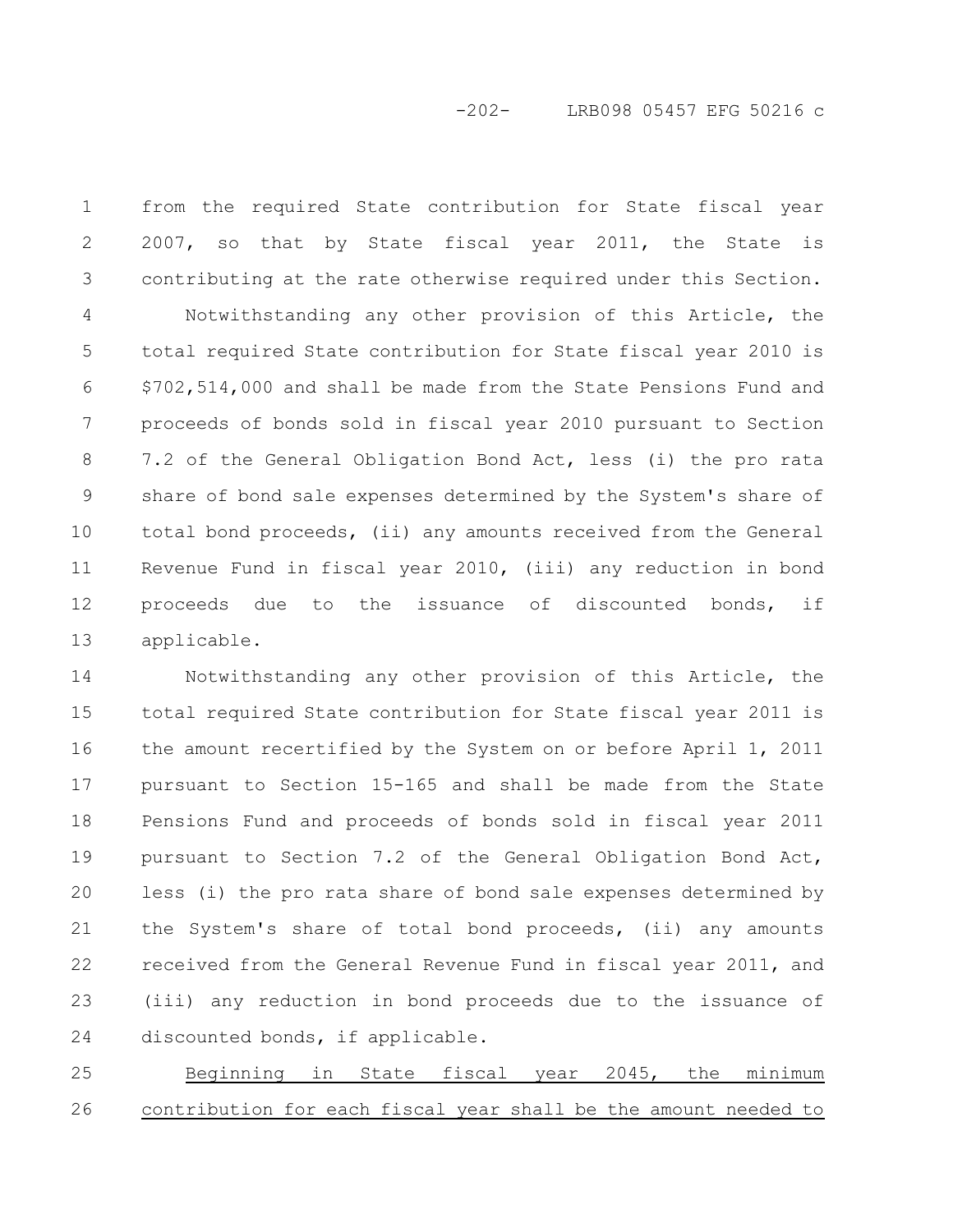from the required State contribution for State fiscal year 2007, so that by State fiscal year 2011, the State is contributing at the rate otherwise required under this Section.

Notwithstanding any other provision of this Article, the total required State contribution for State fiscal year 2010 is $702,514,000 and shall be made from the State Pensions Fund and proceeds of bonds sold in fiscal year 2010 pursuant to Section 7.2 of the General Obligation Bond Act, less (i) the pro rata share of bond sale expenses determined by the System's share of total bond proceeds, (ii) any amounts received from the General Revenue Fund in fiscal year 2010, (iii) any reduction in bond proceeds due to the issuance of discounted bonds, if applicable.

Notwithstanding any other provision of this Article, the total required State contribution for State fiscal year 2011 is the amount recertified by the System on or before April 1, 2011 pursuant to Section 15-165 and shall be made from the State Pensions Fund and proceeds of bonds sold in fiscal year 2011 pursuant to Section 7.2 of the General Obligation Bond Act, less (i) the pro rata share of bond sale expenses determined by the System's share of total bond proceeds, (ii) any amounts received from the General Revenue Fund in fiscal year 2011, and (iii) any reduction in bond proceeds due to the issuance of discounted bonds, if applicable.

<u>Beginning in State fiscal year 2045, the minimum contribution for each fiscal year shall be the amount needed to</u>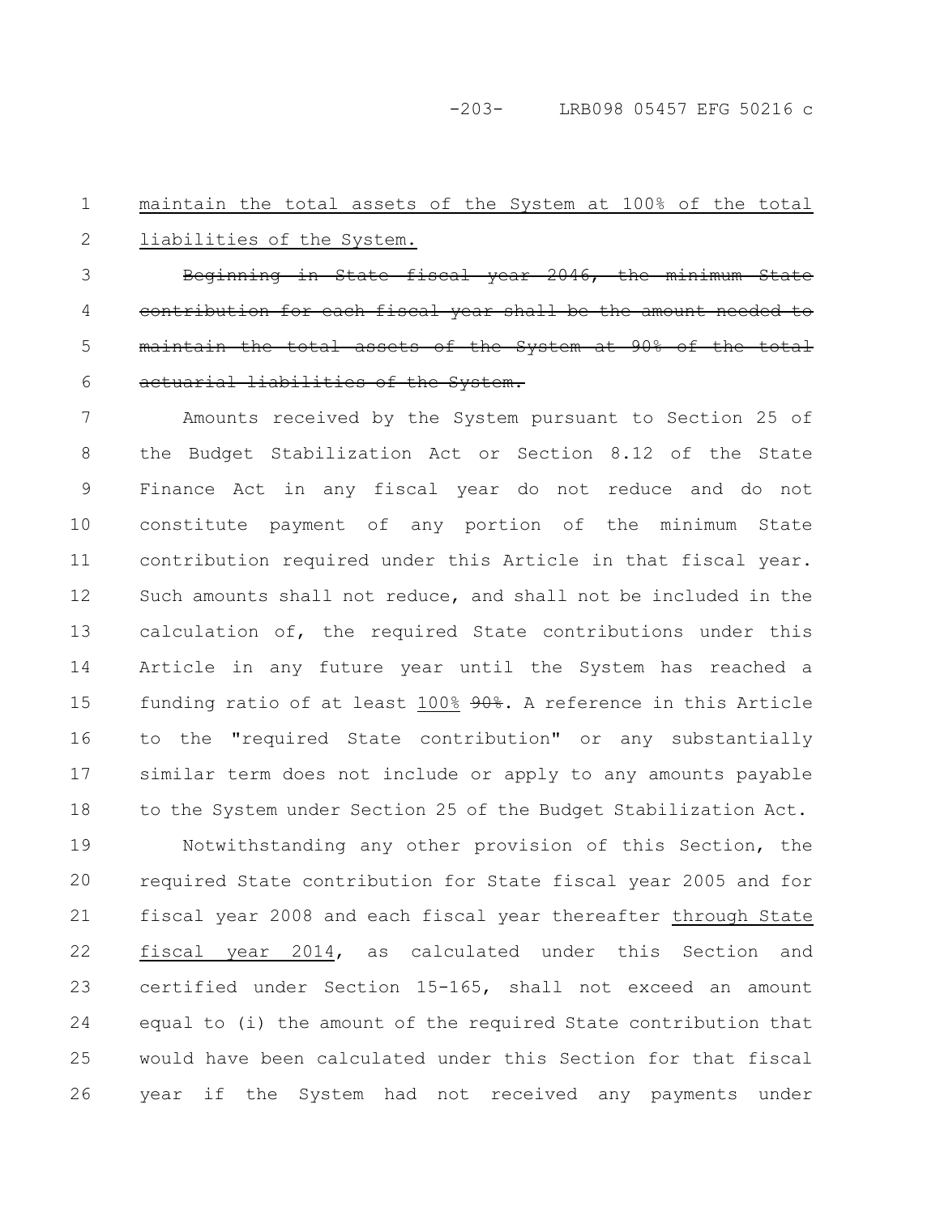maintain the total assets of the System at 100% of the total liabilities of the System.

~~Beginning in State fiscal year 2046, the minimum State contribution for each fiscal year shall be the amount needed to maintain the total assets of the System at 90% of the total actuarial liabilities of the System.~~

Amounts received by the System pursuant to Section 25 of the Budget Stabilization Act or Section 8.12 of the State Finance Act in any fiscal year do not reduce and do not constitute payment of any portion of the minimum State contribution required under this Article in that fiscal year. Such amounts shall not reduce, and shall not be included in the calculation of, the required State contributions under this Article in any future year until the System has reached a funding ratio of at least 100% ~~90%~~. A reference in this Article to the "required State contribution" or any substantially similar term does not include or apply to any amounts payable to the System under Section 25 of the Budget Stabilization Act.

Notwithstanding any other provision of this Section, the required State contribution for State fiscal year 2005 and for fiscal year 2008 and each fiscal year thereafter through State fiscal year 2014, as calculated under this Section and certified under Section 15-165, shall not exceed an amount equal to (i) the amount of the required State contribution that would have been calculated under this Section for that fiscal year if the System had not received any payments under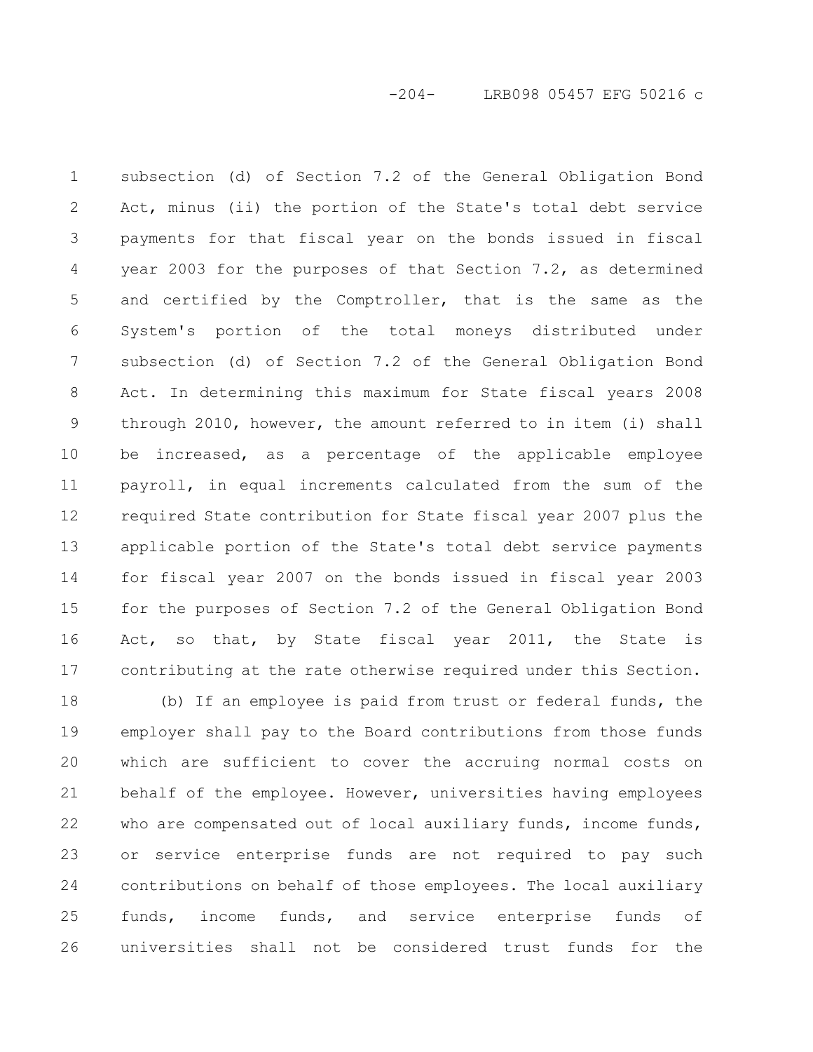subsection (d) of Section 7.2 of the General Obligation Bond Act, minus (ii) the portion of the State's total debt service payments for that fiscal year on the bonds issued in fiscal year 2003 for the purposes of that Section 7.2, as determined and certified by the Comptroller, that is the same as the System's portion of the total moneys distributed under subsection (d) of Section 7.2 of the General Obligation Bond Act. In determining this maximum for State fiscal years 2008 through 2010, however, the amount referred to in item (i) shall be increased, as a percentage of the applicable employee payroll, in equal increments calculated from the sum of the required State contribution for State fiscal year 2007 plus the applicable portion of the State's total debt service payments for fiscal year 2007 on the bonds issued in fiscal year 2003 for the purposes of Section 7.2 of the General Obligation Bond Act, so that, by State fiscal year 2011, the State is contributing at the rate otherwise required under this Section.

(b) If an employee is paid from trust or federal funds, the employer shall pay to the Board contributions from those funds which are sufficient to cover the accruing normal costs on behalf of the employee. However, universities having employees who are compensated out of local auxiliary funds, income funds, or service enterprise funds are not required to pay such contributions on behalf of those employees. The local auxiliary funds, income funds, and service enterprise funds of universities shall not be considered trust funds for the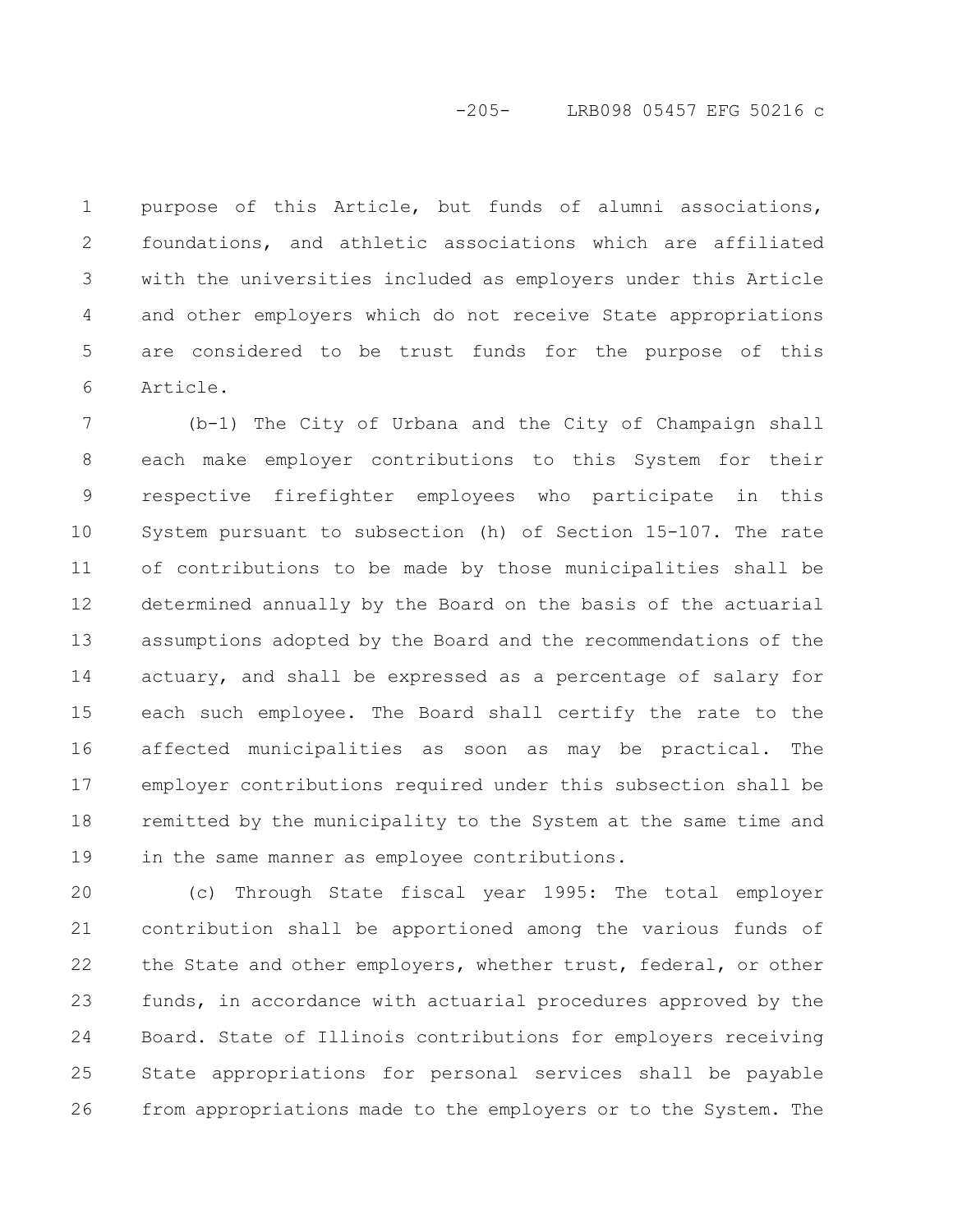purpose of this Article, but funds of alumni associations, foundations, and athletic associations which are affiliated with the universities included as employers under this Article and other employers which do not receive State appropriations are considered to be trust funds for the purpose of this Article.

(b-1) The City of Urbana and the City of Champaign shall each make employer contributions to this System for their respective firefighter employees who participate in this System pursuant to subsection (h) of Section 15-107. The rate of contributions to be made by those municipalities shall be determined annually by the Board on the basis of the actuarial assumptions adopted by the Board and the recommendations of the actuary, and shall be expressed as a percentage of salary for each such employee. The Board shall certify the rate to the affected municipalities as soon as may be practical. The employer contributions required under this subsection shall be remitted by the municipality to the System at the same time and in the same manner as employee contributions.

(c) Through State fiscal year 1995: The total employer contribution shall be apportioned among the various funds of the State and other employers, whether trust, federal, or other funds, in accordance with actuarial procedures approved by the Board. State of Illinois contributions for employers receiving State appropriations for personal services shall be payable from appropriations made to the employers or to the System. The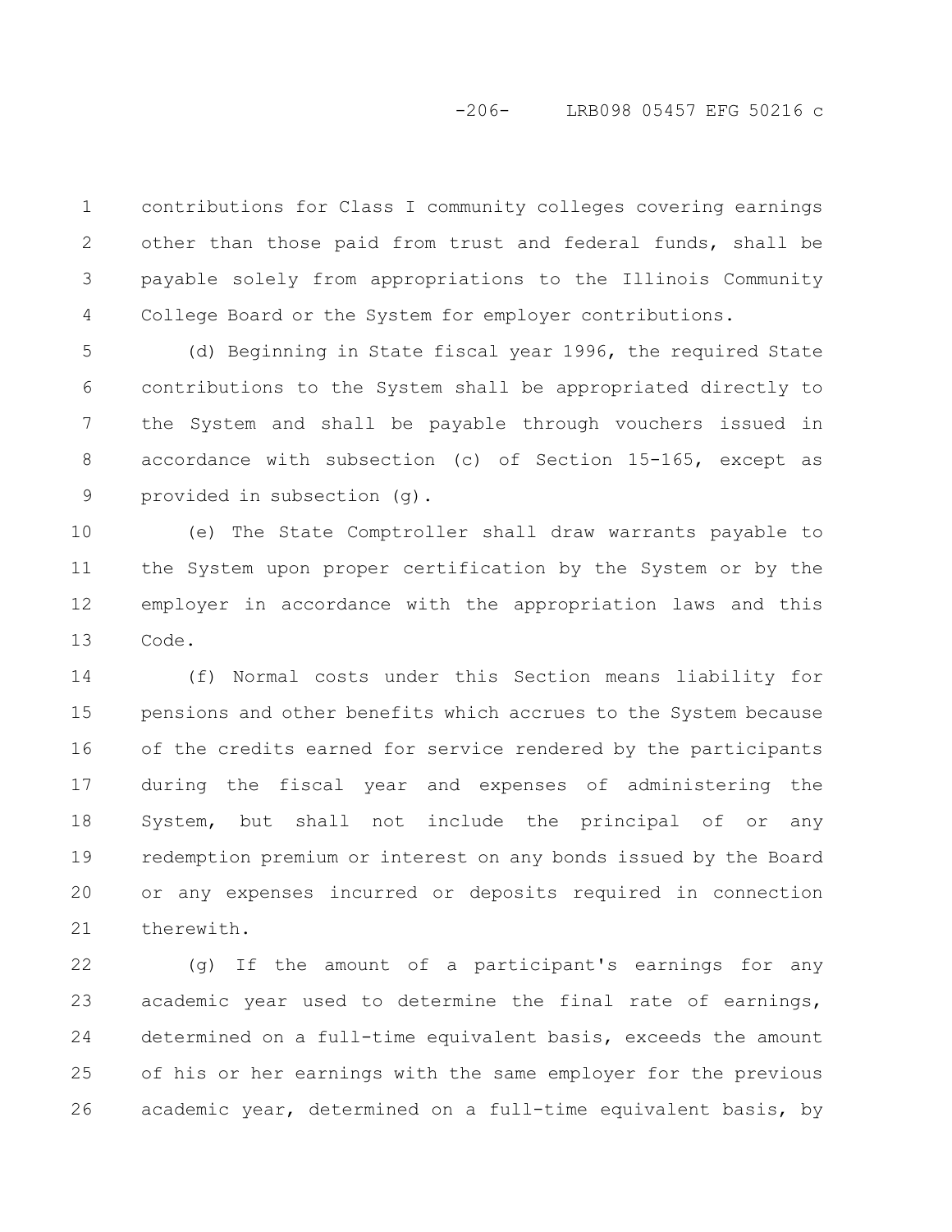contributions for Class I community colleges covering earnings other than those paid from trust and federal funds, shall be payable solely from appropriations to the Illinois Community College Board or the System for employer contributions.

(d) Beginning in State fiscal year 1996, the required State contributions to the System shall be appropriated directly to the System and shall be payable through vouchers issued in accordance with subsection (c) of Section 15-165, except as provided in subsection (g).

(e) The State Comptroller shall draw warrants payable to the System upon proper certification by the System or by the employer in accordance with the appropriation laws and this Code.

(f) Normal costs under this Section means liability for pensions and other benefits which accrues to the System because of the credits earned for service rendered by the participants during the fiscal year and expenses of administering the System, but shall not include the principal of or any redemption premium or interest on any bonds issued by the Board or any expenses incurred or deposits required in connection therewith.

(g) If the amount of a participant's earnings for any academic year used to determine the final rate of earnings, determined on a full-time equivalent basis, exceeds the amount of his or her earnings with the same employer for the previous academic year, determined on a full-time equivalent basis, by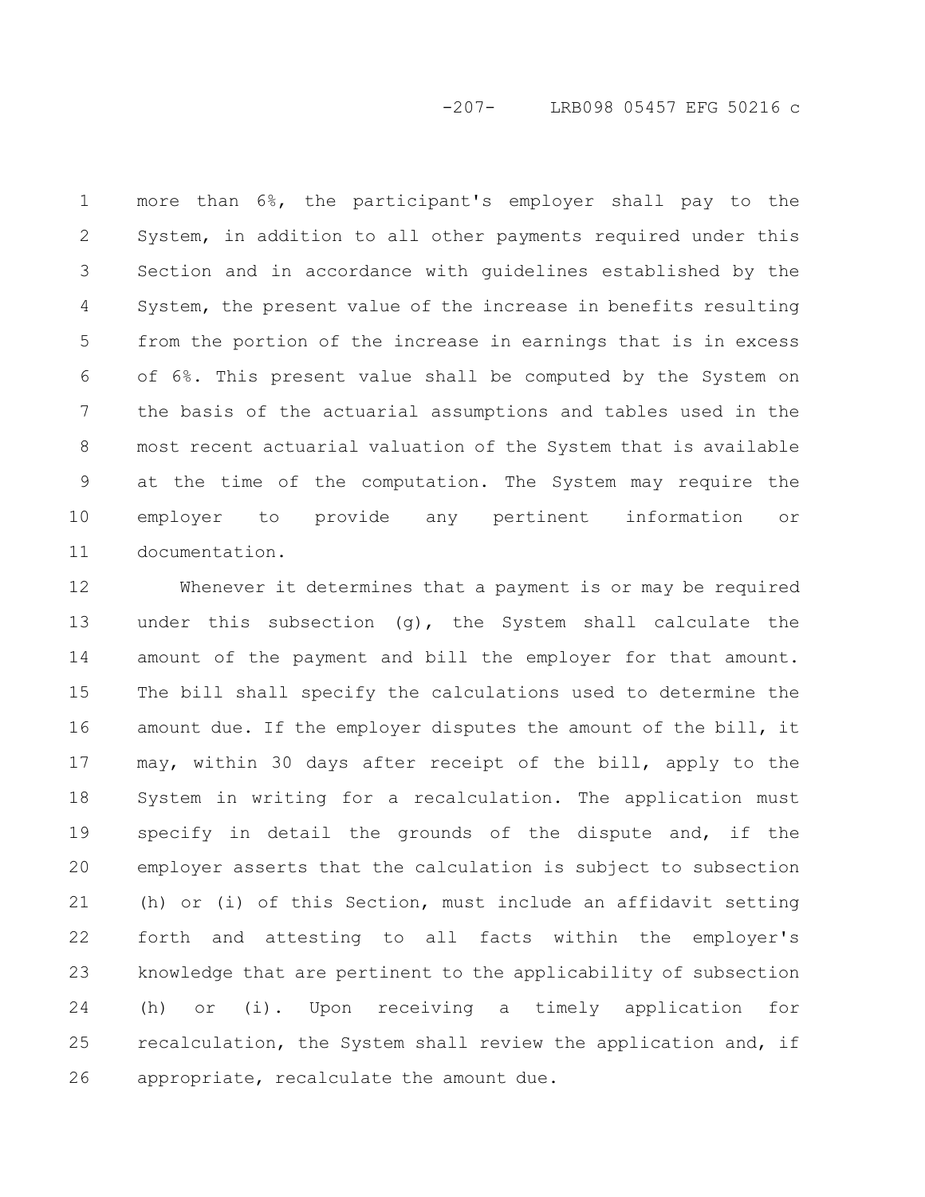more than 6%, the participant's employer shall pay to the System, in addition to all other payments required under this Section and in accordance with guidelines established by the System, the present value of the increase in benefits resulting from the portion of the increase in earnings that is in excess of 6%. This present value shall be computed by the System on the basis of the actuarial assumptions and tables used in the most recent actuarial valuation of the System that is available at the time of the computation. The System may require the employer to provide any pertinent information or documentation.

Whenever it determines that a payment is or may be required under this subsection (g), the System shall calculate the amount of the payment and bill the employer for that amount. The bill shall specify the calculations used to determine the amount due. If the employer disputes the amount of the bill, it may, within 30 days after receipt of the bill, apply to the System in writing for a recalculation. The application must specify in detail the grounds of the dispute and, if the employer asserts that the calculation is subject to subsection (h) or (i) of this Section, must include an affidavit setting forth and attesting to all facts within the employer's knowledge that are pertinent to the applicability of subsection (h) or (i). Upon receiving a timely application for recalculation, the System shall review the application and, if appropriate, recalculate the amount due.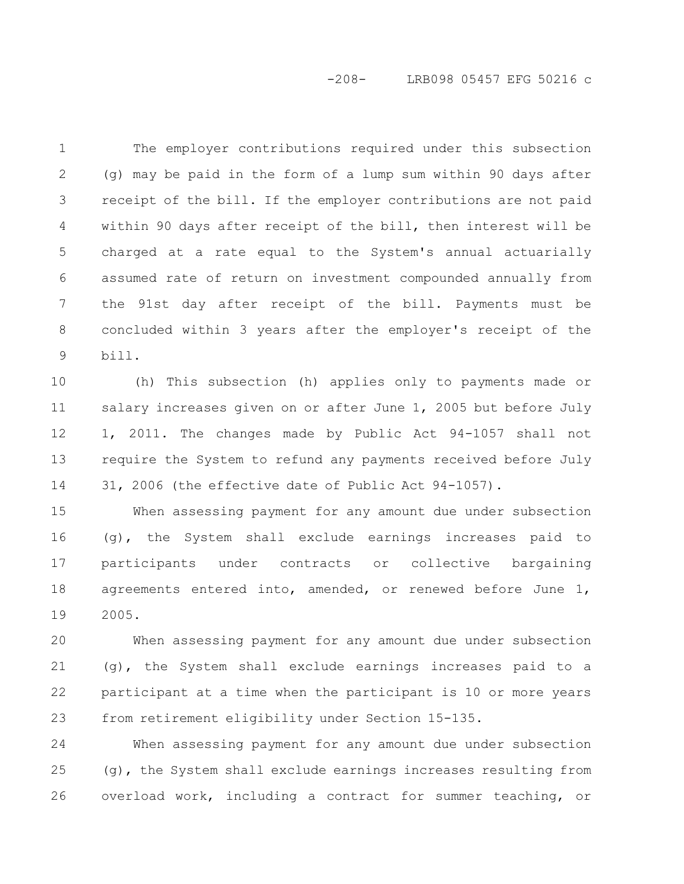The employer contributions required under this subsection (g) may be paid in the form of a lump sum within 90 days after receipt of the bill. If the employer contributions are not paid within 90 days after receipt of the bill, then interest will be charged at a rate equal to the System's annual actuarially assumed rate of return on investment compounded annually from the 91st day after receipt of the bill. Payments must be concluded within 3 years after the employer's receipt of the bill.

(h) This subsection (h) applies only to payments made or salary increases given on or after June 1, 2005 but before July 1, 2011. The changes made by Public Act 94-1057 shall not require the System to refund any payments received before July 31, 2006 (the effective date of Public Act 94-1057).

When assessing payment for any amount due under subsection (g), the System shall exclude earnings increases paid to participants under contracts or collective bargaining agreements entered into, amended, or renewed before June 1, 2005.

When assessing payment for any amount due under subsection (g), the System shall exclude earnings increases paid to a participant at a time when the participant is 10 or more years from retirement eligibility under Section 15-135.

When assessing payment for any amount due under subsection (g), the System shall exclude earnings increases resulting from overload work, including a contract for summer teaching, or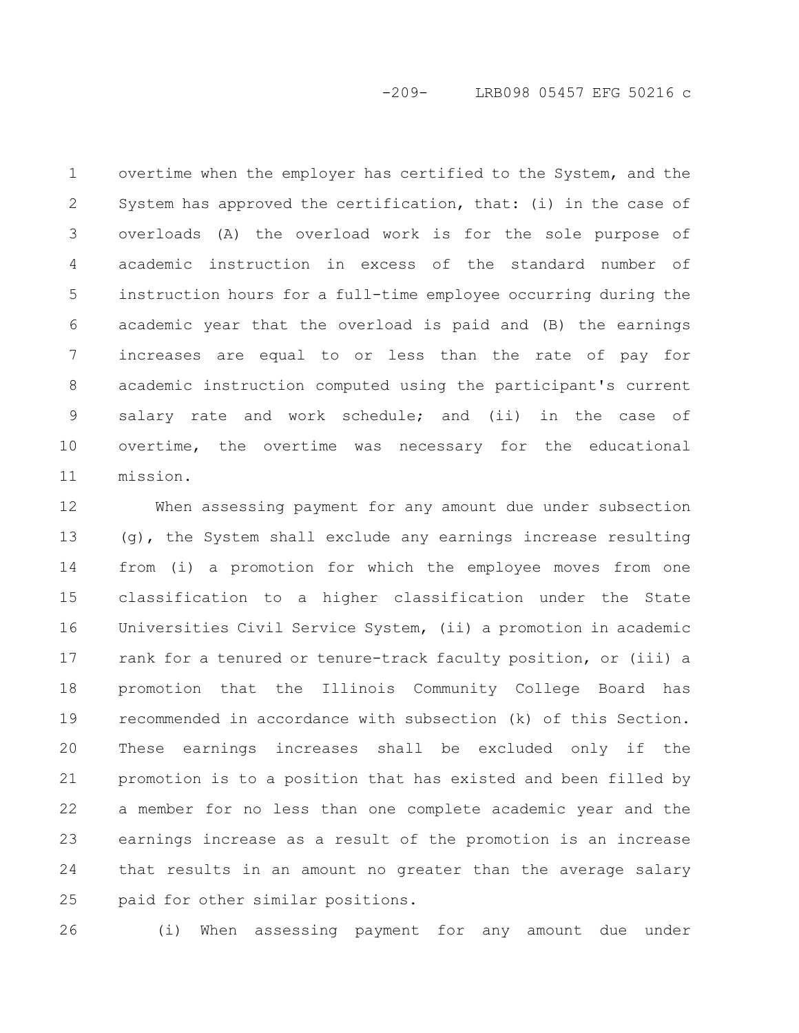overtime when the employer has certified to the System, and the System has approved the certification, that: (i) in the case of overloads (A) the overload work is for the sole purpose of academic instruction in excess of the standard number of instruction hours for a full-time employee occurring during the academic year that the overload is paid and (B) the earnings increases are equal to or less than the rate of pay for academic instruction computed using the participant's current salary rate and work schedule; and (ii) in the case of overtime, the overtime was necessary for the educational mission.

When assessing payment for any amount due under subsection (g), the System shall exclude any earnings increase resulting from (i) a promotion for which the employee moves from one classification to a higher classification under the State Universities Civil Service System, (ii) a promotion in academic rank for a tenured or tenure-track faculty position, or (iii) a promotion that the Illinois Community College Board has recommended in accordance with subsection (k) of this Section. These earnings increases shall be excluded only if the promotion is to a position that has existed and been filled by a member for no less than one complete academic year and the earnings increase as a result of the promotion is an increase that results in an amount no greater than the average salary paid for other similar positions.

(i) When assessing payment for any amount due under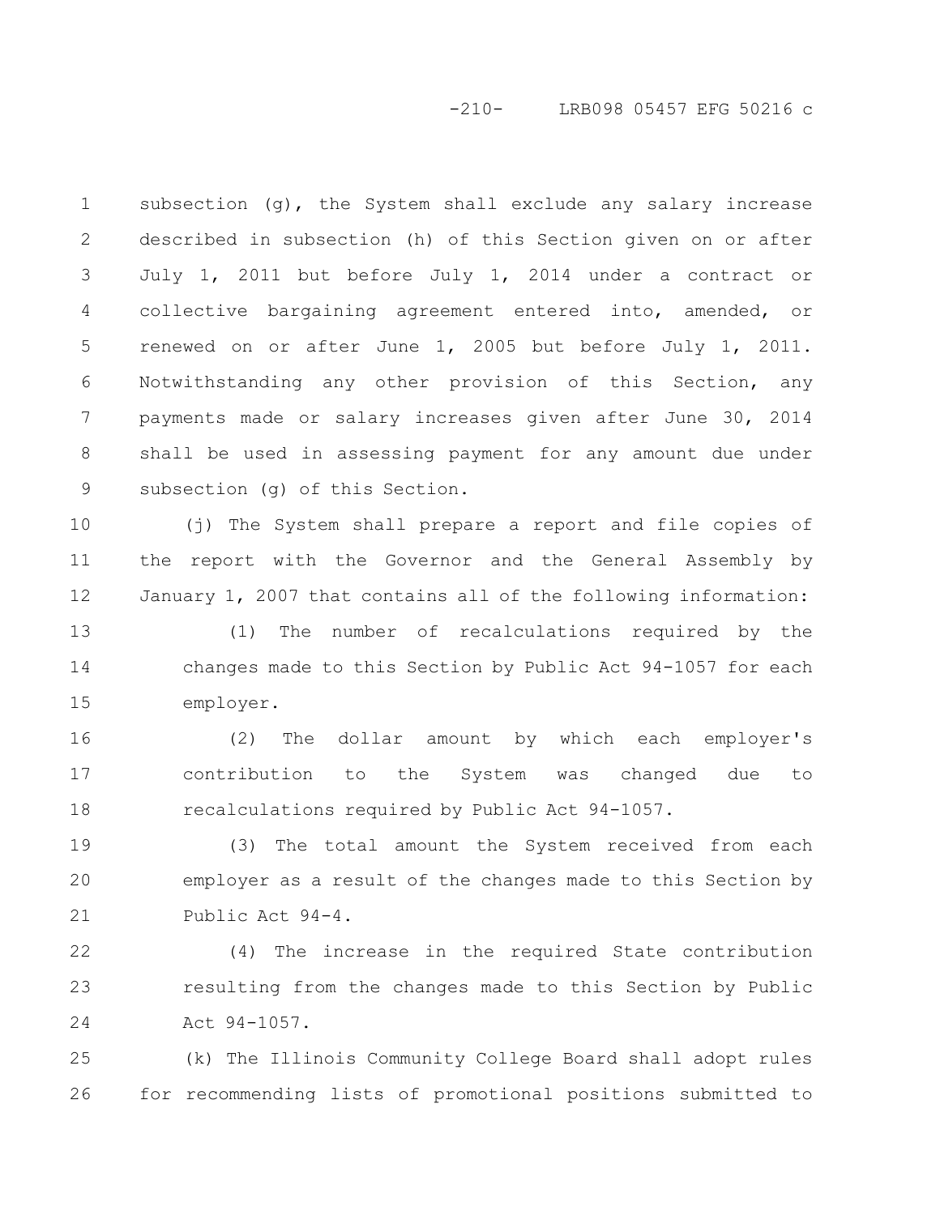subsection (g), the System shall exclude any salary increase described in subsection (h) of this Section given on or after July 1, 2011 but before July 1, 2014 under a contract or collective bargaining agreement entered into, amended, or renewed on or after June 1, 2005 but before July 1, 2011. Notwithstanding any other provision of this Section, any payments made or salary increases given after June 30, 2014 shall be used in assessing payment for any amount due under subsection (g) of this Section.

(j) The System shall prepare a report and file copies of the report with the Governor and the General Assembly by January 1, 2007 that contains all of the following information:

(1) The number of recalculations required by the changes made to this Section by Public Act 94-1057 for each employer.

(2) The dollar amount by which each employer's contribution to the System was changed due to recalculations required by Public Act 94-1057.

(3) The total amount the System received from each employer as a result of the changes made to this Section by Public Act 94-4.

(4) The increase in the required State contribution resulting from the changes made to this Section by Public Act 94-1057.

(k) The Illinois Community College Board shall adopt rules for recommending lists of promotional positions submitted to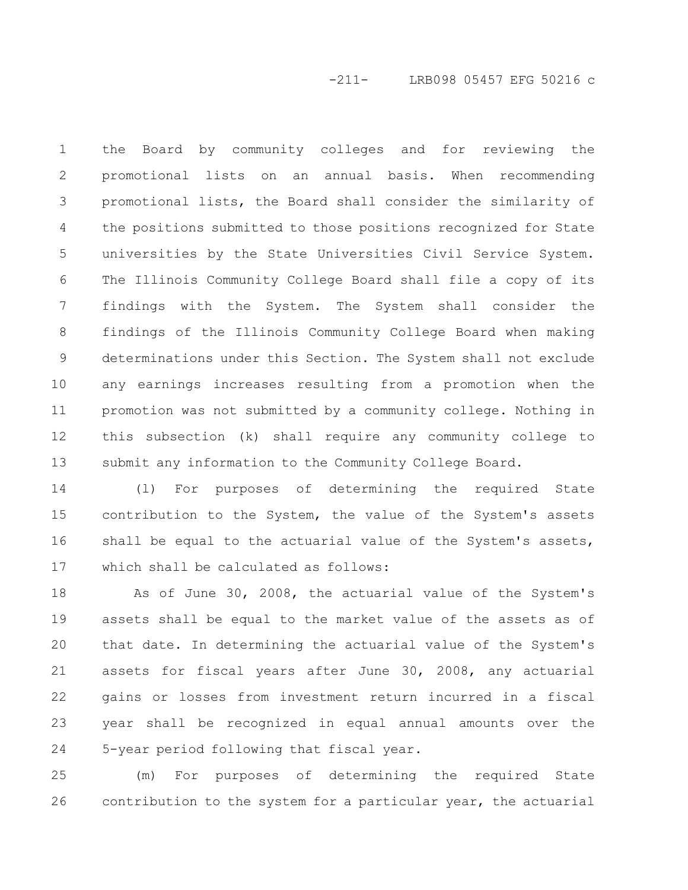the Board by community colleges and for reviewing the promotional lists on an annual basis. When recommending promotional lists, the Board shall consider the similarity of the positions submitted to those positions recognized for State universities by the State Universities Civil Service System. The Illinois Community College Board shall file a copy of its findings with the System. The System shall consider the findings of the Illinois Community College Board when making determinations under this Section. The System shall not exclude any earnings increases resulting from a promotion when the promotion was not submitted by a community college. Nothing in this subsection (k) shall require any community college to submit any information to the Community College Board.

(l) For purposes of determining the required State contribution to the System, the value of the System's assets shall be equal to the actuarial value of the System's assets, which shall be calculated as follows:

As of June 30, 2008, the actuarial value of the System's assets shall be equal to the market value of the assets as of that date. In determining the actuarial value of the System's assets for fiscal years after June 30, 2008, any actuarial gains or losses from investment return incurred in a fiscal year shall be recognized in equal annual amounts over the 5-year period following that fiscal year.

(m) For purposes of determining the required State contribution to the system for a particular year, the actuarial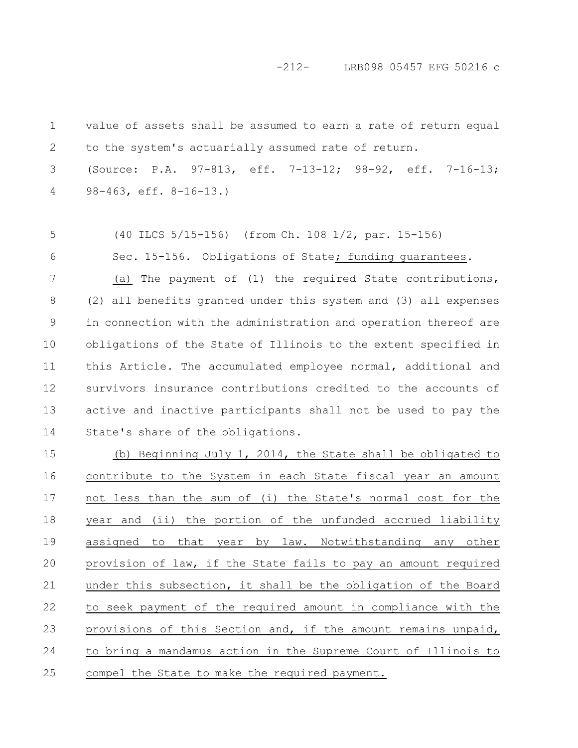value of assets shall be assumed to earn a rate of return equal to the system's actuarially assumed rate of return.

(Source: P.A. 97-813, eff. 7-13-12; 98-92, eff. 7-16-13; 98-463, eff. 8-16-13.)

(40 ILCS 5/15-156) (from Ch. 108 1/2, par. 15-156)

Sec. 15-156. Obligations of State; funding guarantees.

(a) The payment of (1) the required State contributions, (2) all benefits granted under this system and (3) all expenses in connection with the administration and operation thereof are obligations of the State of Illinois to the extent specified in this Article. The accumulated employee normal, additional and survivors insurance contributions credited to the accounts of active and inactive participants shall not be used to pay the State's share of the obligations.

(b) Beginning July 1, 2014, the State shall be obligated to contribute to the System in each State fiscal year an amount not less than the sum of (i) the State's normal cost for the year and (ii) the portion of the unfunded accrued liability assigned to that year by law. Notwithstanding any other provision of law, if the State fails to pay an amount required under this subsection, it shall be the obligation of the Board to seek payment of the required amount in compliance with the provisions of this Section and, if the amount remains unpaid, to bring a mandamus action in the Supreme Court of Illinois to compel the State to make the required payment.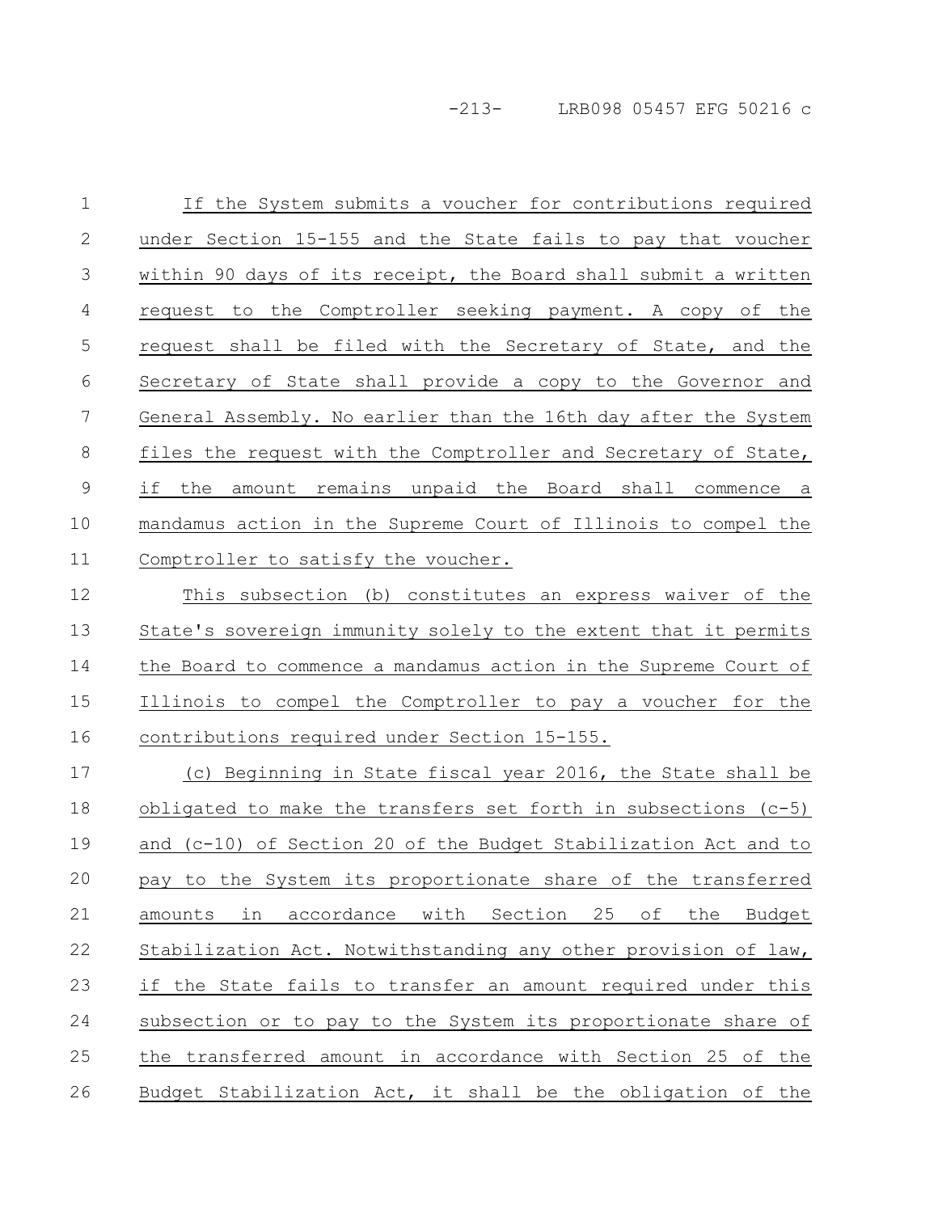If the System submits a voucher for contributions required under Section 15-155 and the State fails to pay that voucher within 90 days of its receipt, the Board shall submit a written request to the Comptroller seeking payment. A copy of the request shall be filed with the Secretary of State, and the Secretary of State shall provide a copy to the Governor and General Assembly. No earlier than the 16th day after the System files the request with the Comptroller and Secretary of State, if the amount remains unpaid the Board shall commence a mandamus action in the Supreme Court of Illinois to compel the Comptroller to satisfy the voucher.

This subsection (b) constitutes an express waiver of the State's sovereign immunity solely to the extent that it permits the Board to commence a mandamus action in the Supreme Court of Illinois to compel the Comptroller to pay a voucher for the contributions required under Section 15-155.

(c) Beginning in State fiscal year 2016, the State shall be obligated to make the transfers set forth in subsections (c-5) and (c-10) of Section 20 of the Budget Stabilization Act and to pay to the System its proportionate share of the transferred amounts in accordance with Section 25 of the Budget Stabilization Act. Notwithstanding any other provision of law, if the State fails to transfer an amount required under this subsection or to pay to the System its proportionate share of the transferred amount in accordance with Section 25 of the Budget Stabilization Act, it shall be the obligation of the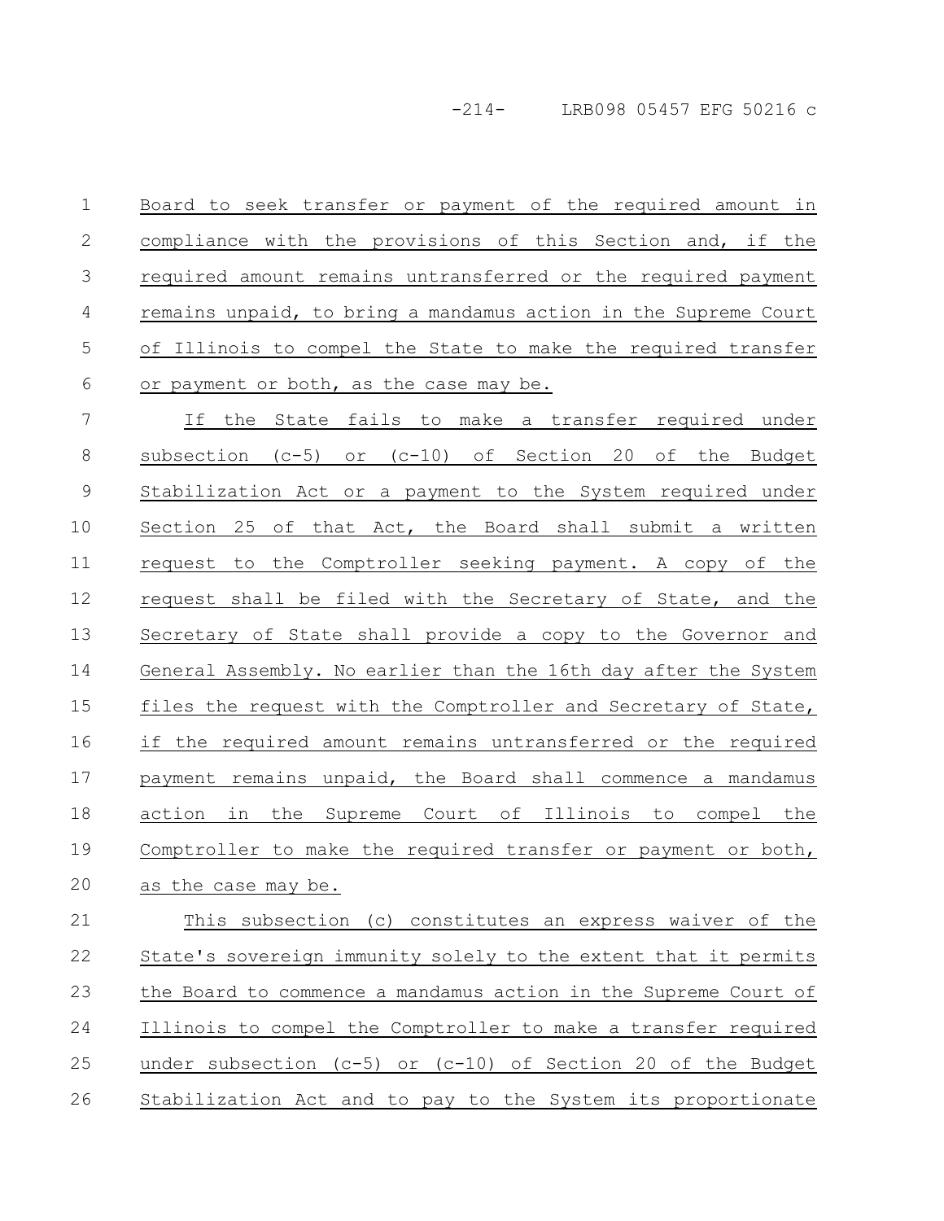Board to seek transfer or payment of the required amount in compliance with the provisions of this Section and, if the required amount remains untransferred or the required payment remains unpaid, to bring a mandamus action in the Supreme Court of Illinois to compel the State to make the required transfer or payment or both, as the case may be.

If the State fails to make a transfer required under subsection (c-5) or (c-10) of Section 20 of the Budget Stabilization Act or a payment to the System required under Section 25 of that Act, the Board shall submit a written request to the Comptroller seeking payment. A copy of the request shall be filed with the Secretary of State, and the Secretary of State shall provide a copy to the Governor and General Assembly. No earlier than the 16th day after the System files the request with the Comptroller and Secretary of State, if the required amount remains untransferred or the required payment remains unpaid, the Board shall commence a mandamus action in the Supreme Court of Illinois to compel the Comptroller to make the required transfer or payment or both, as the case may be.

This subsection (c) constitutes an express waiver of the State's sovereign immunity solely to the extent that it permits the Board to commence a mandamus action in the Supreme Court of Illinois to compel the Comptroller to make a transfer required under subsection (c-5) or (c-10) of Section 20 of the Budget Stabilization Act and to pay to the System its proportionate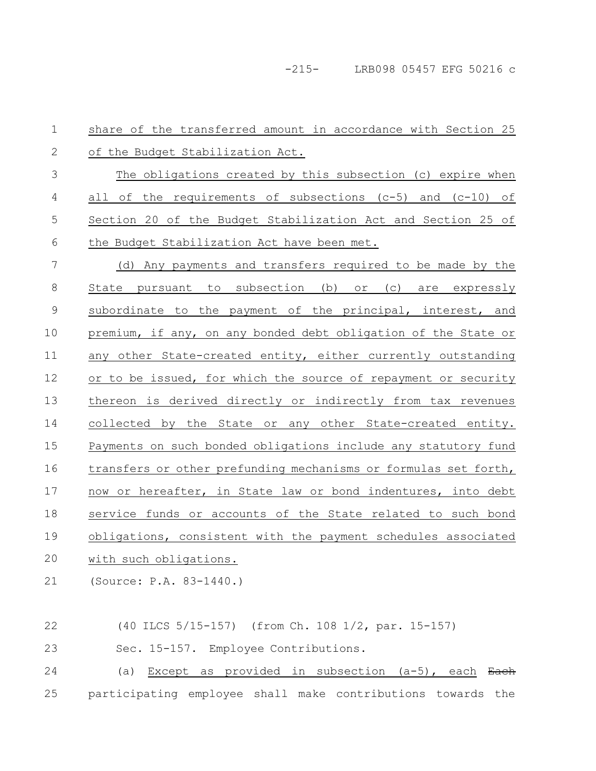share of the transferred amount in accordance with Section 25 of the Budget Stabilization Act.

The obligations created by this subsection (c) expire when all of the requirements of subsections (c-5) and (c-10) of Section 20 of the Budget Stabilization Act and Section 25 of the Budget Stabilization Act have been met.

(d) Any payments and transfers required to be made by the State pursuant to subsection (b) or (c) are expressly subordinate to the payment of the principal, interest, and premium, if any, on any bonded debt obligation of the State or any other State-created entity, either currently outstanding or to be issued, for which the source of repayment or security thereon is derived directly or indirectly from tax revenues collected by the State or any other State-created entity. Payments on such bonded obligations include any statutory fund transfers or other prefunding mechanisms or formulas set forth, now or hereafter, in State law or bond indentures, into debt service funds or accounts of the State related to such bond obligations, consistent with the payment schedules associated with such obligations.

(Source: P.A. 83-1440.)

(40 ILCS 5/15-157) (from Ch. 108 1/2, par. 15-157)

Sec. 15-157. Employee Contributions.

(a) Except as provided in subsection (a-5), each ~~Each~~ participating employee shall make contributions towards the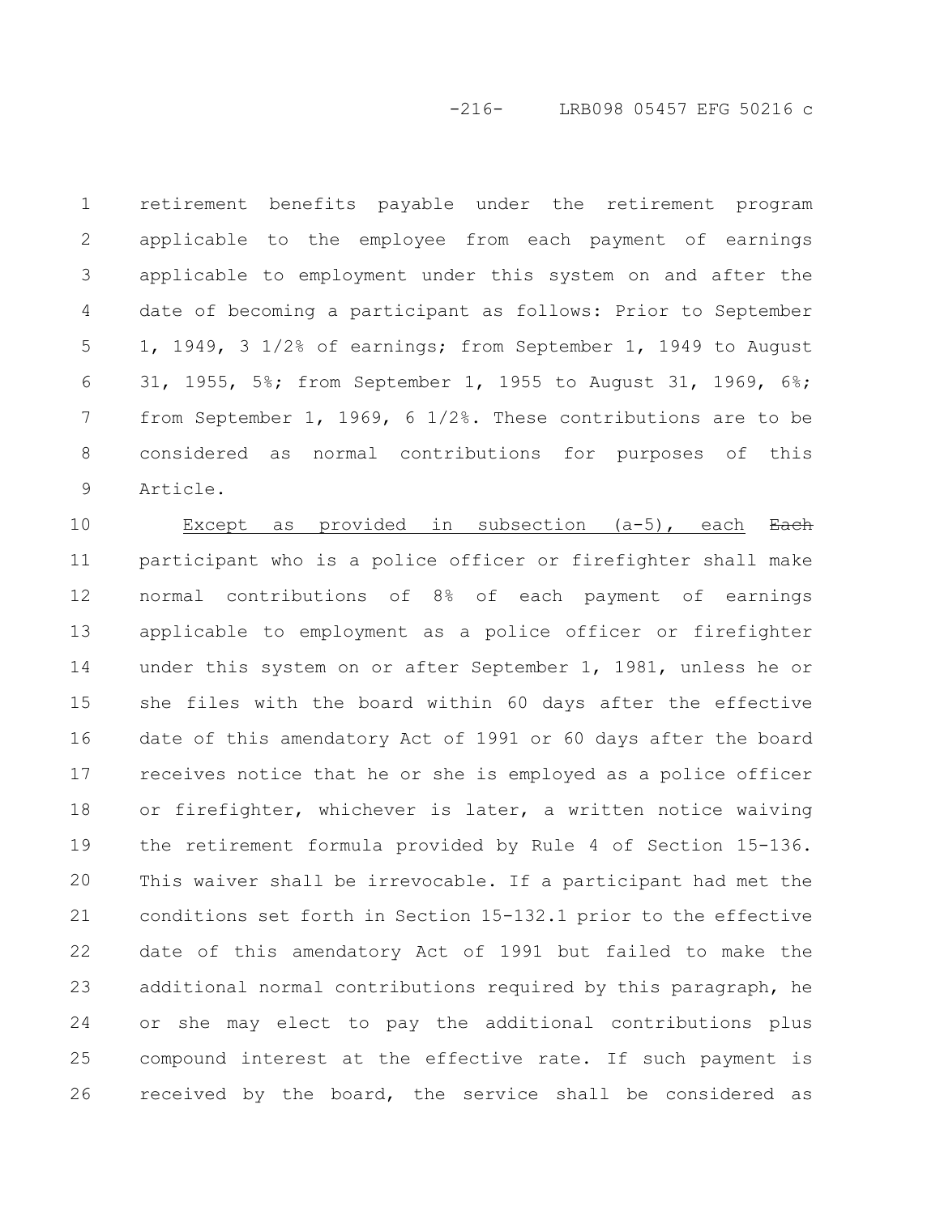retirement benefits payable under the retirement program applicable to the employee from each payment of earnings applicable to employment under this system on and after the date of becoming a participant as follows: Prior to September 1, 1949, 3 1/2% of earnings; from September 1, 1949 to August 31, 1955, 5%; from September 1, 1955 to August 31, 1969, 6%; from September 1, 1969, 6 1/2%. These contributions are to be considered as normal contributions for purposes of this Article.

Except as provided in subsection (a-5), each ~~Each~~ participant who is a police officer or firefighter shall make normal contributions of 8% of each payment of earnings applicable to employment as a police officer or firefighter under this system on or after September 1, 1981, unless he or she files with the board within 60 days after the effective date of this amendatory Act of 1991 or 60 days after the board receives notice that he or she is employed as a police officer or firefighter, whichever is later, a written notice waiving the retirement formula provided by Rule 4 of Section 15-136. This waiver shall be irrevocable. If a participant had met the conditions set forth in Section 15-132.1 prior to the effective date of this amendatory Act of 1991 but failed to make the additional normal contributions required by this paragraph, he or she may elect to pay the additional contributions plus compound interest at the effective rate. If such payment is received by the board, the service shall be considered as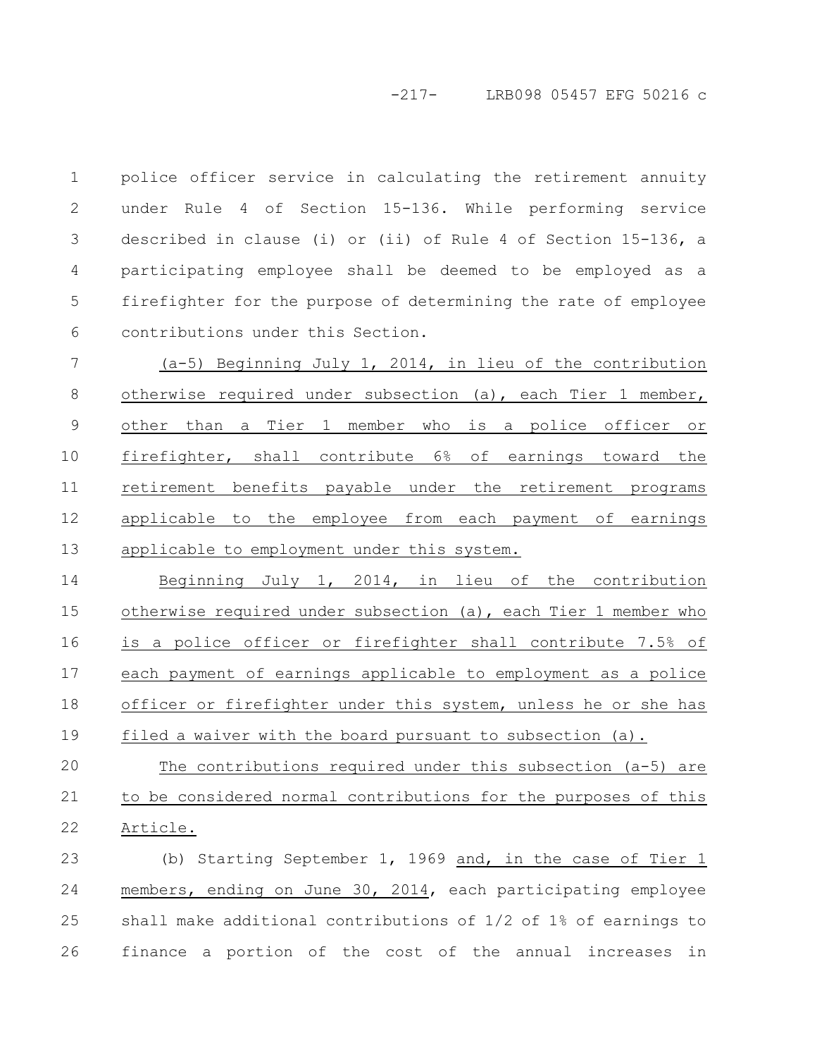police officer service in calculating the retirement annuity under Rule 4 of Section 15-136. While performing service described in clause (i) or (ii) of Rule 4 of Section 15-136, a participating employee shall be deemed to be employed as a firefighter for the purpose of determining the rate of employee contributions under this Section.

<u>(a-5) Beginning July 1, 2014, in lieu of the contribution otherwise required under subsection (a), each Tier 1 member, other than a Tier 1 member who is a police officer or firefighter, shall contribute 6% of earnings toward the retirement benefits payable under the retirement programs applicable to the employee from each payment of earnings applicable to employment under this system.</u>

<u>Beginning July 1, 2014, in lieu of the contribution otherwise required under subsection (a), each Tier 1 member who is a police officer or firefighter shall contribute 7.5% of each payment of earnings applicable to employment as a police officer or firefighter under this system, unless he or she has filed a waiver with the board pursuant to subsection (a).</u>

<u>The contributions required under this subsection (a-5) are to be considered normal contributions for the purposes of this Article.</u>

(b) Starting September 1, 1969 <u>and, in the case of Tier 1 members, ending on June 30, 2014</u>, each participating employee shall make additional contributions of 1/2 of 1% of earnings to finance a portion of the cost of the annual increases in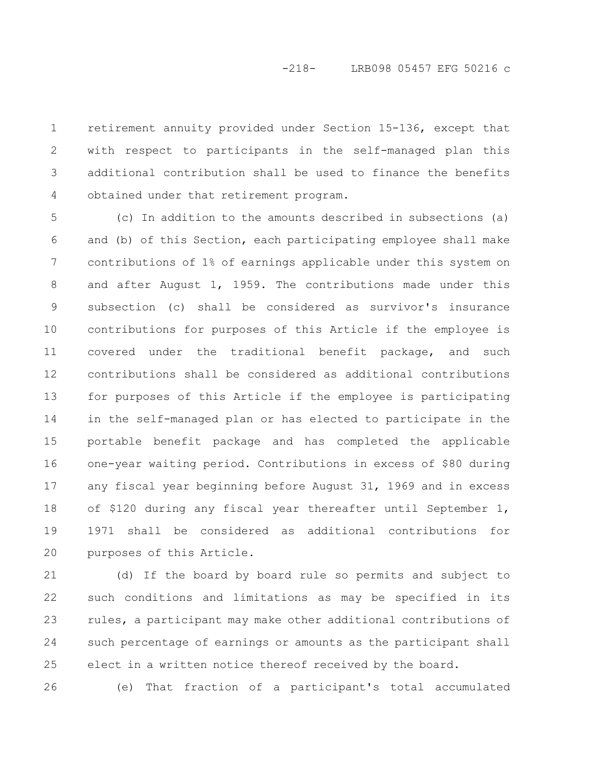retirement annuity provided under Section 15-136, except that with respect to participants in the self-managed plan this additional contribution shall be used to finance the benefits obtained under that retirement program.

(c) In addition to the amounts described in subsections (a) and (b) of this Section, each participating employee shall make contributions of 1% of earnings applicable under this system on and after August 1, 1959. The contributions made under this subsection (c) shall be considered as survivor's insurance contributions for purposes of this Article if the employee is covered under the traditional benefit package, and such contributions shall be considered as additional contributions for purposes of this Article if the employee is participating in the self-managed plan or has elected to participate in the portable benefit package and has completed the applicable one-year waiting period. Contributions in excess of $80 during any fiscal year beginning before August 31, 1969 and in excess of $120 during any fiscal year thereafter until September 1, 1971 shall be considered as additional contributions for purposes of this Article.

(d) If the board by board rule so permits and subject to such conditions and limitations as may be specified in its rules, a participant may make other additional contributions of such percentage of earnings or amounts as the participant shall elect in a written notice thereof received by the board.

(e) That fraction of a participant's total accumulated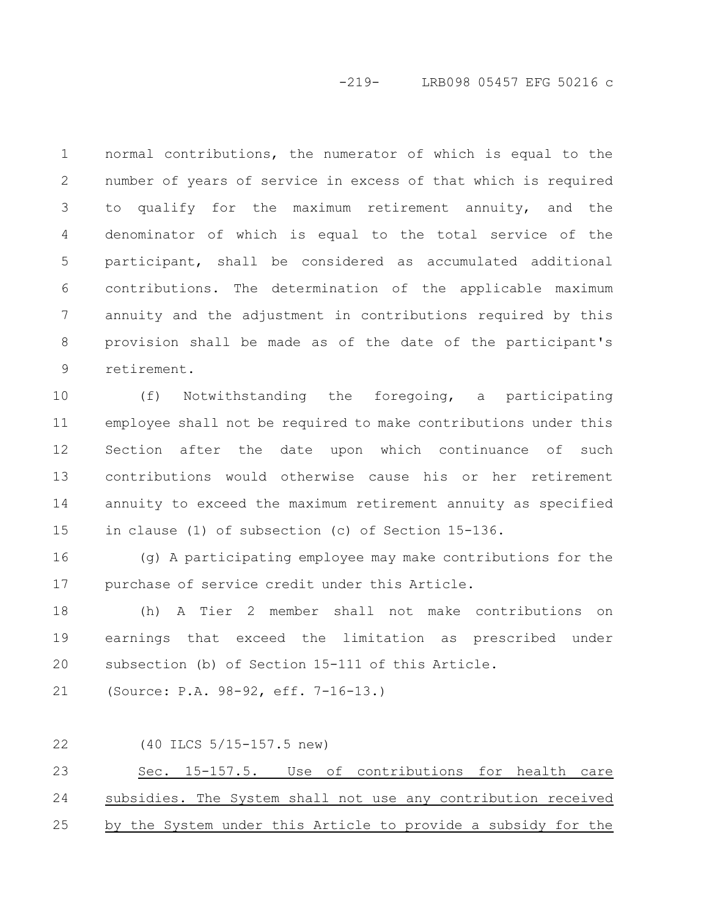normal contributions, the numerator of which is equal to the number of years of service in excess of that which is required to qualify for the maximum retirement annuity, and the denominator of which is equal to the total service of the participant, shall be considered as accumulated additional contributions. The determination of the applicable maximum annuity and the adjustment in contributions required by this provision shall be made as of the date of the participant's retirement.

(f) Notwithstanding the foregoing, a participating employee shall not be required to make contributions under this Section after the date upon which continuance of such contributions would otherwise cause his or her retirement annuity to exceed the maximum retirement annuity as specified in clause (1) of subsection (c) of Section 15-136.

(g) A participating employee may make contributions for the purchase of service credit under this Article.

(h) A Tier 2 member shall not make contributions on earnings that exceed the limitation as prescribed under subsection (b) of Section 15-111 of this Article.

(Source: P.A. 98-92, eff. 7-16-13.)

(40 ILCS 5/15-157.5 new)

Sec. 15-157.5. Use of contributions for health care subsidies. The System shall not use any contribution received by the System under this Article to provide a subsidy for the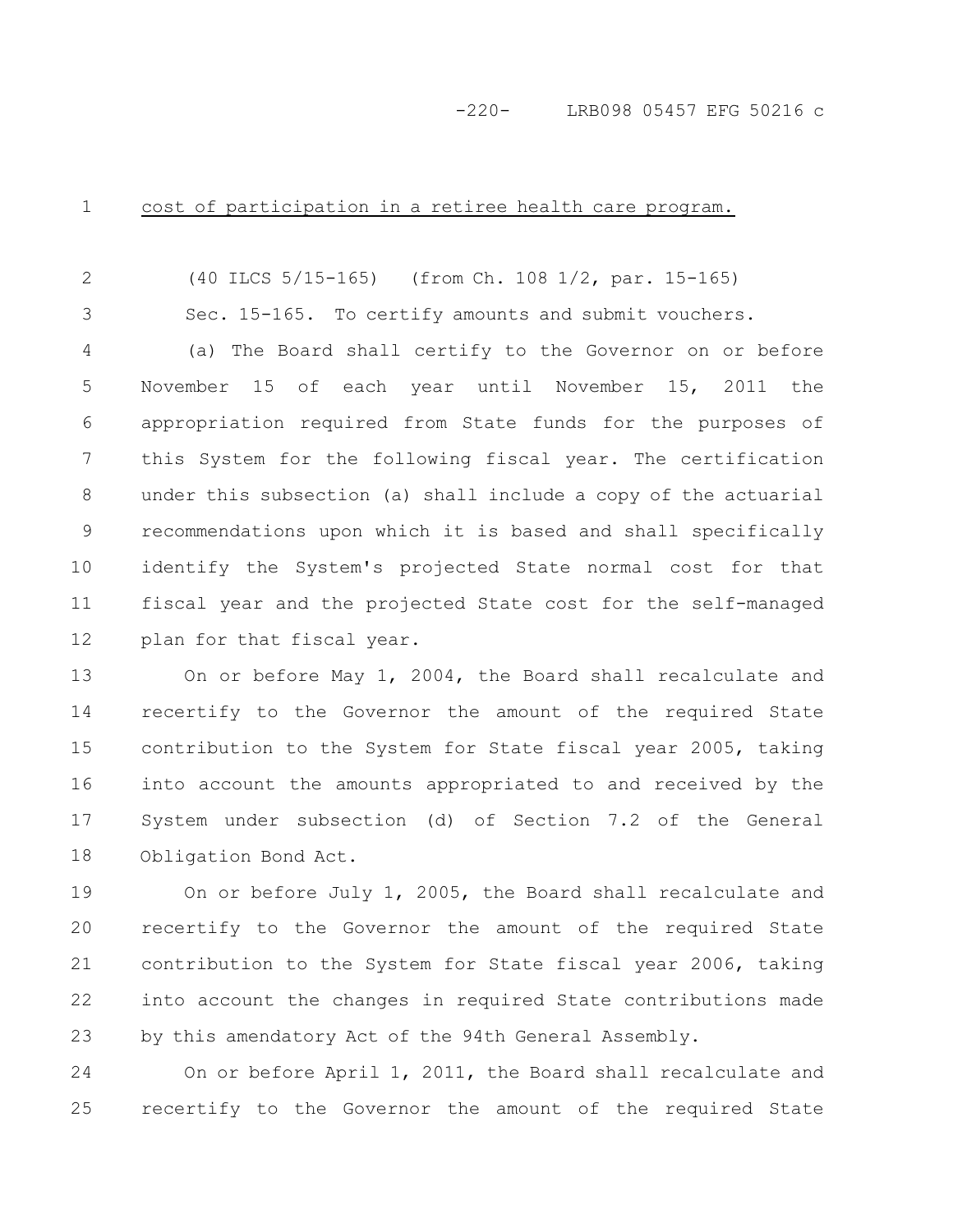cost of participation in a retiree health care program.

(40 ILCS 5/15-165) (from Ch. 108 1/2, par. 15-165)

Sec. 15-165. To certify amounts and submit vouchers.

(a) The Board shall certify to the Governor on or before November 15 of each year until November 15, 2011 the appropriation required from State funds for the purposes of this System for the following fiscal year. The certification under this subsection (a) shall include a copy of the actuarial recommendations upon which it is based and shall specifically identify the System's projected State normal cost for that fiscal year and the projected State cost for the self-managed plan for that fiscal year.

On or before May 1, 2004, the Board shall recalculate and recertify to the Governor the amount of the required State contribution to the System for State fiscal year 2005, taking into account the amounts appropriated to and received by the System under subsection (d) of Section 7.2 of the General Obligation Bond Act.

On or before July 1, 2005, the Board shall recalculate and recertify to the Governor the amount of the required State contribution to the System for State fiscal year 2006, taking into account the changes in required State contributions made by this amendatory Act of the 94th General Assembly.

On or before April 1, 2011, the Board shall recalculate and recertify to the Governor the amount of the required State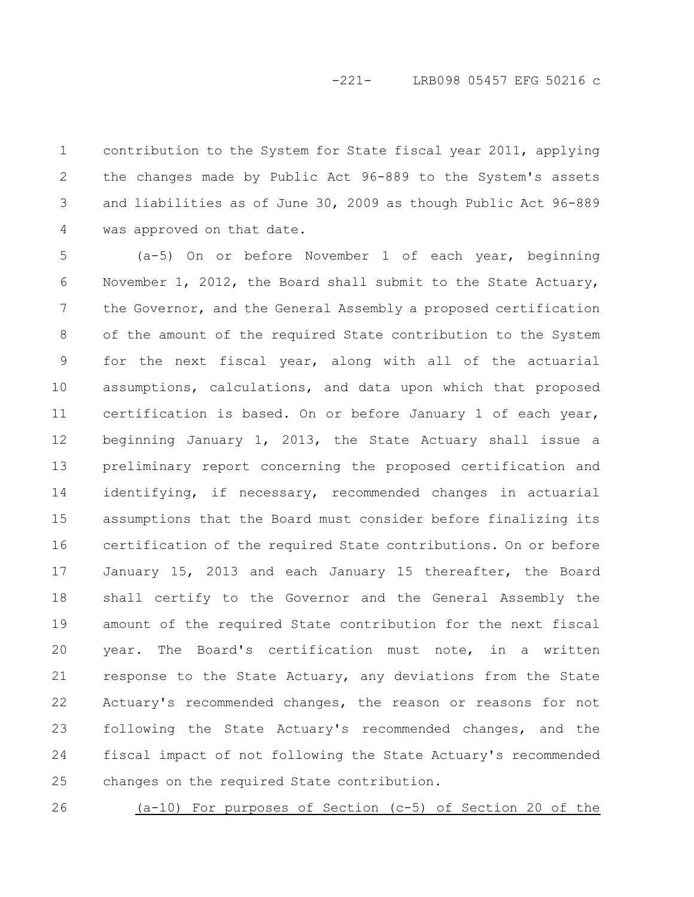contribution to the System for State fiscal year 2011, applying the changes made by Public Act 96-889 to the System's assets and liabilities as of June 30, 2009 as though Public Act 96-889 was approved on that date.

(a-5) On or before November 1 of each year, beginning November 1, 2012, the Board shall submit to the State Actuary, the Governor, and the General Assembly a proposed certification of the amount of the required State contribution to the System for the next fiscal year, along with all of the actuarial assumptions, calculations, and data upon which that proposed certification is based. On or before January 1 of each year, beginning January 1, 2013, the State Actuary shall issue a preliminary report concerning the proposed certification and identifying, if necessary, recommended changes in actuarial assumptions that the Board must consider before finalizing its certification of the required State contributions. On or before January 15, 2013 and each January 15 thereafter, the Board shall certify to the Governor and the General Assembly the amount of the required State contribution for the next fiscal year. The Board's certification must note, in a written response to the State Actuary, any deviations from the State Actuary's recommended changes, the reason or reasons for not following the State Actuary's recommended changes, and the fiscal impact of not following the State Actuary's recommended changes on the required State contribution.

<u>(a-10) For purposes of Section (c-5) of Section 20 of the</u>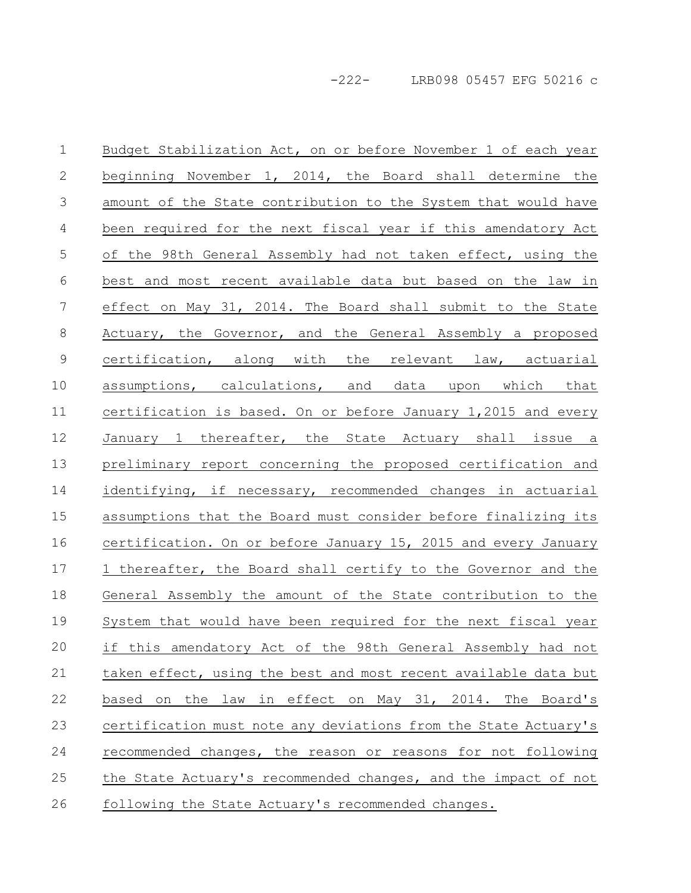Budget Stabilization Act, on or before November 1 of each year beginning November 1, 2014, the Board shall determine the amount of the State contribution to the System that would have been required for the next fiscal year if this amendatory Act of the 98th General Assembly had not taken effect, using the best and most recent available data but based on the law in effect on May 31, 2014. The Board shall submit to the State Actuary, the Governor, and the General Assembly a proposed certification, along with the relevant law, actuarial assumptions, calculations, and data upon which that certification is based. On or before January 1,2015 and every January 1 thereafter, the State Actuary shall issue a preliminary report concerning the proposed certification and identifying, if necessary, recommended changes in actuarial assumptions that the Board must consider before finalizing its certification. On or before January 15, 2015 and every January 1 thereafter, the Board shall certify to the Governor and the General Assembly the amount of the State contribution to the System that would have been required for the next fiscal year if this amendatory Act of the 98th General Assembly had not taken effect, using the best and most recent available data but based on the law in effect on May 31, 2014. The Board's certification must note any deviations from the State Actuary's recommended changes, the reason or reasons for not following the State Actuary's recommended changes, and the impact of not following the State Actuary's recommended changes.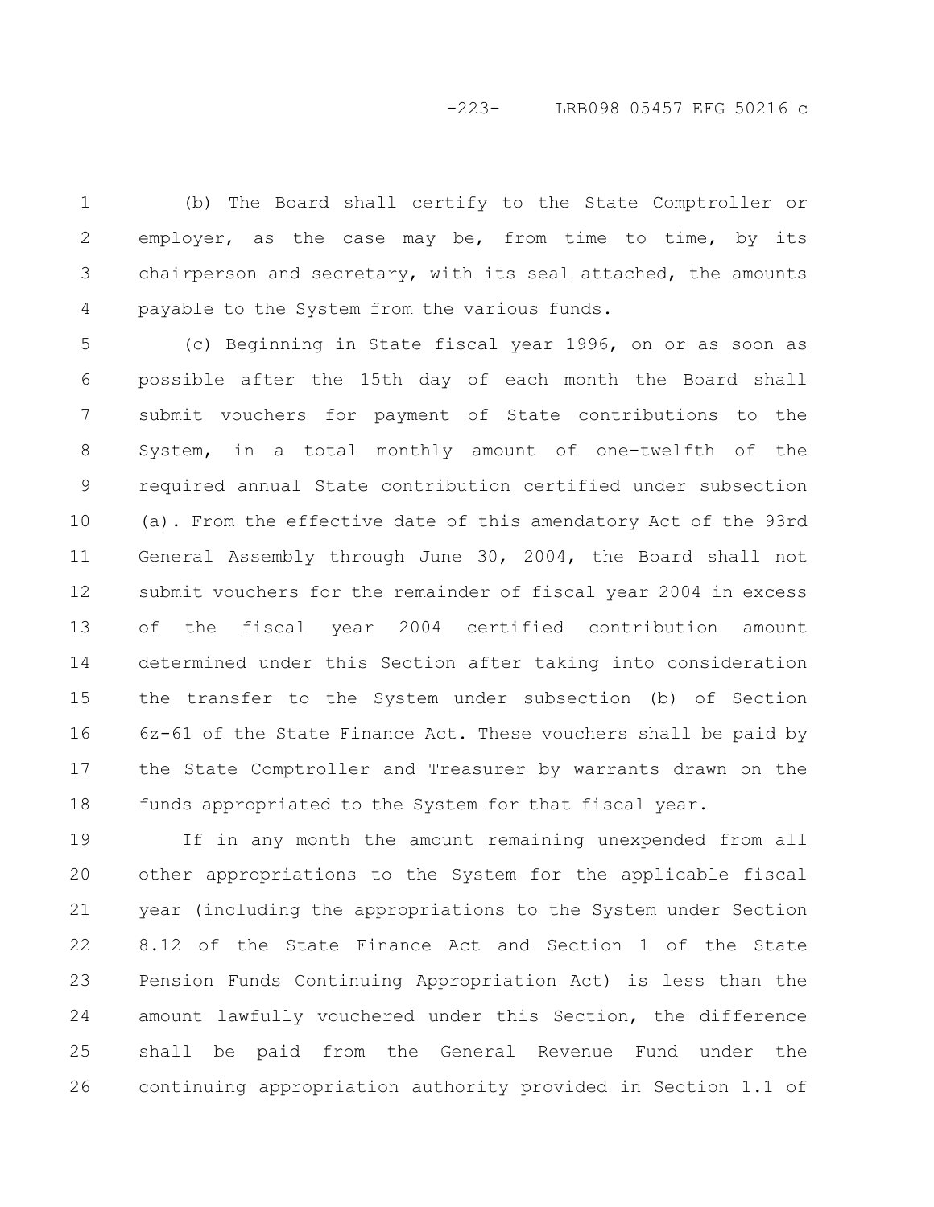(b) The Board shall certify to the State Comptroller or employer, as the case may be, from time to time, by its chairperson and secretary, with its seal attached, the amounts payable to the System from the various funds.

(c) Beginning in State fiscal year 1996, on or as soon as possible after the 15th day of each month the Board shall submit vouchers for payment of State contributions to the System, in a total monthly amount of one-twelfth of the required annual State contribution certified under subsection (a). From the effective date of this amendatory Act of the 93rd General Assembly through June 30, 2004, the Board shall not submit vouchers for the remainder of fiscal year 2004 in excess of the fiscal year 2004 certified contribution amount determined under this Section after taking into consideration the transfer to the System under subsection (b) of Section 6z-61 of the State Finance Act. These vouchers shall be paid by the State Comptroller and Treasurer by warrants drawn on the funds appropriated to the System for that fiscal year.

If in any month the amount remaining unexpended from all other appropriations to the System for the applicable fiscal year (including the appropriations to the System under Section 8.12 of the State Finance Act and Section 1 of the State Pension Funds Continuing Appropriation Act) is less than the amount lawfully vouchered under this Section, the difference shall be paid from the General Revenue Fund under the continuing appropriation authority provided in Section 1.1 of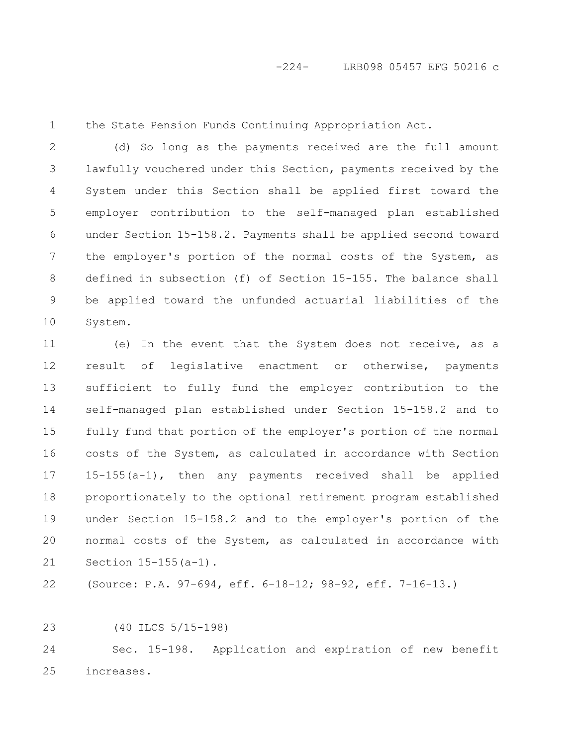the State Pension Funds Continuing Appropriation Act.

(d) So long as the payments received are the full amount lawfully vouchered under this Section, payments received by the System under this Section shall be applied first toward the employer contribution to the self-managed plan established under Section 15-158.2. Payments shall be applied second toward the employer's portion of the normal costs of the System, as defined in subsection (f) of Section 15-155. The balance shall be applied toward the unfunded actuarial liabilities of the System.

(e) In the event that the System does not receive, as a result of legislative enactment or otherwise, payments sufficient to fully fund the employer contribution to the self-managed plan established under Section 15-158.2 and to fully fund that portion of the employer's portion of the normal costs of the System, as calculated in accordance with Section 15-155(a-1), then any payments received shall be applied proportionately to the optional retirement program established under Section 15-158.2 and to the employer's portion of the normal costs of the System, as calculated in accordance with Section 15-155(a-1).

(Source: P.A. 97-694, eff. 6-18-12; 98-92, eff. 7-16-13.)

(40 ILCS 5/15-198)

Sec. 15-198. Application and expiration of new benefit increases.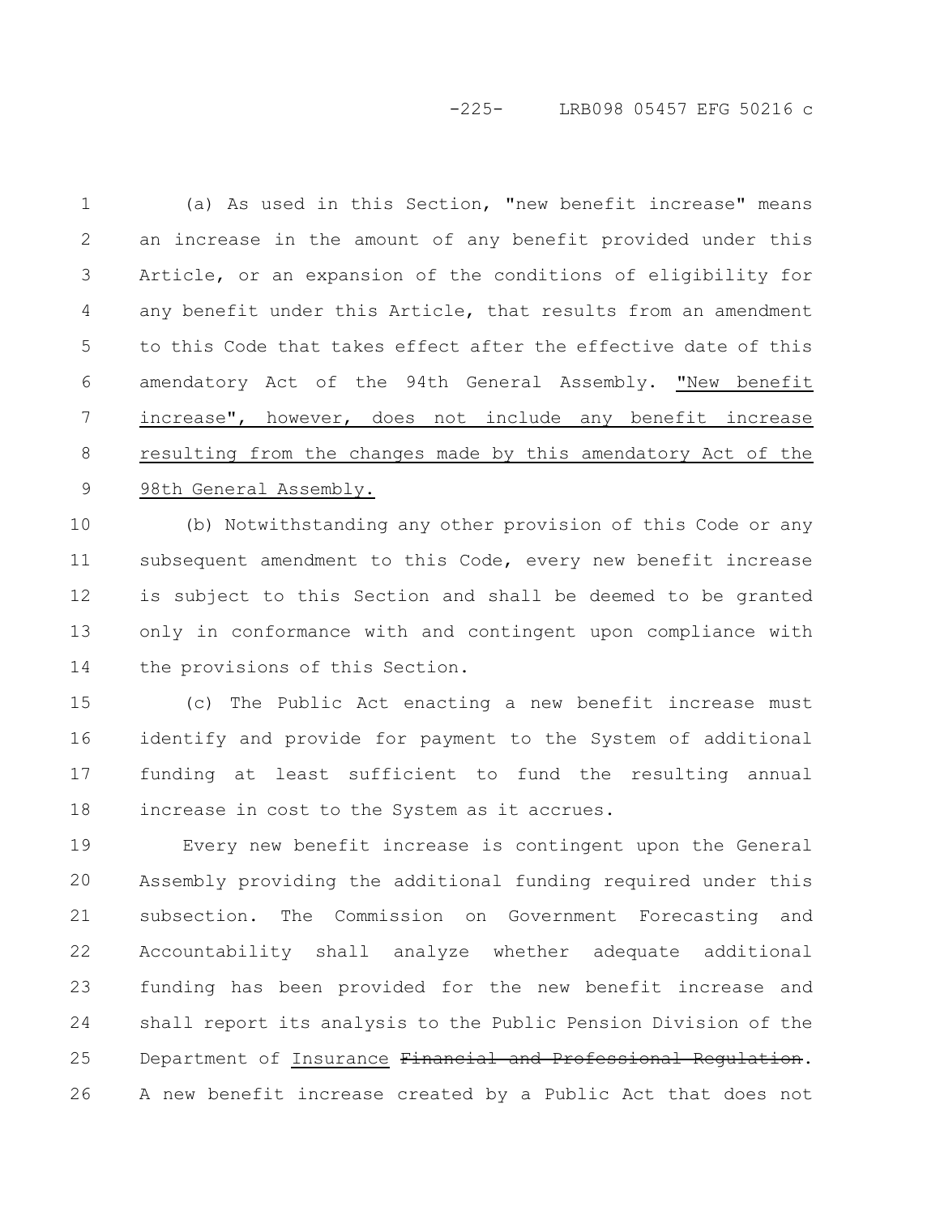(a) As used in this Section, "new benefit increase" means an increase in the amount of any benefit provided under this Article, or an expansion of the conditions of eligibility for any benefit under this Article, that results from an amendment to this Code that takes effect after the effective date of this amendatory Act of the 94th General Assembly. <u>"New benefit increase", however, does not include any benefit increase resulting from the changes made by this amendatory Act of the 98th General Assembly.</u>

(b) Notwithstanding any other provision of this Code or any subsequent amendment to this Code, every new benefit increase is subject to this Section and shall be deemed to be granted only in conformance with and contingent upon compliance with the provisions of this Section.

(c) The Public Act enacting a new benefit increase must identify and provide for payment to the System of additional funding at least sufficient to fund the resulting annual increase in cost to the System as it accrues.

Every new benefit increase is contingent upon the General Assembly providing the additional funding required under this subsection. The Commission on Government Forecasting and Accountability shall analyze whether adequate additional funding has been provided for the new benefit increase and shall report its analysis to the Public Pension Division of the Department of <u>Insurance</u> ~~Financial and Professional Regulation~~. A new benefit increase created by a Public Act that does not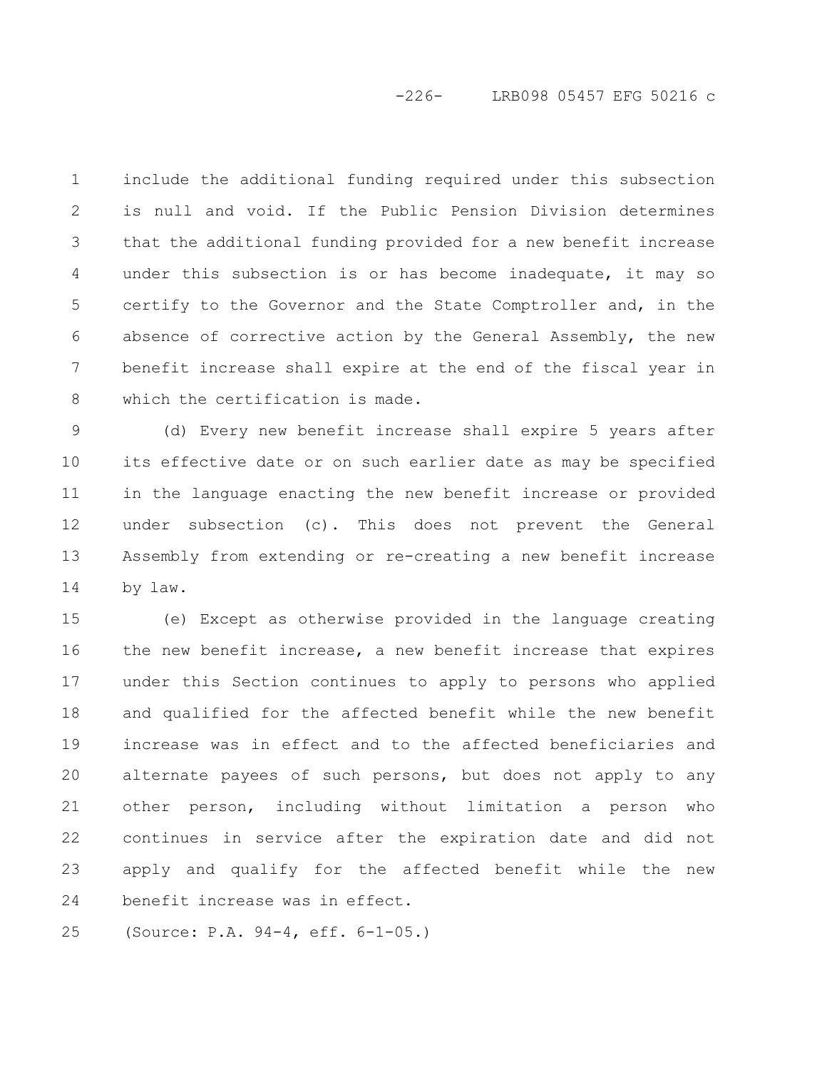include the additional funding required under this subsection is null and void. If the Public Pension Division determines that the additional funding provided for a new benefit increase under this subsection is or has become inadequate, it may so certify to the Governor and the State Comptroller and, in the absence of corrective action by the General Assembly, the new benefit increase shall expire at the end of the fiscal year in which the certification is made.

(d) Every new benefit increase shall expire 5 years after its effective date or on such earlier date as may be specified in the language enacting the new benefit increase or provided under subsection (c). This does not prevent the General Assembly from extending or re-creating a new benefit increase by law.

(e) Except as otherwise provided in the language creating the new benefit increase, a new benefit increase that expires under this Section continues to apply to persons who applied and qualified for the affected benefit while the new benefit increase was in effect and to the affected beneficiaries and alternate payees of such persons, but does not apply to any other person, including without limitation a person who continues in service after the expiration date and did not apply and qualify for the affected benefit while the new benefit increase was in effect.

(Source: P.A. 94-4, eff. 6-1-05.)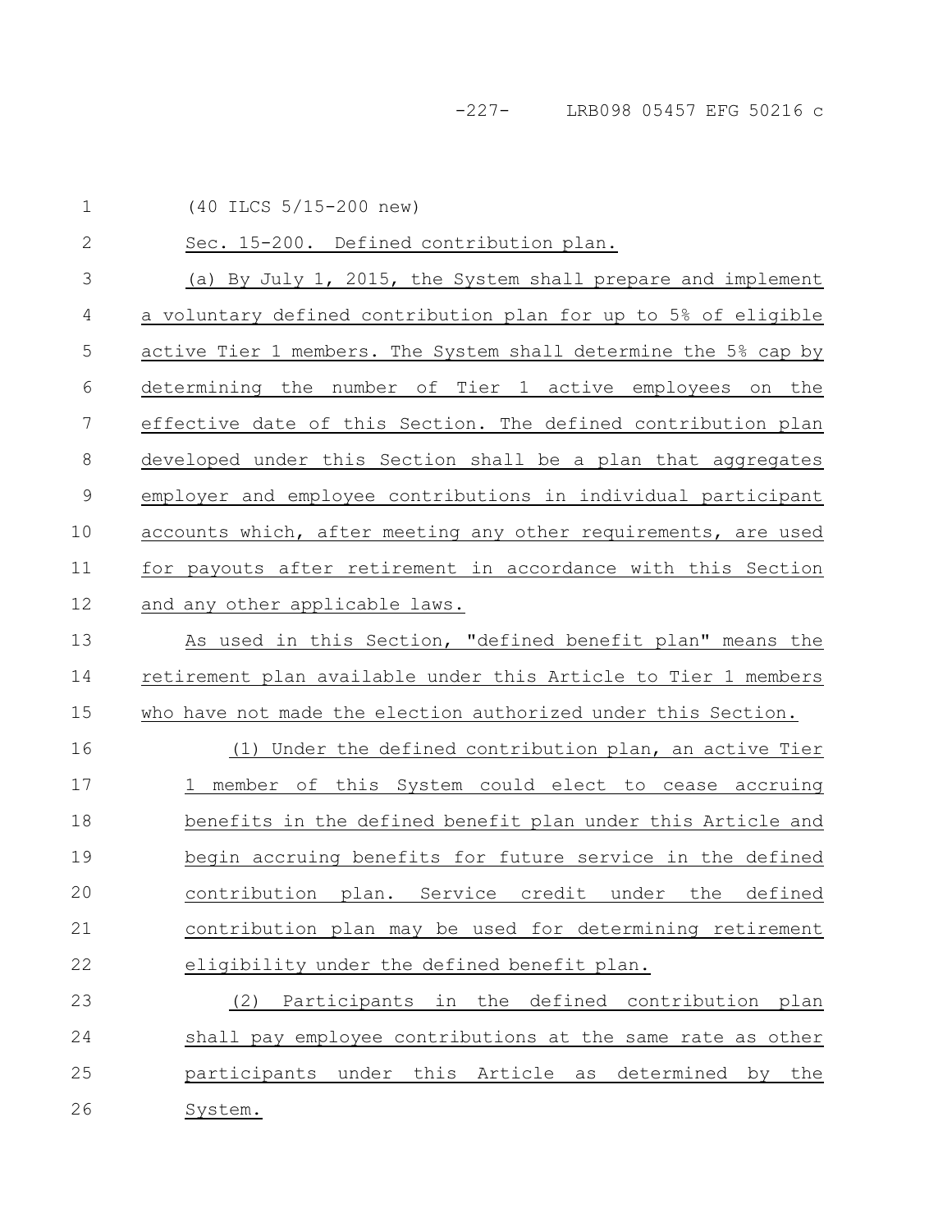(40 ILCS 5/15-200 new)

Sec. 15-200. Defined contribution plan.

(a) By July 1, 2015, the System shall prepare and implement a voluntary defined contribution plan for up to 5% of eligible active Tier 1 members. The System shall determine the 5% cap by determining the number of Tier 1 active employees on the effective date of this Section. The defined contribution plan developed under this Section shall be a plan that aggregates employer and employee contributions in individual participant accounts which, after meeting any other requirements, are used for payouts after retirement in accordance with this Section and any other applicable laws.

As used in this Section, "defined benefit plan" means the retirement plan available under this Article to Tier 1 members who have not made the election authorized under this Section.

(1) Under the defined contribution plan, an active Tier 1 member of this System could elect to cease accruing benefits in the defined benefit plan under this Article and begin accruing benefits for future service in the defined contribution plan. Service credit under the defined contribution plan may be used for determining retirement eligibility under the defined benefit plan.

(2) Participants in the defined contribution plan shall pay employee contributions at the same rate as other participants under this Article as determined by the System.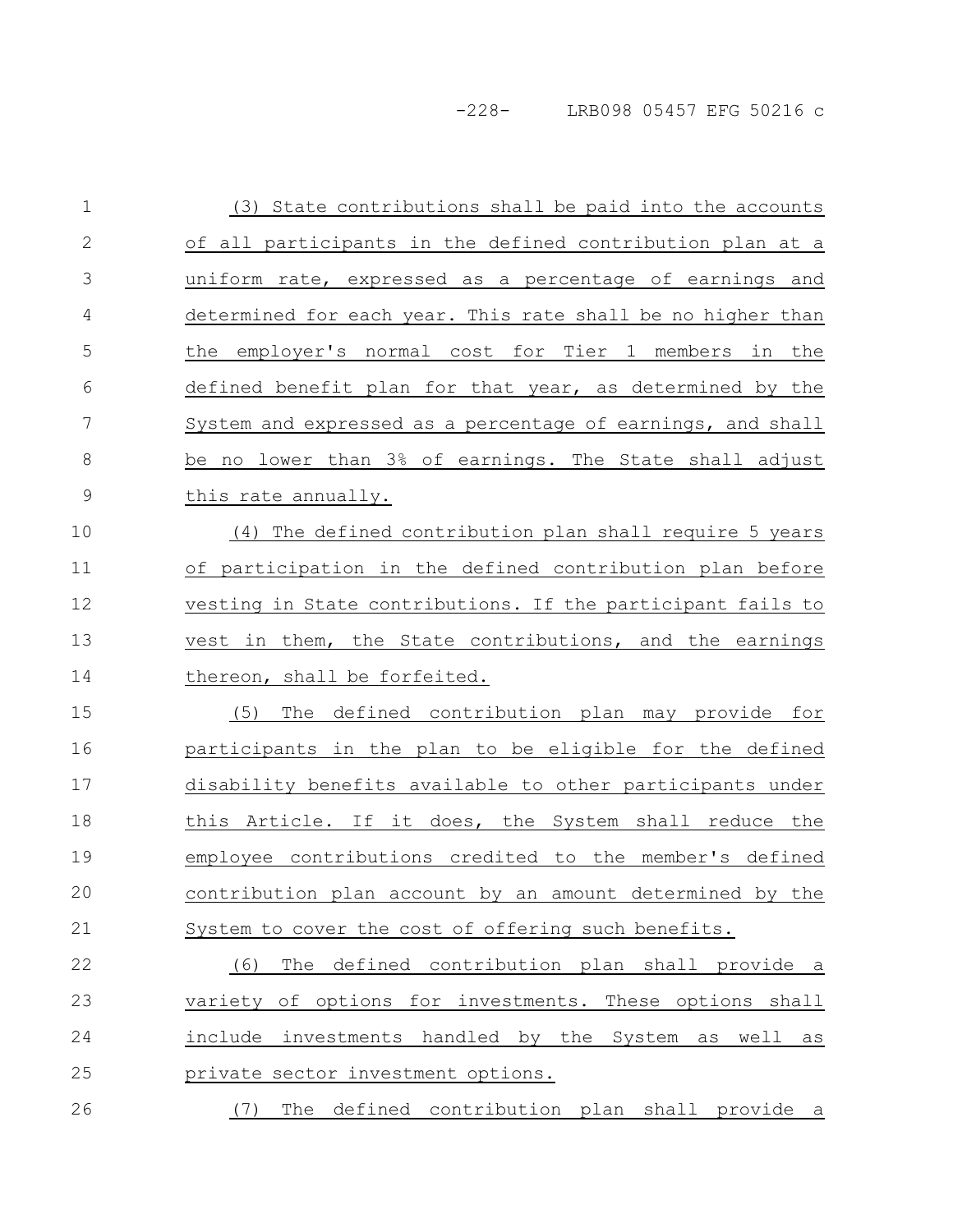(3) State contributions shall be paid into the accounts of all participants in the defined contribution plan at a uniform rate, expressed as a percentage of earnings and determined for each year. This rate shall be no higher than the employer's normal cost for Tier 1 members in the defined benefit plan for that year, as determined by the System and expressed as a percentage of earnings, and shall be no lower than 3% of earnings. The State shall adjust this rate annually.

(4) The defined contribution plan shall require 5 years of participation in the defined contribution plan before vesting in State contributions. If the participant fails to vest in them, the State contributions, and the earnings thereon, shall be forfeited.

(5) The defined contribution plan may provide for participants in the plan to be eligible for the defined disability benefits available to other participants under this Article. If it does, the System shall reduce the employee contributions credited to the member's defined contribution plan account by an amount determined by the System to cover the cost of offering such benefits.

(6) The defined contribution plan shall provide a variety of options for investments. These options shall include investments handled by the System as well as private sector investment options.

(7) The defined contribution plan shall provide a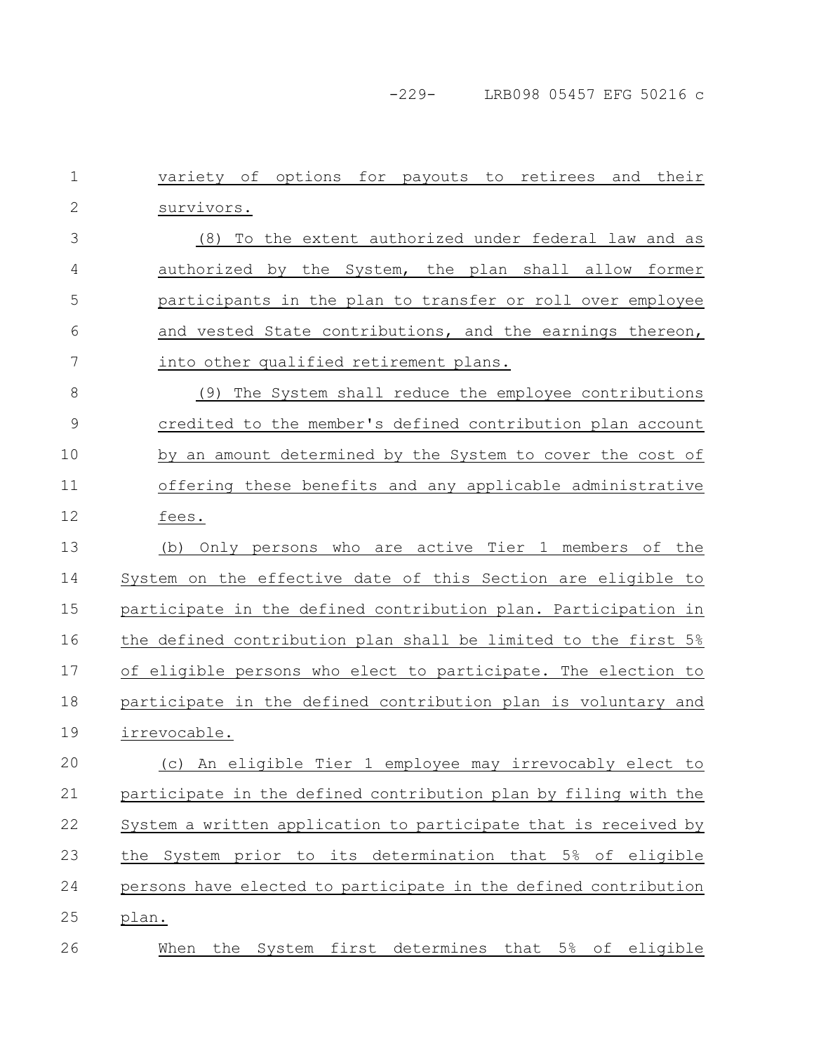variety of options for payouts to retirees and their survivors.

(8) To the extent authorized under federal law and as authorized by the System, the plan shall allow former participants in the plan to transfer or roll over employee and vested State contributions, and the earnings thereon, into other qualified retirement plans.

(9) The System shall reduce the employee contributions credited to the member's defined contribution plan account by an amount determined by the System to cover the cost of offering these benefits and any applicable administrative fees.

(b) Only persons who are active Tier 1 members of the System on the effective date of this Section are eligible to participate in the defined contribution plan. Participation in the defined contribution plan shall be limited to the first 5% of eligible persons who elect to participate. The election to participate in the defined contribution plan is voluntary and irrevocable.

(c) An eligible Tier 1 employee may irrevocably elect to participate in the defined contribution plan by filing with the System a written application to participate that is received by the System prior to its determination that 5% of eligible persons have elected to participate in the defined contribution plan.

When the System first determines that 5% of eligible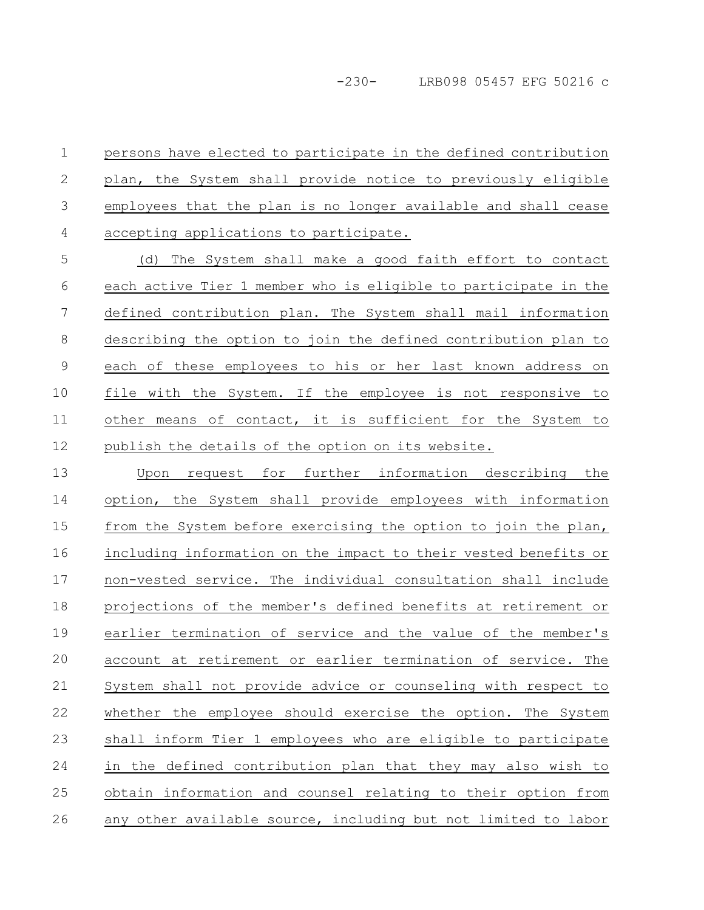persons have elected to participate in the defined contribution plan, the System shall provide notice to previously eligible employees that the plan is no longer available and shall cease accepting applications to participate.

(d) The System shall make a good faith effort to contact each active Tier 1 member who is eligible to participate in the defined contribution plan. The System shall mail information describing the option to join the defined contribution plan to each of these employees to his or her last known address on file with the System. If the employee is not responsive to other means of contact, it is sufficient for the System to publish the details of the option on its website.

Upon request for further information describing the option, the System shall provide employees with information from the System before exercising the option to join the plan, including information on the impact to their vested benefits or non-vested service. The individual consultation shall include projections of the member's defined benefits at retirement or earlier termination of service and the value of the member's account at retirement or earlier termination of service. The System shall not provide advice or counseling with respect to whether the employee should exercise the option. The System shall inform Tier 1 employees who are eligible to participate in the defined contribution plan that they may also wish to obtain information and counsel relating to their option from any other available source, including but not limited to labor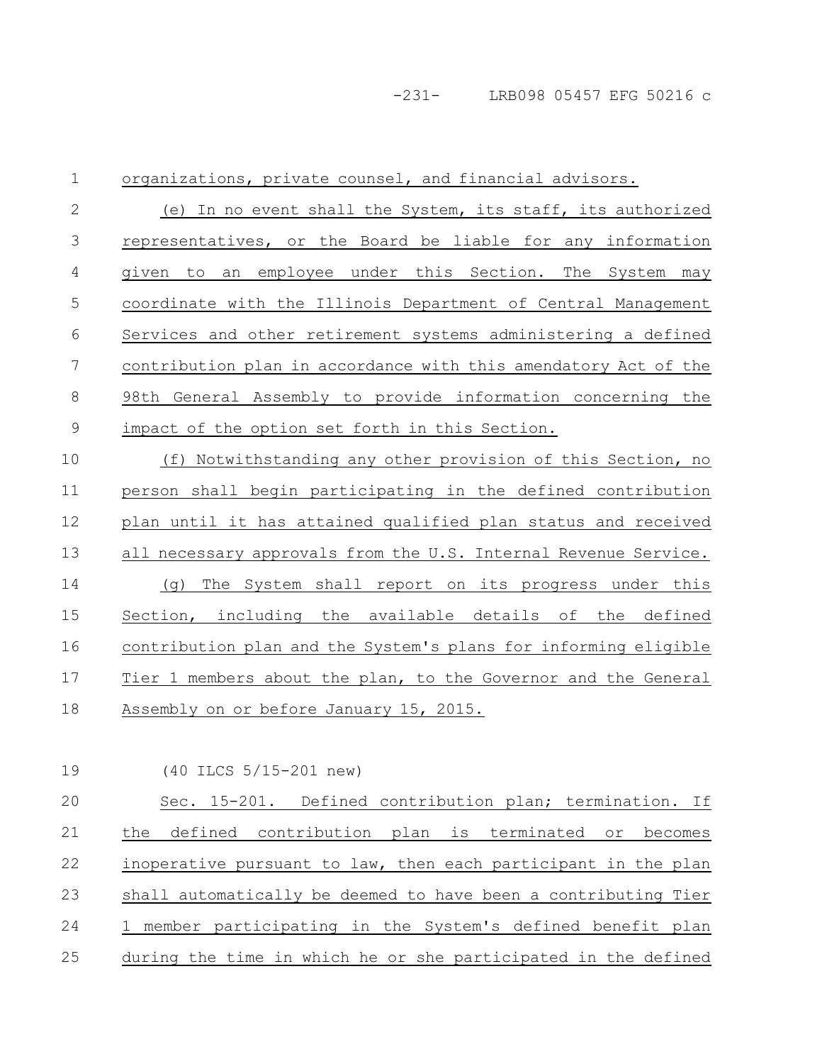organizations, private counsel, and financial advisors.

(e) In no event shall the System, its staff, its authorized representatives, or the Board be liable for any information given to an employee under this Section. The System may coordinate with the Illinois Department of Central Management Services and other retirement systems administering a defined contribution plan in accordance with this amendatory Act of the 98th General Assembly to provide information concerning the impact of the option set forth in this Section.

(f) Notwithstanding any other provision of this Section, no person shall begin participating in the defined contribution plan until it has attained qualified plan status and received all necessary approvals from the U.S. Internal Revenue Service.

(g) The System shall report on its progress under this Section, including the available details of the defined contribution plan and the System's plans for informing eligible Tier 1 members about the plan, to the Governor and the General Assembly on or before January 15, 2015.

(40 ILCS 5/15-201 new)

Sec. 15-201. Defined contribution plan; termination. If the defined contribution plan is terminated or becomes inoperative pursuant to law, then each participant in the plan shall automatically be deemed to have been a contributing Tier 1 member participating in the System's defined benefit plan during the time in which he or she participated in the defined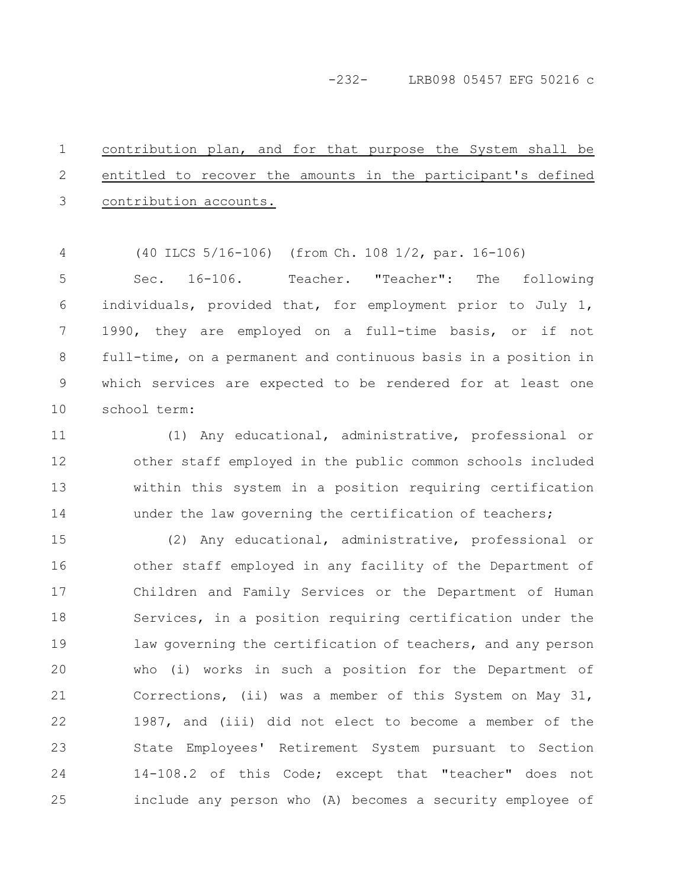contribution plan, and for that purpose the System shall be entitled to recover the amounts in the participant's defined contribution accounts.

(40 ILCS 5/16-106) (from Ch. 108 1/2, par. 16-106)

Sec. 16-106. Teacher. "Teacher": The following individuals, provided that, for employment prior to July 1, 1990, they are employed on a full-time basis, or if not full-time, on a permanent and continuous basis in a position in which services are expected to be rendered for at least one school term:

(1) Any educational, administrative, professional or other staff employed in the public common schools included within this system in a position requiring certification under the law governing the certification of teachers;

(2) Any educational, administrative, professional or other staff employed in any facility of the Department of Children and Family Services or the Department of Human Services, in a position requiring certification under the law governing the certification of teachers, and any person who (i) works in such a position for the Department of Corrections, (ii) was a member of this System on May 31, 1987, and (iii) did not elect to become a member of the State Employees' Retirement System pursuant to Section 14-108.2 of this Code; except that "teacher" does not include any person who (A) becomes a security employee of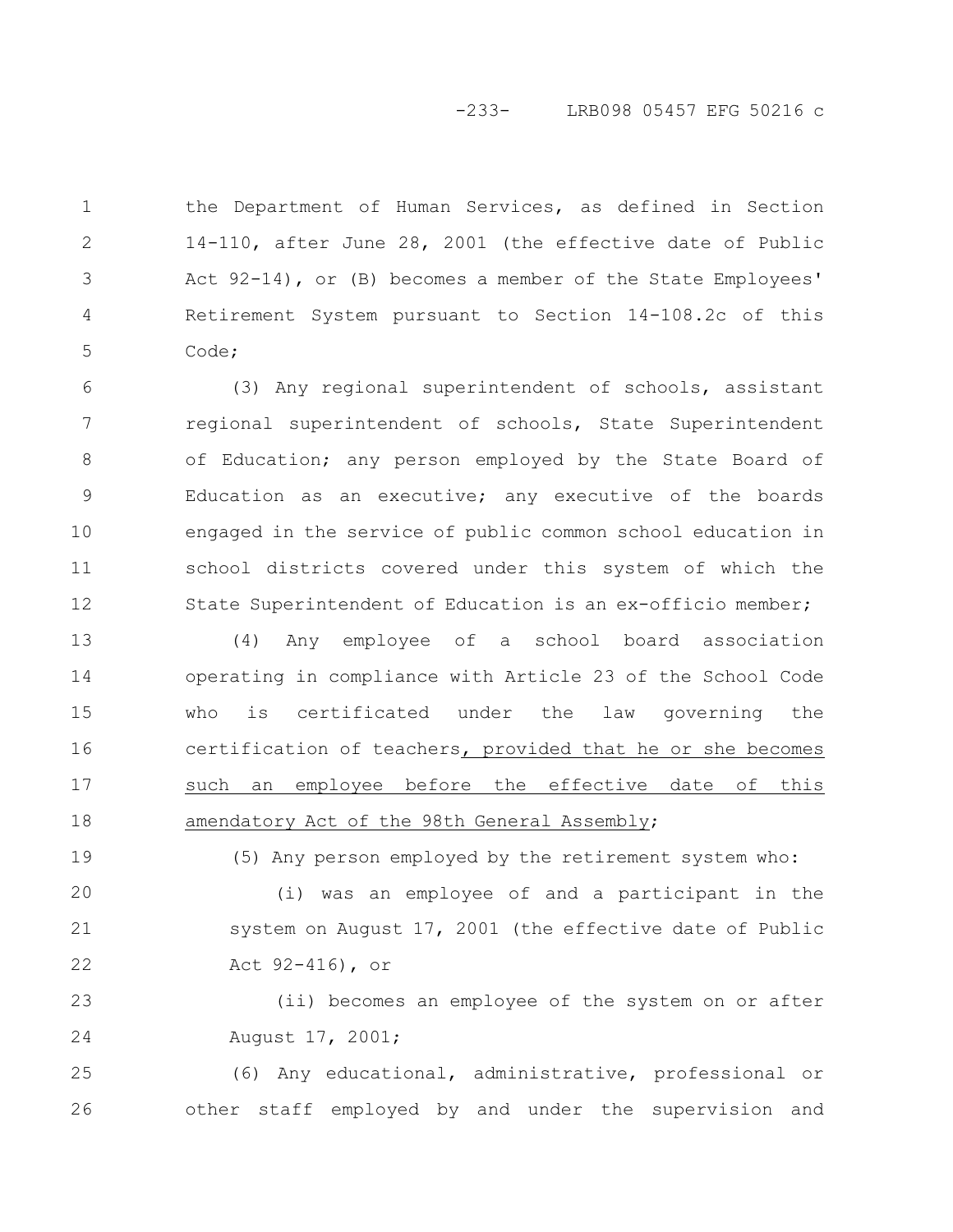the Department of Human Services, as defined in Section 14-110, after June 28, 2001 (the effective date of Public Act 92-14), or (B) becomes a member of the State Employees' Retirement System pursuant to Section 14-108.2c of this Code;

(3) Any regional superintendent of schools, assistant regional superintendent of schools, State Superintendent of Education; any person employed by the State Board of Education as an executive; any executive of the boards engaged in the service of public common school education in school districts covered under this system of which the State Superintendent of Education is an ex-officio member;

(4) Any employee of a school board association operating in compliance with Article 23 of the School Code who is certificated under the law governing the certification of teachers<u>, provided that he or she becomes such an employee before the effective date of this amendatory Act of the 98th General Assembly</u>;

(5) Any person employed by the retirement system who:

(i) was an employee of and a participant in the system on August 17, 2001 (the effective date of Public Act 92-416), or

(ii) becomes an employee of the system on or after August 17, 2001;

(6) Any educational, administrative, professional or other staff employed by and under the supervision and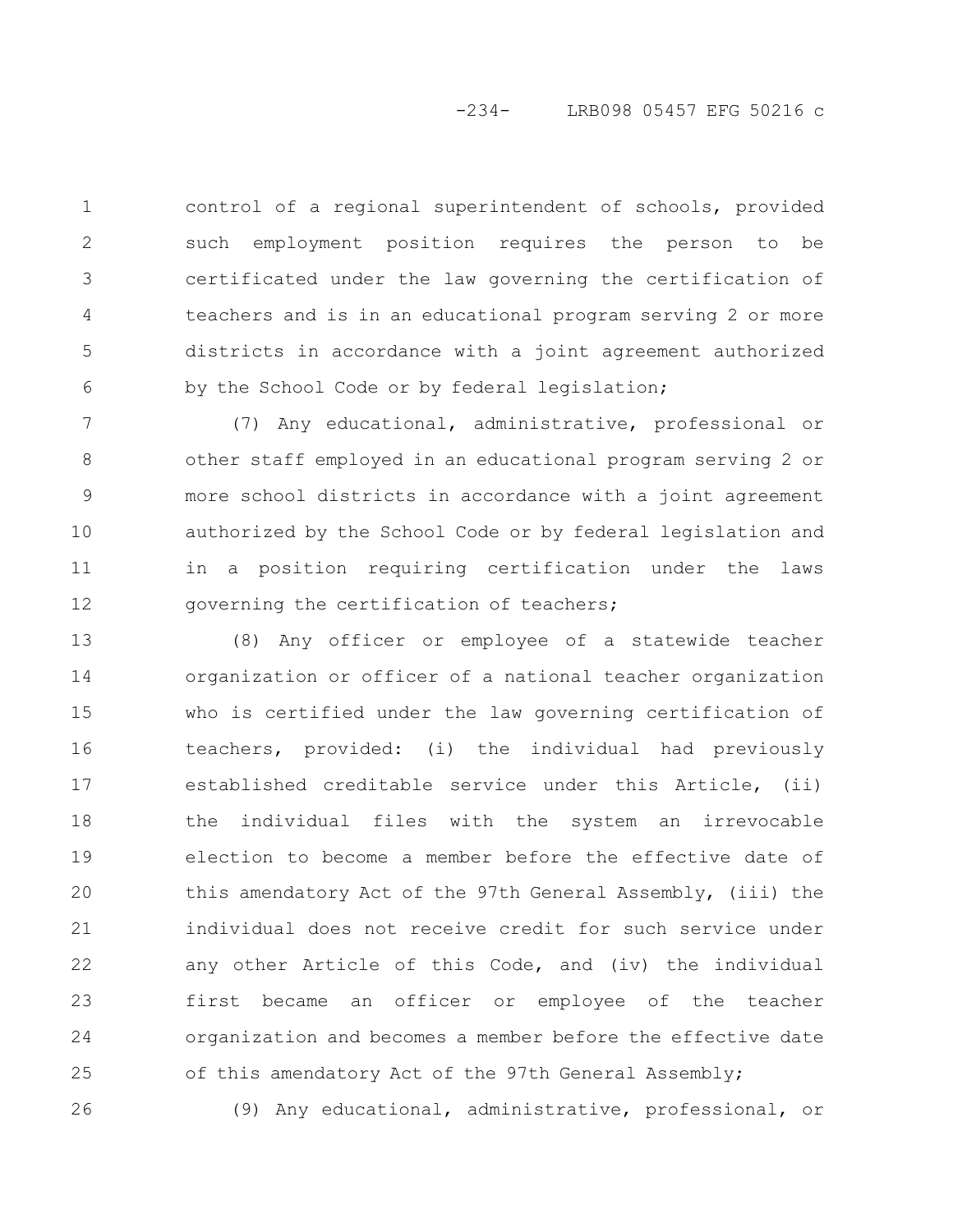control of a regional superintendent of schools, provided such employment position requires the person to be certificated under the law governing the certification of teachers and is in an educational program serving 2 or more districts in accordance with a joint agreement authorized by the School Code or by federal legislation;

(7) Any educational, administrative, professional or other staff employed in an educational program serving 2 or more school districts in accordance with a joint agreement authorized by the School Code or by federal legislation and in a position requiring certification under the laws governing the certification of teachers;

(8) Any officer or employee of a statewide teacher organization or officer of a national teacher organization who is certified under the law governing certification of teachers, provided: (i) the individual had previously established creditable service under this Article, (ii) the individual files with the system an irrevocable election to become a member before the effective date of this amendatory Act of the 97th General Assembly, (iii) the individual does not receive credit for such service under any other Article of this Code, and (iv) the individual first became an officer or employee of the teacher organization and becomes a member before the effective date of this amendatory Act of the 97th General Assembly;

(9) Any educational, administrative, professional, or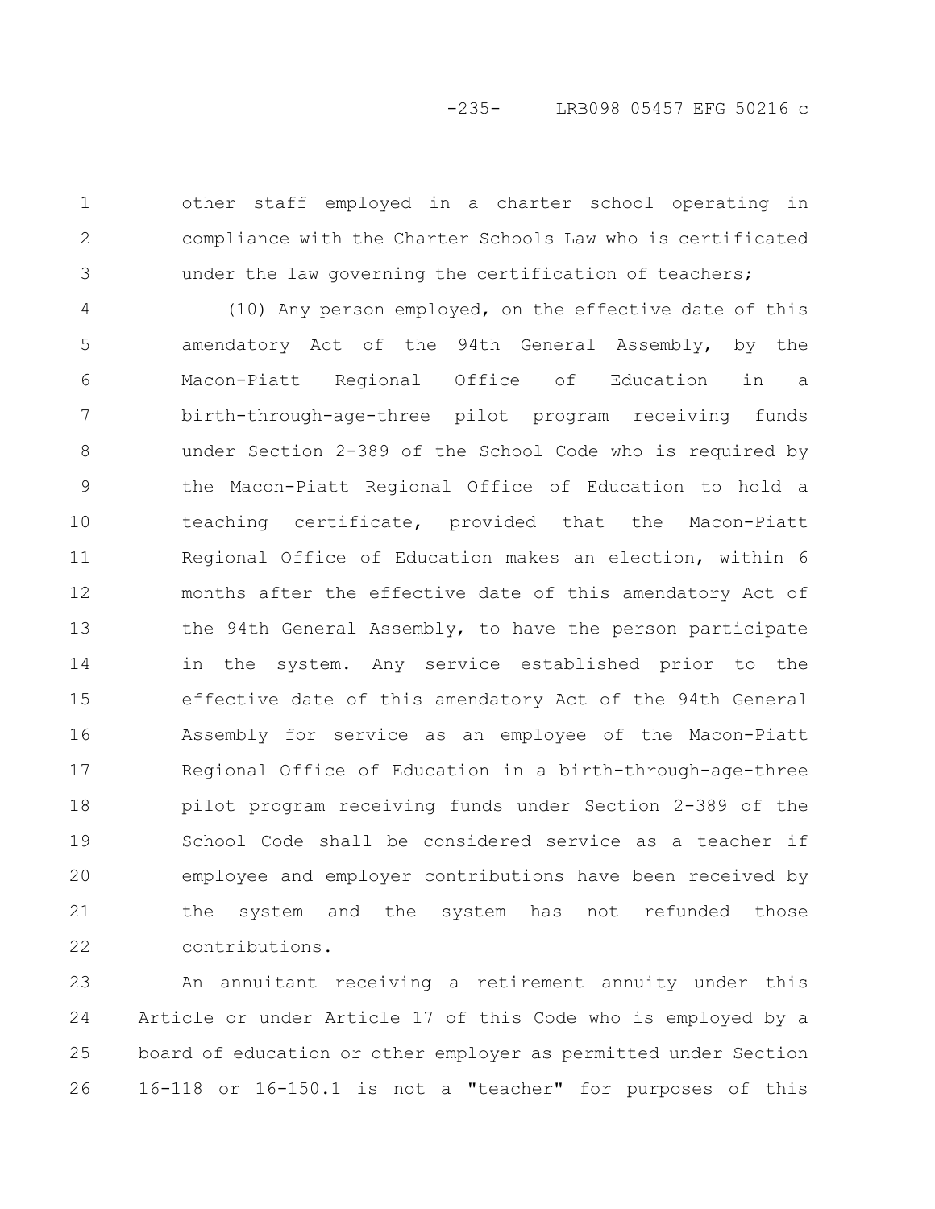other staff employed in a charter school operating in compliance with the Charter Schools Law who is certificated under the law governing the certification of teachers;

(10) Any person employed, on the effective date of this amendatory Act of the 94th General Assembly, by the Macon-Piatt Regional Office of Education in a birth-through-age-three pilot program receiving funds under Section 2-389 of the School Code who is required by the Macon-Piatt Regional Office of Education to hold a teaching certificate, provided that the Macon-Piatt Regional Office of Education makes an election, within 6 months after the effective date of this amendatory Act of the 94th General Assembly, to have the person participate in the system. Any service established prior to the effective date of this amendatory Act of the 94th General Assembly for service as an employee of the Macon-Piatt Regional Office of Education in a birth-through-age-three pilot program receiving funds under Section 2-389 of the School Code shall be considered service as a teacher if employee and employer contributions have been received by the system and the system has not refunded those contributions.

An annuitant receiving a retirement annuity under this Article or under Article 17 of this Code who is employed by a board of education or other employer as permitted under Section 16-118 or 16-150.1 is not a "teacher" for purposes of this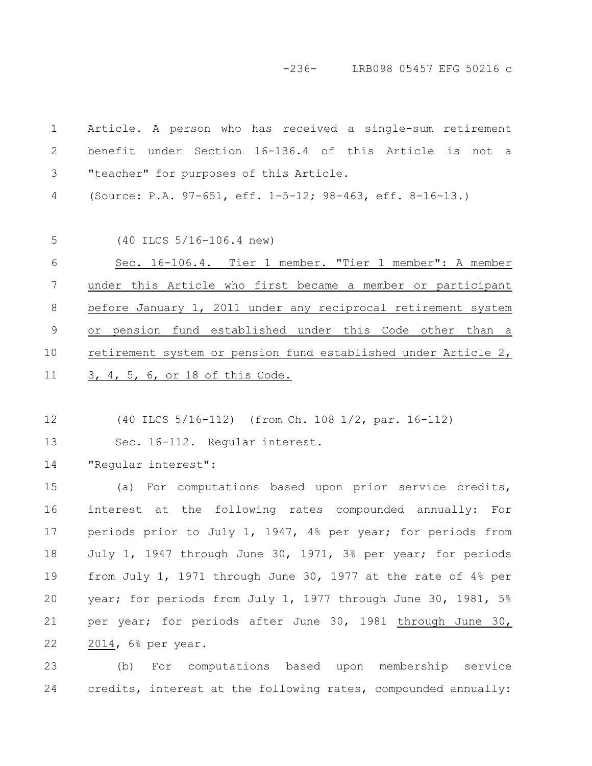Article. A person who has received a single-sum retirement benefit under Section 16-136.4 of this Article is not a "teacher" for purposes of this Article.

(Source: P.A. 97-651, eff. 1-5-12; 98-463, eff. 8-16-13.)

(40 ILCS 5/16-106.4 new)

Sec. 16-106.4. Tier 1 member. "Tier 1 member": A member under this Article who first became a member or participant before January 1, 2011 under any reciprocal retirement system or pension fund established under this Code other than a retirement system or pension fund established under Article 2, 3, 4, 5, 6, or 18 of this Code.

(40 ILCS 5/16-112) (from Ch. 108 1/2, par. 16-112)

Sec. 16-112. Regular interest.

"Regular interest":

(a) For computations based upon prior service credits, interest at the following rates compounded annually: For periods prior to July 1, 1947, 4% per year; for periods from July 1, 1947 through June 30, 1971, 3% per year; for periods from July 1, 1971 through June 30, 1977 at the rate of 4% per year; for periods from July 1, 1977 through June 30, 1981, 5% per year; for periods after June 30, 1981 through June 30, 2014, 6% per year.

(b) For computations based upon membership service credits, interest at the following rates, compounded annually: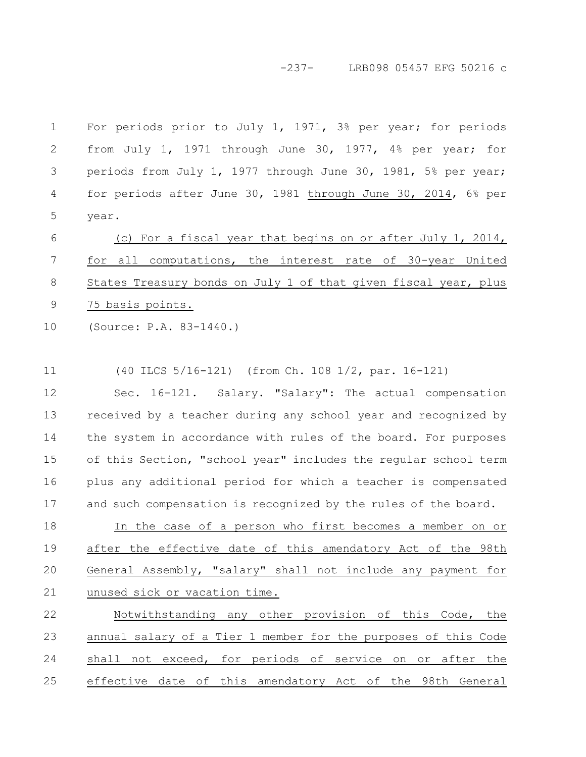For periods prior to July 1, 1971, 3% per year; for periods from July 1, 1971 through June 30, 1977, 4% per year; for periods from July 1, 1977 through June 30, 1981, 5% per year; for periods after June 30, 1981 through June 30, 2014, 6% per year.

(c) For a fiscal year that begins on or after July 1, 2014, for all computations, the interest rate of 30-year United States Treasury bonds on July 1 of that given fiscal year, plus 75 basis points.

(Source: P.A. 83-1440.)

(40 ILCS 5/16-121) (from Ch. 108 1/2, par. 16-121)

Sec. 16-121. Salary. "Salary": The actual compensation received by a teacher during any school year and recognized by the system in accordance with rules of the board. For purposes of this Section, "school year" includes the regular school term plus any additional period for which a teacher is compensated and such compensation is recognized by the rules of the board.

In the case of a person who first becomes a member on or after the effective date of this amendatory Act of the 98th General Assembly, "salary" shall not include any payment for unused sick or vacation time.

Notwithstanding any other provision of this Code, the annual salary of a Tier 1 member for the purposes of this Code shall not exceed, for periods of service on or after the effective date of this amendatory Act of the 98th General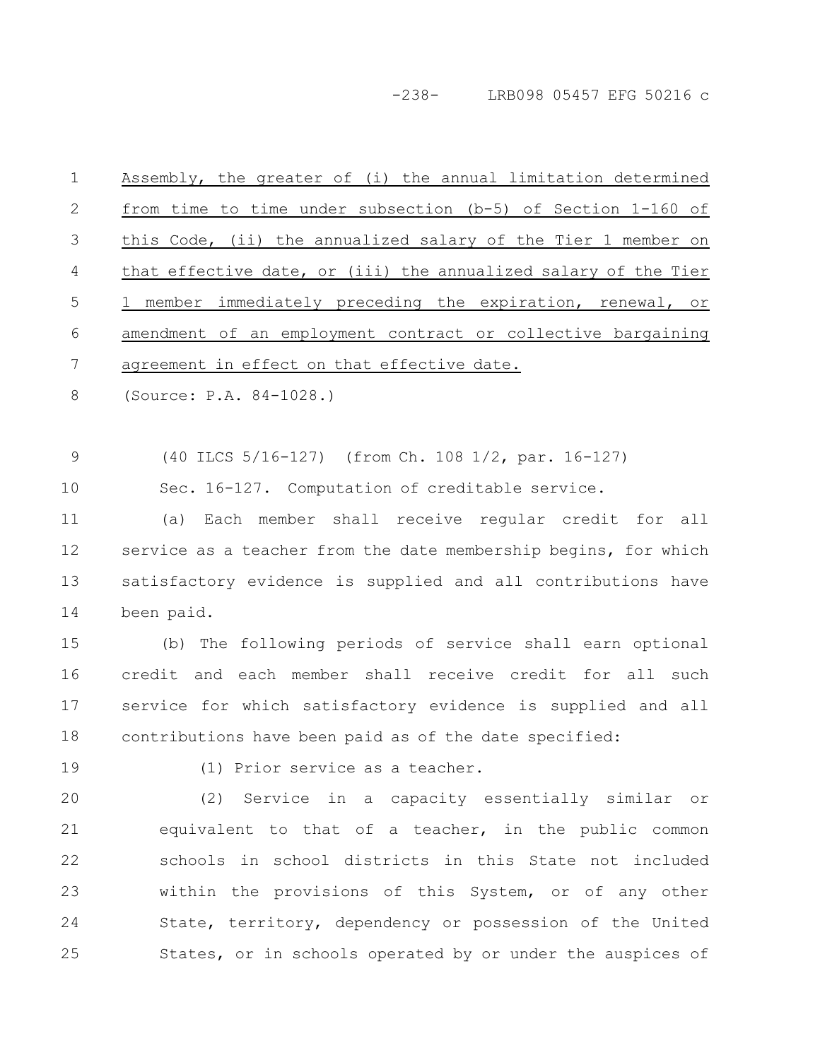Assembly, the greater of (i) the annual limitation determined from time to time under subsection (b-5) of Section 1-160 of this Code, (ii) the annualized salary of the Tier 1 member on that effective date, or (iii) the annualized salary of the Tier 1 member immediately preceding the expiration, renewal, or amendment of an employment contract or collective bargaining agreement in effect on that effective date.

(Source: P.A. 84-1028.)

(40 ILCS 5/16-127) (from Ch. 108 1/2, par. 16-127)

Sec. 16-127. Computation of creditable service.

(a) Each member shall receive regular credit for all service as a teacher from the date membership begins, for which satisfactory evidence is supplied and all contributions have been paid.

(b) The following periods of service shall earn optional credit and each member shall receive credit for all such service for which satisfactory evidence is supplied and all contributions have been paid as of the date specified:

(1) Prior service as a teacher.

(2) Service in a capacity essentially similar or equivalent to that of a teacher, in the public common schools in school districts in this State not included within the provisions of this System, or of any other State, territory, dependency or possession of the United States, or in schools operated by or under the auspices of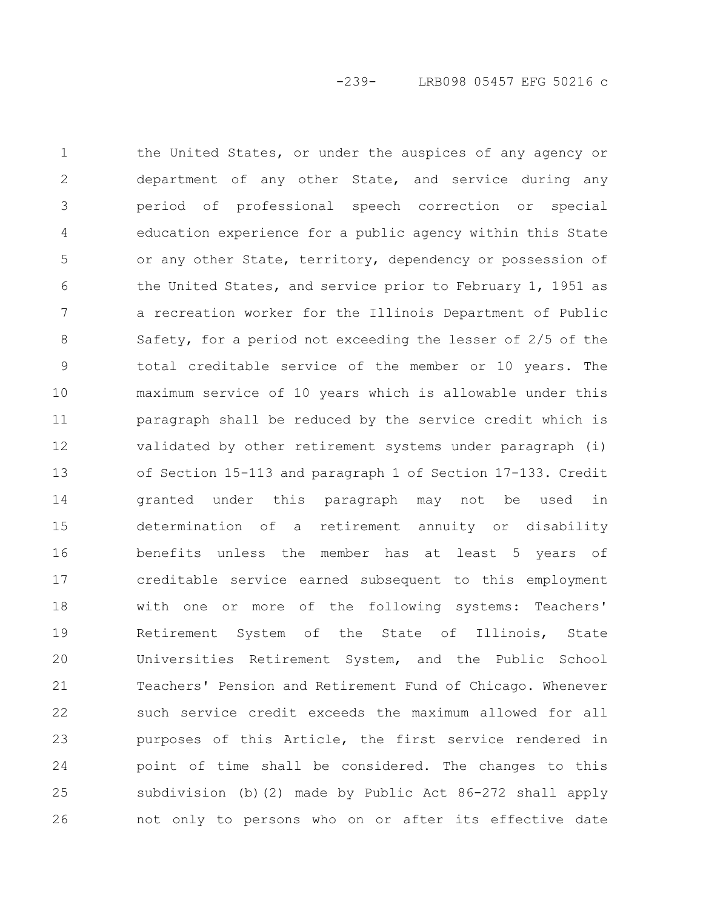the United States, or under the auspices of any agency or department of any other State, and service during any period of professional speech correction or special education experience for a public agency within this State or any other State, territory, dependency or possession of the United States, and service prior to February 1, 1951 as a recreation worker for the Illinois Department of Public Safety, for a period not exceeding the lesser of 2/5 of the total creditable service of the member or 10 years. The maximum service of 10 years which is allowable under this paragraph shall be reduced by the service credit which is validated by other retirement systems under paragraph (i) of Section 15-113 and paragraph 1 of Section 17-133. Credit granted under this paragraph may not be used in determination of a retirement annuity or disability benefits unless the member has at least 5 years of creditable service earned subsequent to this employment with one or more of the following systems: Teachers' Retirement System of the State of Illinois, State Universities Retirement System, and the Public School Teachers' Pension and Retirement Fund of Chicago. Whenever such service credit exceeds the maximum allowed for all purposes of this Article, the first service rendered in point of time shall be considered. The changes to this subdivision (b)(2) made by Public Act 86-272 shall apply not only to persons who on or after its effective date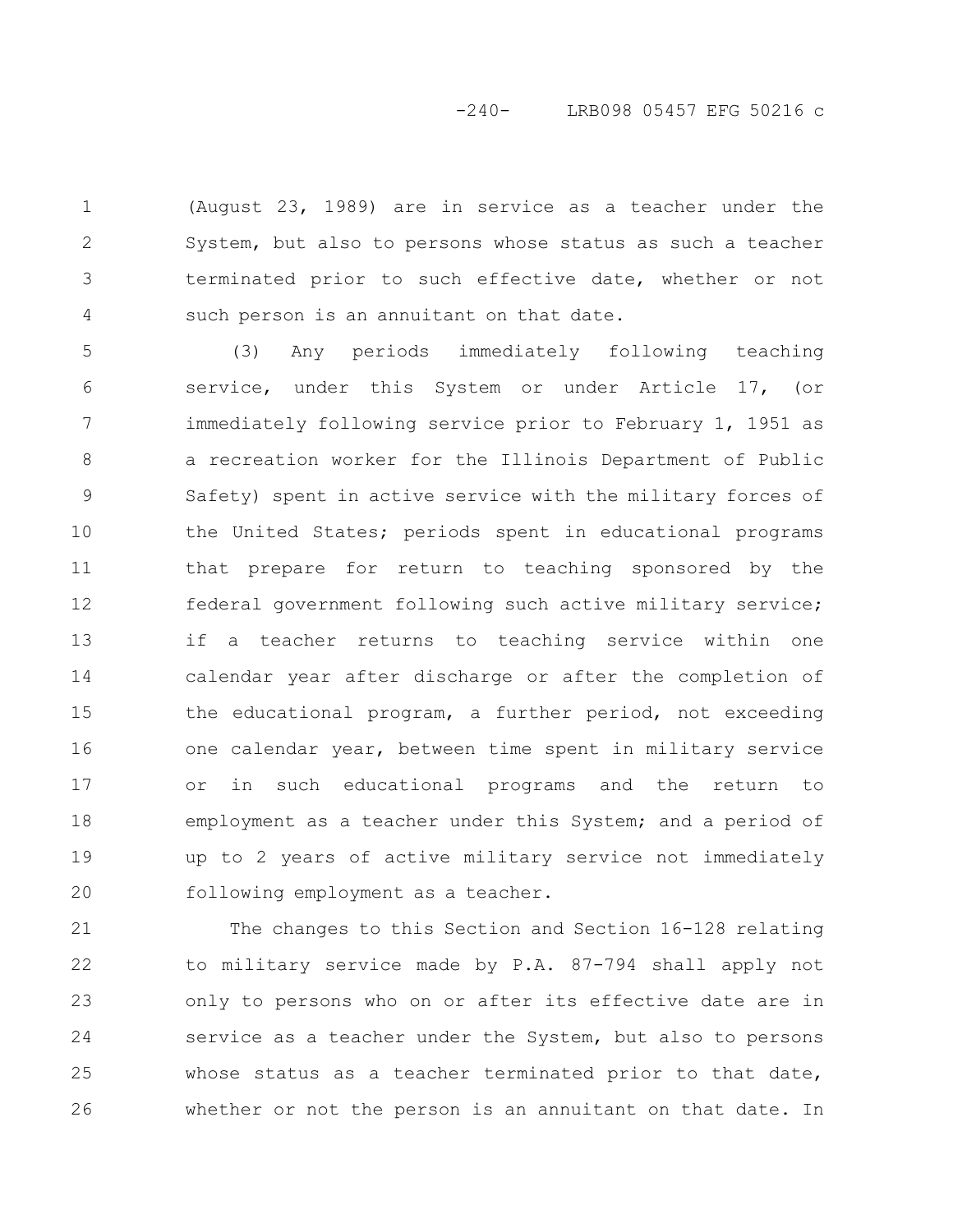(August 23, 1989) are in service as a teacher under the System, but also to persons whose status as such a teacher terminated prior to such effective date, whether or not such person is an annuitant on that date.

(3) Any periods immediately following teaching service, under this System or under Article 17, (or immediately following service prior to February 1, 1951 as a recreation worker for the Illinois Department of Public Safety) spent in active service with the military forces of the United States; periods spent in educational programs that prepare for return to teaching sponsored by the federal government following such active military service; if a teacher returns to teaching service within one calendar year after discharge or after the completion of the educational program, a further period, not exceeding one calendar year, between time spent in military service or in such educational programs and the return to employment as a teacher under this System; and a period of up to 2 years of active military service not immediately following employment as a teacher.

The changes to this Section and Section 16-128 relating to military service made by P.A. 87-794 shall apply not only to persons who on or after its effective date are in service as a teacher under the System, but also to persons whose status as a teacher terminated prior to that date, whether or not the person is an annuitant on that date. In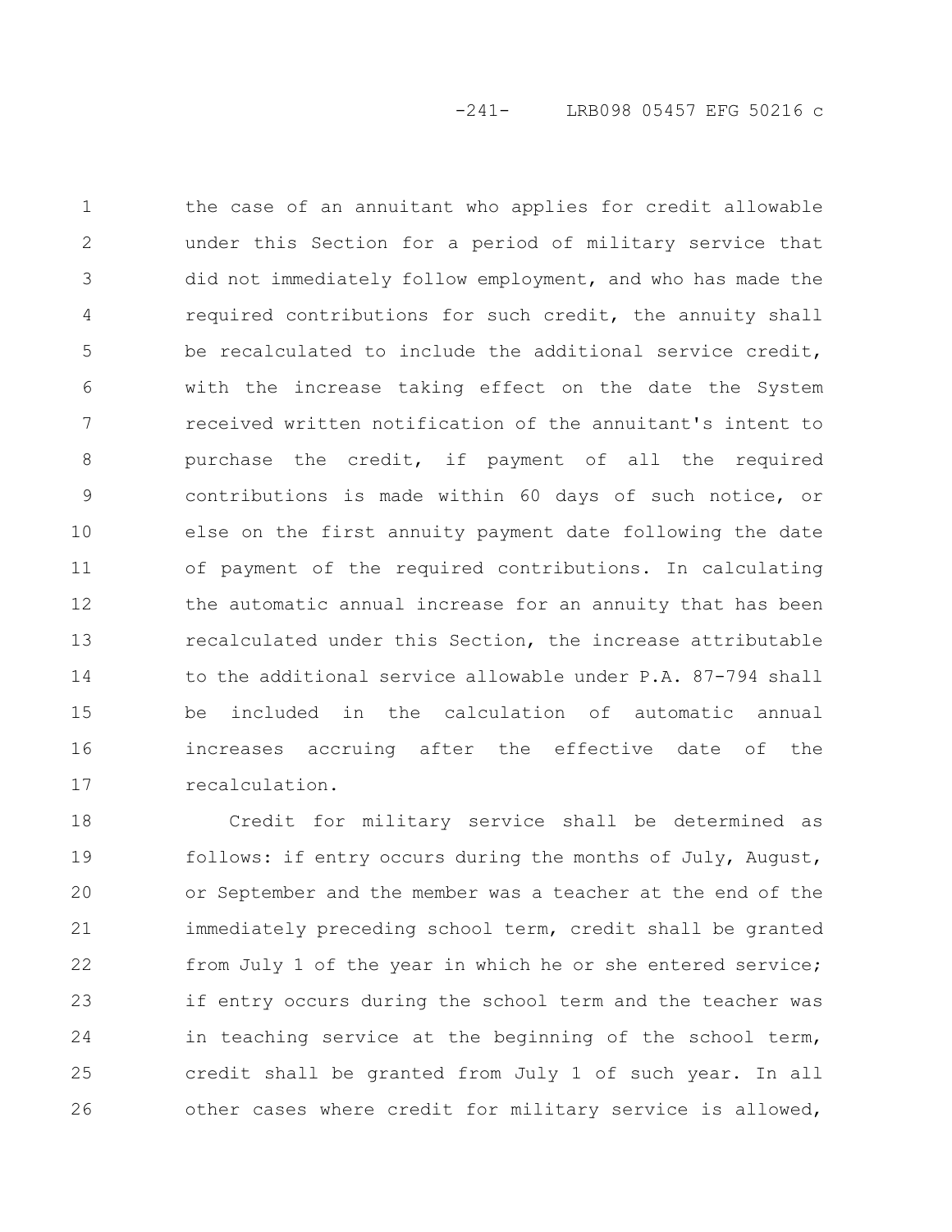the case of an annuitant who applies for credit allowable under this Section for a period of military service that did not immediately follow employment, and who has made the required contributions for such credit, the annuity shall be recalculated to include the additional service credit, with the increase taking effect on the date the System received written notification of the annuitant's intent to purchase the credit, if payment of all the required contributions is made within 60 days of such notice, or else on the first annuity payment date following the date of payment of the required contributions. In calculating the automatic annual increase for an annuity that has been recalculated under this Section, the increase attributable to the additional service allowable under P.A. 87-794 shall be included in the calculation of automatic annual increases accruing after the effective date of the recalculation.

Credit for military service shall be determined as follows: if entry occurs during the months of July, August, or September and the member was a teacher at the end of the immediately preceding school term, credit shall be granted from July 1 of the year in which he or she entered service; if entry occurs during the school term and the teacher was in teaching service at the beginning of the school term, credit shall be granted from July 1 of such year. In all other cases where credit for military service is allowed,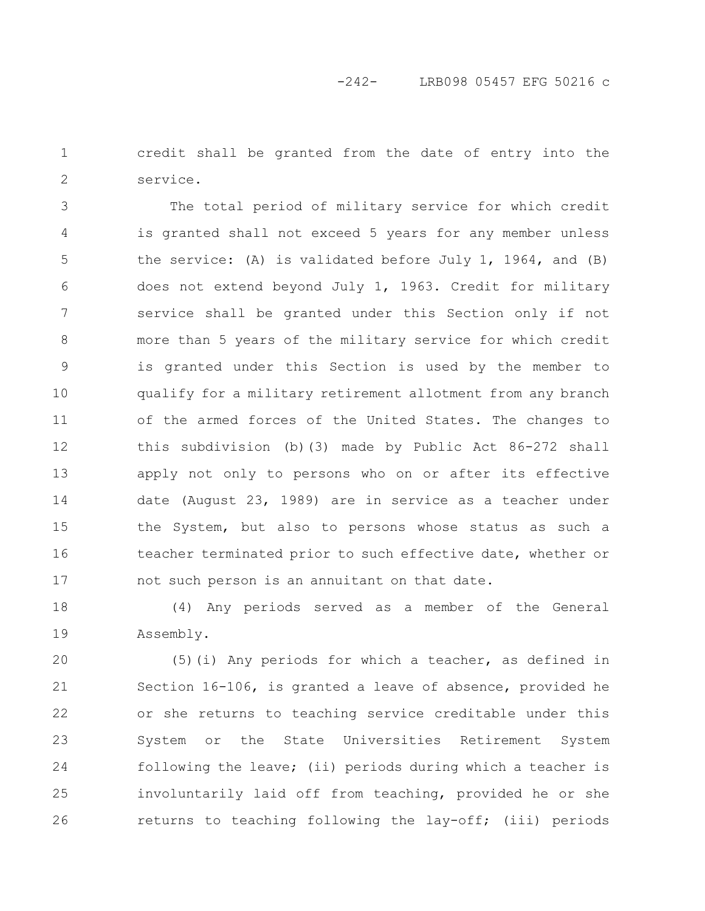credit shall be granted from the date of entry into the service.

The total period of military service for which credit is granted shall not exceed 5 years for any member unless the service: (A) is validated before July 1, 1964, and (B) does not extend beyond July 1, 1963. Credit for military service shall be granted under this Section only if not more than 5 years of the military service for which credit is granted under this Section is used by the member to qualify for a military retirement allotment from any branch of the armed forces of the United States. The changes to this subdivision (b)(3) made by Public Act 86-272 shall apply not only to persons who on or after its effective date (August 23, 1989) are in service as a teacher under the System, but also to persons whose status as such a teacher terminated prior to such effective date, whether or not such person is an annuitant on that date.

(4) Any periods served as a member of the General Assembly.

(5)(i) Any periods for which a teacher, as defined in Section 16-106, is granted a leave of absence, provided he or she returns to teaching service creditable under this System or the State Universities Retirement System following the leave; (ii) periods during which a teacher is involuntarily laid off from teaching, provided he or she returns to teaching following the lay-off; (iii) periods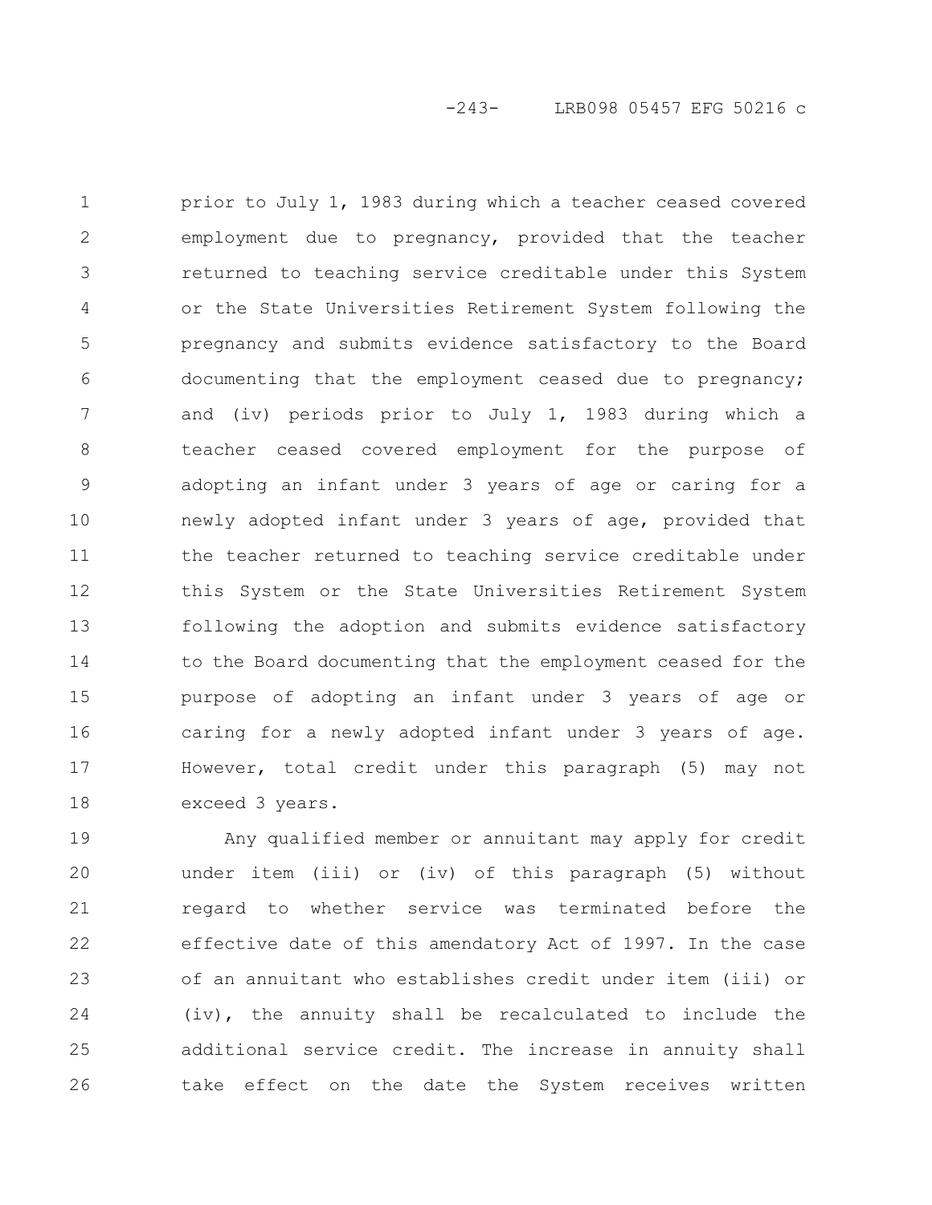prior to July 1, 1983 during which a teacher ceased covered employment due to pregnancy, provided that the teacher returned to teaching service creditable under this System or the State Universities Retirement System following the pregnancy and submits evidence satisfactory to the Board documenting that the employment ceased due to pregnancy; and (iv) periods prior to July 1, 1983 during which a teacher ceased covered employment for the purpose of adopting an infant under 3 years of age or caring for a newly adopted infant under 3 years of age, provided that the teacher returned to teaching service creditable under this System or the State Universities Retirement System following the adoption and submits evidence satisfactory to the Board documenting that the employment ceased for the purpose of adopting an infant under 3 years of age or caring for a newly adopted infant under 3 years of age. However, total credit under this paragraph (5) may not exceed 3 years.

Any qualified member or annuitant may apply for credit under item (iii) or (iv) of this paragraph (5) without regard to whether service was terminated before the effective date of this amendatory Act of 1997. In the case of an annuitant who establishes credit under item (iii) or (iv), the annuity shall be recalculated to include the additional service credit. The increase in annuity shall take effect on the date the System receives written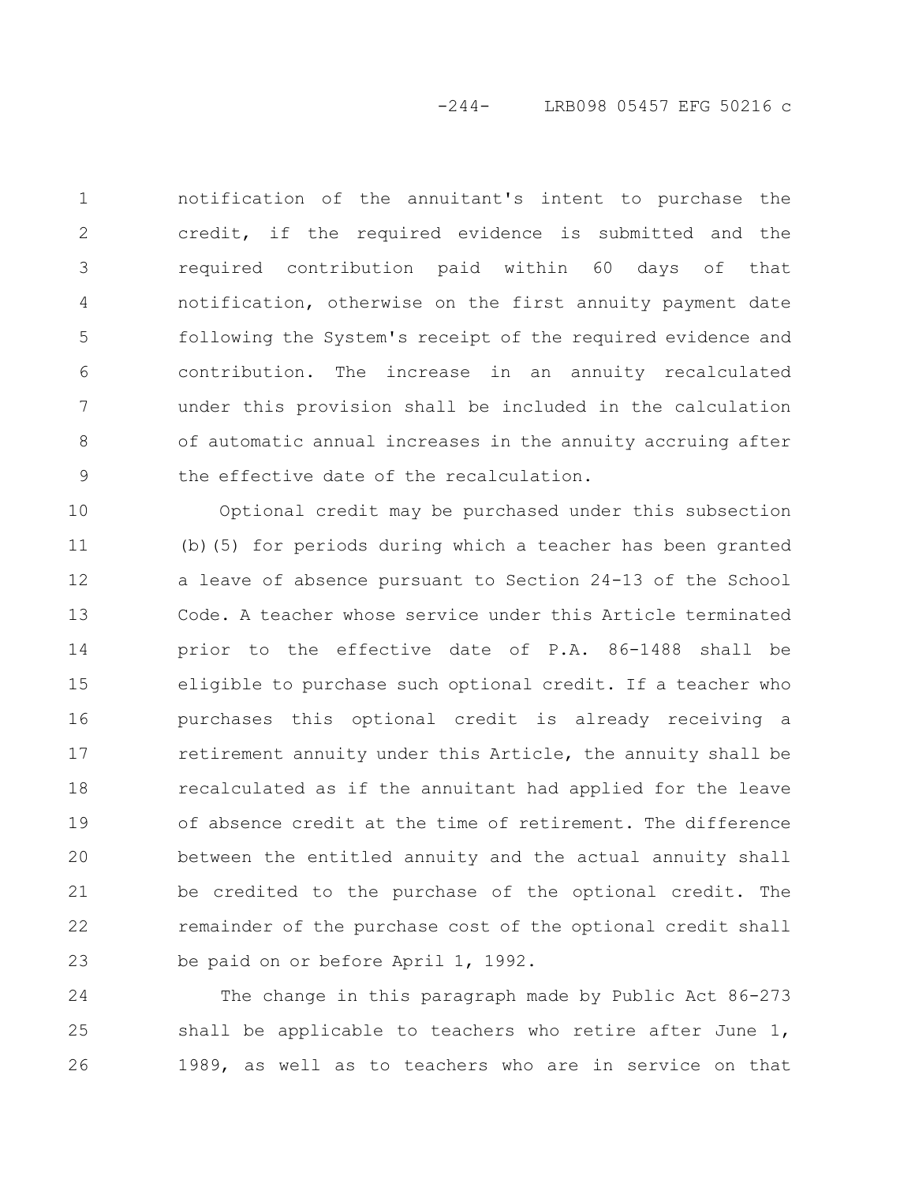notification of the annuitant's intent to purchase the credit, if the required evidence is submitted and the required contribution paid within 60 days of that notification, otherwise on the first annuity payment date following the System's receipt of the required evidence and contribution. The increase in an annuity recalculated under this provision shall be included in the calculation of automatic annual increases in the annuity accruing after the effective date of the recalculation.

Optional credit may be purchased under this subsection (b)(5) for periods during which a teacher has been granted a leave of absence pursuant to Section 24-13 of the School Code. A teacher whose service under this Article terminated prior to the effective date of P.A. 86-1488 shall be eligible to purchase such optional credit. If a teacher who purchases this optional credit is already receiving a retirement annuity under this Article, the annuity shall be recalculated as if the annuitant had applied for the leave of absence credit at the time of retirement. The difference between the entitled annuity and the actual annuity shall be credited to the purchase of the optional credit. The remainder of the purchase cost of the optional credit shall be paid on or before April 1, 1992.

The change in this paragraph made by Public Act 86-273 shall be applicable to teachers who retire after June 1, 1989, as well as to teachers who are in service on that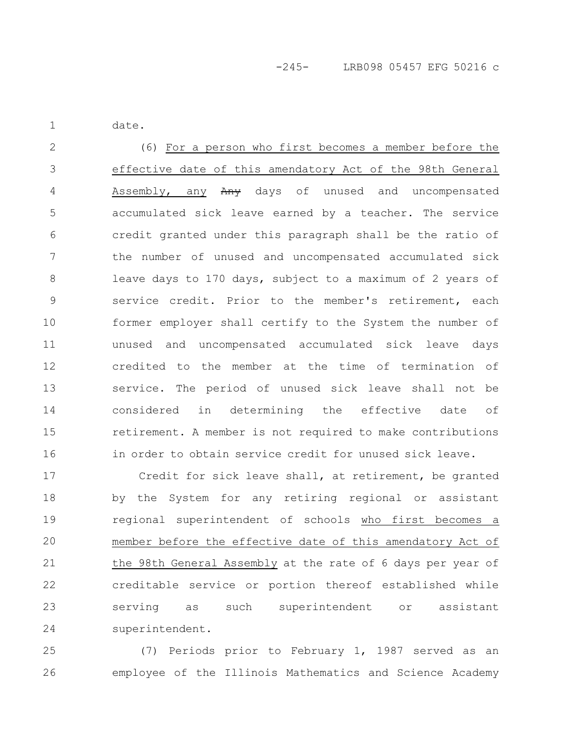date.

(6) For a person who first becomes a member before the effective date of this amendatory Act of the 98th General Assembly, any ~~Any~~ days of unused and uncompensated accumulated sick leave earned by a teacher. The service credit granted under this paragraph shall be the ratio of the number of unused and uncompensated accumulated sick leave days to 170 days, subject to a maximum of 2 years of service credit. Prior to the member's retirement, each former employer shall certify to the System the number of unused and uncompensated accumulated sick leave days credited to the member at the time of termination of service. The period of unused sick leave shall not be considered in determining the effective date of retirement. A member is not required to make contributions in order to obtain service credit for unused sick leave.

Credit for sick leave shall, at retirement, be granted by the System for any retiring regional or assistant regional superintendent of schools who first becomes a member before the effective date of this amendatory Act of the 98th General Assembly at the rate of 6 days per year of creditable service or portion thereof established while serving as such superintendent or assistant superintendent.

(7) Periods prior to February 1, 1987 served as an employee of the Illinois Mathematics and Science Academy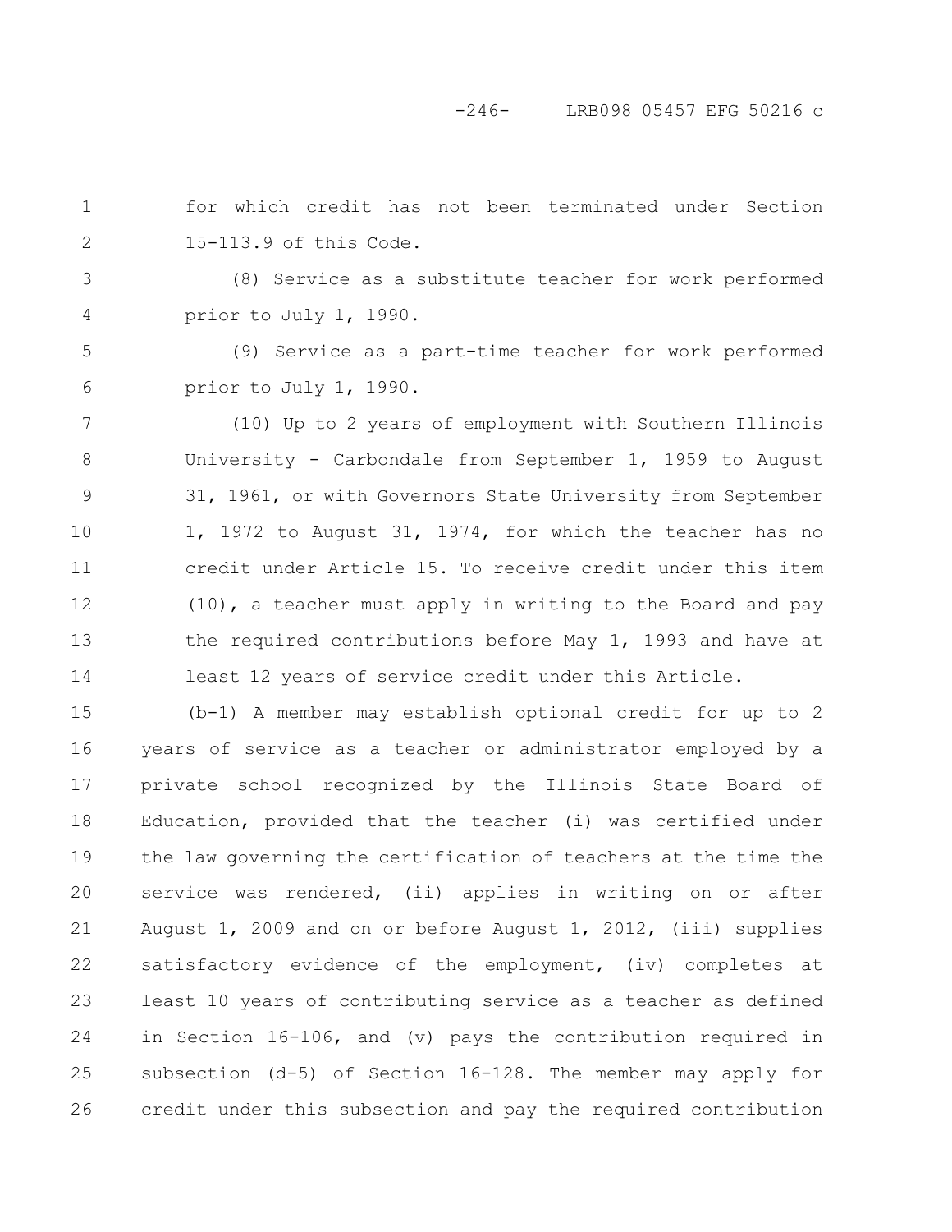for which credit has not been terminated under Section 15-113.9 of this Code.

(8) Service as a substitute teacher for work performed prior to July 1, 1990.

(9) Service as a part-time teacher for work performed prior to July 1, 1990.

(10) Up to 2 years of employment with Southern Illinois University - Carbondale from September 1, 1959 to August 31, 1961, or with Governors State University from September 1, 1972 to August 31, 1974, for which the teacher has no credit under Article 15. To receive credit under this item (10), a teacher must apply in writing to the Board and pay the required contributions before May 1, 1993 and have at least 12 years of service credit under this Article.

(b-1) A member may establish optional credit for up to 2 years of service as a teacher or administrator employed by a private school recognized by the Illinois State Board of Education, provided that the teacher (i) was certified under the law governing the certification of teachers at the time the service was rendered, (ii) applies in writing on or after August 1, 2009 and on or before August 1, 2012, (iii) supplies satisfactory evidence of the employment, (iv) completes at least 10 years of contributing service as a teacher as defined in Section 16-106, and (v) pays the contribution required in subsection (d-5) of Section 16-128. The member may apply for credit under this subsection and pay the required contribution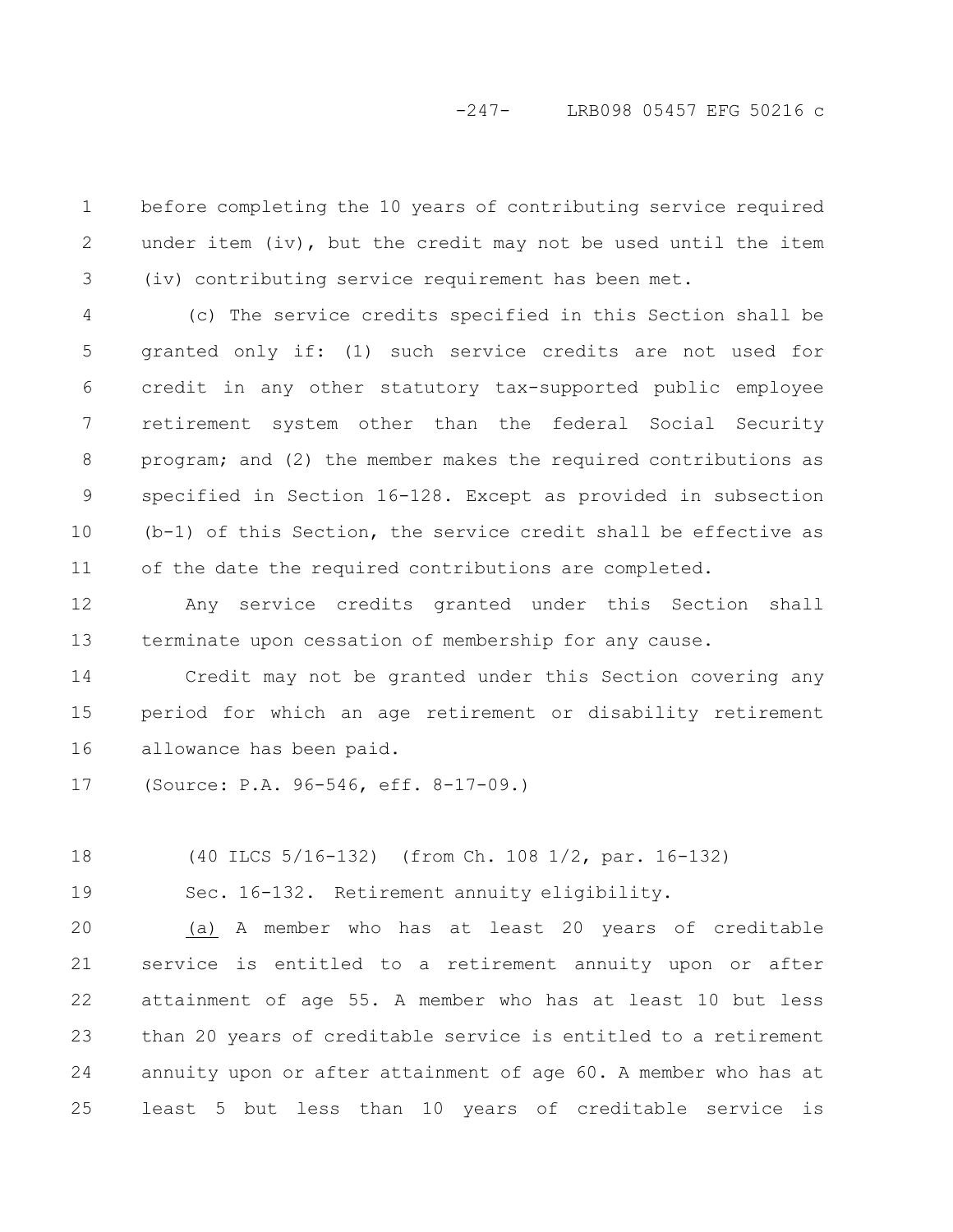before completing the 10 years of contributing service required under item (iv), but the credit may not be used until the item (iv) contributing service requirement has been met.

(c) The service credits specified in this Section shall be granted only if: (1) such service credits are not used for credit in any other statutory tax-supported public employee retirement system other than the federal Social Security program; and (2) the member makes the required contributions as specified in Section 16-128. Except as provided in subsection (b-1) of this Section, the service credit shall be effective as of the date the required contributions are completed.

Any service credits granted under this Section shall terminate upon cessation of membership for any cause.

Credit may not be granted under this Section covering any period for which an age retirement or disability retirement allowance has been paid.

(Source: P.A. 96-546, eff. 8-17-09.)

(40 ILCS 5/16-132) (from Ch. 108 1/2, par. 16-132)

Sec. 16-132. Retirement annuity eligibility.

(a) A member who has at least 20 years of creditable service is entitled to a retirement annuity upon or after attainment of age 55. A member who has at least 10 but less than 20 years of creditable service is entitled to a retirement annuity upon or after attainment of age 60. A member who has at least 5 but less than 10 years of creditable service is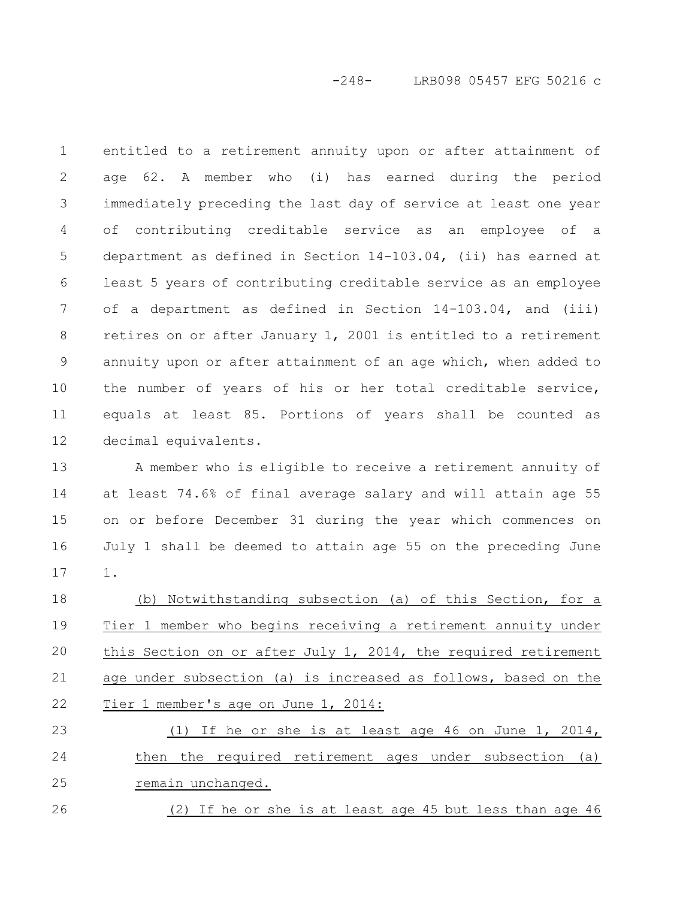entitled to a retirement annuity upon or after attainment of age 62. A member who (i) has earned during the period immediately preceding the last day of service at least one year of contributing creditable service as an employee of a department as defined in Section 14-103.04, (ii) has earned at least 5 years of contributing creditable service as an employee of a department as defined in Section 14-103.04, and (iii) retires on or after January 1, 2001 is entitled to a retirement annuity upon or after attainment of an age which, when added to the number of years of his or her total creditable service, equals at least 85. Portions of years shall be counted as decimal equivalents.

A member who is eligible to receive a retirement annuity of at least 74.6% of final average salary and will attain age 55 on or before December 31 during the year which commences on July 1 shall be deemed to attain age 55 on the preceding June 1.

(b) Notwithstanding subsection (a) of this Section, for a Tier 1 member who begins receiving a retirement annuity under this Section on or after July 1, 2014, the required retirement age under subsection (a) is increased as follows, based on the Tier 1 member's age on June 1, 2014:

(1) If he or she is at least age 46 on June 1, 2014, then the required retirement ages under subsection (a) remain unchanged.

(2) If he or she is at least age 45 but less than age 46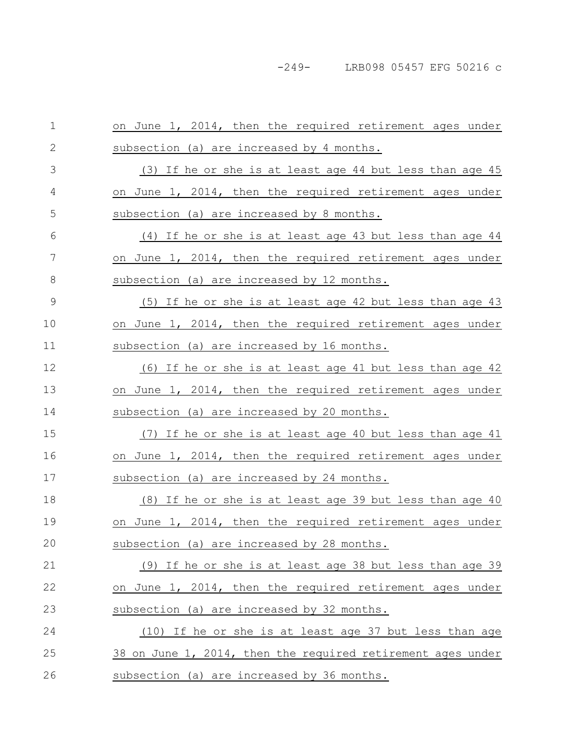on June 1, 2014, then the required retirement ages under subsection (a) are increased by 4 months.

(3) If he or she is at least age 44 but less than age 45 on June 1, 2014, then the required retirement ages under subsection (a) are increased by 8 months.

(4) If he or she is at least age 43 but less than age 44 on June 1, 2014, then the required retirement ages under subsection (a) are increased by 12 months.

(5) If he or she is at least age 42 but less than age 43 on June 1, 2014, then the required retirement ages under subsection (a) are increased by 16 months.

(6) If he or she is at least age 41 but less than age 42 on June 1, 2014, then the required retirement ages under subsection (a) are increased by 20 months.

(7) If he or she is at least age 40 but less than age 41 on June 1, 2014, then the required retirement ages under subsection (a) are increased by 24 months.

(8) If he or she is at least age 39 but less than age 40 on June 1, 2014, then the required retirement ages under subsection (a) are increased by 28 months.

(9) If he or she is at least age 38 but less than age 39 on June 1, 2014, then the required retirement ages under subsection (a) are increased by 32 months.

(10) If he or she is at least age 37 but less than age 38 on June 1, 2014, then the required retirement ages under subsection (a) are increased by 36 months.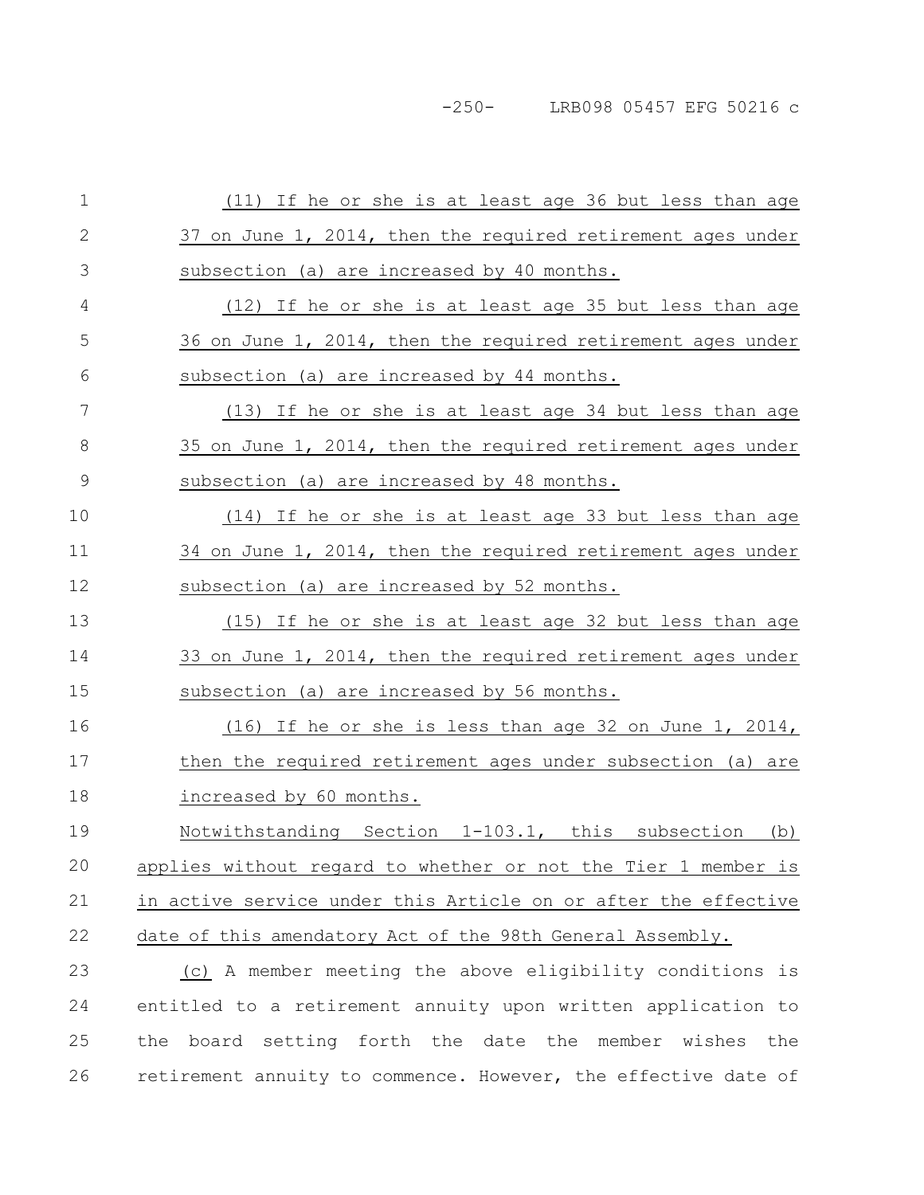(11) If he or she is at least age 36 but less than age 37 on June 1, 2014, then the required retirement ages under subsection (a) are increased by 40 months.

(12) If he or she is at least age 35 but less than age 36 on June 1, 2014, then the required retirement ages under subsection (a) are increased by 44 months.

(13) If he or she is at least age 34 but less than age 35 on June 1, 2014, then the required retirement ages under subsection (a) are increased by 48 months.

(14) If he or she is at least age 33 but less than age 34 on June 1, 2014, then the required retirement ages under subsection (a) are increased by 52 months.

(15) If he or she is at least age 32 but less than age 33 on June 1, 2014, then the required retirement ages under subsection (a) are increased by 56 months.

(16) If he or she is less than age 32 on June 1, 2014, then the required retirement ages under subsection (a) are increased by 60 months.

Notwithstanding Section 1-103.1, this subsection (b) applies without regard to whether or not the Tier 1 member is in active service under this Article on or after the effective date of this amendatory Act of the 98th General Assembly.

(c) A member meeting the above eligibility conditions is entitled to a retirement annuity upon written application to the board setting forth the date the member wishes the retirement annuity to commence. However, the effective date of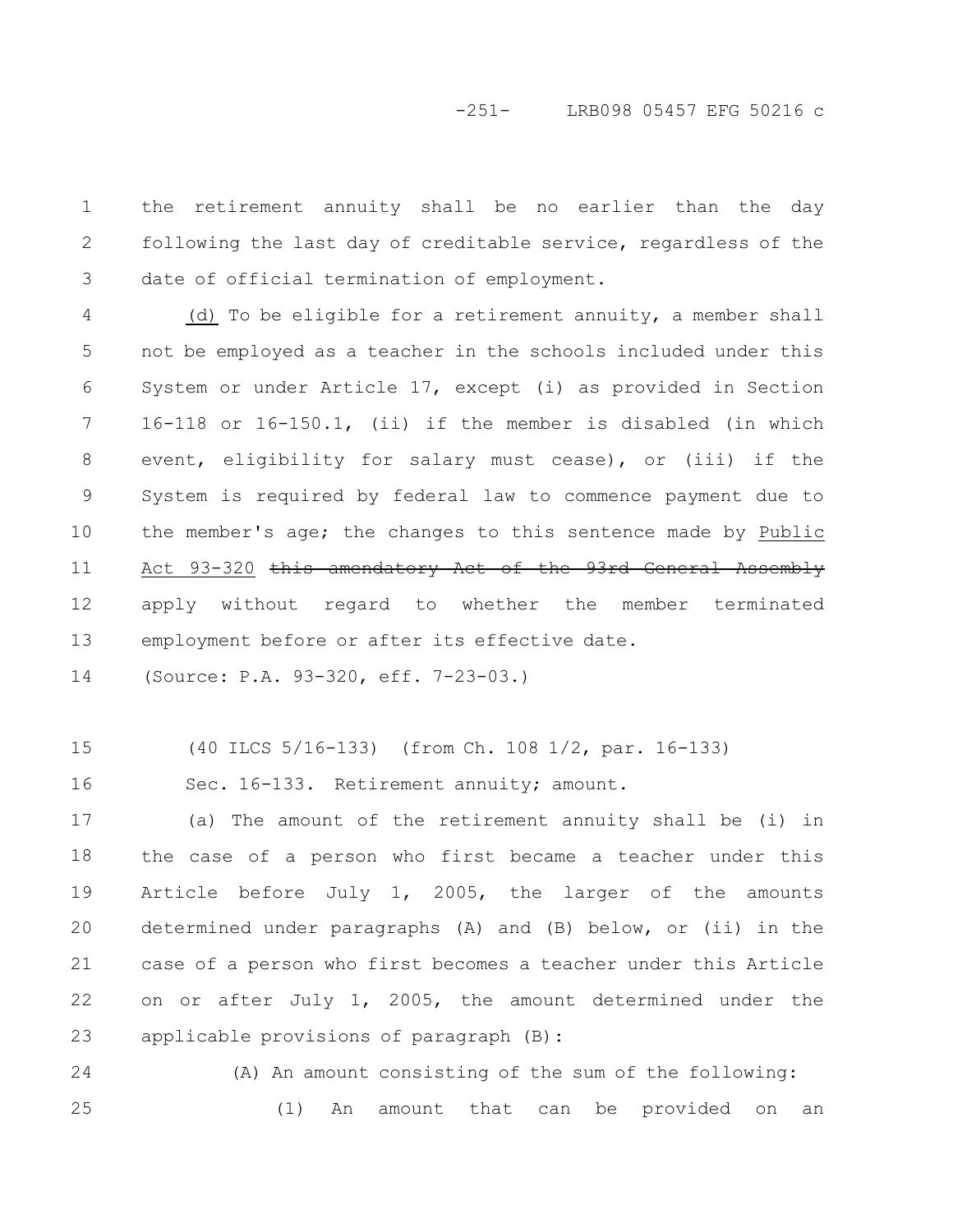the retirement annuity shall be no earlier than the day following the last day of creditable service, regardless of the date of official termination of employment.

(d) To be eligible for a retirement annuity, a member shall not be employed as a teacher in the schools included under this System or under Article 17, except (i) as provided in Section 16-118 or 16-150.1, (ii) if the member is disabled (in which event, eligibility for salary must cease), or (iii) if the System is required by federal law to commence payment due to the member's age; the changes to this sentence made by Public Act 93-320 ~~this amendatory Act of the 93rd General Assembly~~ apply without regard to whether the member terminated employment before or after its effective date.

(Source: P.A. 93-320, eff. 7-23-03.)

(40 ILCS 5/16-133) (from Ch. 108 1/2, par. 16-133)

Sec. 16-133. Retirement annuity; amount.

(a) The amount of the retirement annuity shall be (i) in the case of a person who first became a teacher under this Article before July 1, 2005, the larger of the amounts determined under paragraphs (A) and (B) below, or (ii) in the case of a person who first becomes a teacher under this Article on or after July 1, 2005, the amount determined under the applicable provisions of paragraph (B):

(A) An amount consisting of the sum of the following:

(1) An amount that can be provided on an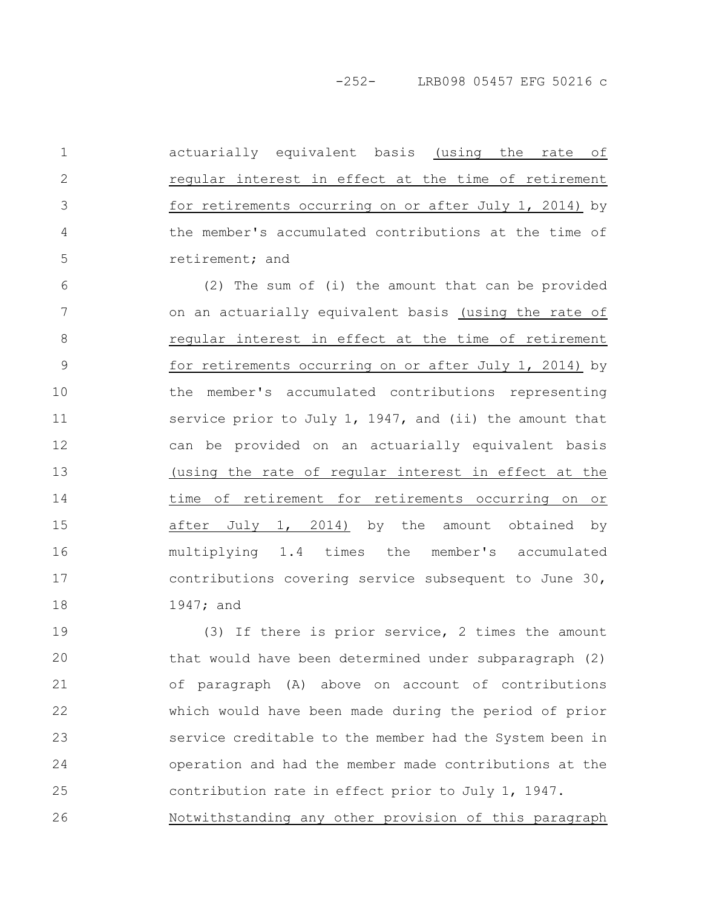actuarially equivalent basis (using the rate of regular interest in effect at the time of retirement for retirements occurring on or after July 1, 2014) by the member's accumulated contributions at the time of retirement; and

(2) The sum of (i) the amount that can be provided on an actuarially equivalent basis (using the rate of regular interest in effect at the time of retirement for retirements occurring on or after July 1, 2014) by the member's accumulated contributions representing service prior to July 1, 1947, and (ii) the amount that can be provided on an actuarially equivalent basis (using the rate of regular interest in effect at the time of retirement for retirements occurring on or after July 1, 2014) by the amount obtained by multiplying 1.4 times the member's accumulated contributions covering service subsequent to June 30, 1947; and

(3) If there is prior service, 2 times the amount that would have been determined under subparagraph (2) of paragraph (A) above on account of contributions which would have been made during the period of prior service creditable to the member had the System been in operation and had the member made contributions at the contribution rate in effect prior to July 1, 1947.

Notwithstanding any other provision of this paragraph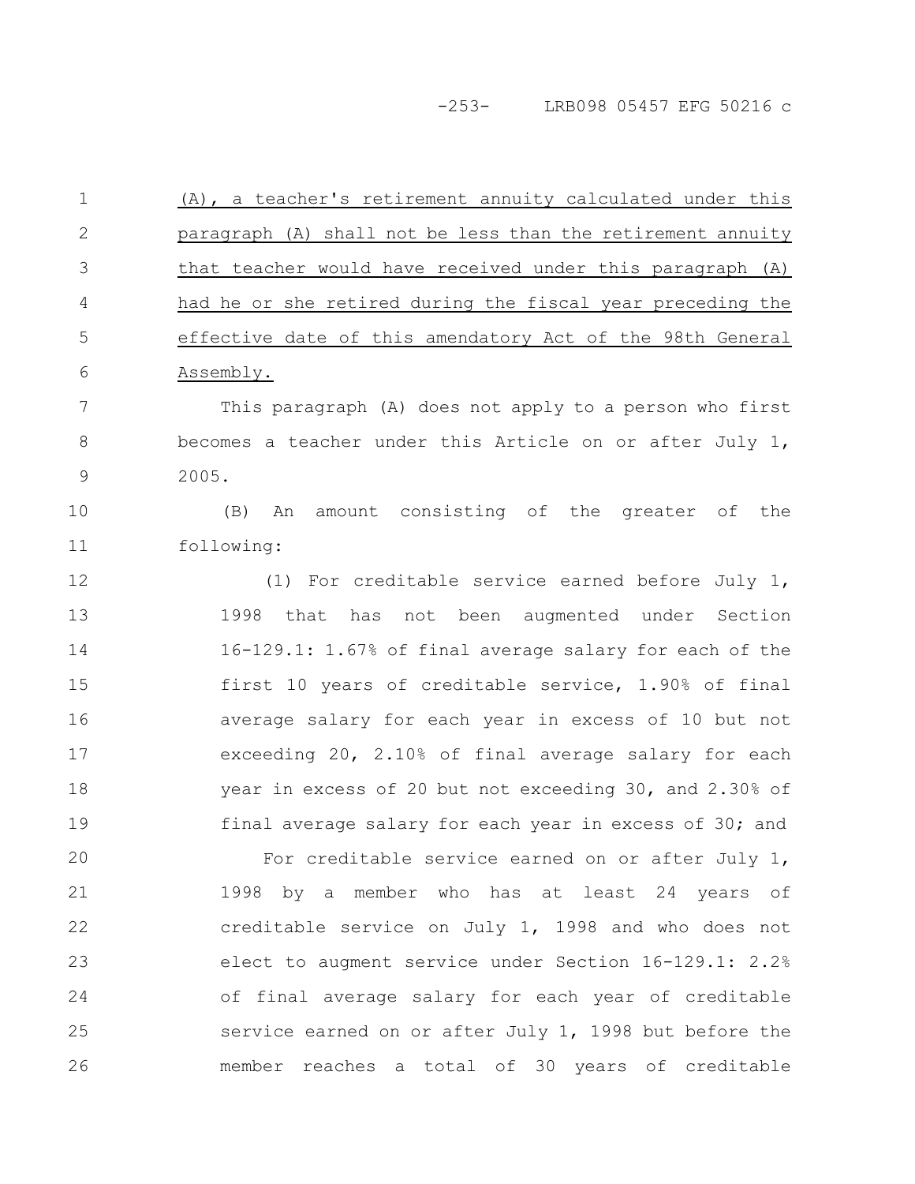(A), a teacher's retirement annuity calculated under this paragraph (A) shall not be less than the retirement annuity that teacher would have received under this paragraph (A) had he or she retired during the fiscal year preceding the effective date of this amendatory Act of the 98th General Assembly.

This paragraph (A) does not apply to a person who first becomes a teacher under this Article on or after July 1, 2005.

(B) An amount consisting of the greater of the following:

(1) For creditable service earned before July 1, 1998 that has not been augmented under Section 16-129.1: 1.67% of final average salary for each of the first 10 years of creditable service, 1.90% of final average salary for each year in excess of 10 but not exceeding 20, 2.10% of final average salary for each year in excess of 20 but not exceeding 30, and 2.30% of final average salary for each year in excess of 30; and

For creditable service earned on or after July 1, 1998 by a member who has at least 24 years of creditable service on July 1, 1998 and who does not elect to augment service under Section 16-129.1: 2.2% of final average salary for each year of creditable service earned on or after July 1, 1998 but before the member reaches a total of 30 years of creditable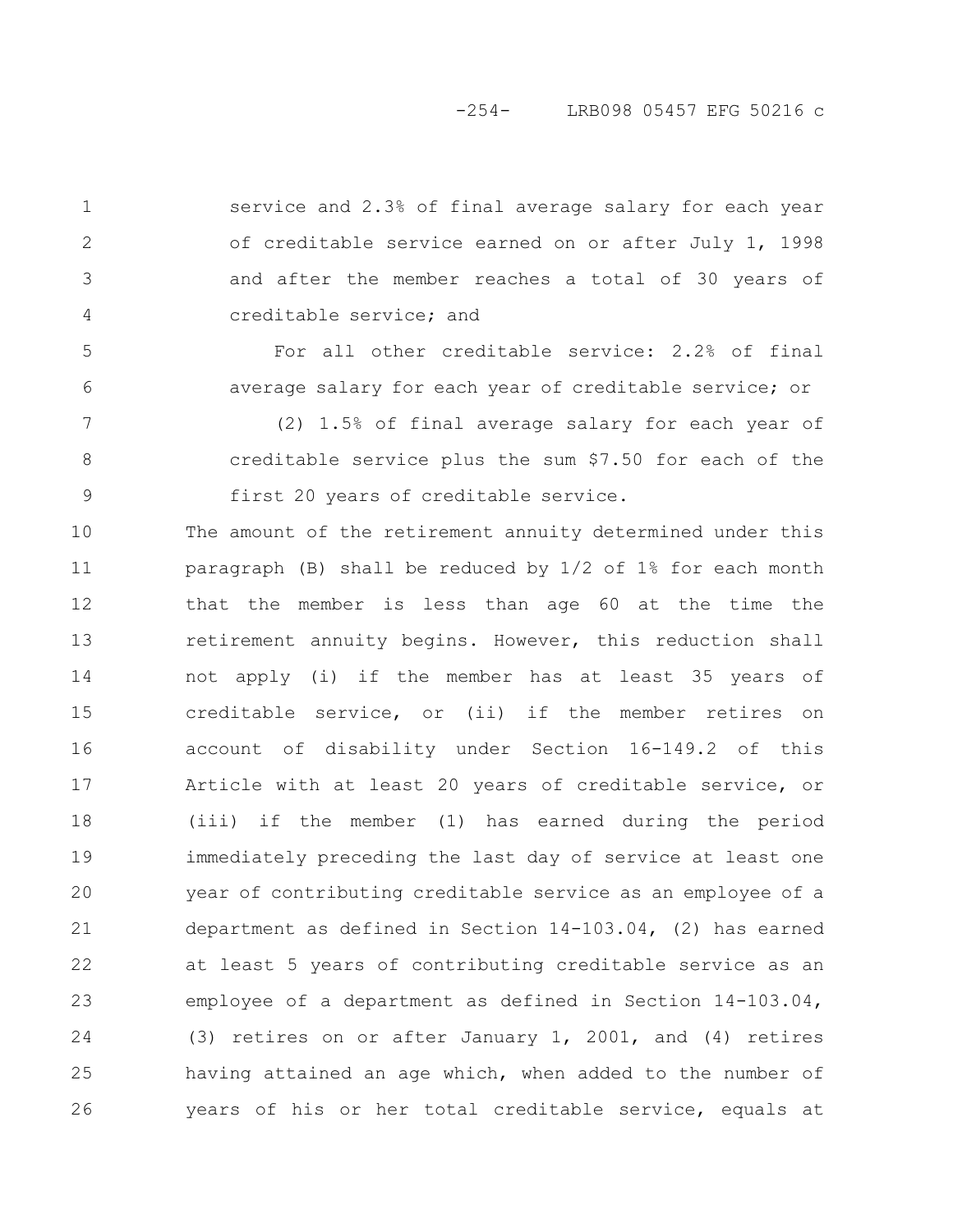service and 2.3% of final average salary for each year of creditable service earned on or after July 1, 1998 and after the member reaches a total of 30 years of creditable service; and

For all other creditable service: 2.2% of final average salary for each year of creditable service; or

(2) 1.5% of final average salary for each year of creditable service plus the sum $7.50 for each of the first 20 years of creditable service.

The amount of the retirement annuity determined under this paragraph (B) shall be reduced by 1/2 of 1% for each month that the member is less than age 60 at the time the retirement annuity begins. However, this reduction shall not apply (i) if the member has at least 35 years of creditable service, or (ii) if the member retires on account of disability under Section 16-149.2 of this Article with at least 20 years of creditable service, or (iii) if the member (1) has earned during the period immediately preceding the last day of service at least one year of contributing creditable service as an employee of a department as defined in Section 14-103.04, (2) has earned at least 5 years of contributing creditable service as an employee of a department as defined in Section 14-103.04, (3) retires on or after January 1, 2001, and (4) retires having attained an age which, when added to the number of years of his or her total creditable service, equals at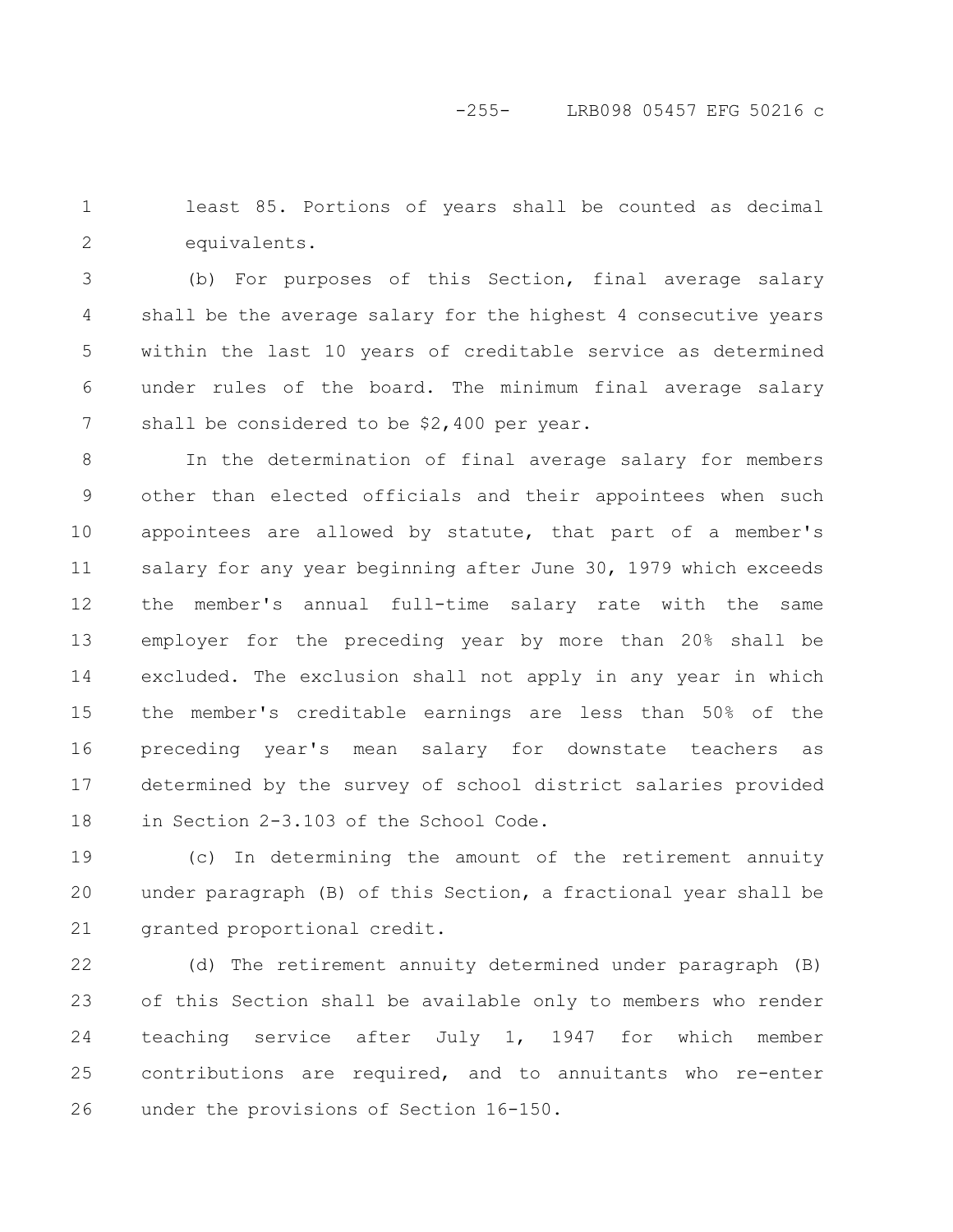least 85. Portions of years shall be counted as decimal equivalents.

(b) For purposes of this Section, final average salary shall be the average salary for the highest 4 consecutive years within the last 10 years of creditable service as determined under rules of the board. The minimum final average salary shall be considered to be $2,400 per year.

In the determination of final average salary for members other than elected officials and their appointees when such appointees are allowed by statute, that part of a member's salary for any year beginning after June 30, 1979 which exceeds the member's annual full-time salary rate with the same employer for the preceding year by more than 20% shall be excluded. The exclusion shall not apply in any year in which the member's creditable earnings are less than 50% of the preceding year's mean salary for downstate teachers as determined by the survey of school district salaries provided in Section 2-3.103 of the School Code.

(c) In determining the amount of the retirement annuity under paragraph (B) of this Section, a fractional year shall be granted proportional credit.

(d) The retirement annuity determined under paragraph (B) of this Section shall be available only to members who render teaching service after July 1, 1947 for which member contributions are required, and to annuitants who re-enter under the provisions of Section 16-150.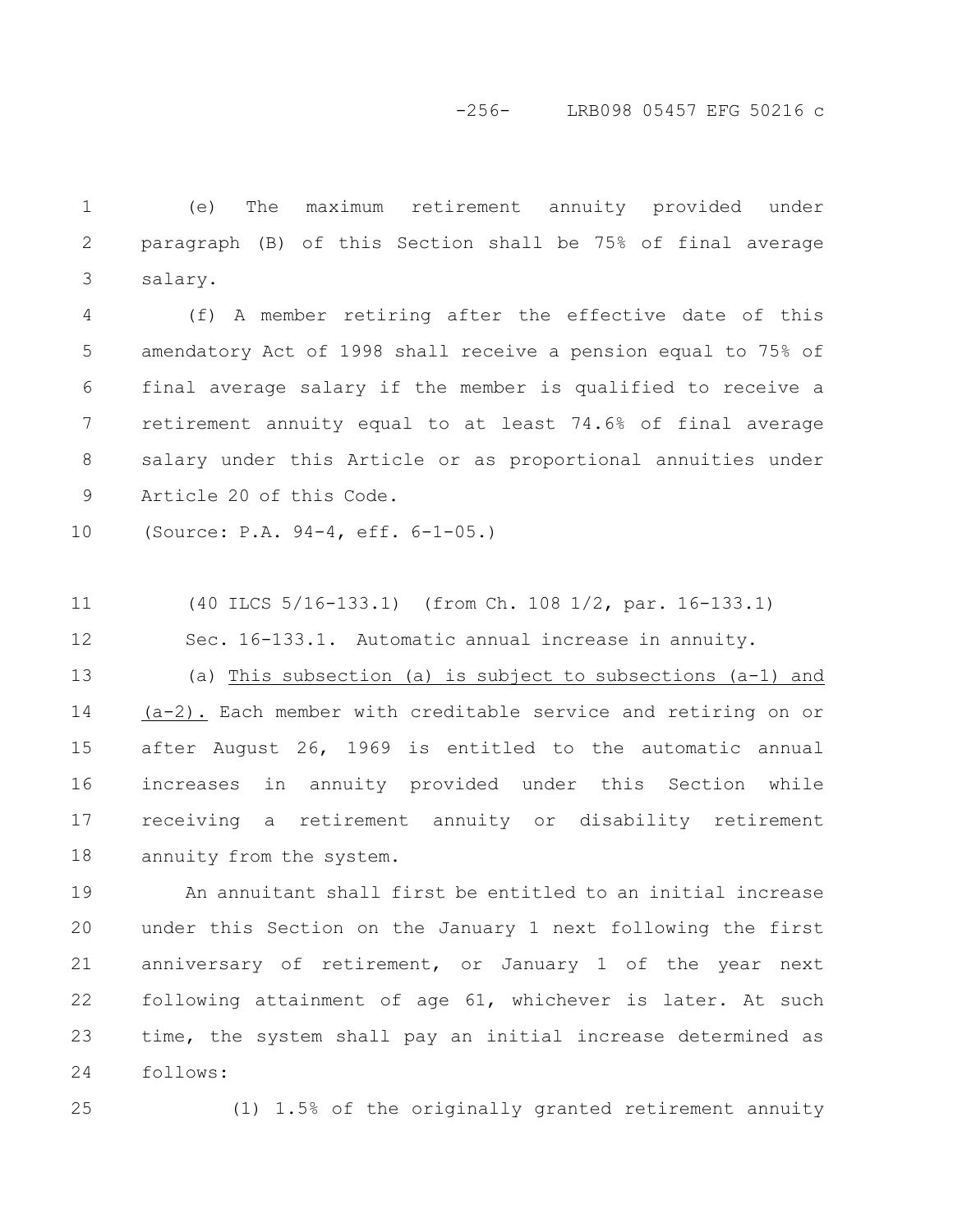(e) The maximum retirement annuity provided under paragraph (B) of this Section shall be 75% of final average salary.

(f) A member retiring after the effective date of this amendatory Act of 1998 shall receive a pension equal to 75% of final average salary if the member is qualified to receive a retirement annuity equal to at least 74.6% of final average salary under this Article or as proportional annuities under Article 20 of this Code.

(Source: P.A. 94-4, eff. 6-1-05.)

(40 ILCS 5/16-133.1) (from Ch. 108 1/2, par. 16-133.1)

Sec. 16-133.1. Automatic annual increase in annuity.

(a) This subsection (a) is subject to subsections (a-1) and (a-2). Each member with creditable service and retiring on or after August 26, 1969 is entitled to the automatic annual increases in annuity provided under this Section while receiving a retirement annuity or disability retirement annuity from the system.

An annuitant shall first be entitled to an initial increase under this Section on the January 1 next following the first anniversary of retirement, or January 1 of the year next following attainment of age 61, whichever is later. At such time, the system shall pay an initial increase determined as follows:

(1) 1.5% of the originally granted retirement annuity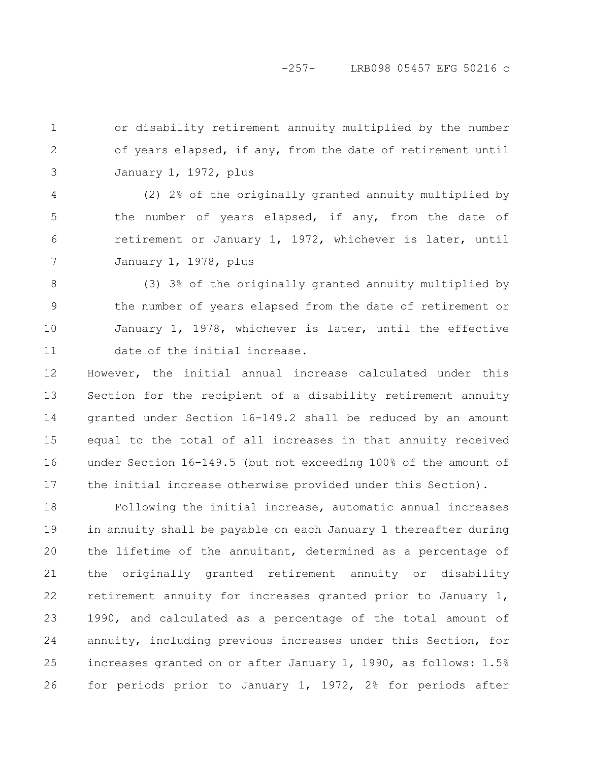or disability retirement annuity multiplied by the number of years elapsed, if any, from the date of retirement until January 1, 1972, plus

(2) 2% of the originally granted annuity multiplied by the number of years elapsed, if any, from the date of retirement or January 1, 1972, whichever is later, until January 1, 1978, plus

(3) 3% of the originally granted annuity multiplied by the number of years elapsed from the date of retirement or January 1, 1978, whichever is later, until the effective date of the initial increase.

However, the initial annual increase calculated under this Section for the recipient of a disability retirement annuity granted under Section 16-149.2 shall be reduced by an amount equal to the total of all increases in that annuity received under Section 16-149.5 (but not exceeding 100% of the amount of the initial increase otherwise provided under this Section).

Following the initial increase, automatic annual increases in annuity shall be payable on each January 1 thereafter during the lifetime of the annuitant, determined as a percentage of the originally granted retirement annuity or disability retirement annuity for increases granted prior to January 1, 1990, and calculated as a percentage of the total amount of annuity, including previous increases under this Section, for increases granted on or after January 1, 1990, as follows: 1.5% for periods prior to January 1, 1972, 2% for periods after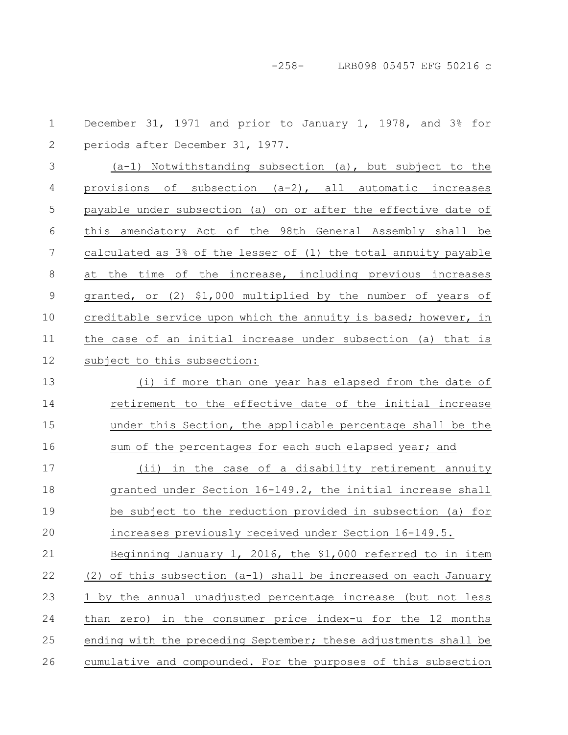December 31, 1971 and prior to January 1, 1978, and 3% for periods after December 31, 1977.

(a-1) Notwithstanding subsection (a), but subject to the provisions of subsection (a-2), all automatic increases payable under subsection (a) on or after the effective date of this amendatory Act of the 98th General Assembly shall be calculated as 3% of the lesser of (1) the total annuity payable at the time of the increase, including previous increases granted, or (2) $1,000 multiplied by the number of years of creditable service upon which the annuity is based; however, in the case of an initial increase under subsection (a) that is subject to this subsection:

(i) if more than one year has elapsed from the date of retirement to the effective date of the initial increase under this Section, the applicable percentage shall be the sum of the percentages for each such elapsed year; and

(ii) in the case of a disability retirement annuity granted under Section 16-149.2, the initial increase shall be subject to the reduction provided in subsection (a) for increases previously received under Section 16-149.5.

Beginning January 1, 2016, the $1,000 referred to in item (2) of this subsection (a-1) shall be increased on each January 1 by the annual unadjusted percentage increase (but not less than zero) in the consumer price index-u for the 12 months ending with the preceding September; these adjustments shall be cumulative and compounded. For the purposes of this subsection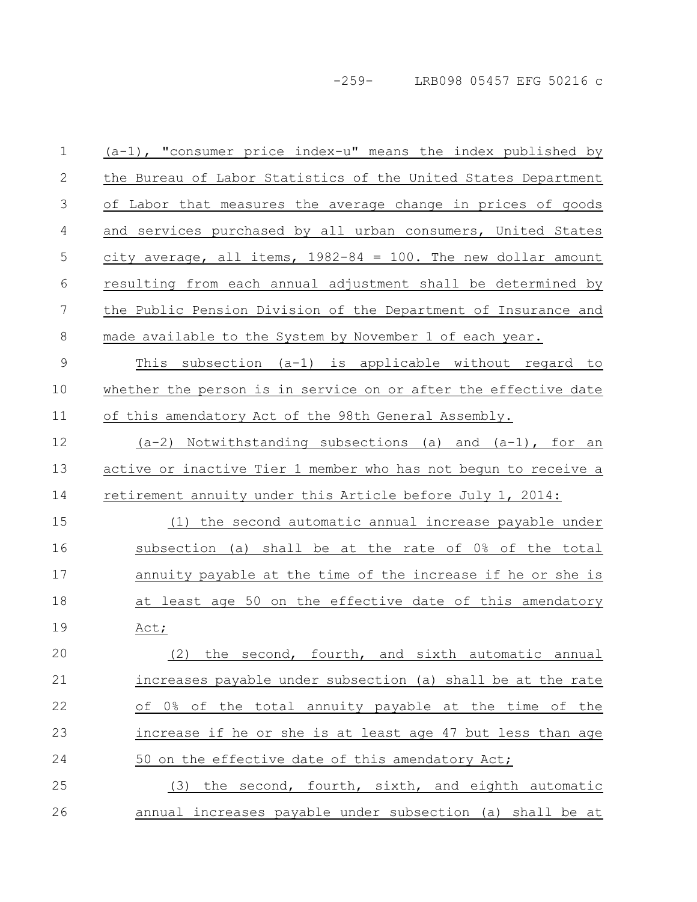(a-1), "consumer price index-u" means the index published by the Bureau of Labor Statistics of the United States Department of Labor that measures the average change in prices of goods and services purchased by all urban consumers, United States city average, all items, 1982-84 = 100. The new dollar amount resulting from each annual adjustment shall be determined by the Public Pension Division of the Department of Insurance and made available to the System by November 1 of each year.

This subsection (a-1) is applicable without regard to whether the person is in service on or after the effective date of this amendatory Act of the 98th General Assembly.

(a-2) Notwithstanding subsections (a) and (a-1), for an active or inactive Tier 1 member who has not begun to receive a retirement annuity under this Article before July 1, 2014:

(1) the second automatic annual increase payable under subsection (a) shall be at the rate of 0% of the total annuity payable at the time of the increase if he or she is at least age 50 on the effective date of this amendatory Act;

(2) the second, fourth, and sixth automatic annual increases payable under subsection (a) shall be at the rate of 0% of the total annuity payable at the time of the increase if he or she is at least age 47 but less than age 50 on the effective date of this amendatory Act;

(3) the second, fourth, sixth, and eighth automatic annual increases payable under subsection (a) shall be at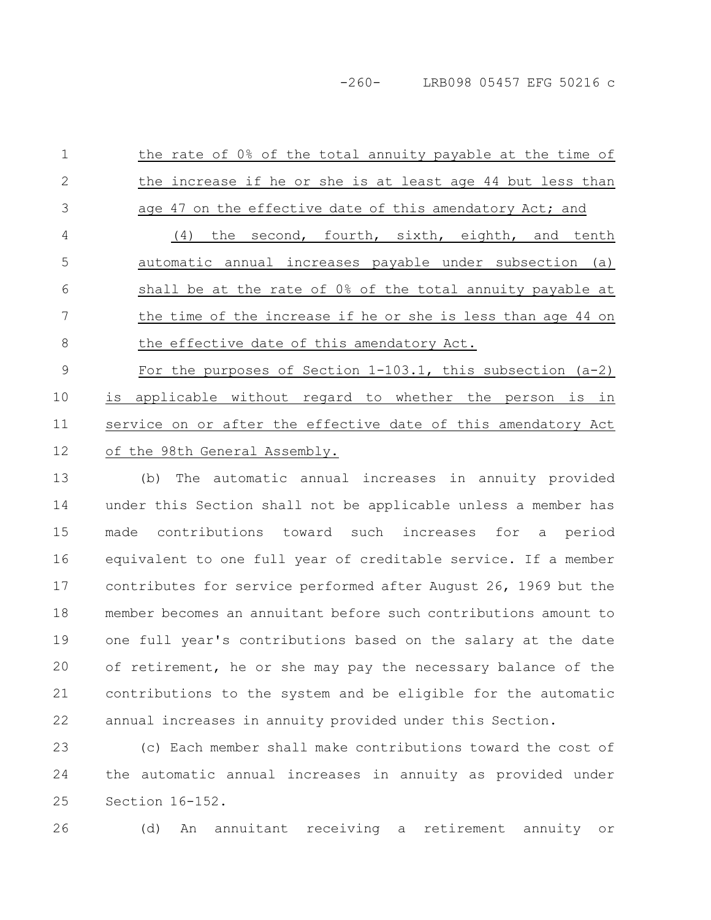the rate of 0% of the total annuity payable at the time of the increase if he or she is at least age 44 but less than age 47 on the effective date of this amendatory Act; and

(4) the second, fourth, sixth, eighth, and tenth automatic annual increases payable under subsection (a) shall be at the rate of 0% of the total annuity payable at the time of the increase if he or she is less than age 44 on the effective date of this amendatory Act.

For the purposes of Section 1-103.1, this subsection (a-2) is applicable without regard to whether the person is in service on or after the effective date of this amendatory Act of the 98th General Assembly.

(b) The automatic annual increases in annuity provided under this Section shall not be applicable unless a member has made contributions toward such increases for a period equivalent to one full year of creditable service. If a member contributes for service performed after August 26, 1969 but the member becomes an annuitant before such contributions amount to one full year's contributions based on the salary at the date of retirement, he or she may pay the necessary balance of the contributions to the system and be eligible for the automatic annual increases in annuity provided under this Section.

(c) Each member shall make contributions toward the cost of the automatic annual increases in annuity as provided under Section 16-152.

(d) An annuitant receiving a retirement annuity or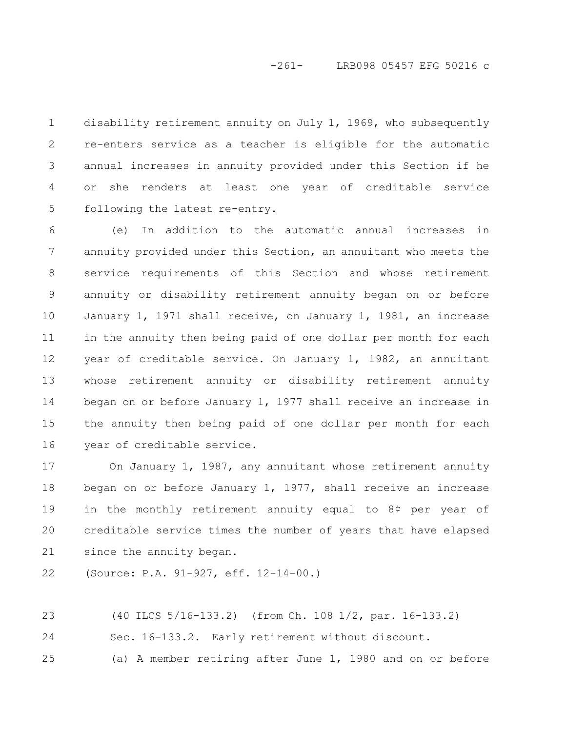disability retirement annuity on July 1, 1969, who subsequently re-enters service as a teacher is eligible for the automatic annual increases in annuity provided under this Section if he or she renders at least one year of creditable service following the latest re-entry.

(e) In addition to the automatic annual increases in annuity provided under this Section, an annuitant who meets the service requirements of this Section and whose retirement annuity or disability retirement annuity began on or before January 1, 1971 shall receive, on January 1, 1981, an increase in the annuity then being paid of one dollar per month for each year of creditable service. On January 1, 1982, an annuitant whose retirement annuity or disability retirement annuity began on or before January 1, 1977 shall receive an increase in the annuity then being paid of one dollar per month for each year of creditable service.

On January 1, 1987, any annuitant whose retirement annuity began on or before January 1, 1977, shall receive an increase in the monthly retirement annuity equal to 8¢ per year of creditable service times the number of years that have elapsed since the annuity began.

(Source: P.A. 91-927, eff. 12-14-00.)

(40 ILCS 5/16-133.2) (from Ch. 108 1/2, par. 16-133.2)

Sec. 16-133.2. Early retirement without discount.

(a) A member retiring after June 1, 1980 and on or before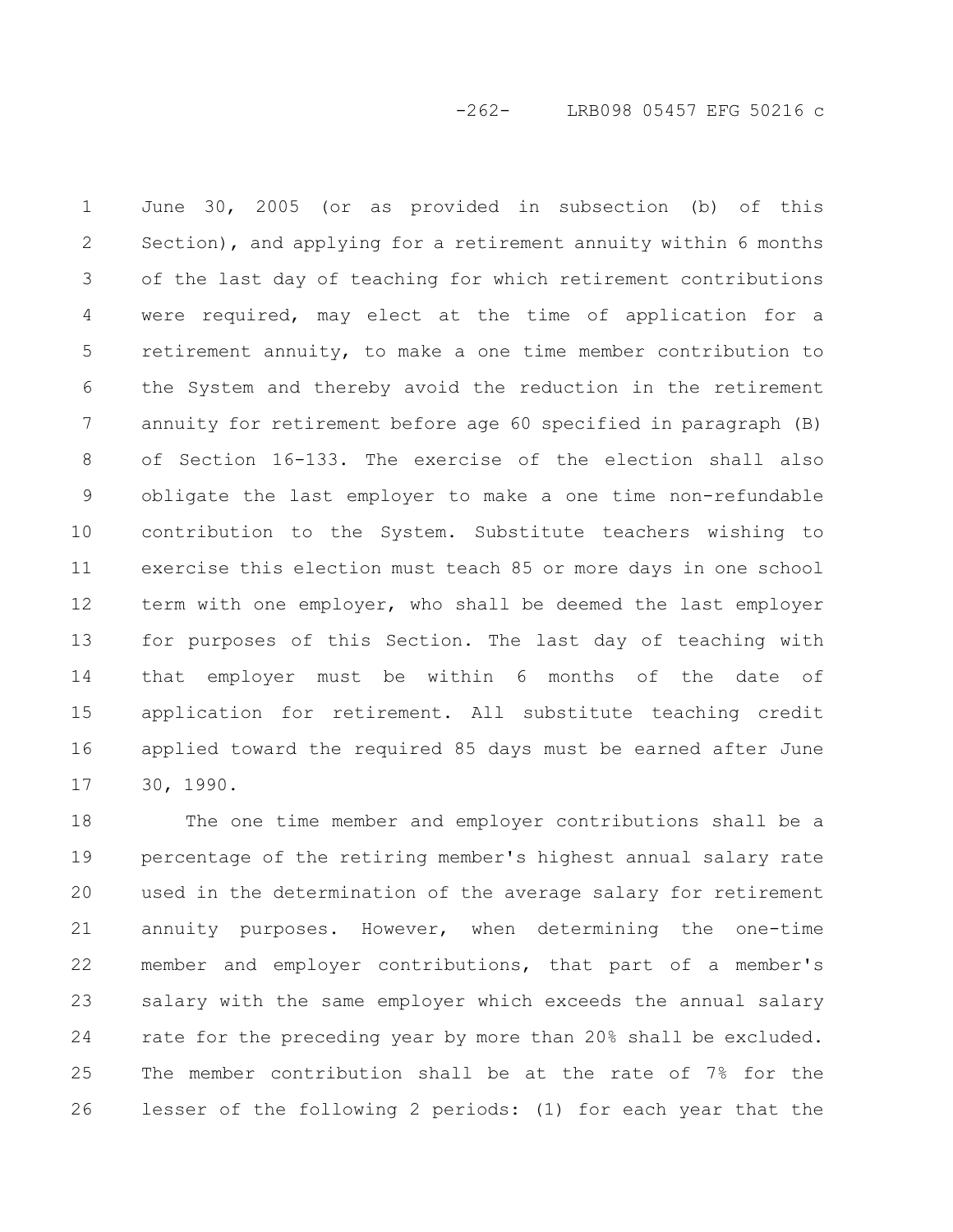June 30, 2005 (or as provided in subsection (b) of this Section), and applying for a retirement annuity within 6 months of the last day of teaching for which retirement contributions were required, may elect at the time of application for a retirement annuity, to make a one time member contribution to the System and thereby avoid the reduction in the retirement annuity for retirement before age 60 specified in paragraph (B) of Section 16-133. The exercise of the election shall also obligate the last employer to make a one time non-refundable contribution to the System. Substitute teachers wishing to exercise this election must teach 85 or more days in one school term with one employer, who shall be deemed the last employer for purposes of this Section. The last day of teaching with that employer must be within 6 months of the date of application for retirement. All substitute teaching credit applied toward the required 85 days must be earned after June 30, 1990.

The one time member and employer contributions shall be a percentage of the retiring member's highest annual salary rate used in the determination of the average salary for retirement annuity purposes. However, when determining the one-time member and employer contributions, that part of a member's salary with the same employer which exceeds the annual salary rate for the preceding year by more than 20% shall be excluded. The member contribution shall be at the rate of 7% for the lesser of the following 2 periods: (1) for each year that the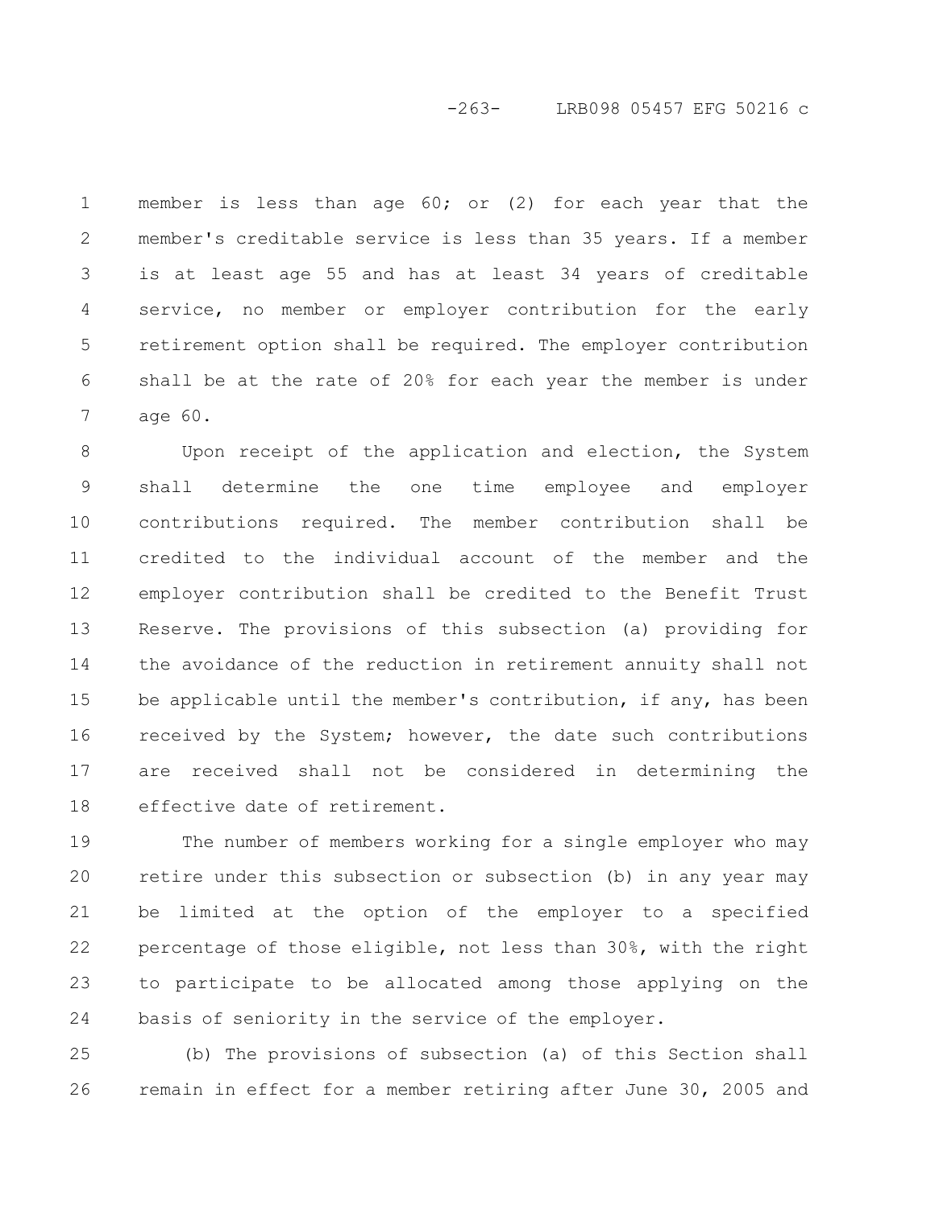member is less than age 60; or (2) for each year that the member's creditable service is less than 35 years. If a member is at least age 55 and has at least 34 years of creditable service, no member or employer contribution for the early retirement option shall be required. The employer contribution shall be at the rate of 20% for each year the member is under age 60.

Upon receipt of the application and election, the System shall determine the one time employee and employer contributions required. The member contribution shall be credited to the individual account of the member and the employer contribution shall be credited to the Benefit Trust Reserve. The provisions of this subsection (a) providing for the avoidance of the reduction in retirement annuity shall not be applicable until the member's contribution, if any, has been received by the System; however, the date such contributions are received shall not be considered in determining the effective date of retirement.

The number of members working for a single employer who may retire under this subsection or subsection (b) in any year may be limited at the option of the employer to a specified percentage of those eligible, not less than 30%, with the right to participate to be allocated among those applying on the basis of seniority in the service of the employer.

(b) The provisions of subsection (a) of this Section shall remain in effect for a member retiring after June 30, 2005 and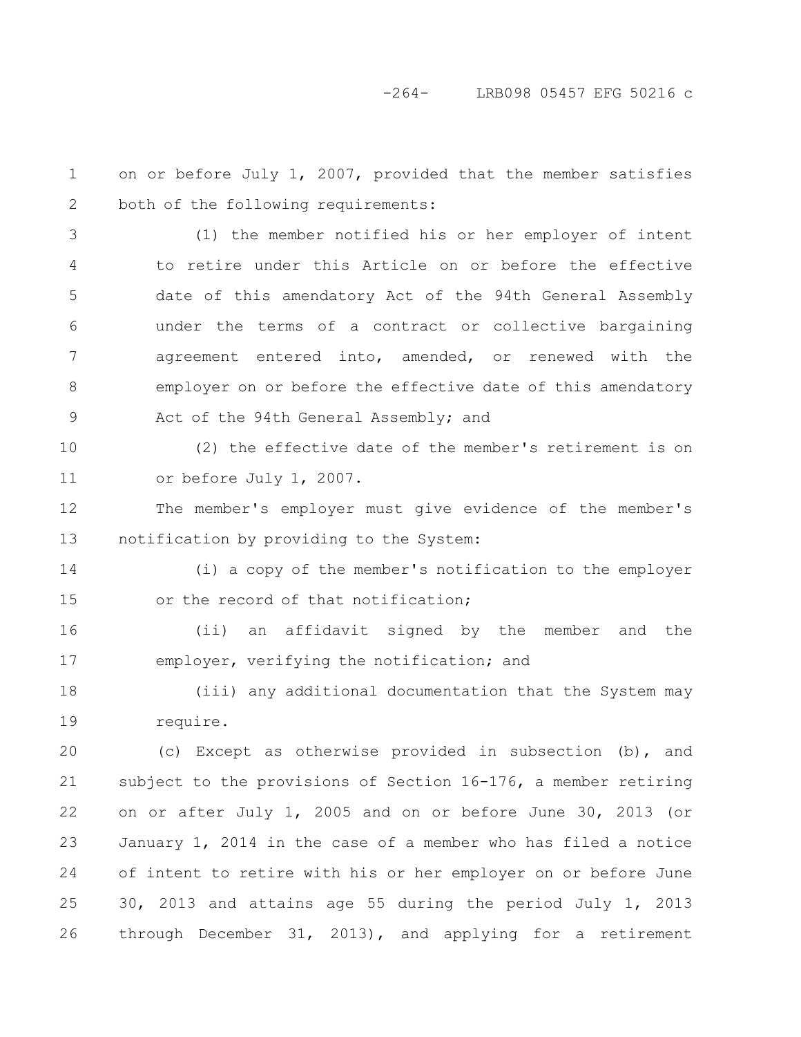on or before July 1, 2007, provided that the member satisfies both of the following requirements:

(1) the member notified his or her employer of intent to retire under this Article on or before the effective date of this amendatory Act of the 94th General Assembly under the terms of a contract or collective bargaining agreement entered into, amended, or renewed with the employer on or before the effective date of this amendatory Act of the 94th General Assembly; and

(2) the effective date of the member's retirement is on or before July 1, 2007.

The member's employer must give evidence of the member's notification by providing to the System:

(i) a copy of the member's notification to the employer or the record of that notification;

(ii) an affidavit signed by the member and the employer, verifying the notification; and

(iii) any additional documentation that the System may require.

(c) Except as otherwise provided in subsection (b), and subject to the provisions of Section 16-176, a member retiring on or after July 1, 2005 and on or before June 30, 2013 (or January 1, 2014 in the case of a member who has filed a notice of intent to retire with his or her employer on or before June 30, 2013 and attains age 55 during the period July 1, 2013 through December 31, 2013), and applying for a retirement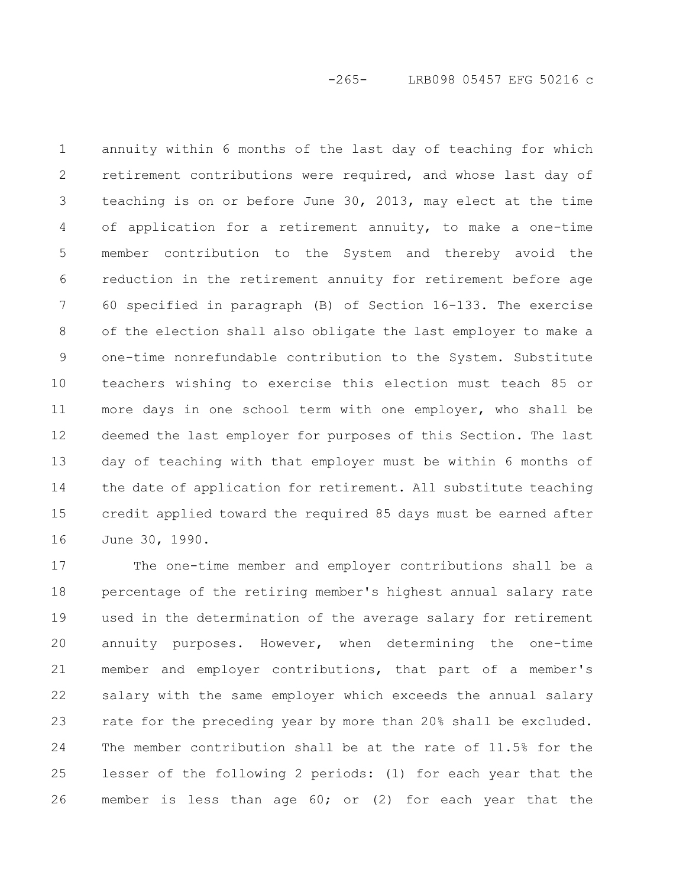annuity within 6 months of the last day of teaching for which retirement contributions were required, and whose last day of teaching is on or before June 30, 2013, may elect at the time of application for a retirement annuity, to make a one-time member contribution to the System and thereby avoid the reduction in the retirement annuity for retirement before age 60 specified in paragraph (B) of Section 16-133. The exercise of the election shall also obligate the last employer to make a one-time nonrefundable contribution to the System. Substitute teachers wishing to exercise this election must teach 85 or more days in one school term with one employer, who shall be deemed the last employer for purposes of this Section. The last day of teaching with that employer must be within 6 months of the date of application for retirement. All substitute teaching credit applied toward the required 85 days must be earned after June 30, 1990.

The one-time member and employer contributions shall be a percentage of the retiring member's highest annual salary rate used in the determination of the average salary for retirement annuity purposes. However, when determining the one-time member and employer contributions, that part of a member's salary with the same employer which exceeds the annual salary rate for the preceding year by more than 20% shall be excluded. The member contribution shall be at the rate of 11.5% for the lesser of the following 2 periods: (1) for each year that the member is less than age 60; or (2) for each year that the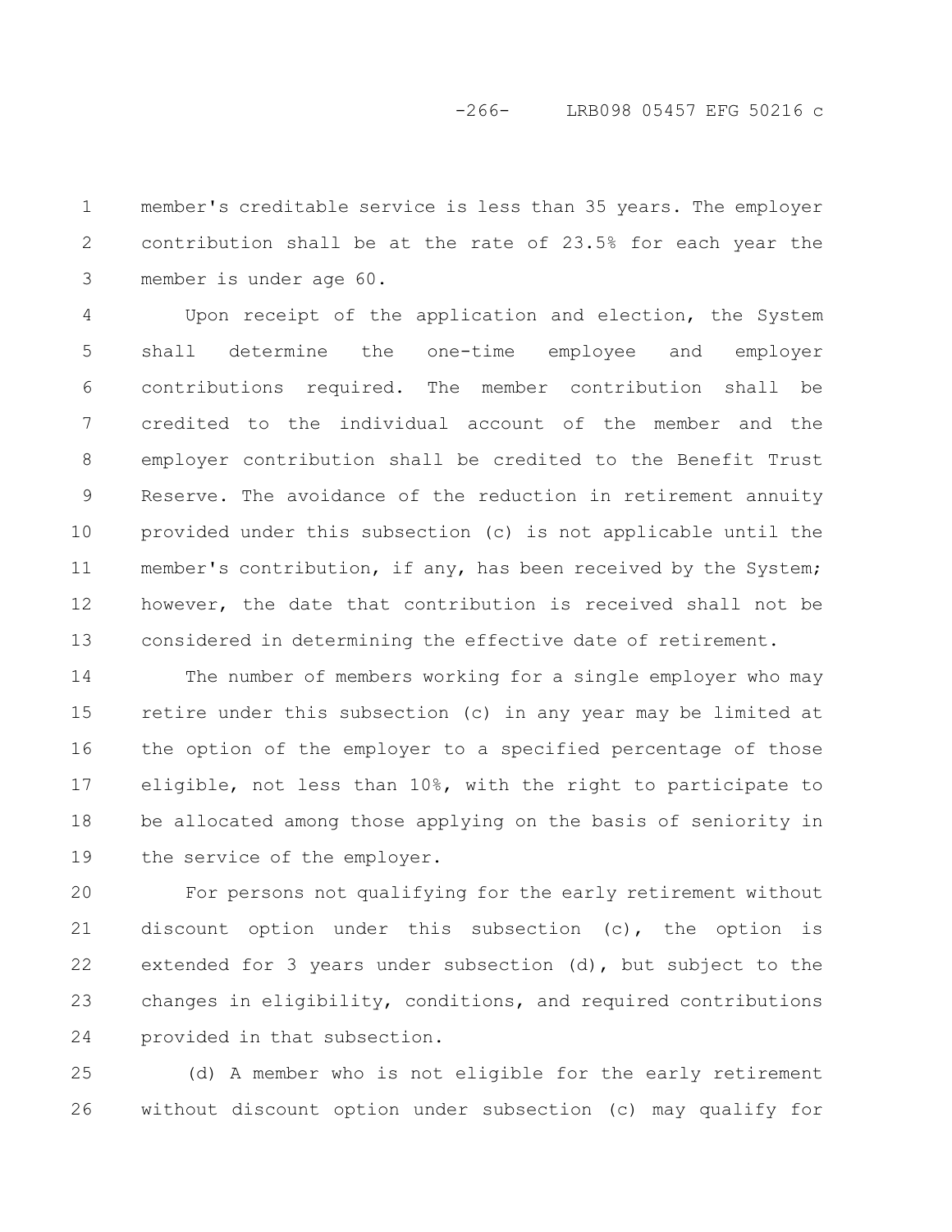member's creditable service is less than 35 years. The employer contribution shall be at the rate of 23.5% for each year the member is under age 60.

Upon receipt of the application and election, the System shall determine the one-time employee and employer contributions required. The member contribution shall be credited to the individual account of the member and the employer contribution shall be credited to the Benefit Trust Reserve. The avoidance of the reduction in retirement annuity provided under this subsection (c) is not applicable until the member's contribution, if any, has been received by the System; however, the date that contribution is received shall not be considered in determining the effective date of retirement.

The number of members working for a single employer who may retire under this subsection (c) in any year may be limited at the option of the employer to a specified percentage of those eligible, not less than 10%, with the right to participate to be allocated among those applying on the basis of seniority in the service of the employer.

For persons not qualifying for the early retirement without discount option under this subsection (c), the option is extended for 3 years under subsection (d), but subject to the changes in eligibility, conditions, and required contributions provided in that subsection.

(d) A member who is not eligible for the early retirement without discount option under subsection (c) may qualify for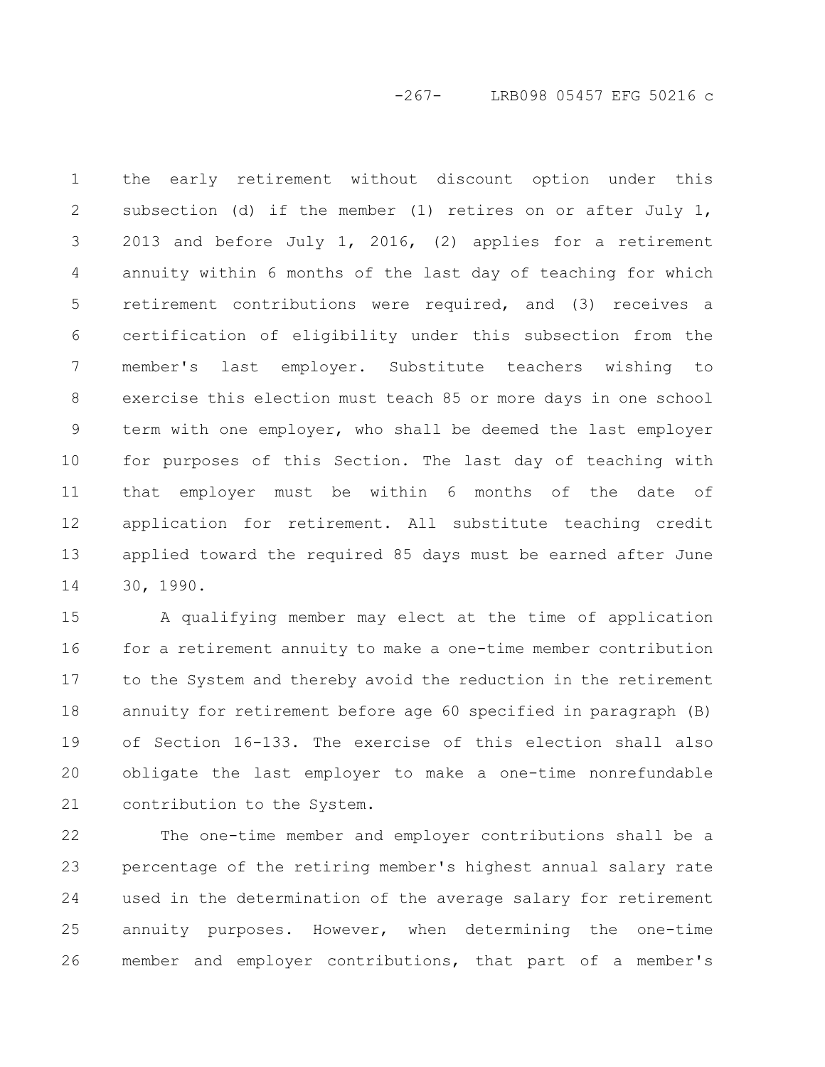the early retirement without discount option under this subsection (d) if the member (1) retires on or after July 1, 2013 and before July 1, 2016, (2) applies for a retirement annuity within 6 months of the last day of teaching for which retirement contributions were required, and (3) receives a certification of eligibility under this subsection from the member's last employer. Substitute teachers wishing to exercise this election must teach 85 or more days in one school term with one employer, who shall be deemed the last employer for purposes of this Section. The last day of teaching with that employer must be within 6 months of the date of application for retirement. All substitute teaching credit applied toward the required 85 days must be earned after June 30, 1990.

A qualifying member may elect at the time of application for a retirement annuity to make a one-time member contribution to the System and thereby avoid the reduction in the retirement annuity for retirement before age 60 specified in paragraph (B) of Section 16-133. The exercise of this election shall also obligate the last employer to make a one-time nonrefundable contribution to the System.

The one-time member and employer contributions shall be a percentage of the retiring member's highest annual salary rate used in the determination of the average salary for retirement annuity purposes. However, when determining the one-time member and employer contributions, that part of a member's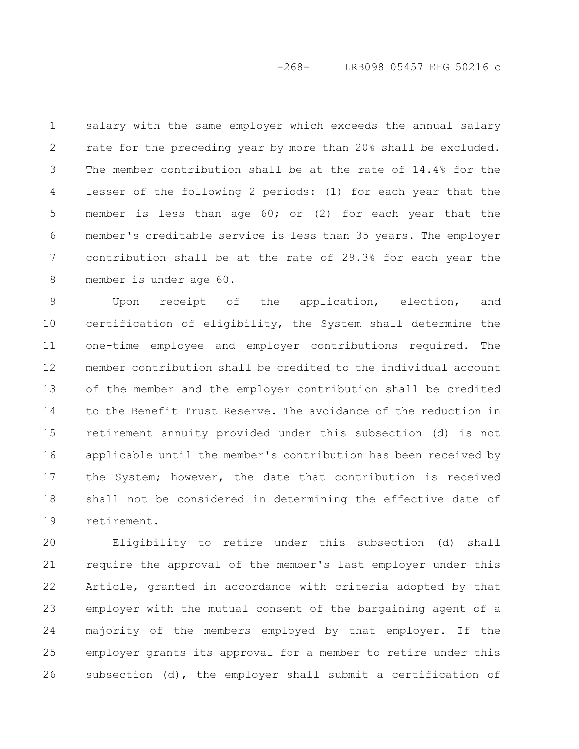salary with the same employer which exceeds the annual salary rate for the preceding year by more than 20% shall be excluded. The member contribution shall be at the rate of 14.4% for the lesser of the following 2 periods: (1) for each year that the member is less than age 60; or (2) for each year that the member's creditable service is less than 35 years. The employer contribution shall be at the rate of 29.3% for each year the member is under age 60.

Upon receipt of the application, election, and certification of eligibility, the System shall determine the one-time employee and employer contributions required. The member contribution shall be credited to the individual account of the member and the employer contribution shall be credited to the Benefit Trust Reserve. The avoidance of the reduction in retirement annuity provided under this subsection (d) is not applicable until the member's contribution has been received by the System; however, the date that contribution is received shall not be considered in determining the effective date of retirement.

Eligibility to retire under this subsection (d) shall require the approval of the member's last employer under this Article, granted in accordance with criteria adopted by that employer with the mutual consent of the bargaining agent of a majority of the members employed by that employer. If the employer grants its approval for a member to retire under this subsection (d), the employer shall submit a certification of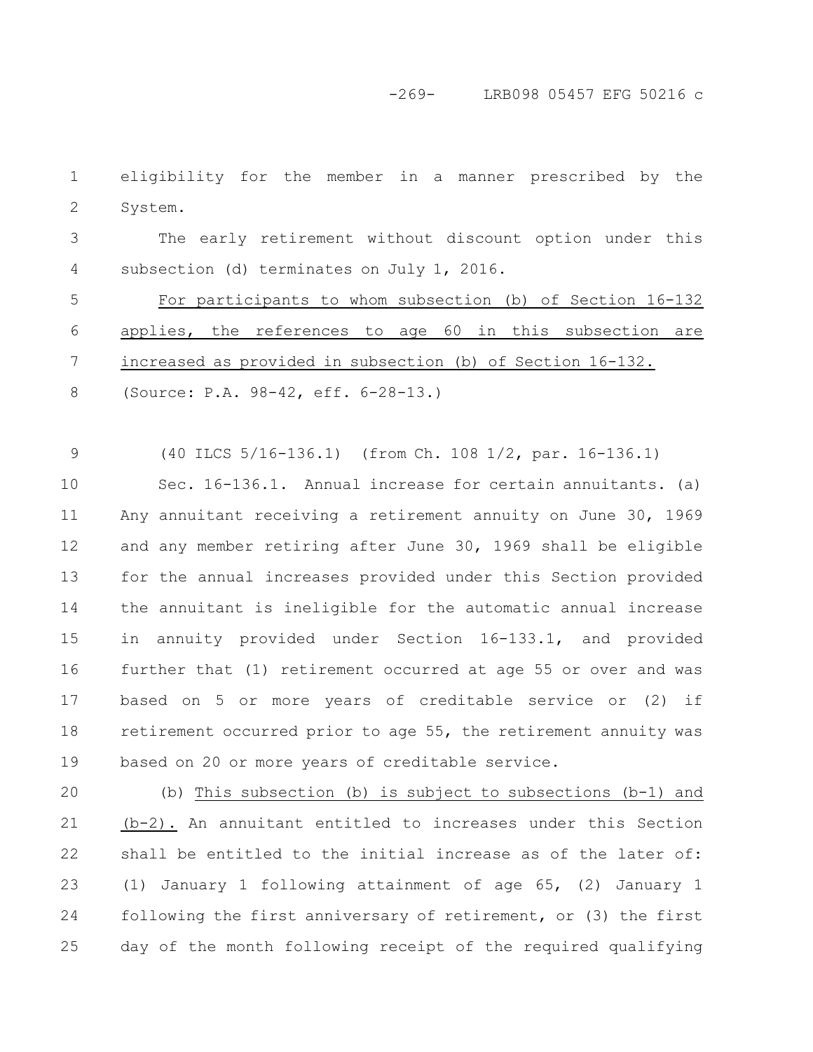eligibility for the member in a manner prescribed by the System.

The early retirement without discount option under this subsection (d) terminates on July 1, 2016.

For participants to whom subsection (b) of Section 16-132 applies, the references to age 60 in this subsection are increased as provided in subsection (b) of Section 16-132.

(Source: P.A. 98-42, eff. 6-28-13.)

(40 ILCS 5/16-136.1) (from Ch. 108 1/2, par. 16-136.1)

Sec. 16-136.1. Annual increase for certain annuitants. (a) Any annuitant receiving a retirement annuity on June 30, 1969 and any member retiring after June 30, 1969 shall be eligible for the annual increases provided under this Section provided the annuitant is ineligible for the automatic annual increase in annuity provided under Section 16-133.1, and provided further that (1) retirement occurred at age 55 or over and was based on 5 or more years of creditable service or (2) if retirement occurred prior to age 55, the retirement annuity was based on 20 or more years of creditable service.

(b) This subsection (b) is subject to subsections (b-1) and (b-2). An annuitant entitled to increases under this Section shall be entitled to the initial increase as of the later of: (1) January 1 following attainment of age 65, (2) January 1 following the first anniversary of retirement, or (3) the first day of the month following receipt of the required qualifying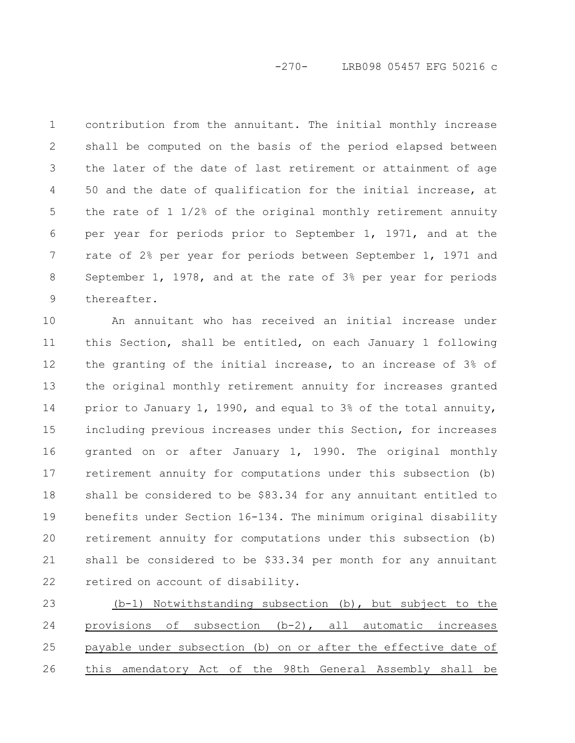contribution from the annuitant. The initial monthly increase shall be computed on the basis of the period elapsed between the later of the date of last retirement or attainment of age 50 and the date of qualification for the initial increase, at the rate of 1 1/2% of the original monthly retirement annuity per year for periods prior to September 1, 1971, and at the rate of 2% per year for periods between September 1, 1971 and September 1, 1978, and at the rate of 3% per year for periods thereafter.

An annuitant who has received an initial increase under this Section, shall be entitled, on each January 1 following the granting of the initial increase, to an increase of 3% of the original monthly retirement annuity for increases granted prior to January 1, 1990, and equal to 3% of the total annuity, including previous increases under this Section, for increases granted on or after January 1, 1990. The original monthly retirement annuity for computations under this subsection (b) shall be considered to be $83.34 for any annuitant entitled to benefits under Section 16-134. The minimum original disability retirement annuity for computations under this subsection (b) shall be considered to be $33.34 per month for any annuitant retired on account of disability.

(b-1) Notwithstanding subsection (b), but subject to the provisions of subsection (b-2), all automatic increases payable under subsection (b) on or after the effective date of this amendatory Act of the 98th General Assembly shall be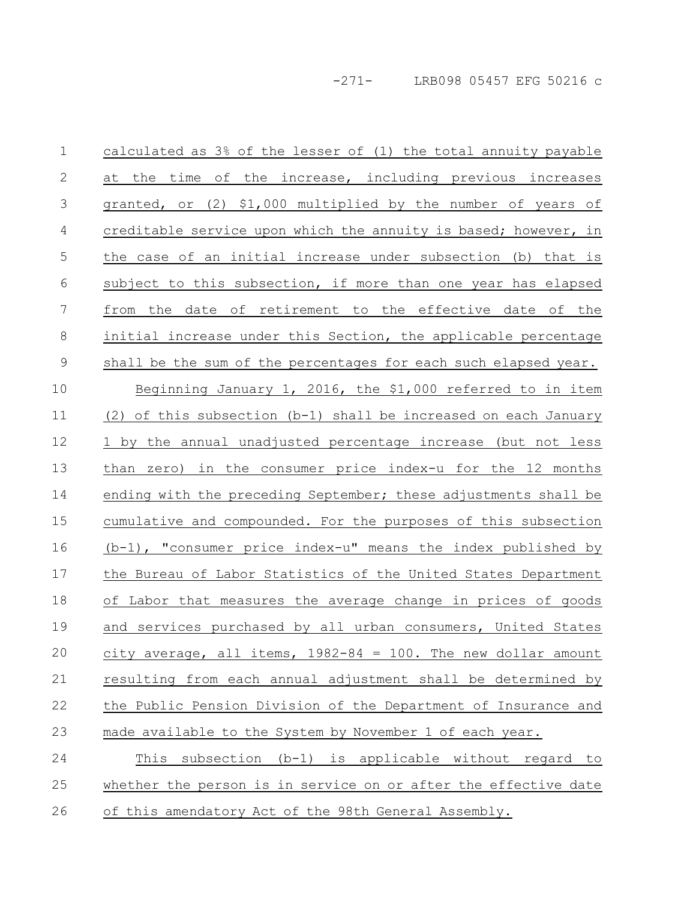calculated as 3% of the lesser of (1) the total annuity payable at the time of the increase, including previous increases granted, or (2) $1,000 multiplied by the number of years of creditable service upon which the annuity is based; however, in the case of an initial increase under subsection (b) that is subject to this subsection, if more than one year has elapsed from the date of retirement to the effective date of the initial increase under this Section, the applicable percentage shall be the sum of the percentages for each such elapsed year.

Beginning January 1, 2016, the $1,000 referred to in item (2) of this subsection (b-1) shall be increased on each January 1 by the annual unadjusted percentage increase (but not less than zero) in the consumer price index-u for the 12 months ending with the preceding September; these adjustments shall be cumulative and compounded. For the purposes of this subsection (b-1), "consumer price index-u" means the index published by the Bureau of Labor Statistics of the United States Department of Labor that measures the average change in prices of goods and services purchased by all urban consumers, United States city average, all items, 1982-84 = 100. The new dollar amount resulting from each annual adjustment shall be determined by the Public Pension Division of the Department of Insurance and made available to the System by November 1 of each year.

This subsection (b-1) is applicable without regard to whether the person is in service on or after the effective date of this amendatory Act of the 98th General Assembly.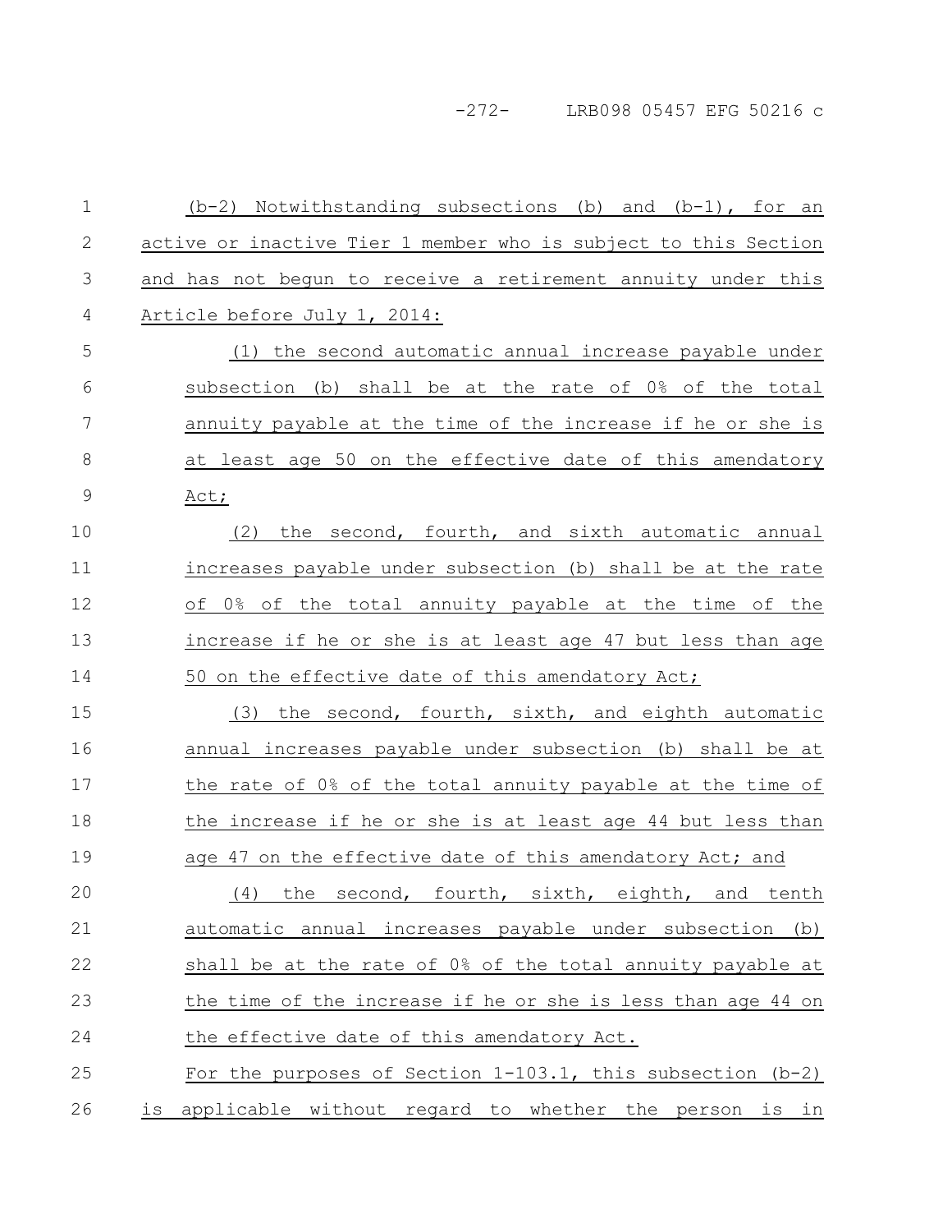(b-2) Notwithstanding subsections (b) and (b-1), for an active or inactive Tier 1 member who is subject to this Section and has not begun to receive a retirement annuity under this Article before July 1, 2014:

(1) the second automatic annual increase payable under subsection (b) shall be at the rate of 0% of the total annuity payable at the time of the increase if he or she is at least age 50 on the effective date of this amendatory Act;

(2) the second, fourth, and sixth automatic annual increases payable under subsection (b) shall be at the rate of 0% of the total annuity payable at the time of the increase if he or she is at least age 47 but less than age 50 on the effective date of this amendatory Act;

(3) the second, fourth, sixth, and eighth automatic annual increases payable under subsection (b) shall be at the rate of 0% of the total annuity payable at the time of the increase if he or she is at least age 44 but less than age 47 on the effective date of this amendatory Act; and

(4) the second, fourth, sixth, eighth, and tenth automatic annual increases payable under subsection (b) shall be at the rate of 0% of the total annuity payable at the time of the increase if he or she is less than age 44 on the effective date of this amendatory Act.

For the purposes of Section 1-103.1, this subsection (b-2) is applicable without regard to whether the person is in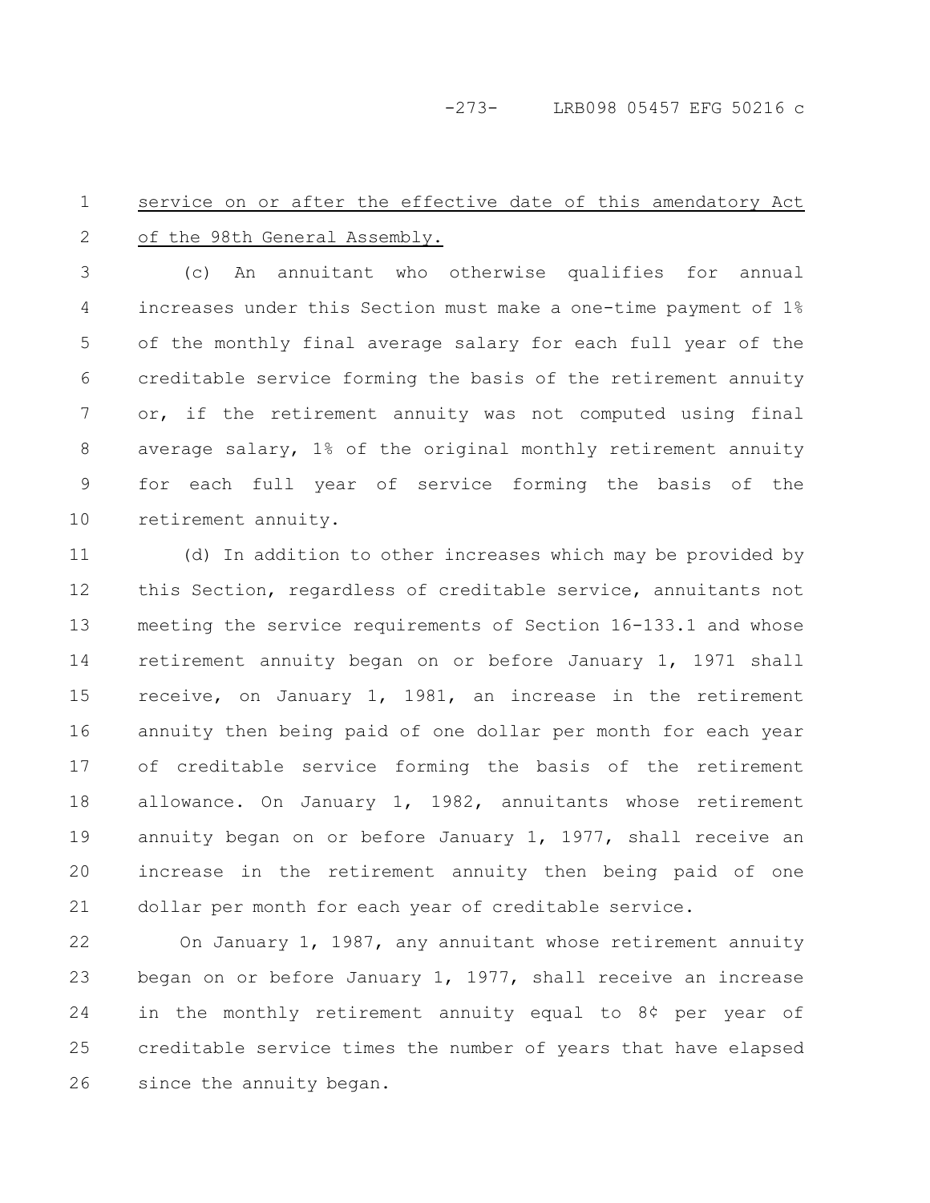service on or after the effective date of this amendatory Act of the 98th General Assembly.

(c) An annuitant who otherwise qualifies for annual increases under this Section must make a one-time payment of 1% of the monthly final average salary for each full year of the creditable service forming the basis of the retirement annuity or, if the retirement annuity was not computed using final average salary, 1% of the original monthly retirement annuity for each full year of service forming the basis of the retirement annuity.

(d) In addition to other increases which may be provided by this Section, regardless of creditable service, annuitants not meeting the service requirements of Section 16-133.1 and whose retirement annuity began on or before January 1, 1971 shall receive, on January 1, 1981, an increase in the retirement annuity then being paid of one dollar per month for each year of creditable service forming the basis of the retirement allowance. On January 1, 1982, annuitants whose retirement annuity began on or before January 1, 1977, shall receive an increase in the retirement annuity then being paid of one dollar per month for each year of creditable service.

On January 1, 1987, any annuitant whose retirement annuity began on or before January 1, 1977, shall receive an increase in the monthly retirement annuity equal to 8¢ per year of creditable service times the number of years that have elapsed since the annuity began.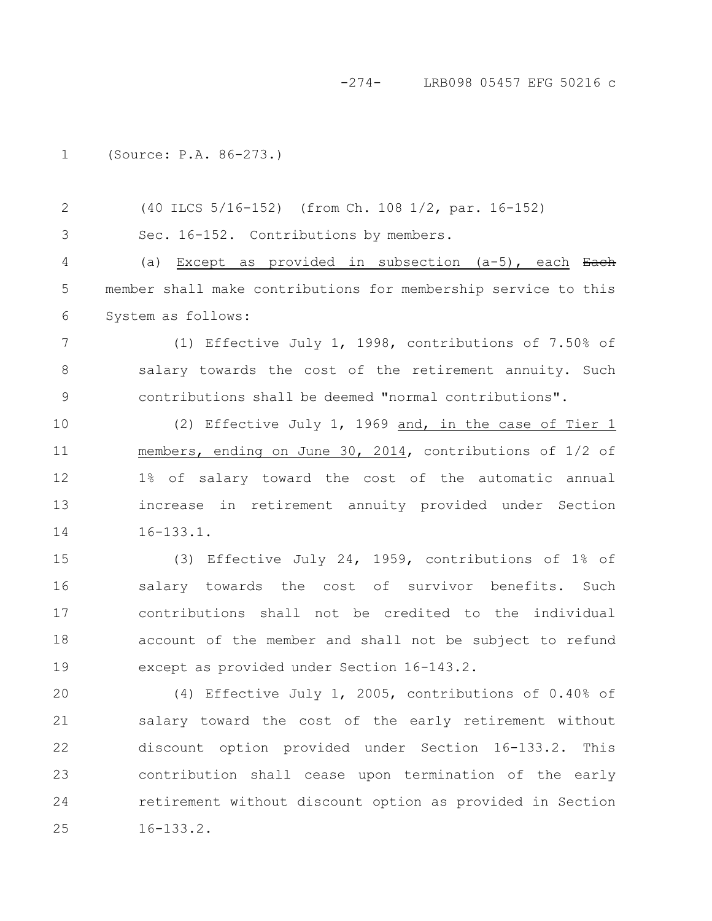(Source: P.A. 86-273.)

(40 ILCS 5/16-152) (from Ch. 108 1/2, par. 16-152)

Sec. 16-152. Contributions by members.

(a) Except as provided in subsection (a-5), each ~~Each~~ member shall make contributions for membership service to this System as follows:

(1) Effective July 1, 1998, contributions of 7.50% of salary towards the cost of the retirement annuity. Such contributions shall be deemed "normal contributions".

(2) Effective July 1, 1969 and, in the case of Tier 1 members, ending on June 30, 2014, contributions of 1/2 of 1% of salary toward the cost of the automatic annual increase in retirement annuity provided under Section 16-133.1.

(3) Effective July 24, 1959, contributions of 1% of salary towards the cost of survivor benefits. Such contributions shall not be credited to the individual account of the member and shall not be subject to refund except as provided under Section 16-143.2.

(4) Effective July 1, 2005, contributions of 0.40% of salary toward the cost of the early retirement without discount option provided under Section 16-133.2. This contribution shall cease upon termination of the early retirement without discount option as provided in Section 16-133.2.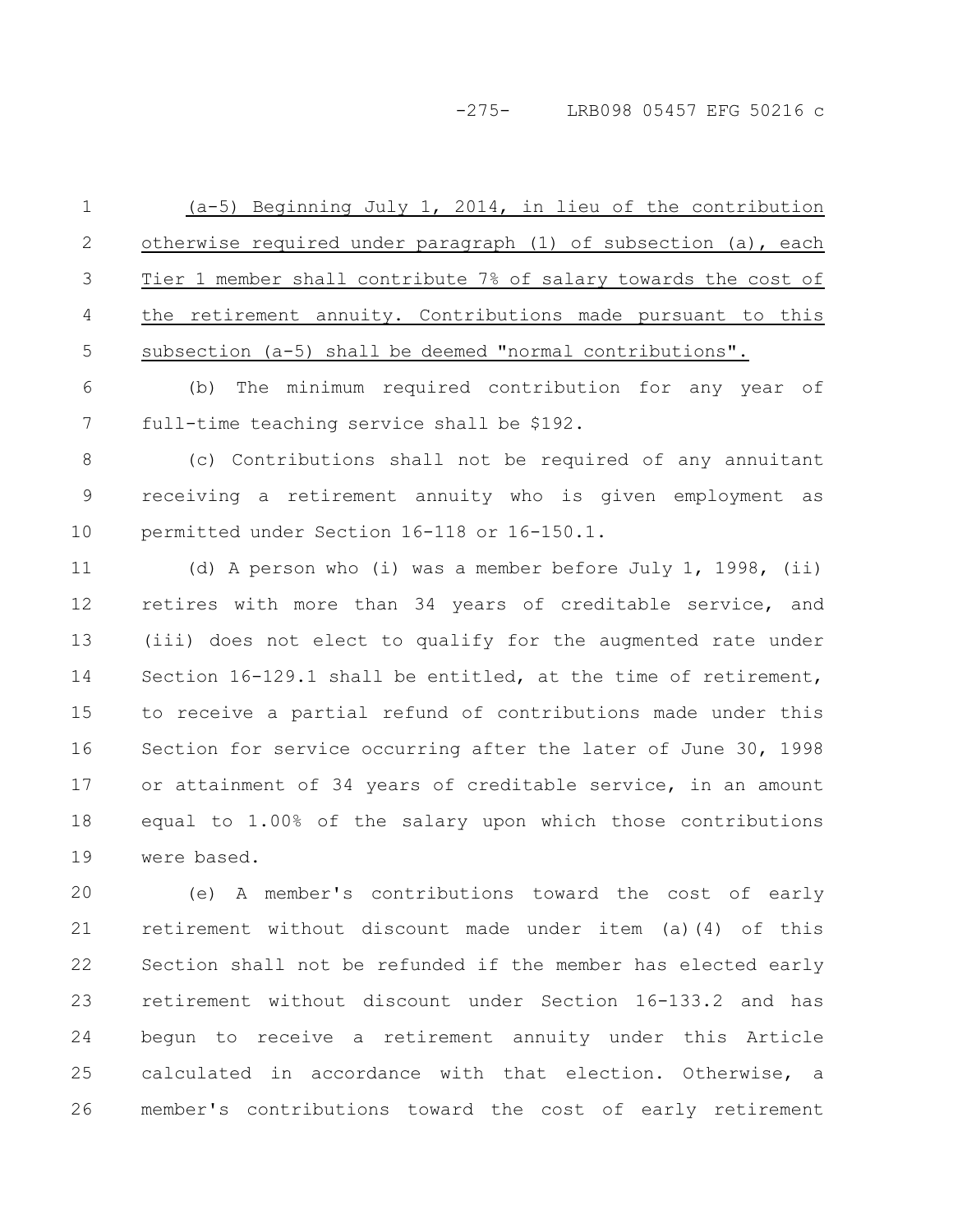(a-5) Beginning July 1, 2014, in lieu of the contribution otherwise required under paragraph (1) of subsection (a), each Tier 1 member shall contribute 7% of salary towards the cost of the retirement annuity. Contributions made pursuant to this subsection (a-5) shall be deemed "normal contributions".

(b) The minimum required contribution for any year of full-time teaching service shall be $192.

(c) Contributions shall not be required of any annuitant receiving a retirement annuity who is given employment as permitted under Section 16-118 or 16-150.1.

(d) A person who (i) was a member before July 1, 1998, (ii) retires with more than 34 years of creditable service, and (iii) does not elect to qualify for the augmented rate under Section 16-129.1 shall be entitled, at the time of retirement, to receive a partial refund of contributions made under this Section for service occurring after the later of June 30, 1998 or attainment of 34 years of creditable service, in an amount equal to 1.00% of the salary upon which those contributions were based.

(e) A member's contributions toward the cost of early retirement without discount made under item (a)(4) of this Section shall not be refunded if the member has elected early retirement without discount under Section 16-133.2 and has begun to receive a retirement annuity under this Article calculated in accordance with that election. Otherwise, a member's contributions toward the cost of early retirement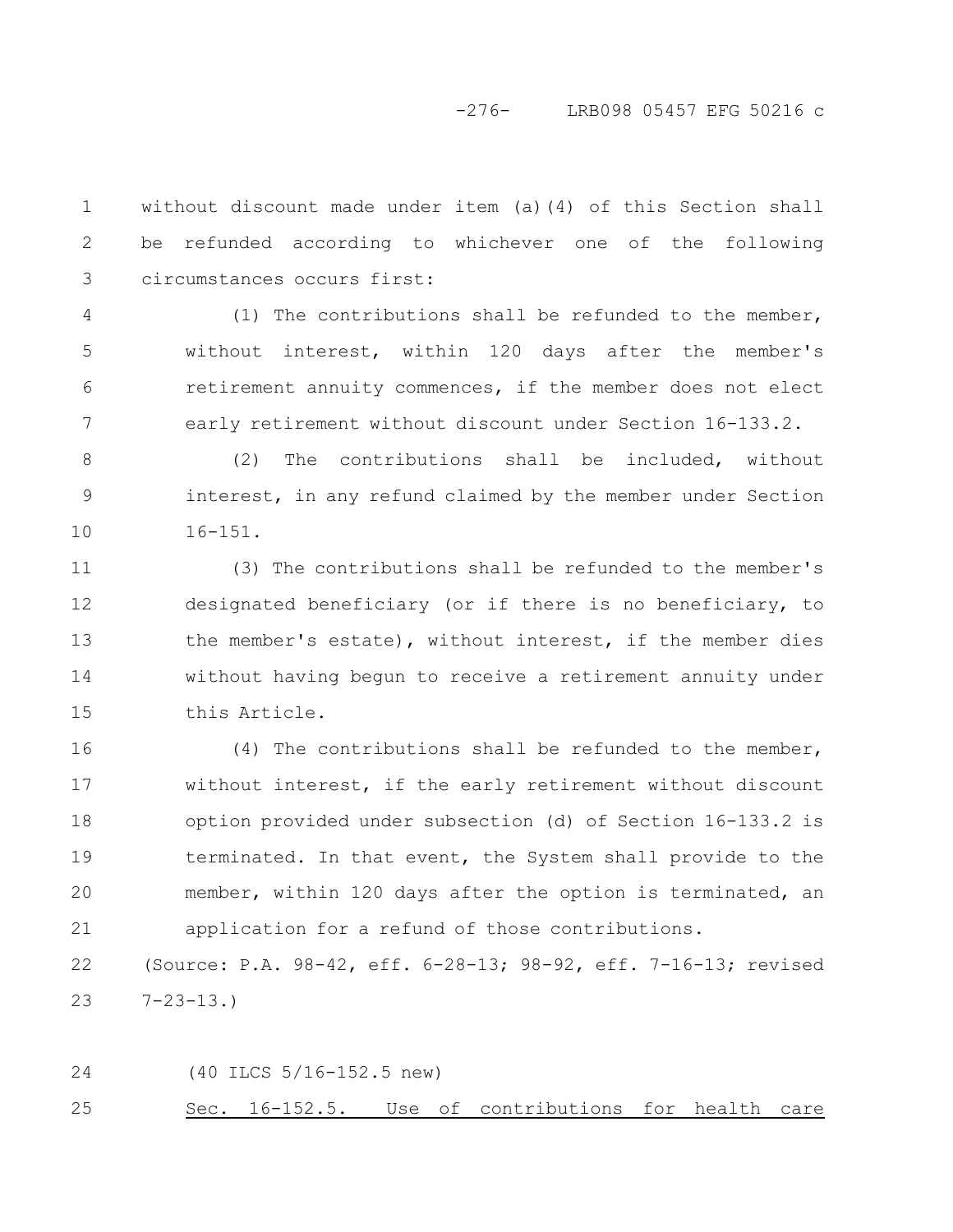without discount made under item (a)(4) of this Section shall be refunded according to whichever one of the following circumstances occurs first:

(1) The contributions shall be refunded to the member, without interest, within 120 days after the member's retirement annuity commences, if the member does not elect early retirement without discount under Section 16-133.2.

(2) The contributions shall be included, without interest, in any refund claimed by the member under Section 16-151.

(3) The contributions shall be refunded to the member's designated beneficiary (or if there is no beneficiary, to the member's estate), without interest, if the member dies without having begun to receive a retirement annuity under this Article.

(4) The contributions shall be refunded to the member, without interest, if the early retirement without discount option provided under subsection (d) of Section 16-133.2 is terminated. In that event, the System shall provide to the member, within 120 days after the option is terminated, an application for a refund of those contributions.

(Source: P.A. 98-42, eff. 6-28-13; 98-92, eff. 7-16-13; revised 7-23-13.)

(40 ILCS 5/16-152.5 new)

Sec. 16-152.5. Use of contributions for health care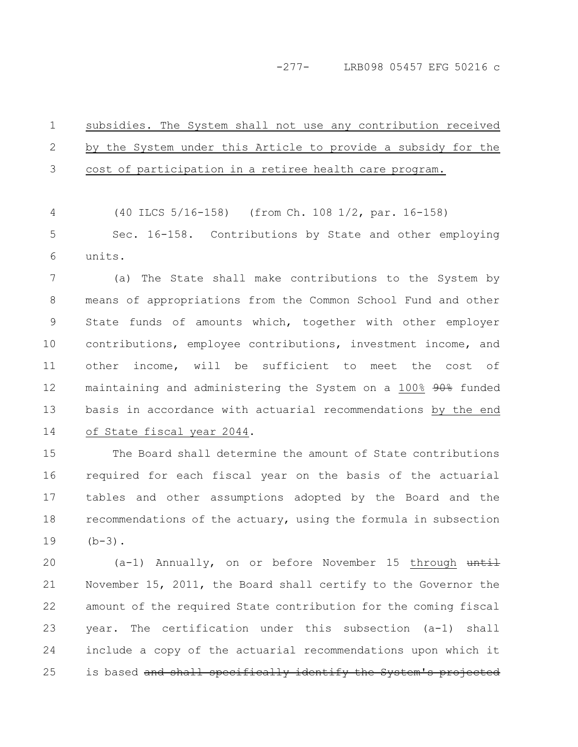subsidies. The System shall not use any contribution received by the System under this Article to provide a subsidy for the cost of participation in a retiree health care program.

(40 ILCS 5/16-158) (from Ch. 108 1/2, par. 16-158)

Sec. 16-158. Contributions by State and other employing units.

(a) The State shall make contributions to the System by means of appropriations from the Common School Fund and other State funds of amounts which, together with other employer contributions, employee contributions, investment income, and other income, will be sufficient to meet the cost of maintaining and administering the System on a 100% ~~90%~~ funded basis in accordance with actuarial recommendations by the end of State fiscal year 2044.

The Board shall determine the amount of State contributions required for each fiscal year on the basis of the actuarial tables and other assumptions adopted by the Board and the recommendations of the actuary, using the formula in subsection (b-3).

(a-1) Annually, on or before November 15 through ~~until~~ November 15, 2011, the Board shall certify to the Governor the amount of the required State contribution for the coming fiscal year. The certification under this subsection (a-1) shall include a copy of the actuarial recommendations upon which it is based ~~and shall specifically identify the System's projected~~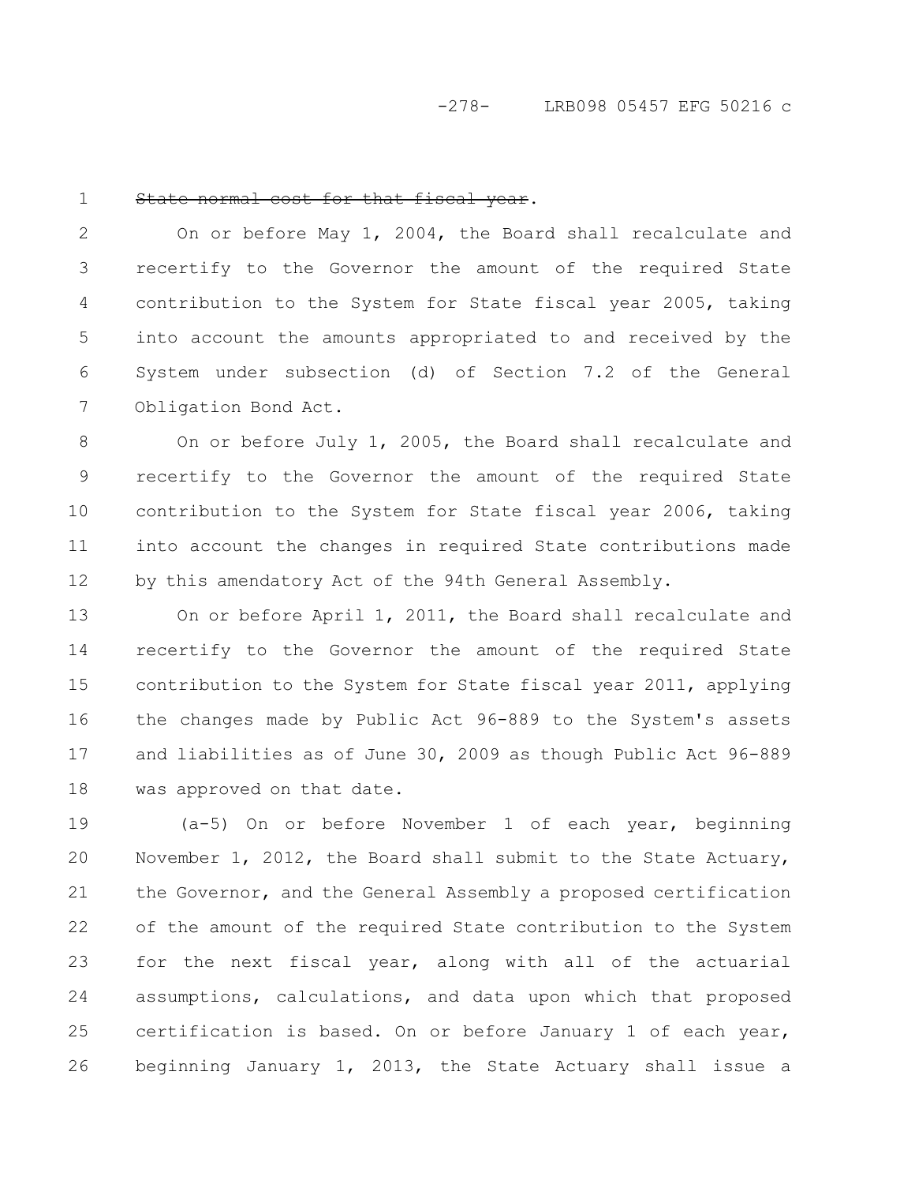~~State normal cost for that fiscal year~~.

On or before May 1, 2004, the Board shall recalculate and recertify to the Governor the amount of the required State contribution to the System for State fiscal year 2005, taking into account the amounts appropriated to and received by the System under subsection (d) of Section 7.2 of the General Obligation Bond Act.

On or before July 1, 2005, the Board shall recalculate and recertify to the Governor the amount of the required State contribution to the System for State fiscal year 2006, taking into account the changes in required State contributions made by this amendatory Act of the 94th General Assembly.

On or before April 1, 2011, the Board shall recalculate and recertify to the Governor the amount of the required State contribution to the System for State fiscal year 2011, applying the changes made by Public Act 96-889 to the System's assets and liabilities as of June 30, 2009 as though Public Act 96-889 was approved on that date.

(a-5) On or before November 1 of each year, beginning November 1, 2012, the Board shall submit to the State Actuary, the Governor, and the General Assembly a proposed certification of the amount of the required State contribution to the System for the next fiscal year, along with all of the actuarial assumptions, calculations, and data upon which that proposed certification is based. On or before January 1 of each year, beginning January 1, 2013, the State Actuary shall issue a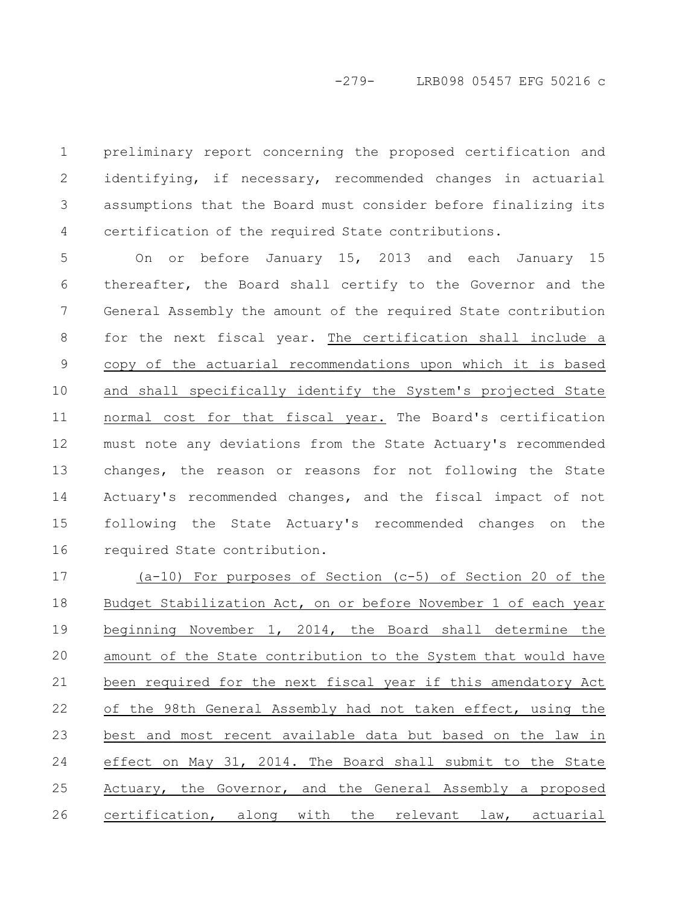preliminary report concerning the proposed certification and identifying, if necessary, recommended changes in actuarial assumptions that the Board must consider before finalizing its certification of the required State contributions.

On or before January 15, 2013 and each January 15 thereafter, the Board shall certify to the Governor and the General Assembly the amount of the required State contribution for the next fiscal year. The certification shall include a copy of the actuarial recommendations upon which it is based and shall specifically identify the System's projected State normal cost for that fiscal year. The Board's certification must note any deviations from the State Actuary's recommended changes, the reason or reasons for not following the State Actuary's recommended changes, and the fiscal impact of not following the State Actuary's recommended changes on the required State contribution.

(a-10) For purposes of Section (c-5) of Section 20 of the Budget Stabilization Act, on or before November 1 of each year beginning November 1, 2014, the Board shall determine the amount of the State contribution to the System that would have been required for the next fiscal year if this amendatory Act of the 98th General Assembly had not taken effect, using the best and most recent available data but based on the law in effect on May 31, 2014. The Board shall submit to the State Actuary, the Governor, and the General Assembly a proposed certification, along with the relevant law, actuarial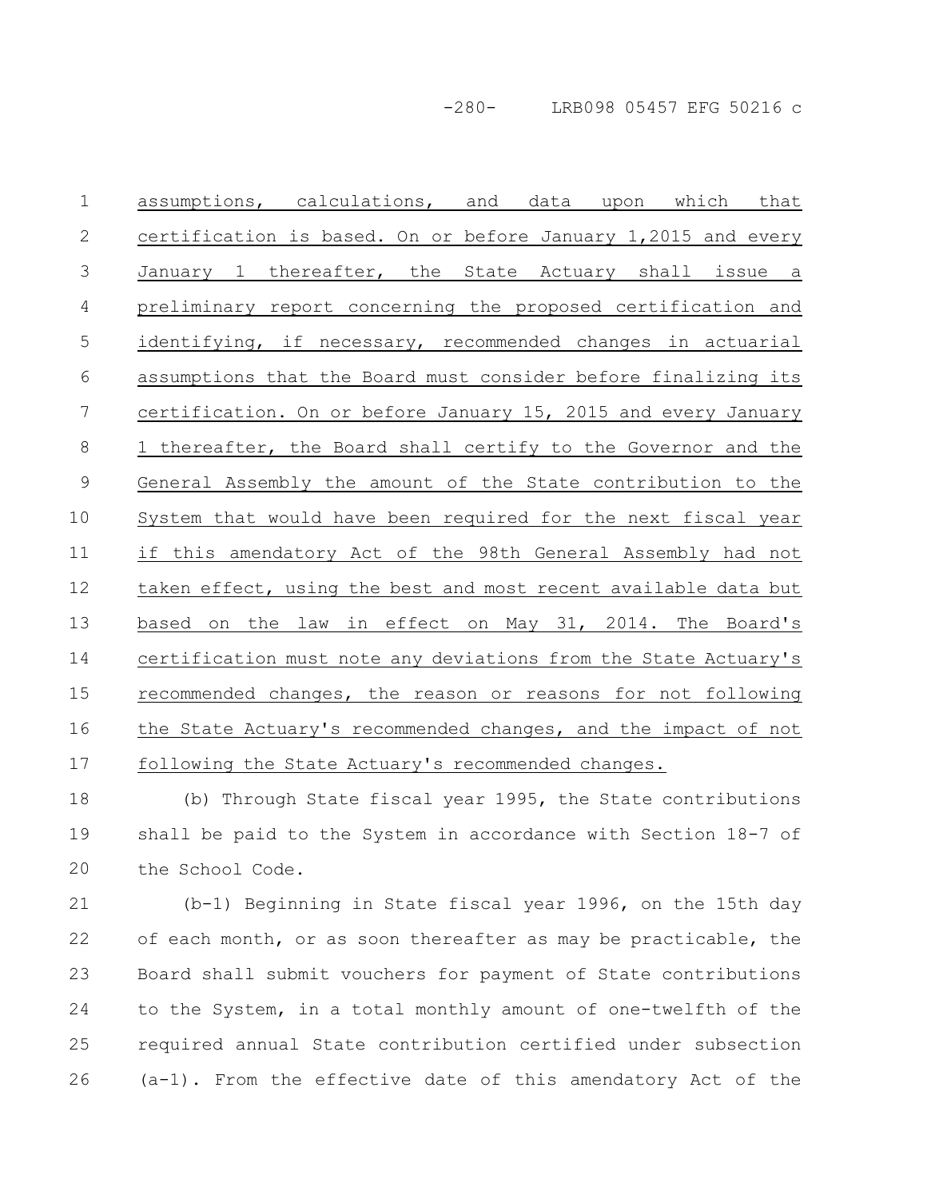assumptions, calculations, and data upon which that certification is based. On or before January 1,2015 and every January 1 thereafter, the State Actuary shall issue a preliminary report concerning the proposed certification and identifying, if necessary, recommended changes in actuarial assumptions that the Board must consider before finalizing its certification. On or before January 15, 2015 and every January 1 thereafter, the Board shall certify to the Governor and the General Assembly the amount of the State contribution to the System that would have been required for the next fiscal year if this amendatory Act of the 98th General Assembly had not taken effect, using the best and most recent available data but based on the law in effect on May 31, 2014. The Board's certification must note any deviations from the State Actuary's recommended changes, the reason or reasons for not following the State Actuary's recommended changes, and the impact of not following the State Actuary's recommended changes.

(b) Through State fiscal year 1995, the State contributions shall be paid to the System in accordance with Section 18-7 of the School Code.

(b-1) Beginning in State fiscal year 1996, on the 15th day of each month, or as soon thereafter as may be practicable, the Board shall submit vouchers for payment of State contributions to the System, in a total monthly amount of one-twelfth of the required annual State contribution certified under subsection (a-1). From the effective date of this amendatory Act of the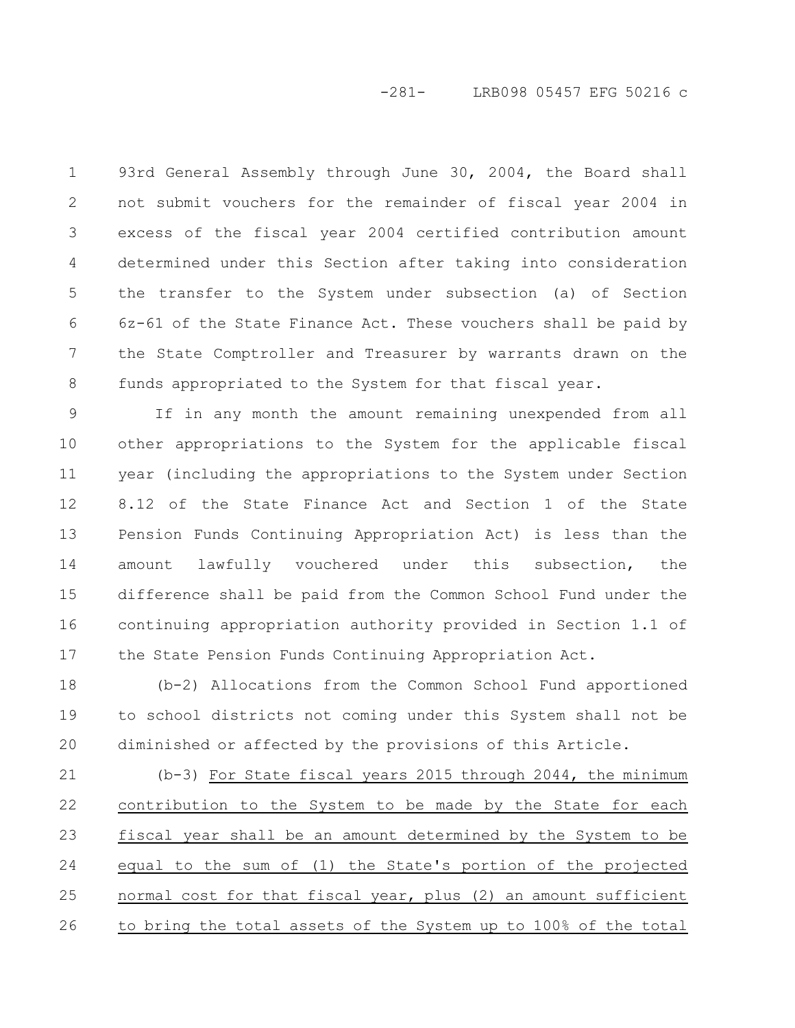93rd General Assembly through June 30, 2004, the Board shall not submit vouchers for the remainder of fiscal year 2004 in excess of the fiscal year 2004 certified contribution amount determined under this Section after taking into consideration the transfer to the System under subsection (a) of Section 6z-61 of the State Finance Act. These vouchers shall be paid by the State Comptroller and Treasurer by warrants drawn on the funds appropriated to the System for that fiscal year.

If in any month the amount remaining unexpended from all other appropriations to the System for the applicable fiscal year (including the appropriations to the System under Section 8.12 of the State Finance Act and Section 1 of the State Pension Funds Continuing Appropriation Act) is less than the amount lawfully vouchered under this subsection, the difference shall be paid from the Common School Fund under the continuing appropriation authority provided in Section 1.1 of the State Pension Funds Continuing Appropriation Act.

(b-2) Allocations from the Common School Fund apportioned to school districts not coming under this System shall not be diminished or affected by the provisions of this Article.

(b-3) For State fiscal years 2015 through 2044, the minimum contribution to the System to be made by the State for each fiscal year shall be an amount determined by the System to be equal to the sum of (1) the State's portion of the projected normal cost for that fiscal year, plus (2) an amount sufficient to bring the total assets of the System up to 100% of the total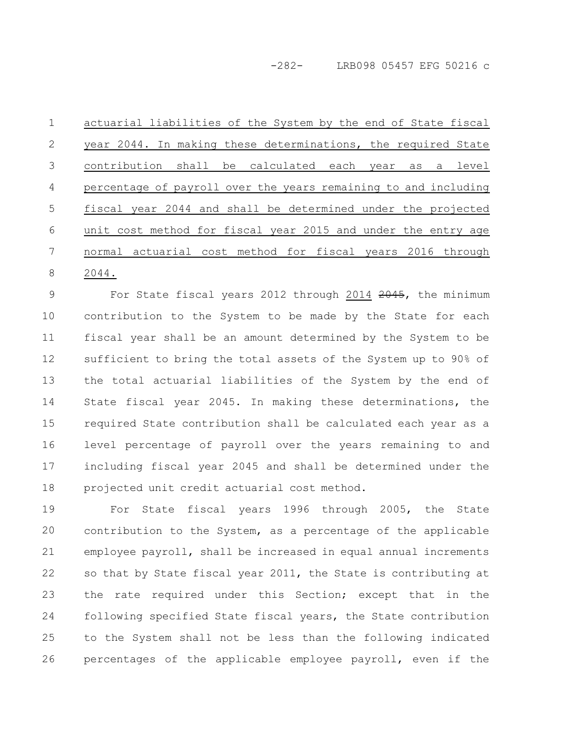actuarial liabilities of the System by the end of State fiscal year 2044. In making these determinations, the required State contribution shall be calculated each year as a level percentage of payroll over the years remaining to and including fiscal year 2044 and shall be determined under the projected unit cost method for fiscal year 2015 and under the entry age normal actuarial cost method for fiscal years 2016 through 2044.

For State fiscal years 2012 through 2014 ~~2045~~, the minimum contribution to the System to be made by the State for each fiscal year shall be an amount determined by the System to be sufficient to bring the total assets of the System up to 90% of the total actuarial liabilities of the System by the end of State fiscal year 2045. In making these determinations, the required State contribution shall be calculated each year as a level percentage of payroll over the years remaining to and including fiscal year 2045 and shall be determined under the projected unit credit actuarial cost method.

For State fiscal years 1996 through 2005, the State contribution to the System, as a percentage of the applicable employee payroll, shall be increased in equal annual increments so that by State fiscal year 2011, the State is contributing at the rate required under this Section; except that in the following specified State fiscal years, the State contribution to the System shall not be less than the following indicated percentages of the applicable employee payroll, even if the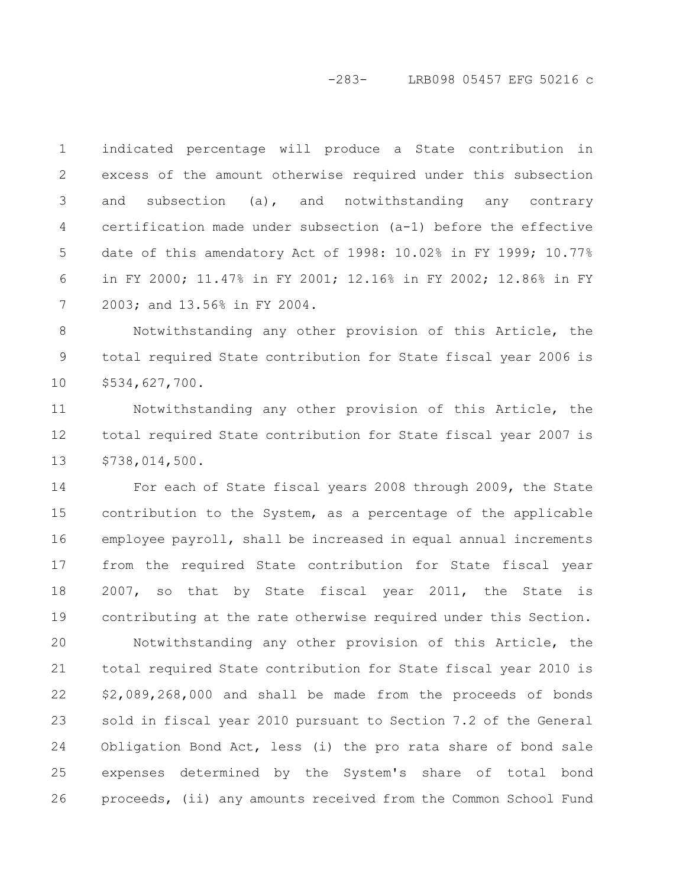indicated percentage will produce a State contribution in excess of the amount otherwise required under this subsection and subsection (a), and notwithstanding any contrary certification made under subsection (a-1) before the effective date of this amendatory Act of 1998: 10.02% in FY 1999; 10.77% in FY 2000; 11.47% in FY 2001; 12.16% in FY 2002; 12.86% in FY 2003; and 13.56% in FY 2004.

Notwithstanding any other provision of this Article, the total required State contribution for State fiscal year 2006 is $534,627,700.

Notwithstanding any other provision of this Article, the total required State contribution for State fiscal year 2007 is $738,014,500.

For each of State fiscal years 2008 through 2009, the State contribution to the System, as a percentage of the applicable employee payroll, shall be increased in equal annual increments from the required State contribution for State fiscal year 2007, so that by State fiscal year 2011, the State is contributing at the rate otherwise required under this Section.

Notwithstanding any other provision of this Article, the total required State contribution for State fiscal year 2010 is $2,089,268,000 and shall be made from the proceeds of bonds sold in fiscal year 2010 pursuant to Section 7.2 of the General Obligation Bond Act, less (i) the pro rata share of bond sale expenses determined by the System's share of total bond proceeds, (ii) any amounts received from the Common School Fund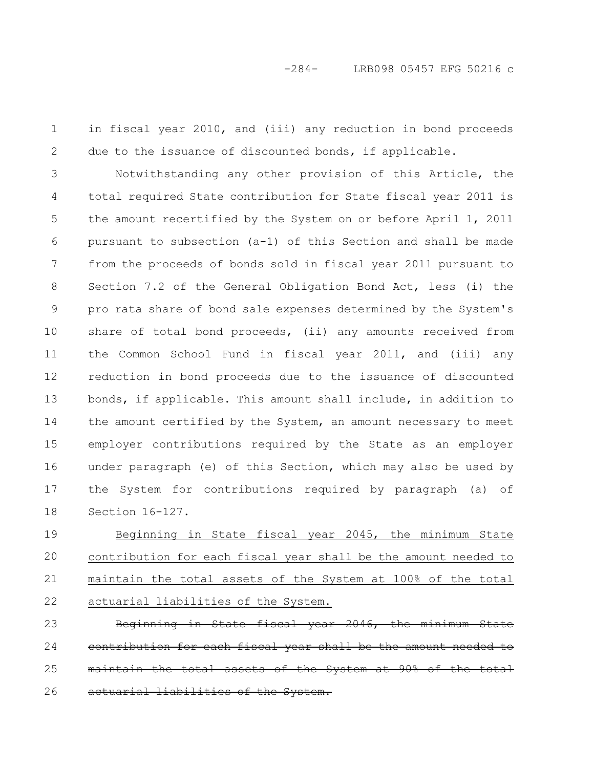in fiscal year 2010, and (iii) any reduction in bond proceeds due to the issuance of discounted bonds, if applicable.

Notwithstanding any other provision of this Article, the total required State contribution for State fiscal year 2011 is the amount recertified by the System on or before April 1, 2011 pursuant to subsection (a-1) of this Section and shall be made from the proceeds of bonds sold in fiscal year 2011 pursuant to Section 7.2 of the General Obligation Bond Act, less (i) the pro rata share of bond sale expenses determined by the System's share of total bond proceeds, (ii) any amounts received from the Common School Fund in fiscal year 2011, and (iii) any reduction in bond proceeds due to the issuance of discounted bonds, if applicable. This amount shall include, in addition to the amount certified by the System, an amount necessary to meet employer contributions required by the State as an employer under paragraph (e) of this Section, which may also be used by the System for contributions required by paragraph (a) of Section 16-127.

<u>Beginning in State fiscal year 2045, the minimum State contribution for each fiscal year shall be the amount needed to maintain the total assets of the System at 100% of the total actuarial liabilities of the System.</u>

~~Beginning in State fiscal year 2046, the minimum State contribution for each fiscal year shall be the amount needed to maintain the total assets of the System at 90% of the total actuarial liabilities of the System.~~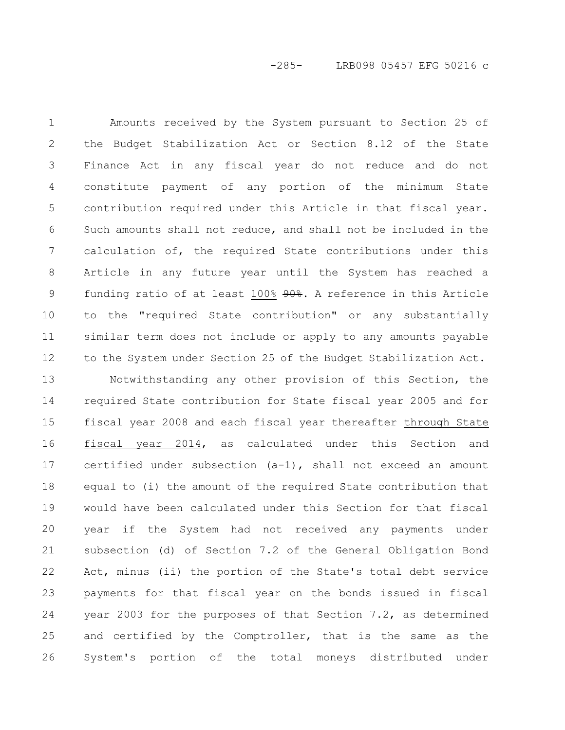Amounts received by the System pursuant to Section 25 of the Budget Stabilization Act or Section 8.12 of the State Finance Act in any fiscal year do not reduce and do not constitute payment of any portion of the minimum State contribution required under this Article in that fiscal year. Such amounts shall not reduce, and shall not be included in the calculation of, the required State contributions under this Article in any future year until the System has reached a funding ratio of at least 100% ~~90%~~. A reference in this Article to the "required State contribution" or any substantially similar term does not include or apply to any amounts payable to the System under Section 25 of the Budget Stabilization Act.

Notwithstanding any other provision of this Section, the required State contribution for State fiscal year 2005 and for fiscal year 2008 and each fiscal year thereafter through State fiscal year 2014, as calculated under this Section and certified under subsection (a-1), shall not exceed an amount equal to (i) the amount of the required State contribution that would have been calculated under this Section for that fiscal year if the System had not received any payments under subsection (d) of Section 7.2 of the General Obligation Bond Act, minus (ii) the portion of the State's total debt service payments for that fiscal year on the bonds issued in fiscal year 2003 for the purposes of that Section 7.2, as determined and certified by the Comptroller, that is the same as the System's portion of the total moneys distributed under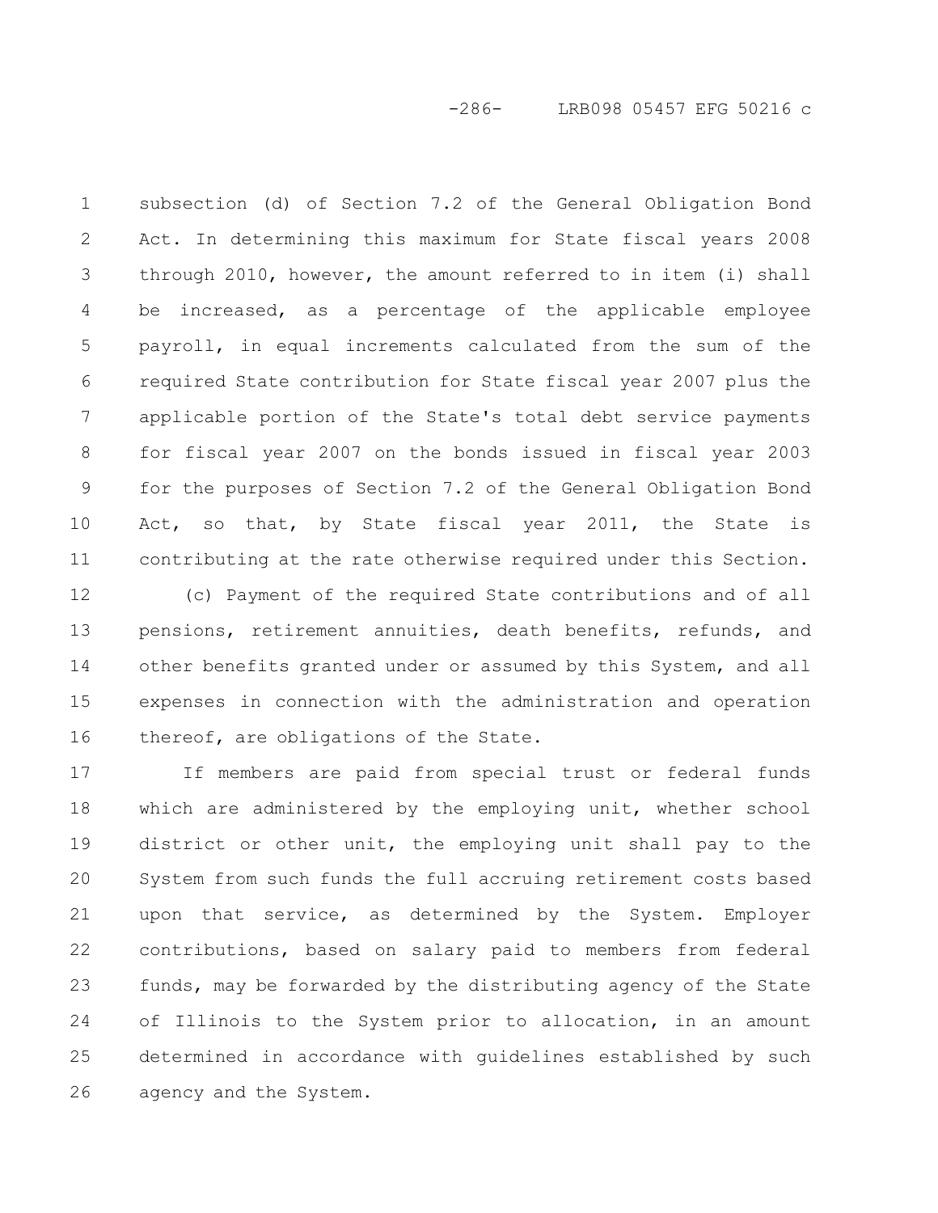subsection (d) of Section 7.2 of the General Obligation Bond Act. In determining this maximum for State fiscal years 2008 through 2010, however, the amount referred to in item (i) shall be increased, as a percentage of the applicable employee payroll, in equal increments calculated from the sum of the required State contribution for State fiscal year 2007 plus the applicable portion of the State's total debt service payments for fiscal year 2007 on the bonds issued in fiscal year 2003 for the purposes of Section 7.2 of the General Obligation Bond Act, so that, by State fiscal year 2011, the State is contributing at the rate otherwise required under this Section.

(c) Payment of the required State contributions and of all pensions, retirement annuities, death benefits, refunds, and other benefits granted under or assumed by this System, and all expenses in connection with the administration and operation thereof, are obligations of the State.

If members are paid from special trust or federal funds which are administered by the employing unit, whether school district or other unit, the employing unit shall pay to the System from such funds the full accruing retirement costs based upon that service, as determined by the System. Employer contributions, based on salary paid to members from federal funds, may be forwarded by the distributing agency of the State of Illinois to the System prior to allocation, in an amount determined in accordance with guidelines established by such agency and the System.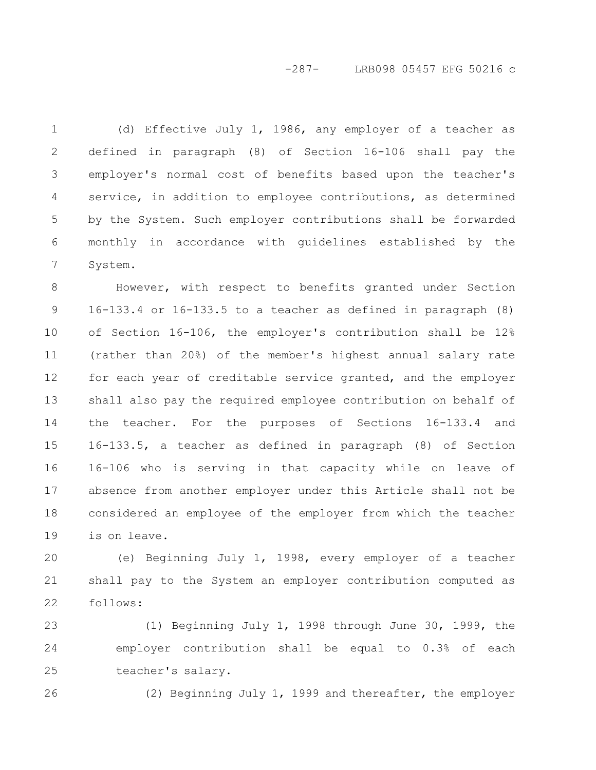(d) Effective July 1, 1986, any employer of a teacher as defined in paragraph (8) of Section 16-106 shall pay the employer's normal cost of benefits based upon the teacher's service, in addition to employee contributions, as determined by the System. Such employer contributions shall be forwarded monthly in accordance with guidelines established by the System.

However, with respect to benefits granted under Section 16-133.4 or 16-133.5 to a teacher as defined in paragraph (8) of Section 16-106, the employer's contribution shall be 12% (rather than 20%) of the member's highest annual salary rate for each year of creditable service granted, and the employer shall also pay the required employee contribution on behalf of the teacher. For the purposes of Sections 16-133.4 and 16-133.5, a teacher as defined in paragraph (8) of Section 16-106 who is serving in that capacity while on leave of absence from another employer under this Article shall not be considered an employee of the employer from which the teacher is on leave.

(e) Beginning July 1, 1998, every employer of a teacher shall pay to the System an employer contribution computed as follows:

(1) Beginning July 1, 1998 through June 30, 1999, the employer contribution shall be equal to 0.3% of each teacher's salary.

(2) Beginning July 1, 1999 and thereafter, the employer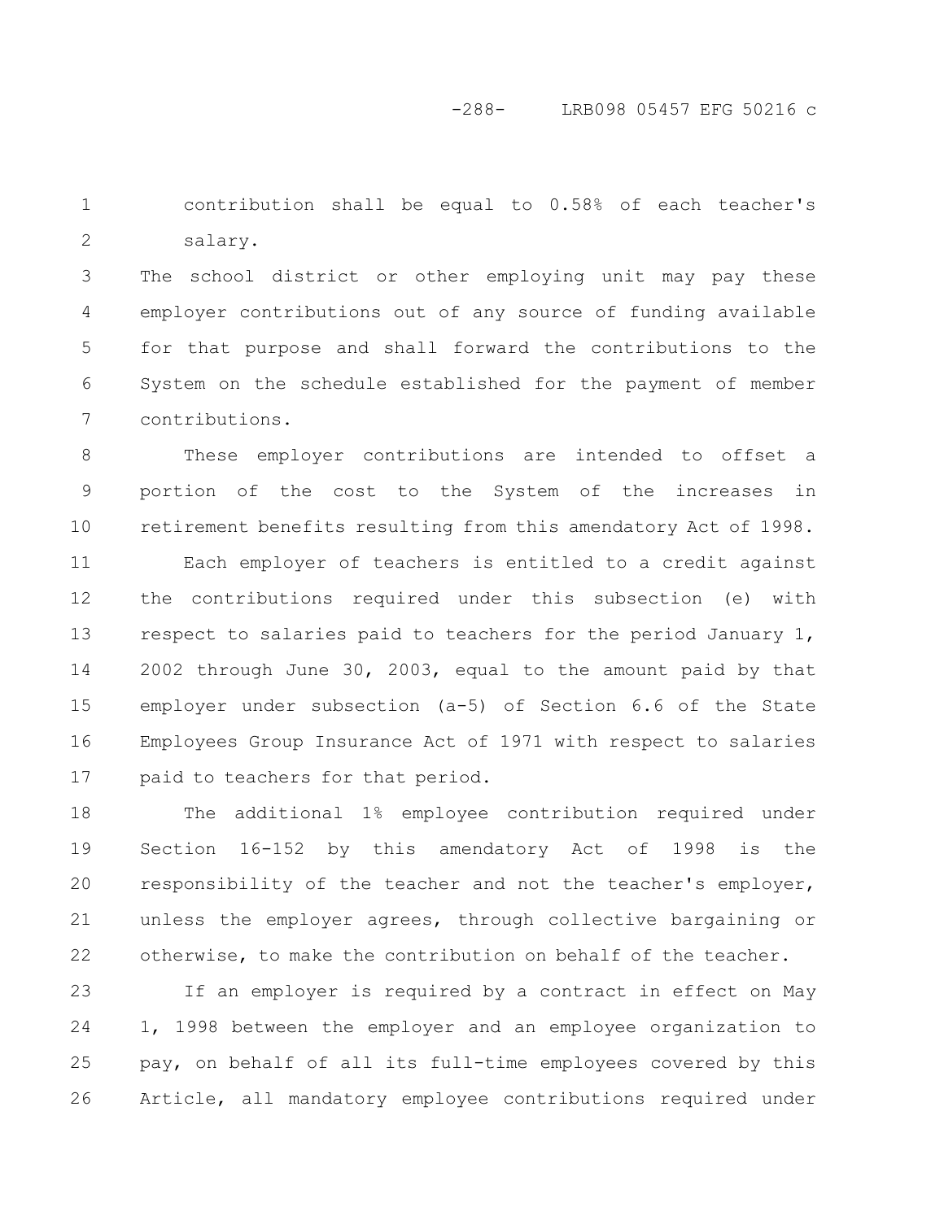contribution shall be equal to 0.58% of each teacher's salary.

The school district or other employing unit may pay these employer contributions out of any source of funding available for that purpose and shall forward the contributions to the System on the schedule established for the payment of member contributions.

These employer contributions are intended to offset a portion of the cost to the System of the increases in retirement benefits resulting from this amendatory Act of 1998.

Each employer of teachers is entitled to a credit against the contributions required under this subsection (e) with respect to salaries paid to teachers for the period January 1, 2002 through June 30, 2003, equal to the amount paid by that employer under subsection (a-5) of Section 6.6 of the State Employees Group Insurance Act of 1971 with respect to salaries paid to teachers for that period.

The additional 1% employee contribution required under Section 16-152 by this amendatory Act of 1998 is the responsibility of the teacher and not the teacher's employer, unless the employer agrees, through collective bargaining or otherwise, to make the contribution on behalf of the teacher.

If an employer is required by a contract in effect on May 1, 1998 between the employer and an employee organization to pay, on behalf of all its full-time employees covered by this Article, all mandatory employee contributions required under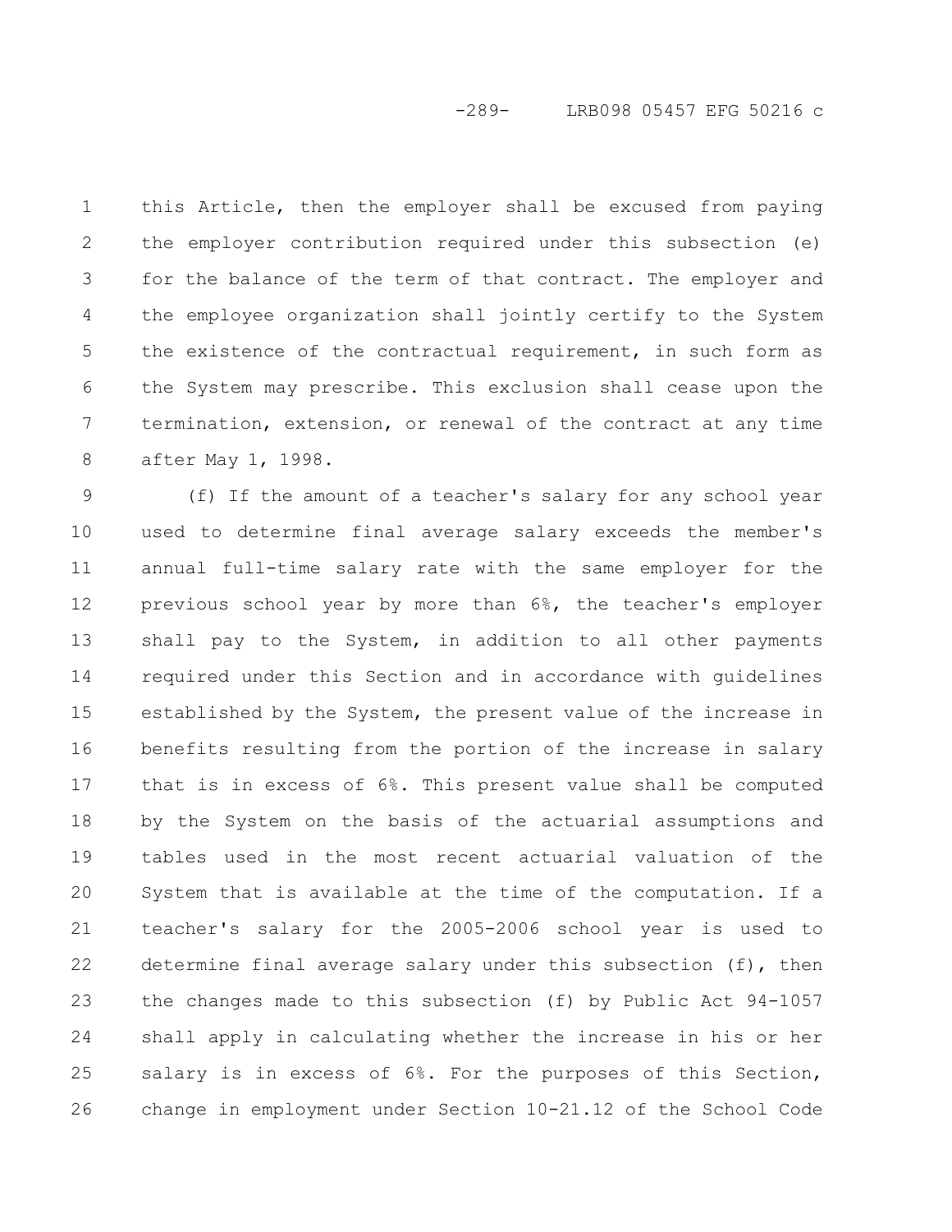this Article, then the employer shall be excused from paying the employer contribution required under this subsection (e) for the balance of the term of that contract. The employer and the employee organization shall jointly certify to the System the existence of the contractual requirement, in such form as the System may prescribe. This exclusion shall cease upon the termination, extension, or renewal of the contract at any time after May 1, 1998.

(f) If the amount of a teacher's salary for any school year used to determine final average salary exceeds the member's annual full-time salary rate with the same employer for the previous school year by more than 6%, the teacher's employer shall pay to the System, in addition to all other payments required under this Section and in accordance with guidelines established by the System, the present value of the increase in benefits resulting from the portion of the increase in salary that is in excess of 6%. This present value shall be computed by the System on the basis of the actuarial assumptions and tables used in the most recent actuarial valuation of the System that is available at the time of the computation. If a teacher's salary for the 2005-2006 school year is used to determine final average salary under this subsection (f), then the changes made to this subsection (f) by Public Act 94-1057 shall apply in calculating whether the increase in his or her salary is in excess of 6%. For the purposes of this Section, change in employment under Section 10-21.12 of the School Code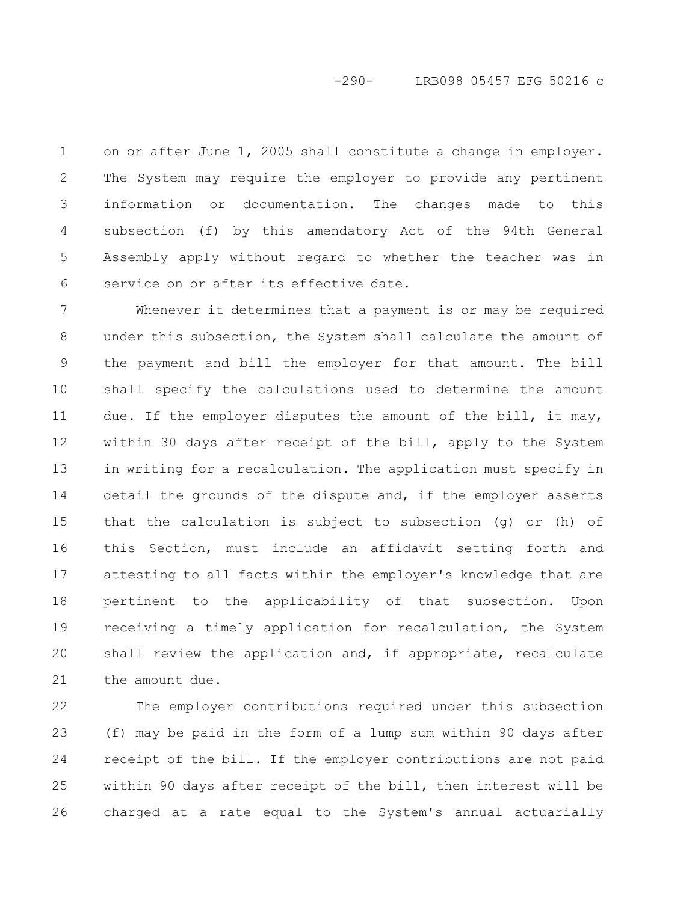on or after June 1, 2005 shall constitute a change in employer. The System may require the employer to provide any pertinent information or documentation. The changes made to this subsection (f) by this amendatory Act of the 94th General Assembly apply without regard to whether the teacher was in service on or after its effective date.

Whenever it determines that a payment is or may be required under this subsection, the System shall calculate the amount of the payment and bill the employer for that amount. The bill shall specify the calculations used to determine the amount due. If the employer disputes the amount of the bill, it may, within 30 days after receipt of the bill, apply to the System in writing for a recalculation. The application must specify in detail the grounds of the dispute and, if the employer asserts that the calculation is subject to subsection (g) or (h) of this Section, must include an affidavit setting forth and attesting to all facts within the employer's knowledge that are pertinent to the applicability of that subsection. Upon receiving a timely application for recalculation, the System shall review the application and, if appropriate, recalculate the amount due.

The employer contributions required under this subsection (f) may be paid in the form of a lump sum within 90 days after receipt of the bill. If the employer contributions are not paid within 90 days after receipt of the bill, then interest will be charged at a rate equal to the System's annual actuarially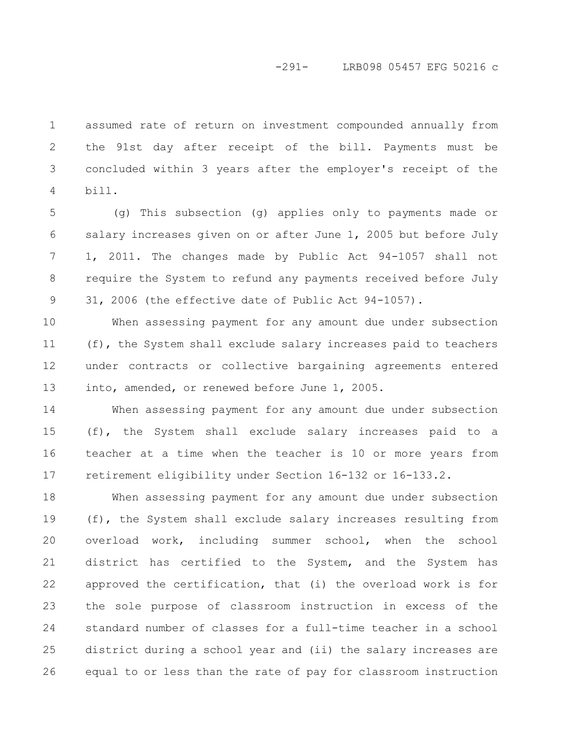assumed rate of return on investment compounded annually from the 91st day after receipt of the bill. Payments must be concluded within 3 years after the employer's receipt of the bill.

(g) This subsection (g) applies only to payments made or salary increases given on or after June 1, 2005 but before July 1, 2011. The changes made by Public Act 94-1057 shall not require the System to refund any payments received before July 31, 2006 (the effective date of Public Act 94-1057).

When assessing payment for any amount due under subsection (f), the System shall exclude salary increases paid to teachers under contracts or collective bargaining agreements entered into, amended, or renewed before June 1, 2005.

When assessing payment for any amount due under subsection (f), the System shall exclude salary increases paid to a teacher at a time when the teacher is 10 or more years from retirement eligibility under Section 16-132 or 16-133.2.

When assessing payment for any amount due under subsection (f), the System shall exclude salary increases resulting from overload work, including summer school, when the school district has certified to the System, and the System has approved the certification, that (i) the overload work is for the sole purpose of classroom instruction in excess of the standard number of classes for a full-time teacher in a school district during a school year and (ii) the salary increases are equal to or less than the rate of pay for classroom instruction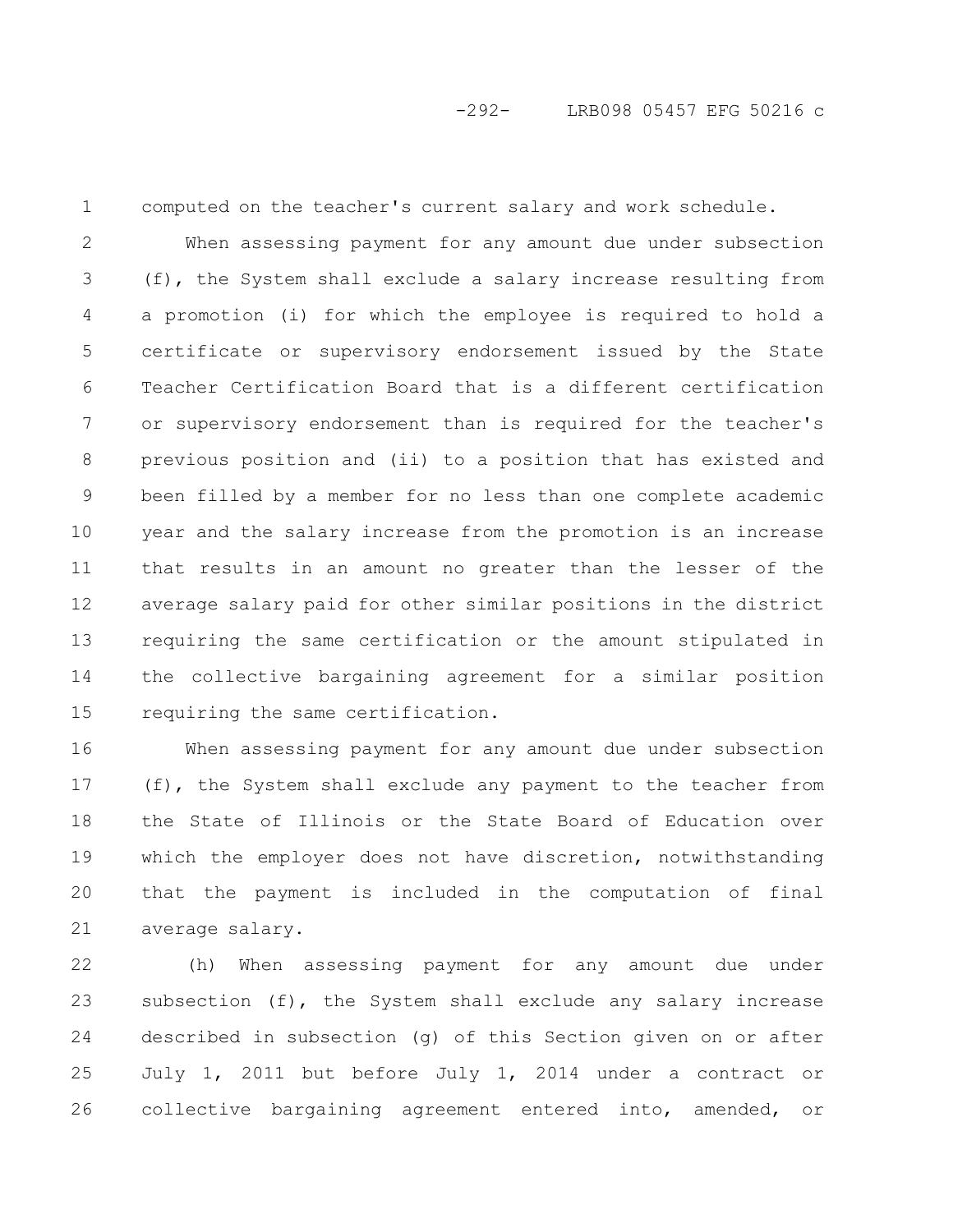computed on the teacher's current salary and work schedule.

When assessing payment for any amount due under subsection (f), the System shall exclude a salary increase resulting from a promotion (i) for which the employee is required to hold a certificate or supervisory endorsement issued by the State Teacher Certification Board that is a different certification or supervisory endorsement than is required for the teacher's previous position and (ii) to a position that has existed and been filled by a member for no less than one complete academic year and the salary increase from the promotion is an increase that results in an amount no greater than the lesser of the average salary paid for other similar positions in the district requiring the same certification or the amount stipulated in the collective bargaining agreement for a similar position requiring the same certification.

When assessing payment for any amount due under subsection (f), the System shall exclude any payment to the teacher from the State of Illinois or the State Board of Education over which the employer does not have discretion, notwithstanding that the payment is included in the computation of final average salary.

(h) When assessing payment for any amount due under subsection (f), the System shall exclude any salary increase described in subsection (g) of this Section given on or after July 1, 2011 but before July 1, 2014 under a contract or collective bargaining agreement entered into, amended, or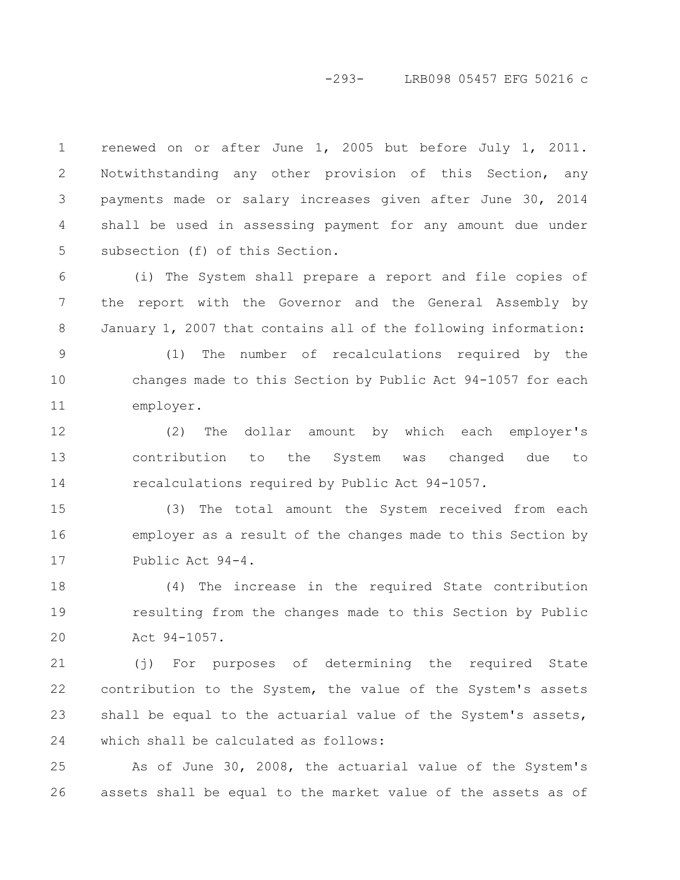renewed on or after June 1, 2005 but before July 1, 2011. Notwithstanding any other provision of this Section, any payments made or salary increases given after June 30, 2014 shall be used in assessing payment for any amount due under subsection (f) of this Section.

(i) The System shall prepare a report and file copies of the report with the Governor and the General Assembly by January 1, 2007 that contains all of the following information:

(1) The number of recalculations required by the changes made to this Section by Public Act 94-1057 for each employer.

(2) The dollar amount by which each employer's contribution to the System was changed due to recalculations required by Public Act 94-1057.

(3) The total amount the System received from each employer as a result of the changes made to this Section by Public Act 94-4.

(4) The increase in the required State contribution resulting from the changes made to this Section by Public Act 94-1057.

(j) For purposes of determining the required State contribution to the System, the value of the System's assets shall be equal to the actuarial value of the System's assets, which shall be calculated as follows:

As of June 30, 2008, the actuarial value of the System's assets shall be equal to the market value of the assets as of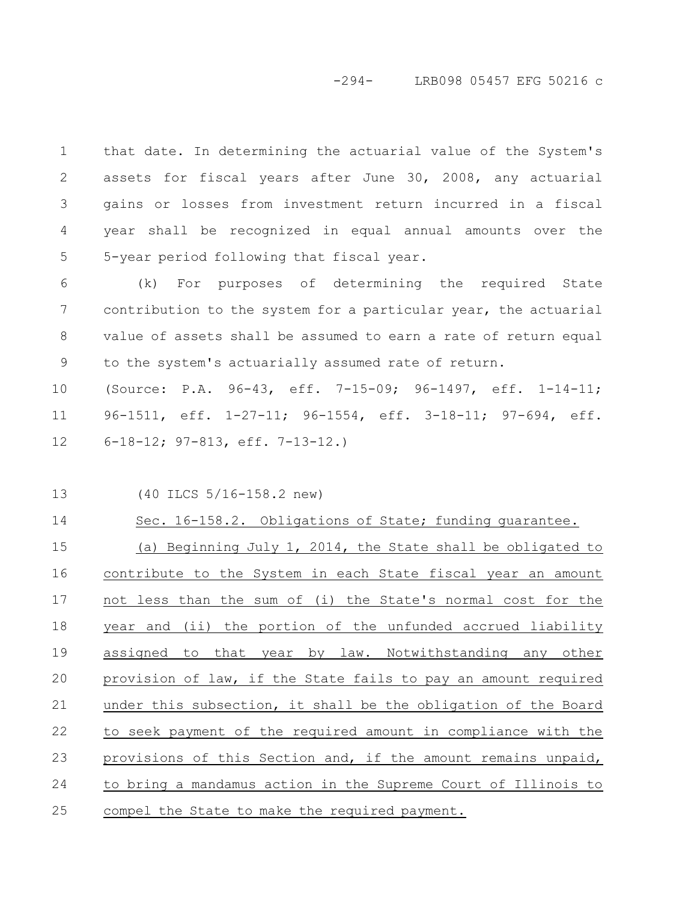that date. In determining the actuarial value of the System's assets for fiscal years after June 30, 2008, any actuarial gains or losses from investment return incurred in a fiscal year shall be recognized in equal annual amounts over the 5-year period following that fiscal year.

(k) For purposes of determining the required State contribution to the system for a particular year, the actuarial value of assets shall be assumed to earn a rate of return equal to the system's actuarially assumed rate of return.

(Source: P.A. 96-43, eff. 7-15-09; 96-1497, eff. 1-14-11; 96-1511, eff. 1-27-11; 96-1554, eff. 3-18-11; 97-694, eff. 6-18-12; 97-813, eff. 7-13-12.)

(40 ILCS 5/16-158.2 new)

Sec. 16-158.2. Obligations of State; funding guarantee.

(a) Beginning July 1, 2014, the State shall be obligated to contribute to the System in each State fiscal year an amount not less than the sum of (i) the State's normal cost for the year and (ii) the portion of the unfunded accrued liability assigned to that year by law. Notwithstanding any other provision of law, if the State fails to pay an amount required under this subsection, it shall be the obligation of the Board to seek payment of the required amount in compliance with the provisions of this Section and, if the amount remains unpaid, to bring a mandamus action in the Supreme Court of Illinois to compel the State to make the required payment.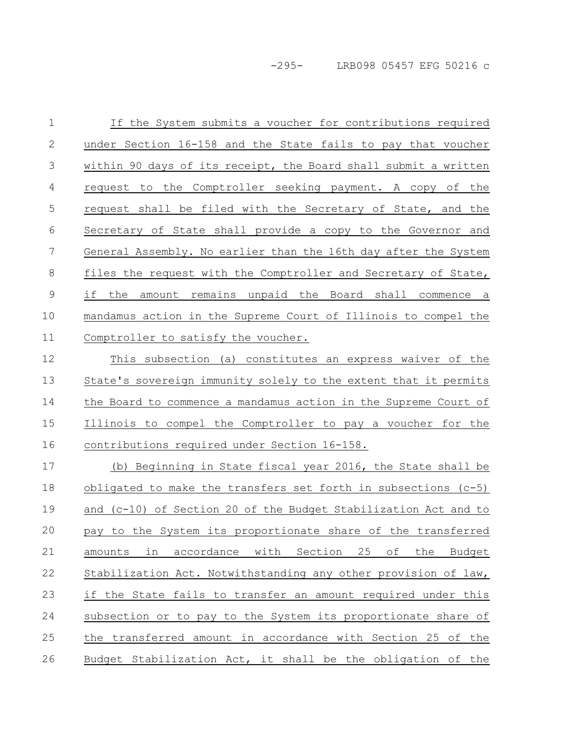If the System submits a voucher for contributions required under Section 16-158 and the State fails to pay that voucher within 90 days of its receipt, the Board shall submit a written request to the Comptroller seeking payment. A copy of the request shall be filed with the Secretary of State, and the Secretary of State shall provide a copy to the Governor and General Assembly. No earlier than the 16th day after the System files the request with the Comptroller and Secretary of State, if the amount remains unpaid the Board shall commence a mandamus action in the Supreme Court of Illinois to compel the Comptroller to satisfy the voucher.

This subsection (a) constitutes an express waiver of the State's sovereign immunity solely to the extent that it permits the Board to commence a mandamus action in the Supreme Court of Illinois to compel the Comptroller to pay a voucher for the contributions required under Section 16-158.

(b) Beginning in State fiscal year 2016, the State shall be obligated to make the transfers set forth in subsections (c-5) and (c-10) of Section 20 of the Budget Stabilization Act and to pay to the System its proportionate share of the transferred amounts in accordance with Section 25 of the Budget Stabilization Act. Notwithstanding any other provision of law, if the State fails to transfer an amount required under this subsection or to pay to the System its proportionate share of the transferred amount in accordance with Section 25 of the Budget Stabilization Act, it shall be the obligation of the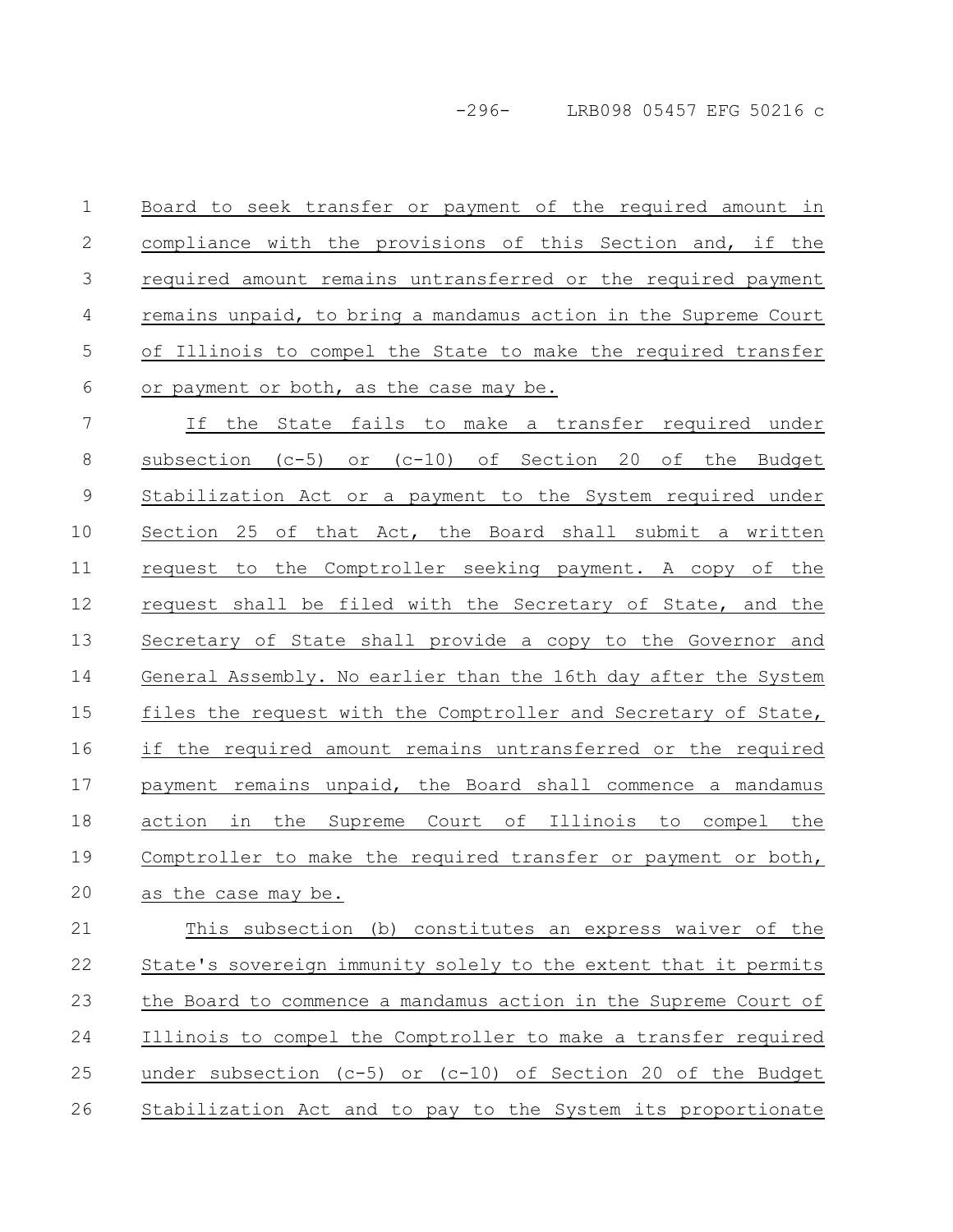Board to seek transfer or payment of the required amount in compliance with the provisions of this Section and, if the required amount remains untransferred or the required payment remains unpaid, to bring a mandamus action in the Supreme Court of Illinois to compel the State to make the required transfer or payment or both, as the case may be.

If the State fails to make a transfer required under subsection (c-5) or (c-10) of Section 20 of the Budget Stabilization Act or a payment to the System required under Section 25 of that Act, the Board shall submit a written request to the Comptroller seeking payment. A copy of the request shall be filed with the Secretary of State, and the Secretary of State shall provide a copy to the Governor and General Assembly. No earlier than the 16th day after the System files the request with the Comptroller and Secretary of State, if the required amount remains untransferred or the required payment remains unpaid, the Board shall commence a mandamus action in the Supreme Court of Illinois to compel the Comptroller to make the required transfer or payment or both, as the case may be.

This subsection (b) constitutes an express waiver of the State's sovereign immunity solely to the extent that it permits the Board to commence a mandamus action in the Supreme Court of Illinois to compel the Comptroller to make a transfer required under subsection (c-5) or (c-10) of Section 20 of the Budget Stabilization Act and to pay to the System its proportionate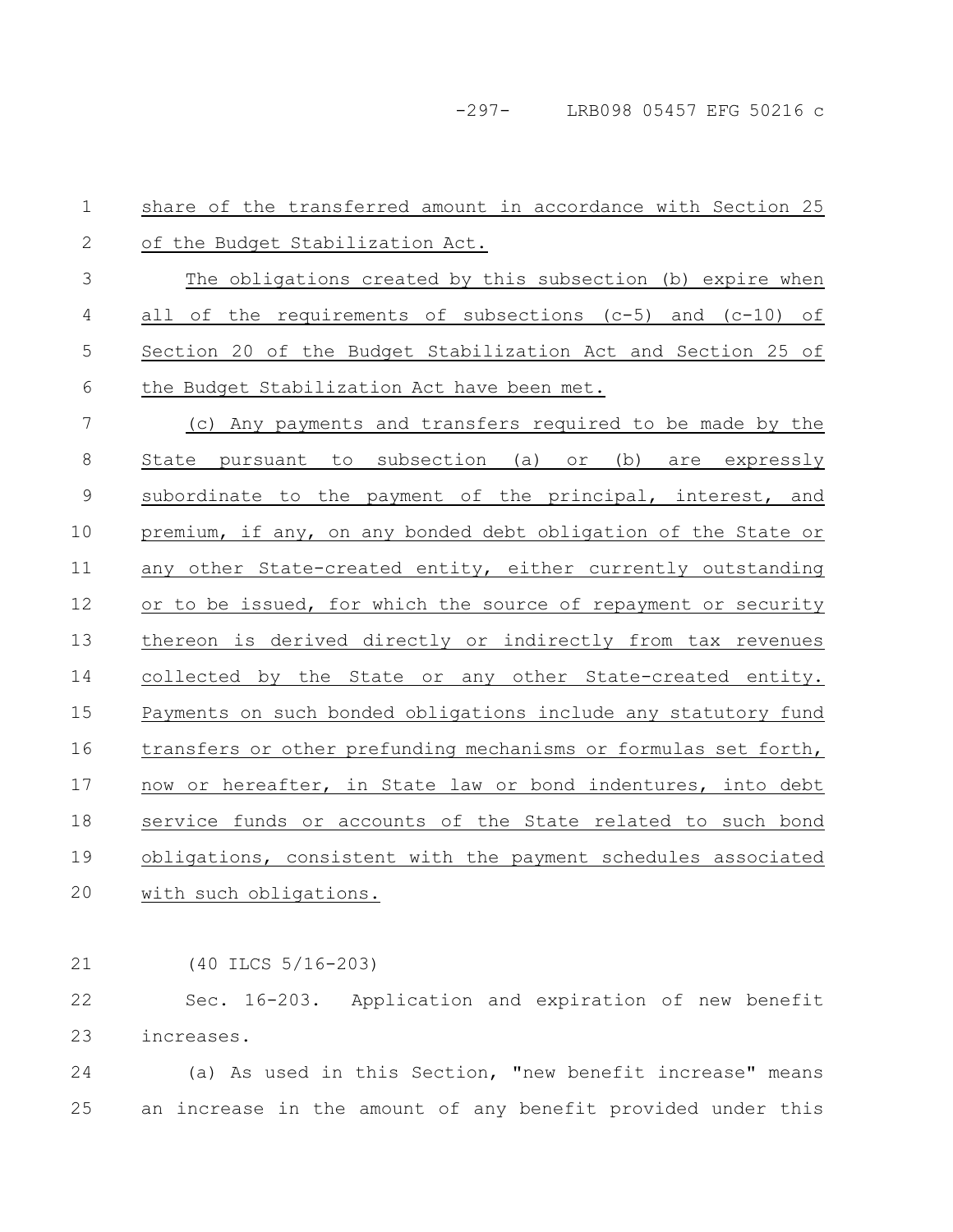share of the transferred amount in accordance with Section 25 of the Budget Stabilization Act.

The obligations created by this subsection (b) expire when all of the requirements of subsections (c-5) and (c-10) of Section 20 of the Budget Stabilization Act and Section 25 of the Budget Stabilization Act have been met.

(c) Any payments and transfers required to be made by the State pursuant to subsection (a) or (b) are expressly subordinate to the payment of the principal, interest, and premium, if any, on any bonded debt obligation of the State or any other State-created entity, either currently outstanding or to be issued, for which the source of repayment or security thereon is derived directly or indirectly from tax revenues collected by the State or any other State-created entity. Payments on such bonded obligations include any statutory fund transfers or other prefunding mechanisms or formulas set forth, now or hereafter, in State law or bond indentures, into debt service funds or accounts of the State related to such bond obligations, consistent with the payment schedules associated with such obligations.

(40 ILCS 5/16-203)

Sec. 16-203. Application and expiration of new benefit increases.

(a) As used in this Section, "new benefit increase" means an increase in the amount of any benefit provided under this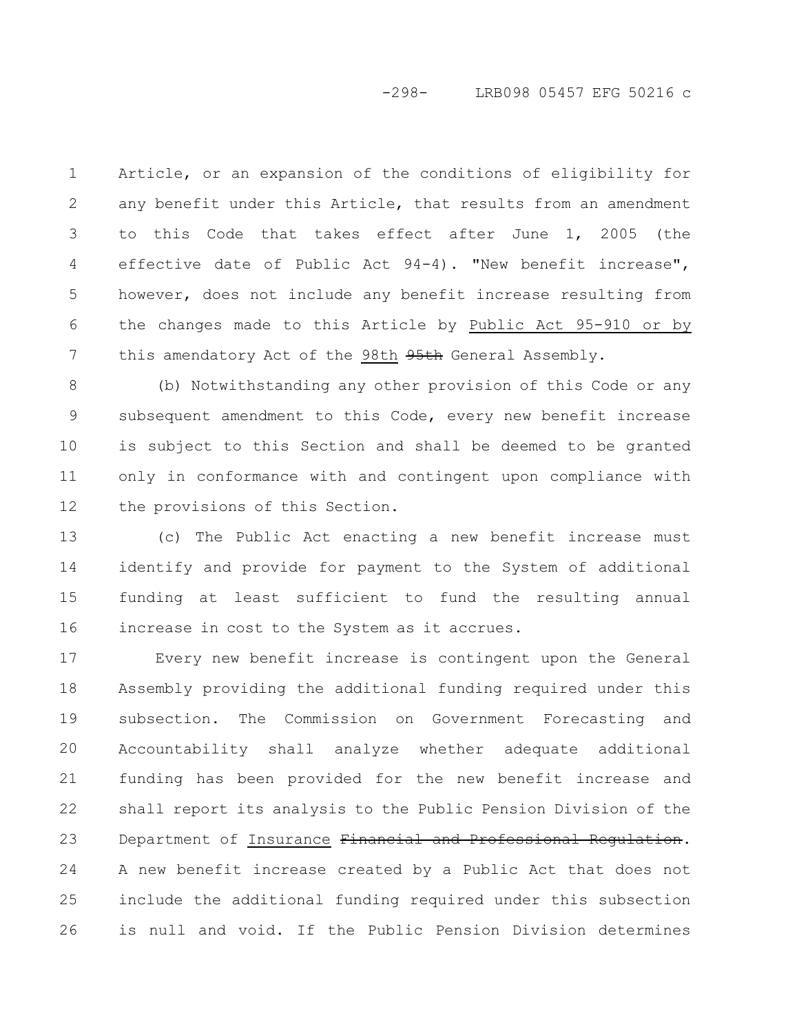Article, or an expansion of the conditions of eligibility for any benefit under this Article, that results from an amendment to this Code that takes effect after June 1, 2005 (the effective date of Public Act 94-4). "New benefit increase", however, does not include any benefit increase resulting from the changes made to this Article by Public Act 95-910 or by this amendatory Act of the 98th ~~95th~~ General Assembly.

(b) Notwithstanding any other provision of this Code or any subsequent amendment to this Code, every new benefit increase is subject to this Section and shall be deemed to be granted only in conformance with and contingent upon compliance with the provisions of this Section.

(c) The Public Act enacting a new benefit increase must identify and provide for payment to the System of additional funding at least sufficient to fund the resulting annual increase in cost to the System as it accrues.

Every new benefit increase is contingent upon the General Assembly providing the additional funding required under this subsection. The Commission on Government Forecasting and Accountability shall analyze whether adequate additional funding has been provided for the new benefit increase and shall report its analysis to the Public Pension Division of the Department of Insurance ~~Financial and Professional Regulation~~. A new benefit increase created by a Public Act that does not include the additional funding required under this subsection is null and void. If the Public Pension Division determines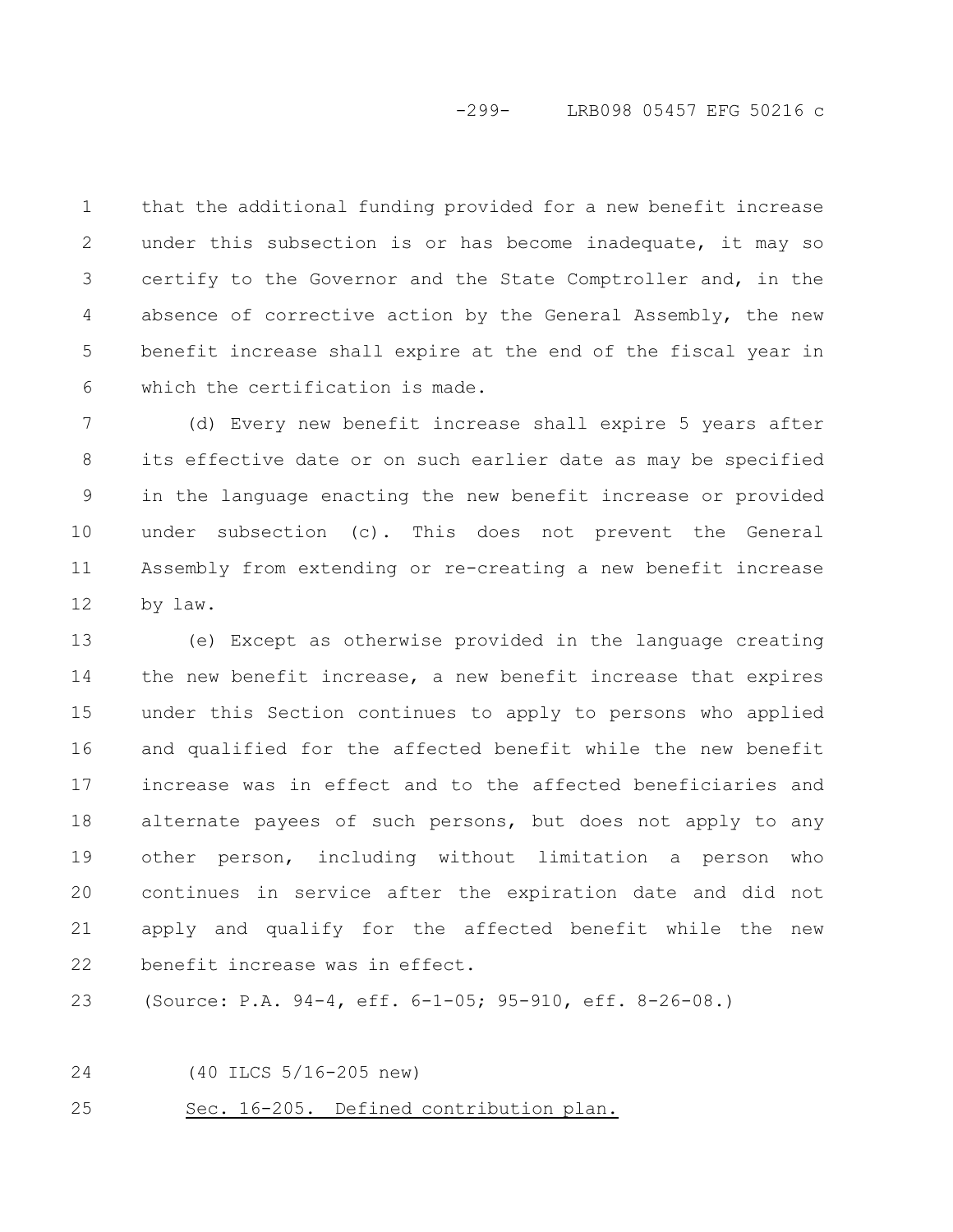that the additional funding provided for a new benefit increase under this subsection is or has become inadequate, it may so certify to the Governor and the State Comptroller and, in the absence of corrective action by the General Assembly, the new benefit increase shall expire at the end of the fiscal year in which the certification is made.

(d) Every new benefit increase shall expire 5 years after its effective date or on such earlier date as may be specified in the language enacting the new benefit increase or provided under subsection (c). This does not prevent the General Assembly from extending or re-creating a new benefit increase by law.

(e) Except as otherwise provided in the language creating the new benefit increase, a new benefit increase that expires under this Section continues to apply to persons who applied and qualified for the affected benefit while the new benefit increase was in effect and to the affected beneficiaries and alternate payees of such persons, but does not apply to any other person, including without limitation a person who continues in service after the expiration date and did not apply and qualify for the affected benefit while the new benefit increase was in effect.

(Source: P.A. 94-4, eff. 6-1-05; 95-910, eff. 8-26-08.)

(40 ILCS 5/16-205 new)

Sec. 16-205. Defined contribution plan.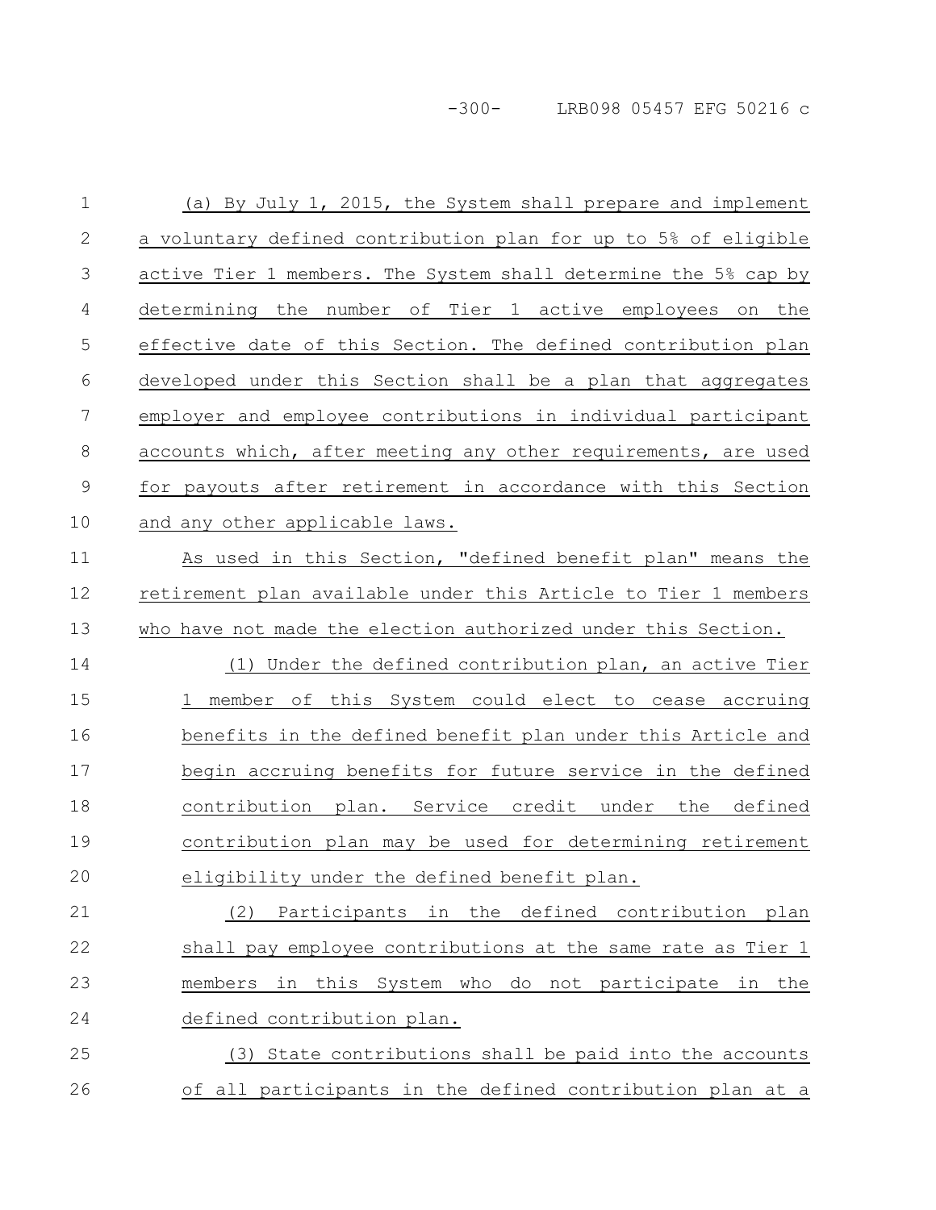(a) By July 1, 2015, the System shall prepare and implement a voluntary defined contribution plan for up to 5% of eligible active Tier 1 members. The System shall determine the 5% cap by determining the number of Tier 1 active employees on the effective date of this Section. The defined contribution plan developed under this Section shall be a plan that aggregates employer and employee contributions in individual participant accounts which, after meeting any other requirements, are used for payouts after retirement in accordance with this Section and any other applicable laws.

As used in this Section, "defined benefit plan" means the retirement plan available under this Article to Tier 1 members who have not made the election authorized under this Section.

(1) Under the defined contribution plan, an active Tier 1 member of this System could elect to cease accruing benefits in the defined benefit plan under this Article and begin accruing benefits for future service in the defined contribution plan. Service credit under the defined contribution plan may be used for determining retirement eligibility under the defined benefit plan.

(2) Participants in the defined contribution plan shall pay employee contributions at the same rate as Tier 1 members in this System who do not participate in the defined contribution plan.

(3) State contributions shall be paid into the accounts of all participants in the defined contribution plan at a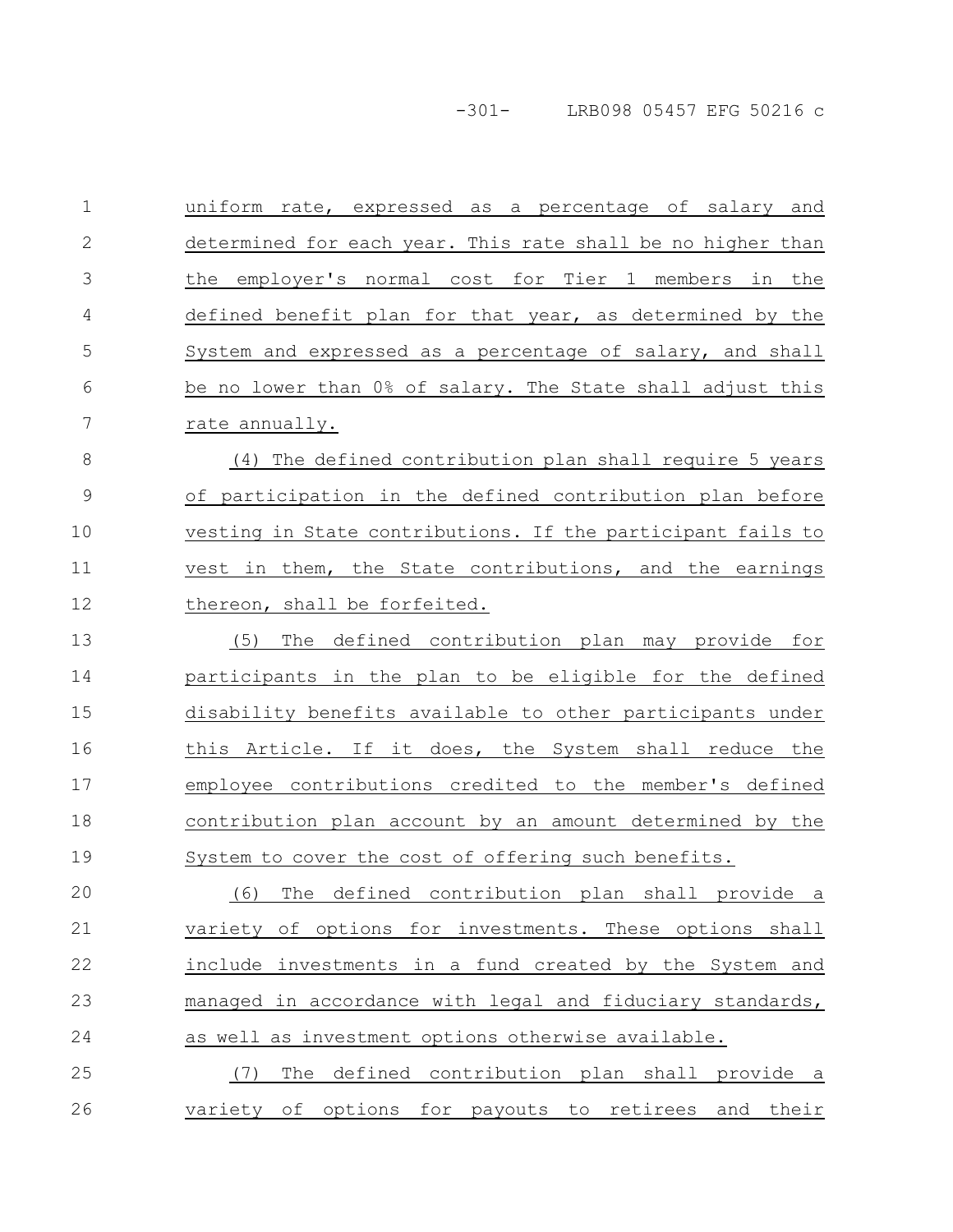uniform rate, expressed as a percentage of salary and determined for each year. This rate shall be no higher than the employer's normal cost for Tier 1 members in the defined benefit plan for that year, as determined by the System and expressed as a percentage of salary, and shall be no lower than 0% of salary. The State shall adjust this rate annually.

(4) The defined contribution plan shall require 5 years of participation in the defined contribution plan before vesting in State contributions. If the participant fails to vest in them, the State contributions, and the earnings thereon, shall be forfeited.

(5) The defined contribution plan may provide for participants in the plan to be eligible for the defined disability benefits available to other participants under this Article. If it does, the System shall reduce the employee contributions credited to the member's defined contribution plan account by an amount determined by the System to cover the cost of offering such benefits.

(6) The defined contribution plan shall provide a variety of options for investments. These options shall include investments in a fund created by the System and managed in accordance with legal and fiduciary standards, as well as investment options otherwise available.

(7) The defined contribution plan shall provide a variety of options for payouts to retirees and their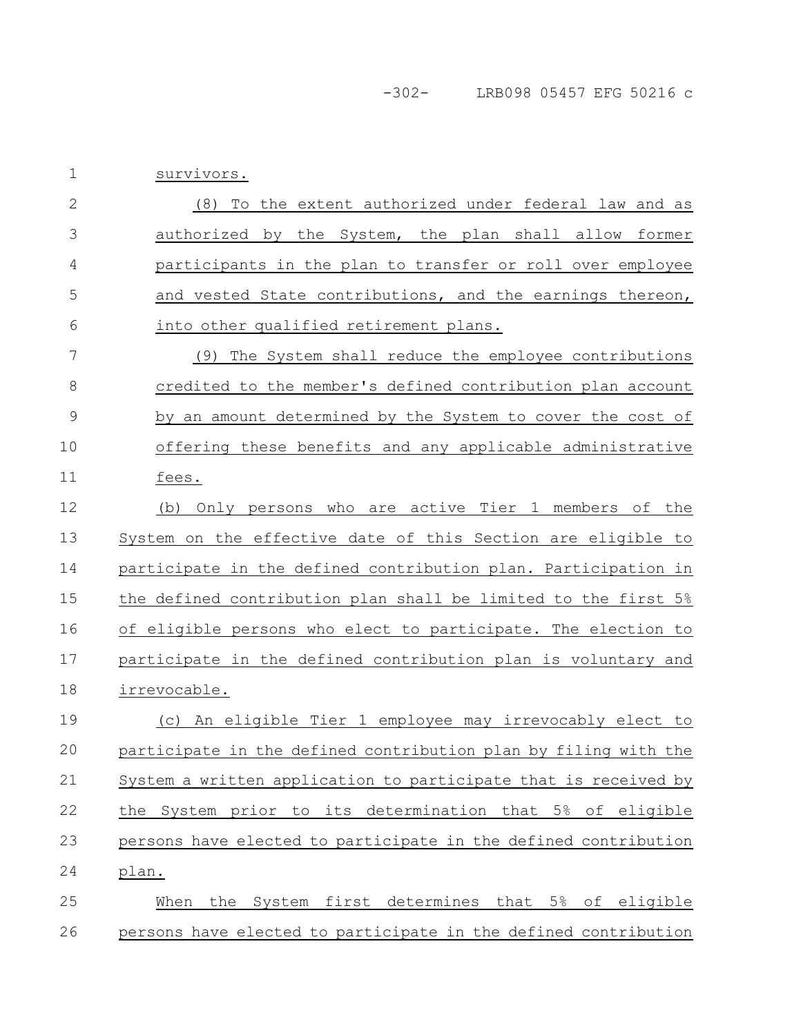survivors.

(8) To the extent authorized under federal law and as authorized by the System, the plan shall allow former participants in the plan to transfer or roll over employee and vested State contributions, and the earnings thereon, into other qualified retirement plans.

(9) The System shall reduce the employee contributions credited to the member's defined contribution plan account by an amount determined by the System to cover the cost of offering these benefits and any applicable administrative fees.

(b) Only persons who are active Tier 1 members of the System on the effective date of this Section are eligible to participate in the defined contribution plan. Participation in the defined contribution plan shall be limited to the first 5% of eligible persons who elect to participate. The election to participate in the defined contribution plan is voluntary and irrevocable.

(c) An eligible Tier 1 employee may irrevocably elect to participate in the defined contribution plan by filing with the System a written application to participate that is received by the System prior to its determination that 5% of eligible persons have elected to participate in the defined contribution plan.

When the System first determines that 5% of eligible persons have elected to participate in the defined contribution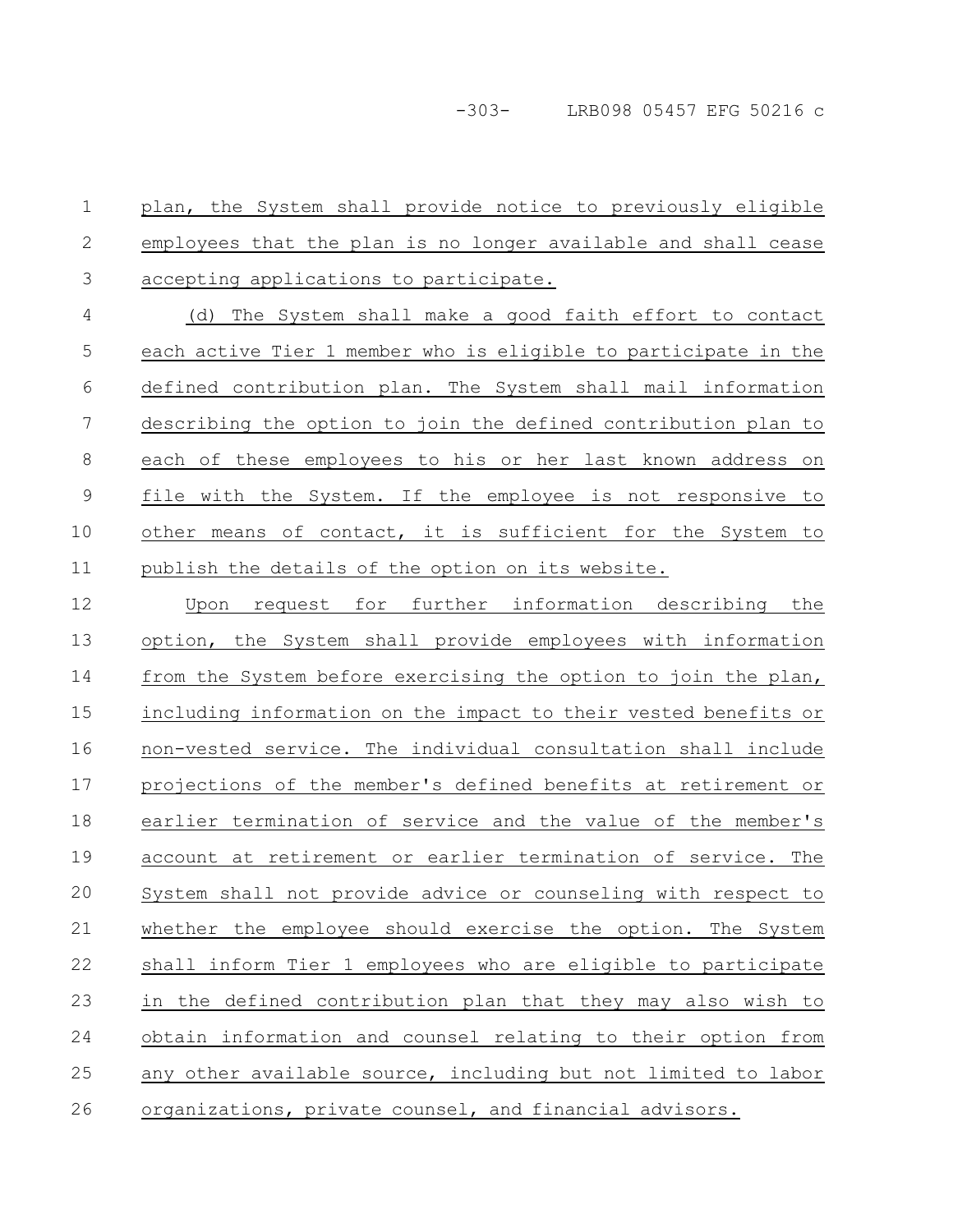plan, the System shall provide notice to previously eligible employees that the plan is no longer available and shall cease accepting applications to participate.

(d) The System shall make a good faith effort to contact each active Tier 1 member who is eligible to participate in the defined contribution plan. The System shall mail information describing the option to join the defined contribution plan to each of these employees to his or her last known address on file with the System. If the employee is not responsive to other means of contact, it is sufficient for the System to publish the details of the option on its website.

Upon request for further information describing the option, the System shall provide employees with information from the System before exercising the option to join the plan, including information on the impact to their vested benefits or non-vested service. The individual consultation shall include projections of the member's defined benefits at retirement or earlier termination of service and the value of the member's account at retirement or earlier termination of service. The System shall not provide advice or counseling with respect to whether the employee should exercise the option. The System shall inform Tier 1 employees who are eligible to participate in the defined contribution plan that they may also wish to obtain information and counsel relating to their option from any other available source, including but not limited to labor organizations, private counsel, and financial advisors.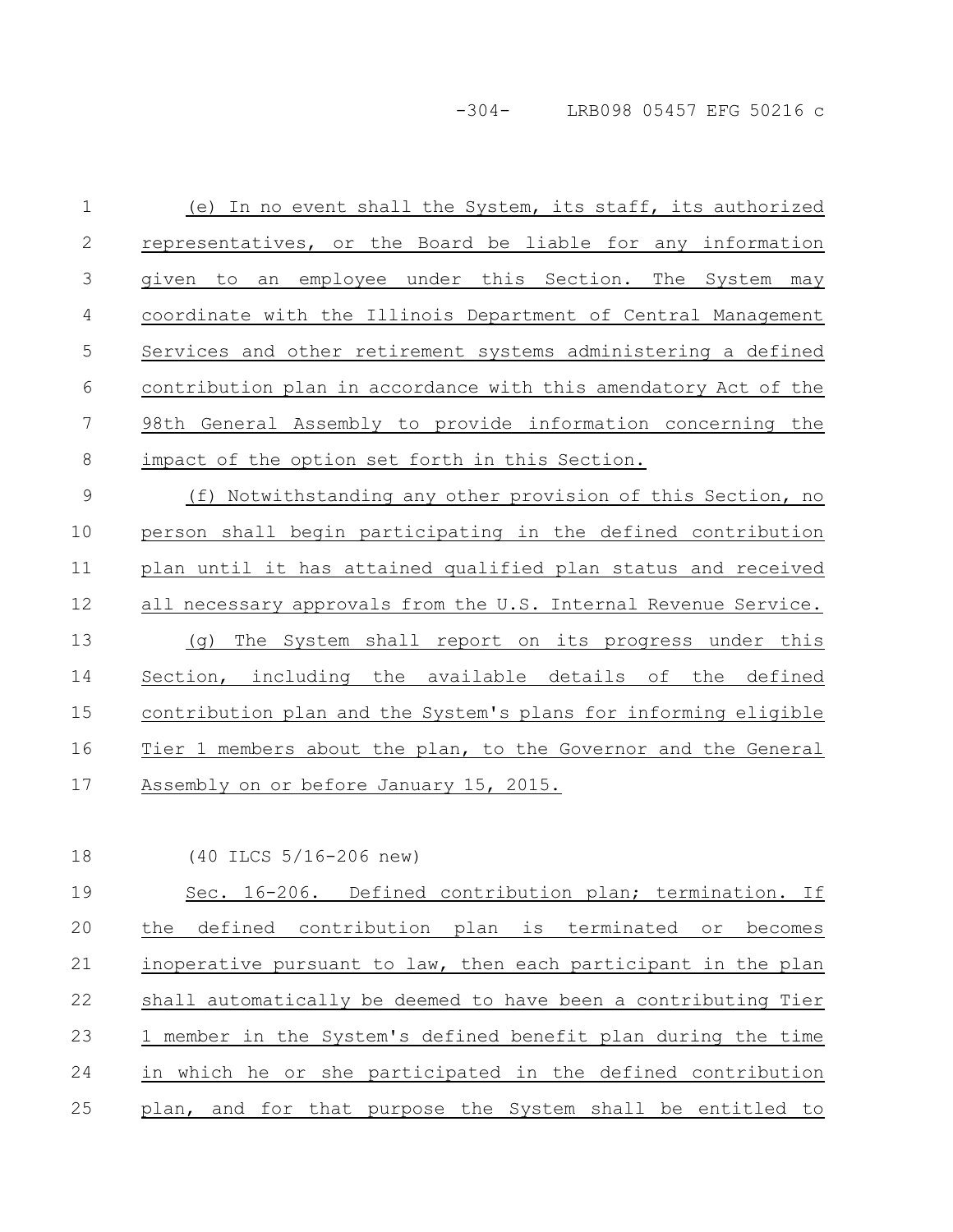(e) In no event shall the System, its staff, its authorized representatives, or the Board be liable for any information given to an employee under this Section. The System may coordinate with the Illinois Department of Central Management Services and other retirement systems administering a defined contribution plan in accordance with this amendatory Act of the 98th General Assembly to provide information concerning the impact of the option set forth in this Section.

(f) Notwithstanding any other provision of this Section, no person shall begin participating in the defined contribution plan until it has attained qualified plan status and received all necessary approvals from the U.S. Internal Revenue Service.

(g) The System shall report on its progress under this Section, including the available details of the defined contribution plan and the System's plans for informing eligible Tier 1 members about the plan, to the Governor and the General Assembly on or before January 15, 2015.

(40 ILCS 5/16-206 new)

Sec. 16-206. Defined contribution plan; termination. If the defined contribution plan is terminated or becomes inoperative pursuant to law, then each participant in the plan shall automatically be deemed to have been a contributing Tier 1 member in the System's defined benefit plan during the time in which he or she participated in the defined contribution plan, and for that purpose the System shall be entitled to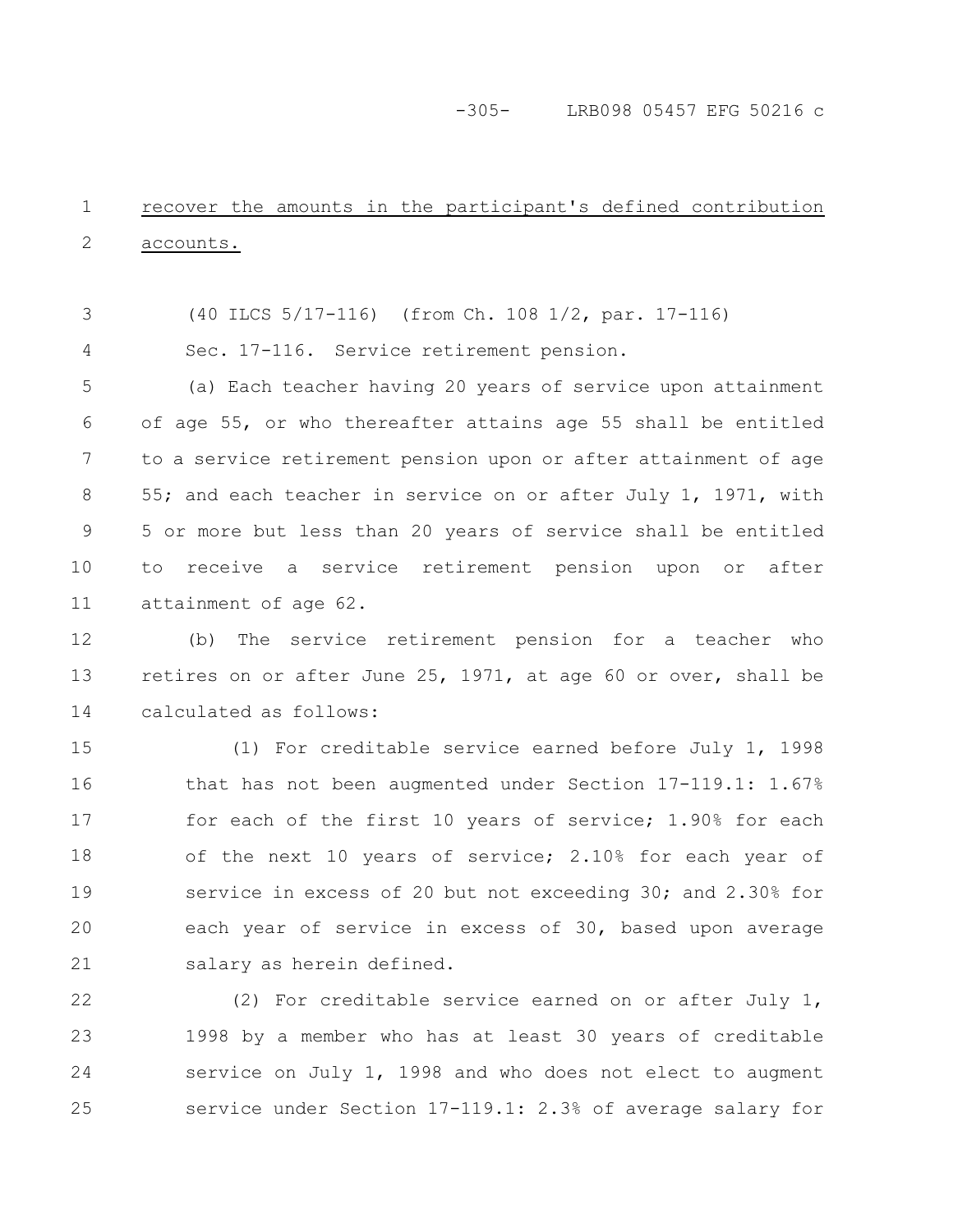recover the amounts in the participant's defined contribution accounts.

(40 ILCS 5/17-116) (from Ch. 108 1/2, par. 17-116)

Sec. 17-116. Service retirement pension.

(a) Each teacher having 20 years of service upon attainment of age 55, or who thereafter attains age 55 shall be entitled to a service retirement pension upon or after attainment of age 55; and each teacher in service on or after July 1, 1971, with 5 or more but less than 20 years of service shall be entitled to receive a service retirement pension upon or after attainment of age 62.

(b) The service retirement pension for a teacher who retires on or after June 25, 1971, at age 60 or over, shall be calculated as follows:

(1) For creditable service earned before July 1, 1998 that has not been augmented under Section 17-119.1: 1.67% for each of the first 10 years of service; 1.90% for each of the next 10 years of service; 2.10% for each year of service in excess of 20 but not exceeding 30; and 2.30% for each year of service in excess of 30, based upon average salary as herein defined.

(2) For creditable service earned on or after July 1, 1998 by a member who has at least 30 years of creditable service on July 1, 1998 and who does not elect to augment service under Section 17-119.1: 2.3% of average salary for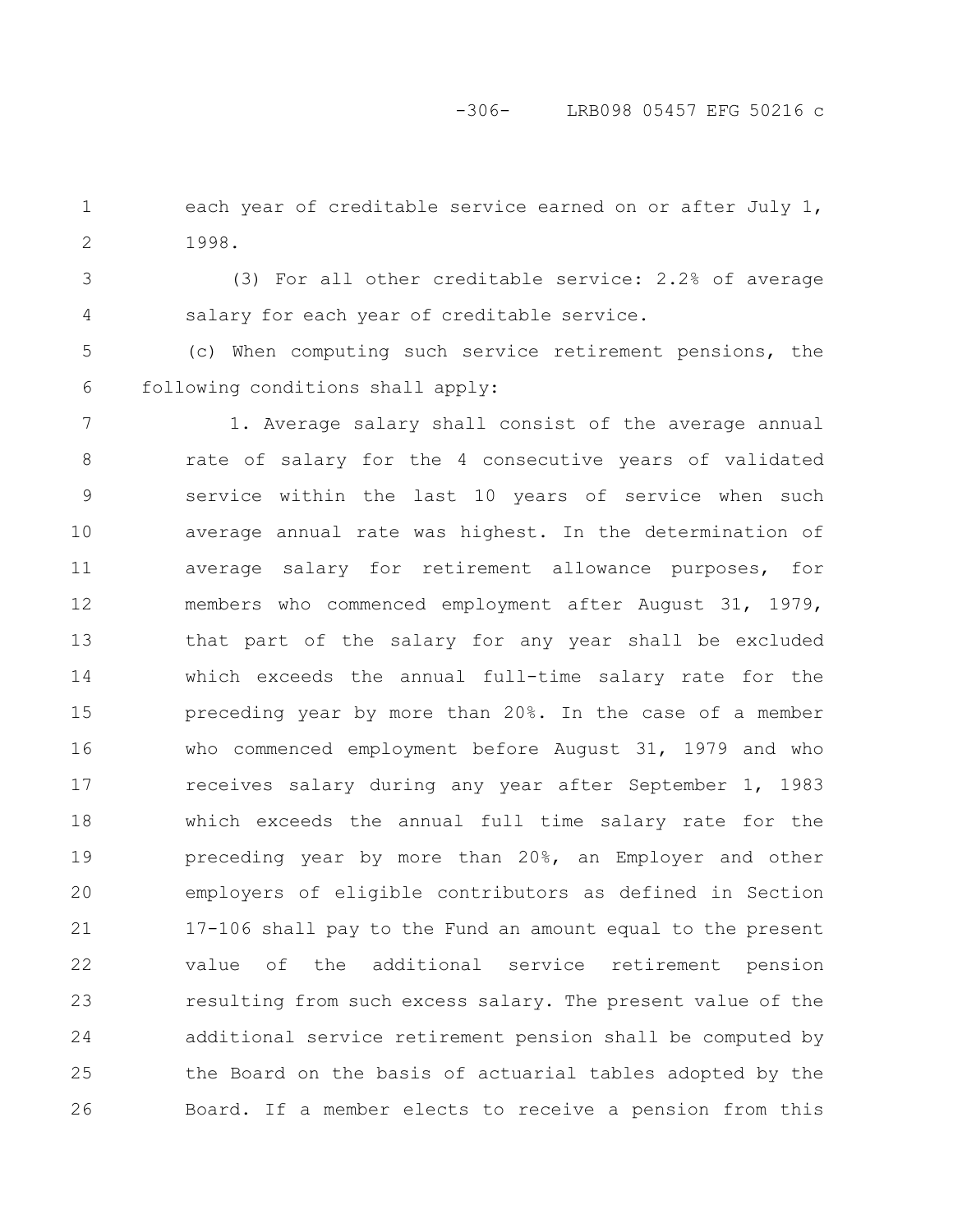each year of creditable service earned on or after July 1, 1998.

(3) For all other creditable service: 2.2% of average salary for each year of creditable service.

(c) When computing such service retirement pensions, the following conditions shall apply:

1. Average salary shall consist of the average annual rate of salary for the 4 consecutive years of validated service within the last 10 years of service when such average annual rate was highest. In the determination of average salary for retirement allowance purposes, for members who commenced employment after August 31, 1979, that part of the salary for any year shall be excluded which exceeds the annual full-time salary rate for the preceding year by more than 20%. In the case of a member who commenced employment before August 31, 1979 and who receives salary during any year after September 1, 1983 which exceeds the annual full time salary rate for the preceding year by more than 20%, an Employer and other employers of eligible contributors as defined in Section 17-106 shall pay to the Fund an amount equal to the present value of the additional service retirement pension resulting from such excess salary. The present value of the additional service retirement pension shall be computed by the Board on the basis of actuarial tables adopted by the Board. If a member elects to receive a pension from this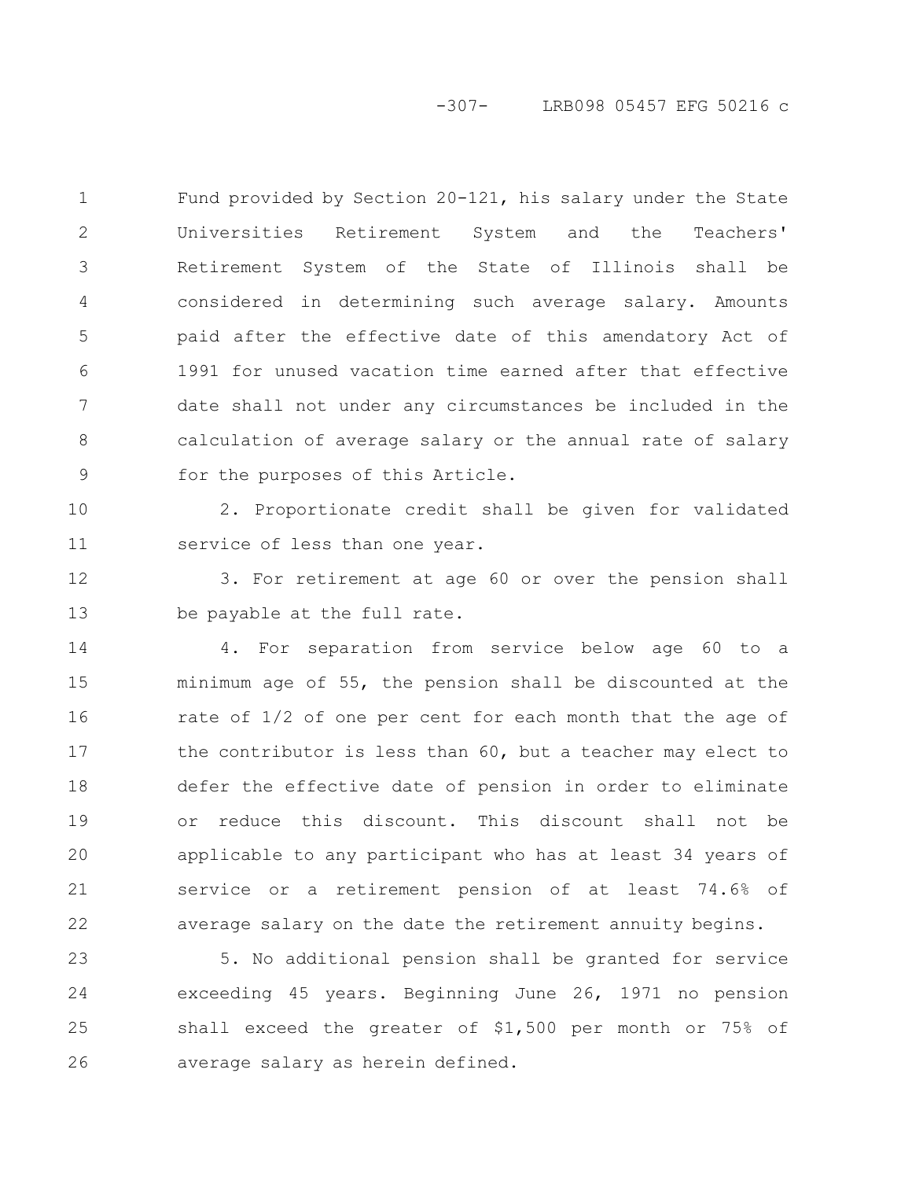Fund provided by Section 20-121, his salary under the State Universities Retirement System and the Teachers' Retirement System of the State of Illinois shall be considered in determining such average salary. Amounts paid after the effective date of this amendatory Act of 1991 for unused vacation time earned after that effective date shall not under any circumstances be included in the calculation of average salary or the annual rate of salary for the purposes of this Article.

2. Proportionate credit shall be given for validated service of less than one year.

3. For retirement at age 60 or over the pension shall be payable at the full rate.

4. For separation from service below age 60 to a minimum age of 55, the pension shall be discounted at the rate of 1/2 of one per cent for each month that the age of the contributor is less than 60, but a teacher may elect to defer the effective date of pension in order to eliminate or reduce this discount. This discount shall not be applicable to any participant who has at least 34 years of service or a retirement pension of at least 74.6% of average salary on the date the retirement annuity begins.

5. No additional pension shall be granted for service exceeding 45 years. Beginning June 26, 1971 no pension shall exceed the greater of $1,500 per month or 75% of average salary as herein defined.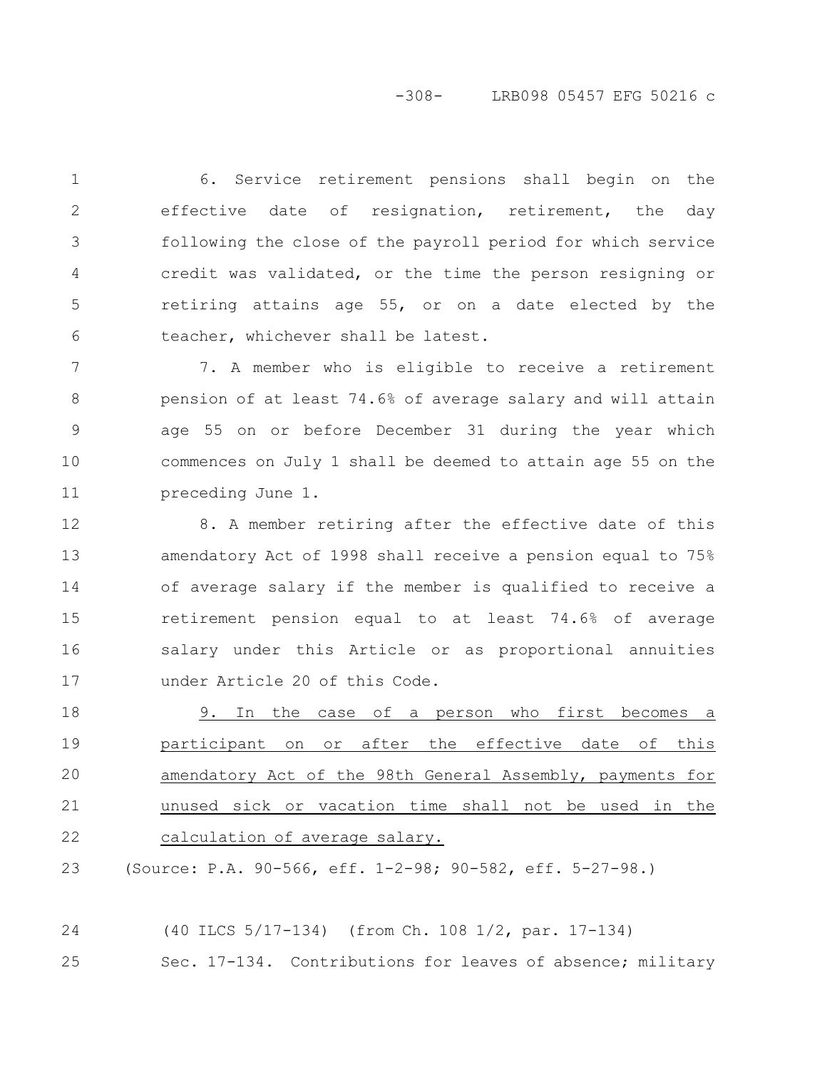6. Service retirement pensions shall begin on the effective date of resignation, retirement, the day following the close of the payroll period for which service credit was validated, or the time the person resigning or retiring attains age 55, or on a date elected by the teacher, whichever shall be latest.

7. A member who is eligible to receive a retirement pension of at least 74.6% of average salary and will attain age 55 on or before December 31 during the year which commences on July 1 shall be deemed to attain age 55 on the preceding June 1.

8. A member retiring after the effective date of this amendatory Act of 1998 shall receive a pension equal to 75% of average salary if the member is qualified to receive a retirement pension equal to at least 74.6% of average salary under this Article or as proportional annuities under Article 20 of this Code.

9. In the case of a person who first becomes a participant on or after the effective date of this amendatory Act of the 98th General Assembly, payments for unused sick or vacation time shall not be used in the calculation of average salary.

(Source: P.A. 90-566, eff. 1-2-98; 90-582, eff. 5-27-98.)

(40 ILCS 5/17-134) (from Ch. 108 1/2, par. 17-134)

Sec. 17-134. Contributions for leaves of absence; military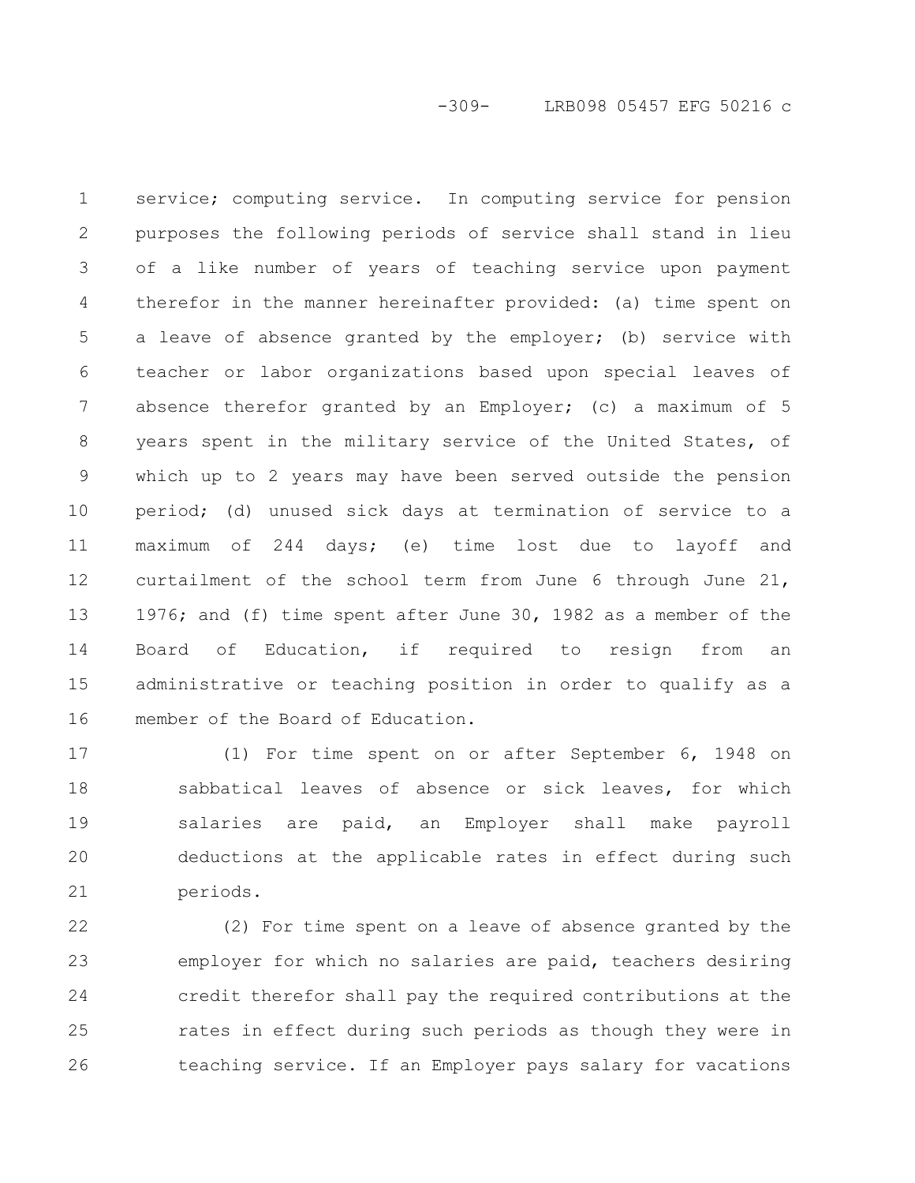service; computing service. In computing service for pension purposes the following periods of service shall stand in lieu of a like number of years of teaching service upon payment therefor in the manner hereinafter provided: (a) time spent on a leave of absence granted by the employer; (b) service with teacher or labor organizations based upon special leaves of absence therefor granted by an Employer; (c) a maximum of 5 years spent in the military service of the United States, of which up to 2 years may have been served outside the pension period; (d) unused sick days at termination of service to a maximum of 244 days; (e) time lost due to layoff and curtailment of the school term from June 6 through June 21, 1976; and (f) time spent after June 30, 1982 as a member of the Board of Education, if required to resign from an administrative or teaching position in order to qualify as a member of the Board of Education.

(1) For time spent on or after September 6, 1948 on sabbatical leaves of absence or sick leaves, for which salaries are paid, an Employer shall make payroll deductions at the applicable rates in effect during such periods.

(2) For time spent on a leave of absence granted by the employer for which no salaries are paid, teachers desiring credit therefor shall pay the required contributions at the rates in effect during such periods as though they were in teaching service. If an Employer pays salary for vacations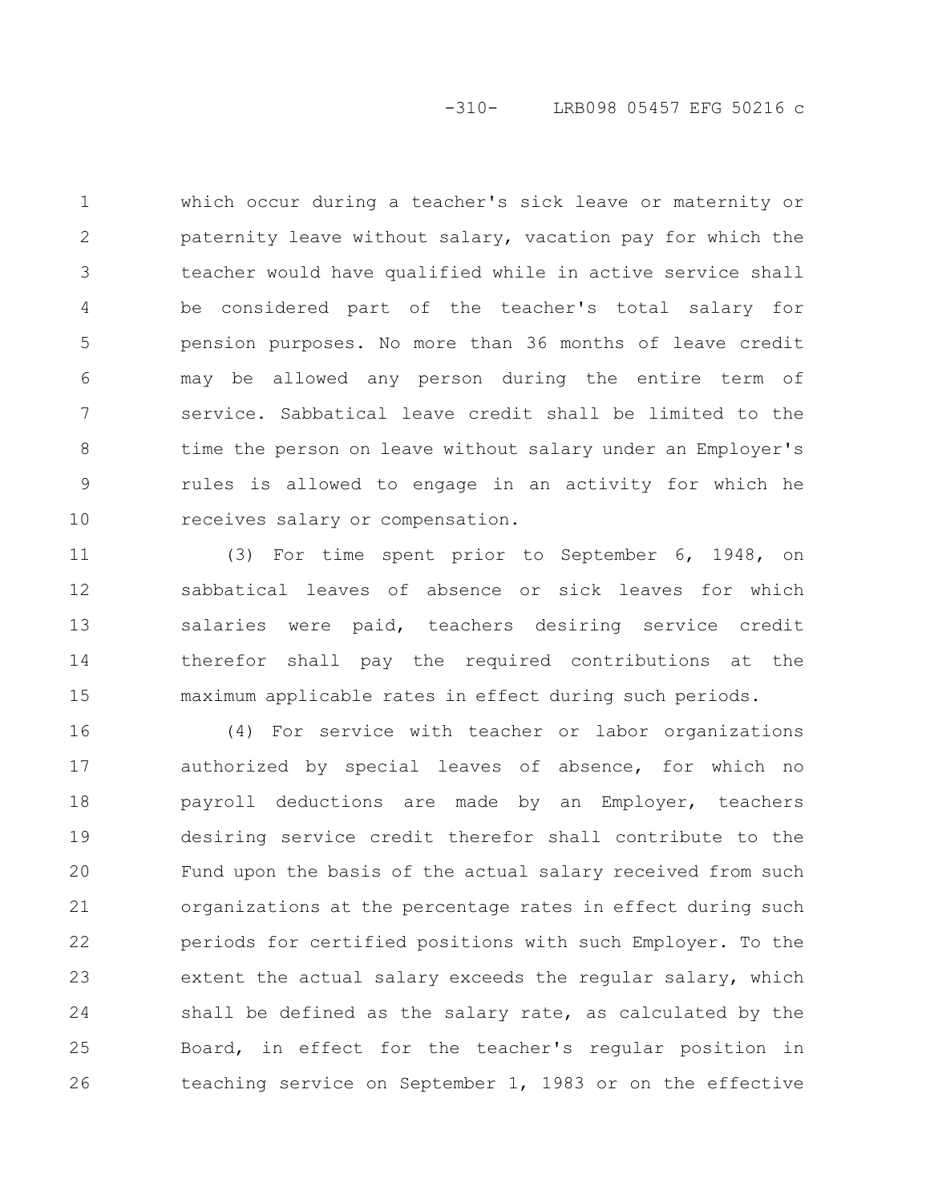which occur during a teacher's sick leave or maternity or paternity leave without salary, vacation pay for which the teacher would have qualified while in active service shall be considered part of the teacher's total salary for pension purposes. No more than 36 months of leave credit may be allowed any person during the entire term of service. Sabbatical leave credit shall be limited to the time the person on leave without salary under an Employer's rules is allowed to engage in an activity for which he receives salary or compensation.

(3) For time spent prior to September 6, 1948, on sabbatical leaves of absence or sick leaves for which salaries were paid, teachers desiring service credit therefor shall pay the required contributions at the maximum applicable rates in effect during such periods.

(4) For service with teacher or labor organizations authorized by special leaves of absence, for which no payroll deductions are made by an Employer, teachers desiring service credit therefor shall contribute to the Fund upon the basis of the actual salary received from such organizations at the percentage rates in effect during such periods for certified positions with such Employer. To the extent the actual salary exceeds the regular salary, which shall be defined as the salary rate, as calculated by the Board, in effect for the teacher's regular position in teaching service on September 1, 1983 or on the effective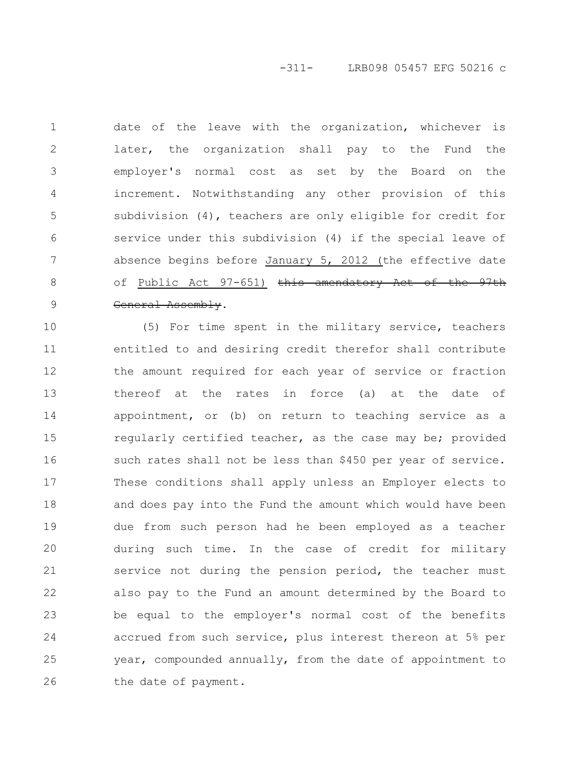date of the leave with the organization, whichever is later, the organization shall pay to the Fund the employer's normal cost as set by the Board on the increment. Notwithstanding any other provision of this subdivision (4), teachers are only eligible for credit for service under this subdivision (4) if the special leave of absence begins before January 5, 2012 (the effective date of Public Act 97-651) ~~this amendatory Act of the 97th General Assembly~~.

(5) For time spent in the military service, teachers entitled to and desiring credit therefor shall contribute the amount required for each year of service or fraction thereof at the rates in force (a) at the date of appointment, or (b) on return to teaching service as a regularly certified teacher, as the case may be; provided such rates shall not be less than $450 per year of service. These conditions shall apply unless an Employer elects to and does pay into the Fund the amount which would have been due from such person had he been employed as a teacher during such time. In the case of credit for military service not during the pension period, the teacher must also pay to the Fund an amount determined by the Board to be equal to the employer's normal cost of the benefits accrued from such service, plus interest thereon at 5% per year, compounded annually, from the date of appointment to the date of payment.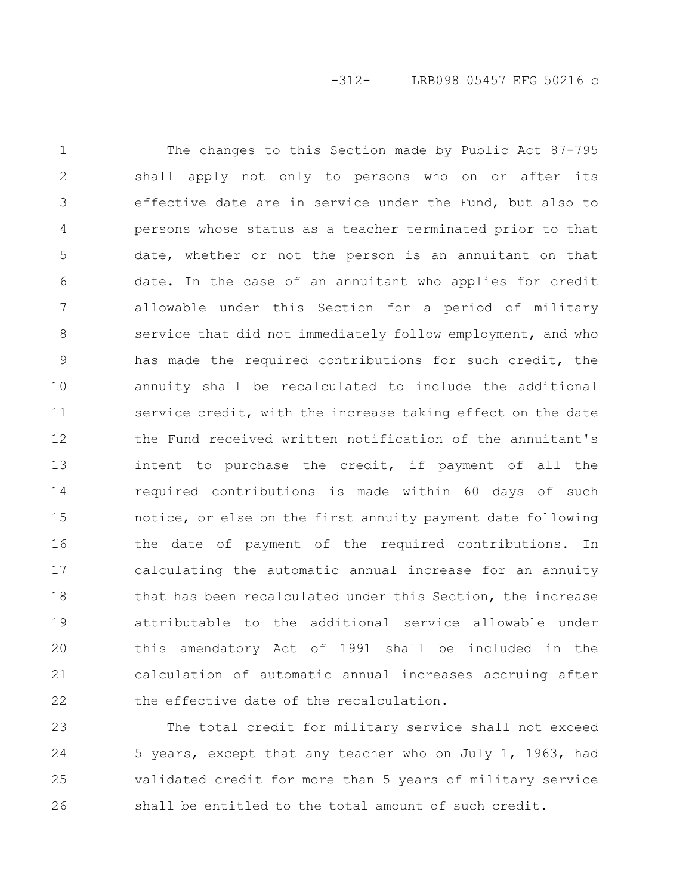The changes to this Section made by Public Act 87-795 shall apply not only to persons who on or after its effective date are in service under the Fund, but also to persons whose status as a teacher terminated prior to that date, whether or not the person is an annuitant on that date. In the case of an annuitant who applies for credit allowable under this Section for a period of military service that did not immediately follow employment, and who has made the required contributions for such credit, the annuity shall be recalculated to include the additional service credit, with the increase taking effect on the date the Fund received written notification of the annuitant's intent to purchase the credit, if payment of all the required contributions is made within 60 days of such notice, or else on the first annuity payment date following the date of payment of the required contributions. In calculating the automatic annual increase for an annuity that has been recalculated under this Section, the increase attributable to the additional service allowable under this amendatory Act of 1991 shall be included in the calculation of automatic annual increases accruing after the effective date of the recalculation.

The total credit for military service shall not exceed 5 years, except that any teacher who on July 1, 1963, had validated credit for more than 5 years of military service shall be entitled to the total amount of such credit.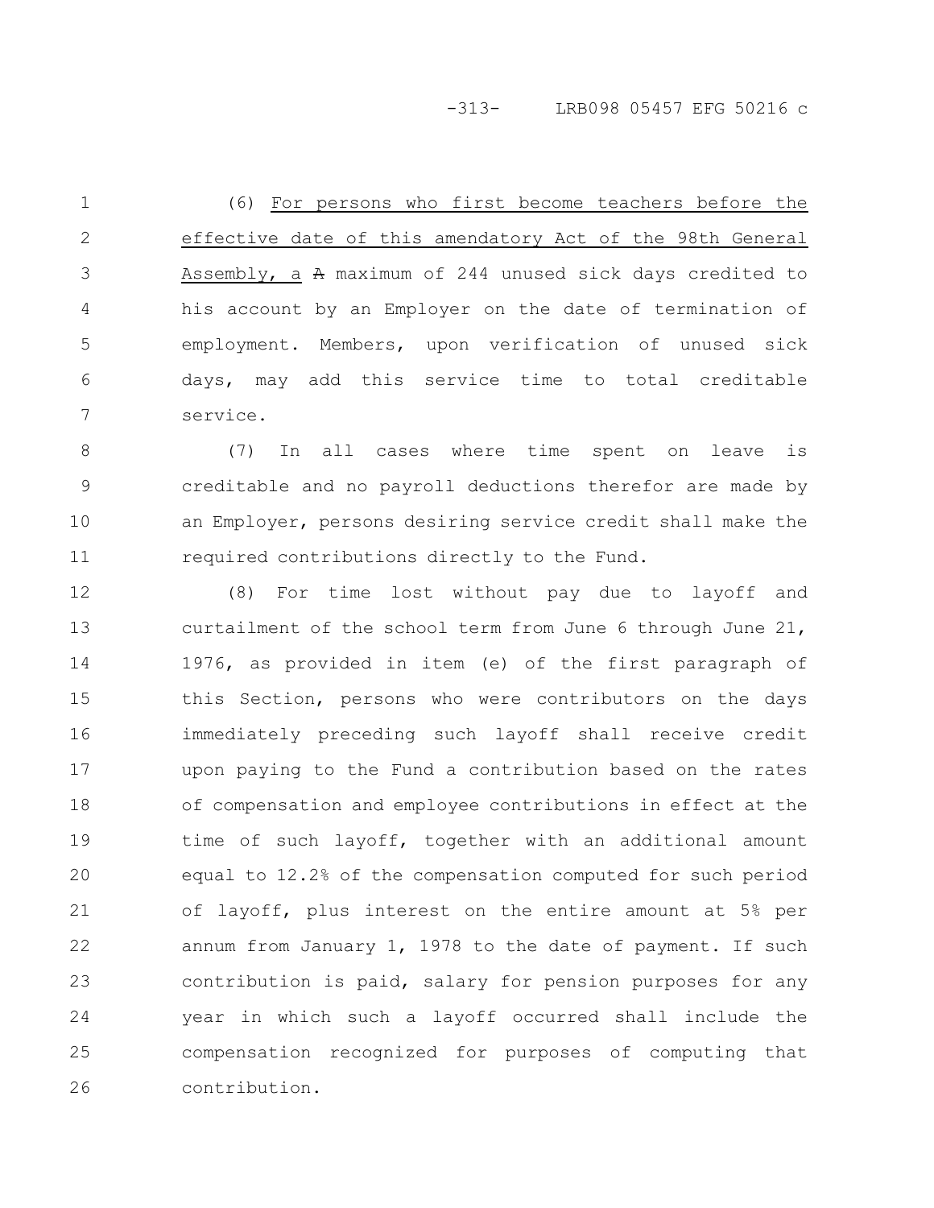(6) For persons who first become teachers before the effective date of this amendatory Act of the 98th General Assembly, a ~~A~~ maximum of 244 unused sick days credited to his account by an Employer on the date of termination of employment. Members, upon verification of unused sick days, may add this service time to total creditable service.

(7) In all cases where time spent on leave is creditable and no payroll deductions therefor are made by an Employer, persons desiring service credit shall make the required contributions directly to the Fund.

(8) For time lost without pay due to layoff and curtailment of the school term from June 6 through June 21, 1976, as provided in item (e) of the first paragraph of this Section, persons who were contributors on the days immediately preceding such layoff shall receive credit upon paying to the Fund a contribution based on the rates of compensation and employee contributions in effect at the time of such layoff, together with an additional amount equal to 12.2% of the compensation computed for such period of layoff, plus interest on the entire amount at 5% per annum from January 1, 1978 to the date of payment. If such contribution is paid, salary for pension purposes for any year in which such a layoff occurred shall include the compensation recognized for purposes of computing that contribution.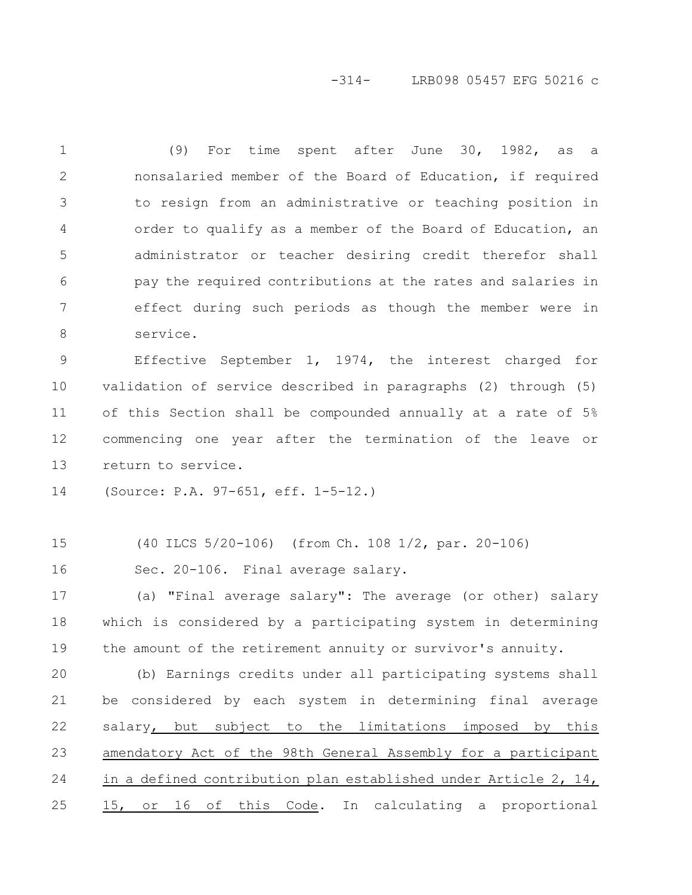(9) For time spent after June 30, 1982, as a nonsalaried member of the Board of Education, if required to resign from an administrative or teaching position in order to qualify as a member of the Board of Education, an administrator or teacher desiring credit therefor shall pay the required contributions at the rates and salaries in effect during such periods as though the member were in service.

Effective September 1, 1974, the interest charged for validation of service described in paragraphs (2) through (5) of this Section shall be compounded annually at a rate of 5% commencing one year after the termination of the leave or return to service.

(Source: P.A. 97-651, eff. 1-5-12.)

(40 ILCS 5/20-106) (from Ch. 108 1/2, par. 20-106)

Sec. 20-106. Final average salary.

(a) "Final average salary": The average (or other) salary which is considered by a participating system in determining the amount of the retirement annuity or survivor's annuity.

(b) Earnings credits under all participating systems shall be considered by each system in determining final average salary<u>, but subject to the limitations imposed by this amendatory Act of the 98th General Assembly for a participant in a defined contribution plan established under Article 2, 14, 15, or 16 of this Code</u>. In calculating a proportional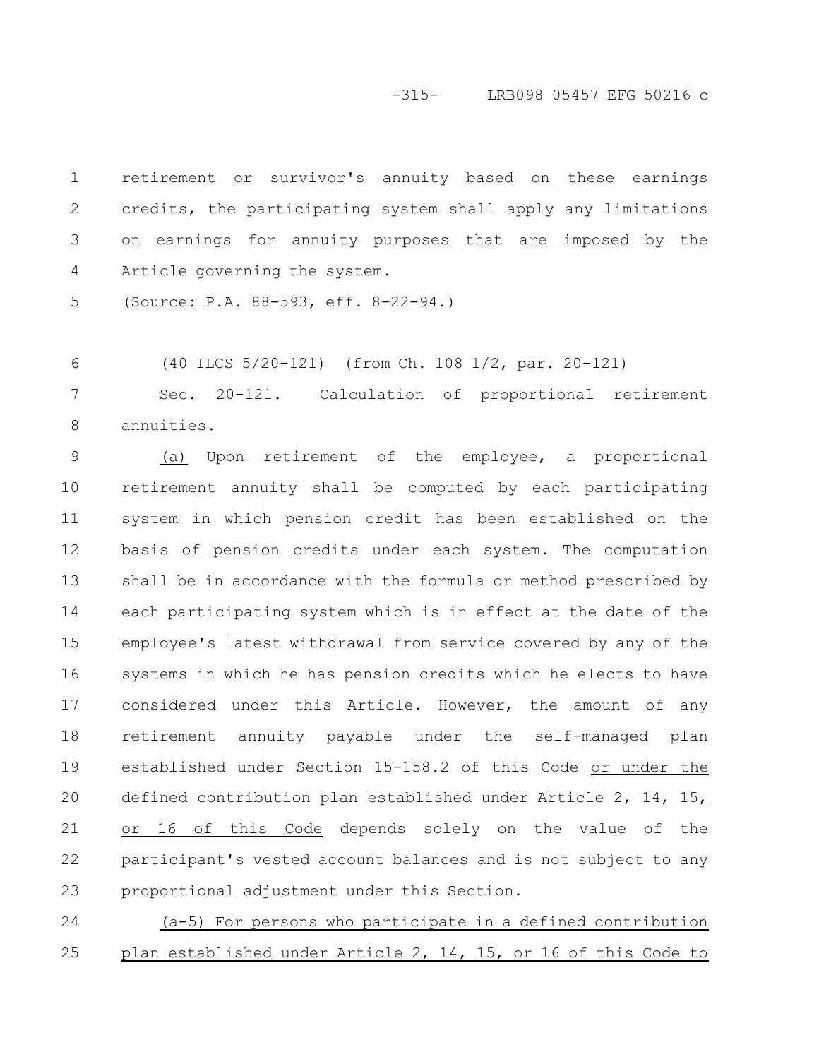retirement or survivor's annuity based on these earnings credits, the participating system shall apply any limitations on earnings for annuity purposes that are imposed by the Article governing the system.

(Source: P.A. 88-593, eff. 8-22-94.)

(40 ILCS 5/20-121) (from Ch. 108 1/2, par. 20-121)

Sec. 20-121. Calculation of proportional retirement annuities.

(a) Upon retirement of the employee, a proportional retirement annuity shall be computed by each participating system in which pension credit has been established on the basis of pension credits under each system. The computation shall be in accordance with the formula or method prescribed by each participating system which is in effect at the date of the employee's latest withdrawal from service covered by any of the systems in which he has pension credits which he elects to have considered under this Article. However, the amount of any retirement annuity payable under the self-managed plan established under Section 15-158.2 of this Code or under the defined contribution plan established under Article 2, 14, 15, or 16 of this Code depends solely on the value of the participant's vested account balances and is not subject to any proportional adjustment under this Section.

(a-5) For persons who participate in a defined contribution plan established under Article 2, 14, 15, or 16 of this Code to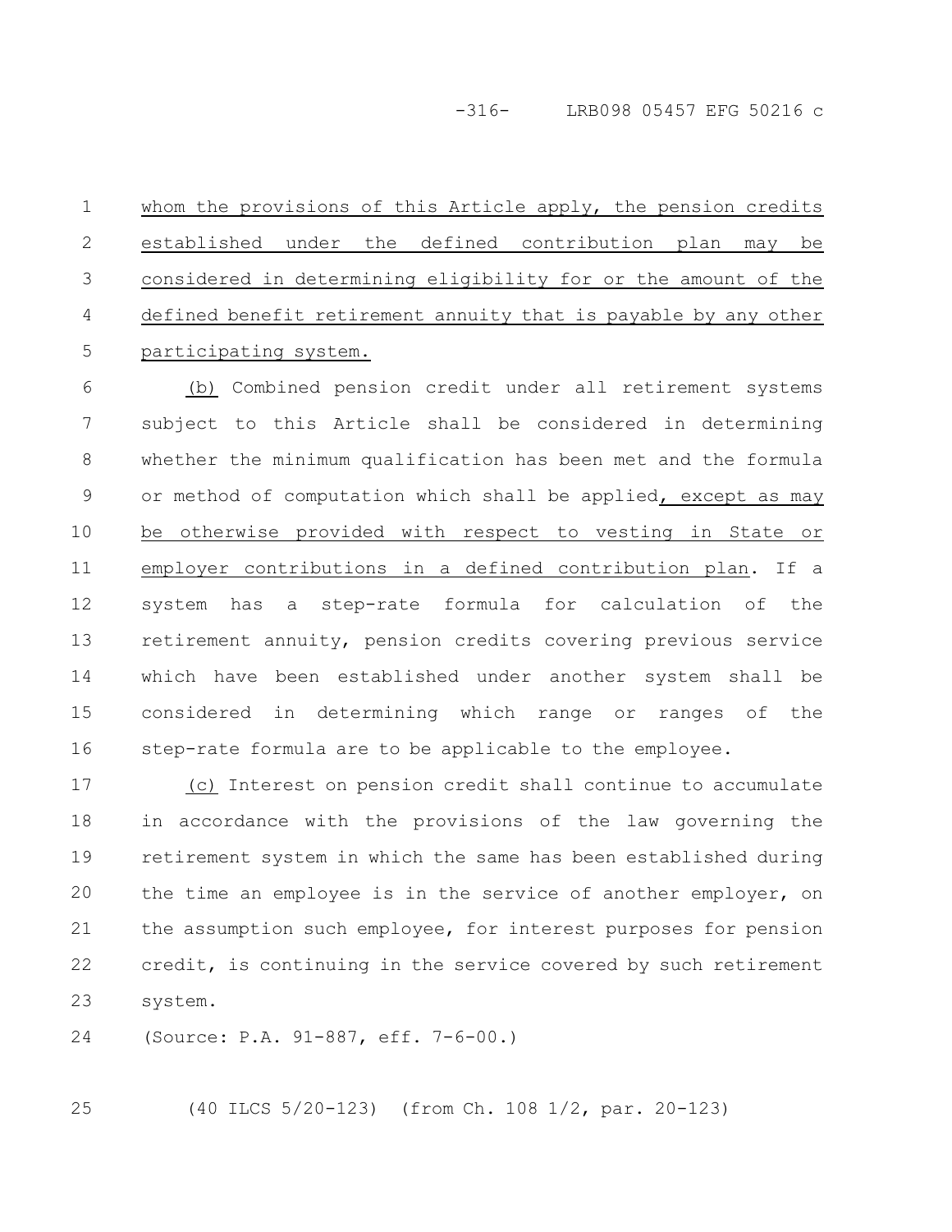whom the provisions of this Article apply, the pension credits established under the defined contribution plan may be considered in determining eligibility for or the amount of the defined benefit retirement annuity that is payable by any other participating system.

(b) Combined pension credit under all retirement systems subject to this Article shall be considered in determining whether the minimum qualification has been met and the formula or method of computation which shall be applied, except as may be otherwise provided with respect to vesting in State or employer contributions in a defined contribution plan. If a system has a step-rate formula for calculation of the retirement annuity, pension credits covering previous service which have been established under another system shall be considered in determining which range or ranges of the step-rate formula are to be applicable to the employee.

(c) Interest on pension credit shall continue to accumulate in accordance with the provisions of the law governing the retirement system in which the same has been established during the time an employee is in the service of another employer, on the assumption such employee, for interest purposes for pension credit, is continuing in the service covered by such retirement system.

(Source: P.A. 91-887, eff. 7-6-00.)

(40 ILCS 5/20-123) (from Ch. 108 1/2, par. 20-123)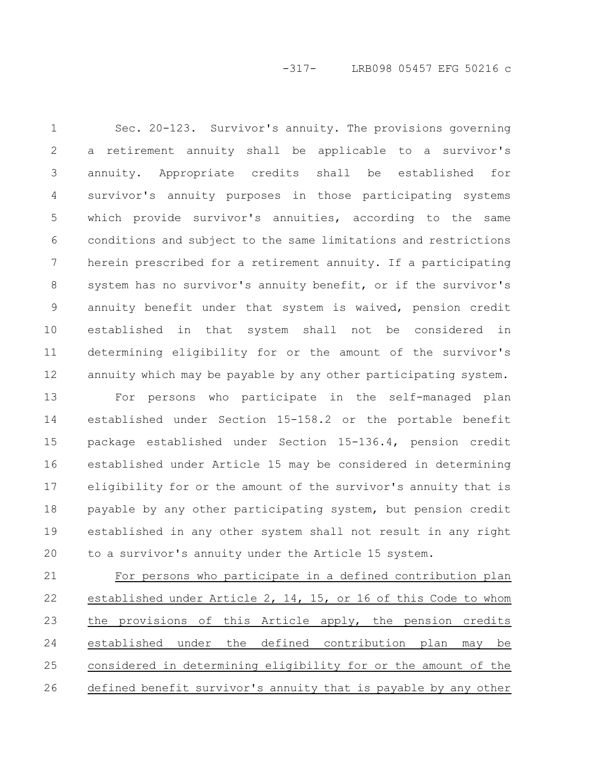Sec. 20-123. Survivor's annuity. The provisions governing a retirement annuity shall be applicable to a survivor's annuity. Appropriate credits shall be established for survivor's annuity purposes in those participating systems which provide survivor's annuities, according to the same conditions and subject to the same limitations and restrictions herein prescribed for a retirement annuity. If a participating system has no survivor's annuity benefit, or if the survivor's annuity benefit under that system is waived, pension credit established in that system shall not be considered in determining eligibility for or the amount of the survivor's annuity which may be payable by any other participating system.

For persons who participate in the self-managed plan established under Section 15-158.2 or the portable benefit package established under Section 15-136.4, pension credit established under Article 15 may be considered in determining eligibility for or the amount of the survivor's annuity that is payable by any other participating system, but pension credit established in any other system shall not result in any right to a survivor's annuity under the Article 15 system.

<u>For persons who participate in a defined contribution plan established under Article 2, 14, 15, or 16 of this Code to whom the provisions of this Article apply, the pension credits established under the defined contribution plan may be considered in determining eligibility for or the amount of the defined benefit survivor's annuity that is payable by any other</u>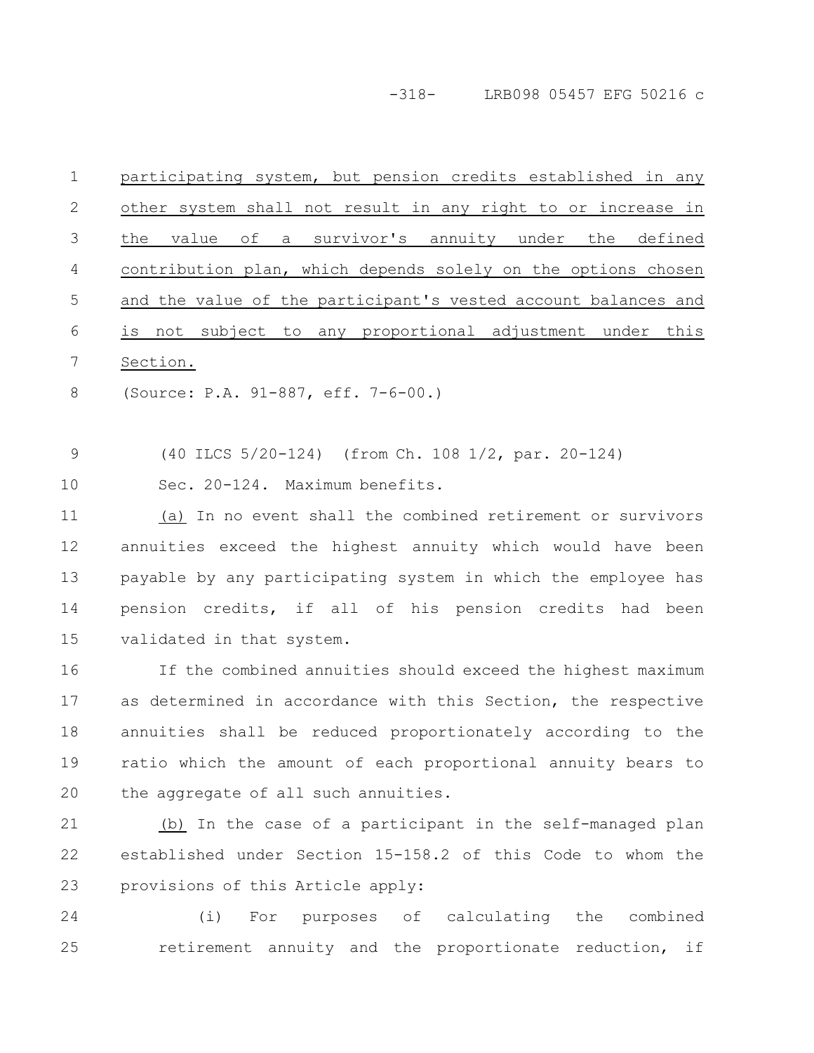participating system, but pension credits established in any other system shall not result in any right to or increase in the value of a survivor's annuity under the defined contribution plan, which depends solely on the options chosen and the value of the participant's vested account balances and is not subject to any proportional adjustment under this Section.

(Source: P.A. 91-887, eff. 7-6-00.)

(40 ILCS 5/20-124) (from Ch. 108 1/2, par. 20-124)

Sec. 20-124. Maximum benefits.

(a) In no event shall the combined retirement or survivors annuities exceed the highest annuity which would have been payable by any participating system in which the employee has pension credits, if all of his pension credits had been validated in that system.

If the combined annuities should exceed the highest maximum as determined in accordance with this Section, the respective annuities shall be reduced proportionately according to the ratio which the amount of each proportional annuity bears to the aggregate of all such annuities.

(b) In the case of a participant in the self-managed plan established under Section 15-158.2 of this Code to whom the provisions of this Article apply:

(i) For purposes of calculating the combined retirement annuity and the proportionate reduction, if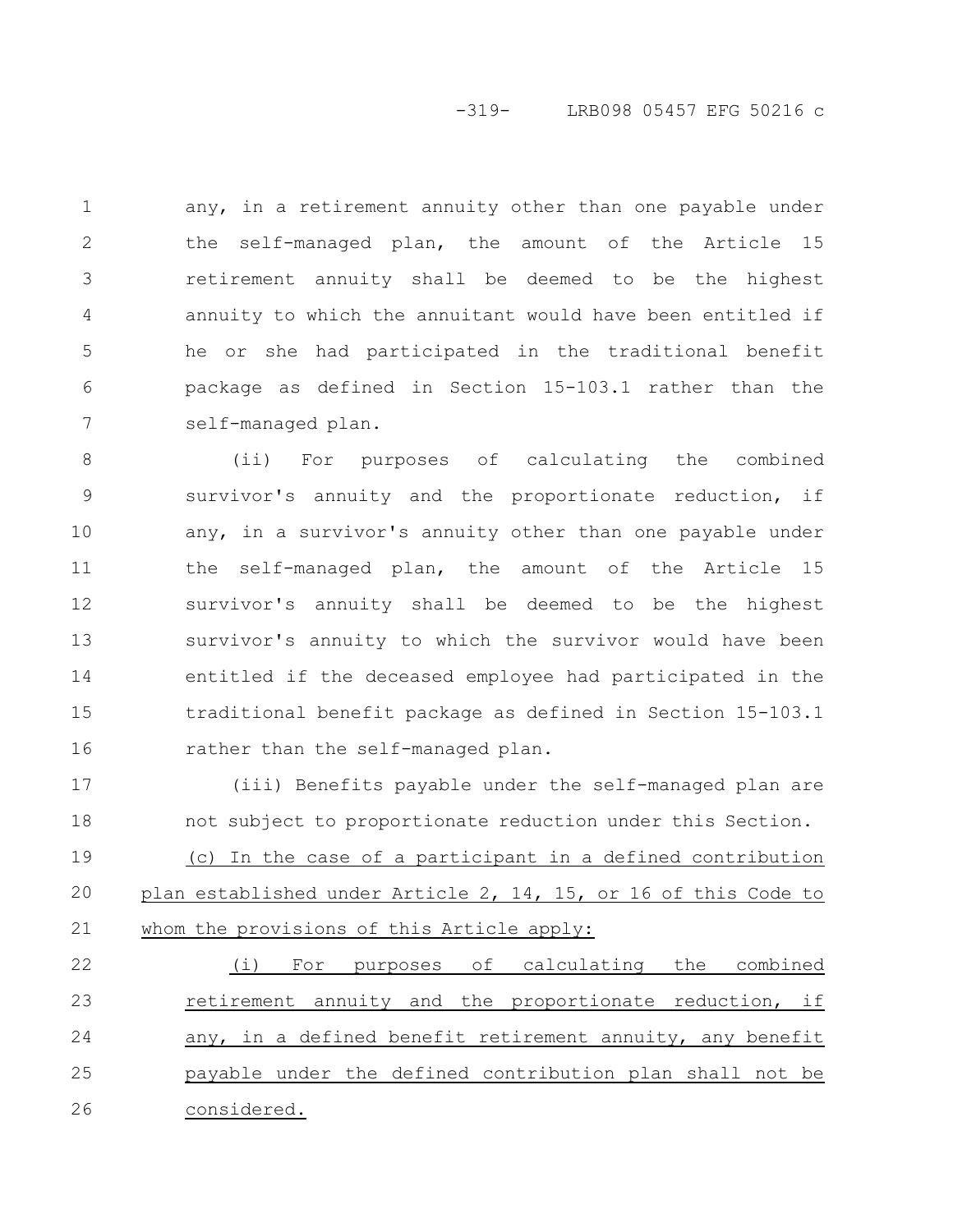any, in a retirement annuity other than one payable under the self-managed plan, the amount of the Article 15 retirement annuity shall be deemed to be the highest annuity to which the annuitant would have been entitled if he or she had participated in the traditional benefit package as defined in Section 15-103.1 rather than the self-managed plan.

(ii) For purposes of calculating the combined survivor's annuity and the proportionate reduction, if any, in a survivor's annuity other than one payable under the self-managed plan, the amount of the Article 15 survivor's annuity shall be deemed to be the highest survivor's annuity to which the survivor would have been entitled if the deceased employee had participated in the traditional benefit package as defined in Section 15-103.1 rather than the self-managed plan.

(iii) Benefits payable under the self-managed plan are not subject to proportionate reduction under this Section.

(c) In the case of a participant in a defined contribution plan established under Article 2, 14, 15, or 16 of this Code to whom the provisions of this Article apply:

(i) For purposes of calculating the combined retirement annuity and the proportionate reduction, if any, in a defined benefit retirement annuity, any benefit payable under the defined contribution plan shall not be considered.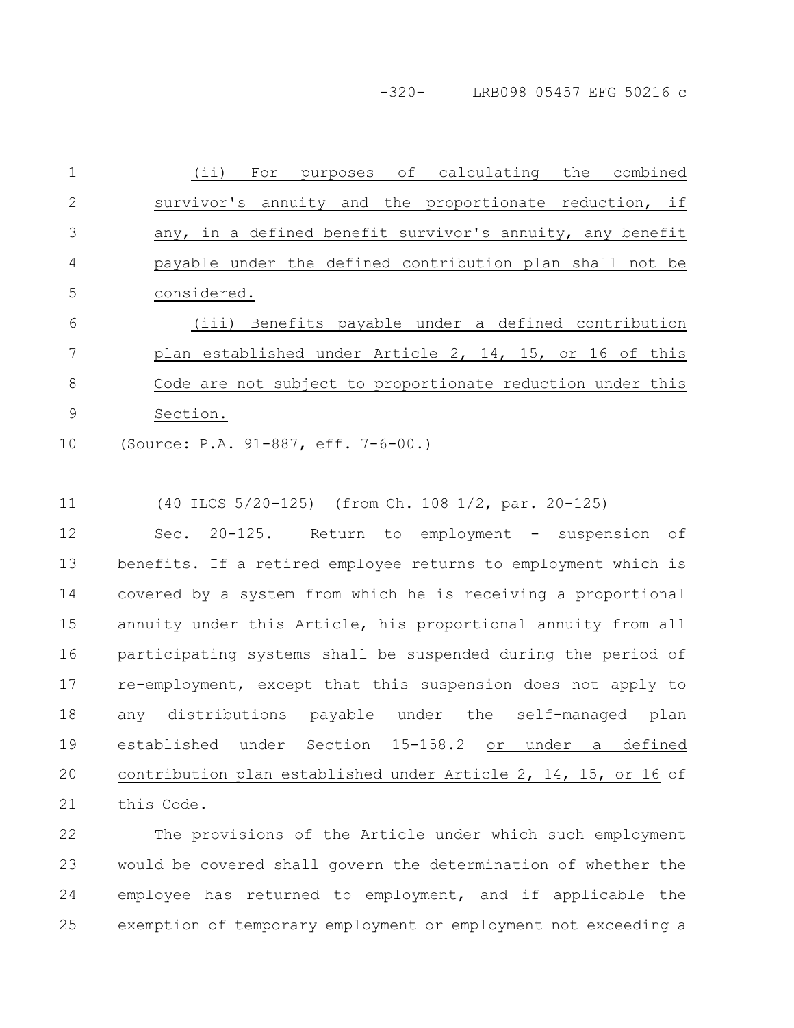(ii) For purposes of calculating the combined survivor's annuity and the proportionate reduction, if any, in a defined benefit survivor's annuity, any benefit payable under the defined contribution plan shall not be considered.

(iii) Benefits payable under a defined contribution plan established under Article 2, 14, 15, or 16 of this Code are not subject to proportionate reduction under this Section.

(Source: P.A. 91-887, eff. 7-6-00.)

(40 ILCS 5/20-125) (from Ch. 108 1/2, par. 20-125)

Sec. 20-125. Return to employment - suspension of benefits. If a retired employee returns to employment which is covered by a system from which he is receiving a proportional annuity under this Article, his proportional annuity from all participating systems shall be suspended during the period of re-employment, except that this suspension does not apply to any distributions payable under the self-managed plan established under Section 15-158.2 or under a defined contribution plan established under Article 2, 14, 15, or 16 of this Code.

The provisions of the Article under which such employment would be covered shall govern the determination of whether the employee has returned to employment, and if applicable the exemption of temporary employment or employment not exceeding a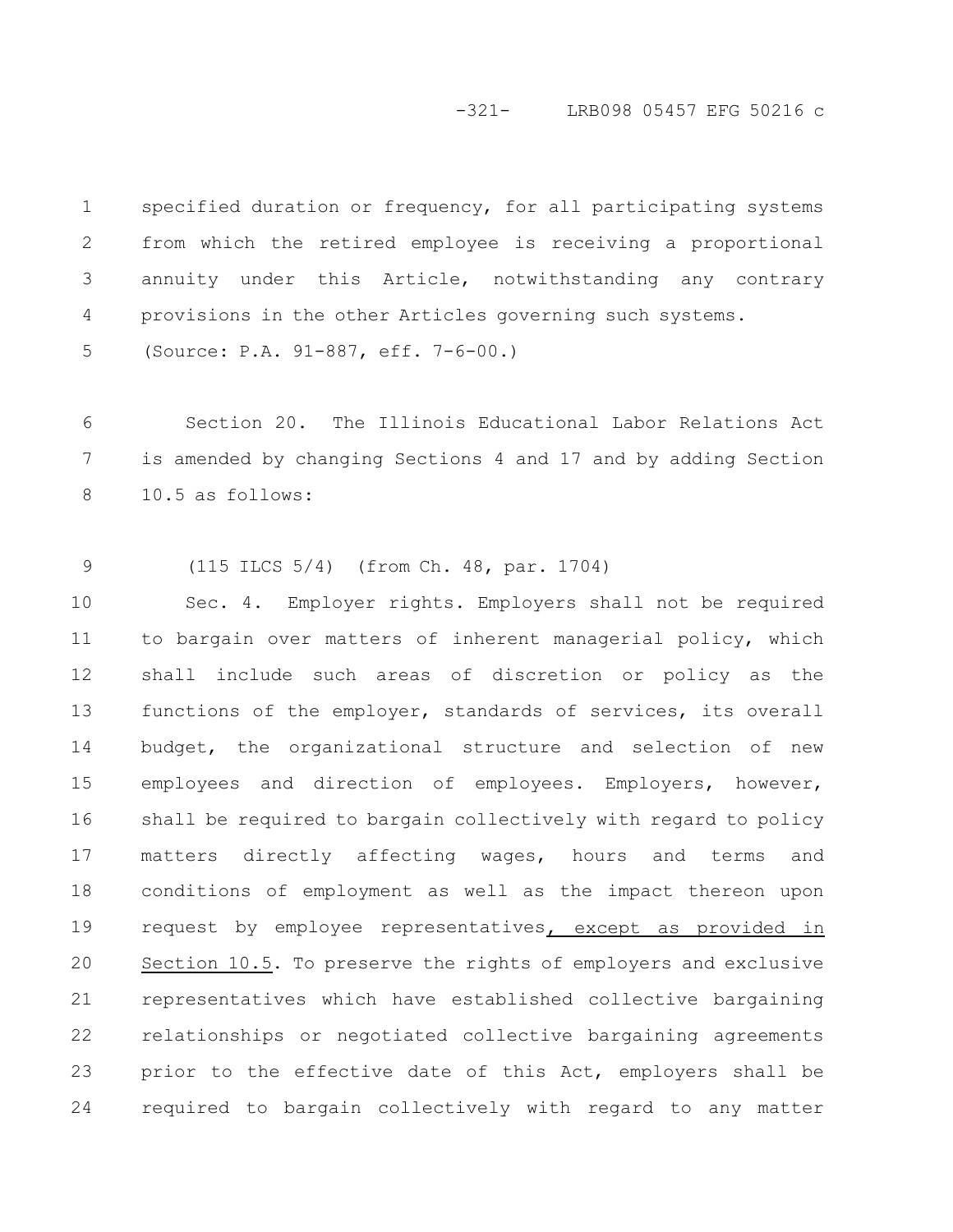specified duration or frequency, for all participating systems from which the retired employee is receiving a proportional annuity under this Article, notwithstanding any contrary provisions in the other Articles governing such systems.

(Source: P.A. 91-887, eff. 7-6-00.)

Section 20. The Illinois Educational Labor Relations Act is amended by changing Sections 4 and 17 and by adding Section 10.5 as follows:

(115 ILCS 5/4) (from Ch. 48, par. 1704)

Sec. 4. Employer rights. Employers shall not be required to bargain over matters of inherent managerial policy, which shall include such areas of discretion or policy as the functions of the employer, standards of services, its overall budget, the organizational structure and selection of new employees and direction of employees. Employers, however, shall be required to bargain collectively with regard to policy matters directly affecting wages, hours and terms and conditions of employment as well as the impact thereon upon request by employee representatives<u>, except as provided in Section 10.5</u>. To preserve the rights of employers and exclusive representatives which have established collective bargaining relationships or negotiated collective bargaining agreements prior to the effective date of this Act, employers shall be required to bargain collectively with regard to any matter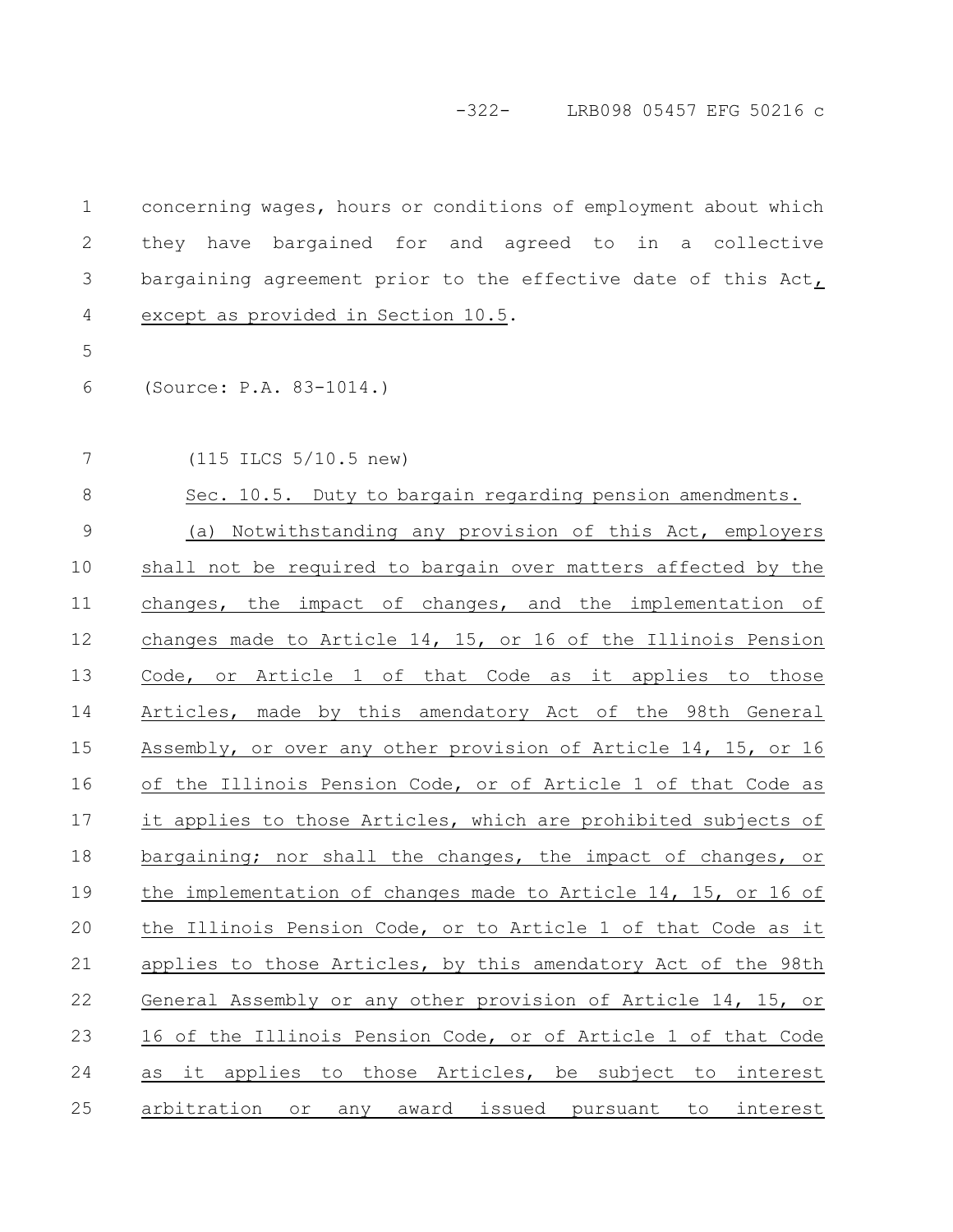concerning wages, hours or conditions of employment about which they have bargained for and agreed to in a collective bargaining agreement prior to the effective date of this Act, except as provided in Section 10.5.

(Source: P.A. 83-1014.)

(115 ILCS 5/10.5 new)

Sec. 10.5. Duty to bargain regarding pension amendments.

(a) Notwithstanding any provision of this Act, employers shall not be required to bargain over matters affected by the changes, the impact of changes, and the implementation of changes made to Article 14, 15, or 16 of the Illinois Pension Code, or Article 1 of that Code as it applies to those Articles, made by this amendatory Act of the 98th General Assembly, or over any other provision of Article 14, 15, or 16 of the Illinois Pension Code, or of Article 1 of that Code as it applies to those Articles, which are prohibited subjects of bargaining; nor shall the changes, the impact of changes, or the implementation of changes made to Article 14, 15, or 16 of the Illinois Pension Code, or to Article 1 of that Code as it applies to those Articles, by this amendatory Act of the 98th General Assembly or any other provision of Article 14, 15, or 16 of the Illinois Pension Code, or of Article 1 of that Code as it applies to those Articles, be subject to interest arbitration or any award issued pursuant to interest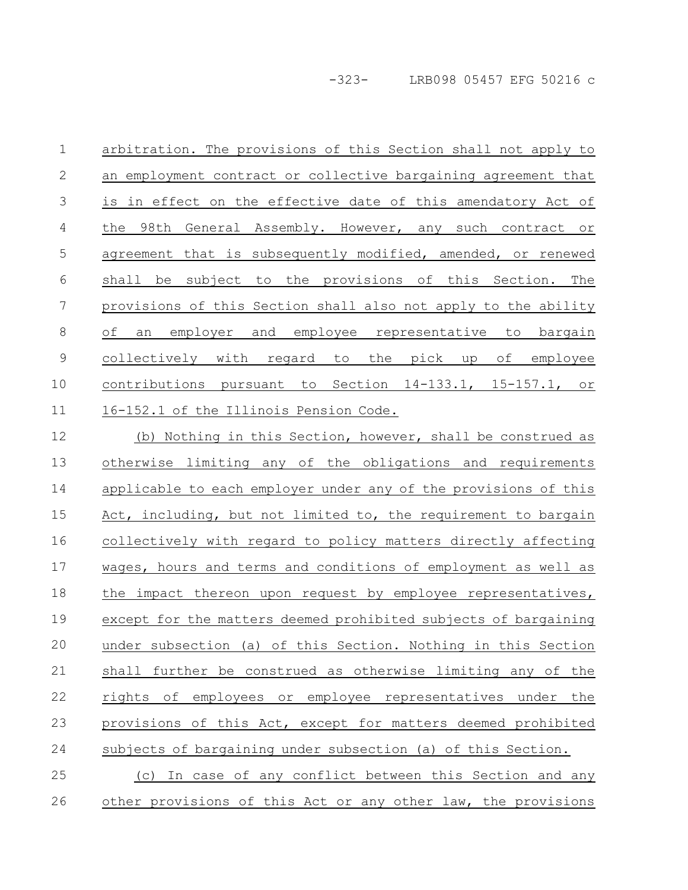arbitration. The provisions of this Section shall not apply to an employment contract or collective bargaining agreement that is in effect on the effective date of this amendatory Act of the 98th General Assembly. However, any such contract or agreement that is subsequently modified, amended, or renewed shall be subject to the provisions of this Section. The provisions of this Section shall also not apply to the ability of an employer and employee representative to bargain collectively with regard to the pick up of employee contributions pursuant to Section 14-133.1, 15-157.1, or 16-152.1 of the Illinois Pension Code.

(b) Nothing in this Section, however, shall be construed as otherwise limiting any of the obligations and requirements applicable to each employer under any of the provisions of this Act, including, but not limited to, the requirement to bargain collectively with regard to policy matters directly affecting wages, hours and terms and conditions of employment as well as the impact thereon upon request by employee representatives, except for the matters deemed prohibited subjects of bargaining under subsection (a) of this Section. Nothing in this Section shall further be construed as otherwise limiting any of the rights of employees or employee representatives under the provisions of this Act, except for matters deemed prohibited subjects of bargaining under subsection (a) of this Section.

(c) In case of any conflict between this Section and any other provisions of this Act or any other law, the provisions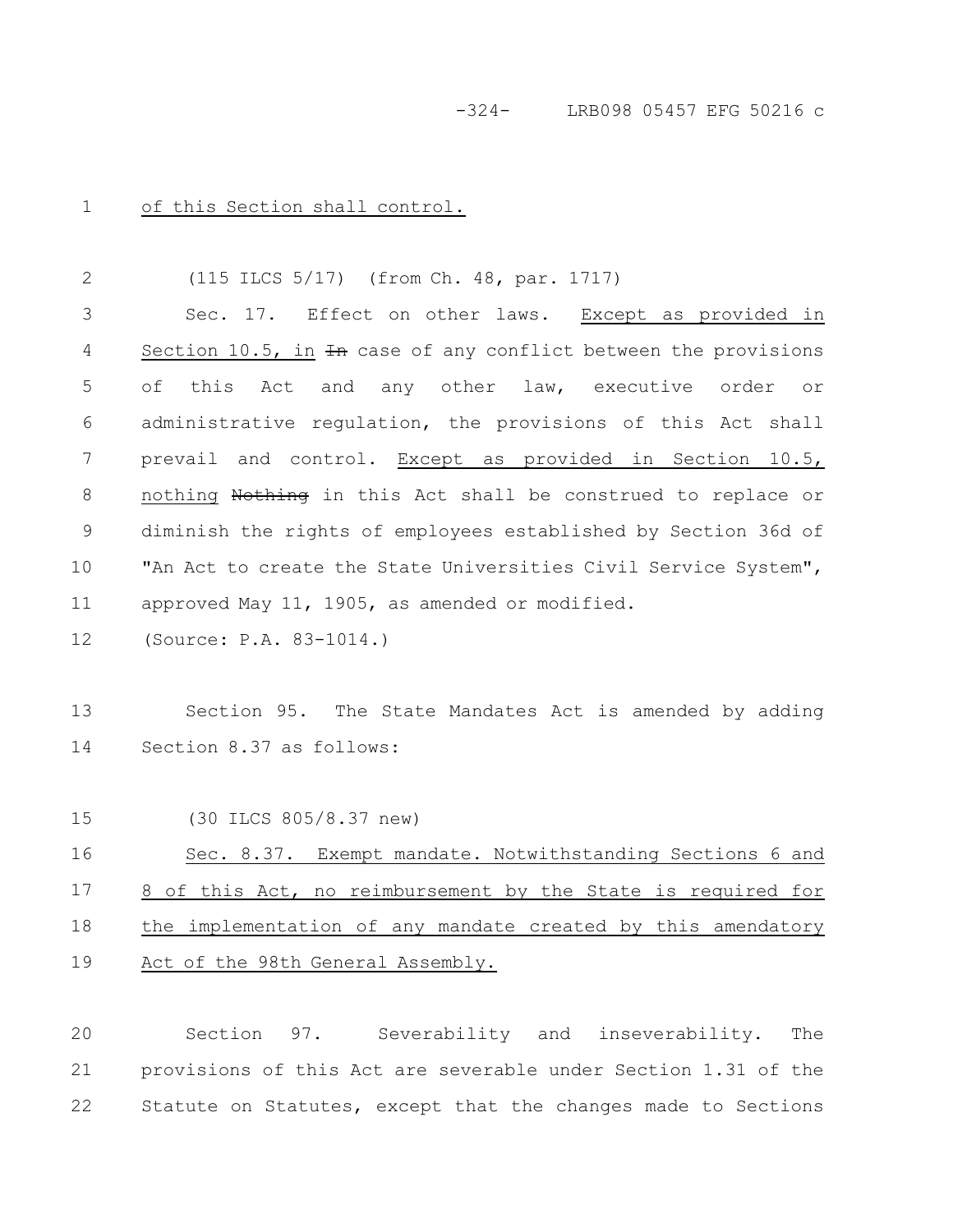of this Section shall control.

(115 ILCS 5/17) (from Ch. 48, par. 1717)

Sec. 17. Effect on other laws. Except as provided in Section 10.5, in ~~In~~ case of any conflict between the provisions of this Act and any other law, executive order or administrative regulation, the provisions of this Act shall prevail and control. Except as provided in Section 10.5, nothing ~~Nothing~~ in this Act shall be construed to replace or diminish the rights of employees established by Section 36d of "An Act to create the State Universities Civil Service System", approved May 11, 1905, as amended or modified.

(Source: P.A. 83-1014.)

Section 95. The State Mandates Act is amended by adding Section 8.37 as follows:

(30 ILCS 805/8.37 new)

Sec. 8.37. Exempt mandate. Notwithstanding Sections 6 and 8 of this Act, no reimbursement by the State is required for the implementation of any mandate created by this amendatory Act of the 98th General Assembly.

Section 97. Severability and inseverability. The provisions of this Act are severable under Section 1.31 of the Statute on Statutes, except that the changes made to Sections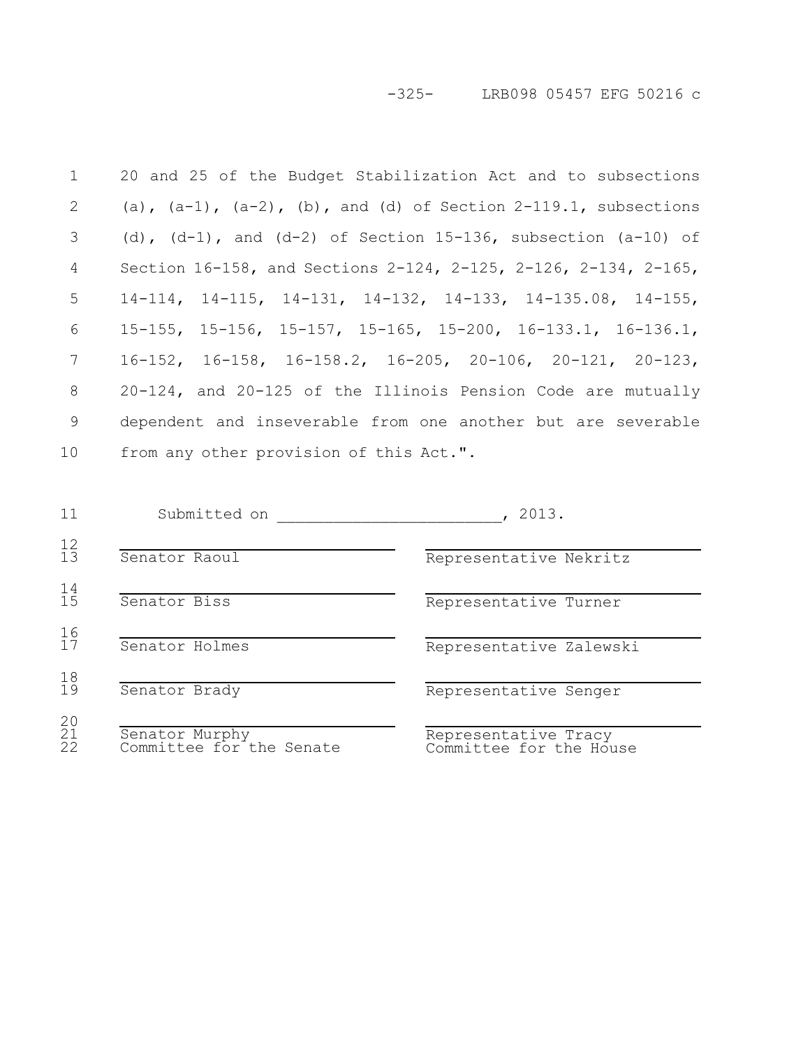20 and 25 of the Budget Stabilization Act and to subsections (a), (a-1), (a-2), (b), and (d) of Section 2-119.1, subsections (d), (d-1), and (d-2) of Section 15-136, subsection (a-10) of Section 16-158, and Sections 2-124, 2-125, 2-126, 2-134, 2-165, 14-114, 14-115, 14-131, 14-132, 14-133, 14-135.08, 14-155, 15-155, 15-156, 15-157, 15-165, 15-200, 16-133.1, 16-136.1, 16-152, 16-158, 16-158.2, 16-205, 20-106, 20-121, 20-123, 20-124, and 20-125 of the Illinois Pension Code are mutually dependent and inseverable from one another but are severable from any other provision of this Act.".

Submitted on ______________________, 2013.

| | |
|---|---|
| ______________________ | ______________________ |
| Senator Raoul | Representative Nekritz |
| ______________________ | ______________________ |
| Senator Biss | Representative Turner |
| ______________________ | ______________________ |
| Senator Holmes | Representative Zalewski |
| ______________________ | ______________________ |
| Senator Brady | Representative Senger |
| ______________________ | ______________________ |
| Senator Murphy | Representative Tracy |
| Committee for the Senate | Committee for the House |